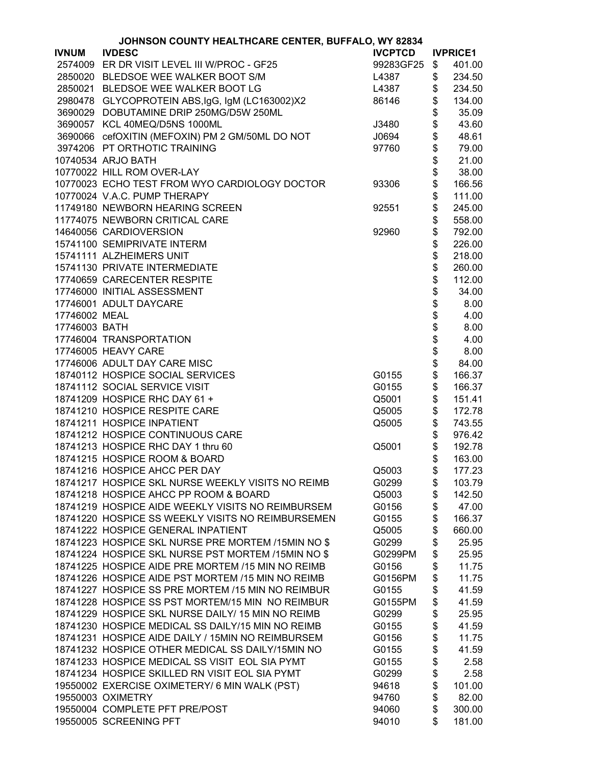# JOHNSON COUNTY HEALTHCARE CENTER, BUFFALO, WY 82834

| IVNUM | IVDESC | IVCPTCD | IVPRICE1 |
|---|---|---|---|
| 2574009 | ER DR VISIT LEVEL III W/PROC - GF25 | 99283GF25 | $ 401.00 |
| 2850020 | BLEDSOE WEE WALKER BOOT S/M | L4387 | $ 234.50 |
| 2850021 | BLEDSOE WEE WALKER BOOT LG | L4387 | $ 234.50 |
| 2980478 | GLYCOPROTEIN ABS,IgG, IgM (LC163002)X2 | 86146 | $ 134.00 |
| 3690029 | DOBUTAMINE DRIP 250MG/D5W 250ML | | $ 35.09 |
| 3690057 | KCL 40MEQ/D5NS 1000ML | J3480 | $ 43.60 |
| 3690066 | cefOXITIN (MEFOXIN) PM 2 GM/50ML DO NOT | J0694 | $ 48.61 |
| 3974206 | PT ORTHOTIC TRAINING | 97760 | $ 79.00 |
| 10740534 | ARJO BATH | | $ 21.00 |
| 10770022 | HILL ROM OVER-LAY | | $ 38.00 |
| 10770023 | ECHO TEST FROM WYO CARDIOLOGY DOCTOR | 93306 | $ 166.56 |
| 10770024 | V.A.C. PUMP THERAPY | | $ 111.00 |
| 11749180 | NEWBORN HEARING SCREEN | 92551 | $ 245.00 |
| 11774075 | NEWBORN CRITICAL CARE | | $ 558.00 |
| 14640056 | CARDIOVERSION | 92960 | $ 792.00 |
| 15741100 | SEMIPRIVATE INTERM | | $ 226.00 |
| 15741111 | ALZHEIMERS UNIT | | $ 218.00 |
| 15741130 | PRIVATE INTERMEDIATE | | $ 260.00 |
| 17740659 | CARECENTER RESPITE | | $ 112.00 |
| 17746000 | INITIAL ASSESSMENT | | $ 34.00 |
| 17746001 | ADULT DAYCARE | | $ 8.00 |
| 17746002 | MEAL | | $ 4.00 |
| 17746003 | BATH | | $ 8.00 |
| 17746004 | TRANSPORTATION | | $ 4.00 |
| 17746005 | HEAVY CARE | | $ 8.00 |
| 17746006 | ADULT DAY CARE MISC | | $ 84.00 |
| 18740112 | HOSPICE SOCIAL SERVICES | G0155 | $ 166.37 |
| 18741112 | SOCIAL SERVICE VISIT | G0155 | $ 166.37 |
| 18741209 | HOSPICE RHC DAY 61 + | Q5001 | $ 151.41 |
| 18741210 | HOSPICE RESPITE CARE | Q5005 | $ 172.78 |
| 18741211 | HOSPICE INPATIENT | Q5005 | $ 743.55 |
| 18741212 | HOSPICE CONTINUOUS CARE | | $ 976.42 |
| 18741213 | HOSPICE RHC DAY 1 thru 60 | Q5001 | $ 192.78 |
| 18741215 | HOSPICE ROOM & BOARD | | $ 163.00 |
| 18741216 | HOSPICE AHCC PER DAY | Q5003 | $ 177.23 |
| 18741217 | HOSPICE SKL NURSE WEEKLY VISITS NO REIMB | G0299 | $ 103.79 |
| 18741218 | HOSPICE AHCC PP ROOM & BOARD | Q5003 | $ 142.50 |
| 18741219 | HOSPICE AIDE WEEKLY VISITS NO REIMBURSEM | G0156 | $ 47.00 |
| 18741220 | HOSPICE SS WEEKLY VISITS NO REIMBURSEMEN | G0155 | $ 166.37 |
| 18741222 | HOSPICE GENERAL INPATIENT | Q5005 | $ 660.00 |
| 18741223 | HOSPICE SKL NURSE PRE MORTEM /15MIN NO $ | G0299 | $ 25.95 |
| 18741224 | HOSPICE SKL NURSE PST MORTEM /15MIN NO $ | G0299PM | $ 25.95 |
| 18741225 | HOSPICE AIDE PRE MORTEM /15 MIN NO REIMB | G0156 | $ 11.75 |
| 18741226 | HOSPICE AIDE PST MORTEM /15 MIN NO REIMB | G0156PM | $ 11.75 |
| 18741227 | HOSPICE SS PRE MORTEM /15 MIN NO REIMBUR | G0155 | $ 41.59 |
| 18741228 | HOSPICE SS PST MORTEM/15 MIN NO REIMBUR | G0155PM | $ 41.59 |
| 18741229 | HOSPICE SKL NURSE DAILY/ 15 MIN NO REIMB | G0299 | $ 25.95 |
| 18741230 | HOSPICE MEDICAL SS DAILY/15 MIN NO REIMB | G0155 | $ 41.59 |
| 18741231 | HOSPICE AIDE DAILY / 15MIN NO REIMBURSEM | G0156 | $ 11.75 |
| 18741232 | HOSPICE OTHER MEDICAL SS DAILY/15MIN NO | G0155 | $ 41.59 |
| 18741233 | HOSPICE MEDICAL SS VISIT EOL SIA PYMT | G0155 | $ 2.58 |
| 18741234 | HOSPICE SKILLED RN VISIT EOL SIA PYMT | G0299 | $ 2.58 |
| 19550002 | EXERCISE OXIMETERY/ 6 MIN WALK (PST) | 94618 | $ 101.00 |
| 19550003 | OXIMETRY | 94760 | $ 82.00 |
| 19550004 | COMPLETE PFT PRE/POST | 94060 | $ 300.00 |
| 19550005 | SCREENING PFT | 94010 | $ 181.00 |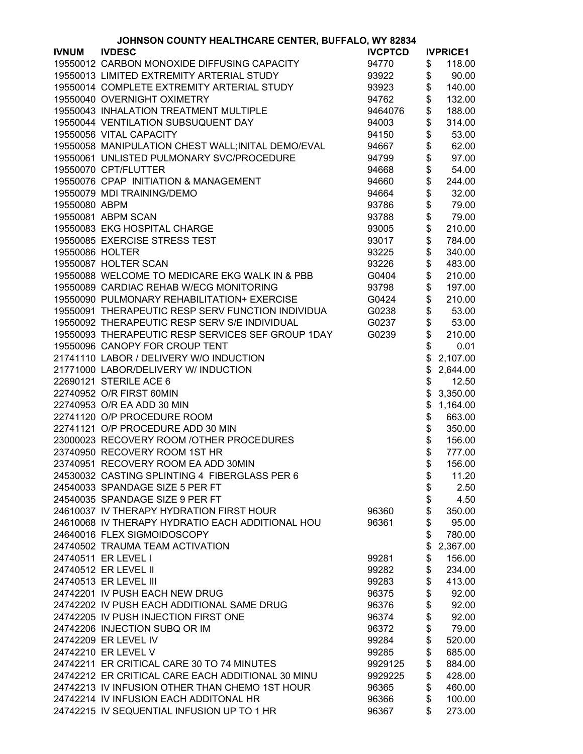# JOHNSON COUNTY HEALTHCARE CENTER, BUFFALO, WY 82834

| IVNUM | IVDESC | IVCPTCD | IVPRICE1 |
|---|---|---|---|
| 19550012 | CARBON MONOXIDE DIFFUSING CAPACITY | 94770 | $ 118.00 |
| 19550013 | LIMITED EXTREMITY ARTERIAL STUDY | 93922 | $ 90.00 |
| 19550014 | COMPLETE EXTREMITY ARTERIAL STUDY | 93923 | $ 140.00 |
| 19550040 | OVERNIGHT OXIMETRY | 94762 | $ 132.00 |
| 19550043 | INHALATION TREATMENT MULTIPLE | 9464076 | $ 188.00 |
| 19550044 | VENTILATION SUBSUQUENT DAY | 94003 | $ 314.00 |
| 19550056 | VITAL CAPACITY | 94150 | $ 53.00 |
| 19550058 | MANIPULATION CHEST WALL;INITAL DEMO/EVAL | 94667 | $ 62.00 |
| 19550061 | UNLISTED PULMONARY SVC/PROCEDURE | 94799 | $ 97.00 |
| 19550070 | CPT/FLUTTER | 94668 | $ 54.00 |
| 19550076 | CPAP INITIATION & MANAGEMENT | 94660 | $ 244.00 |
| 19550079 | MDI TRAINING/DEMO | 94664 | $ 32.00 |
| 19550080 | ABPM | 93786 | $ 79.00 |
| 19550081 | ABPM SCAN | 93788 | $ 79.00 |
| 19550083 | EKG HOSPITAL CHARGE | 93005 | $ 210.00 |
| 19550085 | EXERCISE STRESS TEST | 93017 | $ 784.00 |
| 19550086 | HOLTER | 93225 | $ 340.00 |
| 19550087 | HOLTER SCAN | 93226 | $ 483.00 |
| 19550088 | WELCOME TO MEDICARE EKG WALK IN & PBB | G0404 | $ 210.00 |
| 19550089 | CARDIAC REHAB W/ECG MONITORING | 93798 | $ 197.00 |
| 19550090 | PULMONARY REHABILITATION+ EXERCISE | G0424 | $ 210.00 |
| 19550091 | THERAPEUTIC RESP SERV FUNCTION INDIVIDUA | G0238 | $ 53.00 |
| 19550092 | THERAPEUTIC RESP SERV S/E INDIVIDUAL | G0237 | $ 53.00 |
| 19550093 | THERAPEUTIC RESP SERVICES SEF GROUP 1DAY | G0239 | $ 210.00 |
| 19550096 | CANOPY FOR CROUP TENT | | $ 0.01 |
| 21741110 | LABOR / DELIVERY W/O INDUCTION | | $ 2,107.00 |
| 21771000 | LABOR/DELIVERY W/ INDUCTION | | $ 2,644.00 |
| 22690121 | STERILE ACE 6 | | $ 12.50 |
| 22740952 | O/R FIRST 60MIN | | $ 3,350.00 |
| 22740953 | O/R EA ADD 30 MIN | | $ 1,164.00 |
| 22741120 | O/P PROCEDURE ROOM | | $ 663.00 |
| 22741121 | O/P PROCEDURE ADD 30 MIN | | $ 350.00 |
| 23000023 | RECOVERY ROOM /OTHER PROCEDURES | | $ 156.00 |
| 23740950 | RECOVERY ROOM 1ST HR | | $ 777.00 |
| 23740951 | RECOVERY ROOM EA ADD 30MIN | | $ 156.00 |
| 24530032 | CASTING SPLINTING 4 FIBERGLASS PER 6 | | $ 11.20 |
| 24540033 | SPANDAGE SIZE 5 PER FT | | $ 2.50 |
| 24540035 | SPANDAGE SIZE 9 PER FT | | $ 4.50 |
| 24610037 | IV THERAPY HYDRATION FIRST HOUR | 96360 | $ 350.00 |
| 24610068 | IV THERAPY HYDRATIO EACH ADDITIONAL HOU | 96361 | $ 95.00 |
| 24640016 | FLEX SIGMOIDOSCOPY | | $ 780.00 |
| 24740502 | TRAUMA TEAM ACTIVATION | | $ 2,367.00 |
| 24740511 | ER LEVEL I | 99281 | $ 156.00 |
| 24740512 | ER LEVEL II | 99282 | $ 234.00 |
| 24740513 | ER LEVEL III | 99283 | $ 413.00 |
| 24742201 | IV PUSH EACH NEW DRUG | 96375 | $ 92.00 |
| 24742202 | IV PUSH EACH ADDITIONAL SAME DRUG | 96376 | $ 92.00 |
| 24742205 | IV PUSH INJECTION FIRST ONE | 96374 | $ 92.00 |
| 24742206 | INJECTION SUBQ OR IM | 96372 | $ 79.00 |
| 24742209 | ER LEVEL IV | 99284 | $ 520.00 |
| 24742210 | ER LEVEL V | 99285 | $ 685.00 |
| 24742211 | ER CRITICAL CARE 30 TO 74 MINUTES | 9929125 | $ 884.00 |
| 24742212 | ER CRITICAL CARE EACH ADDITIONAL 30 MINU | 9929225 | $ 428.00 |
| 24742213 | IV INFUSION OTHER THAN CHEMO 1ST HOUR | 96365 | $ 460.00 |
| 24742214 | IV INFUSION EACH ADDITONAL HR | 96366 | $ 100.00 |
| 24742215 | IV SEQUENTIAL INFUSION UP TO 1 HR | 96367 | $ 273.00 |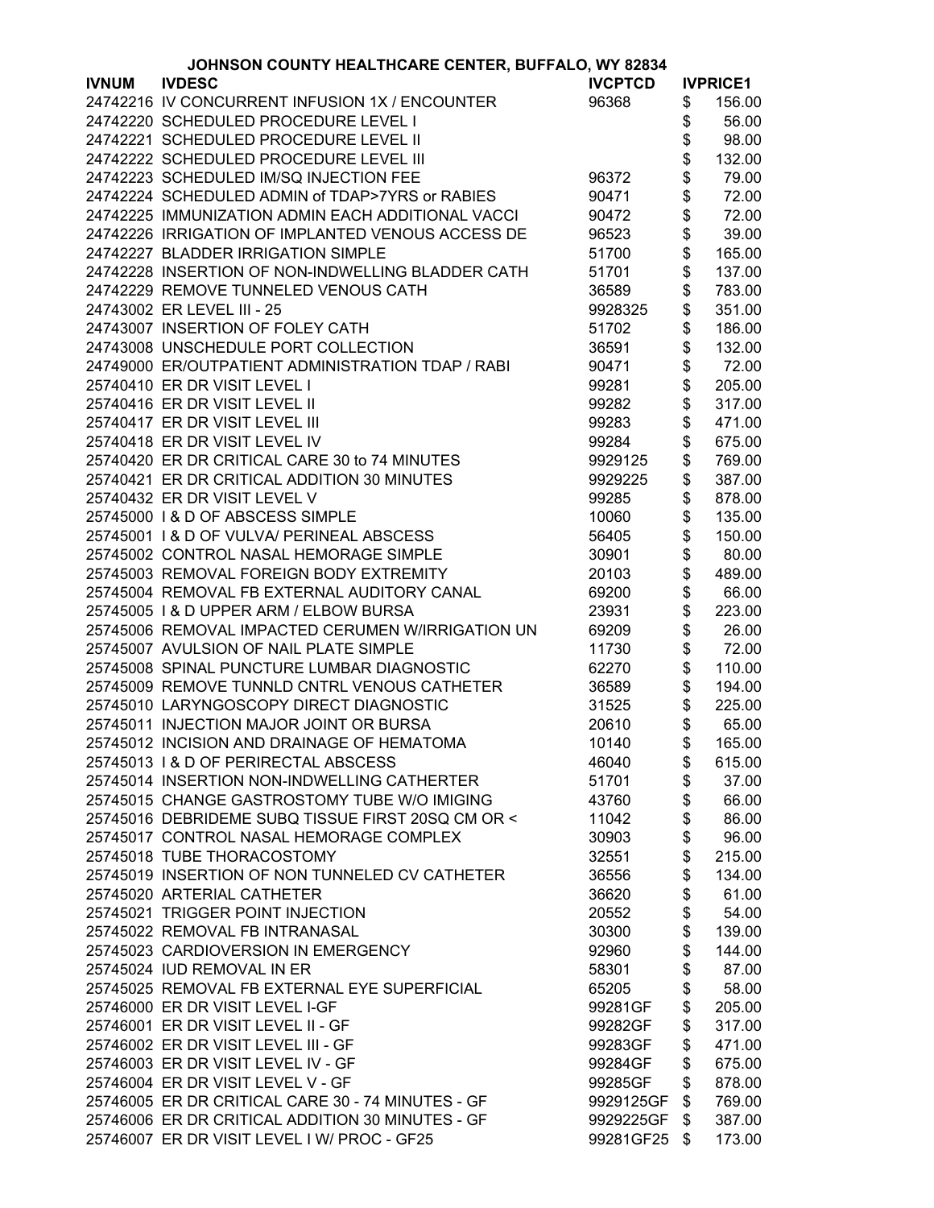**JOHNSON COUNTY HEALTHCARE CENTER, BUFFALO, WY 82834**

| IVNUM | IVDESC | IVCPTCD | IVPRICE1 |
|---|---|---|---|
| 24742216 | IV CONCURRENT INFUSION 1X / ENCOUNTER | 96368 | $ 156.00 |
| 24742220 | SCHEDULED PROCEDURE LEVEL I | | $ 56.00 |
| 24742221 | SCHEDULED PROCEDURE LEVEL II | | $ 98.00 |
| 24742222 | SCHEDULED PROCEDURE LEVEL III | | $ 132.00 |
| 24742223 | SCHEDULED IM/SQ INJECTION FEE | 96372 | $ 79.00 |
| 24742224 | SCHEDULED ADMIN of TDAP>7YRS or RABIES | 90471 | $ 72.00 |
| 24742225 | IMMUNIZATION ADMIN EACH ADDITIONAL VACCI | 90472 | $ 72.00 |
| 24742226 | IRRIGATION OF IMPLANTED VENOUS ACCESS DE | 96523 | $ 39.00 |
| 24742227 | BLADDER IRRIGATION SIMPLE | 51700 | $ 165.00 |
| 24742228 | INSERTION OF NON-INDWELLING BLADDER CATH | 51701 | $ 137.00 |
| 24742229 | REMOVE TUNNELED VENOUS CATH | 36589 | $ 783.00 |
| 24743002 | ER LEVEL III - 25 | 9928325 | $ 351.00 |
| 24743007 | INSERTION OF FOLEY CATH | 51702 | $ 186.00 |
| 24743008 | UNSCHEDULE PORT COLLECTION | 36591 | $ 132.00 |
| 24749000 | ER/OUTPATIENT ADMINISTRATION TDAP / RABI | 90471 | $ 72.00 |
| 25740410 | ER DR VISIT LEVEL I | 99281 | $ 205.00 |
| 25740416 | ER DR VISIT LEVEL II | 99282 | $ 317.00 |
| 25740417 | ER DR VISIT LEVEL III | 99283 | $ 471.00 |
| 25740418 | ER DR VISIT LEVEL IV | 99284 | $ 675.00 |
| 25740420 | ER DR CRITICAL CARE 30 to 74 MINUTES | 9929125 | $ 769.00 |
| 25740421 | ER DR CRITICAL ADDITION 30 MINUTES | 9929225 | $ 387.00 |
| 25740432 | ER DR VISIT LEVEL V | 99285 | $ 878.00 |
| 25745000 | I & D OF ABSCESS SIMPLE | 10060 | $ 135.00 |
| 25745001 | I & D OF VULVA/ PERINEAL ABSCESS | 56405 | $ 150.00 |
| 25745002 | CONTROL NASAL HEMORAGE SIMPLE | 30901 | $ 80.00 |
| 25745003 | REMOVAL FOREIGN BODY EXTREMITY | 20103 | $ 489.00 |
| 25745004 | REMOVAL FB EXTERNAL AUDITORY CANAL | 69200 | $ 66.00 |
| 25745005 | I & D UPPER ARM / ELBOW BURSA | 23931 | $ 223.00 |
| 25745006 | REMOVAL IMPACTED CERUMEN W/IRRIGATION UN | 69209 | $ 26.00 |
| 25745007 | AVULSION OF NAIL PLATE SIMPLE | 11730 | $ 72.00 |
| 25745008 | SPINAL PUNCTURE LUMBAR DIAGNOSTIC | 62270 | $ 110.00 |
| 25745009 | REMOVE TUNNLD CNTRL VENOUS CATHETER | 36589 | $ 194.00 |
| 25745010 | LARYNGOSCOPY DIRECT DIAGNOSTIC | 31525 | $ 225.00 |
| 25745011 | INJECTION MAJOR JOINT OR BURSA | 20610 | $ 65.00 |
| 25745012 | INCISION AND DRAINAGE OF HEMATOMA | 10140 | $ 165.00 |
| 25745013 | I & D OF PERIRECTAL ABSCESS | 46040 | $ 615.00 |
| 25745014 | INSERTION NON-INDWELLING CATHERTER | 51701 | $ 37.00 |
| 25745015 | CHANGE GASTROSTOMY TUBE W/O IMIGING | 43760 | $ 66.00 |
| 25745016 | DEBRIDEME SUBQ TISSUE FIRST 20SQ CM OR < | 11042 | $ 86.00 |
| 25745017 | CONTROL NASAL HEMORAGE COMPLEX | 30903 | $ 96.00 |
| 25745018 | TUBE THORACOSTOMY | 32551 | $ 215.00 |
| 25745019 | INSERTION OF NON TUNNELED CV CATHETER | 36556 | $ 134.00 |
| 25745020 | ARTERIAL CATHETER | 36620 | $ 61.00 |
| 25745021 | TRIGGER POINT INJECTION | 20552 | $ 54.00 |
| 25745022 | REMOVAL FB INTRANASAL | 30300 | $ 139.00 |
| 25745023 | CARDIOVERSION IN EMERGENCY | 92960 | $ 144.00 |
| 25745024 | IUD REMOVAL IN ER | 58301 | $ 87.00 |
| 25745025 | REMOVAL FB EXTERNAL EYE SUPERFICIAL | 65205 | $ 58.00 |
| 25746000 | ER DR VISIT LEVEL I-GF | 99281GF | $ 205.00 |
| 25746001 | ER DR VISIT LEVEL II - GF | 99282GF | $ 317.00 |
| 25746002 | ER DR VISIT LEVEL III - GF | 99283GF | $ 471.00 |
| 25746003 | ER DR VISIT LEVEL IV - GF | 99284GF | $ 675.00 |
| 25746004 | ER DR VISIT LEVEL V - GF | 99285GF | $ 878.00 |
| 25746005 | ER DR CRITICAL CARE 30 - 74 MINUTES - GF | 9929125GF | $ 769.00 |
| 25746006 | ER DR CRITICAL ADDITION 30 MINUTES - GF | 9929225GF | $ 387.00 |
| 25746007 | ER DR VISIT LEVEL I W/ PROC - GF25 | 99281GF25 | $ 173.00 |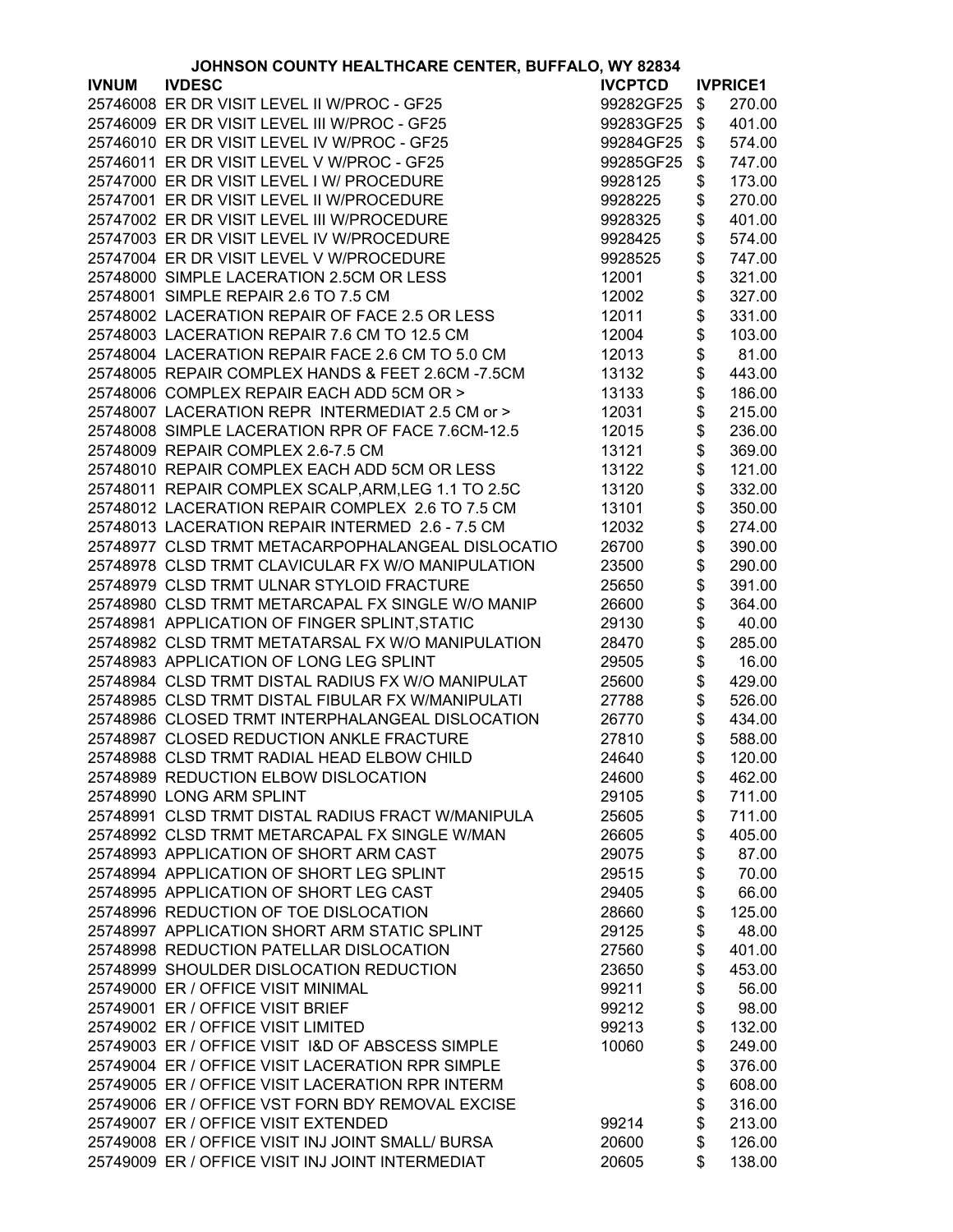# JOHNSON COUNTY HEALTHCARE CENTER, BUFFALO, WY 82834

| IVNUM | IVDESC | IVCPTCD | IVPRICE1 |
|---|---|---|---|
| 25746008 | ER DR VISIT LEVEL II W/PROC - GF25 | 99282GF25 | $ 270.00 |
| 25746009 | ER DR VISIT LEVEL III W/PROC - GF25 | 99283GF25 | $ 401.00 |
| 25746010 | ER DR VISIT LEVEL IV W/PROC - GF25 | 99284GF25 | $ 574.00 |
| 25746011 | ER DR VISIT LEVEL V W/PROC - GF25 | 99285GF25 | $ 747.00 |
| 25747000 | ER DR VISIT LEVEL I W/ PROCEDURE | 9928125 | $ 173.00 |
| 25747001 | ER DR VISIT LEVEL II W/PROCEDURE | 9928225 | $ 270.00 |
| 25747002 | ER DR VISIT LEVEL III W/PROCEDURE | 9928325 | $ 401.00 |
| 25747003 | ER DR VISIT LEVEL IV W/PROCEDURE | 9928425 | $ 574.00 |
| 25747004 | ER DR VISIT LEVEL V W/PROCEDURE | 9928525 | $ 747.00 |
| 25748000 | SIMPLE LACERATION 2.5CM OR LESS | 12001 | $ 321.00 |
| 25748001 | SIMPLE REPAIR 2.6 TO 7.5 CM | 12002 | $ 327.00 |
| 25748002 | LACERATION REPAIR OF FACE 2.5 OR LESS | 12011 | $ 331.00 |
| 25748003 | LACERATION REPAIR 7.6 CM TO 12.5 CM | 12004 | $ 103.00 |
| 25748004 | LACERATION REPAIR FACE 2.6 CM TO 5.0 CM | 12013 | $ 81.00 |
| 25748005 | REPAIR COMPLEX HANDS & FEET 2.6CM -7.5CM | 13132 | $ 443.00 |
| 25748006 | COMPLEX REPAIR EACH ADD 5CM OR > | 13133 | $ 186.00 |
| 25748007 | LACERATION REPR INTERMEDIAT 2.5 CM or > | 12031 | $ 215.00 |
| 25748008 | SIMPLE LACERATION RPR OF FACE 7.6CM-12.5 | 12015 | $ 236.00 |
| 25748009 | REPAIR COMPLEX 2.6-7.5 CM | 13121 | $ 369.00 |
| 25748010 | REPAIR COMPLEX EACH ADD 5CM OR LESS | 13122 | $ 121.00 |
| 25748011 | REPAIR COMPLEX SCALP,ARM,LEG 1.1 TO 2.5C | 13120 | $ 332.00 |
| 25748012 | LACERATION REPAIR COMPLEX 2.6 TO 7.5 CM | 13101 | $ 350.00 |
| 25748013 | LACERATION REPAIR INTERMED 2.6 - 7.5 CM | 12032 | $ 274.00 |
| 25748977 | CLSD TRMT METACARPOPHALANGEAL DISLOCATIO | 26700 | $ 390.00 |
| 25748978 | CLSD TRMT CLAVICULAR FX W/O MANIPULATION | 23500 | $ 290.00 |
| 25748979 | CLSD TRMT ULNAR STYLOID FRACTURE | 25650 | $ 391.00 |
| 25748980 | CLSD TRMT METARCAPAL FX SINGLE W/O MANIP | 26600 | $ 364.00 |
| 25748981 | APPLICATION OF FINGER SPLINT,STATIC | 29130 | $ 40.00 |
| 25748982 | CLSD TRMT METATARSAL FX W/O MANIPULATION | 28470 | $ 285.00 |
| 25748983 | APPLICATION OF LONG LEG SPLINT | 29505 | $ 16.00 |
| 25748984 | CLSD TRMT DISTAL RADIUS FX W/O MANIPULAT | 25600 | $ 429.00 |
| 25748985 | CLSD TRMT DISTAL FIBULAR FX W/MANIPULATI | 27788 | $ 526.00 |
| 25748986 | CLOSED TRMT INTERPHALANGEAL DISLOCATION | 26770 | $ 434.00 |
| 25748987 | CLOSED REDUCTION ANKLE FRACTURE | 27810 | $ 588.00 |
| 25748988 | CLSD TRMT RADIAL HEAD ELBOW CHILD | 24640 | $ 120.00 |
| 25748989 | REDUCTION ELBOW DISLOCATION | 24600 | $ 462.00 |
| 25748990 | LONG ARM SPLINT | 29105 | $ 711.00 |
| 25748991 | CLSD TRMT DISTAL RADIUS FRACT W/MANIPULA | 25605 | $ 711.00 |
| 25748992 | CLSD TRMT METARCAPAL FX SINGLE W/MAN | 26605 | $ 405.00 |
| 25748993 | APPLICATION OF SHORT ARM CAST | 29075 | $ 87.00 |
| 25748994 | APPLICATION OF SHORT LEG SPLINT | 29515 | $ 70.00 |
| 25748995 | APPLICATION OF SHORT LEG CAST | 29405 | $ 66.00 |
| 25748996 | REDUCTION OF TOE DISLOCATION | 28660 | $ 125.00 |
| 25748997 | APPLICATION SHORT ARM STATIC SPLINT | 29125 | $ 48.00 |
| 25748998 | REDUCTION PATELLAR DISLOCATION | 27560 | $ 401.00 |
| 25748999 | SHOULDER DISLOCATION REDUCTION | 23650 | $ 453.00 |
| 25749000 | ER / OFFICE VISIT MINIMAL | 99211 | $ 56.00 |
| 25749001 | ER / OFFICE VISIT BRIEF | 99212 | $ 98.00 |
| 25749002 | ER / OFFICE VISIT LIMITED | 99213 | $ 132.00 |
| 25749003 | ER / OFFICE VISIT I&D OF ABSCESS SIMPLE | 10060 | $ 249.00 |
| 25749004 | ER / OFFICE VISIT LACERATION RPR SIMPLE | | $ 376.00 |
| 25749005 | ER / OFFICE VISIT LACERATION RPR INTERM | | $ 608.00 |
| 25749006 | ER / OFFICE VST FORN BDY REMOVAL EXCISE | | $ 316.00 |
| 25749007 | ER / OFFICE VISIT EXTENDED | 99214 | $ 213.00 |
| 25749008 | ER / OFFICE VISIT INJ JOINT SMALL/ BURSA | 20600 | $ 126.00 |
| 25749009 | ER / OFFICE VISIT INJ JOINT INTERMEDIAT | 20605 | $ 138.00 |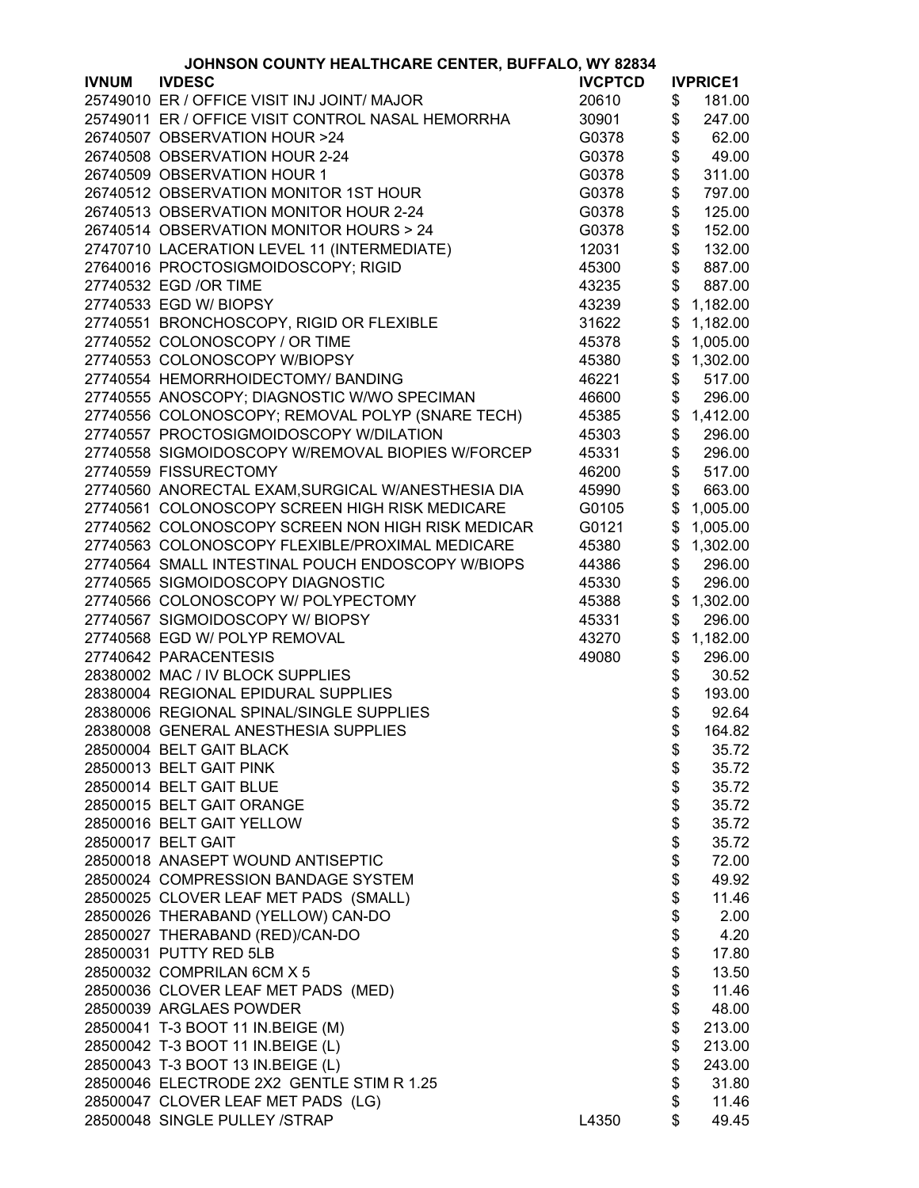**JOHNSON COUNTY HEALTHCARE CENTER, BUFFALO, WY 82834**

| IVNUM | IVDESC | IVCPTCD | IVPRICE1 |
|---|---|---|---|
| 25749010 | ER / OFFICE VISIT INJ JOINT/ MAJOR | 20610 | $ 181.00 |
| 25749011 | ER / OFFICE VISIT CONTROL NASAL HEMORRHA | 30901 | $ 247.00 |
| 26740507 | OBSERVATION HOUR >24 | G0378 | $ 62.00 |
| 26740508 | OBSERVATION HOUR 2-24 | G0378 | $ 49.00 |
| 26740509 | OBSERVATION HOUR 1 | G0378 | $ 311.00 |
| 26740512 | OBSERVATION MONITOR 1ST HOUR | G0378 | $ 797.00 |
| 26740513 | OBSERVATION MONITOR HOUR 2-24 | G0378 | $ 125.00 |
| 26740514 | OBSERVATION MONITOR HOURS > 24 | G0378 | $ 152.00 |
| 27470710 | LACERATION LEVEL 11 (INTERMEDIATE) | 12031 | $ 132.00 |
| 27640016 | PROCTOSIGMOIDOSCOPY; RIGID | 45300 | $ 887.00 |
| 27740532 | EGD /OR TIME | 43235 | $ 887.00 |
| 27740533 | EGD W/ BIOPSY | 43239 | $ 1,182.00 |
| 27740551 | BRONCHOSCOPY, RIGID OR FLEXIBLE | 31622 | $ 1,182.00 |
| 27740552 | COLONOSCOPY / OR TIME | 45378 | $ 1,005.00 |
| 27740553 | COLONOSCOPY W/BIOPSY | 45380 | $ 1,302.00 |
| 27740554 | HEMORRHOIDECTOMY/ BANDING | 46221 | $ 517.00 |
| 27740555 | ANOSCOPY; DIAGNOSTIC W/WO SPECIMAN | 46600 | $ 296.00 |
| 27740556 | COLONOSCOPY; REMOVAL POLYP (SNARE TECH) | 45385 | $ 1,412.00 |
| 27740557 | PROCTOSIGMOIDOSCOPY W/DILATION | 45303 | $ 296.00 |
| 27740558 | SIGMOIDOSCOPY W/REMOVAL BIOPIES W/FORCEP | 45331 | $ 296.00 |
| 27740559 | FISSURECTOMY | 46200 | $ 517.00 |
| 27740560 | ANORECTAL EXAM,SURGICAL W/ANESTHESIA DIA | 45990 | $ 663.00 |
| 27740561 | COLONOSCOPY SCREEN HIGH RISK MEDICARE | G0105 | $ 1,005.00 |
| 27740562 | COLONOSCOPY SCREEN NON HIGH RISK MEDICAR | G0121 | $ 1,005.00 |
| 27740563 | COLONOSCOPY FLEXIBLE/PROXIMAL MEDICARE | 45380 | $ 1,302.00 |
| 27740564 | SMALL INTESTINAL POUCH ENDOSCOPY W/BIOPS | 44386 | $ 296.00 |
| 27740565 | SIGMOIDOSCOPY DIAGNOSTIC | 45330 | $ 296.00 |
| 27740566 | COLONOSCOPY W/ POLYPECTOMY | 45388 | $ 1,302.00 |
| 27740567 | SIGMOIDOSCOPY W/ BIOPSY | 45331 | $ 296.00 |
| 27740568 | EGD W/ POLYP REMOVAL | 43270 | $ 1,182.00 |
| 27740642 | PARACENTESIS | 49080 | $ 296.00 |
| 28380002 | MAC / IV BLOCK SUPPLIES | | $ 30.52 |
| 28380004 | REGIONAL EPIDURAL SUPPLIES | | $ 193.00 |
| 28380006 | REGIONAL SPINAL/SINGLE SUPPLIES | | $ 92.64 |
| 28380008 | GENERAL ANESTHESIA SUPPLIES | | $ 164.82 |
| 28500004 | BELT GAIT BLACK | | $ 35.72 |
| 28500013 | BELT GAIT PINK | | $ 35.72 |
| 28500014 | BELT GAIT BLUE | | $ 35.72 |
| 28500015 | BELT GAIT ORANGE | | $ 35.72 |
| 28500016 | BELT GAIT YELLOW | | $ 35.72 |
| 28500017 | BELT GAIT | | $ 35.72 |
| 28500018 | ANASEPT WOUND ANTISEPTIC | | $ 72.00 |
| 28500024 | COMPRESSION BANDAGE SYSTEM | | $ 49.92 |
| 28500025 | CLOVER LEAF MET PADS (SMALL) | | $ 11.46 |
| 28500026 | THERABAND (YELLOW) CAN-DO | | $ 2.00 |
| 28500027 | THERABAND (RED)/CAN-DO | | $ 4.20 |
| 28500031 | PUTTY RED 5LB | | $ 17.80 |
| 28500032 | COMPRILAN 6CM X 5 | | $ 13.50 |
| 28500036 | CLOVER LEAF MET PADS (MED) | | $ 11.46 |
| 28500039 | ARGLAES POWDER | | $ 48.00 |
| 28500041 | T-3 BOOT 11 IN.BEIGE (M) | | $ 213.00 |
| 28500042 | T-3 BOOT 11 IN.BEIGE (L) | | $ 213.00 |
| 28500043 | T-3 BOOT 13 IN.BEIGE (L) | | $ 243.00 |
| 28500046 | ELECTRODE 2X2 GENTLE STIM R 1.25 | | $ 31.80 |
| 28500047 | CLOVER LEAF MET PADS (LG) | | $ 11.46 |
| 28500048 | SINGLE PULLEY /STRAP | L4350 | $ 49.45 |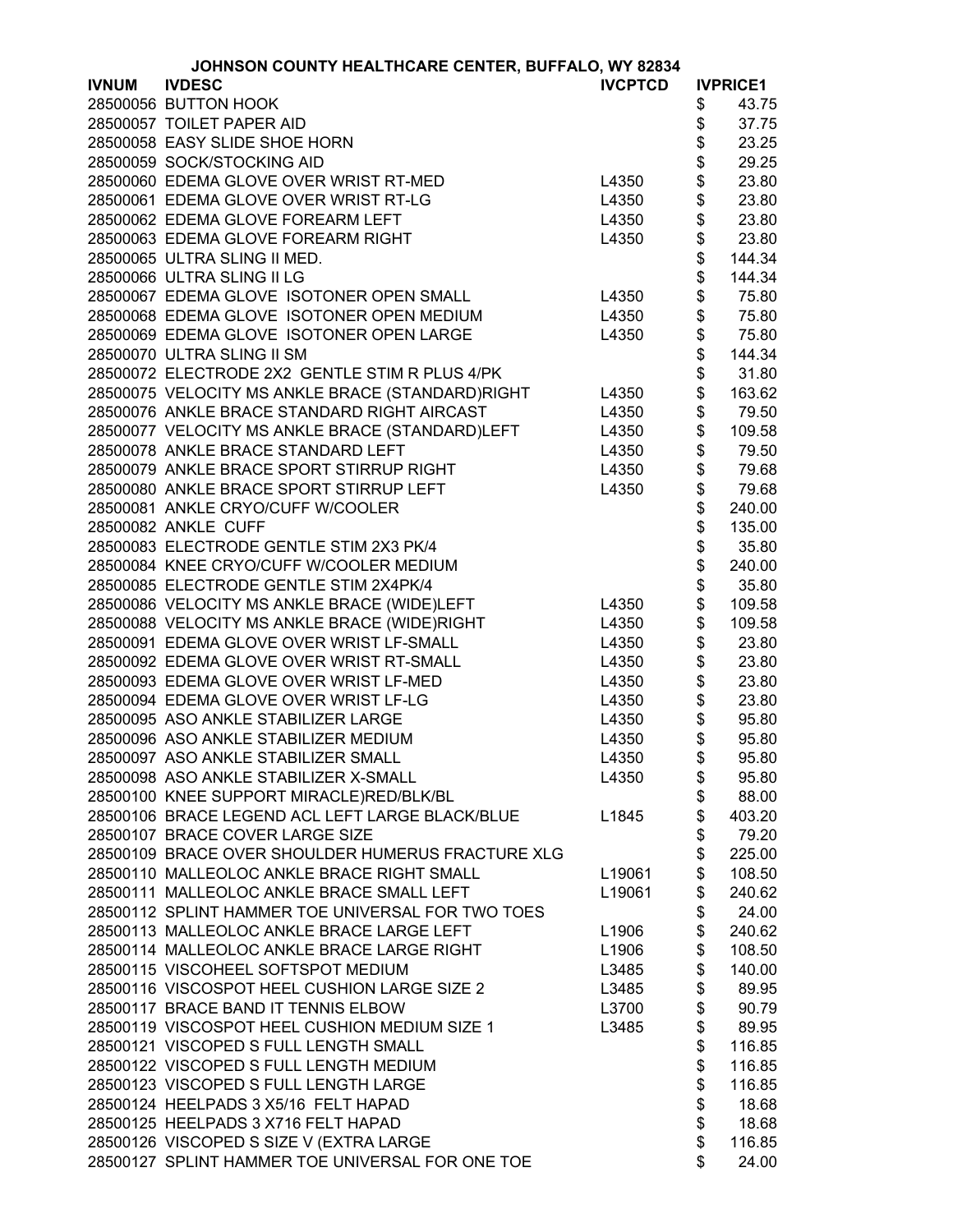JOHNSON COUNTY HEALTHCARE CENTER, BUFFALO, WY 82834

| IVNUM | IVDESC | IVCPTCD | IVPRICE1 |
|---|---|---|---|
| 28500056 | BUTTON HOOK | | $ 43.75 |
| 28500057 | TOILET PAPER AID | | $ 37.75 |
| 28500058 | EASY SLIDE SHOE HORN | | $ 23.25 |
| 28500059 | SOCK/STOCKING AID | | $ 29.25 |
| 28500060 | EDEMA GLOVE OVER WRIST RT-MED | L4350 | $ 23.80 |
| 28500061 | EDEMA GLOVE OVER WRIST RT-LG | L4350 | $ 23.80 |
| 28500062 | EDEMA GLOVE FOREARM LEFT | L4350 | $ 23.80 |
| 28500063 | EDEMA GLOVE FOREARM RIGHT | L4350 | $ 23.80 |
| 28500065 | ULTRA SLING II MED. | | $ 144.34 |
| 28500066 | ULTRA SLING II LG | | $ 144.34 |
| 28500067 | EDEMA GLOVE ISOTONER OPEN SMALL | L4350 | $ 75.80 |
| 28500068 | EDEMA GLOVE ISOTONER OPEN MEDIUM | L4350 | $ 75.80 |
| 28500069 | EDEMA GLOVE ISOTONER OPEN LARGE | L4350 | $ 75.80 |
| 28500070 | ULTRA SLING II SM | | $ 144.34 |
| 28500072 | ELECTRODE 2X2 GENTLE STIM R PLUS 4/PK | | $ 31.80 |
| 28500075 | VELOCITY MS ANKLE BRACE (STANDARD)RIGHT | L4350 | $ 163.62 |
| 28500076 | ANKLE BRACE STANDARD RIGHT AIRCAST | L4350 | $ 79.50 |
| 28500077 | VELOCITY MS ANKLE BRACE (STANDARD)LEFT | L4350 | $ 109.58 |
| 28500078 | ANKLE BRACE STANDARD LEFT | L4350 | $ 79.50 |
| 28500079 | ANKLE BRACE SPORT STIRRUP RIGHT | L4350 | $ 79.68 |
| 28500080 | ANKLE BRACE SPORT STIRRUP LEFT | L4350 | $ 79.68 |
| 28500081 | ANKLE CRYO/CUFF W/COOLER | | $ 240.00 |
| 28500082 | ANKLE CUFF | | $ 135.00 |
| 28500083 | ELECTRODE GENTLE STIM 2X3 PK/4 | | $ 35.80 |
| 28500084 | KNEE CRYO/CUFF W/COOLER MEDIUM | | $ 240.00 |
| 28500085 | ELECTRODE GENTLE STIM 2X4PK/4 | | $ 35.80 |
| 28500086 | VELOCITY MS ANKLE BRACE (WIDE)LEFT | L4350 | $ 109.58 |
| 28500088 | VELOCITY MS ANKLE BRACE (WIDE)RIGHT | L4350 | $ 109.58 |
| 28500091 | EDEMA GLOVE OVER WRIST LF-SMALL | L4350 | $ 23.80 |
| 28500092 | EDEMA GLOVE OVER WRIST RT-SMALL | L4350 | $ 23.80 |
| 28500093 | EDEMA GLOVE OVER WRIST LF-MED | L4350 | $ 23.80 |
| 28500094 | EDEMA GLOVE OVER WRIST LF-LG | L4350 | $ 23.80 |
| 28500095 | ASO ANKLE STABILIZER LARGE | L4350 | $ 95.80 |
| 28500096 | ASO ANKLE STABILIZER MEDIUM | L4350 | $ 95.80 |
| 28500097 | ASO ANKLE STABILIZER SMALL | L4350 | $ 95.80 |
| 28500098 | ASO ANKLE STABILIZER X-SMALL | L4350 | $ 95.80 |
| 28500100 | KNEE SUPPORT MIRACLE)RED/BLK/BL | | $ 88.00 |
| 28500106 | BRACE LEGEND ACL LEFT LARGE BLACK/BLUE | L1845 | $ 403.20 |
| 28500107 | BRACE COVER LARGE SIZE | | $ 79.20 |
| 28500109 | BRACE OVER SHOULDER HUMERUS FRACTURE XLG | | $ 225.00 |
| 28500110 | MALLEOLOC ANKLE BRACE RIGHT SMALL | L19061 | $ 108.50 |
| 28500111 | MALLEOLOC ANKLE BRACE SMALL LEFT | L19061 | $ 240.62 |
| 28500112 | SPLINT HAMMER TOE UNIVERSAL FOR TWO TOES | | $ 24.00 |
| 28500113 | MALLEOLOC ANKLE BRACE LARGE LEFT | L1906 | $ 240.62 |
| 28500114 | MALLEOLOC ANKLE BRACE LARGE RIGHT | L1906 | $ 108.50 |
| 28500115 | VISCOHEEL SOFTSPOT MEDIUM | L3485 | $ 140.00 |
| 28500116 | VISCOSPOT HEEL CUSHION LARGE SIZE 2 | L3485 | $ 89.95 |
| 28500117 | BRACE BAND IT TENNIS ELBOW | L3700 | $ 90.79 |
| 28500119 | VISCOSPOT HEEL CUSHION MEDIUM SIZE 1 | L3485 | $ 89.95 |
| 28500121 | VISCOPED S FULL LENGTH SMALL | | $ 116.85 |
| 28500122 | VISCOPED S FULL LENGTH MEDIUM | | $ 116.85 |
| 28500123 | VISCOPED S FULL LENGTH LARGE | | $ 116.85 |
| 28500124 | HEELPADS 3 X5/16 FELT HAPAD | | $ 18.68 |
| 28500125 | HEELPADS 3 X716 FELT HAPAD | | $ 18.68 |
| 28500126 | VISCOPED S SIZE V (EXTRA LARGE | | $ 116.85 |
| 28500127 | SPLINT HAMMER TOE UNIVERSAL FOR ONE TOE | | $ 24.00 |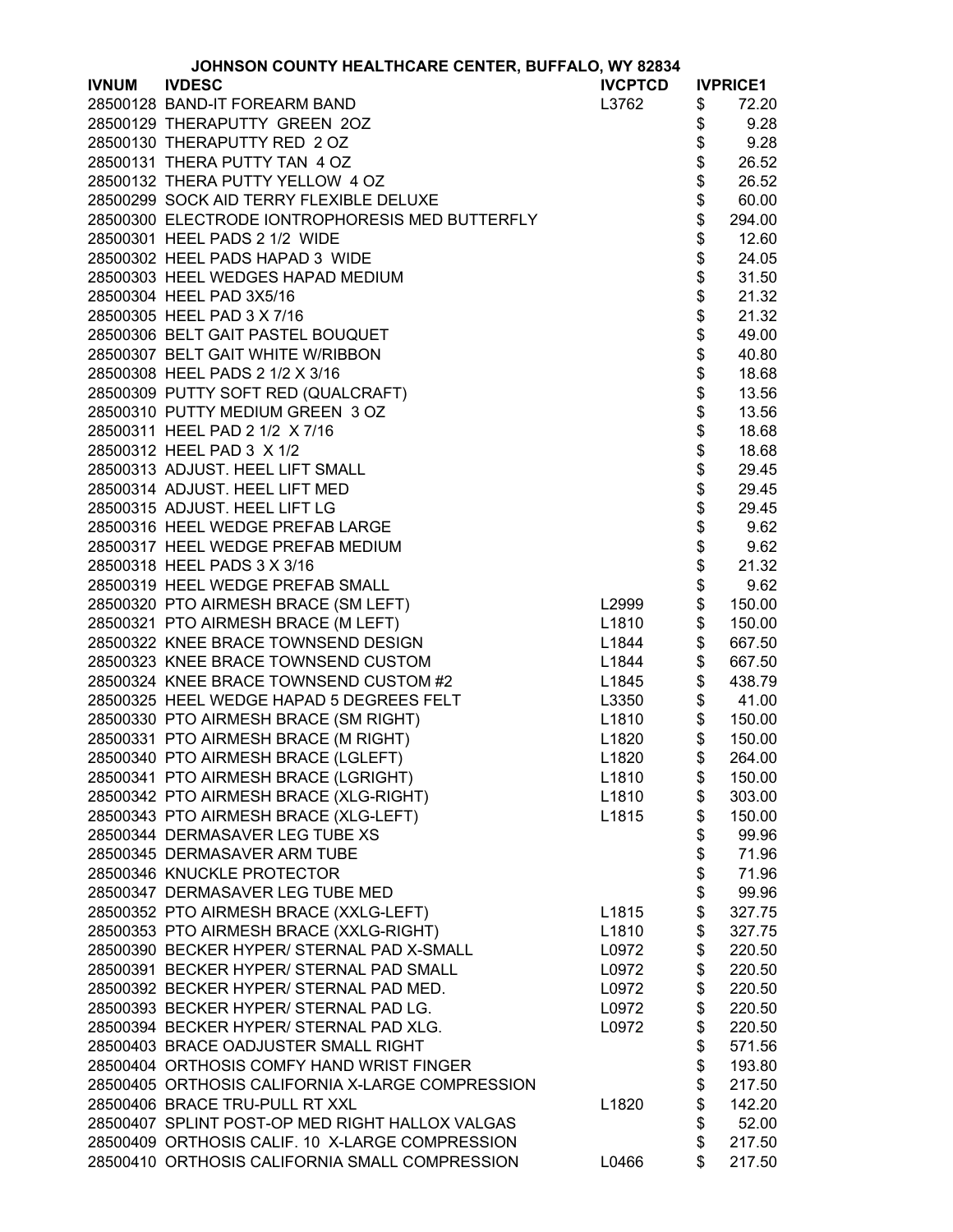**JOHNSON COUNTY HEALTHCARE CENTER, BUFFALO, WY 82834**

| IVNUM | IVDESC | IVCPTCD | IVPRICE1 |
|---|---|---|---|
| 28500128 | BAND-IT FOREARM BAND | L3762 | $ 72.20 |
| 28500129 | THERAPUTTY GREEN 2OZ | | $ 9.28 |
| 28500130 | THERAPUTTY RED 2 OZ | | $ 9.28 |
| 28500131 | THERA PUTTY TAN 4 OZ | | $ 26.52 |
| 28500132 | THERA PUTTY YELLOW 4 OZ | | $ 26.52 |
| 28500299 | SOCK AID TERRY FLEXIBLE DELUXE | | $ 60.00 |
| 28500300 | ELECTRODE IONTROPHORESIS MED BUTTERFLY | | $ 294.00 |
| 28500301 | HEEL PADS 2 1/2 WIDE | | $ 12.60 |
| 28500302 | HEEL PADS HAPAD 3 WIDE | | $ 24.05 |
| 28500303 | HEEL WEDGES HAPAD MEDIUM | | $ 31.50 |
| 28500304 | HEEL PAD 3X5/16 | | $ 21.32 |
| 28500305 | HEEL PAD 3 X 7/16 | | $ 21.32 |
| 28500306 | BELT GAIT PASTEL BOUQUET | | $ 49.00 |
| 28500307 | BELT GAIT WHITE W/RIBBON | | $ 40.80 |
| 28500308 | HEEL PADS 2 1/2 X 3/16 | | $ 18.68 |
| 28500309 | PUTTY SOFT RED (QUALCRAFT) | | $ 13.56 |
| 28500310 | PUTTY MEDIUM GREEN 3 OZ | | $ 13.56 |
| 28500311 | HEEL PAD 2 1/2 X 7/16 | | $ 18.68 |
| 28500312 | HEEL PAD 3 X 1/2 | | $ 18.68 |
| 28500313 | ADJUST. HEEL LIFT SMALL | | $ 29.45 |
| 28500314 | ADJUST. HEEL LIFT MED | | $ 29.45 |
| 28500315 | ADJUST. HEEL LIFT LG | | $ 29.45 |
| 28500316 | HEEL WEDGE PREFAB LARGE | | $ 9.62 |
| 28500317 | HEEL WEDGE PREFAB MEDIUM | | $ 9.62 |
| 28500318 | HEEL PADS 3 X 3/16 | | $ 21.32 |
| 28500319 | HEEL WEDGE PREFAB SMALL | | $ 9.62 |
| 28500320 | PTO AIRMESH BRACE (SM LEFT) | L2999 | $ 150.00 |
| 28500321 | PTO AIRMESH BRACE (M LEFT) | L1810 | $ 150.00 |
| 28500322 | KNEE BRACE TOWNSEND DESIGN | L1844 | $ 667.50 |
| 28500323 | KNEE BRACE TOWNSEND CUSTOM | L1844 | $ 667.50 |
| 28500324 | KNEE BRACE TOWNSEND CUSTOM #2 | L1845 | $ 438.79 |
| 28500325 | HEEL WEDGE HAPAD 5 DEGREES FELT | L3350 | $ 41.00 |
| 28500330 | PTO AIRMESH BRACE (SM RIGHT) | L1810 | $ 150.00 |
| 28500331 | PTO AIRMESH BRACE (M RIGHT) | L1820 | $ 150.00 |
| 28500340 | PTO AIRMESH BRACE (LGLEFT) | L1820 | $ 264.00 |
| 28500341 | PTO AIRMESH BRACE (LGRIGHT) | L1810 | $ 150.00 |
| 28500342 | PTO AIRMESH BRACE (XLG-RIGHT) | L1810 | $ 303.00 |
| 28500343 | PTO AIRMESH BRACE (XLG-LEFT) | L1815 | $ 150.00 |
| 28500344 | DERMASAVER LEG TUBE XS | | $ 99.96 |
| 28500345 | DERMASAVER ARM TUBE | | $ 71.96 |
| 28500346 | KNUCKLE PROTECTOR | | $ 71.96 |
| 28500347 | DERMASAVER LEG TUBE MED | | $ 99.96 |
| 28500352 | PTO AIRMESH BRACE (XXLG-LEFT) | L1815 | $ 327.75 |
| 28500353 | PTO AIRMESH BRACE (XXLG-RIGHT) | L1810 | $ 327.75 |
| 28500390 | BECKER HYPER/ STERNAL PAD X-SMALL | L0972 | $ 220.50 |
| 28500391 | BECKER HYPER/ STERNAL PAD SMALL | L0972 | $ 220.50 |
| 28500392 | BECKER HYPER/ STERNAL PAD MED. | L0972 | $ 220.50 |
| 28500393 | BECKER HYPER/ STERNAL PAD LG. | L0972 | $ 220.50 |
| 28500394 | BECKER HYPER/ STERNAL PAD XLG. | L0972 | $ 220.50 |
| 28500403 | BRACE OADJUSTER SMALL RIGHT | | $ 571.56 |
| 28500404 | ORTHOSIS COMFY HAND WRIST FINGER | | $ 193.80 |
| 28500405 | ORTHOSIS CALIFORNIA X-LARGE COMPRESSION | | $ 217.50 |
| 28500406 | BRACE TRU-PULL RT XXL | L1820 | $ 142.20 |
| 28500407 | SPLINT POST-OP MED RIGHT HALLOX VALGAS | | $ 52.00 |
| 28500409 | ORTHOSIS CALIF. 10 X-LARGE COMPRESSION | | $ 217.50 |
| 28500410 | ORTHOSIS CALIFORNIA SMALL COMPRESSION | L0466 | $ 217.50 |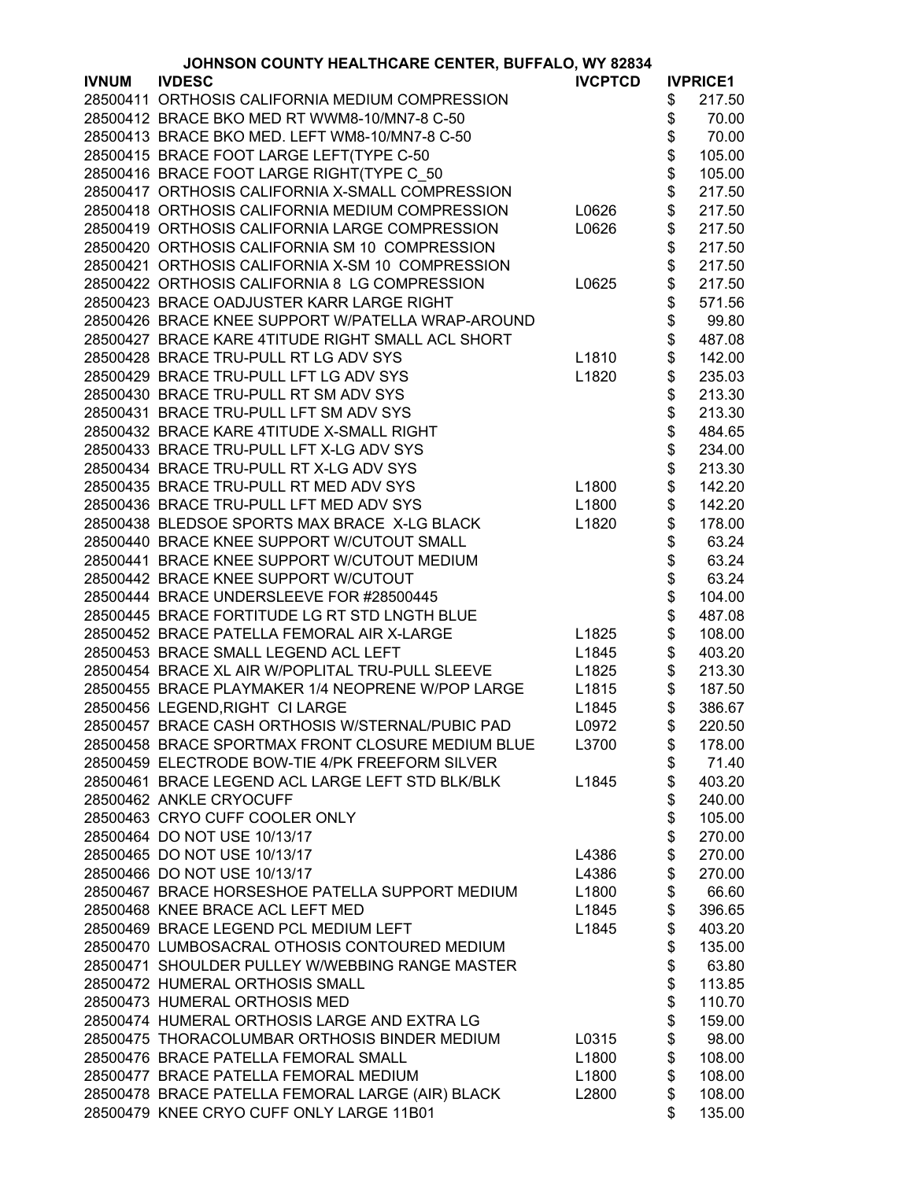# JOHNSON COUNTY HEALTHCARE CENTER, BUFFALO, WY 82834

| IVNUM | IVDESC | IVCPTCD | IVPRICE1 |
|---|---|---|---|
| 28500411 | ORTHOSIS CALIFORNIA MEDIUM COMPRESSION | | $ 217.50 |
| 28500412 | BRACE BKO MED RT WWM8-10/MN7-8 C-50 | | $ 70.00 |
| 28500413 | BRACE BKO MED. LEFT WM8-10/MN7-8 C-50 | | $ 70.00 |
| 28500415 | BRACE FOOT LARGE LEFT(TYPE C-50 | | $ 105.00 |
| 28500416 | BRACE FOOT LARGE RIGHT(TYPE C_50 | | $ 105.00 |
| 28500417 | ORTHOSIS CALIFORNIA X-SMALL COMPRESSION | | $ 217.50 |
| 28500418 | ORTHOSIS CALIFORNIA MEDIUM COMPRESSION | L0626 | $ 217.50 |
| 28500419 | ORTHOSIS CALIFORNIA LARGE COMPRESSION | L0626 | $ 217.50 |
| 28500420 | ORTHOSIS CALIFORNIA SM 10 COMPRESSION | | $ 217.50 |
| 28500421 | ORTHOSIS CALIFORNIA X-SM 10 COMPRESSION | | $ 217.50 |
| 28500422 | ORTHOSIS CALIFORNIA 8 LG COMPRESSION | L0625 | $ 217.50 |
| 28500423 | BRACE OADJUSTER KARR LARGE RIGHT | | $ 571.56 |
| 28500426 | BRACE KNEE SUPPORT W/PATELLA WRAP-AROUND | | $ 99.80 |
| 28500427 | BRACE KARE 4TITUDE RIGHT SMALL ACL SHORT | | $ 487.08 |
| 28500428 | BRACE TRU-PULL RT LG ADV SYS | L1810 | $ 142.00 |
| 28500429 | BRACE TRU-PULL LFT LG ADV SYS | L1820 | $ 235.03 |
| 28500430 | BRACE TRU-PULL RT SM ADV SYS | | $ 213.30 |
| 28500431 | BRACE TRU-PULL LFT SM ADV SYS | | $ 213.30 |
| 28500432 | BRACE KARE 4TITUDE X-SMALL RIGHT | | $ 484.65 |
| 28500433 | BRACE TRU-PULL LFT X-LG ADV SYS | | $ 234.00 |
| 28500434 | BRACE TRU-PULL RT X-LG ADV SYS | | $ 213.30 |
| 28500435 | BRACE TRU-PULL RT MED ADV SYS | L1800 | $ 142.20 |
| 28500436 | BRACE TRU-PULL LFT MED ADV SYS | L1800 | $ 142.20 |
| 28500438 | BLEDSOE SPORTS MAX BRACE X-LG BLACK | L1820 | $ 178.00 |
| 28500440 | BRACE KNEE SUPPORT W/CUTOUT SMALL | | $ 63.24 |
| 28500441 | BRACE KNEE SUPPORT W/CUTOUT MEDIUM | | $ 63.24 |
| 28500442 | BRACE KNEE SUPPORT W/CUTOUT | | $ 63.24 |
| 28500444 | BRACE UNDERSLEEVE FOR #28500445 | | $ 104.00 |
| 28500445 | BRACE FORTITUDE LG RT STD LNGTH BLUE | | $ 487.08 |
| 28500452 | BRACE PATELLA FEMORAL AIR X-LARGE | L1825 | $ 108.00 |
| 28500453 | BRACE SMALL LEGEND ACL LEFT | L1845 | $ 403.20 |
| 28500454 | BRACE XL AIR W/POPLITAL TRU-PULL SLEEVE | L1825 | $ 213.30 |
| 28500455 | BRACE PLAYMAKER 1/4 NEOPRENE W/POP LARGE | L1815 | $ 187.50 |
| 28500456 | LEGEND,RIGHT CI LARGE | L1845 | $ 386.67 |
| 28500457 | BRACE CASH ORTHOSIS W/STERNAL/PUBIC PAD | L0972 | $ 220.50 |
| 28500458 | BRACE SPORTMAX FRONT CLOSURE MEDIUM BLUE | L3700 | $ 178.00 |
| 28500459 | ELECTRODE BOW-TIE 4/PK FREEFORM SILVER | | $ 71.40 |
| 28500461 | BRACE LEGEND ACL LARGE LEFT STD BLK/BLK | L1845 | $ 403.20 |
| 28500462 | ANKLE CRYOCUFF | | $ 240.00 |
| 28500463 | CRYO CUFF COOLER ONLY | | $ 105.00 |
| 28500464 | DO NOT USE 10/13/17 | | $ 270.00 |
| 28500465 | DO NOT USE 10/13/17 | L4386 | $ 270.00 |
| 28500466 | DO NOT USE 10/13/17 | L4386 | $ 270.00 |
| 28500467 | BRACE HORSESHOE PATELLA SUPPORT MEDIUM | L1800 | $ 66.60 |
| 28500468 | KNEE BRACE ACL LEFT MED | L1845 | $ 396.65 |
| 28500469 | BRACE LEGEND PCL MEDIUM LEFT | L1845 | $ 403.20 |
| 28500470 | LUMBOSACRAL OTHOSIS CONTOURED MEDIUM | | $ 135.00 |
| 28500471 | SHOULDER PULLEY W/WEBBING RANGE MASTER | | $ 63.80 |
| 28500472 | HUMERAL ORTHOSIS SMALL | | $ 113.85 |
| 28500473 | HUMERAL ORTHOSIS MED | | $ 110.70 |
| 28500474 | HUMERAL ORTHOSIS LARGE AND EXTRA LG | | $ 159.00 |
| 28500475 | THORACOLUMBAR ORTHOSIS BINDER MEDIUM | L0315 | $ 98.00 |
| 28500476 | BRACE PATELLA FEMORAL SMALL | L1800 | $ 108.00 |
| 28500477 | BRACE PATELLA FEMORAL MEDIUM | L1800 | $ 108.00 |
| 28500478 | BRACE PATELLA FEMORAL LARGE (AIR) BLACK | L2800 | $ 108.00 |
| 28500479 | KNEE CRYO CUFF ONLY LARGE 11B01 | | $ 135.00 |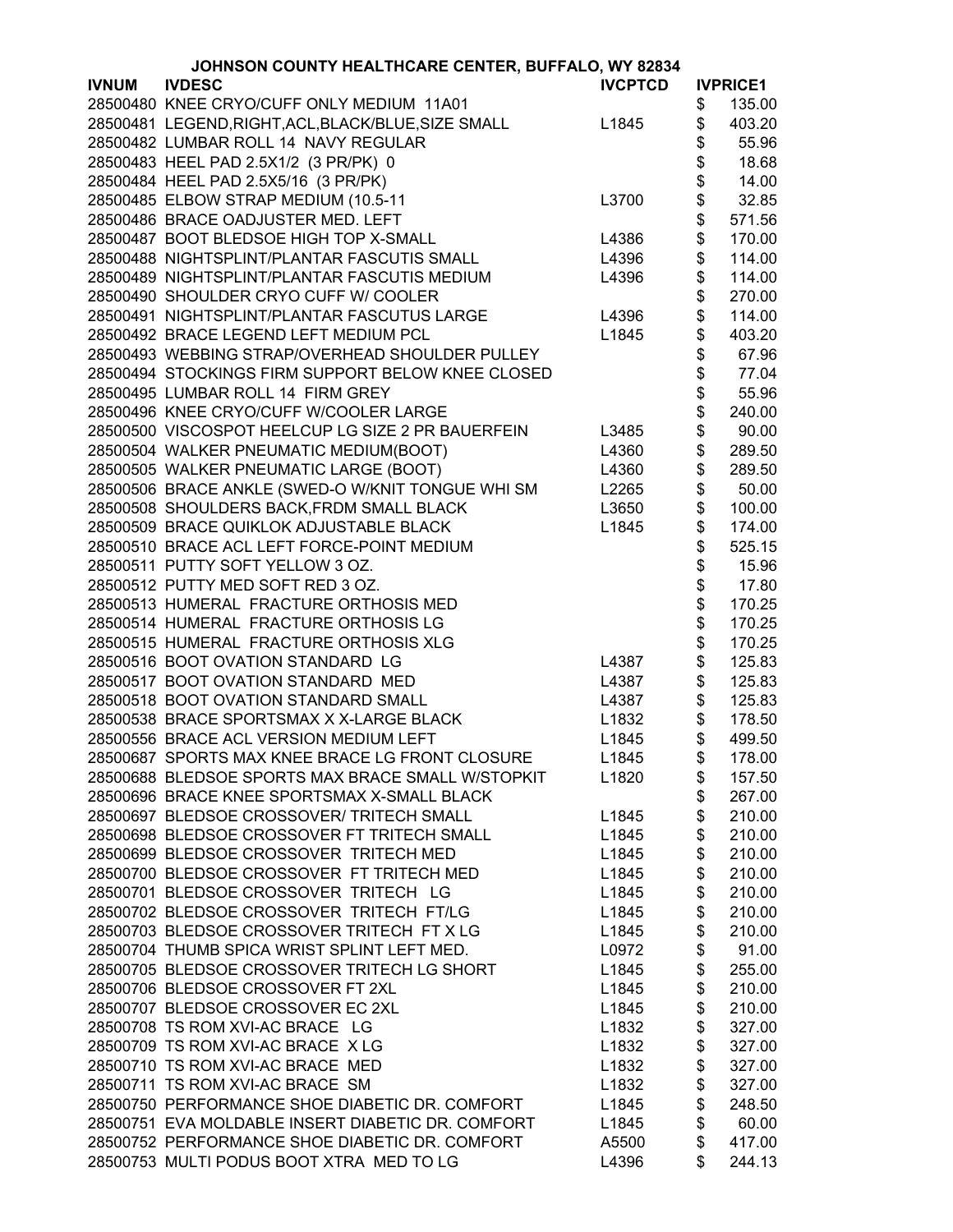JOHNSON COUNTY HEALTHCARE CENTER, BUFFALO, WY 82834

| IVNUM | IVDESC | IVCPTCD | IVPRICE1 |
|---|---|---|---|
| 28500480 | KNEE CRYO/CUFF ONLY MEDIUM 11A01 | | $ 135.00 |
| 28500481 | LEGEND,RIGHT,ACL,BLACK/BLUE,SIZE SMALL | L1845 | $ 403.20 |
| 28500482 | LUMBAR ROLL 14 NAVY REGULAR | | $ 55.96 |
| 28500483 | HEEL PAD 2.5X1/2 (3 PR/PK) 0 | | $ 18.68 |
| 28500484 | HEEL PAD 2.5X5/16 (3 PR/PK) | | $ 14.00 |
| 28500485 | ELBOW STRAP MEDIUM (10.5-11 | L3700 | $ 32.85 |
| 28500486 | BRACE OADJUSTER MED. LEFT | | $ 571.56 |
| 28500487 | BOOT BLEDSOE HIGH TOP X-SMALL | L4386 | $ 170.00 |
| 28500488 | NIGHTSPLINT/PLANTAR FASCUTIS SMALL | L4396 | $ 114.00 |
| 28500489 | NIGHTSPLINT/PLANTAR FASCUTIS MEDIUM | L4396 | $ 114.00 |
| 28500490 | SHOULDER CRYO CUFF W/ COOLER | | $ 270.00 |
| 28500491 | NIGHTSPLINT/PLANTAR FASCUTUS LARGE | L4396 | $ 114.00 |
| 28500492 | BRACE LEGEND LEFT MEDIUM PCL | L1845 | $ 403.20 |
| 28500493 | WEBBING STRAP/OVERHEAD SHOULDER PULLEY | | $ 67.96 |
| 28500494 | STOCKINGS FIRM SUPPORT BELOW KNEE CLOSED | | $ 77.04 |
| 28500495 | LUMBAR ROLL 14 FIRM GREY | | $ 55.96 |
| 28500496 | KNEE CRYO/CUFF W/COOLER LARGE | | $ 240.00 |
| 28500500 | VISCOSPOT HEELCUP LG SIZE 2 PR BAUERFEIN | L3485 | $ 90.00 |
| 28500504 | WALKER PNEUMATIC MEDIUM(BOOT) | L4360 | $ 289.50 |
| 28500505 | WALKER PNEUMATIC LARGE (BOOT) | L4360 | $ 289.50 |
| 28500506 | BRACE ANKLE (SWED-O W/KNIT TONGUE WHI SM | L2265 | $ 50.00 |
| 28500508 | SHOULDERS BACK,FRDM SMALL BLACK | L3650 | $ 100.00 |
| 28500509 | BRACE QUIKLOK ADJUSTABLE BLACK | L1845 | $ 174.00 |
| 28500510 | BRACE ACL LEFT FORCE-POINT MEDIUM | | $ 525.15 |
| 28500511 | PUTTY SOFT YELLOW 3 OZ. | | $ 15.96 |
| 28500512 | PUTTY MED SOFT RED 3 OZ. | | $ 17.80 |
| 28500513 | HUMERAL FRACTURE ORTHOSIS MED | | $ 170.25 |
| 28500514 | HUMERAL FRACTURE ORTHOSIS LG | | $ 170.25 |
| 28500515 | HUMERAL FRACTURE ORTHOSIS XLG | | $ 170.25 |
| 28500516 | BOOT OVATION STANDARD LG | L4387 | $ 125.83 |
| 28500517 | BOOT OVATION STANDARD MED | L4387 | $ 125.83 |
| 28500518 | BOOT OVATION STANDARD SMALL | L4387 | $ 125.83 |
| 28500538 | BRACE SPORTSMAX X X-LARGE BLACK | L1832 | $ 178.50 |
| 28500556 | BRACE ACL VERSION MEDIUM LEFT | L1845 | $ 499.50 |
| 28500687 | SPORTS MAX KNEE BRACE LG FRONT CLOSURE | L1845 | $ 178.00 |
| 28500688 | BLEDSOE SPORTS MAX BRACE SMALL W/STOPKIT | L1820 | $ 157.50 |
| 28500696 | BRACE KNEE SPORTSMAX X-SMALL BLACK | | $ 267.00 |
| 28500697 | BLEDSOE CROSSOVER/ TRITECH SMALL | L1845 | $ 210.00 |
| 28500698 | BLEDSOE CROSSOVER FT TRITECH SMALL | L1845 | $ 210.00 |
| 28500699 | BLEDSOE CROSSOVER TRITECH MED | L1845 | $ 210.00 |
| 28500700 | BLEDSOE CROSSOVER FT TRITECH MED | L1845 | $ 210.00 |
| 28500701 | BLEDSOE CROSSOVER TRITECH LG | L1845 | $ 210.00 |
| 28500702 | BLEDSOE CROSSOVER TRITECH FT/LG | L1845 | $ 210.00 |
| 28500703 | BLEDSOE CROSSOVER TRITECH FT X LG | L1845 | $ 210.00 |
| 28500704 | THUMB SPICA WRIST SPLINT LEFT MED. | L0972 | $ 91.00 |
| 28500705 | BLEDSOE CROSSOVER TRITECH LG SHORT | L1845 | $ 255.00 |
| 28500706 | BLEDSOE CROSSOVER FT 2XL | L1845 | $ 210.00 |
| 28500707 | BLEDSOE CROSSOVER EC 2XL | L1845 | $ 210.00 |
| 28500708 | TS ROM XVI-AC BRACE LG | L1832 | $ 327.00 |
| 28500709 | TS ROM XVI-AC BRACE X LG | L1832 | $ 327.00 |
| 28500710 | TS ROM XVI-AC BRACE MED | L1832 | $ 327.00 |
| 28500711 | TS ROM XVI-AC BRACE SM | L1832 | $ 327.00 |
| 28500750 | PERFORMANCE SHOE DIABETIC DR. COMFORT | L1845 | $ 248.50 |
| 28500751 | EVA MOLDABLE INSERT DIABETIC DR. COMFORT | L1845 | $ 60.00 |
| 28500752 | PERFORMANCE SHOE DIABETIC DR. COMFORT | A5500 | $ 417.00 |
| 28500753 | MULTI PODUS BOOT XTRA MED TO LG | L4396 | $ 244.13 |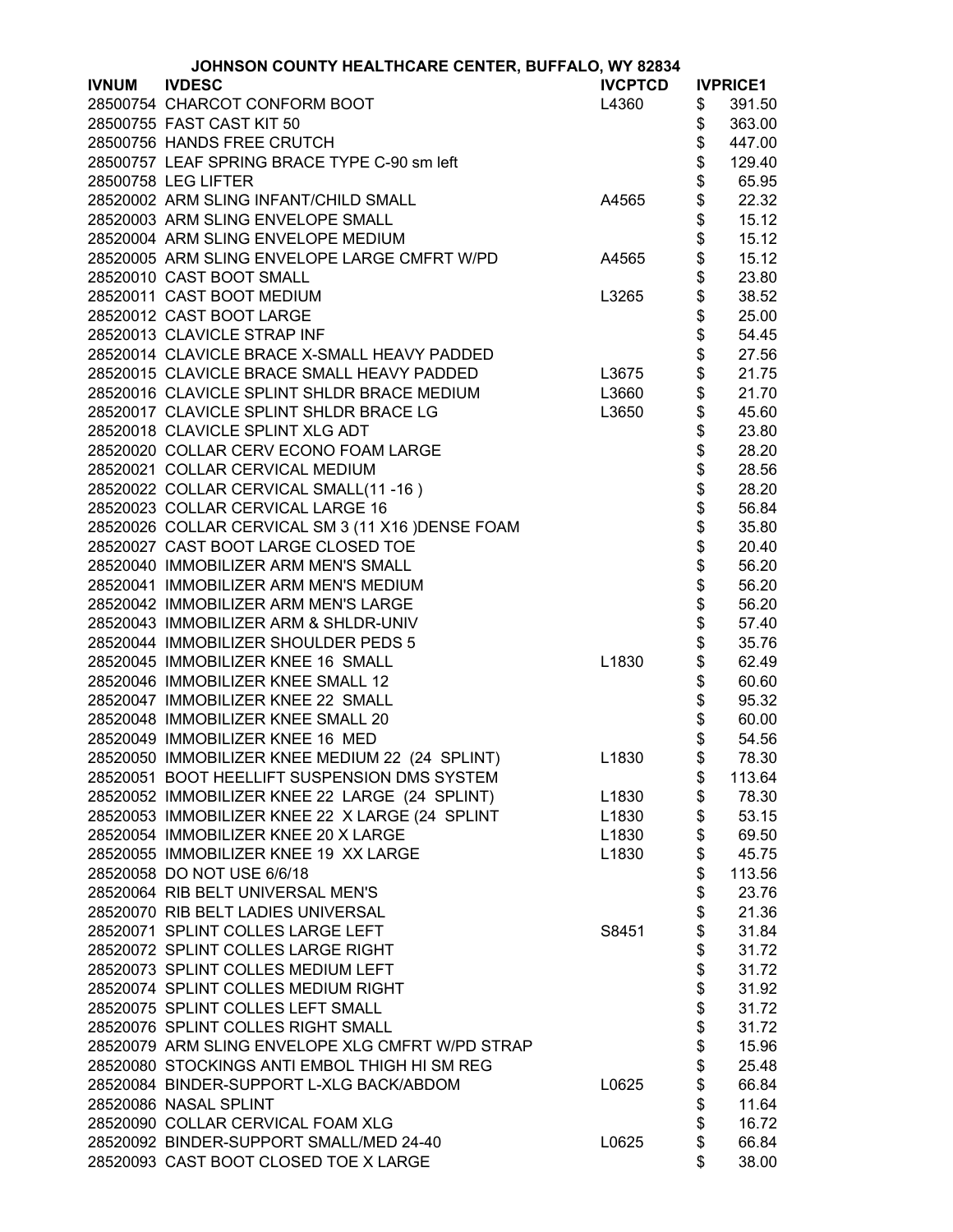JOHNSON COUNTY HEALTHCARE CENTER, BUFFALO, WY 82834

| IVNUM | IVDESC | IVCPTCD | IVPRICE1 |
|---|---|---|---|
| 28500754 | CHARCOT CONFORM BOOT | L4360 | $ 391.50 |
| 28500755 | FAST CAST KIT 50 | | $ 363.00 |
| 28500756 | HANDS FREE CRUTCH | | $ 447.00 |
| 28500757 | LEAF SPRING BRACE TYPE C-90 sm left | | $ 129.40 |
| 28500758 | LEG LIFTER | | $ 65.95 |
| 28520002 | ARM SLING INFANT/CHILD SMALL | A4565 | $ 22.32 |
| 28520003 | ARM SLING ENVELOPE SMALL | | $ 15.12 |
| 28520004 | ARM SLING ENVELOPE MEDIUM | | $ 15.12 |
| 28520005 | ARM SLING ENVELOPE LARGE CMFRT W/PD | A4565 | $ 15.12 |
| 28520010 | CAST BOOT SMALL | | $ 23.80 |
| 28520011 | CAST BOOT MEDIUM | L3265 | $ 38.52 |
| 28520012 | CAST BOOT LARGE | | $ 25.00 |
| 28520013 | CLAVICLE STRAP INF | | $ 54.45 |
| 28520014 | CLAVICLE BRACE X-SMALL HEAVY PADDED | | $ 27.56 |
| 28520015 | CLAVICLE BRACE SMALL HEAVY PADDED | L3675 | $ 21.75 |
| 28520016 | CLAVICLE SPLINT SHLDR BRACE MEDIUM | L3660 | $ 21.70 |
| 28520017 | CLAVICLE SPLINT SHLDR BRACE LG | L3650 | $ 45.60 |
| 28520018 | CLAVICLE SPLINT XLG ADT | | $ 23.80 |
| 28520020 | COLLAR CERV ECONO FOAM LARGE | | $ 28.20 |
| 28520021 | COLLAR CERVICAL MEDIUM | | $ 28.56 |
| 28520022 | COLLAR CERVICAL SMALL(11 -16 ) | | $ 28.20 |
| 28520023 | COLLAR CERVICAL LARGE 16 | | $ 56.84 |
| 28520026 | COLLAR CERVICAL SM 3 (11 X16 )DENSE FOAM | | $ 35.80 |
| 28520027 | CAST BOOT LARGE CLOSED TOE | | $ 20.40 |
| 28520040 | IMMOBILIZER ARM MEN'S SMALL | | $ 56.20 |
| 28520041 | IMMOBILIZER ARM MEN'S MEDIUM | | $ 56.20 |
| 28520042 | IMMOBILIZER ARM MEN'S LARGE | | $ 56.20 |
| 28520043 | IMMOBILIZER ARM & SHLDR-UNIV | | $ 57.40 |
| 28520044 | IMMOBILIZER SHOULDER PEDS 5 | | $ 35.76 |
| 28520045 | IMMOBILIZER KNEE 16 SMALL | L1830 | $ 62.49 |
| 28520046 | IMMOBILIZER KNEE SMALL 12 | | $ 60.60 |
| 28520047 | IMMOBILIZER KNEE 22 SMALL | | $ 95.32 |
| 28520048 | IMMOBILIZER KNEE SMALL 20 | | $ 60.00 |
| 28520049 | IMMOBILIZER KNEE 16 MED | | $ 54.56 |
| 28520050 | IMMOBILIZER KNEE MEDIUM 22 (24 SPLINT) | L1830 | $ 78.30 |
| 28520051 | BOOT HEELLIFT SUSPENSION DMS SYSTEM | | $ 113.64 |
| 28520052 | IMMOBILIZER KNEE 22 LARGE (24 SPLINT) | L1830 | $ 78.30 |
| 28520053 | IMMOBILIZER KNEE 22 X LARGE (24 SPLINT | L1830 | $ 53.15 |
| 28520054 | IMMOBILIZER KNEE 20 X LARGE | L1830 | $ 69.50 |
| 28520055 | IMMOBILIZER KNEE 19 XX LARGE | L1830 | $ 45.75 |
| 28520058 | DO NOT USE 6/6/18 | | $ 113.56 |
| 28520064 | RIB BELT UNIVERSAL MEN'S | | $ 23.76 |
| 28520070 | RIB BELT LADIES UNIVERSAL | | $ 21.36 |
| 28520071 | SPLINT COLLES LARGE LEFT | S8451 | $ 31.84 |
| 28520072 | SPLINT COLLES LARGE RIGHT | | $ 31.72 |
| 28520073 | SPLINT COLLES MEDIUM LEFT | | $ 31.72 |
| 28520074 | SPLINT COLLES MEDIUM RIGHT | | $ 31.92 |
| 28520075 | SPLINT COLLES LEFT SMALL | | $ 31.72 |
| 28520076 | SPLINT COLLES RIGHT SMALL | | $ 31.72 |
| 28520079 | ARM SLING ENVELOPE XLG CMFRT W/PD STRAP | | $ 15.96 |
| 28520080 | STOCKINGS ANTI EMBOL THIGH HI SM REG | | $ 25.48 |
| 28520084 | BINDER-SUPPORT L-XLG BACK/ABDOM | L0625 | $ 66.84 |
| 28520086 | NASAL SPLINT | | $ 11.64 |
| 28520090 | COLLAR CERVICAL FOAM XLG | | $ 16.72 |
| 28520092 | BINDER-SUPPORT SMALL/MED 24-40 | L0625 | $ 66.84 |
| 28520093 | CAST BOOT CLOSED TOE X LARGE | | $ 38.00 |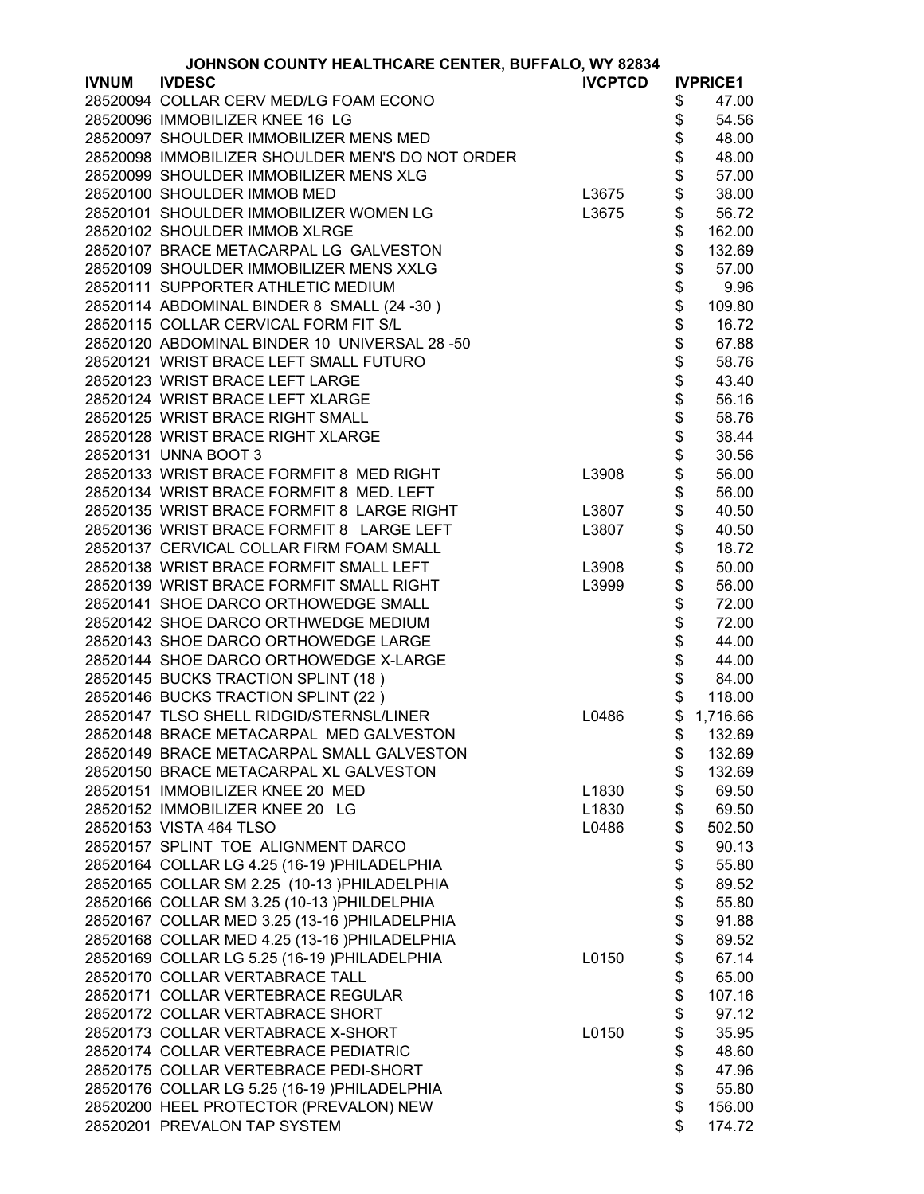JOHNSON COUNTY HEALTHCARE CENTER, BUFFALO, WY 82834

| IVNUM | IVDESC | IVCPTCD | IVPRICE1 |
|---|---|---|---|
| 28520094 | COLLAR CERV MED/LG FOAM ECONO | | $ 47.00 |
| 28520096 | IMMOBILIZER KNEE 16 LG | | $ 54.56 |
| 28520097 | SHOULDER IMMOBILIZER MENS MED | | $ 48.00 |
| 28520098 | IMMOBILIZER SHOULDER MEN'S DO NOT ORDER | | $ 48.00 |
| 28520099 | SHOULDER IMMOBILIZER MENS XLG | | $ 57.00 |
| 28520100 | SHOULDER IMMOB MED | L3675 | $ 38.00 |
| 28520101 | SHOULDER IMMOBILIZER WOMEN LG | L3675 | $ 56.72 |
| 28520102 | SHOULDER IMMOB XLRGE | | $ 162.00 |
| 28520107 | BRACE METACARPAL LG GALVESTON | | $ 132.69 |
| 28520109 | SHOULDER IMMOBILIZER MENS XXLG | | $ 57.00 |
| 28520111 | SUPPORTER ATHLETIC MEDIUM | | $ 9.96 |
| 28520114 | ABDOMINAL BINDER 8 SMALL (24 -30 ) | | $ 109.80 |
| 28520115 | COLLAR CERVICAL FORM FIT S/L | | $ 16.72 |
| 28520120 | ABDOMINAL BINDER 10 UNIVERSAL 28 -50 | | $ 67.88 |
| 28520121 | WRIST BRACE LEFT SMALL FUTURO | | $ 58.76 |
| 28520123 | WRIST BRACE LEFT LARGE | | $ 43.40 |
| 28520124 | WRIST BRACE LEFT XLARGE | | $ 56.16 |
| 28520125 | WRIST BRACE RIGHT SMALL | | $ 58.76 |
| 28520128 | WRIST BRACE RIGHT XLARGE | | $ 38.44 |
| 28520131 | UNNA BOOT 3 | | $ 30.56 |
| 28520133 | WRIST BRACE FORMFIT 8 MED RIGHT | L3908 | $ 56.00 |
| 28520134 | WRIST BRACE FORMFIT 8 MED. LEFT | | $ 56.00 |
| 28520135 | WRIST BRACE FORMFIT 8 LARGE RIGHT | L3807 | $ 40.50 |
| 28520136 | WRIST BRACE FORMFIT 8 LARGE LEFT | L3807 | $ 40.50 |
| 28520137 | CERVICAL COLLAR FIRM FOAM SMALL | | $ 18.72 |
| 28520138 | WRIST BRACE FORMFIT SMALL LEFT | L3908 | $ 50.00 |
| 28520139 | WRIST BRACE FORMFIT SMALL RIGHT | L3999 | $ 56.00 |
| 28520141 | SHOE DARCO ORTHOWEDGE SMALL | | $ 72.00 |
| 28520142 | SHOE DARCO ORTHWEDGE MEDIUM | | $ 72.00 |
| 28520143 | SHOE DARCO ORTHOWEDGE LARGE | | $ 44.00 |
| 28520144 | SHOE DARCO ORTHOWEDGE X-LARGE | | $ 44.00 |
| 28520145 | BUCKS TRACTION SPLINT (18 ) | | $ 84.00 |
| 28520146 | BUCKS TRACTION SPLINT (22 ) | | $ 118.00 |
| 28520147 | TLSO SHELL RIDGID/STERNSL/LINER | L0486 | $ 1,716.66 |
| 28520148 | BRACE METACARPAL MED GALVESTON | | $ 132.69 |
| 28520149 | BRACE METACARPAL SMALL GALVESTON | | $ 132.69 |
| 28520150 | BRACE METACARPAL XL GALVESTON | | $ 132.69 |
| 28520151 | IMMOBILIZER KNEE 20 MED | L1830 | $ 69.50 |
| 28520152 | IMMOBILIZER KNEE 20 LG | L1830 | $ 69.50 |
| 28520153 | VISTA 464 TLSO | L0486 | $ 502.50 |
| 28520157 | SPLINT TOE ALIGNMENT DARCO | | $ 90.13 |
| 28520164 | COLLAR LG 4.25 (16-19 )PHILADELPHIA | | $ 55.80 |
| 28520165 | COLLAR SM 2.25 (10-13 )PHILADELPHIA | | $ 89.52 |
| 28520166 | COLLAR SM 3.25 (10-13 )PHILDELPHIA | | $ 55.80 |
| 28520167 | COLLAR MED 3.25 (13-16 )PHILADELPHIA | | $ 91.88 |
| 28520168 | COLLAR MED 4.25 (13-16 )PHILADELPHIA | | $ 89.52 |
| 28520169 | COLLAR LG 5.25 (16-19 )PHILADELPHIA | L0150 | $ 67.14 |
| 28520170 | COLLAR VERTABRACE TALL | | $ 65.00 |
| 28520171 | COLLAR VERTEBRACE REGULAR | | $ 107.16 |
| 28520172 | COLLAR VERTABRACE SHORT | | $ 97.12 |
| 28520173 | COLLAR VERTABRACE X-SHORT | L0150 | $ 35.95 |
| 28520174 | COLLAR VERTEBRACE PEDIATRIC | | $ 48.60 |
| 28520175 | COLLAR VERTEBRACE PEDI-SHORT | | $ 47.96 |
| 28520176 | COLLAR LG 5.25 (16-19 )PHILADELPHIA | | $ 55.80 |
| 28520200 | HEEL PROTECTOR (PREVALON) NEW | | $ 156.00 |
| 28520201 | PREVALON TAP SYSTEM | | $ 174.72 |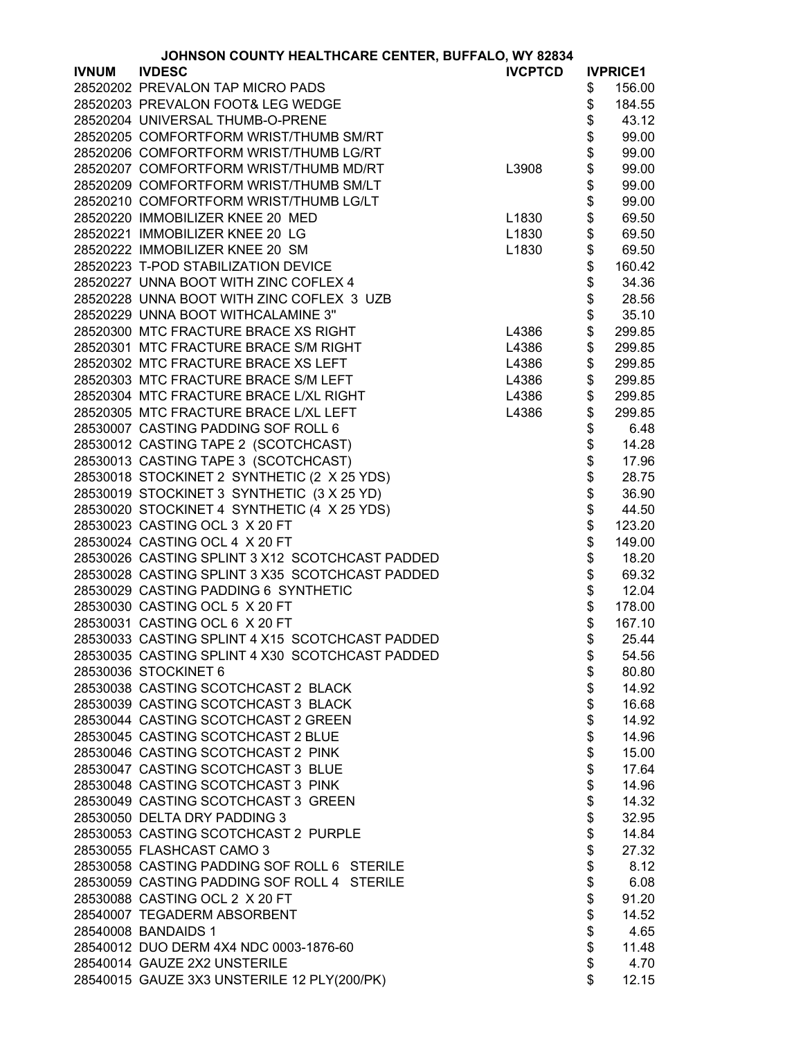JOHNSON COUNTY HEALTHCARE CENTER, BUFFALO, WY 82834

| IVNUM | IVDESC | IVCPTCD | IVPRICE1 |
|---|---|---|---|
| 28520202 | PREVALON TAP MICRO PADS | | $ 156.00 |
| 28520203 | PREVALON FOOT& LEG WEDGE | | $ 184.55 |
| 28520204 | UNIVERSAL THUMB-O-PRENE | | $ 43.12 |
| 28520205 | COMFORTFORM WRIST/THUMB SM/RT | | $ 99.00 |
| 28520206 | COMFORTFORM WRIST/THUMB LG/RT | | $ 99.00 |
| 28520207 | COMFORTFORM WRIST/THUMB MD/RT | L3908 | $ 99.00 |
| 28520209 | COMFORTFORM WRIST/THUMB SM/LT | | $ 99.00 |
| 28520210 | COMFORTFORM WRIST/THUMB LG/LT | | $ 99.00 |
| 28520220 | IMMOBILIZER KNEE 20 MED | L1830 | $ 69.50 |
| 28520221 | IMMOBILIZER KNEE 20 LG | L1830 | $ 69.50 |
| 28520222 | IMMOBILIZER KNEE 20 SM | L1830 | $ 69.50 |
| 28520223 | T-POD STABILIZATION DEVICE | | $ 160.42 |
| 28520227 | UNNA BOOT WITH ZINC COFLEX 4 | | $ 34.36 |
| 28520228 | UNNA BOOT WITH ZINC COFLEX 3 UZB | | $ 28.56 |
| 28520229 | UNNA BOOT WITHCALAMINE 3" | | $ 35.10 |
| 28520300 | MTC FRACTURE BRACE XS RIGHT | L4386 | $ 299.85 |
| 28520301 | MTC FRACTURE BRACE S/M RIGHT | L4386 | $ 299.85 |
| 28520302 | MTC FRACTURE BRACE XS LEFT | L4386 | $ 299.85 |
| 28520303 | MTC FRACTURE BRACE S/M LEFT | L4386 | $ 299.85 |
| 28520304 | MTC FRACTURE BRACE L/XL RIGHT | L4386 | $ 299.85 |
| 28520305 | MTC FRACTURE BRACE L/XL LEFT | L4386 | $ 299.85 |
| 28530007 | CASTING PADDING SOF ROLL 6 | | $ 6.48 |
| 28530012 | CASTING TAPE 2 (SCOTCHCAST) | | $ 14.28 |
| 28530013 | CASTING TAPE 3 (SCOTCHCAST) | | $ 17.96 |
| 28530018 | STOCKINET 2 SYNTHETIC (2 X 25 YDS) | | $ 28.75 |
| 28530019 | STOCKINET 3 SYNTHETIC (3 X 25 YD) | | $ 36.90 |
| 28530020 | STOCKINET 4 SYNTHETIC (4 X 25 YDS) | | $ 44.50 |
| 28530023 | CASTING OCL 3 X 20 FT | | $ 123.20 |
| 28530024 | CASTING OCL 4 X 20 FT | | $ 149.00 |
| 28530026 | CASTING SPLINT 3 X12 SCOTCHCAST PADDED | | $ 18.20 |
| 28530028 | CASTING SPLINT 3 X35 SCOTCHCAST PADDED | | $ 69.32 |
| 28530029 | CASTING PADDING 6 SYNTHETIC | | $ 12.04 |
| 28530030 | CASTING OCL 5 X 20 FT | | $ 178.00 |
| 28530031 | CASTING OCL 6 X 20 FT | | $ 167.10 |
| 28530033 | CASTING SPLINT 4 X15 SCOTCHCAST PADDED | | $ 25.44 |
| 28530035 | CASTING SPLINT 4 X30 SCOTCHCAST PADDED | | $ 54.56 |
| 28530036 | STOCKINET 6 | | $ 80.80 |
| 28530038 | CASTING SCOTCHCAST 2 BLACK | | $ 14.92 |
| 28530039 | CASTING SCOTCHCAST 3 BLACK | | $ 16.68 |
| 28530044 | CASTING SCOTCHCAST 2 GREEN | | $ 14.92 |
| 28530045 | CASTING SCOTCHCAST 2 BLUE | | $ 14.96 |
| 28530046 | CASTING SCOTCHCAST 2 PINK | | $ 15.00 |
| 28530047 | CASTING SCOTCHCAST 3 BLUE | | $ 17.64 |
| 28530048 | CASTING SCOTCHCAST 3 PINK | | $ 14.96 |
| 28530049 | CASTING SCOTCHCAST 3 GREEN | | $ 14.32 |
| 28530050 | DELTA DRY PADDING 3 | | $ 32.95 |
| 28530053 | CASTING SCOTCHCAST 2 PURPLE | | $ 14.84 |
| 28530055 | FLASHCAST CAMO 3 | | $ 27.32 |
| 28530058 | CASTING PADDING SOF ROLL 6 STERILE | | $ 8.12 |
| 28530059 | CASTING PADDING SOF ROLL 4 STERILE | | $ 6.08 |
| 28530088 | CASTING OCL 2 X 20 FT | | $ 91.20 |
| 28540007 | TEGADERM ABSORBENT | | $ 14.52 |
| 28540008 | BANDAIDS 1 | | $ 4.65 |
| 28540012 | DUO DERM 4X4 NDC 0003-1876-60 | | $ 11.48 |
| 28540014 | GAUZE 2X2 UNSTERILE | | $ 4.70 |
| 28540015 | GAUZE 3X3 UNSTERILE 12 PLY(200/PK) | | $ 12.15 |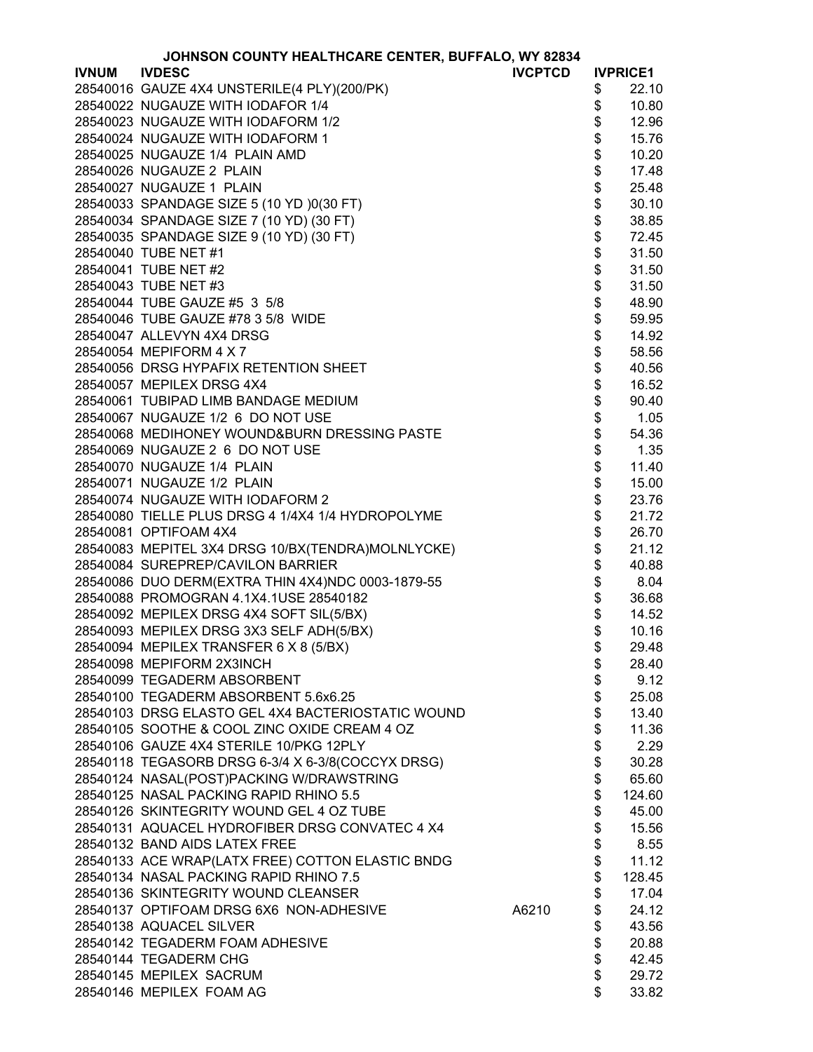JOHNSON COUNTY HEALTHCARE CENTER, BUFFALO, WY 82834

| IVNUM | IVDESC | IVCPTCD | IVPRICE1 |
|---|---|---|---|
| 28540016 | GAUZE 4X4 UNSTERILE(4 PLY)(200/PK) | | $ 22.10 |
| 28540022 | NUGAUZE WITH IODAFOR 1/4 | | $ 10.80 |
| 28540023 | NUGAUZE WITH IODAFORM 1/2 | | $ 12.96 |
| 28540024 | NUGAUZE WITH IODAFORM 1 | | $ 15.76 |
| 28540025 | NUGAUZE 1/4 PLAIN AMD | | $ 10.20 |
| 28540026 | NUGAUZE 2 PLAIN | | $ 17.48 |
| 28540027 | NUGAUZE 1 PLAIN | | $ 25.48 |
| 28540033 | SPANDAGE SIZE 5 (10 YD )0(30 FT) | | $ 30.10 |
| 28540034 | SPANDAGE SIZE 7 (10 YD) (30 FT) | | $ 38.85 |
| 28540035 | SPANDAGE SIZE 9 (10 YD) (30 FT) | | $ 72.45 |
| 28540040 | TUBE NET #1 | | $ 31.50 |
| 28540041 | TUBE NET #2 | | $ 31.50 |
| 28540043 | TUBE NET #3 | | $ 31.50 |
| 28540044 | TUBE GAUZE #5 3 5/8 | | $ 48.90 |
| 28540046 | TUBE GAUZE #78 3 5/8 WIDE | | $ 59.95 |
| 28540047 | ALLEVYN 4X4 DRSG | | $ 14.92 |
| 28540054 | MEPIFORM 4 X 7 | | $ 58.56 |
| 28540056 | DRSG HYPAFIX RETENTION SHEET | | $ 40.56 |
| 28540057 | MEPILEX DRSG 4X4 | | $ 16.52 |
| 28540061 | TUBIPAD LIMB BANDAGE MEDIUM | | $ 90.40 |
| 28540067 | NUGAUZE 1/2 6 DO NOT USE | | $ 1.05 |
| 28540068 | MEDIHONEY WOUND&BURN DRESSING PASTE | | $ 54.36 |
| 28540069 | NUGAUZE 2 6 DO NOT USE | | $ 1.35 |
| 28540070 | NUGAUZE 1/4 PLAIN | | $ 11.40 |
| 28540071 | NUGAUZE 1/2 PLAIN | | $ 15.00 |
| 28540074 | NUGAUZE WITH IODAFORM 2 | | $ 23.76 |
| 28540080 | TIELLE PLUS DRSG 4 1/4X4 1/4 HYDROPOLYME | | $ 21.72 |
| 28540081 | OPTIFOAM 4X4 | | $ 26.70 |
| 28540083 | MEPITEL 3X4 DRSG 10/BX(TENDRA)MOLNLYCKE) | | $ 21.12 |
| 28540084 | SUREPREP/CAVILON BARRIER | | $ 40.88 |
| 28540086 | DUO DERM(EXTRA THIN 4X4)NDC 0003-1879-55 | | $ 8.04 |
| 28540088 | PROMOGRAN 4.1X4.1USE 28540182 | | $ 36.68 |
| 28540092 | MEPILEX DRSG 4X4 SOFT SIL(5/BX) | | $ 14.52 |
| 28540093 | MEPILEX DRSG 3X3 SELF ADH(5/BX) | | $ 10.16 |
| 28540094 | MEPILEX TRANSFER 6 X 8 (5/BX) | | $ 29.48 |
| 28540098 | MEPIFORM 2X3INCH | | $ 28.40 |
| 28540099 | TEGADERM ABSORBENT | | $ 9.12 |
| 28540100 | TEGADERM ABSORBENT 5.6x6.25 | | $ 25.08 |
| 28540103 | DRSG ELASTO GEL 4X4 BACTERIOSTATIC WOUND | | $ 13.40 |
| 28540105 | SOOTHE & COOL ZINC OXIDE CREAM 4 OZ | | $ 11.36 |
| 28540106 | GAUZE 4X4 STERILE 10/PKG 12PLY | | $ 2.29 |
| 28540118 | TEGASORB DRSG 6-3/4 X 6-3/8(COCCYX DRSG) | | $ 30.28 |
| 28540124 | NASAL(POST)PACKING W/DRAWSTRING | | $ 65.60 |
| 28540125 | NASAL PACKING RAPID RHINO 5.5 | | $ 124.60 |
| 28540126 | SKINTEGRITY WOUND GEL 4 OZ TUBE | | $ 45.00 |
| 28540131 | AQUACEL HYDROFIBER DRSG CONVATEC 4 X4 | | $ 15.56 |
| 28540132 | BAND AIDS LATEX FREE | | $ 8.55 |
| 28540133 | ACE WRAP(LATX FREE) COTTON ELASTIC BNDG | | $ 11.12 |
| 28540134 | NASAL PACKING RAPID RHINO 7.5 | | $ 128.45 |
| 28540136 | SKINTEGRITY WOUND CLEANSER | | $ 17.04 |
| 28540137 | OPTIFOAM DRSG 6X6 NON-ADHESIVE | A6210 | $ 24.12 |
| 28540138 | AQUACEL SILVER | | $ 43.56 |
| 28540142 | TEGADERM FOAM ADHESIVE | | $ 20.88 |
| 28540144 | TEGADERM CHG | | $ 42.45 |
| 28540145 | MEPILEX SACRUM | | $ 29.72 |
| 28540146 | MEPILEX FOAM AG | | $ 33.82 |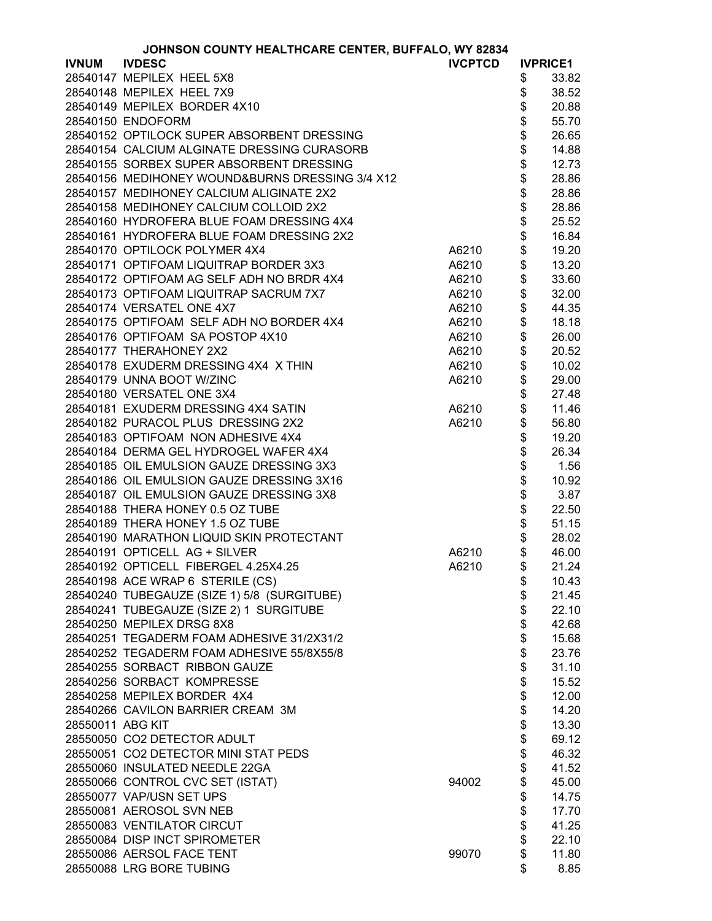JOHNSON COUNTY HEALTHCARE CENTER, BUFFALO, WY 82834

| IVNUM | IVDESC | IVCPTCD | IVPRICE1 |
|---|---|---|---|
| 28540147 | MEPILEX HEEL 5X8 | | $ 33.82 |
| 28540148 | MEPILEX HEEL 7X9 | | $ 38.52 |
| 28540149 | MEPILEX BORDER 4X10 | | $ 20.88 |
| 28540150 | ENDOFORM | | $ 55.70 |
| 28540152 | OPTILOCK SUPER ABSORBENT DRESSING | | $ 26.65 |
| 28540154 | CALCIUM ALGINATE DRESSING CURASORB | | $ 14.88 |
| 28540155 | SORBEX SUPER ABSORBENT DRESSING | | $ 12.73 |
| 28540156 | MEDIHONEY WOUND&BURNS DRESSING 3/4 X12 | | $ 28.86 |
| 28540157 | MEDIHONEY CALCIUM ALIGINATE 2X2 | | $ 28.86 |
| 28540158 | MEDIHONEY CALCIUM COLLOID 2X2 | | $ 28.86 |
| 28540160 | HYDROFERA BLUE FOAM DRESSING 4X4 | | $ 25.52 |
| 28540161 | HYDROFERA BLUE FOAM DRESSING 2X2 | | $ 16.84 |
| 28540170 | OPTILOCK POLYMER 4X4 | A6210 | $ 19.20 |
| 28540171 | OPTIFOAM LIQUITRAP BORDER 3X3 | A6210 | $ 13.20 |
| 28540172 | OPTIFOAM AG SELF ADH NO BRDR 4X4 | A6210 | $ 33.60 |
| 28540173 | OPTIFOAM LIQUITRAP SACRUM 7X7 | A6210 | $ 32.00 |
| 28540174 | VERSATEL ONE 4X7 | A6210 | $ 44.35 |
| 28540175 | OPTIFOAM SELF ADH NO BORDER 4X4 | A6210 | $ 18.18 |
| 28540176 | OPTIFOAM SA POSTOP 4X10 | A6210 | $ 26.00 |
| 28540177 | THERAHONEY 2X2 | A6210 | $ 20.52 |
| 28540178 | EXUDERM DRESSING 4X4 X THIN | A6210 | $ 10.02 |
| 28540179 | UNNA BOOT W/ZINC | A6210 | $ 29.00 |
| 28540180 | VERSATEL ONE 3X4 | | $ 27.48 |
| 28540181 | EXUDERM DRESSING 4X4 SATIN | A6210 | $ 11.46 |
| 28540182 | PURACOL PLUS DRESSING 2X2 | A6210 | $ 56.80 |
| 28540183 | OPTIFOAM NON ADHESIVE 4X4 | | $ 19.20 |
| 28540184 | DERMA GEL HYDROGEL WAFER 4X4 | | $ 26.34 |
| 28540185 | OIL EMULSION GAUZE DRESSING 3X3 | | $ 1.56 |
| 28540186 | OIL EMULSION GAUZE DRESSING 3X16 | | $ 10.92 |
| 28540187 | OIL EMULSION GAUZE DRESSING 3X8 | | $ 3.87 |
| 28540188 | THERA HONEY 0.5 OZ TUBE | | $ 22.50 |
| 28540189 | THERA HONEY 1.5 OZ TUBE | | $ 51.15 |
| 28540190 | MARATHON LIQUID SKIN PROTECTANT | | $ 28.02 |
| 28540191 | OPTICELL AG + SILVER | A6210 | $ 46.00 |
| 28540192 | OPTICELL FIBERGEL 4.25X4.25 | A6210 | $ 21.24 |
| 28540198 | ACE WRAP 6 STERILE (CS) | | $ 10.43 |
| 28540240 | TUBEGAUZE (SIZE 1) 5/8 (SURGITUBE) | | $ 21.45 |
| 28540241 | TUBEGAUZE (SIZE 2) 1 SURGITUBE | | $ 22.10 |
| 28540250 | MEPILEX DRSG 8X8 | | $ 42.68 |
| 28540251 | TEGADERM FOAM ADHESIVE 31/2X31/2 | | $ 15.68 |
| 28540252 | TEGADERM FOAM ADHESIVE 55/8X55/8 | | $ 23.76 |
| 28540255 | SORBACT RIBBON GAUZE | | $ 31.10 |
| 28540256 | SORBACT KOMPRESSE | | $ 15.52 |
| 28540258 | MEPILEX BORDER 4X4 | | $ 12.00 |
| 28540266 | CAVILON BARRIER CREAM 3M | | $ 14.20 |
| 28550011 | ABG KIT | | $ 13.30 |
| 28550050 | CO2 DETECTOR ADULT | | $ 69.12 |
| 28550051 | CO2 DETECTOR MINI STAT PEDS | | $ 46.32 |
| 28550060 | INSULATED NEEDLE 22GA | | $ 41.52 |
| 28550066 | CONTROL CVC SET (ISTAT) | 94002 | $ 45.00 |
| 28550077 | VAP/USN SET UPS | | $ 14.75 |
| 28550081 | AEROSOL SVN NEB | | $ 17.70 |
| 28550083 | VENTILATOR CIRCUT | | $ 41.25 |
| 28550084 | DISP INCT SPIROMETER | | $ 22.10 |
| 28550086 | AERSOL FACE TENT | 99070 | $ 11.80 |
| 28550088 | LRG BORE TUBING | | $ 8.85 |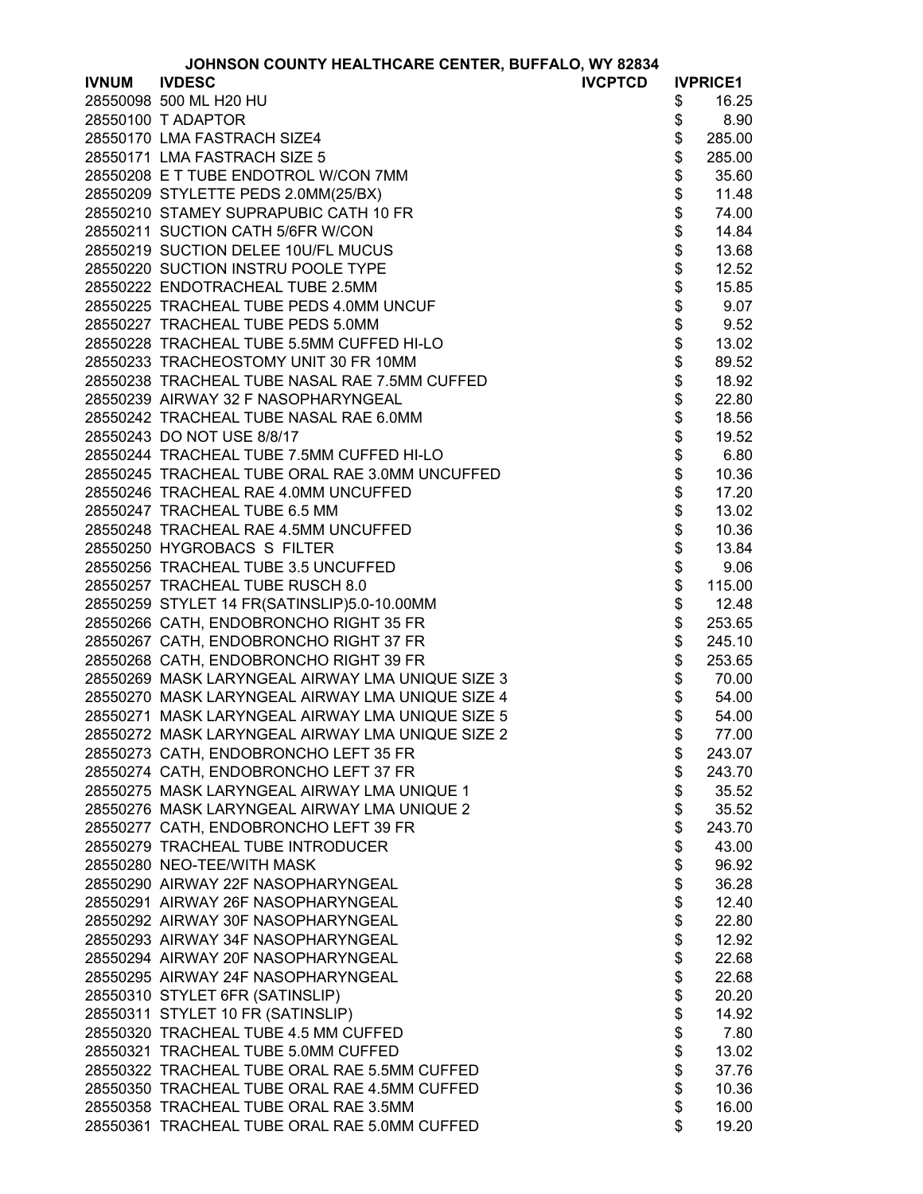JOHNSON COUNTY HEALTHCARE CENTER, BUFFALO, WY 82834

| IVNUM | IVDESC | IVCPTCD | IVPRICE1 |
|---|---|---|---|
| 28550098 | 500 ML H20 HU | | $ 16.25 |
| 28550100 | T ADAPTOR | | $ 8.90 |
| 28550170 | LMA FASTRACH SIZE4 | | $ 285.00 |
| 28550171 | LMA FASTRACH SIZE 5 | | $ 285.00 |
| 28550208 | E T TUBE ENDOTROL W/CON 7MM | | $ 35.60 |
| 28550209 | STYLETTE PEDS 2.0MM(25/BX) | | $ 11.48 |
| 28550210 | STAMEY SUPRAPUBIC CATH 10 FR | | $ 74.00 |
| 28550211 | SUCTION CATH 5/6FR W/CON | | $ 14.84 |
| 28550219 | SUCTION DELEE 10U/FL MUCUS | | $ 13.68 |
| 28550220 | SUCTION INSTRU POOLE TYPE | | $ 12.52 |
| 28550222 | ENDOTRACHEAL TUBE 2.5MM | | $ 15.85 |
| 28550225 | TRACHEAL TUBE PEDS 4.0MM UNCUF | | $ 9.07 |
| 28550227 | TRACHEAL TUBE PEDS 5.0MM | | $ 9.52 |
| 28550228 | TRACHEAL TUBE 5.5MM CUFFED HI-LO | | $ 13.02 |
| 28550233 | TRACHEOSTOMY UNIT 30 FR 10MM | | $ 89.52 |
| 28550238 | TRACHEAL TUBE NASAL RAE 7.5MM CUFFED | | $ 18.92 |
| 28550239 | AIRWAY 32 F NASOPHARYNGEAL | | $ 22.80 |
| 28550242 | TRACHEAL TUBE NASAL RAE 6.0MM | | $ 18.56 |
| 28550243 | DO NOT USE 8/8/17 | | $ 19.52 |
| 28550244 | TRACHEAL TUBE 7.5MM CUFFED HI-LO | | $ 6.80 |
| 28550245 | TRACHEAL TUBE ORAL RAE 3.0MM UNCUFFED | | $ 10.36 |
| 28550246 | TRACHEAL RAE 4.0MM UNCUFFED | | $ 17.20 |
| 28550247 | TRACHEAL TUBE 6.5 MM | | $ 13.02 |
| 28550248 | TRACHEAL RAE 4.5MM UNCUFFED | | $ 10.36 |
| 28550250 | HYGROBACS S FILTER | | $ 13.84 |
| 28550256 | TRACHEAL TUBE 3.5 UNCUFFED | | $ 9.06 |
| 28550257 | TRACHEAL TUBE RUSCH 8.0 | | $ 115.00 |
| 28550259 | STYLET 14 FR(SATINSLIP)5.0-10.00MM | | $ 12.48 |
| 28550266 | CATH, ENDOBRONCHO RIGHT 35 FR | | $ 253.65 |
| 28550267 | CATH, ENDOBRONCHO RIGHT 37 FR | | $ 245.10 |
| 28550268 | CATH, ENDOBRONCHO RIGHT 39 FR | | $ 253.65 |
| 28550269 | MASK LARYNGEAL AIRWAY LMA UNIQUE SIZE 3 | | $ 70.00 |
| 28550270 | MASK LARYNGEAL AIRWAY LMA UNIQUE SIZE 4 | | $ 54.00 |
| 28550271 | MASK LARYNGEAL AIRWAY LMA UNIQUE SIZE 5 | | $ 54.00 |
| 28550272 | MASK LARYNGEAL AIRWAY LMA UNIQUE SIZE 2 | | $ 77.00 |
| 28550273 | CATH, ENDOBRONCHO LEFT 35 FR | | $ 243.07 |
| 28550274 | CATH, ENDOBRONCHO LEFT 37 FR | | $ 243.70 |
| 28550275 | MASK LARYNGEAL AIRWAY LMA UNIQUE 1 | | $ 35.52 |
| 28550276 | MASK LARYNGEAL AIRWAY LMA UNIQUE 2 | | $ 35.52 |
| 28550277 | CATH, ENDOBRONCHO LEFT 39 FR | | $ 243.70 |
| 28550279 | TRACHEAL TUBE INTRODUCER | | $ 43.00 |
| 28550280 | NEO-TEE/WITH MASK | | $ 96.92 |
| 28550290 | AIRWAY 22F NASOPHARYNGEAL | | $ 36.28 |
| 28550291 | AIRWAY 26F NASOPHARYNGEAL | | $ 12.40 |
| 28550292 | AIRWAY 30F NASOPHARYNGEAL | | $ 22.80 |
| 28550293 | AIRWAY 34F NASOPHARYNGEAL | | $ 12.92 |
| 28550294 | AIRWAY 20F NASOPHARYNGEAL | | $ 22.68 |
| 28550295 | AIRWAY 24F NASOPHARYNGEAL | | $ 22.68 |
| 28550310 | STYLET 6FR (SATINSLIP) | | $ 20.20 |
| 28550311 | STYLET 10 FR (SATINSLIP) | | $ 14.92 |
| 28550320 | TRACHEAL TUBE 4.5 MM CUFFED | | $ 7.80 |
| 28550321 | TRACHEAL TUBE 5.0MM CUFFED | | $ 13.02 |
| 28550322 | TRACHEAL TUBE ORAL RAE 5.5MM CUFFED | | $ 37.76 |
| 28550350 | TRACHEAL TUBE ORAL RAE 4.5MM CUFFED | | $ 10.36 |
| 28550358 | TRACHEAL TUBE ORAL RAE 3.5MM | | $ 16.00 |
| 28550361 | TRACHEAL TUBE ORAL RAE 5.0MM CUFFED | | $ 19.20 |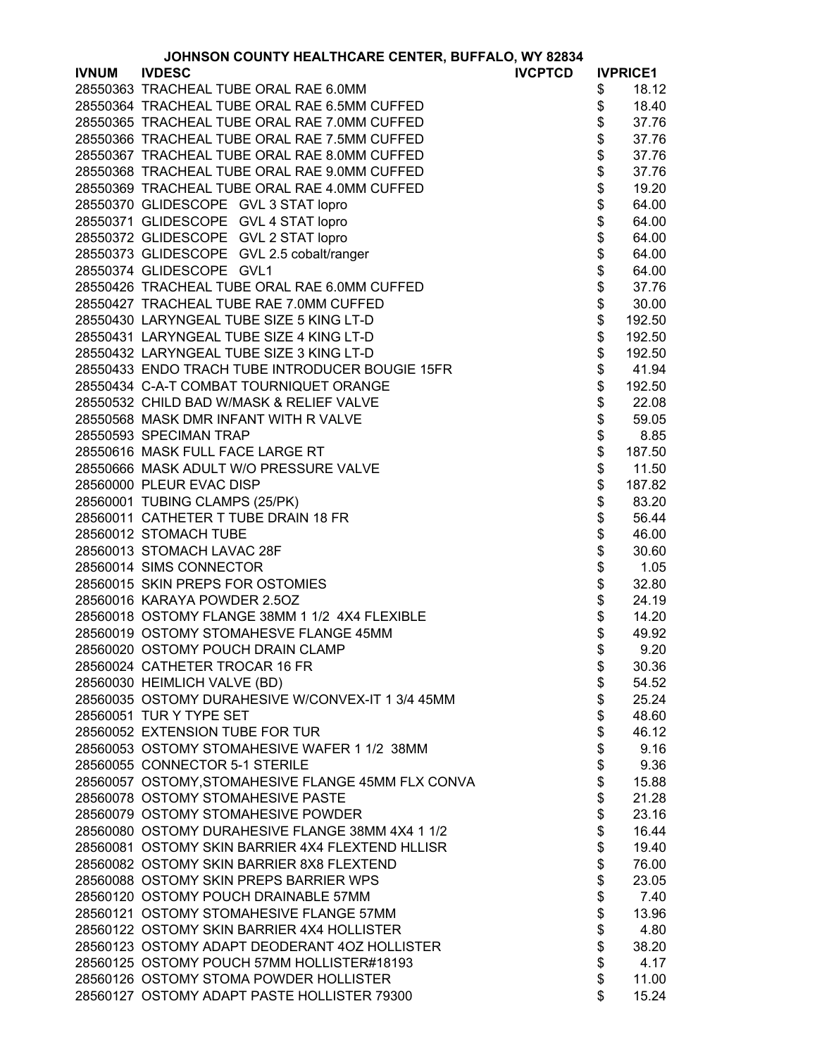JOHNSON COUNTY HEALTHCARE CENTER, BUFFALO, WY 82834

| IVNUM | IVDESC | IVCPTCD | IVPRICE1 |
|---|---|---|---|
| 28550363 | TRACHEAL TUBE ORAL RAE 6.0MM | | $ 18.12 |
| 28550364 | TRACHEAL TUBE ORAL RAE 6.5MM CUFFED | | $ 18.40 |
| 28550365 | TRACHEAL TUBE ORAL RAE 7.0MM CUFFED | | $ 37.76 |
| 28550366 | TRACHEAL TUBE ORAL RAE 7.5MM CUFFED | | $ 37.76 |
| 28550367 | TRACHEAL TUBE ORAL RAE 8.0MM CUFFED | | $ 37.76 |
| 28550368 | TRACHEAL TUBE ORAL RAE 9.0MM CUFFED | | $ 37.76 |
| 28550369 | TRACHEAL TUBE ORAL RAE 4.0MM CUFFED | | $ 19.20 |
| 28550370 | GLIDESCOPE GVL 3 STAT lopro | | $ 64.00 |
| 28550371 | GLIDESCOPE GVL 4 STAT lopro | | $ 64.00 |
| 28550372 | GLIDESCOPE GVL 2 STAT lopro | | $ 64.00 |
| 28550373 | GLIDESCOPE GVL 2.5 cobalt/ranger | | $ 64.00 |
| 28550374 | GLIDESCOPE GVL1 | | $ 64.00 |
| 28550426 | TRACHEAL TUBE ORAL RAE 6.0MM CUFFED | | $ 37.76 |
| 28550427 | TRACHEAL TUBE RAE 7.0MM CUFFED | | $ 30.00 |
| 28550430 | LARYNGEAL TUBE SIZE 5 KING LT-D | | $ 192.50 |
| 28550431 | LARYNGEAL TUBE SIZE 4 KING LT-D | | $ 192.50 |
| 28550432 | LARYNGEAL TUBE SIZE 3 KING LT-D | | $ 192.50 |
| 28550433 | ENDO TRACH TUBE INTRODUCER BOUGIE 15FR | | $ 41.94 |
| 28550434 | C-A-T COMBAT TOURNIQUET ORANGE | | $ 192.50 |
| 28550532 | CHILD BAD W/MASK & RELIEF VALVE | | $ 22.08 |
| 28550568 | MASK DMR INFANT WITH R VALVE | | $ 59.05 |
| 28550593 | SPECIMAN TRAP | | $ 8.85 |
| 28550616 | MASK FULL FACE LARGE RT | | $ 187.50 |
| 28550666 | MASK ADULT W/O PRESSURE VALVE | | $ 11.50 |
| 28560000 | PLEUR EVAC DISP | | $ 187.82 |
| 28560001 | TUBING CLAMPS (25/PK) | | $ 83.20 |
| 28560011 | CATHETER T TUBE DRAIN 18 FR | | $ 56.44 |
| 28560012 | STOMACH TUBE | | $ 46.00 |
| 28560013 | STOMACH LAVAC 28F | | $ 30.60 |
| 28560014 | SIMS CONNECTOR | | $ 1.05 |
| 28560015 | SKIN PREPS FOR OSTOMIES | | $ 32.80 |
| 28560016 | KARAYA POWDER 2.5OZ | | $ 24.19 |
| 28560018 | OSTOMY FLANGE 38MM 1 1/2 4X4 FLEXIBLE | | $ 14.20 |
| 28560019 | OSTOMY STOMAHESVE FLANGE 45MM | | $ 49.92 |
| 28560020 | OSTOMY POUCH DRAIN CLAMP | | $ 9.20 |
| 28560024 | CATHETER TROCAR 16 FR | | $ 30.36 |
| 28560030 | HEIMLICH VALVE (BD) | | $ 54.52 |
| 28560035 | OSTOMY DURAHESIVE W/CONVEX-IT 1 3/4 45MM | | $ 25.24 |
| 28560051 | TUR Y TYPE SET | | $ 48.60 |
| 28560052 | EXTENSION TUBE FOR TUR | | $ 46.12 |
| 28560053 | OSTOMY STOMAHESIVE WAFER 1 1/2 38MM | | $ 9.16 |
| 28560055 | CONNECTOR 5-1 STERILE | | $ 9.36 |
| 28560057 | OSTOMY,STOMAHESIVE FLANGE 45MM FLX CONVA | | $ 15.88 |
| 28560078 | OSTOMY STOMAHESIVE PASTE | | $ 21.28 |
| 28560079 | OSTOMY STOMAHESIVE POWDER | | $ 23.16 |
| 28560080 | OSTOMY DURAHESIVE FLANGE 38MM 4X4 1 1/2 | | $ 16.44 |
| 28560081 | OSTOMY SKIN BARRIER 4X4 FLEXTEND HLLISR | | $ 19.40 |
| 28560082 | OSTOMY SKIN BARRIER 8X8 FLEXTEND | | $ 76.00 |
| 28560088 | OSTOMY SKIN PREPS BARRIER WPS | | $ 23.05 |
| 28560120 | OSTOMY POUCH DRAINABLE 57MM | | $ 7.40 |
| 28560121 | OSTOMY STOMAHESIVE FLANGE 57MM | | $ 13.96 |
| 28560122 | OSTOMY SKIN BARRIER 4X4 HOLLISTER | | $ 4.80 |
| 28560123 | OSTOMY ADAPT DEODERANT 4OZ HOLLISTER | | $ 38.20 |
| 28560125 | OSTOMY POUCH 57MM HOLLISTER#18193 | | $ 4.17 |
| 28560126 | OSTOMY STOMA POWDER HOLLISTER | | $ 11.00 |
| 28560127 | OSTOMY ADAPT PASTE HOLLISTER 79300 | | $ 15.24 |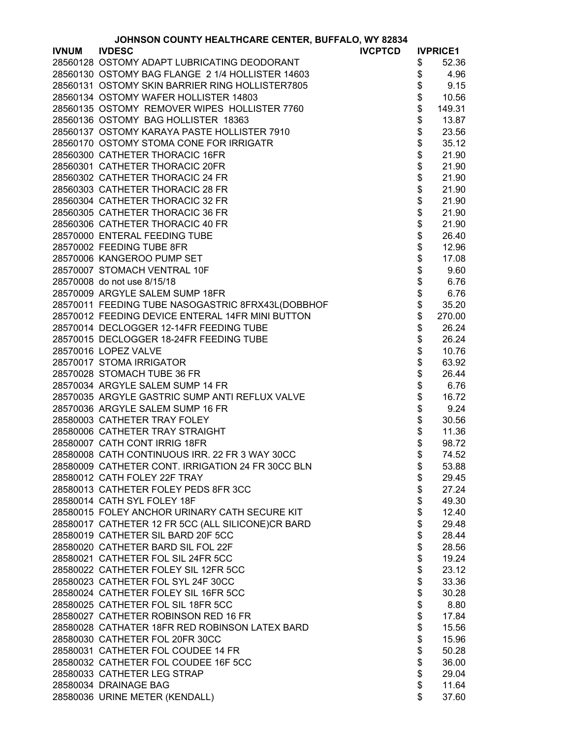| IVNUM | IVDESC | IVCPTCD | IVPRICE1 |
|---|---|---|---|
| 28560128 | OSTOMY ADAPT LUBRICATING DEODORANT | | $ 52.36 |
| 28560130 | OSTOMY BAG FLANGE 2 1/4 HOLLISTER 14603 | | $ 4.96 |
| 28560131 | OSTOMY SKIN BARRIER RING HOLLISTER7805 | | $ 9.15 |
| 28560134 | OSTOMY WAFER HOLLISTER 14803 | | $ 10.56 |
| 28560135 | OSTOMY REMOVER WIPES HOLLISTER 7760 | | $ 149.31 |
| 28560136 | OSTOMY BAG HOLLISTER 18363 | | $ 13.87 |
| 28560137 | OSTOMY KARAYA PASTE HOLLISTER 7910 | | $ 23.56 |
| 28560170 | OSTOMY STOMA CONE FOR IRRIGATR | | $ 35.12 |
| 28560300 | CATHETER THORACIC 16FR | | $ 21.90 |
| 28560301 | CATHETER THORACIC 20FR | | $ 21.90 |
| 28560302 | CATHETER THORACIC 24 FR | | $ 21.90 |
| 28560303 | CATHETER THORACIC 28 FR | | $ 21.90 |
| 28560304 | CATHETER THORACIC 32 FR | | $ 21.90 |
| 28560305 | CATHETER THORACIC 36 FR | | $ 21.90 |
| 28560306 | CATHETER THORACIC 40 FR | | $ 21.90 |
| 28570000 | ENTERAL FEEDING TUBE | | $ 26.40 |
| 28570002 | FEEDING TUBE 8FR | | $ 12.96 |
| 28570006 | KANGEROO PUMP SET | | $ 17.08 |
| 28570007 | STOMACH VENTRAL 10F | | $ 9.60 |
| 28570008 | do not use 8/15/18 | | $ 6.76 |
| 28570009 | ARGYLE SALEM SUMP 18FR | | $ 6.76 |
| 28570011 | FEEDING TUBE NASOGASTRIC 8FRX43L(DOBBHOF | | $ 35.20 |
| 28570012 | FEEDING DEVICE ENTERAL 14FR MINI BUTTON | | $ 270.00 |
| 28570014 | DECLOGGER 12-14FR FEEDING TUBE | | $ 26.24 |
| 28570015 | DECLOGGER 18-24FR FEEDING TUBE | | $ 26.24 |
| 28570016 | LOPEZ VALVE | | $ 10.76 |
| 28570017 | STOMA IRRIGATOR | | $ 63.92 |
| 28570028 | STOMACH TUBE 36 FR | | $ 26.44 |
| 28570034 | ARGYLE SALEM SUMP 14 FR | | $ 6.76 |
| 28570035 | ARGYLE GASTRIC SUMP ANTI REFLUX VALVE | | $ 16.72 |
| 28570036 | ARGYLE SALEM SUMP 16 FR | | $ 9.24 |
| 28580003 | CATHETER TRAY FOLEY | | $ 30.56 |
| 28580006 | CATHETER TRAY STRAIGHT | | $ 11.36 |
| 28580007 | CATH CONT IRRIG 18FR | | $ 98.72 |
| 28580008 | CATH CONTINUOUS IRR. 22 FR 3 WAY 30CC | | $ 74.52 |
| 28580009 | CATHETER CONT. IRRIGATION 24 FR 30CC BLN | | $ 53.88 |
| 28580012 | CATH FOLEY 22F TRAY | | $ 29.45 |
| 28580013 | CATHETER FOLEY PEDS 8FR 3CC | | $ 27.24 |
| 28580014 | CATH SYL FOLEY 18F | | $ 49.30 |
| 28580015 | FOLEY ANCHOR URINARY CATH SECURE KIT | | $ 12.40 |
| 28580017 | CATHETER 12 FR 5CC (ALL SILICONE)CR BARD | | $ 29.48 |
| 28580019 | CATHETER SIL BARD 20F 5CC | | $ 28.44 |
| 28580020 | CATHETER BARD SIL FOL 22F | | $ 28.56 |
| 28580021 | CATHETER FOL SIL 24FR 5CC | | $ 19.24 |
| 28580022 | CATHETER FOLEY SIL 12FR 5CC | | $ 23.12 |
| 28580023 | CATHETER FOL SYL 24F 30CC | | $ 33.36 |
| 28580024 | CATHETER FOLEY SIL 16FR 5CC | | $ 30.28 |
| 28580025 | CATHETER FOL SIL 18FR 5CC | | $ 8.80 |
| 28580027 | CATHETER ROBINSON RED 16 FR | | $ 17.84 |
| 28580028 | CATHATER 18FR RED ROBINSON LATEX BARD | | $ 15.56 |
| 28580030 | CATHETER FOL 20FR 30CC | | $ 15.96 |
| 28580031 | CATHETER FOL COUDEE 14 FR | | $ 50.28 |
| 28580032 | CATHETER FOL COUDEE 16F 5CC | | $ 36.00 |
| 28580033 | CATHETER LEG STRAP | | $ 29.04 |
| 28580034 | DRAINAGE BAG | | $ 11.64 |
| 28580036 | URINE METER (KENDALL) | | $ 37.60 |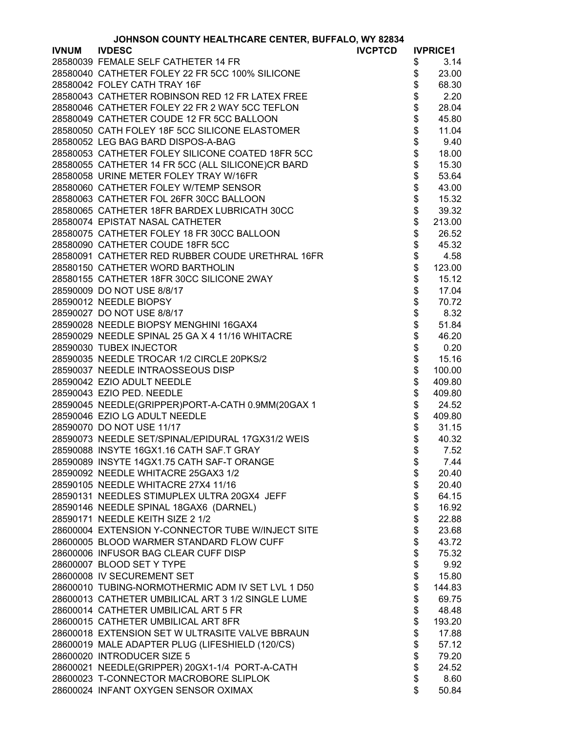# JOHNSON COUNTY HEALTHCARE CENTER, BUFFALO, WY 82834

| IVNUM | IVDESC | IVCPTCD | IVPRICE1 |
|---|---|---|---|
| 28580039 | FEMALE SELF CATHETER 14 FR | | $ 3.14 |
| 28580040 | CATHETER FOLEY 22 FR 5CC 100% SILICONE | | $ 23.00 |
| 28580042 | FOLEY CATH TRAY 16F | | $ 68.30 |
| 28580043 | CATHETER ROBINSON RED 12 FR LATEX FREE | | $ 2.20 |
| 28580046 | CATHETER FOLEY 22 FR 2 WAY 5CC TEFLON | | $ 28.04 |
| 28580049 | CATHETER COUDE 12 FR 5CC BALLOON | | $ 45.80 |
| 28580050 | CATH FOLEY 18F 5CC SILICONE ELASTOMER | | $ 11.04 |
| 28580052 | LEG BAG BARD DISPOS-A-BAG | | $ 9.40 |
| 28580053 | CATHETER FOLEY SILICONE COATED 18FR 5CC | | $ 18.00 |
| 28580055 | CATHETER 14 FR 5CC (ALL SILICONE)CR BARD | | $ 15.30 |
| 28580058 | URINE METER FOLEY TRAY W/16FR | | $ 53.64 |
| 28580060 | CATHETER FOLEY W/TEMP SENSOR | | $ 43.00 |
| 28580063 | CATHETER FOL 26FR 30CC BALLOON | | $ 15.32 |
| 28580065 | CATHETER 18FR BARDEX LUBRICATH 30CC | | $ 39.32 |
| 28580074 | EPISTAT NASAL CATHETER | | $ 213.00 |
| 28580075 | CATHETER FOLEY 18 FR 30CC BALLOON | | $ 26.52 |
| 28580090 | CATHETER COUDE 18FR 5CC | | $ 45.32 |
| 28580091 | CATHETER RED RUBBER COUDE URETHRAL 16FR | | $ 4.58 |
| 28580150 | CATHETER WORD BARTHOLIN | | $ 123.00 |
| 28580155 | CATHETER 18FR 30CC SILICONE 2WAY | | $ 15.12 |
| 28590009 | DO NOT USE 8/8/17 | | $ 17.04 |
| 28590012 | NEEDLE BIOPSY | | $ 70.72 |
| 28590027 | DO NOT USE 8/8/17 | | $ 8.32 |
| 28590028 | NEEDLE BIOPSY MENGHINI 16GAX4 | | $ 51.84 |
| 28590029 | NEEDLE SPINAL 25 GA X 4 11/16 WHITACRE | | $ 46.20 |
| 28590030 | TUBEX INJECTOR | | $ 0.20 |
| 28590035 | NEEDLE TROCAR 1/2 CIRCLE 20PKS/2 | | $ 15.16 |
| 28590037 | NEEDLE INTRAOSSEOUS DISP | | $ 100.00 |
| 28590042 | EZIO ADULT NEEDLE | | $ 409.80 |
| 28590043 | EZIO PED. NEEDLE | | $ 409.80 |
| 28590045 | NEEDLE(GRIPPER)PORT-A-CATH 0.9MM(20GAX 1 | | $ 24.52 |
| 28590046 | EZIO LG ADULT NEEDLE | | $ 409.80 |
| 28590070 | DO NOT USE 11/17 | | $ 31.15 |
| 28590073 | NEEDLE SET/SPINAL/EPIDURAL 17GX31/2 WEIS | | $ 40.32 |
| 28590088 | INSYTE 16GX1.16 CATH SAF.T GRAY | | $ 7.52 |
| 28590089 | INSYTE 14GX1.75 CATH SAF-T ORANGE | | $ 7.44 |
| 28590092 | NEEDLE WHITACRE 25GAX3 1/2 | | $ 20.40 |
| 28590105 | NEEDLE WHITACRE 27X4 11/16 | | $ 20.40 |
| 28590131 | NEEDLES STIMUPLEX ULTRA 20GX4 JEFF | | $ 64.15 |
| 28590146 | NEEDLE SPINAL 18GAX6 (DARNEL) | | $ 16.92 |
| 28590171 | NEEDLE KEITH SIZE 2 1/2 | | $ 22.88 |
| 28600004 | EXTENSION Y-CONNECTOR TUBE W/INJECT SITE | | $ 23.68 |
| 28600005 | BLOOD WARMER STANDARD FLOW CUFF | | $ 43.72 |
| 28600006 | INFUSOR BAG CLEAR CUFF DISP | | $ 75.32 |
| 28600007 | BLOOD SET Y TYPE | | $ 9.92 |
| 28600008 | IV SECUREMENT SET | | $ 15.80 |
| 28600010 | TUBING-NORMOTHERMIC ADM IV SET LVL 1 D50 | | $ 144.83 |
| 28600013 | CATHETER UMBILICAL ART 3 1/2 SINGLE LUME | | $ 69.75 |
| 28600014 | CATHETER UMBILICAL ART 5 FR | | $ 48.48 |
| 28600015 | CATHETER UMBILICAL ART 8FR | | $ 193.20 |
| 28600018 | EXTENSION SET W ULTRASITE VALVE BBRAUN | | $ 17.88 |
| 28600019 | MALE ADAPTER PLUG (LIFESHIELD (120/CS) | | $ 57.12 |
| 28600020 | INTRODUCER SIZE 5 | | $ 79.20 |
| 28600021 | NEEDLE(GRIPPER) 20GX1-1/4 PORT-A-CATH | | $ 24.52 |
| 28600023 | T-CONNECTOR MACROBORE SLIPLOK | | $ 8.60 |
| 28600024 | INFANT OXYGEN SENSOR OXIMAX | | $ 50.84 |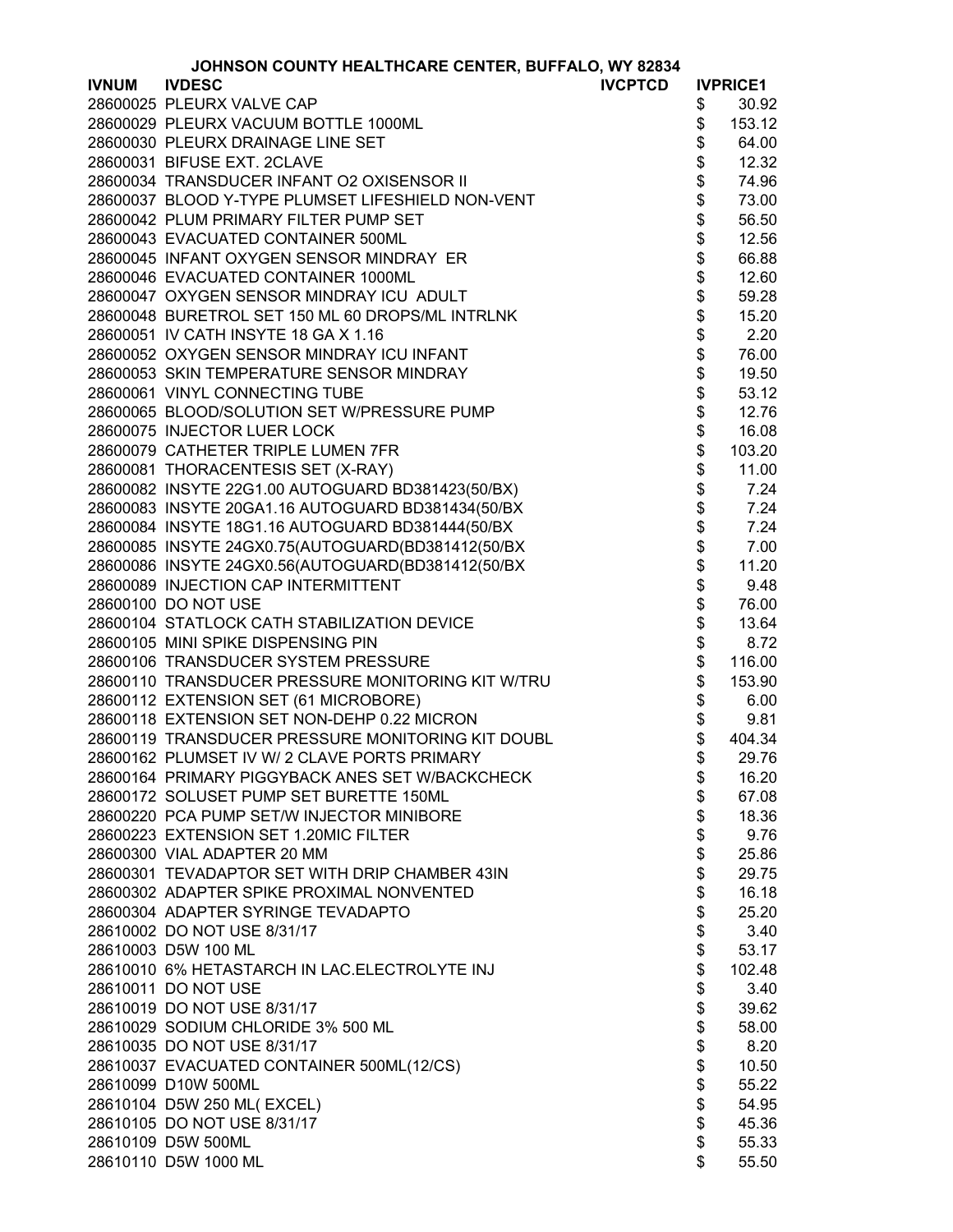JOHNSON COUNTY HEALTHCARE CENTER, BUFFALO, WY 82834

| IVNUM | IVDESC | IVCPTCD | IVPRICE1 |
|---|---|---|---|
| 28600025 | PLEURX VALVE CAP | | $ 30.92 |
| 28600029 | PLEURX VACUUM BOTTLE 1000ML | | $ 153.12 |
| 28600030 | PLEURX DRAINAGE LINE SET | | $ 64.00 |
| 28600031 | BIFUSE EXT. 2CLAVE | | $ 12.32 |
| 28600034 | TRANSDUCER INFANT O2 OXISENSOR II | | $ 74.96 |
| 28600037 | BLOOD Y-TYPE PLUMSET LIFESHIELD NON-VENT | | $ 73.00 |
| 28600042 | PLUM PRIMARY FILTER PUMP SET | | $ 56.50 |
| 28600043 | EVACUATED CONTAINER 500ML | | $ 12.56 |
| 28600045 | INFANT OXYGEN SENSOR MINDRAY ER | | $ 66.88 |
| 28600046 | EVACUATED CONTAINER 1000ML | | $ 12.60 |
| 28600047 | OXYGEN SENSOR MINDRAY ICU ADULT | | $ 59.28 |
| 28600048 | BURETROL SET 150 ML 60 DROPS/ML INTRLNK | | $ 15.20 |
| 28600051 | IV CATH INSYTE 18 GA X 1.16 | | $ 2.20 |
| 28600052 | OXYGEN SENSOR MINDRAY ICU INFANT | | $ 76.00 |
| 28600053 | SKIN TEMPERATURE SENSOR MINDRAY | | $ 19.50 |
| 28600061 | VINYL CONNECTING TUBE | | $ 53.12 |
| 28600065 | BLOOD/SOLUTION SET W/PRESSURE PUMP | | $ 12.76 |
| 28600075 | INJECTOR LUER LOCK | | $ 16.08 |
| 28600079 | CATHETER TRIPLE LUMEN 7FR | | $ 103.20 |
| 28600081 | THORACENTESIS SET (X-RAY) | | $ 11.00 |
| 28600082 | INSYTE 22G1.00 AUTOGUARD BD381423(50/BX) | | $ 7.24 |
| 28600083 | INSYTE 20GA1.16 AUTOGUARD BD381434(50/BX | | $ 7.24 |
| 28600084 | INSYTE 18G1.16 AUTOGUARD BD381444(50/BX | | $ 7.24 |
| 28600085 | INSYTE 24GX0.75(AUTOGUARD(BD381412(50/BX | | $ 7.00 |
| 28600086 | INSYTE 24GX0.56(AUTOGUARD(BD381412(50/BX | | $ 11.20 |
| 28600089 | INJECTION CAP INTERMITTENT | | $ 9.48 |
| 28600100 | DO NOT USE | | $ 76.00 |
| 28600104 | STATLOCK CATH STABILIZATION DEVICE | | $ 13.64 |
| 28600105 | MINI SPIKE DISPENSING PIN | | $ 8.72 |
| 28600106 | TRANSDUCER SYSTEM PRESSURE | | $ 116.00 |
| 28600110 | TRANSDUCER PRESSURE MONITORING KIT W/TRU | | $ 153.90 |
| 28600112 | EXTENSION SET (61 MICROBORE) | | $ 6.00 |
| 28600118 | EXTENSION SET NON-DEHP 0.22 MICRON | | $ 9.81 |
| 28600119 | TRANSDUCER PRESSURE MONITORING KIT DOUBL | | $ 404.34 |
| 28600162 | PLUMSET IV W/ 2 CLAVE PORTS PRIMARY | | $ 29.76 |
| 28600164 | PRIMARY PIGGYBACK ANES SET W/BACKCHECK | | $ 16.20 |
| 28600172 | SOLUSET PUMP SET BURETTE 150ML | | $ 67.08 |
| 28600220 | PCA PUMP SET/W INJECTOR MINIBORE | | $ 18.36 |
| 28600223 | EXTENSION SET 1.20MIC FILTER | | $ 9.76 |
| 28600300 | VIAL ADAPTER 20 MM | | $ 25.86 |
| 28600301 | TEVADAPTOR SET WITH DRIP CHAMBER 43IN | | $ 29.75 |
| 28600302 | ADAPTER SPIKE PROXIMAL NONVENTED | | $ 16.18 |
| 28600304 | ADAPTER SYRINGE TEVADAPTO | | $ 25.20 |
| 28610002 | DO NOT USE 8/31/17 | | $ 3.40 |
| 28610003 | D5W 100 ML | | $ 53.17 |
| 28610010 | 6% HETASTARCH IN LAC.ELECTROLYTE INJ | | $ 102.48 |
| 28610011 | DO NOT USE | | $ 3.40 |
| 28610019 | DO NOT USE 8/31/17 | | $ 39.62 |
| 28610029 | SODIUM CHLORIDE 3% 500 ML | | $ 58.00 |
| 28610035 | DO NOT USE 8/31/17 | | $ 8.20 |
| 28610037 | EVACUATED CONTAINER 500ML(12/CS) | | $ 10.50 |
| 28610099 | D10W 500ML | | $ 55.22 |
| 28610104 | D5W 250 ML( EXCEL) | | $ 54.95 |
| 28610105 | DO NOT USE 8/31/17 | | $ 45.36 |
| 28610109 | D5W 500ML | | $ 55.33 |
| 28610110 | D5W 1000 ML | | $ 55.50 |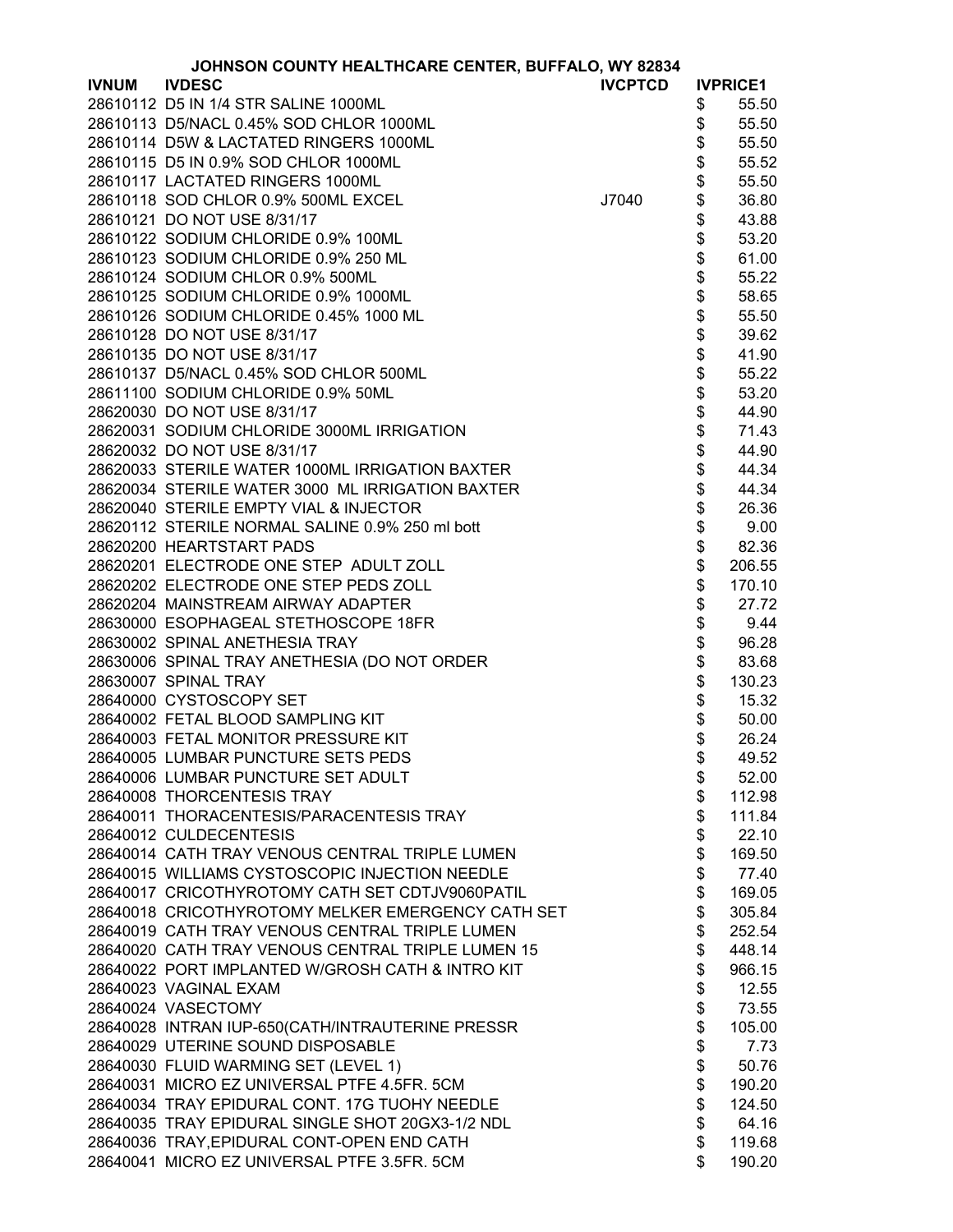JOHNSON COUNTY HEALTHCARE CENTER, BUFFALO, WY 82834

| IVNUM | IVDESC | IVCPTCD | IVPRICE1 |
|---|---|---|---|
| 28610112 | D5 IN 1/4 STR SALINE 1000ML | | $ 55.50 |
| 28610113 | D5/NACL 0.45% SOD CHLOR 1000ML | | $ 55.50 |
| 28610114 | D5W & LACTATED RINGERS 1000ML | | $ 55.50 |
| 28610115 | D5 IN 0.9% SOD CHLOR 1000ML | | $ 55.52 |
| 28610117 | LACTATED RINGERS 1000ML | | $ 55.50 |
| 28610118 | SOD CHLOR 0.9% 500ML EXCEL | J7040 | $ 36.80 |
| 28610121 | DO NOT USE 8/31/17 | | $ 43.88 |
| 28610122 | SODIUM CHLORIDE 0.9% 100ML | | $ 53.20 |
| 28610123 | SODIUM CHLORIDE 0.9% 250 ML | | $ 61.00 |
| 28610124 | SODIUM CHLOR 0.9% 500ML | | $ 55.22 |
| 28610125 | SODIUM CHLORIDE 0.9% 1000ML | | $ 58.65 |
| 28610126 | SODIUM CHLORIDE 0.45% 1000 ML | | $ 55.50 |
| 28610128 | DO NOT USE 8/31/17 | | $ 39.62 |
| 28610135 | DO NOT USE 8/31/17 | | $ 41.90 |
| 28610137 | D5/NACL 0.45% SOD CHLOR 500ML | | $ 55.22 |
| 28611100 | SODIUM CHLORIDE 0.9% 50ML | | $ 53.20 |
| 28620030 | DO NOT USE 8/31/17 | | $ 44.90 |
| 28620031 | SODIUM CHLORIDE 3000ML IRRIGATION | | $ 71.43 |
| 28620032 | DO NOT USE 8/31/17 | | $ 44.90 |
| 28620033 | STERILE WATER 1000ML IRRIGATION BAXTER | | $ 44.34 |
| 28620034 | STERILE WATER 3000 ML IRRIGATION BAXTER | | $ 44.34 |
| 28620040 | STERILE EMPTY VIAL & INJECTOR | | $ 26.36 |
| 28620112 | STERILE NORMAL SALINE 0.9% 250 ml bott | | $ 9.00 |
| 28620200 | HEARTSTART PADS | | $ 82.36 |
| 28620201 | ELECTRODE ONE STEP ADULT ZOLL | | $ 206.55 |
| 28620202 | ELECTRODE ONE STEP PEDS ZOLL | | $ 170.10 |
| 28620204 | MAINSTREAM AIRWAY ADAPTER | | $ 27.72 |
| 28630000 | ESOPHAGEAL STETHOSCOPE 18FR | | $ 9.44 |
| 28630002 | SPINAL ANETHESIA TRAY | | $ 96.28 |
| 28630006 | SPINAL TRAY ANETHESIA (DO NOT ORDER | | $ 83.68 |
| 28630007 | SPINAL TRAY | | $ 130.23 |
| 28640000 | CYSTOSCOPY SET | | $ 15.32 |
| 28640002 | FETAL BLOOD SAMPLING KIT | | $ 50.00 |
| 28640003 | FETAL MONITOR PRESSURE KIT | | $ 26.24 |
| 28640005 | LUMBAR PUNCTURE SETS PEDS | | $ 49.52 |
| 28640006 | LUMBAR PUNCTURE SET ADULT | | $ 52.00 |
| 28640008 | THORCENTESIS TRAY | | $ 112.98 |
| 28640011 | THORACENTESIS/PARACENTESIS TRAY | | $ 111.84 |
| 28640012 | CULDECENTESIS | | $ 22.10 |
| 28640014 | CATH TRAY VENOUS CENTRAL TRIPLE LUMEN | | $ 169.50 |
| 28640015 | WILLIAMS CYSTOSCOPIC INJECTION NEEDLE | | $ 77.40 |
| 28640017 | CRICOTHYROTOMY CATH SET CDTJV9060PATIL | | $ 169.05 |
| 28640018 | CRICOTHYROTOMY MELKER EMERGENCY CATH SET | | $ 305.84 |
| 28640019 | CATH TRAY VENOUS CENTRAL TRIPLE LUMEN | | $ 252.54 |
| 28640020 | CATH TRAY VENOUS CENTRAL TRIPLE LUMEN 15 | | $ 448.14 |
| 28640022 | PORT IMPLANTED W/GROSH CATH & INTRO KIT | | $ 966.15 |
| 28640023 | VAGINAL EXAM | | $ 12.55 |
| 28640024 | VASECTOMY | | $ 73.55 |
| 28640028 | INTRAN IUP-650(CATH/INTRAUTERINE PRESSR | | $ 105.00 |
| 28640029 | UTERINE SOUND DISPOSABLE | | $ 7.73 |
| 28640030 | FLUID WARMING SET (LEVEL 1) | | $ 50.76 |
| 28640031 | MICRO EZ UNIVERSAL PTFE 4.5FR. 5CM | | $ 190.20 |
| 28640034 | TRAY EPIDURAL CONT. 17G TUOHY NEEDLE | | $ 124.50 |
| 28640035 | TRAY EPIDURAL SINGLE SHOT 20GX3-1/2 NDL | | $ 64.16 |
| 28640036 | TRAY,EPIDURAL CONT-OPEN END CATH | | $ 119.68 |
| 28640041 | MICRO EZ UNIVERSAL PTFE 3.5FR. 5CM | | $ 190.20 |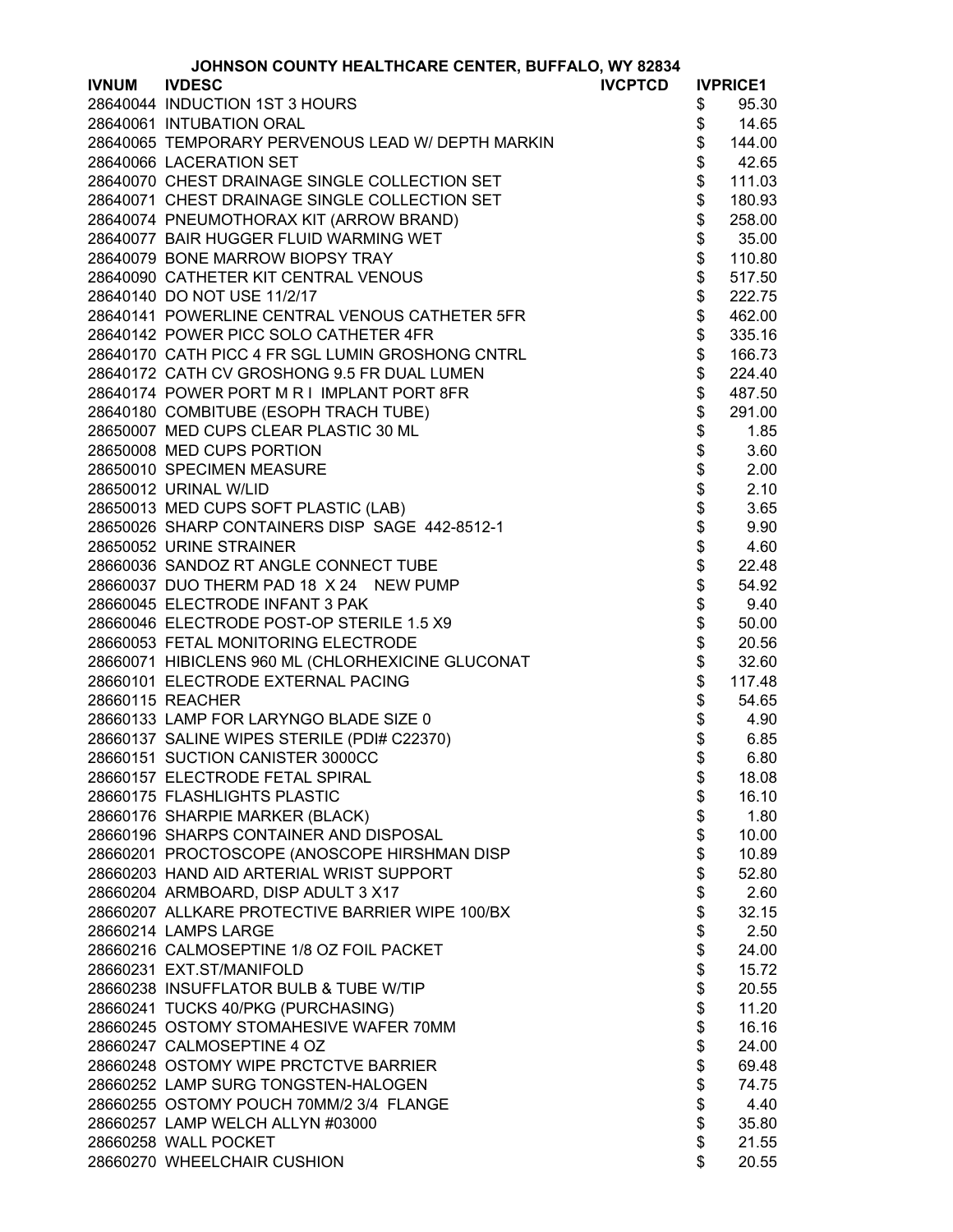**JOHNSON COUNTY HEALTHCARE CENTER, BUFFALO, WY 82834**

| IVNUM | IVDESC | IVCPTCD | IVPRICE1 |
|---|---|---|---|
| 28640044 | INDUCTION 1ST 3 HOURS | | $ 95.30 |
| 28640061 | INTUBATION ORAL | | $ 14.65 |
| 28640065 | TEMPORARY PERVENOUS LEAD W/ DEPTH MARKIN | | $ 144.00 |
| 28640066 | LACERATION SET | | $ 42.65 |
| 28640070 | CHEST DRAINAGE SINGLE COLLECTION SET | | $ 111.03 |
| 28640071 | CHEST DRAINAGE SINGLE COLLECTION SET | | $ 180.93 |
| 28640074 | PNEUMOTHORAX KIT (ARROW BRAND) | | $ 258.00 |
| 28640077 | BAIR HUGGER FLUID WARMING WET | | $ 35.00 |
| 28640079 | BONE MARROW BIOPSY TRAY | | $ 110.80 |
| 28640090 | CATHETER KIT CENTRAL VENOUS | | $ 517.50 |
| 28640140 | DO NOT USE 11/2/17 | | $ 222.75 |
| 28640141 | POWERLINE CENTRAL VENOUS CATHETER 5FR | | $ 462.00 |
| 28640142 | POWER PICC SOLO CATHETER 4FR | | $ 335.16 |
| 28640170 | CATH PICC 4 FR SGL LUMIN GROSHONG CNTRL | | $ 166.73 |
| 28640172 | CATH CV GROSHONG 9.5 FR DUAL LUMEN | | $ 224.40 |
| 28640174 | POWER PORT M R I IMPLANT PORT 8FR | | $ 487.50 |
| 28640180 | COMBITUBE (ESOPH TRACH TUBE) | | $ 291.00 |
| 28650007 | MED CUPS CLEAR PLASTIC 30 ML | | $ 1.85 |
| 28650008 | MED CUPS PORTION | | $ 3.60 |
| 28650010 | SPECIMEN MEASURE | | $ 2.00 |
| 28650012 | URINAL W/LID | | $ 2.10 |
| 28650013 | MED CUPS SOFT PLASTIC (LAB) | | $ 3.65 |
| 28650026 | SHARP CONTAINERS DISP SAGE 442-8512-1 | | $ 9.90 |
| 28650052 | URINE STRAINER | | $ 4.60 |
| 28660036 | SANDOZ RT ANGLE CONNECT TUBE | | $ 22.48 |
| 28660037 | DUO THERM PAD 18 X 24 NEW PUMP | | $ 54.92 |
| 28660045 | ELECTRODE INFANT 3 PAK | | $ 9.40 |
| 28660046 | ELECTRODE POST-OP STERILE 1.5 X9 | | $ 50.00 |
| 28660053 | FETAL MONITORING ELECTRODE | | $ 20.56 |
| 28660071 | HIBICLENS 960 ML (CHLORHEXICINE GLUCONAT | | $ 32.60 |
| 28660101 | ELECTRODE EXTERNAL PACING | | $ 117.48 |
| 28660115 | REACHER | | $ 54.65 |
| 28660133 | LAMP FOR LARYNGO BLADE SIZE 0 | | $ 4.90 |
| 28660137 | SALINE WIPES STERILE (PDI# C22370) | | $ 6.85 |
| 28660151 | SUCTION CANISTER 3000CC | | $ 6.80 |
| 28660157 | ELECTRODE FETAL SPIRAL | | $ 18.08 |
| 28660175 | FLASHLIGHTS PLASTIC | | $ 16.10 |
| 28660176 | SHARPIE MARKER (BLACK) | | $ 1.80 |
| 28660196 | SHARPS CONTAINER AND DISPOSAL | | $ 10.00 |
| 28660201 | PROCTOSCOPE (ANOSCOPE HIRSHMAN DISP | | $ 10.89 |
| 28660203 | HAND AID ARTERIAL WRIST SUPPORT | | $ 52.80 |
| 28660204 | ARMBOARD, DISP ADULT 3 X17 | | $ 2.60 |
| 28660207 | ALLKARE PROTECTIVE BARRIER WIPE 100/BX | | $ 32.15 |
| 28660214 | LAMPS LARGE | | $ 2.50 |
| 28660216 | CALMOSEPTINE 1/8 OZ FOIL PACKET | | $ 24.00 |
| 28660231 | EXT.ST/MANIFOLD | | $ 15.72 |
| 28660238 | INSUFFLATOR BULB & TUBE W/TIP | | $ 20.55 |
| 28660241 | TUCKS 40/PKG (PURCHASING) | | $ 11.20 |
| 28660245 | OSTOMY STOMAHESIVE WAFER 70MM | | $ 16.16 |
| 28660247 | CALMOSEPTINE 4 OZ | | $ 24.00 |
| 28660248 | OSTOMY WIPE PRCTCTVE BARRIER | | $ 69.48 |
| 28660252 | LAMP SURG TONGSTEN-HALOGEN | | $ 74.75 |
| 28660255 | OSTOMY POUCH 70MM/2 3/4 FLANGE | | $ 4.40 |
| 28660257 | LAMP WELCH ALLYN #03000 | | $ 35.80 |
| 28660258 | WALL POCKET | | $ 21.55 |
| 28660270 | WHEELCHAIR CUSHION | | $ 20.55 |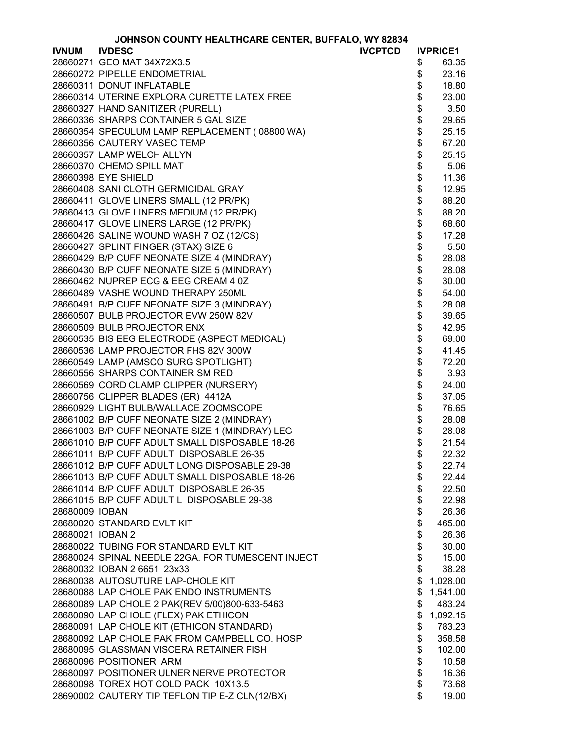JOHNSON COUNTY HEALTHCARE CENTER, BUFFALO, WY 82834

| IVNUM | IVDESC | IVCPTCD | IVPRICE1 |
|---|---|---|---|
| 28660271 | GEO MAT 34X72X3.5 | | $ 63.35 |
| 28660272 | PIPELLE ENDOMETRIAL | | $ 23.16 |
| 28660311 | DONUT INFLATABLE | | $ 18.80 |
| 28660314 | UTERINE EXPLORA CURETTE LATEX FREE | | $ 23.00 |
| 28660327 | HAND SANITIZER (PURELL) | | $ 3.50 |
| 28660336 | SHARPS CONTAINER 5 GAL SIZE | | $ 29.65 |
| 28660354 | SPECULUM LAMP REPLACEMENT ( 08800 WA) | | $ 25.15 |
| 28660356 | CAUTERY VASEC TEMP | | $ 67.20 |
| 28660357 | LAMP WELCH ALLYN | | $ 25.15 |
| 28660370 | CHEMO SPILL MAT | | $ 5.06 |
| 28660398 | EYE SHIELD | | $ 11.36 |
| 28660408 | SANI CLOTH GERMICIDAL GRAY | | $ 12.95 |
| 28660411 | GLOVE LINERS SMALL (12 PR/PK) | | $ 88.20 |
| 28660413 | GLOVE LINERS MEDIUM (12 PR/PK) | | $ 88.20 |
| 28660417 | GLOVE LINERS LARGE (12 PR/PK) | | $ 68.60 |
| 28660426 | SALINE WOUND WASH 7 OZ (12/CS) | | $ 17.28 |
| 28660427 | SPLINT FINGER (STAX) SIZE 6 | | $ 5.50 |
| 28660429 | B/P CUFF NEONATE SIZE 4 (MINDRAY) | | $ 28.08 |
| 28660430 | B/P CUFF NEONATE SIZE 5 (MINDRAY) | | $ 28.08 |
| 28660462 | NUPREP ECG & EEG CREAM 4 0Z | | $ 30.00 |
| 28660489 | VASHE WOUND THERAPY 250ML | | $ 54.00 |
| 28660491 | B/P CUFF NEONATE SIZE 3 (MINDRAY) | | $ 28.08 |
| 28660507 | BULB PROJECTOR EVW 250W 82V | | $ 39.65 |
| 28660509 | BULB PROJECTOR ENX | | $ 42.95 |
| 28660535 | BIS EEG ELECTRODE (ASPECT MEDICAL) | | $ 69.00 |
| 28660536 | LAMP PROJECTOR FHS 82V 300W | | $ 41.45 |
| 28660549 | LAMP (AMSCO SURG SPOTLIGHT) | | $ 72.20 |
| 28660556 | SHARPS CONTAINER SM RED | | $ 3.93 |
| 28660569 | CORD CLAMP CLIPPER (NURSERY) | | $ 24.00 |
| 28660756 | CLIPPER BLADES (ER) 4412A | | $ 37.05 |
| 28660929 | LIGHT BULB/WALLACE ZOOMSCOPE | | $ 76.65 |
| 28661002 | B/P CUFF NEONATE SIZE 2 (MINDRAY) | | $ 28.08 |
| 28661003 | B/P CUFF NEONATE SIZE 1 (MINDRAY) LEG | | $ 28.08 |
| 28661010 | B/P CUFF ADULT SMALL DISPOSABLE 18-26 | | $ 21.54 |
| 28661011 | B/P CUFF ADULT DISPOSABLE 26-35 | | $ 22.32 |
| 28661012 | B/P CUFF ADULT LONG DISPOSABLE 29-38 | | $ 22.74 |
| 28661013 | B/P CUFF ADULT SMALL DISPOSABLE 18-26 | | $ 22.44 |
| 28661014 | B/P CUFF ADULT DISPOSABLE 26-35 | | $ 22.50 |
| 28661015 | B/P CUFF ADULT L DISPOSABLE 29-38 | | $ 22.98 |
| 28680009 | IOBAN | | $ 26.36 |
| 28680020 | STANDARD EVLT KIT | | $ 465.00 |
| 28680021 | IOBAN 2 | | $ 26.36 |
| 28680022 | TUBING FOR STANDARD EVLT KIT | | $ 30.00 |
| 28680024 | SPINAL NEEDLE 22GA. FOR TUMESCENT INJECT | | $ 15.00 |
| 28680032 | IOBAN 2 6651 23x33 | | $ 38.28 |
| 28680038 | AUTOSUTURE LAP-CHOLE KIT | | $ 1,028.00 |
| 28680088 | LAP CHOLE PAK ENDO INSTRUMENTS | | $ 1,541.00 |
| 28680089 | LAP CHOLE 2 PAK(REV 5/00)800-633-5463 | | $ 483.24 |
| 28680090 | LAP CHOLE (FLEX) PAK ETHICON | | $ 1,092.15 |
| 28680091 | LAP CHOLE KIT (ETHICON STANDARD) | | $ 783.23 |
| 28680092 | LAP CHOLE PAK FROM CAMPBELL CO. HOSP | | $ 358.58 |
| 28680095 | GLASSMAN VISCERA RETAINER FISH | | $ 102.00 |
| 28680096 | POSITIONER ARM | | $ 10.58 |
| 28680097 | POSITIONER ULNER NERVE PROTECTOR | | $ 16.36 |
| 28680098 | TOREX HOT COLD PACK 10X13.5 | | $ 73.68 |
| 28690002 | CAUTERY TIP TEFLON TIP E-Z CLN(12/BX) | | $ 19.00 |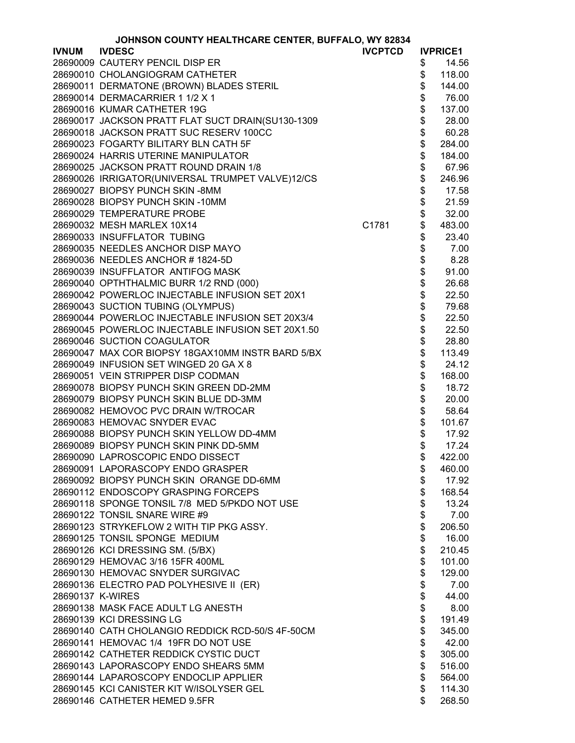JOHNSON COUNTY HEALTHCARE CENTER, BUFFALO, WY 82834

| IVNUM | IVDESC | IVCPTCD | IVPRICE1 |
|---|---|---|---|
| 28690009 | CAUTERY PENCIL DISP ER | | $ 14.56 |
| 28690010 | CHOLANGIOGRAM CATHETER | | $ 118.00 |
| 28690011 | DERMATONE (BROWN) BLADES STERIL | | $ 144.00 |
| 28690014 | DERMACARRIER 1 1/2 X 1 | | $ 76.00 |
| 28690016 | KUMAR CATHETER 19G | | $ 137.00 |
| 28690017 | JACKSON PRATT FLAT SUCT DRAIN(SU130-1309 | | $ 28.00 |
| 28690018 | JACKSON PRATT SUC RESERV 100CC | | $ 60.28 |
| 28690023 | FOGARTY BILITARY BLN CATH 5F | | $ 284.00 |
| 28690024 | HARRIS UTERINE MANIPULATOR | | $ 184.00 |
| 28690025 | JACKSON PRATT ROUND DRAIN 1/8 | | $ 67.96 |
| 28690026 | IRRIGATOR(UNIVERSAL TRUMPET VALVE)12/CS | | $ 246.96 |
| 28690027 | BIOPSY PUNCH SKIN -8MM | | $ 17.58 |
| 28690028 | BIOPSY PUNCH SKIN -10MM | | $ 21.59 |
| 28690029 | TEMPERATURE PROBE | | $ 32.00 |
| 28690032 | MESH MARLEX 10X14 | C1781 | $ 483.00 |
| 28690033 | INSUFFLATOR TUBING | | $ 23.40 |
| 28690035 | NEEDLES ANCHOR DISP MAYO | | $ 7.00 |
| 28690036 | NEEDLES ANCHOR # 1824-5D | | $ 8.28 |
| 28690039 | INSUFFLATOR ANTIFOG MASK | | $ 91.00 |
| 28690040 | OPTHTHALMIC BURR 1/2 RND (000) | | $ 26.68 |
| 28690042 | POWERLOC INJECTABLE INFUSION SET 20X1 | | $ 22.50 |
| 28690043 | SUCTION TUBING (OLYMPUS) | | $ 79.68 |
| 28690044 | POWERLOC INJECTABLE INFUSION SET 20X3/4 | | $ 22.50 |
| 28690045 | POWERLOC INJECTABLE INFUSION SET 20X1.50 | | $ 22.50 |
| 28690046 | SUCTION COAGULATOR | | $ 28.80 |
| 28690047 | MAX COR BIOPSY 18GAX10MM INSTR BARD 5/BX | | $ 113.49 |
| 28690049 | INFUSION SET WINGED 20 GA X 8 | | $ 24.12 |
| 28690051 | VEIN STRIPPER DISP CODMAN | | $ 168.00 |
| 28690078 | BIOPSY PUNCH SKIN GREEN DD-2MM | | $ 18.72 |
| 28690079 | BIOPSY PUNCH SKIN BLUE DD-3MM | | $ 20.00 |
| 28690082 | HEMOVOC PVC DRAIN W/TROCAR | | $ 58.64 |
| 28690083 | HEMOVAC SNYDER EVAC | | $ 101.67 |
| 28690088 | BIOPSY PUNCH SKIN YELLOW DD-4MM | | $ 17.92 |
| 28690089 | BIOPSY PUNCH SKIN PINK DD-5MM | | $ 17.24 |
| 28690090 | LAPROSCOPIC ENDO DISSECT | | $ 422.00 |
| 28690091 | LAPORASCOPY ENDO GRASPER | | $ 460.00 |
| 28690092 | BIOPSY PUNCH SKIN ORANGE DD-6MM | | $ 17.92 |
| 28690112 | ENDOSCOPY GRASPING FORCEPS | | $ 168.54 |
| 28690118 | SPONGE TONSIL 7/8 MED 5/PKDO NOT USE | | $ 13.24 |
| 28690122 | TONSIL SNARE WIRE #9 | | $ 7.00 |
| 28690123 | STRYKEFLOW 2 WITH TIP PKG ASSY. | | $ 206.50 |
| 28690125 | TONSIL SPONGE MEDIUM | | $ 16.00 |
| 28690126 | KCI DRESSING SM. (5/BX) | | $ 210.45 |
| 28690129 | HEMOVAC 3/16 15FR 400ML | | $ 101.00 |
| 28690130 | HEMOVAC SNYDER SURGIVAC | | $ 129.00 |
| 28690136 | ELECTRO PAD POLYHESIVE II (ER) | | $ 7.00 |
| 28690137 | K-WIRES | | $ 44.00 |
| 28690138 | MASK FACE ADULT LG ANESTH | | $ 8.00 |
| 28690139 | KCI DRESSING LG | | $ 191.49 |
| 28690140 | CATH CHOLANGIO REDDICK RCD-50/S 4F-50CM | | $ 345.00 |
| 28690141 | HEMOVAC 1/4 19FR DO NOT USE | | $ 42.00 |
| 28690142 | CATHETER REDDICK CYSTIC DUCT | | $ 305.00 |
| 28690143 | LAPORASCOPY ENDO SHEARS 5MM | | $ 516.00 |
| 28690144 | LAPAROSCOPY ENDOCLIP APPLIER | | $ 564.00 |
| 28690145 | KCI CANISTER KIT W/ISOLYSER GEL | | $ 114.30 |
| 28690146 | CATHETER HEMED 9.5FR | | $ 268.50 |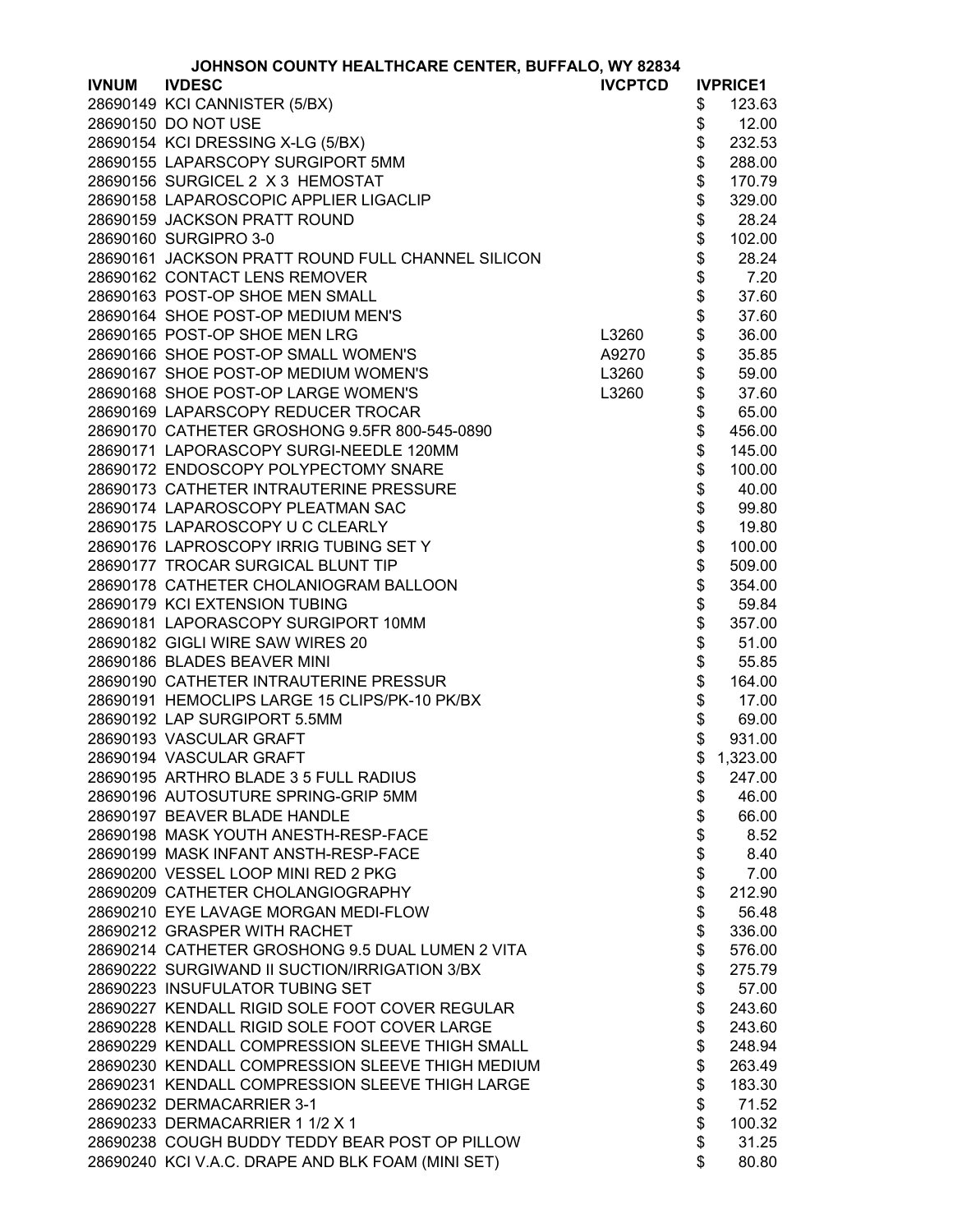JOHNSON COUNTY HEALTHCARE CENTER, BUFFALO, WY 82834

| IVNUM | IVDESC | IVCPTCD | IVPRICE1 |
|---|---|---|---|
| 28690149 | KCI CANNISTER (5/BX) | | $ 123.63 |
| 28690150 | DO NOT USE | | $ 12.00 |
| 28690154 | KCI DRESSING X-LG (5/BX) | | $ 232.53 |
| 28690155 | LAPARSCOPY SURGIPORT 5MM | | $ 288.00 |
| 28690156 | SURGICEL 2 X 3 HEMOSTAT | | $ 170.79 |
| 28690158 | LAPAROSCOPIC APPLIER LIGACLIP | | $ 329.00 |
| 28690159 | JACKSON PRATT ROUND | | $ 28.24 |
| 28690160 | SURGIPRO 3-0 | | $ 102.00 |
| 28690161 | JACKSON PRATT ROUND FULL CHANNEL SILICON | | $ 28.24 |
| 28690162 | CONTACT LENS REMOVER | | $ 7.20 |
| 28690163 | POST-OP SHOE MEN SMALL | | $ 37.60 |
| 28690164 | SHOE POST-OP MEDIUM MEN'S | | $ 37.60 |
| 28690165 | POST-OP SHOE MEN LRG | L3260 | $ 36.00 |
| 28690166 | SHOE POST-OP SMALL WOMEN'S | A9270 | $ 35.85 |
| 28690167 | SHOE POST-OP MEDIUM WOMEN'S | L3260 | $ 59.00 |
| 28690168 | SHOE POST-OP LARGE WOMEN'S | L3260 | $ 37.60 |
| 28690169 | LAPARSCOPY REDUCER TROCAR | | $ 65.00 |
| 28690170 | CATHETER GROSHONG 9.5FR 800-545-0890 | | $ 456.00 |
| 28690171 | LAPORASCOPY SURGI-NEEDLE 120MM | | $ 145.00 |
| 28690172 | ENDOSCOPY POLYPECTOMY SNARE | | $ 100.00 |
| 28690173 | CATHETER INTRAUTERINE PRESSURE | | $ 40.00 |
| 28690174 | LAPAROSCOPY PLEATMAN SAC | | $ 99.80 |
| 28690175 | LAPAROSCOPY U C CLEARLY | | $ 19.80 |
| 28690176 | LAPROSCOPY IRRIG TUBING SET Y | | $ 100.00 |
| 28690177 | TROCAR SURGICAL BLUNT TIP | | $ 509.00 |
| 28690178 | CATHETER CHOLANIOGRAM BALLOON | | $ 354.00 |
| 28690179 | KCI EXTENSION TUBING | | $ 59.84 |
| 28690181 | LAPORASCOPY SURGIPORT 10MM | | $ 357.00 |
| 28690182 | GIGLI WIRE SAW WIRES 20 | | $ 51.00 |
| 28690186 | BLADES BEAVER MINI | | $ 55.85 |
| 28690190 | CATHETER INTRAUTERINE PRESSUR | | $ 164.00 |
| 28690191 | HEMOCLIPS LARGE 15 CLIPS/PK-10 PK/BX | | $ 17.00 |
| 28690192 | LAP SURGIPORT 5.5MM | | $ 69.00 |
| 28690193 | VASCULAR GRAFT | | $ 931.00 |
| 28690194 | VASCULAR GRAFT | | $ 1,323.00 |
| 28690195 | ARTHRO BLADE 3 5 FULL RADIUS | | $ 247.00 |
| 28690196 | AUTOSUTURE SPRING-GRIP 5MM | | $ 46.00 |
| 28690197 | BEAVER BLADE HANDLE | | $ 66.00 |
| 28690198 | MASK YOUTH ANESTH-RESP-FACE | | $ 8.52 |
| 28690199 | MASK INFANT ANSTH-RESP-FACE | | $ 8.40 |
| 28690200 | VESSEL LOOP MINI RED 2 PKG | | $ 7.00 |
| 28690209 | CATHETER CHOLANGIOGRAPHY | | $ 212.90 |
| 28690210 | EYE LAVAGE MORGAN MEDI-FLOW | | $ 56.48 |
| 28690212 | GRASPER WITH RACHET | | $ 336.00 |
| 28690214 | CATHETER GROSHONG 9.5 DUAL LUMEN 2 VITA | | $ 576.00 |
| 28690222 | SURGIWAND II SUCTION/IRRIGATION 3/BX | | $ 275.79 |
| 28690223 | INSUFULATOR TUBING SET | | $ 57.00 |
| 28690227 | KENDALL RIGID SOLE FOOT COVER REGULAR | | $ 243.60 |
| 28690228 | KENDALL RIGID SOLE FOOT COVER LARGE | | $ 243.60 |
| 28690229 | KENDALL COMPRESSION SLEEVE THIGH SMALL | | $ 248.94 |
| 28690230 | KENDALL COMPRESSION SLEEVE THIGH MEDIUM | | $ 263.49 |
| 28690231 | KENDALL COMPRESSION SLEEVE THIGH LARGE | | $ 183.30 |
| 28690232 | DERMACARRIER 3-1 | | $ 71.52 |
| 28690233 | DERMACARRIER 1 1/2 X 1 | | $ 100.32 |
| 28690238 | COUGH BUDDY TEDDY BEAR POST OP PILLOW | | $ 31.25 |
| 28690240 | KCI V.A.C. DRAPE AND BLK FOAM (MINI SET) | | $ 80.80 |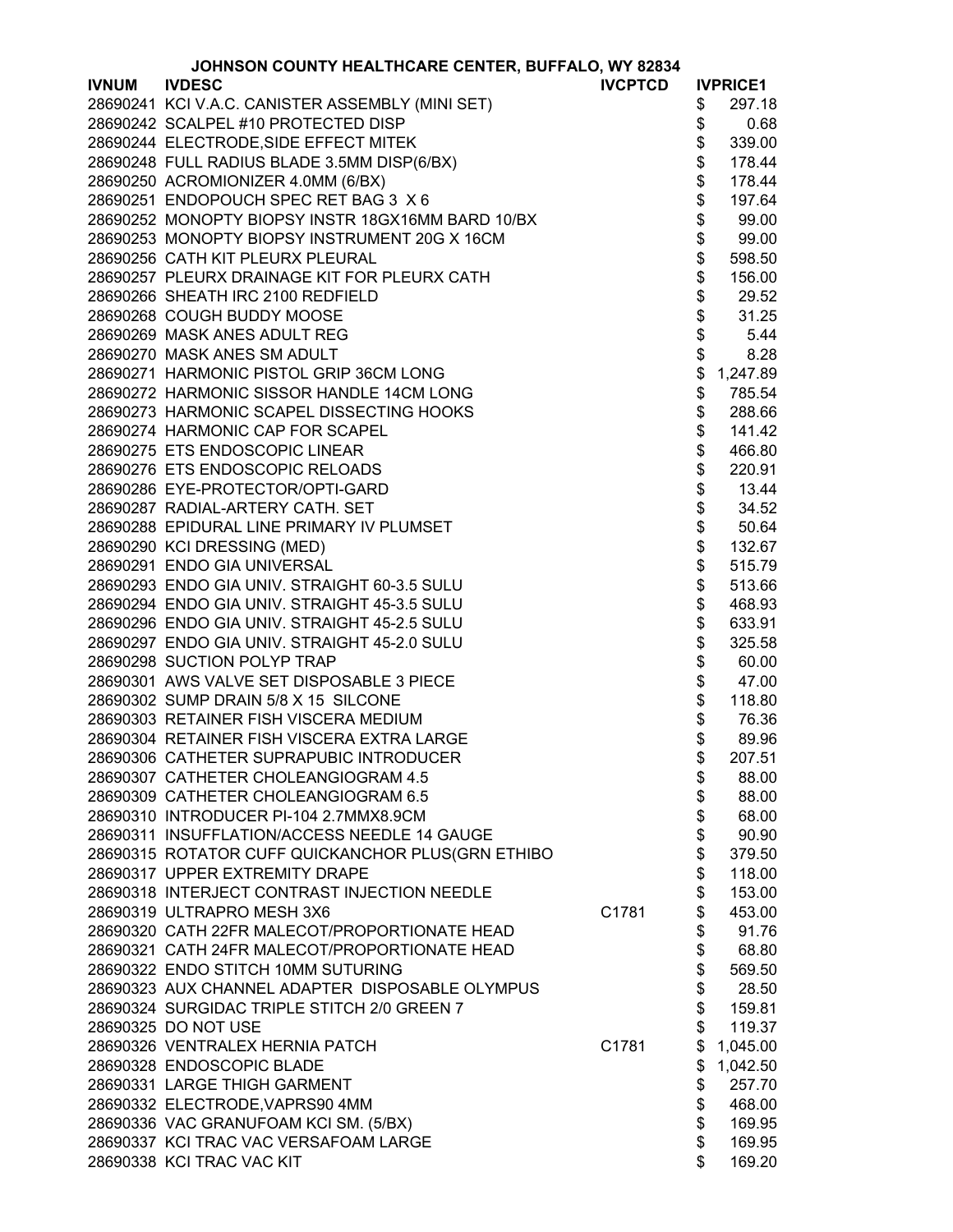# JOHNSON COUNTY HEALTHCARE CENTER, BUFFALO, WY 82834

| IVNUM | IVDESC | IVCPTCD | IVPRICE1 |
|---|---|---|---|
| 28690241 | KCI V.A.C. CANISTER ASSEMBLY (MINI SET) | | $ 297.18 |
| 28690242 | SCALPEL #10 PROTECTED DISP | | $ 0.68 |
| 28690244 | ELECTRODE,SIDE EFFECT MITEK | | $ 339.00 |
| 28690248 | FULL RADIUS BLADE 3.5MM DISP(6/BX) | | $ 178.44 |
| 28690250 | ACROMIONIZER 4.0MM (6/BX) | | $ 178.44 |
| 28690251 | ENDOPOUCH SPEC RET BAG 3 X 6 | | $ 197.64 |
| 28690252 | MONOPTY BIOPSY INSTR 18GX16MM BARD 10/BX | | $ 99.00 |
| 28690253 | MONOPTY BIOPSY INSTRUMENT 20G X 16CM | | $ 99.00 |
| 28690256 | CATH KIT PLEURX PLEURAL | | $ 598.50 |
| 28690257 | PLEURX DRAINAGE KIT FOR PLEURX CATH | | $ 156.00 |
| 28690266 | SHEATH IRC 2100 REDFIELD | | $ 29.52 |
| 28690268 | COUGH BUDDY MOOSE | | $ 31.25 |
| 28690269 | MASK ANES ADULT REG | | $ 5.44 |
| 28690270 | MASK ANES SM ADULT | | $ 8.28 |
| 28690271 | HARMONIC PISTOL GRIP 36CM LONG | | $ 1,247.89 |
| 28690272 | HARMONIC SISSOR HANDLE 14CM LONG | | $ 785.54 |
| 28690273 | HARMONIC SCAPEL DISSECTING HOOKS | | $ 288.66 |
| 28690274 | HARMONIC CAP FOR SCAPEL | | $ 141.42 |
| 28690275 | ETS ENDOSCOPIC LINEAR | | $ 466.80 |
| 28690276 | ETS ENDOSCOPIC RELOADS | | $ 220.91 |
| 28690286 | EYE-PROTECTOR/OPTI-GARD | | $ 13.44 |
| 28690287 | RADIAL-ARTERY CATH. SET | | $ 34.52 |
| 28690288 | EPIDURAL LINE PRIMARY IV PLUMSET | | $ 50.64 |
| 28690290 | KCI DRESSING (MED) | | $ 132.67 |
| 28690291 | ENDO GIA UNIVERSAL | | $ 515.79 |
| 28690293 | ENDO GIA UNIV. STRAIGHT 60-3.5 SULU | | $ 513.66 |
| 28690294 | ENDO GIA UNIV. STRAIGHT 45-3.5 SULU | | $ 468.93 |
| 28690296 | ENDO GIA UNIV. STRAIGHT 45-2.5 SULU | | $ 633.91 |
| 28690297 | ENDO GIA UNIV. STRAIGHT 45-2.0 SULU | | $ 325.58 |
| 28690298 | SUCTION POLYP TRAP | | $ 60.00 |
| 28690301 | AWS VALVE SET DISPOSABLE 3 PIECE | | $ 47.00 |
| 28690302 | SUMP DRAIN 5/8 X 15 SILCONE | | $ 118.80 |
| 28690303 | RETAINER FISH VISCERA MEDIUM | | $ 76.36 |
| 28690304 | RETAINER FISH VISCERA EXTRA LARGE | | $ 89.96 |
| 28690306 | CATHETER SUPRAPUBIC INTRODUCER | | $ 207.51 |
| 28690307 | CATHETER CHOLEANGIOGRAM 4.5 | | $ 88.00 |
| 28690309 | CATHETER CHOLEANGIOGRAM 6.5 | | $ 88.00 |
| 28690310 | INTRODUCER PI-104 2.7MMX8.9CM | | $ 68.00 |
| 28690311 | INSUFFLATION/ACCESS NEEDLE 14 GAUGE | | $ 90.90 |
| 28690315 | ROTATOR CUFF QUICKANCHOR PLUS(GRN ETHIBO | | $ 379.50 |
| 28690317 | UPPER EXTREMITY DRAPE | | $ 118.00 |
| 28690318 | INTERJECT CONTRAST INJECTION NEEDLE | | $ 153.00 |
| 28690319 | ULTRAPRO MESH 3X6 | C1781 | $ 453.00 |
| 28690320 | CATH 22FR MALECOT/PROPORTIONATE HEAD | | $ 91.76 |
| 28690321 | CATH 24FR MALECOT/PROPORTIONATE HEAD | | $ 68.80 |
| 28690322 | ENDO STITCH 10MM SUTURING | | $ 569.50 |
| 28690323 | AUX CHANNEL ADAPTER DISPOSABLE OLYMPUS | | $ 28.50 |
| 28690324 | SURGIDAC TRIPLE STITCH 2/0 GREEN 7 | | $ 159.81 |
| 28690325 | DO NOT USE | | $ 119.37 |
| 28690326 | VENTRALEX HERNIA PATCH | C1781 | $ 1,045.00 |
| 28690328 | ENDOSCOPIC BLADE | | $ 1,042.50 |
| 28690331 | LARGE THIGH GARMENT | | $ 257.70 |
| 28690332 | ELECTRODE,VAPRS90 4MM | | $ 468.00 |
| 28690336 | VAC GRANUFOAM KCI SM. (5/BX) | | $ 169.95 |
| 28690337 | KCI TRAC VAC VERSAFOAM LARGE | | $ 169.95 |
| 28690338 | KCI TRAC VAC KIT | | $ 169.20 |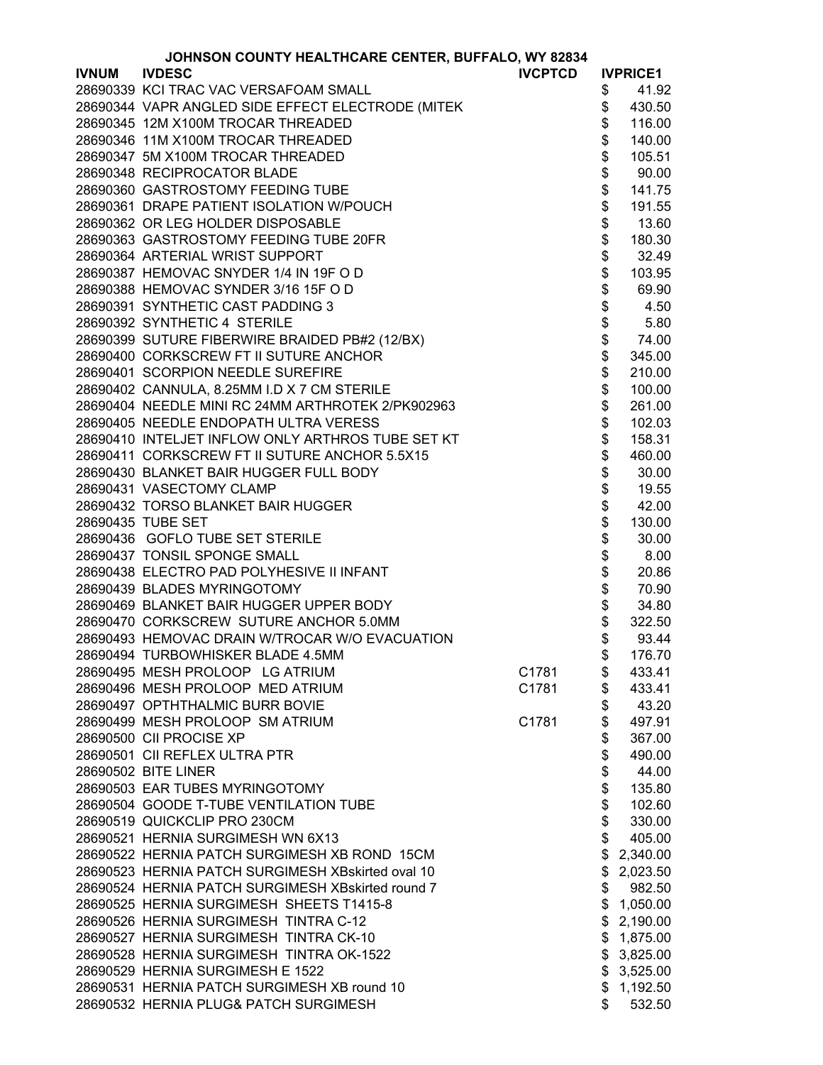**JOHNSON COUNTY HEALTHCARE CENTER, BUFFALO, WY 82834**

| IVNUM | IVDESC | IVCPTCD | IVPRICE1 |
|---|---|---|---|
| 28690339 | KCI TRAC VAC VERSAFOAM SMALL | | $ 41.92 |
| 28690344 | VAPR ANGLED SIDE EFFECT ELECTRODE (MITEK | | $ 430.50 |
| 28690345 | 12M X100M TROCAR THREADED | | $ 116.00 |
| 28690346 | 11M X100M TROCAR THREADED | | $ 140.00 |
| 28690347 | 5M X100M TROCAR THREADED | | $ 105.51 |
| 28690348 | RECIPROCATOR BLADE | | $ 90.00 |
| 28690360 | GASTROSTOMY FEEDING TUBE | | $ 141.75 |
| 28690361 | DRAPE PATIENT ISOLATION W/POUCH | | $ 191.55 |
| 28690362 | OR LEG HOLDER DISPOSABLE | | $ 13.60 |
| 28690363 | GASTROSTOMY FEEDING TUBE 20FR | | $ 180.30 |
| 28690364 | ARTERIAL WRIST SUPPORT | | $ 32.49 |
| 28690387 | HEMOVAC SNYDER 1/4 IN 19F O D | | $ 103.95 |
| 28690388 | HEMOVAC SYNDER 3/16 15F O D | | $ 69.90 |
| 28690391 | SYNTHETIC CAST PADDING 3 | | $ 4.50 |
| 28690392 | SYNTHETIC 4 STERILE | | $ 5.80 |
| 28690399 | SUTURE FIBERWIRE BRAIDED PB#2 (12/BX) | | $ 74.00 |
| 28690400 | CORKSCREW FT II SUTURE ANCHOR | | $ 345.00 |
| 28690401 | SCORPION NEEDLE SUREFIRE | | $ 210.00 |
| 28690402 | CANNULA, 8.25MM I.D X 7 CM STERILE | | $ 100.00 |
| 28690404 | NEEDLE MINI RC 24MM ARTHROTEK 2/PK902963 | | $ 261.00 |
| 28690405 | NEEDLE ENDOPATH ULTRA VERESS | | $ 102.03 |
| 28690410 | INTELJET INFLOW ONLY ARTHROS TUBE SET KT | | $ 158.31 |
| 28690411 | CORKSCREW FT II SUTURE ANCHOR 5.5X15 | | $ 460.00 |
| 28690430 | BLANKET BAIR HUGGER FULL BODY | | $ 30.00 |
| 28690431 | VASECTOMY CLAMP | | $ 19.55 |
| 28690432 | TORSO BLANKET BAIR HUGGER | | $ 42.00 |
| 28690435 | TUBE SET | | $ 130.00 |
| 28690436 | GOFLO TUBE SET STERILE | | $ 30.00 |
| 28690437 | TONSIL SPONGE SMALL | | $ 8.00 |
| 28690438 | ELECTRO PAD POLYHESIVE II INFANT | | $ 20.86 |
| 28690439 | BLADES MYRINGOTOMY | | $ 70.90 |
| 28690469 | BLANKET BAIR HUGGER UPPER BODY | | $ 34.80 |
| 28690470 | CORKSCREW SUTURE ANCHOR 5.0MM | | $ 322.50 |
| 28690493 | HEMOVAC DRAIN W/TROCAR W/O EVACUATION | | $ 93.44 |
| 28690494 | TURBOWHISKER BLADE 4.5MM | | $ 176.70 |
| 28690495 | MESH PROLOOP LG ATRIUM | C1781 | $ 433.41 |
| 28690496 | MESH PROLOOP MED ATRIUM | C1781 | $ 433.41 |
| 28690497 | OPTHTHALMIC BURR BOVIE | | $ 43.20 |
| 28690499 | MESH PROLOOP SM ATRIUM | C1781 | $ 497.91 |
| 28690500 | CII PROCISE XP | | $ 367.00 |
| 28690501 | CII REFLEX ULTRA PTR | | $ 490.00 |
| 28690502 | BITE LINER | | $ 44.00 |
| 28690503 | EAR TUBES MYRINGOTOMY | | $ 135.80 |
| 28690504 | GOODE T-TUBE VENTILATION TUBE | | $ 102.60 |
| 28690519 | QUICKCLIP PRO 230CM | | $ 330.00 |
| 28690521 | HERNIA SURGIMESH WN 6X13 | | $ 405.00 |
| 28690522 | HERNIA PATCH SURGIMESH XB ROND 15CM | | $ 2,340.00 |
| 28690523 | HERNIA PATCH SURGIMESH XBskirted oval 10 | | $ 2,023.50 |
| 28690524 | HERNIA PATCH SURGIMESH XBskirted round 7 | | $ 982.50 |
| 28690525 | HERNIA SURGIMESH SHEETS T1415-8 | | $ 1,050.00 |
| 28690526 | HERNIA SURGIMESH TINTRA C-12 | | $ 2,190.00 |
| 28690527 | HERNIA SURGIMESH TINTRA CK-10 | | $ 1,875.00 |
| 28690528 | HERNIA SURGIMESH TINTRA OK-1522 | | $ 3,825.00 |
| 28690529 | HERNIA SURGIMESH E 1522 | | $ 3,525.00 |
| 28690531 | HERNIA PATCH SURGIMESH XB round 10 | | $ 1,192.50 |
| 28690532 | HERNIA PLUG& PATCH SURGIMESH | | $ 532.50 |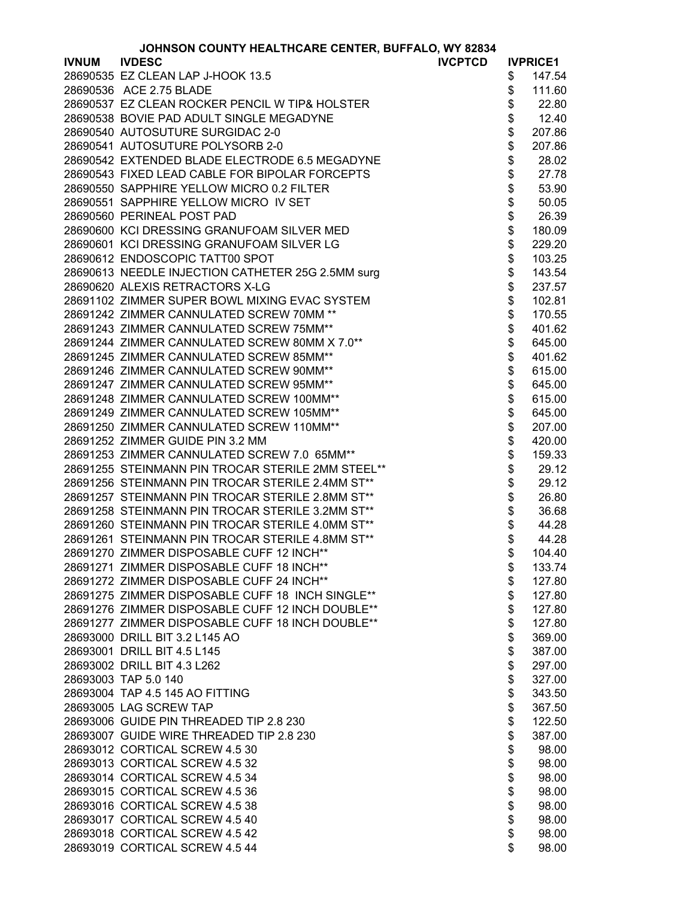JOHNSON COUNTY HEALTHCARE CENTER, BUFFALO, WY 82834

| IVNUM | IVDESC | IVCPTCD | IVPRICE1 |
|---|---|---|---|
| 28690535 | EZ CLEAN LAP J-HOOK 13.5 | | $ 147.54 |
| 28690536 | ACE 2.75 BLADE | | $ 111.60 |
| 28690537 | EZ CLEAN ROCKER PENCIL W TIP& HOLSTER | | $ 22.80 |
| 28690538 | BOVIE PAD ADULT SINGLE MEGADYNE | | $ 12.40 |
| 28690540 | AUTOSUTURE SURGIDAC 2-0 | | $ 207.86 |
| 28690541 | AUTOSUTURE POLYSORB 2-0 | | $ 207.86 |
| 28690542 | EXTENDED BLADE ELECTRODE 6.5 MEGADYNE | | $ 28.02 |
| 28690543 | FIXED LEAD CABLE FOR BIPOLAR FORCEPTS | | $ 27.78 |
| 28690550 | SAPPHIRE YELLOW MICRO 0.2 FILTER | | $ 53.90 |
| 28690551 | SAPPHIRE YELLOW MICRO IV SET | | $ 50.05 |
| 28690560 | PERINEAL POST PAD | | $ 26.39 |
| 28690600 | KCI DRESSING GRANUFOAM SILVER MED | | $ 180.09 |
| 28690601 | KCI DRESSING GRANUFOAM SILVER LG | | $ 229.20 |
| 28690612 | ENDOSCOPIC TATT00 SPOT | | $ 103.25 |
| 28690613 | NEEDLE INJECTION CATHETER 25G 2.5MM surg | | $ 143.54 |
| 28690620 | ALEXIS RETRACTORS X-LG | | $ 237.57 |
| 28691102 | ZIMMER SUPER BOWL MIXING EVAC SYSTEM | | $ 102.81 |
| 28691242 | ZIMMER CANNULATED SCREW 70MM ** | | $ 170.55 |
| 28691243 | ZIMMER CANNULATED SCREW 75MM** | | $ 401.62 |
| 28691244 | ZIMMER CANNULATED SCREW 80MM X 7.0** | | $ 645.00 |
| 28691245 | ZIMMER CANNULATED SCREW 85MM** | | $ 401.62 |
| 28691246 | ZIMMER CANNULATED SCREW 90MM** | | $ 615.00 |
| 28691247 | ZIMMER CANNULATED SCREW 95MM** | | $ 645.00 |
| 28691248 | ZIMMER CANNULATED SCREW 100MM** | | $ 615.00 |
| 28691249 | ZIMMER CANNULATED SCREW 105MM** | | $ 645.00 |
| 28691250 | ZIMMER CANNULATED SCREW 110MM** | | $ 207.00 |
| 28691252 | ZIMMER GUIDE PIN 3.2 MM | | $ 420.00 |
| 28691253 | ZIMMER CANNULATED SCREW 7.0 65MM** | | $ 159.33 |
| 28691255 | STEINMANN PIN TROCAR STERILE 2MM STEEL** | | $ 29.12 |
| 28691256 | STEINMANN PIN TROCAR STERILE 2.4MM ST** | | $ 29.12 |
| 28691257 | STEINMANN PIN TROCAR STERILE 2.8MM ST** | | $ 26.80 |
| 28691258 | STEINMANN PIN TROCAR STERILE 3.2MM ST** | | $ 36.68 |
| 28691260 | STEINMANN PIN TROCAR STERILE 4.0MM ST** | | $ 44.28 |
| 28691261 | STEINMANN PIN TROCAR STERILE 4.8MM ST** | | $ 44.28 |
| 28691270 | ZIMMER DISPOSABLE CUFF 12 INCH** | | $ 104.40 |
| 28691271 | ZIMMER DISPOSABLE CUFF 18 INCH** | | $ 133.74 |
| 28691272 | ZIMMER DISPOSABLE CUFF 24 INCH** | | $ 127.80 |
| 28691275 | ZIMMER DISPOSABLE CUFF 18 INCH SINGLE** | | $ 127.80 |
| 28691276 | ZIMMER DISPOSABLE CUFF 12 INCH DOUBLE** | | $ 127.80 |
| 28691277 | ZIMMER DISPOSABLE CUFF 18 INCH DOUBLE** | | $ 127.80 |
| 28693000 | DRILL BIT 3.2 L145 AO | | $ 369.00 |
| 28693001 | DRILL BIT 4.5 L145 | | $ 387.00 |
| 28693002 | DRILL BIT 4.3 L262 | | $ 297.00 |
| 28693003 | TAP 5.0 140 | | $ 327.00 |
| 28693004 | TAP 4.5 145 AO FITTING | | $ 343.50 |
| 28693005 | LAG SCREW TAP | | $ 367.50 |
| 28693006 | GUIDE PIN THREADED TIP 2.8 230 | | $ 122.50 |
| 28693007 | GUIDE WIRE THREADED TIP 2.8 230 | | $ 387.00 |
| 28693012 | CORTICAL SCREW 4.5 30 | | $ 98.00 |
| 28693013 | CORTICAL SCREW 4.5 32 | | $ 98.00 |
| 28693014 | CORTICAL SCREW 4.5 34 | | $ 98.00 |
| 28693015 | CORTICAL SCREW 4.5 36 | | $ 98.00 |
| 28693016 | CORTICAL SCREW 4.5 38 | | $ 98.00 |
| 28693017 | CORTICAL SCREW 4.5 40 | | $ 98.00 |
| 28693018 | CORTICAL SCREW 4.5 42 | | $ 98.00 |
| 28693019 | CORTICAL SCREW 4.5 44 | | $ 98.00 |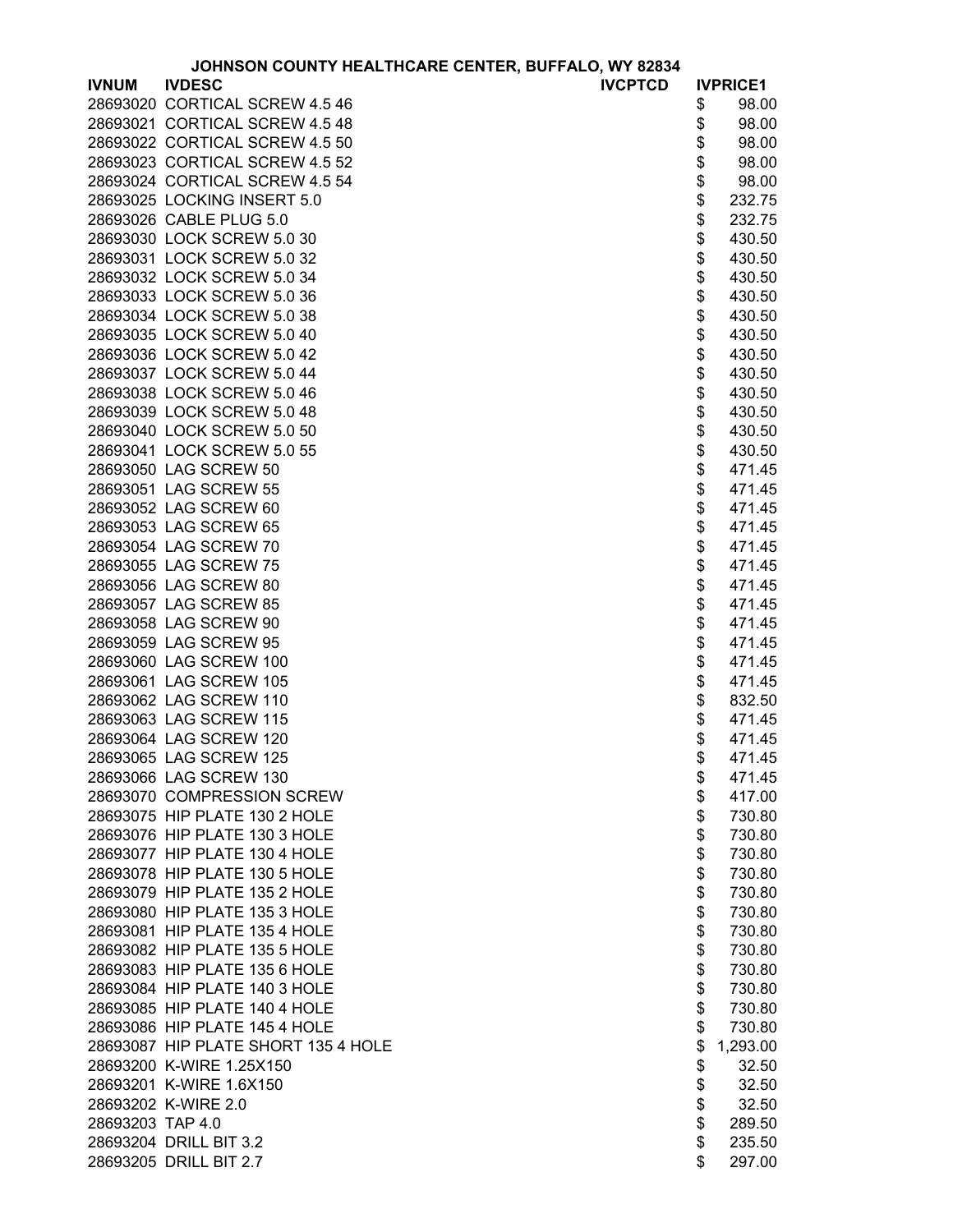JOHNSON COUNTY HEALTHCARE CENTER, BUFFALO, WY 82834

| IVNUM | IVDESC | IVCPTCD | IVPRICE1 |
|---|---|---|---|
| 28693020 | CORTICAL SCREW 4.5 46 | | $ 98.00 |
| 28693021 | CORTICAL SCREW 4.5 48 | | $ 98.00 |
| 28693022 | CORTICAL SCREW 4.5 50 | | $ 98.00 |
| 28693023 | CORTICAL SCREW 4.5 52 | | $ 98.00 |
| 28693024 | CORTICAL SCREW 4.5 54 | | $ 98.00 |
| 28693025 | LOCKING INSERT 5.0 | | $ 232.75 |
| 28693026 | CABLE PLUG 5.0 | | $ 232.75 |
| 28693030 | LOCK SCREW 5.0 30 | | $ 430.50 |
| 28693031 | LOCK SCREW 5.0 32 | | $ 430.50 |
| 28693032 | LOCK SCREW 5.0 34 | | $ 430.50 |
| 28693033 | LOCK SCREW 5.0 36 | | $ 430.50 |
| 28693034 | LOCK SCREW 5.0 38 | | $ 430.50 |
| 28693035 | LOCK SCREW 5.0 40 | | $ 430.50 |
| 28693036 | LOCK SCREW 5.0 42 | | $ 430.50 |
| 28693037 | LOCK SCREW 5.0 44 | | $ 430.50 |
| 28693038 | LOCK SCREW 5.0 46 | | $ 430.50 |
| 28693039 | LOCK SCREW 5.0 48 | | $ 430.50 |
| 28693040 | LOCK SCREW 5.0 50 | | $ 430.50 |
| 28693041 | LOCK SCREW 5.0 55 | | $ 430.50 |
| 28693050 | LAG SCREW 50 | | $ 471.45 |
| 28693051 | LAG SCREW 55 | | $ 471.45 |
| 28693052 | LAG SCREW 60 | | $ 471.45 |
| 28693053 | LAG SCREW 65 | | $ 471.45 |
| 28693054 | LAG SCREW 70 | | $ 471.45 |
| 28693055 | LAG SCREW 75 | | $ 471.45 |
| 28693056 | LAG SCREW 80 | | $ 471.45 |
| 28693057 | LAG SCREW 85 | | $ 471.45 |
| 28693058 | LAG SCREW 90 | | $ 471.45 |
| 28693059 | LAG SCREW 95 | | $ 471.45 |
| 28693060 | LAG SCREW 100 | | $ 471.45 |
| 28693061 | LAG SCREW 105 | | $ 471.45 |
| 28693062 | LAG SCREW 110 | | $ 832.50 |
| 28693063 | LAG SCREW 115 | | $ 471.45 |
| 28693064 | LAG SCREW 120 | | $ 471.45 |
| 28693065 | LAG SCREW 125 | | $ 471.45 |
| 28693066 | LAG SCREW 130 | | $ 471.45 |
| 28693070 | COMPRESSION SCREW | | $ 417.00 |
| 28693075 | HIP PLATE 130 2 HOLE | | $ 730.80 |
| 28693076 | HIP PLATE 130 3 HOLE | | $ 730.80 |
| 28693077 | HIP PLATE 130 4 HOLE | | $ 730.80 |
| 28693078 | HIP PLATE 130 5 HOLE | | $ 730.80 |
| 28693079 | HIP PLATE 135 2 HOLE | | $ 730.80 |
| 28693080 | HIP PLATE 135 3 HOLE | | $ 730.80 |
| 28693081 | HIP PLATE 135 4 HOLE | | $ 730.80 |
| 28693082 | HIP PLATE 135 5 HOLE | | $ 730.80 |
| 28693083 | HIP PLATE 135 6 HOLE | | $ 730.80 |
| 28693084 | HIP PLATE 140 3 HOLE | | $ 730.80 |
| 28693085 | HIP PLATE 140 4 HOLE | | $ 730.80 |
| 28693086 | HIP PLATE 145 4 HOLE | | $ 730.80 |
| 28693087 | HIP PLATE SHORT 135 4 HOLE | | $ 1,293.00 |
| 28693200 | K-WIRE 1.25X150 | | $ 32.50 |
| 28693201 | K-WIRE 1.6X150 | | $ 32.50 |
| 28693202 | K-WIRE 2.0 | | $ 32.50 |
| 28693203 | TAP 4.0 | | $ 289.50 |
| 28693204 | DRILL BIT 3.2 | | $ 235.50 |
| 28693205 | DRILL BIT 2.7 | | $ 297.00 |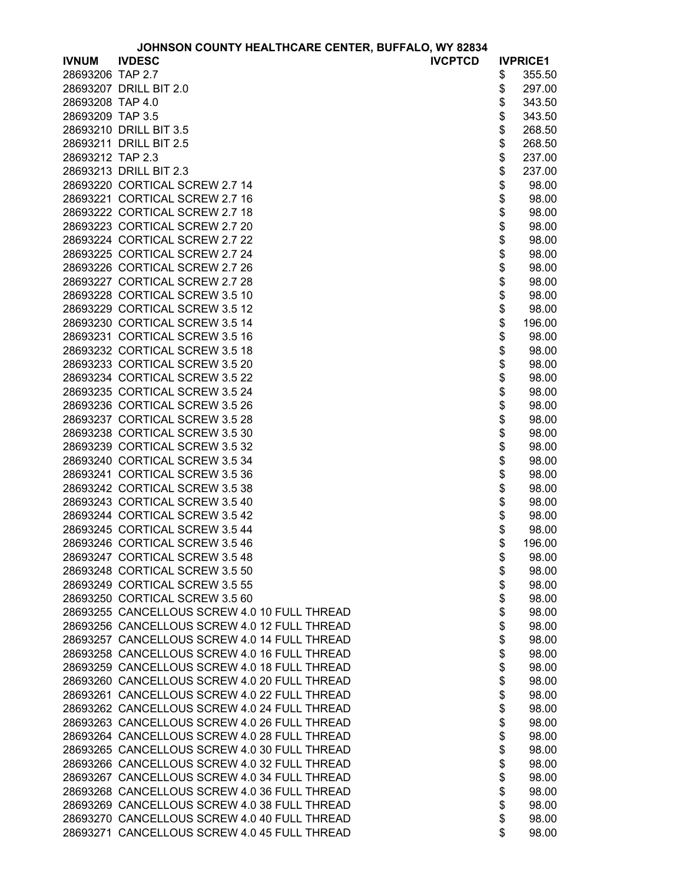JOHNSON COUNTY HEALTHCARE CENTER, BUFFALO, WY 82834

| IVNUM | IVDESC | IVCPTCD | IVPRICE1 |
|---|---|---|---|
| 28693206 | TAP 2.7 | | $ 355.50 |
| 28693207 | DRILL BIT 2.0 | | $ 297.00 |
| 28693208 | TAP 4.0 | | $ 343.50 |
| 28693209 | TAP 3.5 | | $ 343.50 |
| 28693210 | DRILL BIT 3.5 | | $ 268.50 |
| 28693211 | DRILL BIT 2.5 | | $ 268.50 |
| 28693212 | TAP 2.3 | | $ 237.00 |
| 28693213 | DRILL BIT 2.3 | | $ 237.00 |
| 28693220 | CORTICAL SCREW 2.7 14 | | $ 98.00 |
| 28693221 | CORTICAL SCREW 2.7 16 | | $ 98.00 |
| 28693222 | CORTICAL SCREW 2.7 18 | | $ 98.00 |
| 28693223 | CORTICAL SCREW 2.7 20 | | $ 98.00 |
| 28693224 | CORTICAL SCREW 2.7 22 | | $ 98.00 |
| 28693225 | CORTICAL SCREW 2.7 24 | | $ 98.00 |
| 28693226 | CORTICAL SCREW 2.7 26 | | $ 98.00 |
| 28693227 | CORTICAL SCREW 2.7 28 | | $ 98.00 |
| 28693228 | CORTICAL SCREW 3.5 10 | | $ 98.00 |
| 28693229 | CORTICAL SCREW 3.5 12 | | $ 98.00 |
| 28693230 | CORTICAL SCREW 3.5 14 | | $ 196.00 |
| 28693231 | CORTICAL SCREW 3.5 16 | | $ 98.00 |
| 28693232 | CORTICAL SCREW 3.5 18 | | $ 98.00 |
| 28693233 | CORTICAL SCREW 3.5 20 | | $ 98.00 |
| 28693234 | CORTICAL SCREW 3.5 22 | | $ 98.00 |
| 28693235 | CORTICAL SCREW 3.5 24 | | $ 98.00 |
| 28693236 | CORTICAL SCREW 3.5 26 | | $ 98.00 |
| 28693237 | CORTICAL SCREW 3.5 28 | | $ 98.00 |
| 28693238 | CORTICAL SCREW 3.5 30 | | $ 98.00 |
| 28693239 | CORTICAL SCREW 3.5 32 | | $ 98.00 |
| 28693240 | CORTICAL SCREW 3.5 34 | | $ 98.00 |
| 28693241 | CORTICAL SCREW 3.5 36 | | $ 98.00 |
| 28693242 | CORTICAL SCREW 3.5 38 | | $ 98.00 |
| 28693243 | CORTICAL SCREW 3.5 40 | | $ 98.00 |
| 28693244 | CORTICAL SCREW 3.5 42 | | $ 98.00 |
| 28693245 | CORTICAL SCREW 3.5 44 | | $ 98.00 |
| 28693246 | CORTICAL SCREW 3.5 46 | | $ 196.00 |
| 28693247 | CORTICAL SCREW 3.5 48 | | $ 98.00 |
| 28693248 | CORTICAL SCREW 3.5 50 | | $ 98.00 |
| 28693249 | CORTICAL SCREW 3.5 55 | | $ 98.00 |
| 28693250 | CORTICAL SCREW 3.5 60 | | $ 98.00 |
| 28693255 | CANCELLOUS SCREW 4.0 10 FULL THREAD | | $ 98.00 |
| 28693256 | CANCELLOUS SCREW 4.0 12 FULL THREAD | | $ 98.00 |
| 28693257 | CANCELLOUS SCREW 4.0 14 FULL THREAD | | $ 98.00 |
| 28693258 | CANCELLOUS SCREW 4.0 16 FULL THREAD | | $ 98.00 |
| 28693259 | CANCELLOUS SCREW 4.0 18 FULL THREAD | | $ 98.00 |
| 28693260 | CANCELLOUS SCREW 4.0 20 FULL THREAD | | $ 98.00 |
| 28693261 | CANCELLOUS SCREW 4.0 22 FULL THREAD | | $ 98.00 |
| 28693262 | CANCELLOUS SCREW 4.0 24 FULL THREAD | | $ 98.00 |
| 28693263 | CANCELLOUS SCREW 4.0 26 FULL THREAD | | $ 98.00 |
| 28693264 | CANCELLOUS SCREW 4.0 28 FULL THREAD | | $ 98.00 |
| 28693265 | CANCELLOUS SCREW 4.0 30 FULL THREAD | | $ 98.00 |
| 28693266 | CANCELLOUS SCREW 4.0 32 FULL THREAD | | $ 98.00 |
| 28693267 | CANCELLOUS SCREW 4.0 34 FULL THREAD | | $ 98.00 |
| 28693268 | CANCELLOUS SCREW 4.0 36 FULL THREAD | | $ 98.00 |
| 28693269 | CANCELLOUS SCREW 4.0 38 FULL THREAD | | $ 98.00 |
| 28693270 | CANCELLOUS SCREW 4.0 40 FULL THREAD | | $ 98.00 |
| 28693271 | CANCELLOUS SCREW 4.0 45 FULL THREAD | | $ 98.00 |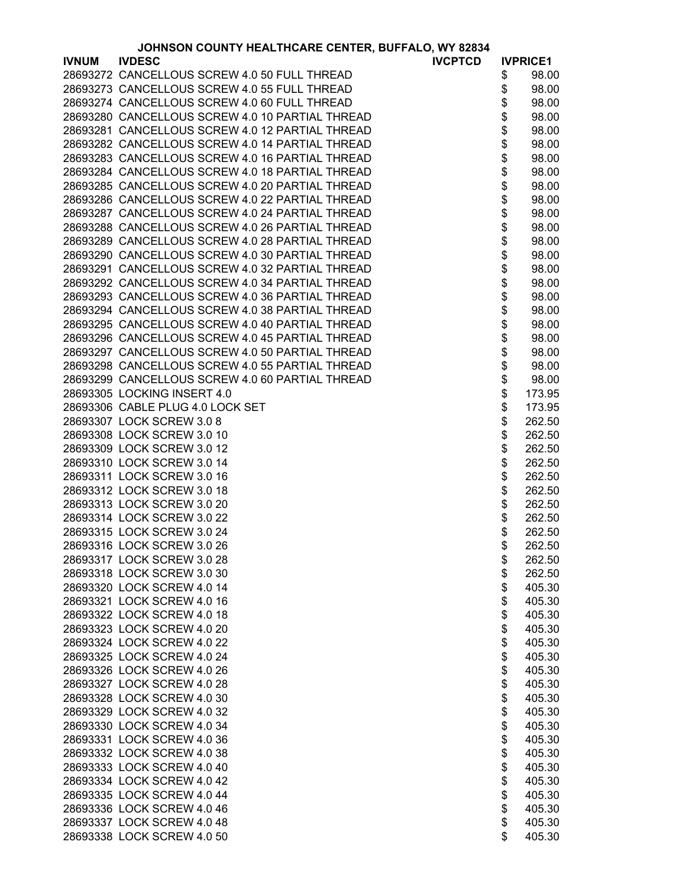JOHNSON COUNTY HEALTHCARE CENTER, BUFFALO, WY 82834

| IVNUM | IVDESC | IVCPTCD | IVPRICE1 |
|---|---|---|---|
| 28693272 | CANCELLOUS SCREW 4.0 50 FULL THREAD | | $ 98.00 |
| 28693273 | CANCELLOUS SCREW 4.0 55 FULL THREAD | | $ 98.00 |
| 28693274 | CANCELLOUS SCREW 4.0 60 FULL THREAD | | $ 98.00 |
| 28693280 | CANCELLOUS SCREW 4.0 10 PARTIAL THREAD | | $ 98.00 |
| 28693281 | CANCELLOUS SCREW 4.0 12 PARTIAL THREAD | | $ 98.00 |
| 28693282 | CANCELLOUS SCREW 4.0 14 PARTIAL THREAD | | $ 98.00 |
| 28693283 | CANCELLOUS SCREW 4.0 16 PARTIAL THREAD | | $ 98.00 |
| 28693284 | CANCELLOUS SCREW 4.0 18 PARTIAL THREAD | | $ 98.00 |
| 28693285 | CANCELLOUS SCREW 4.0 20 PARTIAL THREAD | | $ 98.00 |
| 28693286 | CANCELLOUS SCREW 4.0 22 PARTIAL THREAD | | $ 98.00 |
| 28693287 | CANCELLOUS SCREW 4.0 24 PARTIAL THREAD | | $ 98.00 |
| 28693288 | CANCELLOUS SCREW 4.0 26 PARTIAL THREAD | | $ 98.00 |
| 28693289 | CANCELLOUS SCREW 4.0 28 PARTIAL THREAD | | $ 98.00 |
| 28693290 | CANCELLOUS SCREW 4.0 30 PARTIAL THREAD | | $ 98.00 |
| 28693291 | CANCELLOUS SCREW 4.0 32 PARTIAL THREAD | | $ 98.00 |
| 28693292 | CANCELLOUS SCREW 4.0 34 PARTIAL THREAD | | $ 98.00 |
| 28693293 | CANCELLOUS SCREW 4.0 36 PARTIAL THREAD | | $ 98.00 |
| 28693294 | CANCELLOUS SCREW 4.0 38 PARTIAL THREAD | | $ 98.00 |
| 28693295 | CANCELLOUS SCREW 4.0 40 PARTIAL THREAD | | $ 98.00 |
| 28693296 | CANCELLOUS SCREW 4.0 45 PARTIAL THREAD | | $ 98.00 |
| 28693297 | CANCELLOUS SCREW 4.0 50 PARTIAL THREAD | | $ 98.00 |
| 28693298 | CANCELLOUS SCREW 4.0 55 PARTIAL THREAD | | $ 98.00 |
| 28693299 | CANCELLOUS SCREW 4.0 60 PARTIAL THREAD | | $ 98.00 |
| 28693305 | LOCKING INSERT 4.0 | | $ 173.95 |
| 28693306 | CABLE PLUG 4.0 LOCK SET | | $ 173.95 |
| 28693307 | LOCK SCREW 3.0 8 | | $ 262.50 |
| 28693308 | LOCK SCREW 3.0 10 | | $ 262.50 |
| 28693309 | LOCK SCREW 3.0 12 | | $ 262.50 |
| 28693310 | LOCK SCREW 3.0 14 | | $ 262.50 |
| 28693311 | LOCK SCREW 3.0 16 | | $ 262.50 |
| 28693312 | LOCK SCREW 3.0 18 | | $ 262.50 |
| 28693313 | LOCK SCREW 3.0 20 | | $ 262.50 |
| 28693314 | LOCK SCREW 3.0 22 | | $ 262.50 |
| 28693315 | LOCK SCREW 3.0 24 | | $ 262.50 |
| 28693316 | LOCK SCREW 3.0 26 | | $ 262.50 |
| 28693317 | LOCK SCREW 3.0 28 | | $ 262.50 |
| 28693318 | LOCK SCREW 3.0 30 | | $ 262.50 |
| 28693320 | LOCK SCREW 4.0 14 | | $ 405.30 |
| 28693321 | LOCK SCREW 4.0 16 | | $ 405.30 |
| 28693322 | LOCK SCREW 4.0 18 | | $ 405.30 |
| 28693323 | LOCK SCREW 4.0 20 | | $ 405.30 |
| 28693324 | LOCK SCREW 4.0 22 | | $ 405.30 |
| 28693325 | LOCK SCREW 4.0 24 | | $ 405.30 |
| 28693326 | LOCK SCREW 4.0 26 | | $ 405.30 |
| 28693327 | LOCK SCREW 4.0 28 | | $ 405.30 |
| 28693328 | LOCK SCREW 4.0 30 | | $ 405.30 |
| 28693329 | LOCK SCREW 4.0 32 | | $ 405.30 |
| 28693330 | LOCK SCREW 4.0 34 | | $ 405.30 |
| 28693331 | LOCK SCREW 4.0 36 | | $ 405.30 |
| 28693332 | LOCK SCREW 4.0 38 | | $ 405.30 |
| 28693333 | LOCK SCREW 4.0 40 | | $ 405.30 |
| 28693334 | LOCK SCREW 4.0 42 | | $ 405.30 |
| 28693335 | LOCK SCREW 4.0 44 | | $ 405.30 |
| 28693336 | LOCK SCREW 4.0 46 | | $ 405.30 |
| 28693337 | LOCK SCREW 4.0 48 | | $ 405.30 |
| 28693338 | LOCK SCREW 4.0 50 | | $ 405.30 |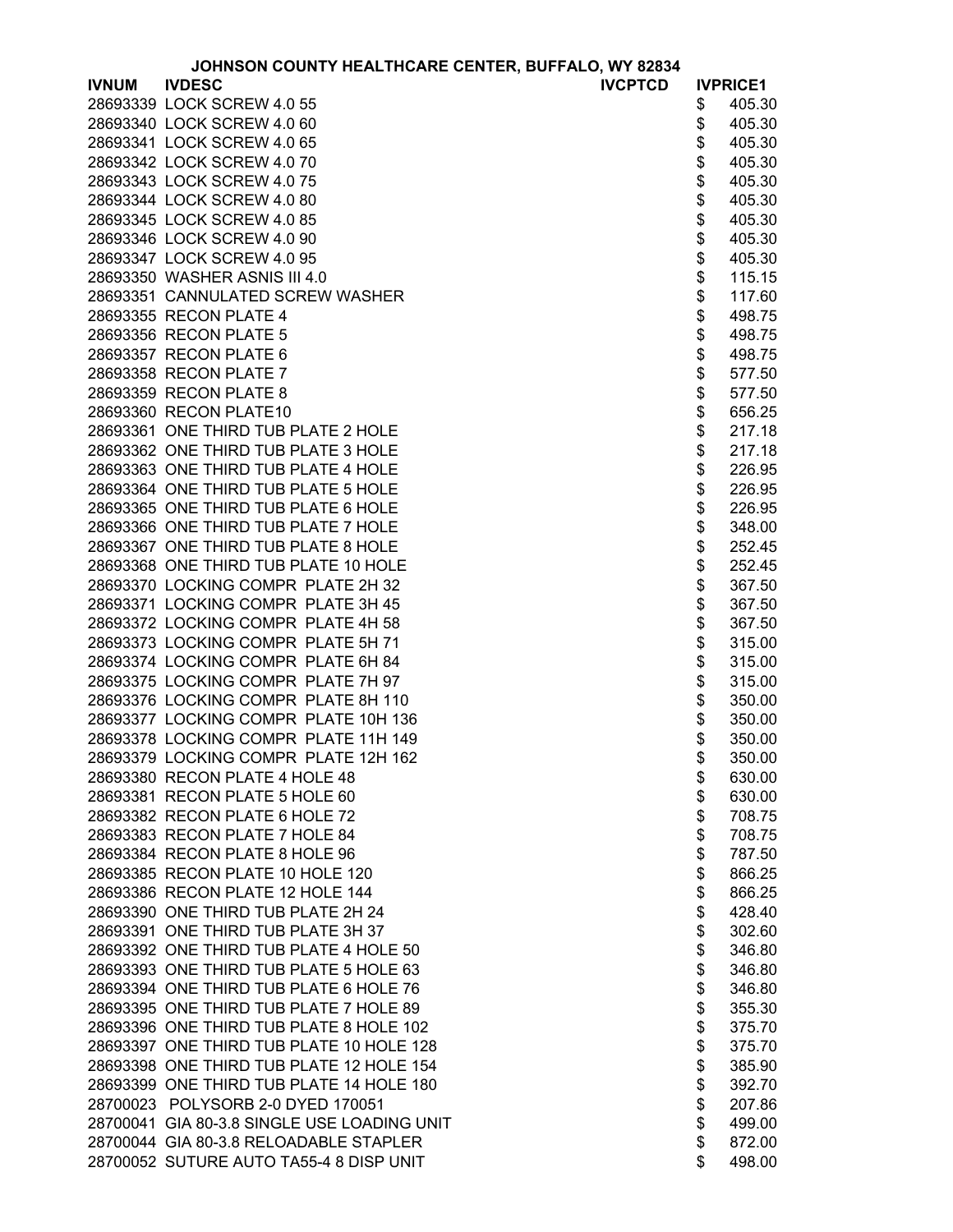JOHNSON COUNTY HEALTHCARE CENTER, BUFFALO, WY 82834

| IVNUM | IVDESC | IVCPTCD | IVPRICE1 |
|---|---|---|---|
| 28693339 | LOCK SCREW 4.0 55 | | $ 405.30 |
| 28693340 | LOCK SCREW 4.0 60 | | $ 405.30 |
| 28693341 | LOCK SCREW 4.0 65 | | $ 405.30 |
| 28693342 | LOCK SCREW 4.0 70 | | $ 405.30 |
| 28693343 | LOCK SCREW 4.0 75 | | $ 405.30 |
| 28693344 | LOCK SCREW 4.0 80 | | $ 405.30 |
| 28693345 | LOCK SCREW 4.0 85 | | $ 405.30 |
| 28693346 | LOCK SCREW 4.0 90 | | $ 405.30 |
| 28693347 | LOCK SCREW 4.0 95 | | $ 405.30 |
| 28693350 | WASHER ASNIS III 4.0 | | $ 115.15 |
| 28693351 | CANNULATED SCREW WASHER | | $ 117.60 |
| 28693355 | RECON PLATE 4 | | $ 498.75 |
| 28693356 | RECON PLATE 5 | | $ 498.75 |
| 28693357 | RECON PLATE 6 | | $ 498.75 |
| 28693358 | RECON PLATE 7 | | $ 577.50 |
| 28693359 | RECON PLATE 8 | | $ 577.50 |
| 28693360 | RECON PLATE10 | | $ 656.25 |
| 28693361 | ONE THIRD TUB PLATE 2 HOLE | | $ 217.18 |
| 28693362 | ONE THIRD TUB PLATE 3 HOLE | | $ 217.18 |
| 28693363 | ONE THIRD TUB PLATE 4 HOLE | | $ 226.95 |
| 28693364 | ONE THIRD TUB PLATE 5 HOLE | | $ 226.95 |
| 28693365 | ONE THIRD TUB PLATE 6 HOLE | | $ 226.95 |
| 28693366 | ONE THIRD TUB PLATE 7 HOLE | | $ 348.00 |
| 28693367 | ONE THIRD TUB PLATE 8 HOLE | | $ 252.45 |
| 28693368 | ONE THIRD TUB PLATE 10 HOLE | | $ 252.45 |
| 28693370 | LOCKING COMPR PLATE 2H 32 | | $ 367.50 |
| 28693371 | LOCKING COMPR PLATE 3H 45 | | $ 367.50 |
| 28693372 | LOCKING COMPR PLATE 4H 58 | | $ 367.50 |
| 28693373 | LOCKING COMPR PLATE 5H 71 | | $ 315.00 |
| 28693374 | LOCKING COMPR PLATE 6H 84 | | $ 315.00 |
| 28693375 | LOCKING COMPR PLATE 7H 97 | | $ 315.00 |
| 28693376 | LOCKING COMPR PLATE 8H 110 | | $ 350.00 |
| 28693377 | LOCKING COMPR PLATE 10H 136 | | $ 350.00 |
| 28693378 | LOCKING COMPR PLATE 11H 149 | | $ 350.00 |
| 28693379 | LOCKING COMPR PLATE 12H 162 | | $ 350.00 |
| 28693380 | RECON PLATE 4 HOLE 48 | | $ 630.00 |
| 28693381 | RECON PLATE 5 HOLE 60 | | $ 630.00 |
| 28693382 | RECON PLATE 6 HOLE 72 | | $ 708.75 |
| 28693383 | RECON PLATE 7 HOLE 84 | | $ 708.75 |
| 28693384 | RECON PLATE 8 HOLE 96 | | $ 787.50 |
| 28693385 | RECON PLATE 10 HOLE 120 | | $ 866.25 |
| 28693386 | RECON PLATE 12 HOLE 144 | | $ 866.25 |
| 28693390 | ONE THIRD TUB PLATE 2H 24 | | $ 428.40 |
| 28693391 | ONE THIRD TUB PLATE 3H 37 | | $ 302.60 |
| 28693392 | ONE THIRD TUB PLATE 4 HOLE 50 | | $ 346.80 |
| 28693393 | ONE THIRD TUB PLATE 5 HOLE 63 | | $ 346.80 |
| 28693394 | ONE THIRD TUB PLATE 6 HOLE 76 | | $ 346.80 |
| 28693395 | ONE THIRD TUB PLATE 7 HOLE 89 | | $ 355.30 |
| 28693396 | ONE THIRD TUB PLATE 8 HOLE 102 | | $ 375.70 |
| 28693397 | ONE THIRD TUB PLATE 10 HOLE 128 | | $ 375.70 |
| 28693398 | ONE THIRD TUB PLATE 12 HOLE 154 | | $ 385.90 |
| 28693399 | ONE THIRD TUB PLATE 14 HOLE 180 | | $ 392.70 |
| 28700023 | POLYSORB 2-0 DYED 170051 | | $ 207.86 |
| 28700041 | GIA 80-3.8 SINGLE USE LOADING UNIT | | $ 499.00 |
| 28700044 | GIA 80-3.8 RELOADABLE STAPLER | | $ 872.00 |
| 28700052 | SUTURE AUTO TA55-4 8 DISP UNIT | | $ 498.00 |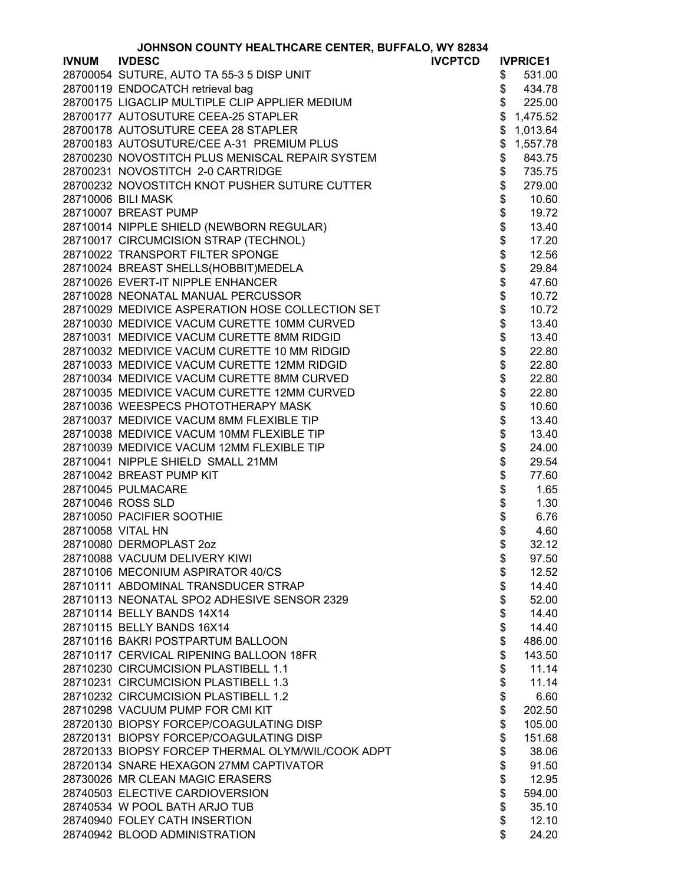JOHNSON COUNTY HEALTHCARE CENTER, BUFFALO, WY 82834

| IVNUM | IVDESC | IVCPTCD | IVPRICE1 |
|---|---|---|---|
| 28700054 | SUTURE, AUTO TA 55-3 5 DISP UNIT | | $ 531.00 |
| 28700119 | ENDOCATCH retrieval bag | | $ 434.78 |
| 28700175 | LIGACLIP MULTIPLE CLIP APPLIER MEDIUM | | $ 225.00 |
| 28700177 | AUTOSUTURE CEEA-25 STAPLER | | $ 1,475.52 |
| 28700178 | AUTOSUTURE CEEA 28 STAPLER | | $ 1,013.64 |
| 28700183 | AUTOSUTURE/CEE A-31 PREMIUM PLUS | | $ 1,557.78 |
| 28700230 | NOVOSTITCH PLUS MENISCAL REPAIR SYSTEM | | $ 843.75 |
| 28700231 | NOVOSTITCH 2-0 CARTRIDGE | | $ 735.75 |
| 28700232 | NOVOSTITCH KNOT PUSHER SUTURE CUTTER | | $ 279.00 |
| 28710006 | BILI MASK | | $ 10.60 |
| 28710007 | BREAST PUMP | | $ 19.72 |
| 28710014 | NIPPLE SHIELD (NEWBORN REGULAR) | | $ 13.40 |
| 28710017 | CIRCUMCISION STRAP (TECHNOL) | | $ 17.20 |
| 28710022 | TRANSPORT FILTER SPONGE | | $ 12.56 |
| 28710024 | BREAST SHELLS(HOBBIT)MEDELA | | $ 29.84 |
| 28710026 | EVERT-IT NIPPLE ENHANCER | | $ 47.60 |
| 28710028 | NEONATAL MANUAL PERCUSSOR | | $ 10.72 |
| 28710029 | MEDIVICE ASPERATION HOSE COLLECTION SET | | $ 10.72 |
| 28710030 | MEDIVICE VACUM CURETTE 10MM CURVED | | $ 13.40 |
| 28710031 | MEDIVICE VACUM CURETTE 8MM RIDGID | | $ 13.40 |
| 28710032 | MEDIVICE VACUM CURETTE 10 MM RIDGID | | $ 22.80 |
| 28710033 | MEDIVICE VACUM CURETTE 12MM RIDGID | | $ 22.80 |
| 28710034 | MEDIVICE VACUM CURETTE 8MM CURVED | | $ 22.80 |
| 28710035 | MEDIVICE VACUM CURETTE 12MM CURVED | | $ 22.80 |
| 28710036 | WEESPECS PHOTOTHERAPY MASK | | $ 10.60 |
| 28710037 | MEDIVICE VACUM 8MM FLEXIBLE TIP | | $ 13.40 |
| 28710038 | MEDIVICE VACUM 10MM FLEXIBLE TIP | | $ 13.40 |
| 28710039 | MEDIVICE VACUM 12MM FLEXIBLE TIP | | $ 24.00 |
| 28710041 | NIPPLE SHIELD SMALL 21MM | | $ 29.54 |
| 28710042 | BREAST PUMP KIT | | $ 77.60 |
| 28710045 | PULMACARE | | $ 1.65 |
| 28710046 | ROSS SLD | | $ 1.30 |
| 28710050 | PACIFIER SOOTHIE | | $ 6.76 |
| 28710058 | VITAL HN | | $ 4.60 |
| 28710080 | DERMOPLAST 2oz | | $ 32.12 |
| 28710088 | VACUUM DELIVERY KIWI | | $ 97.50 |
| 28710106 | MECONIUM ASPIRATOR 40/CS | | $ 12.52 |
| 28710111 | ABDOMINAL TRANSDUCER STRAP | | $ 14.40 |
| 28710113 | NEONATAL SPO2 ADHESIVE SENSOR 2329 | | $ 52.00 |
| 28710114 | BELLY BANDS 14X14 | | $ 14.40 |
| 28710115 | BELLY BANDS 16X14 | | $ 14.40 |
| 28710116 | BAKRI POSTPARTUM BALLOON | | $ 486.00 |
| 28710117 | CERVICAL RIPENING BALLOON 18FR | | $ 143.50 |
| 28710230 | CIRCUMCISION PLASTIBELL 1.1 | | $ 11.14 |
| 28710231 | CIRCUMCISION PLASTIBELL 1.3 | | $ 11.14 |
| 28710232 | CIRCUMCISION PLASTIBELL 1.2 | | $ 6.60 |
| 28710298 | VACUUM PUMP FOR CMI KIT | | $ 202.50 |
| 28720130 | BIOPSY FORCEP/COAGULATING DISP | | $ 105.00 |
| 28720131 | BIOPSY FORCEP/COAGULATING DISP | | $ 151.68 |
| 28720133 | BIOPSY FORCEP THERMAL OLYM/WIL/COOK ADPT | | $ 38.06 |
| 28720134 | SNARE HEXAGON 27MM CAPTIVATOR | | $ 91.50 |
| 28730026 | MR CLEAN MAGIC ERASERS | | $ 12.95 |
| 28740503 | ELECTIVE CARDIOVERSION | | $ 594.00 |
| 28740534 | W POOL BATH ARJO TUB | | $ 35.10 |
| 28740940 | FOLEY CATH INSERTION | | $ 12.10 |
| 28740942 | BLOOD ADMINISTRATION | | $ 24.20 |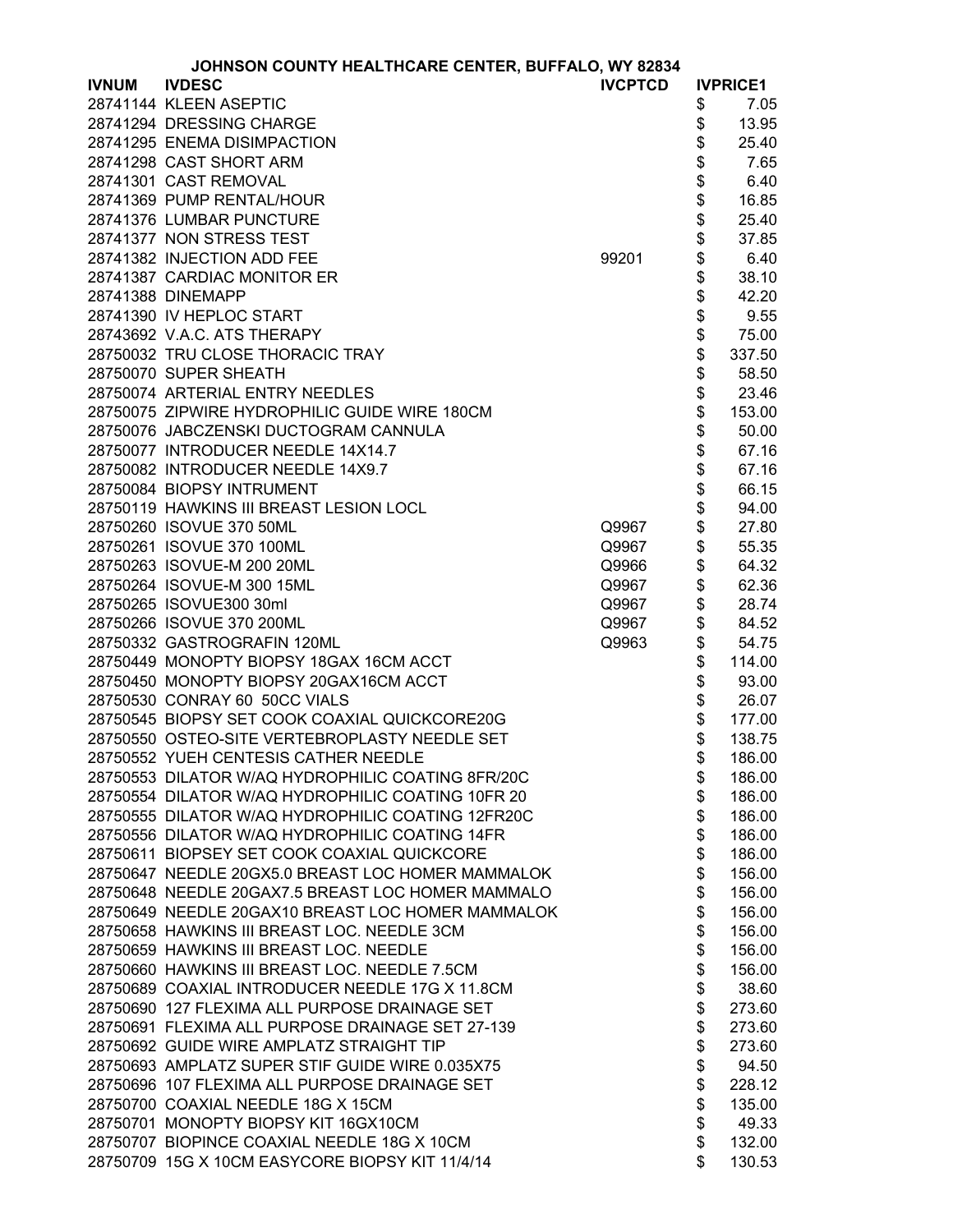JOHNSON COUNTY HEALTHCARE CENTER, BUFFALO, WY 82834

| IVNUM | IVDESC | IVCPTCD | IVPRICE1 |
|---|---|---|---|
| 28741144 | KLEEN ASEPTIC | | $ 7.05 |
| 28741294 | DRESSING CHARGE | | $ 13.95 |
| 28741295 | ENEMA DISIMPACTION | | $ 25.40 |
| 28741298 | CAST SHORT ARM | | $ 7.65 |
| 28741301 | CAST REMOVAL | | $ 6.40 |
| 28741369 | PUMP RENTAL/HOUR | | $ 16.85 |
| 28741376 | LUMBAR PUNCTURE | | $ 25.40 |
| 28741377 | NON STRESS TEST | | $ 37.85 |
| 28741382 | INJECTION ADD FEE | 99201 | $ 6.40 |
| 28741387 | CARDIAC MONITOR ER | | $ 38.10 |
| 28741388 | DINEMAPP | | $ 42.20 |
| 28741390 | IV HEPLOC START | | $ 9.55 |
| 28743692 | V.A.C. ATS THERAPY | | $ 75.00 |
| 28750032 | TRU CLOSE THORACIC TRAY | | $ 337.50 |
| 28750070 | SUPER SHEATH | | $ 58.50 |
| 28750074 | ARTERIAL ENTRY NEEDLES | | $ 23.46 |
| 28750075 | ZIPWIRE HYDROPHILIC GUIDE WIRE 180CM | | $ 153.00 |
| 28750076 | JABCZENSKI DUCTOGRAM CANNULA | | $ 50.00 |
| 28750077 | INTRODUCER NEEDLE 14X14.7 | | $ 67.16 |
| 28750082 | INTRODUCER NEEDLE 14X9.7 | | $ 67.16 |
| 28750084 | BIOPSY INTRUMENT | | $ 66.15 |
| 28750119 | HAWKINS III BREAST LESION LOCL | | $ 94.00 |
| 28750260 | ISOVUE 370 50ML | Q9967 | $ 27.80 |
| 28750261 | ISOVUE 370 100ML | Q9967 | $ 55.35 |
| 28750263 | ISOVUE-M 200 20ML | Q9966 | $ 64.32 |
| 28750264 | ISOVUE-M 300 15ML | Q9967 | $ 62.36 |
| 28750265 | ISOVUE300 30ml | Q9967 | $ 28.74 |
| 28750266 | ISOVUE 370 200ML | Q9967 | $ 84.52 |
| 28750332 | GASTROGRAFIN 120ML | Q9963 | $ 54.75 |
| 28750449 | MONOPTY BIOPSY 18GAX 16CM ACCT | | $ 114.00 |
| 28750450 | MONOPTY BIOPSY 20GAX16CM ACCT | | $ 93.00 |
| 28750530 | CONRAY 60 50CC VIALS | | $ 26.07 |
| 28750545 | BIOPSY SET COOK COAXIAL QUICKCORE20G | | $ 177.00 |
| 28750550 | OSTEO-SITE VERTEBROPLASTY NEEDLE SET | | $ 138.75 |
| 28750552 | YUEH CENTESIS CATHER NEEDLE | | $ 186.00 |
| 28750553 | DILATOR W/AQ HYDROPHILIC COATING 8FR/20C | | $ 186.00 |
| 28750554 | DILATOR W/AQ HYDROPHILIC COATING 10FR 20 | | $ 186.00 |
| 28750555 | DILATOR W/AQ HYDROPHILIC COATING 12FR20C | | $ 186.00 |
| 28750556 | DILATOR W/AQ HYDROPHILIC COATING 14FR | | $ 186.00 |
| 28750611 | BIOPSEY SET COOK COAXIAL QUICKCORE | | $ 186.00 |
| 28750647 | NEEDLE 20GX5.0 BREAST LOC HOMER MAMMALOK | | $ 156.00 |
| 28750648 | NEEDLE 20GAX7.5 BREAST LOC HOMER MAMMALO | | $ 156.00 |
| 28750649 | NEEDLE 20GAX10 BREAST LOC HOMER MAMMALOK | | $ 156.00 |
| 28750658 | HAWKINS III BREAST LOC. NEEDLE 3CM | | $ 156.00 |
| 28750659 | HAWKINS III BREAST LOC. NEEDLE | | $ 156.00 |
| 28750660 | HAWKINS III BREAST LOC. NEEDLE 7.5CM | | $ 156.00 |
| 28750689 | COAXIAL INTRODUCER NEEDLE 17G X 11.8CM | | $ 38.60 |
| 28750690 | 127 FLEXIMA ALL PURPOSE DRAINAGE SET | | $ 273.60 |
| 28750691 | FLEXIMA ALL PURPOSE DRAINAGE SET 27-139 | | $ 273.60 |
| 28750692 | GUIDE WIRE AMPLATZ STRAIGHT TIP | | $ 273.60 |
| 28750693 | AMPLATZ SUPER STIF GUIDE WIRE 0.035X75 | | $ 94.50 |
| 28750696 | 107 FLEXIMA ALL PURPOSE DRAINAGE SET | | $ 228.12 |
| 28750700 | COAXIAL NEEDLE 18G X 15CM | | $ 135.00 |
| 28750701 | MONOPTY BIOPSY KIT 16GX10CM | | $ 49.33 |
| 28750707 | BIOPINCE COAXIAL NEEDLE 18G X 10CM | | $ 132.00 |
| 28750709 | 15G X 10CM EASYCORE BIOPSY KIT 11/4/14 | | $ 130.53 |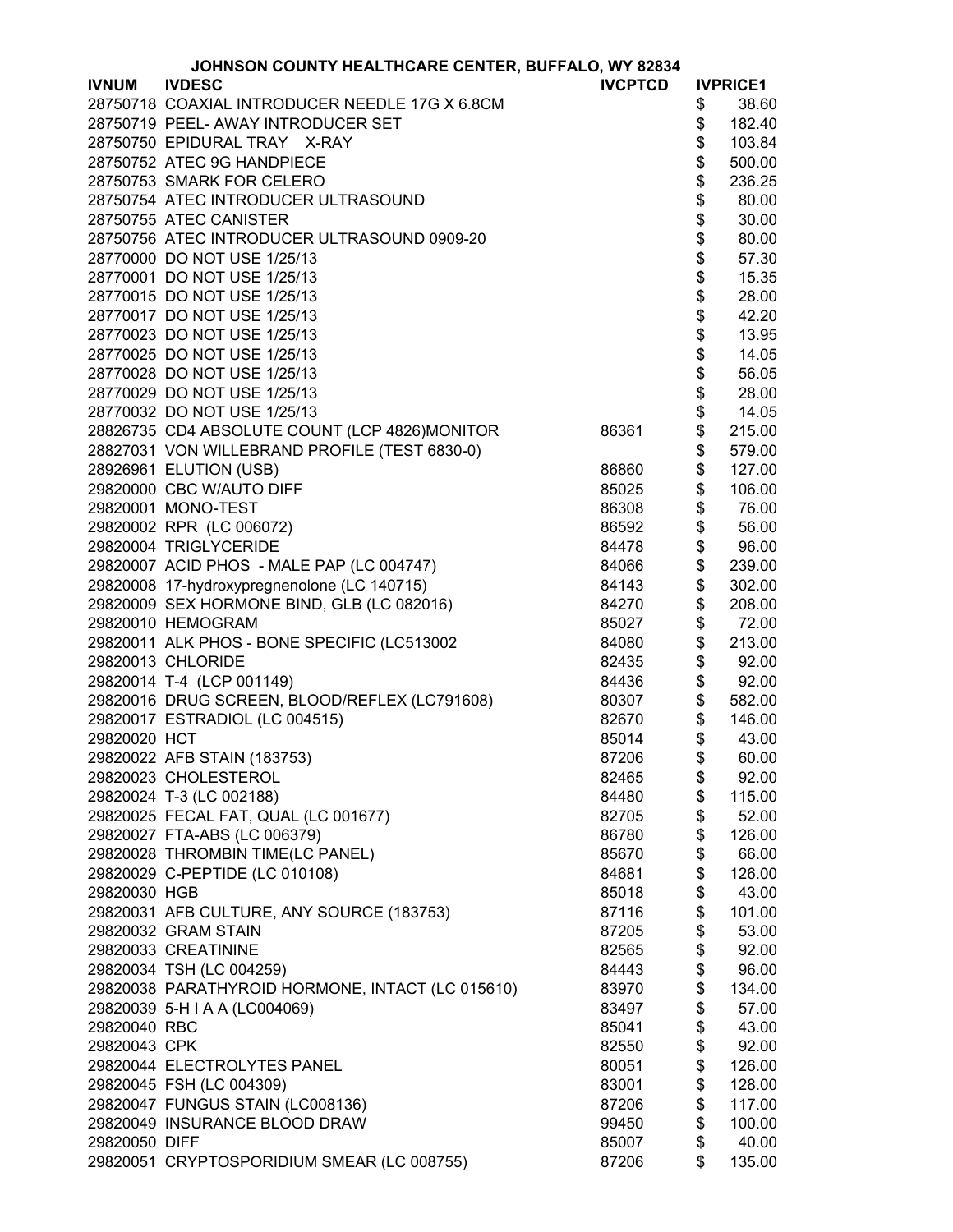JOHNSON COUNTY HEALTHCARE CENTER, BUFFALO, WY 82834

| IVNUM | IVDESC | IVCPTCD | IVPRICE1 |
|---|---|---|---|
| 28750718 | COAXIAL INTRODUCER NEEDLE 17G X 6.8CM | | $ 38.60 |
| 28750719 | PEEL- AWAY INTRODUCER SET | | $ 182.40 |
| 28750750 | EPIDURAL TRAY X-RAY | | $ 103.84 |
| 28750752 | ATEC 9G HANDPIECE | | $ 500.00 |
| 28750753 | SMARK FOR CELERO | | $ 236.25 |
| 28750754 | ATEC INTRODUCER ULTRASOUND | | $ 80.00 |
| 28750755 | ATEC CANISTER | | $ 30.00 |
| 28750756 | ATEC INTRODUCER ULTRASOUND 0909-20 | | $ 80.00 |
| 28770000 | DO NOT USE 1/25/13 | | $ 57.30 |
| 28770001 | DO NOT USE 1/25/13 | | $ 15.35 |
| 28770015 | DO NOT USE 1/25/13 | | $ 28.00 |
| 28770017 | DO NOT USE 1/25/13 | | $ 42.20 |
| 28770023 | DO NOT USE 1/25/13 | | $ 13.95 |
| 28770025 | DO NOT USE 1/25/13 | | $ 14.05 |
| 28770028 | DO NOT USE 1/25/13 | | $ 56.05 |
| 28770029 | DO NOT USE 1/25/13 | | $ 28.00 |
| 28770032 | DO NOT USE 1/25/13 | | $ 14.05 |
| 28826735 | CD4 ABSOLUTE COUNT (LCP 4826)MONITOR | 86361 | $ 215.00 |
| 28827031 | VON WILLEBRAND PROFILE (TEST 6830-0) | | $ 579.00 |
| 28926961 | ELUTION (USB) | 86860 | $ 127.00 |
| 29820000 | CBC W/AUTO DIFF | 85025 | $ 106.00 |
| 29820001 | MONO-TEST | 86308 | $ 76.00 |
| 29820002 | RPR (LC 006072) | 86592 | $ 56.00 |
| 29820004 | TRIGLYCERIDE | 84478 | $ 96.00 |
| 29820007 | ACID PHOS - MALE PAP (LC 004747) | 84066 | $ 239.00 |
| 29820008 | 17-hydroxypregnenolone (LC 140715) | 84143 | $ 302.00 |
| 29820009 | SEX HORMONE BIND, GLB (LC 082016) | 84270 | $ 208.00 |
| 29820010 | HEMOGRAM | 85027 | $ 72.00 |
| 29820011 | ALK PHOS - BONE SPECIFIC (LC513002 | 84080 | $ 213.00 |
| 29820013 | CHLORIDE | 82435 | $ 92.00 |
| 29820014 | T-4 (LCP 001149) | 84436 | $ 92.00 |
| 29820016 | DRUG SCREEN, BLOOD/REFLEX (LC791608) | 80307 | $ 582.00 |
| 29820017 | ESTRADIOL (LC 004515) | 82670 | $ 146.00 |
| 29820020 | HCT | 85014 | $ 43.00 |
| 29820022 | AFB STAIN (183753) | 87206 | $ 60.00 |
| 29820023 | CHOLESTEROL | 82465 | $ 92.00 |
| 29820024 | T-3 (LC 002188) | 84480 | $ 115.00 |
| 29820025 | FECAL FAT, QUAL (LC 001677) | 82705 | $ 52.00 |
| 29820027 | FTA-ABS (LC 006379) | 86780 | $ 126.00 |
| 29820028 | THROMBIN TIME(LC PANEL) | 85670 | $ 66.00 |
| 29820029 | C-PEPTIDE (LC 010108) | 84681 | $ 126.00 |
| 29820030 | HGB | 85018 | $ 43.00 |
| 29820031 | AFB CULTURE, ANY SOURCE (183753) | 87116 | $ 101.00 |
| 29820032 | GRAM STAIN | 87205 | $ 53.00 |
| 29820033 | CREATININE | 82565 | $ 92.00 |
| 29820034 | TSH (LC 004259) | 84443 | $ 96.00 |
| 29820038 | PARATHYROID HORMONE, INTACT (LC 015610) | 83970 | $ 134.00 |
| 29820039 | 5-H I A A (LC004069) | 83497 | $ 57.00 |
| 29820040 | RBC | 85041 | $ 43.00 |
| 29820043 | CPK | 82550 | $ 92.00 |
| 29820044 | ELECTROLYTES PANEL | 80051 | $ 126.00 |
| 29820045 | FSH (LC 004309) | 83001 | $ 128.00 |
| 29820047 | FUNGUS STAIN (LC008136) | 87206 | $ 117.00 |
| 29820049 | INSURANCE BLOOD DRAW | 99450 | $ 100.00 |
| 29820050 | DIFF | 85007 | $ 40.00 |
| 29820051 | CRYPTOSPORIDIUM SMEAR (LC 008755) | 87206 | $ 135.00 |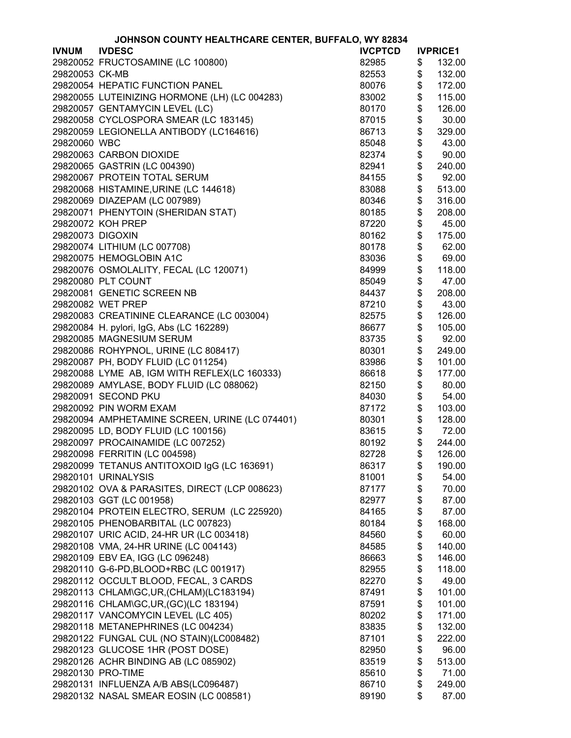JOHNSON COUNTY HEALTHCARE CENTER, BUFFALO, WY 82834

| IVNUM | IVDESC | IVCPTCD | IVPRICE1 |
|---|---|---|---|
| 29820052 | FRUCTOSAMINE (LC 100800) | 82985 | $ 132.00 |
| 29820053 | CK-MB | 82553 | $ 132.00 |
| 29820054 | HEPATIC FUNCTION PANEL | 80076 | $ 172.00 |
| 29820055 | LUTEINIZING HORMONE (LH) (LC 004283) | 83002 | $ 115.00 |
| 29820057 | GENTAMYCIN LEVEL (LC) | 80170 | $ 126.00 |
| 29820058 | CYCLOSPORA SMEAR (LC 183145) | 87015 | $ 30.00 |
| 29820059 | LEGIONELLA ANTIBODY (LC164616) | 86713 | $ 329.00 |
| 29820060 | WBC | 85048 | $ 43.00 |
| 29820063 | CARBON DIOXIDE | 82374 | $ 90.00 |
| 29820065 | GASTRIN (LC 004390) | 82941 | $ 240.00 |
| 29820067 | PROTEIN TOTAL SERUM | 84155 | $ 92.00 |
| 29820068 | HISTAMINE,URINE (LC 144618) | 83088 | $ 513.00 |
| 29820069 | DIAZEPAM (LC 007989) | 80346 | $ 316.00 |
| 29820071 | PHENYTOIN (SHERIDAN STAT) | 80185 | $ 208.00 |
| 29820072 | KOH PREP | 87220 | $ 45.00 |
| 29820073 | DIGOXIN | 80162 | $ 175.00 |
| 29820074 | LITHIUM (LC 007708) | 80178 | $ 62.00 |
| 29820075 | HEMOGLOBIN A1C | 83036 | $ 69.00 |
| 29820076 | OSMOLALITY, FECAL (LC 120071) | 84999 | $ 118.00 |
| 29820080 | PLT COUNT | 85049 | $ 47.00 |
| 29820081 | GENETIC SCREEN NB | 84437 | $ 208.00 |
| 29820082 | WET PREP | 87210 | $ 43.00 |
| 29820083 | CREATININE CLEARANCE (LC 003004) | 82575 | $ 126.00 |
| 29820084 | H. pylori, IgG, Abs (LC 162289) | 86677 | $ 105.00 |
| 29820085 | MAGNESIUM SERUM | 83735 | $ 92.00 |
| 29820086 | ROHYPNOL, URINE (LC 808417) | 80301 | $ 249.00 |
| 29820087 | PH, BODY FLUID (LC 011254) | 83986 | $ 101.00 |
| 29820088 | LYME AB, IGM WITH REFLEX(LC 160333) | 86618 | $ 177.00 |
| 29820089 | AMYLASE, BODY FLUID (LC 088062) | 82150 | $ 80.00 |
| 29820091 | SECOND PKU | 84030 | $ 54.00 |
| 29820092 | PIN WORM EXAM | 87172 | $ 103.00 |
| 29820094 | AMPHETAMINE SCREEN, URINE (LC 074401) | 80301 | $ 128.00 |
| 29820095 | LD, BODY FLUID (LC 100156) | 83615 | $ 72.00 |
| 29820097 | PROCAINAMIDE (LC 007252) | 80192 | $ 244.00 |
| 29820098 | FERRITIN (LC 004598) | 82728 | $ 126.00 |
| 29820099 | TETANUS ANTITOXOID IgG (LC 163691) | 86317 | $ 190.00 |
| 29820101 | URINALYSIS | 81001 | $ 54.00 |
| 29820102 | OVA & PARASITES, DIRECT (LCP 008623) | 87177 | $ 70.00 |
| 29820103 | GGT (LC 001958) | 82977 | $ 87.00 |
| 29820104 | PROTEIN ELECTRO, SERUM (LC 225920) | 84165 | $ 87.00 |
| 29820105 | PHENOBARBITAL (LC 007823) | 80184 | $ 168.00 |
| 29820107 | URIC ACID, 24-HR UR (LC 003418) | 84560 | $ 60.00 |
| 29820108 | VMA, 24-HR URINE (LC 004143) | 84585 | $ 140.00 |
| 29820109 | EBV EA, IGG (LC 096248) | 86663 | $ 146.00 |
| 29820110 | G-6-PD,BLOOD+RBC (LC 001917) | 82955 | $ 118.00 |
| 29820112 | OCCULT BLOOD, FECAL, 3 CARDS | 82270 | $ 49.00 |
| 29820113 | CHLAM\GC,UR,(CHLAM)(LC183194) | 87491 | $ 101.00 |
| 29820116 | CHLAM\GC,UR,(GC)(LC 183194) | 87591 | $ 101.00 |
| 29820117 | VANCOMYCIN LEVEL (LC 405) | 80202 | $ 171.00 |
| 29820118 | METANEPHRINES (LC 004234) | 83835 | $ 132.00 |
| 29820122 | FUNGAL CUL (NO STAIN)(LC008482) | 87101 | $ 222.00 |
| 29820123 | GLUCOSE 1HR (POST DOSE) | 82950 | $ 96.00 |
| 29820126 | ACHR BINDING AB (LC 085902) | 83519 | $ 513.00 |
| 29820130 | PRO-TIME | 85610 | $ 71.00 |
| 29820131 | INFLUENZA A/B ABS(LC096487) | 86710 | $ 249.00 |
| 29820132 | NASAL SMEAR EOSIN (LC 008581) | 89190 | $ 87.00 |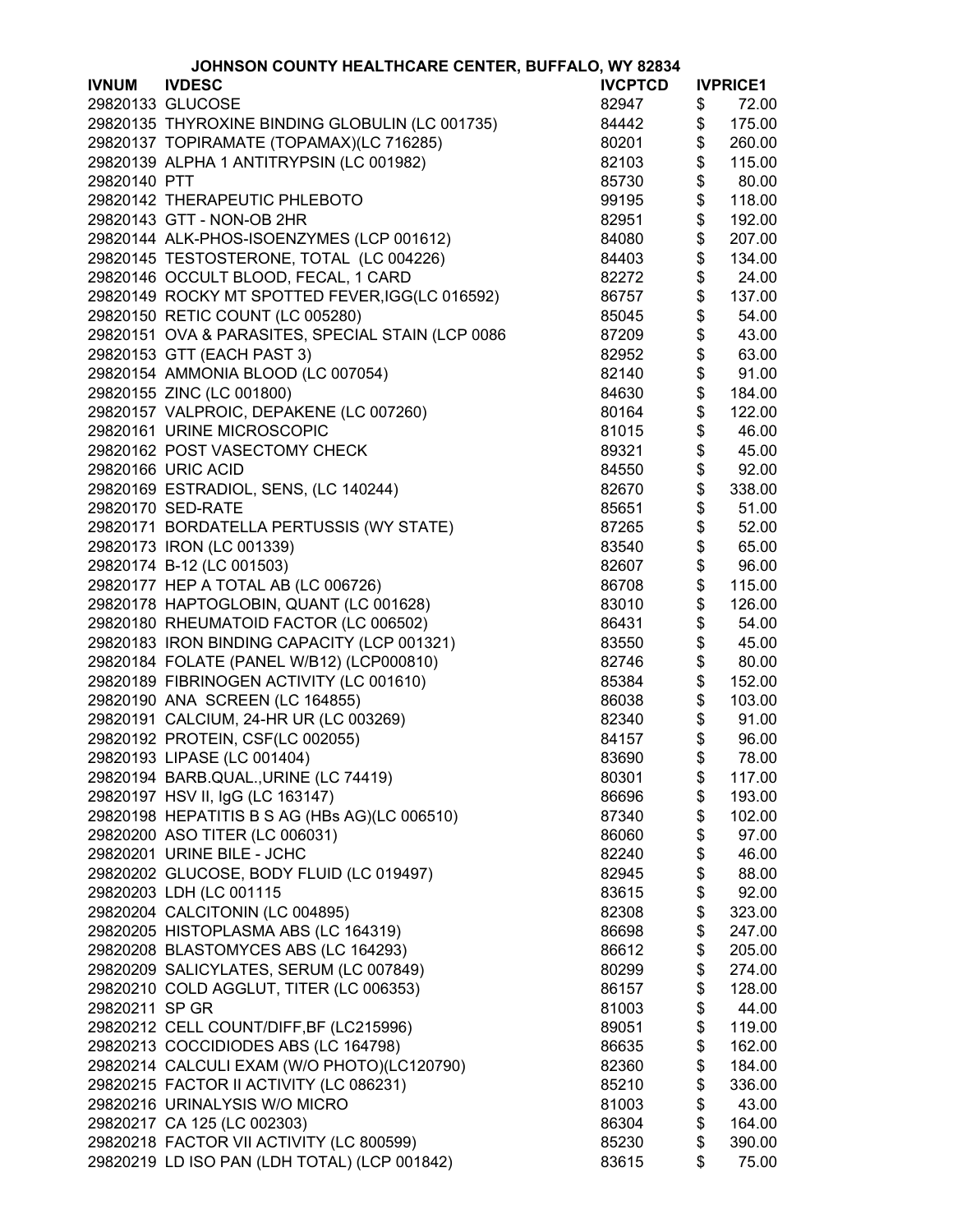JOHNSON COUNTY HEALTHCARE CENTER, BUFFALO, WY 82834

| IVNUM | IVDESC | IVCPTCD | IVPRICE1 |
| --- | --- | --- | --- |
| 29820133 | GLUCOSE | 82947 | $ 72.00 |
| 29820135 | THYROXINE BINDING GLOBULIN (LC 001735) | 84442 | $ 175.00 |
| 29820137 | TOPIRAMATE (TOPAMAX)(LC 716285) | 80201 | $ 260.00 |
| 29820139 | ALPHA 1 ANTITRYPSIN (LC 001982) | 82103 | $ 115.00 |
| 29820140 | PTT | 85730 | $ 80.00 |
| 29820142 | THERAPEUTIC PHLEBOTO | 99195 | $ 118.00 |
| 29820143 | GTT - NON-OB 2HR | 82951 | $ 192.00 |
| 29820144 | ALK-PHOS-ISOENZYMES (LCP 001612) | 84080 | $ 207.00 |
| 29820145 | TESTOSTERONE, TOTAL (LC 004226) | 84403 | $ 134.00 |
| 29820146 | OCCULT BLOOD, FECAL, 1 CARD | 82272 | $ 24.00 |
| 29820149 | ROCKY MT SPOTTED FEVER,IGG(LC 016592) | 86757 | $ 137.00 |
| 29820150 | RETIC COUNT (LC 005280) | 85045 | $ 54.00 |
| 29820151 | OVA & PARASITES, SPECIAL STAIN (LCP 0086 | 87209 | $ 43.00 |
| 29820153 | GTT (EACH PAST 3) | 82952 | $ 63.00 |
| 29820154 | AMMONIA BLOOD (LC 007054) | 82140 | $ 91.00 |
| 29820155 | ZINC (LC 001800) | 84630 | $ 184.00 |
| 29820157 | VALPROIC, DEPAKENE (LC 007260) | 80164 | $ 122.00 |
| 29820161 | URINE MICROSCOPIC | 81015 | $ 46.00 |
| 29820162 | POST VASECTOMY CHECK | 89321 | $ 45.00 |
| 29820166 | URIC ACID | 84550 | $ 92.00 |
| 29820169 | ESTRADIOL, SENS, (LC 140244) | 82670 | $ 338.00 |
| 29820170 | SED-RATE | 85651 | $ 51.00 |
| 29820171 | BORDATELLA PERTUSSIS (WY STATE) | 87265 | $ 52.00 |
| 29820173 | IRON (LC 001339) | 83540 | $ 65.00 |
| 29820174 | B-12 (LC 001503) | 82607 | $ 96.00 |
| 29820177 | HEP A TOTAL AB (LC 006726) | 86708 | $ 115.00 |
| 29820178 | HAPTOGLOBIN, QUANT (LC 001628) | 83010 | $ 126.00 |
| 29820180 | RHEUMATOID FACTOR (LC 006502) | 86431 | $ 54.00 |
| 29820183 | IRON BINDING CAPACITY (LCP 001321) | 83550 | $ 45.00 |
| 29820184 | FOLATE (PANEL W/B12) (LCP000810) | 82746 | $ 80.00 |
| 29820189 | FIBRINOGEN ACTIVITY (LC 001610) | 85384 | $ 152.00 |
| 29820190 | ANA SCREEN (LC 164855) | 86038 | $ 103.00 |
| 29820191 | CALCIUM, 24-HR UR (LC 003269) | 82340 | $ 91.00 |
| 29820192 | PROTEIN, CSF(LC 002055) | 84157 | $ 96.00 |
| 29820193 | LIPASE (LC 001404) | 83690 | $ 78.00 |
| 29820194 | BARB.QUAL.,URINE (LC 74419) | 80301 | $ 117.00 |
| 29820197 | HSV II, IgG (LC 163147) | 86696 | $ 193.00 |
| 29820198 | HEPATITIS B S AG (HBs AG)(LC 006510) | 87340 | $ 102.00 |
| 29820200 | ASO TITER (LC 006031) | 86060 | $ 97.00 |
| 29820201 | URINE BILE - JCHC | 82240 | $ 46.00 |
| 29820202 | GLUCOSE, BODY FLUID (LC 019497) | 82945 | $ 88.00 |
| 29820203 | LDH (LC 001115 | 83615 | $ 92.00 |
| 29820204 | CALCITONIN (LC 004895) | 82308 | $ 323.00 |
| 29820205 | HISTOPLASMA ABS (LC 164319) | 86698 | $ 247.00 |
| 29820208 | BLASTOMYCES ABS (LC 164293) | 86612 | $ 205.00 |
| 29820209 | SALICYLATES, SERUM (LC 007849) | 80299 | $ 274.00 |
| 29820210 | COLD AGGLUT, TITER (LC 006353) | 86157 | $ 128.00 |
| 29820211 | SP GR | 81003 | $ 44.00 |
| 29820212 | CELL COUNT/DIFF,BF (LC215996) | 89051 | $ 119.00 |
| 29820213 | COCCIDIODES ABS (LC 164798) | 86635 | $ 162.00 |
| 29820214 | CALCULI EXAM (W/O PHOTO)(LC120790) | 82360 | $ 184.00 |
| 29820215 | FACTOR II ACTIVITY (LC 086231) | 85210 | $ 336.00 |
| 29820216 | URINALYSIS W/O MICRO | 81003 | $ 43.00 |
| 29820217 | CA 125 (LC 002303) | 86304 | $ 164.00 |
| 29820218 | FACTOR VII ACTIVITY (LC 800599) | 85230 | $ 390.00 |
| 29820219 | LD ISO PAN (LDH TOTAL) (LCP 001842) | 83615 | $ 75.00 |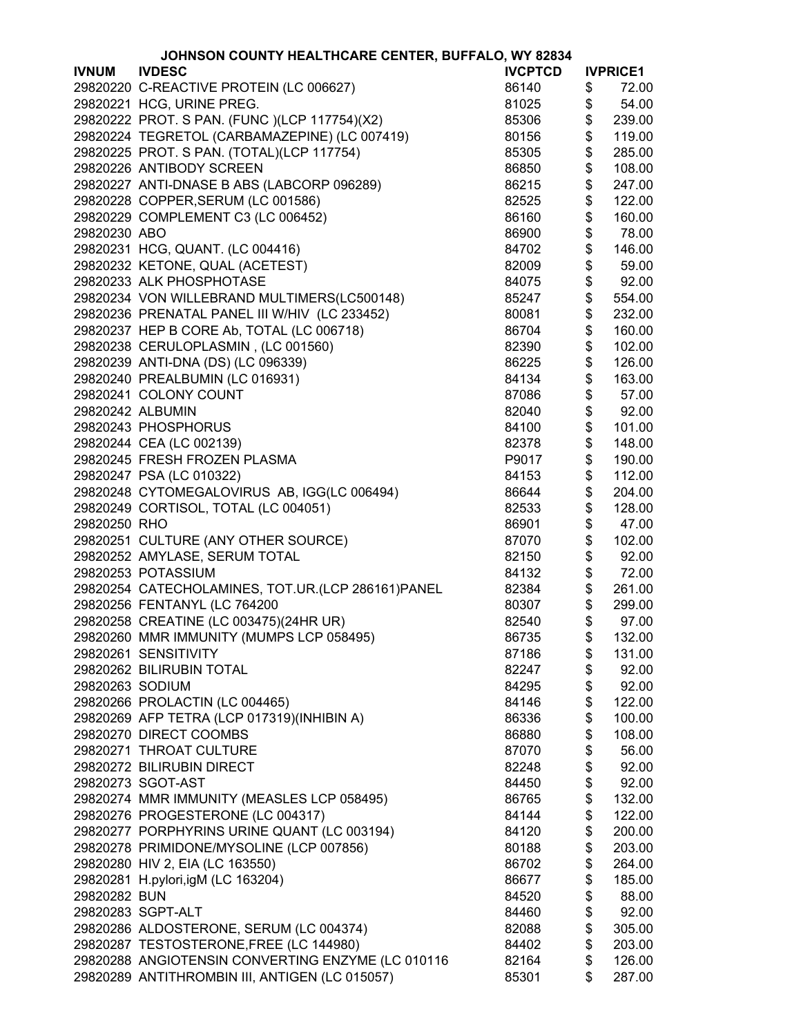# JOHNSON COUNTY HEALTHCARE CENTER, BUFFALO, WY 82834

| IVNUM | IVDESC | IVCPTCD | IVPRICE1 |
|---|---|---|---|
| 29820220 | C-REACTIVE PROTEIN (LC 006627) | 86140 | $ 72.00 |
| 29820221 | HCG, URINE PREG. | 81025 | $ 54.00 |
| 29820222 | PROT. S PAN. (FUNC )(LCP 117754)(X2) | 85306 | $ 239.00 |
| 29820224 | TEGRETOL (CARBAMAZEPINE) (LC 007419) | 80156 | $ 119.00 |
| 29820225 | PROT. S PAN. (TOTAL)(LCP 117754) | 85305 | $ 285.00 |
| 29820226 | ANTIBODY SCREEN | 86850 | $ 108.00 |
| 29820227 | ANTI-DNASE B ABS (LABCORP 096289) | 86215 | $ 247.00 |
| 29820228 | COPPER,SERUM (LC 001586) | 82525 | $ 122.00 |
| 29820229 | COMPLEMENT C3 (LC 006452) | 86160 | $ 160.00 |
| 29820230 | ABO | 86900 | $ 78.00 |
| 29820231 | HCG, QUANT. (LC 004416) | 84702 | $ 146.00 |
| 29820232 | KETONE, QUAL (ACETEST) | 82009 | $ 59.00 |
| 29820233 | ALK PHOSPHOTASE | 84075 | $ 92.00 |
| 29820234 | VON WILLEBRAND MULTIMERS(LC500148) | 85247 | $ 554.00 |
| 29820236 | PRENATAL PANEL III W/HIV (LC 233452) | 80081 | $ 232.00 |
| 29820237 | HEP B CORE Ab, TOTAL (LC 006718) | 86704 | $ 160.00 |
| 29820238 | CERULOPLASMIN , (LC 001560) | 82390 | $ 102.00 |
| 29820239 | ANTI-DNA (DS) (LC 096339) | 86225 | $ 126.00 |
| 29820240 | PREALBUMIN (LC 016931) | 84134 | $ 163.00 |
| 29820241 | COLONY COUNT | 87086 | $ 57.00 |
| 29820242 | ALBUMIN | 82040 | $ 92.00 |
| 29820243 | PHOSPHORUS | 84100 | $ 101.00 |
| 29820244 | CEA (LC 002139) | 82378 | $ 148.00 |
| 29820245 | FRESH FROZEN PLASMA | P9017 | $ 190.00 |
| 29820247 | PSA (LC 010322) | 84153 | $ 112.00 |
| 29820248 | CYTOMEGALOVIRUS AB, IGG(LC 006494) | 86644 | $ 204.00 |
| 29820249 | CORTISOL, TOTAL (LC 004051) | 82533 | $ 128.00 |
| 29820250 | RHO | 86901 | $ 47.00 |
| 29820251 | CULTURE (ANY OTHER SOURCE) | 87070 | $ 102.00 |
| 29820252 | AMYLASE, SERUM TOTAL | 82150 | $ 92.00 |
| 29820253 | POTASSIUM | 84132 | $ 72.00 |
| 29820254 | CATECHOLAMINES, TOT.UR.(LCP 286161)PANEL | 82384 | $ 261.00 |
| 29820256 | FENTANYL (LC 764200 | 80307 | $ 299.00 |
| 29820258 | CREATINE (LC 003475)(24HR UR) | 82540 | $ 97.00 |
| 29820260 | MMR IMMUNITY (MUMPS LCP 058495) | 86735 | $ 132.00 |
| 29820261 | SENSITIVITY | 87186 | $ 131.00 |
| 29820262 | BILIRUBIN TOTAL | 82247 | $ 92.00 |
| 29820263 | SODIUM | 84295 | $ 92.00 |
| 29820266 | PROLACTIN (LC 004465) | 84146 | $ 122.00 |
| 29820269 | AFP TETRA (LCP 017319)(INHIBIN A) | 86336 | $ 100.00 |
| 29820270 | DIRECT COOMBS | 86880 | $ 108.00 |
| 29820271 | THROAT CULTURE | 87070 | $ 56.00 |
| 29820272 | BILIRUBIN DIRECT | 82248 | $ 92.00 |
| 29820273 | SGOT-AST | 84450 | $ 92.00 |
| 29820274 | MMR IMMUNITY (MEASLES LCP 058495) | 86765 | $ 132.00 |
| 29820276 | PROGESTERONE (LC 004317) | 84144 | $ 122.00 |
| 29820277 | PORPHYRINS URINE QUANT (LC 003194) | 84120 | $ 200.00 |
| 29820278 | PRIMIDONE/MYSOLINE (LCP 007856) | 80188 | $ 203.00 |
| 29820280 | HIV 2, EIA (LC 163550) | 86702 | $ 264.00 |
| 29820281 | H.pylori,igM (LC 163204) | 86677 | $ 185.00 |
| 29820282 | BUN | 84520 | $ 88.00 |
| 29820283 | SGPT-ALT | 84460 | $ 92.00 |
| 29820286 | ALDOSTERONE, SERUM (LC 004374) | 82088 | $ 305.00 |
| 29820287 | TESTOSTERONE,FREE (LC 144980) | 84402 | $ 203.00 |
| 29820288 | ANGIOTENSIN CONVERTING ENZYME (LC 010116 | 82164 | $ 126.00 |
| 29820289 | ANTITHROMBIN III, ANTIGEN (LC 015057) | 85301 | $ 287.00 |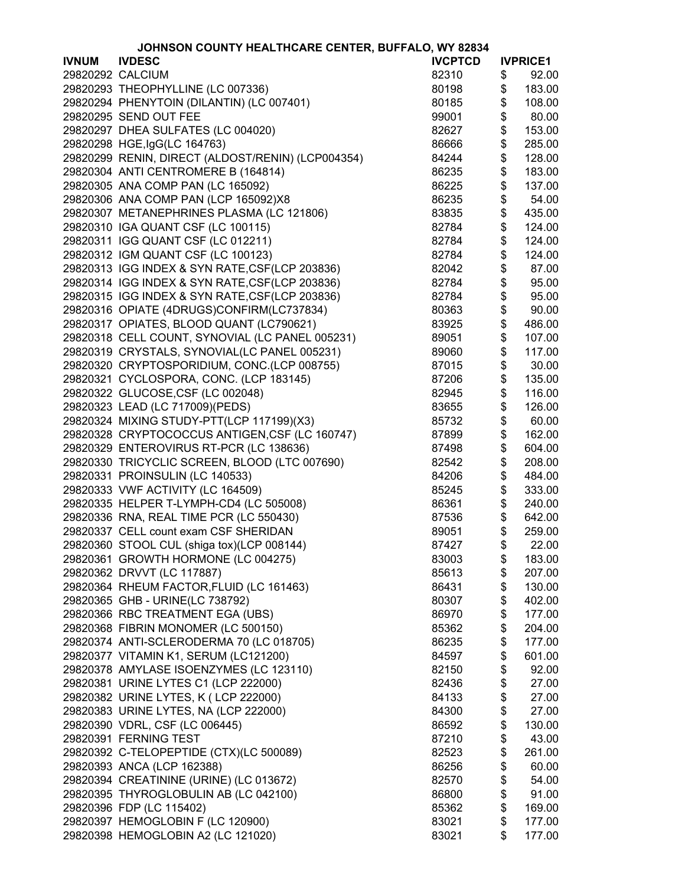JOHNSON COUNTY HEALTHCARE CENTER, BUFFALO, WY 82834

| IVNUM | IVDESC | IVCPTCD | IVPRICE1 |
|---|---|---|---|
| 29820292 | CALCIUM | 82310 | $ 92.00 |
| 29820293 | THEOPHYLLINE (LC 007336) | 80198 | $ 183.00 |
| 29820294 | PHENYTOIN (DILANTIN) (LC 007401) | 80185 | $ 108.00 |
| 29820295 | SEND OUT FEE | 99001 | $ 80.00 |
| 29820297 | DHEA SULFATES (LC 004020) | 82627 | $ 153.00 |
| 29820298 | HGE,IgG(LC 164763) | 86666 | $ 285.00 |
| 29820299 | RENIN, DIRECT (ALDOST/RENIN) (LCP004354) | 84244 | $ 128.00 |
| 29820304 | ANTI CENTROMERE B (164814) | 86235 | $ 183.00 |
| 29820305 | ANA COMP PAN (LC 165092) | 86225 | $ 137.00 |
| 29820306 | ANA COMP PAN (LCP 165092)X8 | 86235 | $ 54.00 |
| 29820307 | METANEPHRINES PLASMA (LC 121806) | 83835 | $ 435.00 |
| 29820310 | IGA QUANT CSF (LC 100115) | 82784 | $ 124.00 |
| 29820311 | IGG QUANT CSF (LC 012211) | 82784 | $ 124.00 |
| 29820312 | IGM QUANT CSF (LC 100123) | 82784 | $ 124.00 |
| 29820313 | IGG INDEX & SYN RATE,CSF(LCP 203836) | 82042 | $ 87.00 |
| 29820314 | IGG INDEX & SYN RATE,CSF(LCP 203836) | 82784 | $ 95.00 |
| 29820315 | IGG INDEX & SYN RATE,CSF(LCP 203836) | 82784 | $ 95.00 |
| 29820316 | OPIATE (4DRUGS)CONFIRM(LC737834) | 80363 | $ 90.00 |
| 29820317 | OPIATES, BLOOD QUANT (LC790621) | 83925 | $ 486.00 |
| 29820318 | CELL COUNT, SYNOVIAL (LC PANEL 005231) | 89051 | $ 107.00 |
| 29820319 | CRYSTALS, SYNOVIAL(LC PANEL 005231) | 89060 | $ 117.00 |
| 29820320 | CRYPTOSPORIDIUM, CONC.(LCP 008755) | 87015 | $ 30.00 |
| 29820321 | CYCLOSPORA, CONC. (LCP 183145) | 87206 | $ 135.00 |
| 29820322 | GLUCOSE,CSF (LC 002048) | 82945 | $ 116.00 |
| 29820323 | LEAD (LC 717009)(PEDS) | 83655 | $ 126.00 |
| 29820324 | MIXING STUDY-PTT(LCP 117199)(X3) | 85732 | $ 60.00 |
| 29820328 | CRYPTOCOCCUS ANTIGEN,CSF (LC 160747) | 87899 | $ 162.00 |
| 29820329 | ENTEROVIRUS RT-PCR (LC 138636) | 87498 | $ 604.00 |
| 29820330 | TRICYCLIC SCREEN, BLOOD (LTC 007690) | 82542 | $ 208.00 |
| 29820331 | PROINSULIN (LC 140533) | 84206 | $ 484.00 |
| 29820333 | VWF ACTIVITY (LC 164509) | 85245 | $ 333.00 |
| 29820335 | HELPER T-LYMPH-CD4 (LC 505008) | 86361 | $ 240.00 |
| 29820336 | RNA, REAL TIME PCR (LC 550430) | 87536 | $ 642.00 |
| 29820337 | CELL count exam CSF SHERIDAN | 89051 | $ 259.00 |
| 29820360 | STOOL CUL (shiga tox)(LCP 008144) | 87427 | $ 22.00 |
| 29820361 | GROWTH HORMONE (LC 004275) | 83003 | $ 183.00 |
| 29820362 | DRVVT (LC 117887) | 85613 | $ 207.00 |
| 29820364 | RHEUM FACTOR,FLUID (LC 161463) | 86431 | $ 130.00 |
| 29820365 | GHB - URINE(LC 738792) | 80307 | $ 402.00 |
| 29820366 | RBC TREATMENT EGA (UBS) | 86970 | $ 177.00 |
| 29820368 | FIBRIN MONOMER (LC 500150) | 85362 | $ 204.00 |
| 29820374 | ANTI-SCLERODERMA 70 (LC 018705) | 86235 | $ 177.00 |
| 29820377 | VITAMIN K1, SERUM (LC121200) | 84597 | $ 601.00 |
| 29820378 | AMYLASE ISOENZYMES (LC 123110) | 82150 | $ 92.00 |
| 29820381 | URINE LYTES C1 (LCP 222000) | 82436 | $ 27.00 |
| 29820382 | URINE LYTES, K ( LCP 222000) | 84133 | $ 27.00 |
| 29820383 | URINE LYTES, NA (LCP 222000) | 84300 | $ 27.00 |
| 29820390 | VDRL, CSF (LC 006445) | 86592 | $ 130.00 |
| 29820391 | FERNING TEST | 87210 | $ 43.00 |
| 29820392 | C-TELOPEPTIDE (CTX)(LC 500089) | 82523 | $ 261.00 |
| 29820393 | ANCA (LCP 162388) | 86256 | $ 60.00 |
| 29820394 | CREATININE (URINE) (LC 013672) | 82570 | $ 54.00 |
| 29820395 | THYROGLOBULIN AB (LC 042100) | 86800 | $ 91.00 |
| 29820396 | FDP (LC 115402) | 85362 | $ 169.00 |
| 29820397 | HEMOGLOBIN F (LC 120900) | 83021 | $ 177.00 |
| 29820398 | HEMOGLOBIN A2 (LC 121020) | 83021 | $ 177.00 |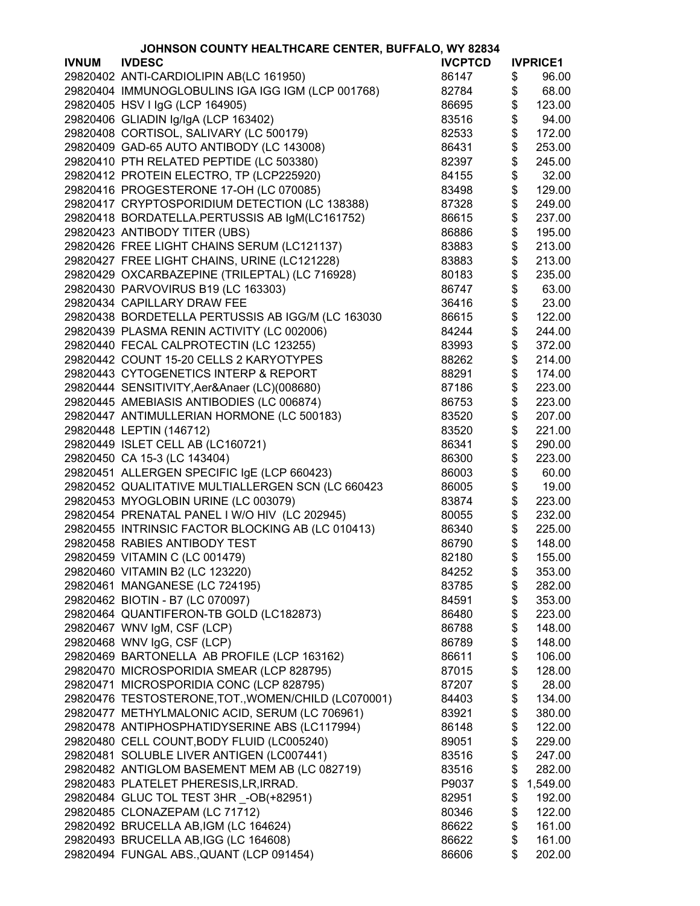# JOHNSON COUNTY HEALTHCARE CENTER, BUFFALO, WY 82834

| IVNUM | IVDESC | IVCPTCD | IVPRICE1 |
|---|---|---|---|
| 29820402 | ANTI-CARDIOLIPIN AB(LC 161950) | 86147 | $ 96.00 |
| 29820404 | IMMUNOGLOBULINS IGA IGG IGM (LCP 001768) | 82784 | $ 68.00 |
| 29820405 | HSV I IgG (LCP 164905) | 86695 | $ 123.00 |
| 29820406 | GLIADIN Ig/IgA (LCP 163402) | 83516 | $ 94.00 |
| 29820408 | CORTISOL, SALIVARY (LC 500179) | 82533 | $ 172.00 |
| 29820409 | GAD-65 AUTO ANTIBODY (LC 143008) | 86431 | $ 253.00 |
| 29820410 | PTH RELATED PEPTIDE (LC 503380) | 82397 | $ 245.00 |
| 29820412 | PROTEIN ELECTRO, TP (LCP225920) | 84155 | $ 32.00 |
| 29820416 | PROGESTERONE 17-OH (LC 070085) | 83498 | $ 129.00 |
| 29820417 | CRYPTOSPORIDIUM DETECTION (LC 138388) | 87328 | $ 249.00 |
| 29820418 | BORDATELLA.PERTUSSIS AB IgM(LC161752) | 86615 | $ 237.00 |
| 29820423 | ANTIBODY TITER (UBS) | 86886 | $ 195.00 |
| 29820426 | FREE LIGHT CHAINS SERUM (LC121137) | 83883 | $ 213.00 |
| 29820427 | FREE LIGHT CHAINS, URINE (LC121228) | 83883 | $ 213.00 |
| 29820429 | OXCARBAZEPINE (TRILEPTAL) (LC 716928) | 80183 | $ 235.00 |
| 29820430 | PARVOVIRUS B19 (LC 163303) | 86747 | $ 63.00 |
| 29820434 | CAPILLARY DRAW FEE | 36416 | $ 23.00 |
| 29820438 | BORDETELLA PERTUSSIS AB IGG/M (LC 163030 | 86615 | $ 122.00 |
| 29820439 | PLASMA RENIN ACTIVITY (LC 002006) | 84244 | $ 244.00 |
| 29820440 | FECAL CALPROTECTIN (LC 123255) | 83993 | $ 372.00 |
| 29820442 | COUNT 15-20 CELLS 2 KARYOTYPES | 88262 | $ 214.00 |
| 29820443 | CYTOGENETICS INTERP & REPORT | 88291 | $ 174.00 |
| 29820444 | SENSITIVITY,Aer&Anaer (LC)(008680) | 87186 | $ 223.00 |
| 29820445 | AMEBIASIS ANTIBODIES (LC 006874) | 86753 | $ 223.00 |
| 29820447 | ANTIMULLERIAN HORMONE (LC 500183) | 83520 | $ 207.00 |
| 29820448 | LEPTIN (146712) | 83520 | $ 221.00 |
| 29820449 | ISLET CELL AB (LC160721) | 86341 | $ 290.00 |
| 29820450 | CA 15-3 (LC 143404) | 86300 | $ 223.00 |
| 29820451 | ALLERGEN SPECIFIC IgE (LCP 660423) | 86003 | $ 60.00 |
| 29820452 | QUALITATIVE MULTIALLERGEN SCN (LC 660423 | 86005 | $ 19.00 |
| 29820453 | MYOGLOBIN URINE (LC 003079) | 83874 | $ 223.00 |
| 29820454 | PRENATAL PANEL I W/O HIV (LC 202945) | 80055 | $ 232.00 |
| 29820455 | INTRINSIC FACTOR BLOCKING AB (LC 010413) | 86340 | $ 225.00 |
| 29820458 | RABIES ANTIBODY TEST | 86790 | $ 148.00 |
| 29820459 | VITAMIN C (LC 001479) | 82180 | $ 155.00 |
| 29820460 | VITAMIN B2 (LC 123220) | 84252 | $ 353.00 |
| 29820461 | MANGANESE (LC 724195) | 83785 | $ 282.00 |
| 29820462 | BIOTIN - B7 (LC 070097) | 84591 | $ 353.00 |
| 29820464 | QUANTIFERON-TB GOLD (LC182873) | 86480 | $ 223.00 |
| 29820467 | WNV IgM, CSF (LCP) | 86788 | $ 148.00 |
| 29820468 | WNV IgG, CSF (LCP) | 86789 | $ 148.00 |
| 29820469 | BARTONELLA AB PROFILE (LCP 163162) | 86611 | $ 106.00 |
| 29820470 | MICROSPORIDIA SMEAR (LCP 828795) | 87015 | $ 128.00 |
| 29820471 | MICROSPORIDIA CONC (LCP 828795) | 87207 | $ 28.00 |
| 29820476 | TESTOSTERONE,TOT.,WOMEN/CHILD (LC070001) | 84403 | $ 134.00 |
| 29820477 | METHYLMALONIC ACID, SERUM (LC 706961) | 83921 | $ 380.00 |
| 29820478 | ANTIPHOSPHATIDYSERINE ABS (LC117994) | 86148 | $ 122.00 |
| 29820480 | CELL COUNT,BODY FLUID (LC005240) | 89051 | $ 229.00 |
| 29820481 | SOLUBLE LIVER ANTIGEN (LC007441) | 83516 | $ 247.00 |
| 29820482 | ANTIGLOM BASEMENT MEM AB (LC 082719) | 83516 | $ 282.00 |
| 29820483 | PLATELET PHERESIS,LR,IRRAD. | P9037 | $ 1,549.00 |
| 29820484 | GLUC TOL TEST 3HR _-OB(+82951) | 82951 | $ 192.00 |
| 29820485 | CLONAZEPAM (LC 71712) | 80346 | $ 122.00 |
| 29820492 | BRUCELLA AB,IGM (LC 164624) | 86622 | $ 161.00 |
| 29820493 | BRUCELLA AB,IGG (LC 164608) | 86622 | $ 161.00 |
| 29820494 | FUNGAL ABS.,QUANT (LCP 091454) | 86606 | $ 202.00 |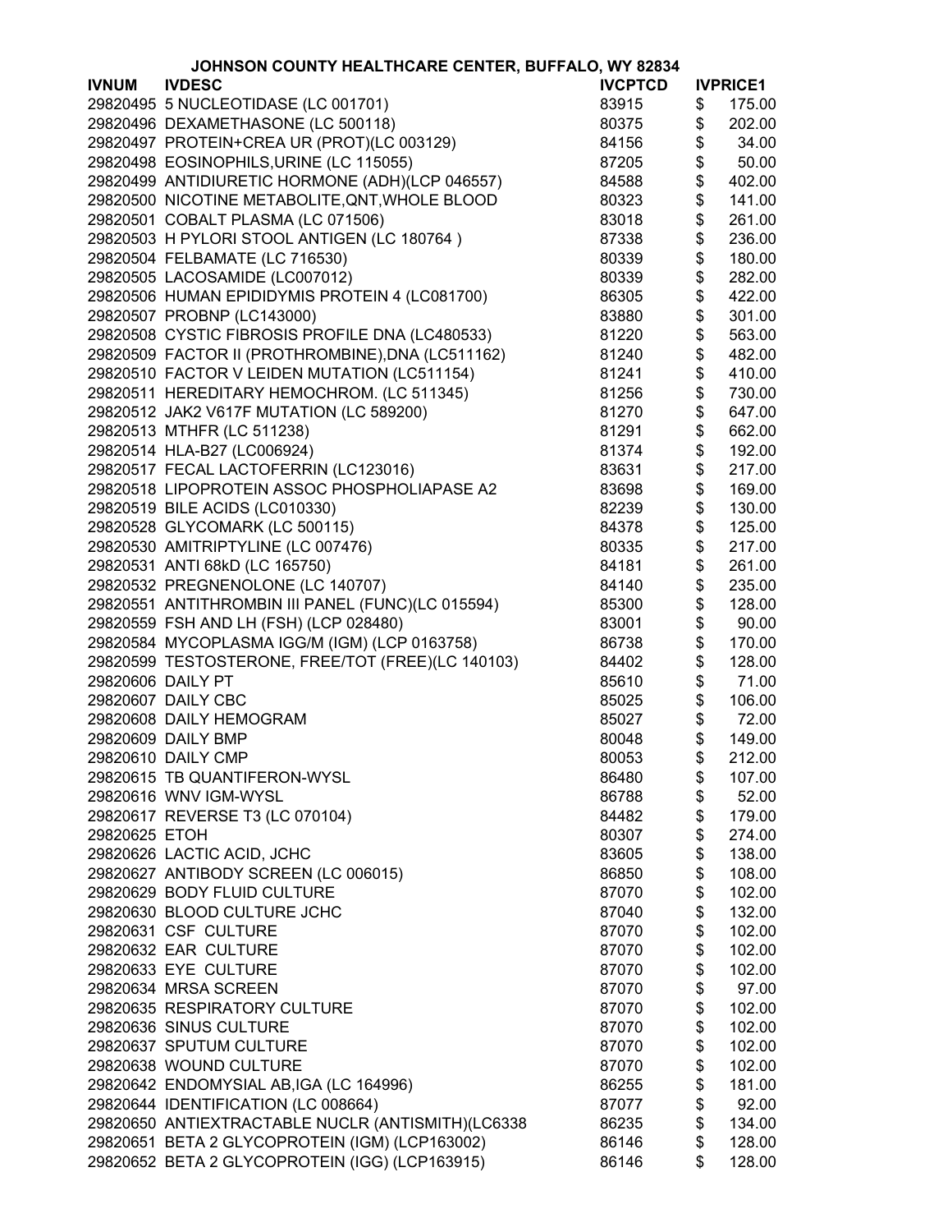JOHNSON COUNTY HEALTHCARE CENTER, BUFFALO, WY 82834

| IVNUM | IVDESC | IVCPTCD | IVPRICE1 |
|---|---|---|---|
| 29820495 | 5 NUCLEOTIDASE (LC 001701) | 83915 | $ 175.00 |
| 29820496 | DEXAMETHASONE (LC 500118) | 80375 | $ 202.00 |
| 29820497 | PROTEIN+CREA UR (PROT)(LC 003129) | 84156 | $ 34.00 |
| 29820498 | EOSINOPHILS,URINE (LC 115055) | 87205 | $ 50.00 |
| 29820499 | ANTIDIURETIC HORMONE (ADH)(LCP 046557) | 84588 | $ 402.00 |
| 29820500 | NICOTINE METABOLITE,QNT,WHOLE BLOOD | 80323 | $ 141.00 |
| 29820501 | COBALT PLASMA (LC 071506) | 83018 | $ 261.00 |
| 29820503 | H PYLORI STOOL ANTIGEN (LC 180764 ) | 87338 | $ 236.00 |
| 29820504 | FELBAMATE (LC 716530) | 80339 | $ 180.00 |
| 29820505 | LACOSAMIDE (LC007012) | 80339 | $ 282.00 |
| 29820506 | HUMAN EPIDIDYMIS PROTEIN 4 (LC081700) | 86305 | $ 422.00 |
| 29820507 | PROBNP (LC143000) | 83880 | $ 301.00 |
| 29820508 | CYSTIC FIBROSIS PROFILE DNA (LC480533) | 81220 | $ 563.00 |
| 29820509 | FACTOR II (PROTHROMBINE),DNA (LC511162) | 81240 | $ 482.00 |
| 29820510 | FACTOR V LEIDEN MUTATION (LC511154) | 81241 | $ 410.00 |
| 29820511 | HEREDITARY HEMOCHROM. (LC 511345) | 81256 | $ 730.00 |
| 29820512 | JAK2 V617F MUTATION (LC 589200) | 81270 | $ 647.00 |
| 29820513 | MTHFR (LC 511238) | 81291 | $ 662.00 |
| 29820514 | HLA-B27 (LC006924) | 81374 | $ 192.00 |
| 29820517 | FECAL LACTOFERRIN (LC123016) | 83631 | $ 217.00 |
| 29820518 | LIPOPROTEIN ASSOC PHOSPHOLIAPASE A2 | 83698 | $ 169.00 |
| 29820519 | BILE ACIDS (LC010330) | 82239 | $ 130.00 |
| 29820528 | GLYCOMARK (LC 500115) | 84378 | $ 125.00 |
| 29820530 | AMITRIPTYLINE (LC 007476) | 80335 | $ 217.00 |
| 29820531 | ANTI 68kD (LC 165750) | 84181 | $ 261.00 |
| 29820532 | PREGNENOLONE (LC 140707) | 84140 | $ 235.00 |
| 29820551 | ANTITHROMBIN III PANEL (FUNC)(LC 015594) | 85300 | $ 128.00 |
| 29820559 | FSH AND LH (FSH) (LCP 028480) | 83001 | $ 90.00 |
| 29820584 | MYCOPLASMA IGG/M (IGM) (LCP 0163758) | 86738 | $ 170.00 |
| 29820599 | TESTOSTERONE, FREE/TOT (FREE)(LC 140103) | 84402 | $ 128.00 |
| 29820606 | DAILY PT | 85610 | $ 71.00 |
| 29820607 | DAILY CBC | 85025 | $ 106.00 |
| 29820608 | DAILY HEMOGRAM | 85027 | $ 72.00 |
| 29820609 | DAILY BMP | 80048 | $ 149.00 |
| 29820610 | DAILY CMP | 80053 | $ 212.00 |
| 29820615 | TB QUANTIFERON-WYSL | 86480 | $ 107.00 |
| 29820616 | WNV IGM-WYSL | 86788 | $ 52.00 |
| 29820617 | REVERSE T3 (LC 070104) | 84482 | $ 179.00 |
| 29820625 | ETOH | 80307 | $ 274.00 |
| 29820626 | LACTIC ACID, JCHC | 83605 | $ 138.00 |
| 29820627 | ANTIBODY SCREEN (LC 006015) | 86850 | $ 108.00 |
| 29820629 | BODY FLUID CULTURE | 87070 | $ 102.00 |
| 29820630 | BLOOD CULTURE JCHC | 87040 | $ 132.00 |
| 29820631 | CSF CULTURE | 87070 | $ 102.00 |
| 29820632 | EAR CULTURE | 87070 | $ 102.00 |
| 29820633 | EYE CULTURE | 87070 | $ 102.00 |
| 29820634 | MRSA SCREEN | 87070 | $ 97.00 |
| 29820635 | RESPIRATORY CULTURE | 87070 | $ 102.00 |
| 29820636 | SINUS CULTURE | 87070 | $ 102.00 |
| 29820637 | SPUTUM CULTURE | 87070 | $ 102.00 |
| 29820638 | WOUND CULTURE | 87070 | $ 102.00 |
| 29820642 | ENDOMYSIAL AB,IGA (LC 164996) | 86255 | $ 181.00 |
| 29820644 | IDENTIFICATION (LC 008664) | 87077 | $ 92.00 |
| 29820650 | ANTIEXTRACTABLE NUCLR (ANTISMITH)(LC6338 | 86235 | $ 134.00 |
| 29820651 | BETA 2 GLYCOPROTEIN (IGM) (LCP163002) | 86146 | $ 128.00 |
| 29820652 | BETA 2 GLYCOPROTEIN (IGG) (LCP163915) | 86146 | $ 128.00 |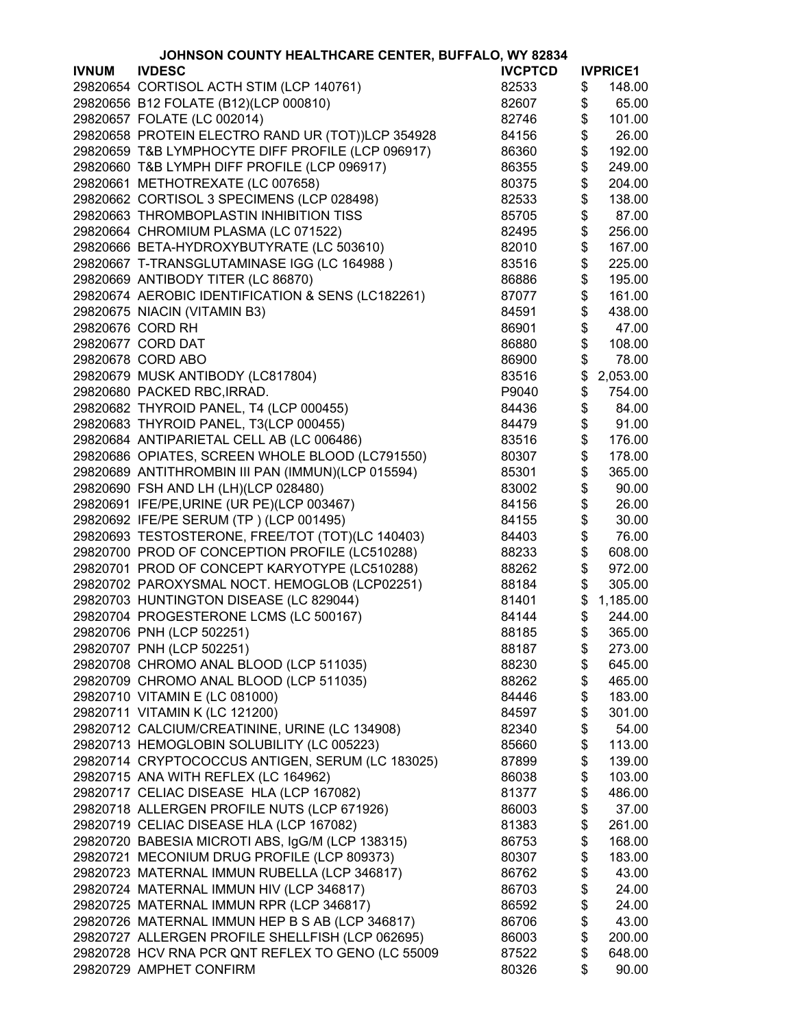JOHNSON COUNTY HEALTHCARE CENTER, BUFFALO, WY 82834

| IVNUM | IVDESC | IVCPTCD | IVPRICE1 |
|---|---|---|---|
| 29820654 | CORTISOL ACTH STIM (LCP 140761) | 82533 | $ 148.00 |
| 29820656 | B12 FOLATE (B12)(LCP 000810) | 82607 | $ 65.00 |
| 29820657 | FOLATE (LC 002014) | 82746 | $ 101.00 |
| 29820658 | PROTEIN ELECTRO RAND UR (TOT))LCP 354928 | 84156 | $ 26.00 |
| 29820659 | T&B LYMPHOCYTE DIFF PROFILE (LCP 096917) | 86360 | $ 192.00 |
| 29820660 | T&B LYMPH DIFF PROFILE (LCP 096917) | 86355 | $ 249.00 |
| 29820661 | METHOTREXATE (LC 007658) | 80375 | $ 204.00 |
| 29820662 | CORTISOL 3 SPECIMENS (LCP 028498) | 82533 | $ 138.00 |
| 29820663 | THROMBOPLASTIN INHIBITION TISS | 85705 | $ 87.00 |
| 29820664 | CHROMIUM PLASMA (LC 071522) | 82495 | $ 256.00 |
| 29820666 | BETA-HYDROXYBUTYRATE (LC 503610) | 82010 | $ 167.00 |
| 29820667 | T-TRANSGLUTAMINASE IGG (LC 164988 ) | 83516 | $ 225.00 |
| 29820669 | ANTIBODY TITER (LC 86870) | 86886 | $ 195.00 |
| 29820674 | AEROBIC IDENTIFICATION & SENS (LC182261) | 87077 | $ 161.00 |
| 29820675 | NIACIN (VITAMIN B3) | 84591 | $ 438.00 |
| 29820676 | CORD RH | 86901 | $ 47.00 |
| 29820677 | CORD DAT | 86880 | $ 108.00 |
| 29820678 | CORD ABO | 86900 | $ 78.00 |
| 29820679 | MUSK ANTIBODY (LC817804) | 83516 | $ 2,053.00 |
| 29820680 | PACKED RBC,IRRAD. | P9040 | $ 754.00 |
| 29820682 | THYROID PANEL, T4 (LCP 000455) | 84436 | $ 84.00 |
| 29820683 | THYROID PANEL, T3(LCP 000455) | 84479 | $ 91.00 |
| 29820684 | ANTIPARIETAL CELL AB (LC 006486) | 83516 | $ 176.00 |
| 29820686 | OPIATES, SCREEN WHOLE BLOOD (LC791550) | 80307 | $ 178.00 |
| 29820689 | ANTITHROMBIN III PAN (IMMUN)(LCP 015594) | 85301 | $ 365.00 |
| 29820690 | FSH AND LH (LH)(LCP 028480) | 83002 | $ 90.00 |
| 29820691 | IFE/PE,URINE (UR PE)(LCP 003467) | 84156 | $ 26.00 |
| 29820692 | IFE/PE SERUM (TP ) (LCP 001495) | 84155 | $ 30.00 |
| 29820693 | TESTOSTERONE, FREE/TOT (TOT)(LC 140403) | 84403 | $ 76.00 |
| 29820700 | PROD OF CONCEPTION PROFILE (LC510288) | 88233 | $ 608.00 |
| 29820701 | PROD OF CONCEPT KARYOTYPE (LC510288) | 88262 | $ 972.00 |
| 29820702 | PAROXYSMAL NOCT. HEMOGLOB (LCP02251) | 88184 | $ 305.00 |
| 29820703 | HUNTINGTON DISEASE (LC 829044) | 81401 | $ 1,185.00 |
| 29820704 | PROGESTERONE LCMS (LC 500167) | 84144 | $ 244.00 |
| 29820706 | PNH (LCP 502251) | 88185 | $ 365.00 |
| 29820707 | PNH (LCP 502251) | 88187 | $ 273.00 |
| 29820708 | CHROMO ANAL BLOOD (LCP 511035) | 88230 | $ 645.00 |
| 29820709 | CHROMO ANAL BLOOD (LCP 511035) | 88262 | $ 465.00 |
| 29820710 | VITAMIN E (LC 081000) | 84446 | $ 183.00 |
| 29820711 | VITAMIN K (LC 121200) | 84597 | $ 301.00 |
| 29820712 | CALCIUM/CREATININE, URINE (LC 134908) | 82340 | $ 54.00 |
| 29820713 | HEMOGLOBIN SOLUBILITY (LC 005223) | 85660 | $ 113.00 |
| 29820714 | CRYPTOCOCCUS ANTIGEN, SERUM (LC 183025) | 87899 | $ 139.00 |
| 29820715 | ANA WITH REFLEX (LC 164962) | 86038 | $ 103.00 |
| 29820717 | CELIAC DISEASE HLA (LCP 167082) | 81377 | $ 486.00 |
| 29820718 | ALLERGEN PROFILE NUTS (LCP 671926) | 86003 | $ 37.00 |
| 29820719 | CELIAC DISEASE HLA (LCP 167082) | 81383 | $ 261.00 |
| 29820720 | BABESIA MICROTI ABS, IgG/M (LCP 138315) | 86753 | $ 168.00 |
| 29820721 | MECONIUM DRUG PROFILE (LCP 809373) | 80307 | $ 183.00 |
| 29820723 | MATERNAL IMMUN RUBELLA (LCP 346817) | 86762 | $ 43.00 |
| 29820724 | MATERNAL IMMUN HIV (LCP 346817) | 86703 | $ 24.00 |
| 29820725 | MATERNAL IMMUN RPR (LCP 346817) | 86592 | $ 24.00 |
| 29820726 | MATERNAL IMMUN HEP B S AB (LCP 346817) | 86706 | $ 43.00 |
| 29820727 | ALLERGEN PROFILE SHELLFISH (LCP 062695) | 86003 | $ 200.00 |
| 29820728 | HCV RNA PCR QNT REFLEX TO GENO (LC 55009 | 87522 | $ 648.00 |
| 29820729 | AMPHET CONFIRM | 80326 | $ 90.00 |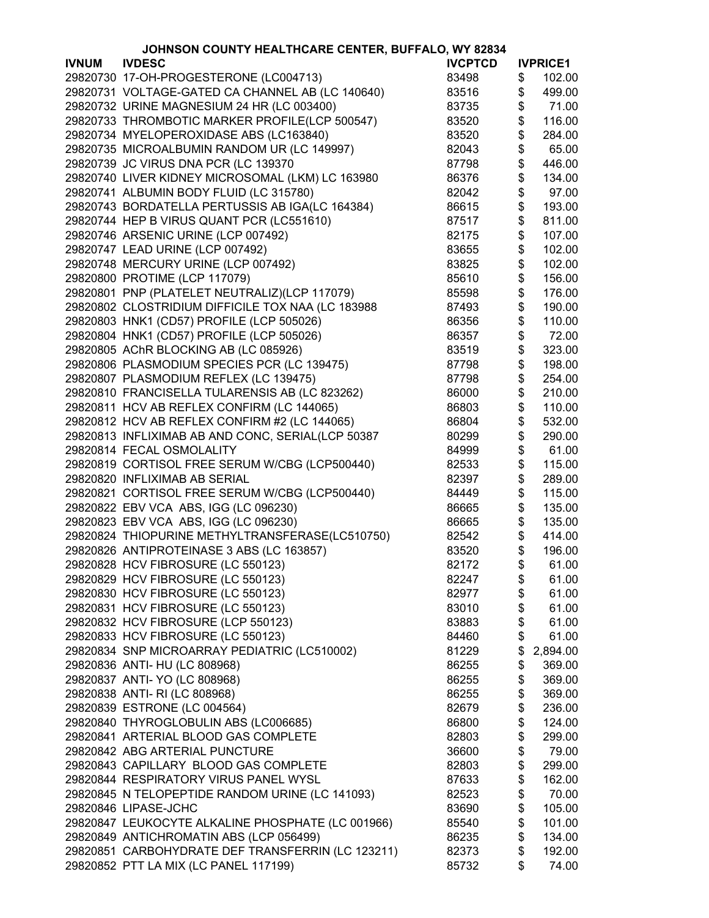# JOHNSON COUNTY HEALTHCARE CENTER, BUFFALO, WY 82834

| IVNUM | IVDESC | IVCPTCD | IVPRICE1 |
|---|---|---|---|
| 29820730 | 17-OH-PROGESTERONE (LC004713) | 83498 | $ 102.00 |
| 29820731 | VOLTAGE-GATED CA CHANNEL AB (LC 140640) | 83516 | $ 499.00 |
| 29820732 | URINE MAGNESIUM 24 HR (LC 003400) | 83735 | $ 71.00 |
| 29820733 | THROMBOTIC MARKER PROFILE(LCP 500547) | 83520 | $ 116.00 |
| 29820734 | MYELOPEROXIDASE ABS (LC163840) | 83520 | $ 284.00 |
| 29820735 | MICROALBUMIN RANDOM UR (LC 149997) | 82043 | $ 65.00 |
| 29820739 | JC VIRUS DNA PCR (LC 139370 | 87798 | $ 446.00 |
| 29820740 | LIVER KIDNEY MICROSOMAL (LKM) LC 163980 | 86376 | $ 134.00 |
| 29820741 | ALBUMIN BODY FLUID (LC 315780) | 82042 | $ 97.00 |
| 29820743 | BORDATELLA PERTUSSIS AB IGA(LC 164384) | 86615 | $ 193.00 |
| 29820744 | HEP B VIRUS QUANT PCR (LC551610) | 87517 | $ 811.00 |
| 29820746 | ARSENIC URINE (LCP 007492) | 82175 | $ 107.00 |
| 29820747 | LEAD URINE (LCP 007492) | 83655 | $ 102.00 |
| 29820748 | MERCURY URINE (LCP 007492) | 83825 | $ 102.00 |
| 29820800 | PROTIME (LCP 117079) | 85610 | $ 156.00 |
| 29820801 | PNP (PLATELET NEUTRALIZ)(LCP 117079) | 85598 | $ 176.00 |
| 29820802 | CLOSTRIDIUM DIFFICILE TOX NAA (LC 183988 | 87493 | $ 190.00 |
| 29820803 | HNK1 (CD57) PROFILE (LCP 505026) | 86356 | $ 110.00 |
| 29820804 | HNK1 (CD57) PROFILE (LCP 505026) | 86357 | $ 72.00 |
| 29820805 | AChR BLOCKING AB (LC 085926) | 83519 | $ 323.00 |
| 29820806 | PLASMODIUM SPECIES PCR (LC 139475) | 87798 | $ 198.00 |
| 29820807 | PLASMODIUM REFLEX (LC 139475) | 87798 | $ 254.00 |
| 29820810 | FRANCISELLA TULARENSIS AB (LC 823262) | 86000 | $ 210.00 |
| 29820811 | HCV AB REFLEX CONFIRM (LC 144065) | 86803 | $ 110.00 |
| 29820812 | HCV AB REFLEX CONFIRM #2 (LC 144065) | 86804 | $ 532.00 |
| 29820813 | INFLIXIMAB AB AND CONC, SERIAL(LCP 50387 | 80299 | $ 290.00 |
| 29820814 | FECAL OSMOLALITY | 84999 | $ 61.00 |
| 29820819 | CORTISOL FREE SERUM W/CBG (LCP500440) | 82533 | $ 115.00 |
| 29820820 | INFLIXIMAB AB SERIAL | 82397 | $ 289.00 |
| 29820821 | CORTISOL FREE SERUM W/CBG (LCP500440) | 84449 | $ 115.00 |
| 29820822 | EBV VCA ABS, IGG (LC 096230) | 86665 | $ 135.00 |
| 29820823 | EBV VCA ABS, IGG (LC 096230) | 86665 | $ 135.00 |
| 29820824 | THIOPURINE METHYLTRANSFERASE(LC510750) | 82542 | $ 414.00 |
| 29820826 | ANTIPROTEINASE 3 ABS (LC 163857) | 83520 | $ 196.00 |
| 29820828 | HCV FIBROSURE (LC 550123) | 82172 | $ 61.00 |
| 29820829 | HCV FIBROSURE (LC 550123) | 82247 | $ 61.00 |
| 29820830 | HCV FIBROSURE (LC 550123) | 82977 | $ 61.00 |
| 29820831 | HCV FIBROSURE (LC 550123) | 83010 | $ 61.00 |
| 29820832 | HCV FIBROSURE (LCP 550123) | 83883 | $ 61.00 |
| 29820833 | HCV FIBROSURE (LC 550123) | 84460 | $ 61.00 |
| 29820834 | SNP MICROARRAY PEDIATRIC (LC510002) | 81229 | $ 2,894.00 |
| 29820836 | ANTI- HU (LC 808968) | 86255 | $ 369.00 |
| 29820837 | ANTI- YO (LC 808968) | 86255 | $ 369.00 |
| 29820838 | ANTI- RI (LC 808968) | 86255 | $ 369.00 |
| 29820839 | ESTRONE (LC 004564) | 82679 | $ 236.00 |
| 29820840 | THYROGLOBULIN ABS (LC006685) | 86800 | $ 124.00 |
| 29820841 | ARTERIAL BLOOD GAS COMPLETE | 82803 | $ 299.00 |
| 29820842 | ABG ARTERIAL PUNCTURE | 36600 | $ 79.00 |
| 29820843 | CAPILLARY BLOOD GAS COMPLETE | 82803 | $ 299.00 |
| 29820844 | RESPIRATORY VIRUS PANEL WYSL | 87633 | $ 162.00 |
| 29820845 | N TELOPEPTIDE RANDOM URINE (LC 141093) | 82523 | $ 70.00 |
| 29820846 | LIPASE-JCHC | 83690 | $ 105.00 |
| 29820847 | LEUKOCYTE ALKALINE PHOSPHATE (LC 001966) | 85540 | $ 101.00 |
| 29820849 | ANTICHROMATIN ABS (LCP 056499) | 86235 | $ 134.00 |
| 29820851 | CARBOHYDRATE DEF TRANSFERRIN (LC 123211) | 82373 | $ 192.00 |
| 29820852 | PTT LA MIX (LC PANEL 117199) | 85732 | $ 74.00 |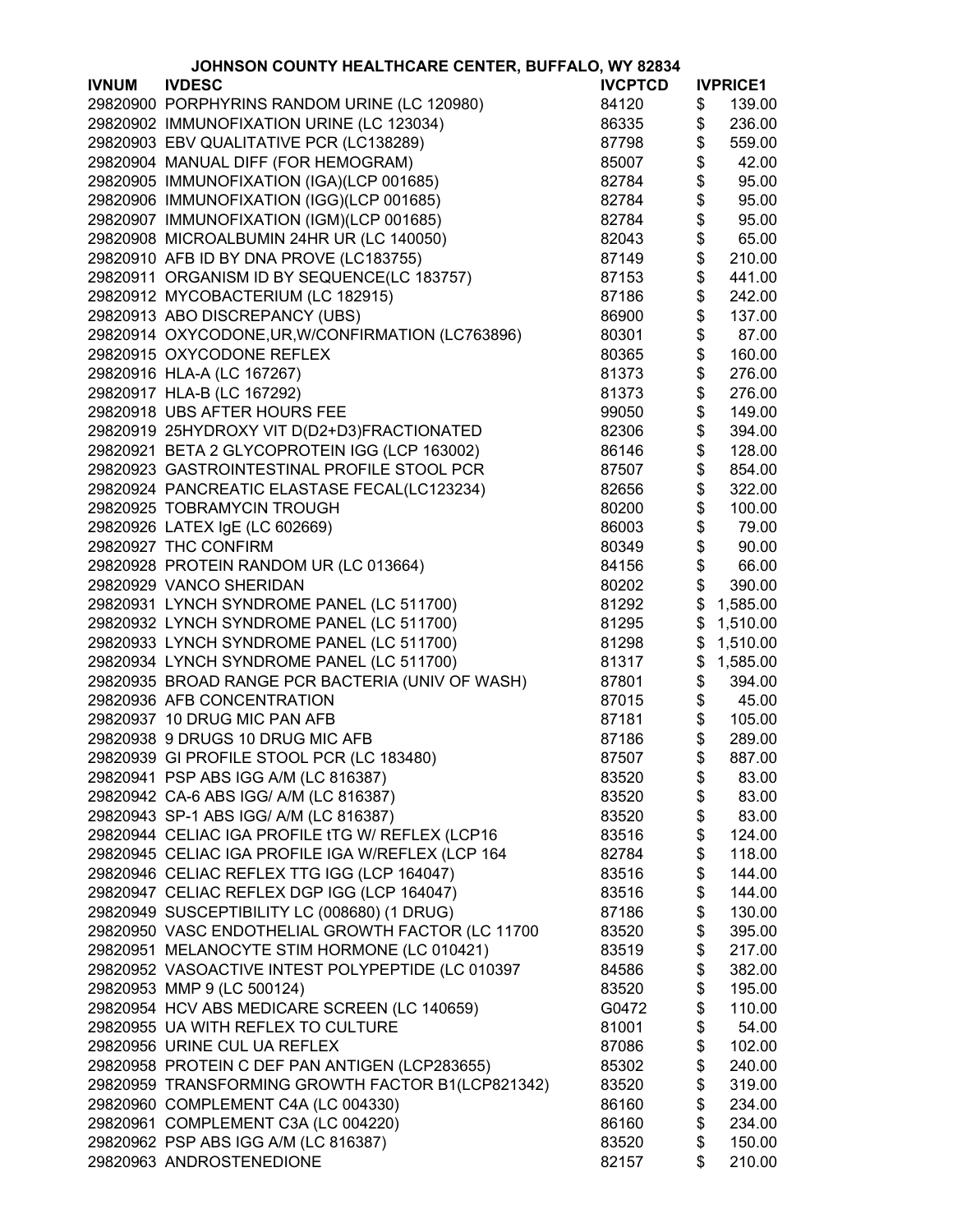# JOHNSON COUNTY HEALTHCARE CENTER, BUFFALO, WY 82834

| IVNUM | IVDESC | IVCPTCD | IVPRICE1 |
|---|---|---|---|
| 29820900 | PORPHYRINS RANDOM URINE (LC 120980) | 84120 | $ 139.00 |
| 29820902 | IMMUNOFIXATION URINE (LC 123034) | 86335 | $ 236.00 |
| 29820903 | EBV QUALITATIVE PCR (LC138289) | 87798 | $ 559.00 |
| 29820904 | MANUAL DIFF (FOR HEMOGRAM) | 85007 | $ 42.00 |
| 29820905 | IMMUNOFIXATION (IGA)(LCP 001685) | 82784 | $ 95.00 |
| 29820906 | IMMUNOFIXATION (IGG)(LCP 001685) | 82784 | $ 95.00 |
| 29820907 | IMMUNOFIXATION (IGM)(LCP 001685) | 82784 | $ 95.00 |
| 29820908 | MICROALBUMIN 24HR UR (LC 140050) | 82043 | $ 65.00 |
| 29820910 | AFB ID BY DNA PROVE (LC183755) | 87149 | $ 210.00 |
| 29820911 | ORGANISM ID BY SEQUENCE(LC 183757) | 87153 | $ 441.00 |
| 29820912 | MYCOBACTERIUM (LC 182915) | 87186 | $ 242.00 |
| 29820913 | ABO DISCREPANCY (UBS) | 86900 | $ 137.00 |
| 29820914 | OXYCODONE,UR,W/CONFIRMATION (LC763896) | 80301 | $ 87.00 |
| 29820915 | OXYCODONE REFLEX | 80365 | $ 160.00 |
| 29820916 | HLA-A (LC 167267) | 81373 | $ 276.00 |
| 29820917 | HLA-B (LC 167292) | 81373 | $ 276.00 |
| 29820918 | UBS AFTER HOURS FEE | 99050 | $ 149.00 |
| 29820919 | 25HYDROXY VIT D(D2+D3)FRACTIONATED | 82306 | $ 394.00 |
| 29820921 | BETA 2 GLYCOPROTEIN IGG (LCP 163002) | 86146 | $ 128.00 |
| 29820923 | GASTROINTESTINAL PROFILE STOOL PCR | 87507 | $ 854.00 |
| 29820924 | PANCREATIC ELASTASE FECAL(LC123234) | 82656 | $ 322.00 |
| 29820925 | TOBRAMYCIN TROUGH | 80200 | $ 100.00 |
| 29820926 | LATEX IgE (LC 602669) | 86003 | $ 79.00 |
| 29820927 | THC CONFIRM | 80349 | $ 90.00 |
| 29820928 | PROTEIN RANDOM UR (LC 013664) | 84156 | $ 66.00 |
| 29820929 | VANCO SHERIDAN | 80202 | $ 390.00 |
| 29820931 | LYNCH SYNDROME PANEL (LC 511700) | 81292 | $ 1,585.00 |
| 29820932 | LYNCH SYNDROME PANEL (LC 511700) | 81295 | $ 1,510.00 |
| 29820933 | LYNCH SYNDROME PANEL (LC 511700) | 81298 | $ 1,510.00 |
| 29820934 | LYNCH SYNDROME PANEL (LC 511700) | 81317 | $ 1,585.00 |
| 29820935 | BROAD RANGE PCR BACTERIA (UNIV OF WASH) | 87801 | $ 394.00 |
| 29820936 | AFB CONCENTRATION | 87015 | $ 45.00 |
| 29820937 | 10 DRUG MIC PAN AFB | 87181 | $ 105.00 |
| 29820938 | 9 DRUGS 10 DRUG MIC AFB | 87186 | $ 289.00 |
| 29820939 | GI PROFILE STOOL PCR (LC 183480) | 87507 | $ 887.00 |
| 29820941 | PSP ABS IGG A/M (LC 816387) | 83520 | $ 83.00 |
| 29820942 | CA-6 ABS IGG/ A/M (LC 816387) | 83520 | $ 83.00 |
| 29820943 | SP-1 ABS IGG/ A/M (LC 816387) | 83520 | $ 83.00 |
| 29820944 | CELIAC IGA PROFILE tTG W/ REFLEX (LCP16 | 83516 | $ 124.00 |
| 29820945 | CELIAC IGA PROFILE IGA W/REFLEX (LCP 164 | 82784 | $ 118.00 |
| 29820946 | CELIAC REFLEX TTG IGG (LCP 164047) | 83516 | $ 144.00 |
| 29820947 | CELIAC REFLEX DGP IGG (LCP 164047) | 83516 | $ 144.00 |
| 29820949 | SUSCEPTIBILITY LC (008680) (1 DRUG) | 87186 | $ 130.00 |
| 29820950 | VASC ENDOTHELIAL GROWTH FACTOR (LC 11700 | 83520 | $ 395.00 |
| 29820951 | MELANOCYTE STIM HORMONE (LC 010421) | 83519 | $ 217.00 |
| 29820952 | VASOACTIVE INTEST POLYPEPTIDE (LC 010397 | 84586 | $ 382.00 |
| 29820953 | MMP 9 (LC 500124) | 83520 | $ 195.00 |
| 29820954 | HCV ABS MEDICARE SCREEN (LC 140659) | G0472 | $ 110.00 |
| 29820955 | UA WITH REFLEX TO CULTURE | 81001 | $ 54.00 |
| 29820956 | URINE CUL UA REFLEX | 87086 | $ 102.00 |
| 29820958 | PROTEIN C DEF PAN ANTIGEN (LCP283655) | 85302 | $ 240.00 |
| 29820959 | TRANSFORMING GROWTH FACTOR B1(LCP821342) | 83520 | $ 319.00 |
| 29820960 | COMPLEMENT C4A (LC 004330) | 86160 | $ 234.00 |
| 29820961 | COMPLEMENT C3A (LC 004220) | 86160 | $ 234.00 |
| 29820962 | PSP ABS IGG A/M (LC 816387) | 83520 | $ 150.00 |
| 29820963 | ANDROSTENEDIONE | 82157 | $ 210.00 |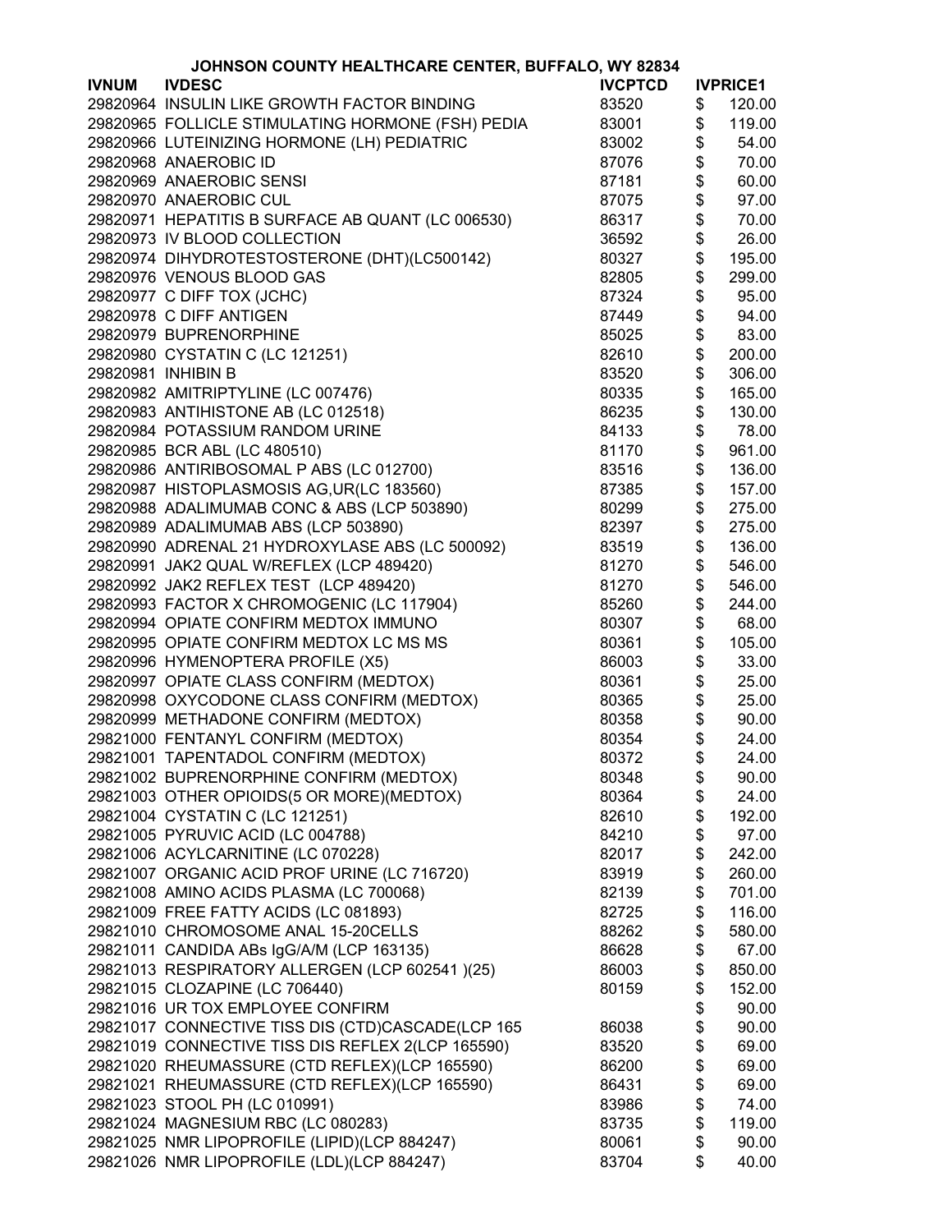JOHNSON COUNTY HEALTHCARE CENTER, BUFFALO, WY 82834

| IVNUM | IVDESC | IVCPTCD | IVPRICE1 |
|---|---|---|---|
| 29820964 | INSULIN LIKE GROWTH FACTOR BINDING | 83520 | $ 120.00 |
| 29820965 | FOLLICLE STIMULATING HORMONE (FSH) PEDIA | 83001 | $ 119.00 |
| 29820966 | LUTEINIZING HORMONE (LH) PEDIATRIC | 83002 | $ 54.00 |
| 29820968 | ANAEROBIC ID | 87076 | $ 70.00 |
| 29820969 | ANAEROBIC SENSI | 87181 | $ 60.00 |
| 29820970 | ANAEROBIC CUL | 87075 | $ 97.00 |
| 29820971 | HEPATITIS B SURFACE AB QUANT (LC 006530) | 86317 | $ 70.00 |
| 29820973 | IV BLOOD COLLECTION | 36592 | $ 26.00 |
| 29820974 | DIHYDROTESTOSTERONE (DHT)(LC500142) | 80327 | $ 195.00 |
| 29820976 | VENOUS BLOOD GAS | 82805 | $ 299.00 |
| 29820977 | C DIFF TOX (JCHC) | 87324 | $ 95.00 |
| 29820978 | C DIFF ANTIGEN | 87449 | $ 94.00 |
| 29820979 | BUPRENORPHINE | 85025 | $ 83.00 |
| 29820980 | CYSTATIN C (LC 121251) | 82610 | $ 200.00 |
| 29820981 | INHIBIN B | 83520 | $ 306.00 |
| 29820982 | AMITRIPTYLINE (LC 007476) | 80335 | $ 165.00 |
| 29820983 | ANTIHISTONE AB (LC 012518) | 86235 | $ 130.00 |
| 29820984 | POTASSIUM RANDOM URINE | 84133 | $ 78.00 |
| 29820985 | BCR ABL (LC 480510) | 81170 | $ 961.00 |
| 29820986 | ANTIRIBOSOMAL P ABS (LC 012700) | 83516 | $ 136.00 |
| 29820987 | HISTOPLASMOSIS AG,UR(LC 183560) | 87385 | $ 157.00 |
| 29820988 | ADALIMUMAB CONC & ABS (LCP 503890) | 80299 | $ 275.00 |
| 29820989 | ADALIMUMAB ABS (LCP 503890) | 82397 | $ 275.00 |
| 29820990 | ADRENAL 21 HYDROXYLASE ABS (LC 500092) | 83519 | $ 136.00 |
| 29820991 | JAK2 QUAL W/REFLEX (LCP 489420) | 81270 | $ 546.00 |
| 29820992 | JAK2 REFLEX TEST (LCP 489420) | 81270 | $ 546.00 |
| 29820993 | FACTOR X CHROMOGENIC (LC 117904) | 85260 | $ 244.00 |
| 29820994 | OPIATE CONFIRM MEDTOX IMMUNO | 80307 | $ 68.00 |
| 29820995 | OPIATE CONFIRM MEDTOX LC MS MS | 80361 | $ 105.00 |
| 29820996 | HYMENOPTERA PROFILE (X5) | 86003 | $ 33.00 |
| 29820997 | OPIATE CLASS CONFIRM (MEDTOX) | 80361 | $ 25.00 |
| 29820998 | OXYCODONE CLASS CONFIRM (MEDTOX) | 80365 | $ 25.00 |
| 29820999 | METHADONE CONFIRM (MEDTOX) | 80358 | $ 90.00 |
| 29821000 | FENTANYL CONFIRM (MEDTOX) | 80354 | $ 24.00 |
| 29821001 | TAPENTADOL CONFIRM (MEDTOX) | 80372 | $ 24.00 |
| 29821002 | BUPRENORPHINE CONFIRM (MEDTOX) | 80348 | $ 90.00 |
| 29821003 | OTHER OPIOIDS(5 OR MORE)(MEDTOX) | 80364 | $ 24.00 |
| 29821004 | CYSTATIN C (LC 121251) | 82610 | $ 192.00 |
| 29821005 | PYRUVIC ACID (LC 004788) | 84210 | $ 97.00 |
| 29821006 | ACYLCARNITINE (LC 070228) | 82017 | $ 242.00 |
| 29821007 | ORGANIC ACID PROF URINE (LC 716720) | 83919 | $ 260.00 |
| 29821008 | AMINO ACIDS PLASMA (LC 700068) | 82139 | $ 701.00 |
| 29821009 | FREE FATTY ACIDS (LC 081893) | 82725 | $ 116.00 |
| 29821010 | CHROMOSOME ANAL 15-20CELLS | 88262 | $ 580.00 |
| 29821011 | CANDIDA ABs IgG/A/M (LCP 163135) | 86628 | $ 67.00 |
| 29821013 | RESPIRATORY ALLERGEN (LCP 602541 )(25) | 86003 | $ 850.00 |
| 29821015 | CLOZAPINE (LC 706440) | 80159 | $ 152.00 |
| 29821016 | UR TOX EMPLOYEE CONFIRM | | $ 90.00 |
| 29821017 | CONNECTIVE TISS DIS (CTD)CASCADE(LCP 165 | 86038 | $ 90.00 |
| 29821019 | CONNECTIVE TISS DIS REFLEX 2(LCP 165590) | 83520 | $ 69.00 |
| 29821020 | RHEUMASSURE (CTD REFLEX)(LCP 165590) | 86200 | $ 69.00 |
| 29821021 | RHEUMASSURE (CTD REFLEX)(LCP 165590) | 86431 | $ 69.00 |
| 29821023 | STOOL PH (LC 010991) | 83986 | $ 74.00 |
| 29821024 | MAGNESIUM RBC (LC 080283) | 83735 | $ 119.00 |
| 29821025 | NMR LIPOPROFILE (LIPID)(LCP 884247) | 80061 | $ 90.00 |
| 29821026 | NMR LIPOPROFILE (LDL)(LCP 884247) | 83704 | $ 40.00 |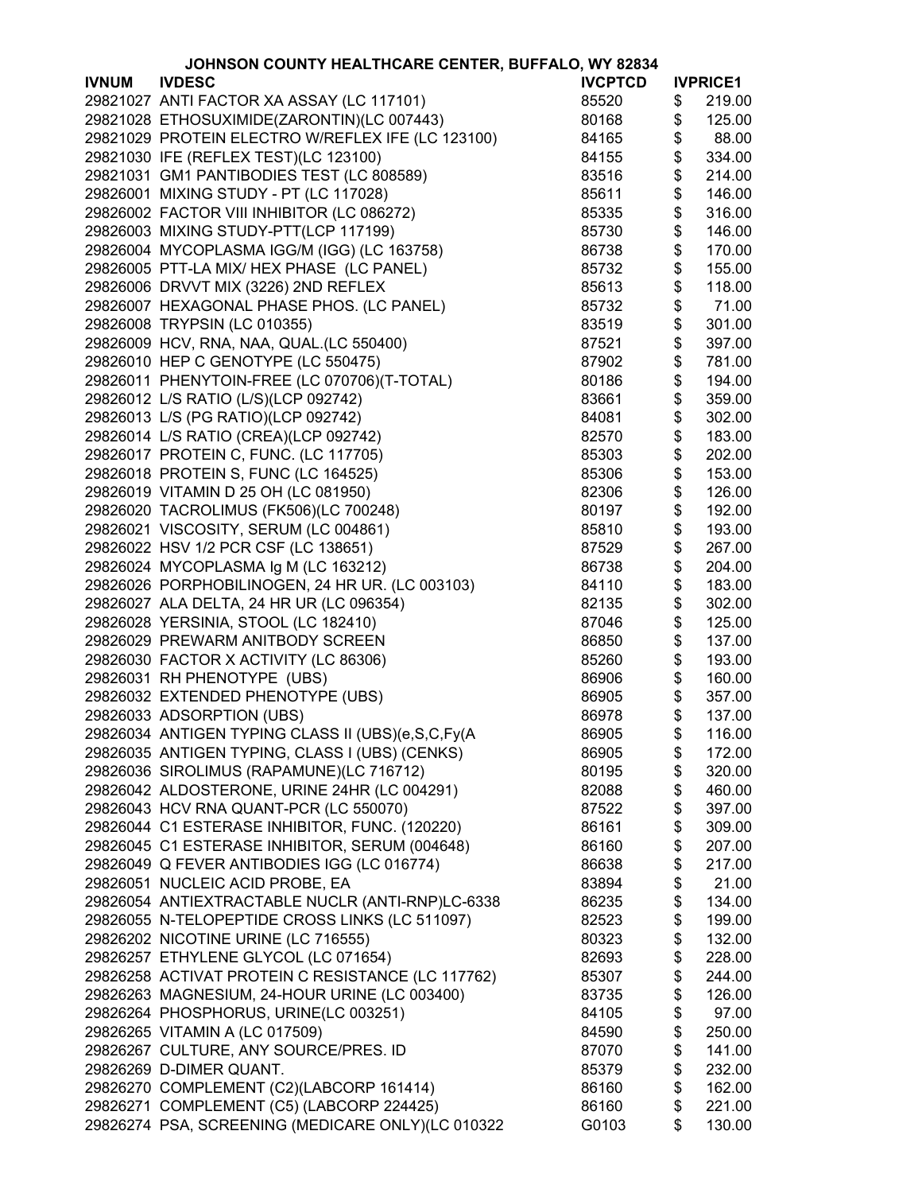JOHNSON COUNTY HEALTHCARE CENTER, BUFFALO, WY 82834

| IVNUM | IVDESC | IVCPTCD | IVPRICE1 |
|---|---|---|---|
| 29821027 | ANTI FACTOR XA ASSAY (LC 117101) | 85520 | $ 219.00 |
| 29821028 | ETHOSUXIMIDE(ZARONTIN)(LC 007443) | 80168 | $ 125.00 |
| 29821029 | PROTEIN ELECTRO W/REFLEX IFE (LC 123100) | 84165 | $ 88.00 |
| 29821030 | IFE (REFLEX TEST)(LC 123100) | 84155 | $ 334.00 |
| 29821031 | GM1 PANTIBODIES TEST (LC 808589) | 83516 | $ 214.00 |
| 29826001 | MIXING STUDY - PT (LC 117028) | 85611 | $ 146.00 |
| 29826002 | FACTOR VIII INHIBITOR (LC 086272) | 85335 | $ 316.00 |
| 29826003 | MIXING STUDY-PTT(LCP 117199) | 85730 | $ 146.00 |
| 29826004 | MYCOPLASMA IGG/M (IGG) (LC 163758) | 86738 | $ 170.00 |
| 29826005 | PTT-LA MIX/ HEX PHASE (LC PANEL) | 85732 | $ 155.00 |
| 29826006 | DRVVT MIX (3226) 2ND REFLEX | 85613 | $ 118.00 |
| 29826007 | HEXAGONAL PHASE PHOS. (LC PANEL) | 85732 | $ 71.00 |
| 29826008 | TRYPSIN (LC 010355) | 83519 | $ 301.00 |
| 29826009 | HCV, RNA, NAA, QUAL.(LC 550400) | 87521 | $ 397.00 |
| 29826010 | HEP C GENOTYPE (LC 550475) | 87902 | $ 781.00 |
| 29826011 | PHENYTOIN-FREE (LC 070706)(T-TOTAL) | 80186 | $ 194.00 |
| 29826012 | L/S RATIO (L/S)(LCP 092742) | 83661 | $ 359.00 |
| 29826013 | L/S (PG RATIO)(LCP 092742) | 84081 | $ 302.00 |
| 29826014 | L/S RATIO (CREA)(LCP 092742) | 82570 | $ 183.00 |
| 29826017 | PROTEIN C, FUNC. (LC 117705) | 85303 | $ 202.00 |
| 29826018 | PROTEIN S, FUNC (LC 164525) | 85306 | $ 153.00 |
| 29826019 | VITAMIN D 25 OH (LC 081950) | 82306 | $ 126.00 |
| 29826020 | TACROLIMUS (FK506)(LC 700248) | 80197 | $ 192.00 |
| 29826021 | VISCOSITY, SERUM (LC 004861) | 85810 | $ 193.00 |
| 29826022 | HSV 1/2 PCR CSF (LC 138651) | 87529 | $ 267.00 |
| 29826024 | MYCOPLASMA Ig M (LC 163212) | 86738 | $ 204.00 |
| 29826026 | PORPHOBILINOGEN, 24 HR UR. (LC 003103) | 84110 | $ 183.00 |
| 29826027 | ALA DELTA, 24 HR UR (LC 096354) | 82135 | $ 302.00 |
| 29826028 | YERSINIA, STOOL (LC 182410) | 87046 | $ 125.00 |
| 29826029 | PREWARM ANITBODY SCREEN | 86850 | $ 137.00 |
| 29826030 | FACTOR X ACTIVITY (LC 86306) | 85260 | $ 193.00 |
| 29826031 | RH PHENOTYPE (UBS) | 86906 | $ 160.00 |
| 29826032 | EXTENDED PHENOTYPE (UBS) | 86905 | $ 357.00 |
| 29826033 | ADSORPTION (UBS) | 86978 | $ 137.00 |
| 29826034 | ANTIGEN TYPING CLASS II (UBS)(e,S,C,Fy(A | 86905 | $ 116.00 |
| 29826035 | ANTIGEN TYPING, CLASS I (UBS) (CENKS) | 86905 | $ 172.00 |
| 29826036 | SIROLIMUS (RAPAMUNE)(LC 716712) | 80195 | $ 320.00 |
| 29826042 | ALDOSTERONE, URINE 24HR (LC 004291) | 82088 | $ 460.00 |
| 29826043 | HCV RNA QUANT-PCR (LC 550070) | 87522 | $ 397.00 |
| 29826044 | C1 ESTERASE INHIBITOR, FUNC. (120220) | 86161 | $ 309.00 |
| 29826045 | C1 ESTERASE INHIBITOR, SERUM (004648) | 86160 | $ 207.00 |
| 29826049 | Q FEVER ANTIBODIES IGG (LC 016774) | 86638 | $ 217.00 |
| 29826051 | NUCLEIC ACID PROBE, EA | 83894 | $ 21.00 |
| 29826054 | ANTIEXTRACTABLE NUCLR (ANTI-RNP)LC-6338 | 86235 | $ 134.00 |
| 29826055 | N-TELOPEPTIDE CROSS LINKS (LC 511097) | 82523 | $ 199.00 |
| 29826202 | NICOTINE URINE (LC 716555) | 80323 | $ 132.00 |
| 29826257 | ETHYLENE GLYCOL (LC 071654) | 82693 | $ 228.00 |
| 29826258 | ACTIVAT PROTEIN C RESISTANCE (LC 117762) | 85307 | $ 244.00 |
| 29826263 | MAGNESIUM, 24-HOUR URINE (LC 003400) | 83735 | $ 126.00 |
| 29826264 | PHOSPHORUS, URINE(LC 003251) | 84105 | $ 97.00 |
| 29826265 | VITAMIN A (LC 017509) | 84590 | $ 250.00 |
| 29826267 | CULTURE, ANY SOURCE/PRES. ID | 87070 | $ 141.00 |
| 29826269 | D-DIMER QUANT. | 85379 | $ 232.00 |
| 29826270 | COMPLEMENT (C2)(LABCORP 161414) | 86160 | $ 162.00 |
| 29826271 | COMPLEMENT (C5) (LABCORP 224425) | 86160 | $ 221.00 |
| 29826274 | PSA, SCREENING (MEDICARE ONLY)(LC 010322 | G0103 | $ 130.00 |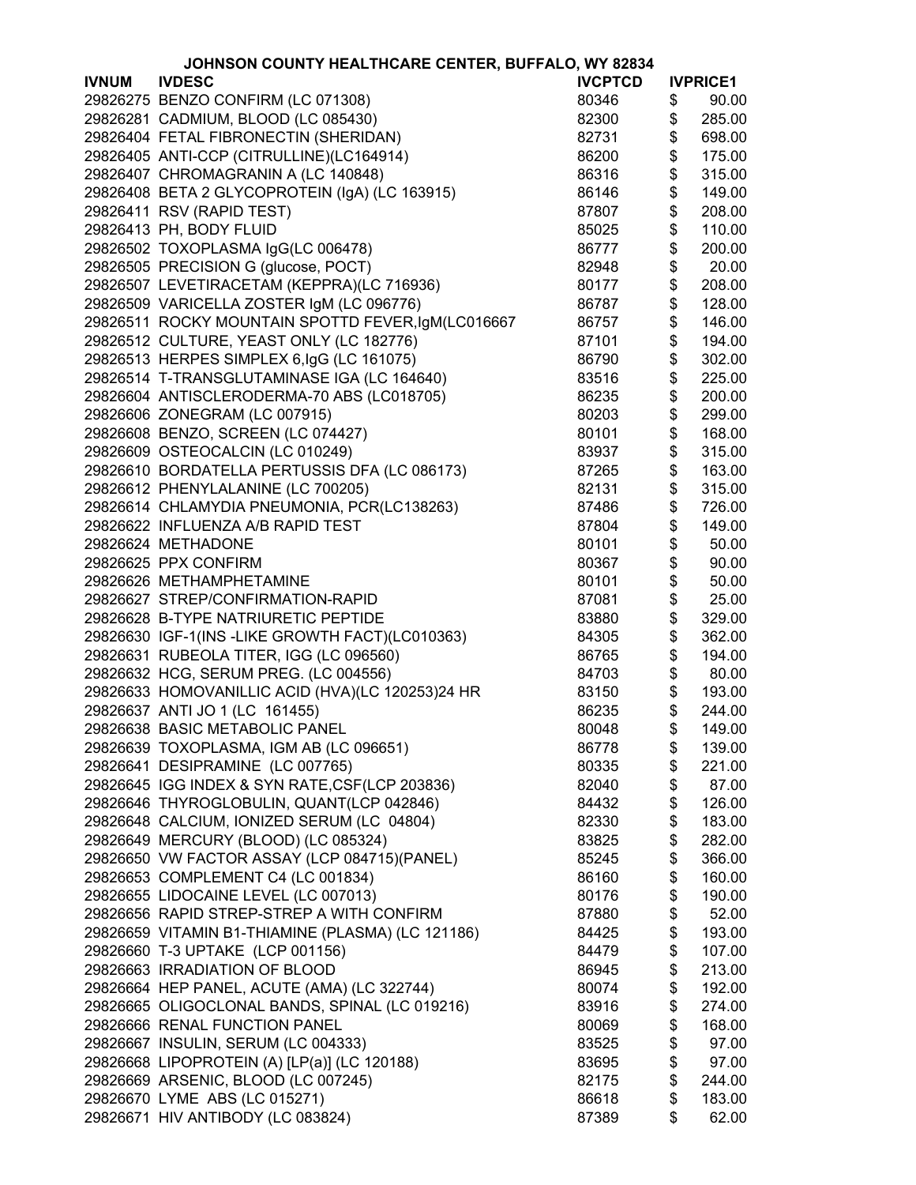JOHNSON COUNTY HEALTHCARE CENTER, BUFFALO, WY 82834

| IVNUM | IVDESC | IVCPTCD | IVPRICE1 |
|---|---|---|---|
| 29826275 | BENZO CONFIRM (LC 071308) | 80346 | $ 90.00 |
| 29826281 | CADMIUM, BLOOD (LC 085430) | 82300 | $ 285.00 |
| 29826404 | FETAL FIBRONECTIN (SHERIDAN) | 82731 | $ 698.00 |
| 29826405 | ANTI-CCP (CITRULLINE)(LC164914) | 86200 | $ 175.00 |
| 29826407 | CHROMAGRANIN A (LC 140848) | 86316 | $ 315.00 |
| 29826408 | BETA 2 GLYCOPROTEIN (IgA) (LC 163915) | 86146 | $ 149.00 |
| 29826411 | RSV (RAPID TEST) | 87807 | $ 208.00 |
| 29826413 | PH, BODY FLUID | 85025 | $ 110.00 |
| 29826502 | TOXOPLASMA IgG(LC 006478) | 86777 | $ 200.00 |
| 29826505 | PRECISION G (glucose, POCT) | 82948 | $ 20.00 |
| 29826507 | LEVETIRACETAM (KEPPRA)(LC 716936) | 80177 | $ 208.00 |
| 29826509 | VARICELLA ZOSTER IgM (LC 096776) | 86787 | $ 128.00 |
| 29826511 | ROCKY MOUNTAIN SPOTTD FEVER,IgM(LC016667 | 86757 | $ 146.00 |
| 29826512 | CULTURE, YEAST ONLY (LC 182776) | 87101 | $ 194.00 |
| 29826513 | HERPES SIMPLEX 6,IgG (LC 161075) | 86790 | $ 302.00 |
| 29826514 | T-TRANSGLUTAMINASE IGA (LC 164640) | 83516 | $ 225.00 |
| 29826604 | ANTISCLERODERMA-70 ABS (LC018705) | 86235 | $ 200.00 |
| 29826606 | ZONEGRAM (LC 007915) | 80203 | $ 299.00 |
| 29826608 | BENZO, SCREEN (LC 074427) | 80101 | $ 168.00 |
| 29826609 | OSTEOCALCIN (LC 010249) | 83937 | $ 315.00 |
| 29826610 | BORDATELLA PERTUSSIS DFA (LC 086173) | 87265 | $ 163.00 |
| 29826612 | PHENYLALANINE (LC 700205) | 82131 | $ 315.00 |
| 29826614 | CHLAMYDIA PNEUMONIA, PCR(LC138263) | 87486 | $ 726.00 |
| 29826622 | INFLUENZA A/B RAPID TEST | 87804 | $ 149.00 |
| 29826624 | METHADONE | 80101 | $ 50.00 |
| 29826625 | PPX CONFIRM | 80367 | $ 90.00 |
| 29826626 | METHAMPHETAMINE | 80101 | $ 50.00 |
| 29826627 | STREP/CONFIRMATION-RAPID | 87081 | $ 25.00 |
| 29826628 | B-TYPE NATRIURETIC PEPTIDE | 83880 | $ 329.00 |
| 29826630 | IGF-1(INS -LIKE GROWTH FACT)(LC010363) | 84305 | $ 362.00 |
| 29826631 | RUBEOLA TITER, IGG (LC 096560) | 86765 | $ 194.00 |
| 29826632 | HCG, SERUM PREG. (LC 004556) | 84703 | $ 80.00 |
| 29826633 | HOMOVANILLIC ACID (HVA)(LC 120253)24 HR | 83150 | $ 193.00 |
| 29826637 | ANTI JO 1 (LC 161455) | 86235 | $ 244.00 |
| 29826638 | BASIC METABOLIC PANEL | 80048 | $ 149.00 |
| 29826639 | TOXOPLASMA, IGM AB (LC 096651) | 86778 | $ 139.00 |
| 29826641 | DESIPRAMINE (LC 007765) | 80335 | $ 221.00 |
| 29826645 | IGG INDEX & SYN RATE,CSF(LCP 203836) | 82040 | $ 87.00 |
| 29826646 | THYROGLOBULIN, QUANT(LCP 042846) | 84432 | $ 126.00 |
| 29826648 | CALCIUM, IONIZED SERUM (LC 04804) | 82330 | $ 183.00 |
| 29826649 | MERCURY (BLOOD) (LC 085324) | 83825 | $ 282.00 |
| 29826650 | VW FACTOR ASSAY (LCP 084715)(PANEL) | 85245 | $ 366.00 |
| 29826653 | COMPLEMENT C4 (LC 001834) | 86160 | $ 160.00 |
| 29826655 | LIDOCAINE LEVEL (LC 007013) | 80176 | $ 190.00 |
| 29826656 | RAPID STREP-STREP A WITH CONFIRM | 87880 | $ 52.00 |
| 29826659 | VITAMIN B1-THIAMINE (PLASMA) (LC 121186) | 84425 | $ 193.00 |
| 29826660 | T-3 UPTAKE (LCP 001156) | 84479 | $ 107.00 |
| 29826663 | IRRADIATION OF BLOOD | 86945 | $ 213.00 |
| 29826664 | HEP PANEL, ACUTE (AMA) (LC 322744) | 80074 | $ 192.00 |
| 29826665 | OLIGOCLONAL BANDS, SPINAL (LC 019216) | 83916 | $ 274.00 |
| 29826666 | RENAL FUNCTION PANEL | 80069 | $ 168.00 |
| 29826667 | INSULIN, SERUM (LC 004333) | 83525 | $ 97.00 |
| 29826668 | LIPOPROTEIN (A) [LP(a)] (LC 120188) | 83695 | $ 97.00 |
| 29826669 | ARSENIC, BLOOD (LC 007245) | 82175 | $ 244.00 |
| 29826670 | LYME ABS (LC 015271) | 86618 | $ 183.00 |
| 29826671 | HIV ANTIBODY (LC 083824) | 87389 | $ 62.00 |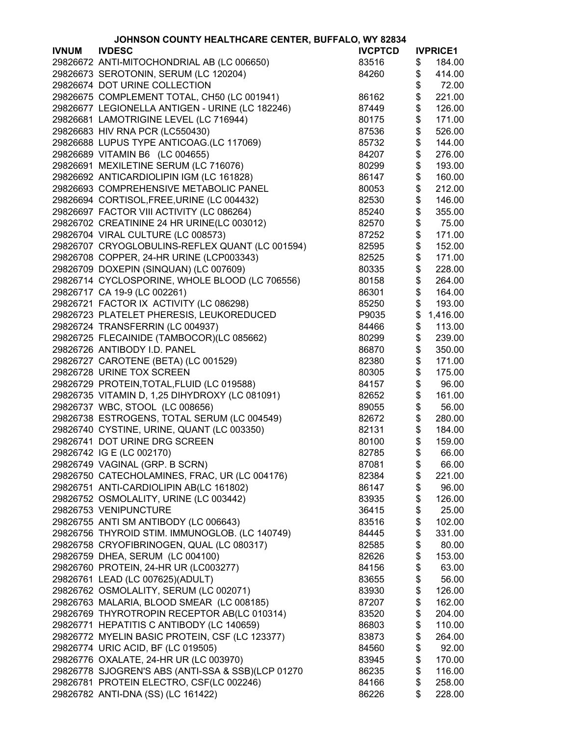# JOHNSON COUNTY HEALTHCARE CENTER, BUFFALO, WY 82834

| IVNUM | IVDESC | IVCPTCD | IVPRICE1 |
|---|---|---|---|
| 29826672 | ANTI-MITOCHONDRIAL AB (LC 006650) | 83516 | $ 184.00 |
| 29826673 | SEROTONIN, SERUM (LC 120204) | 84260 | $ 414.00 |
| 29826674 | DOT URINE COLLECTION | | $ 72.00 |
| 29826675 | COMPLEMENT TOTAL, CH50 (LC 001941) | 86162 | $ 221.00 |
| 29826677 | LEGIONELLA ANTIGEN - URINE (LC 182246) | 87449 | $ 126.00 |
| 29826681 | LAMOTRIGINE LEVEL (LC 716944) | 80175 | $ 171.00 |
| 29826683 | HIV RNA PCR (LC550430) | 87536 | $ 526.00 |
| 29826688 | LUPUS TYPE ANTICOAG.(LC 117069) | 85732 | $ 144.00 |
| 29826689 | VITAMIN B6 (LC 004655) | 84207 | $ 276.00 |
| 29826691 | MEXILETINE SERUM (LC 716076) | 80299 | $ 193.00 |
| 29826692 | ANTICARDIOLIPIN IGM (LC 161828) | 86147 | $ 160.00 |
| 29826693 | COMPREHENSIVE METABOLIC PANEL | 80053 | $ 212.00 |
| 29826694 | CORTISOL,FREE,URINE (LC 004432) | 82530 | $ 146.00 |
| 29826697 | FACTOR VIII ACTIVITY (LC 086264) | 85240 | $ 355.00 |
| 29826702 | CREATININE 24 HR URINE(LC 003012) | 82570 | $ 75.00 |
| 29826704 | VIRAL CULTURE (LC 008573) | 87252 | $ 171.00 |
| 29826707 | CRYOGLOBULINS-REFLEX QUANT (LC 001594) | 82595 | $ 152.00 |
| 29826708 | COPPER, 24-HR URINE (LCP003343) | 82525 | $ 171.00 |
| 29826709 | DOXEPIN (SINQUAN) (LC 007609) | 80335 | $ 228.00 |
| 29826714 | CYCLOSPORINE, WHOLE BLOOD (LC 706556) | 80158 | $ 264.00 |
| 29826717 | CA 19-9 (LC 002261) | 86301 | $ 164.00 |
| 29826721 | FACTOR IX ACTIVITY (LC 086298) | 85250 | $ 193.00 |
| 29826723 | PLATELET PHERESIS, LEUKOREDUCED | P9035 | $ 1,416.00 |
| 29826724 | TRANSFERRIN (LC 004937) | 84466 | $ 113.00 |
| 29826725 | FLECAINIDE (TAMBOCOR)(LC 085662) | 80299 | $ 239.00 |
| 29826726 | ANTIBODY I.D. PANEL | 86870 | $ 350.00 |
| 29826727 | CAROTENE (BETA) (LC 001529) | 82380 | $ 171.00 |
| 29826728 | URINE TOX SCREEN | 80305 | $ 175.00 |
| 29826729 | PROTEIN,TOTAL,FLUID (LC 019588) | 84157 | $ 96.00 |
| 29826735 | VITAMIN D, 1,25 DIHYDROXY (LC 081091) | 82652 | $ 161.00 |
| 29826737 | WBC, STOOL (LC 008656) | 89055 | $ 56.00 |
| 29826738 | ESTROGENS, TOTAL SERUM (LC 004549) | 82672 | $ 280.00 |
| 29826740 | CYSTINE, URINE, QUANT (LC 003350) | 82131 | $ 184.00 |
| 29826741 | DOT URINE DRG SCREEN | 80100 | $ 159.00 |
| 29826742 | IG E (LC 002170) | 82785 | $ 66.00 |
| 29826749 | VAGINAL (GRP. B SCRN) | 87081 | $ 66.00 |
| 29826750 | CATECHOLAMINES, FRAC, UR (LC 004176) | 82384 | $ 221.00 |
| 29826751 | ANTI-CARDIOLIPIN AB(LC 161802) | 86147 | $ 96.00 |
| 29826752 | OSMOLALITY, URINE (LC 003442) | 83935 | $ 126.00 |
| 29826753 | VENIPUNCTURE | 36415 | $ 25.00 |
| 29826755 | ANTI SM ANTIBODY (LC 006643) | 83516 | $ 102.00 |
| 29826756 | THYROID STIM. IMMUNOGLOB. (LC 140749) | 84445 | $ 331.00 |
| 29826758 | CRYOFIBRINOGEN, QUAL (LC 080317) | 82585 | $ 80.00 |
| 29826759 | DHEA, SERUM (LC 004100) | 82626 | $ 153.00 |
| 29826760 | PROTEIN, 24-HR UR (LC003277) | 84156 | $ 63.00 |
| 29826761 | LEAD (LC 007625)(ADULT) | 83655 | $ 56.00 |
| 29826762 | OSMOLALITY, SERUM (LC 002071) | 83930 | $ 126.00 |
| 29826763 | MALARIA, BLOOD SMEAR (LC 008185) | 87207 | $ 162.00 |
| 29826769 | THYROTROPIN RECEPTOR AB(LC 010314) | 83520 | $ 204.00 |
| 29826771 | HEPATITIS C ANTIBODY (LC 140659) | 86803 | $ 110.00 |
| 29826772 | MYELIN BASIC PROTEIN, CSF (LC 123377) | 83873 | $ 264.00 |
| 29826774 | URIC ACID, BF (LC 019505) | 84560 | $ 92.00 |
| 29826776 | OXALATE, 24-HR UR (LC 003970) | 83945 | $ 170.00 |
| 29826778 | SJOGREN'S ABS (ANTI-SSA & SSB)(LCP 01270 | 86235 | $ 116.00 |
| 29826781 | PROTEIN ELECTRO, CSF(LC 002246) | 84166 | $ 258.00 |
| 29826782 | ANTI-DNA (SS) (LC 161422) | 86226 | $ 228.00 |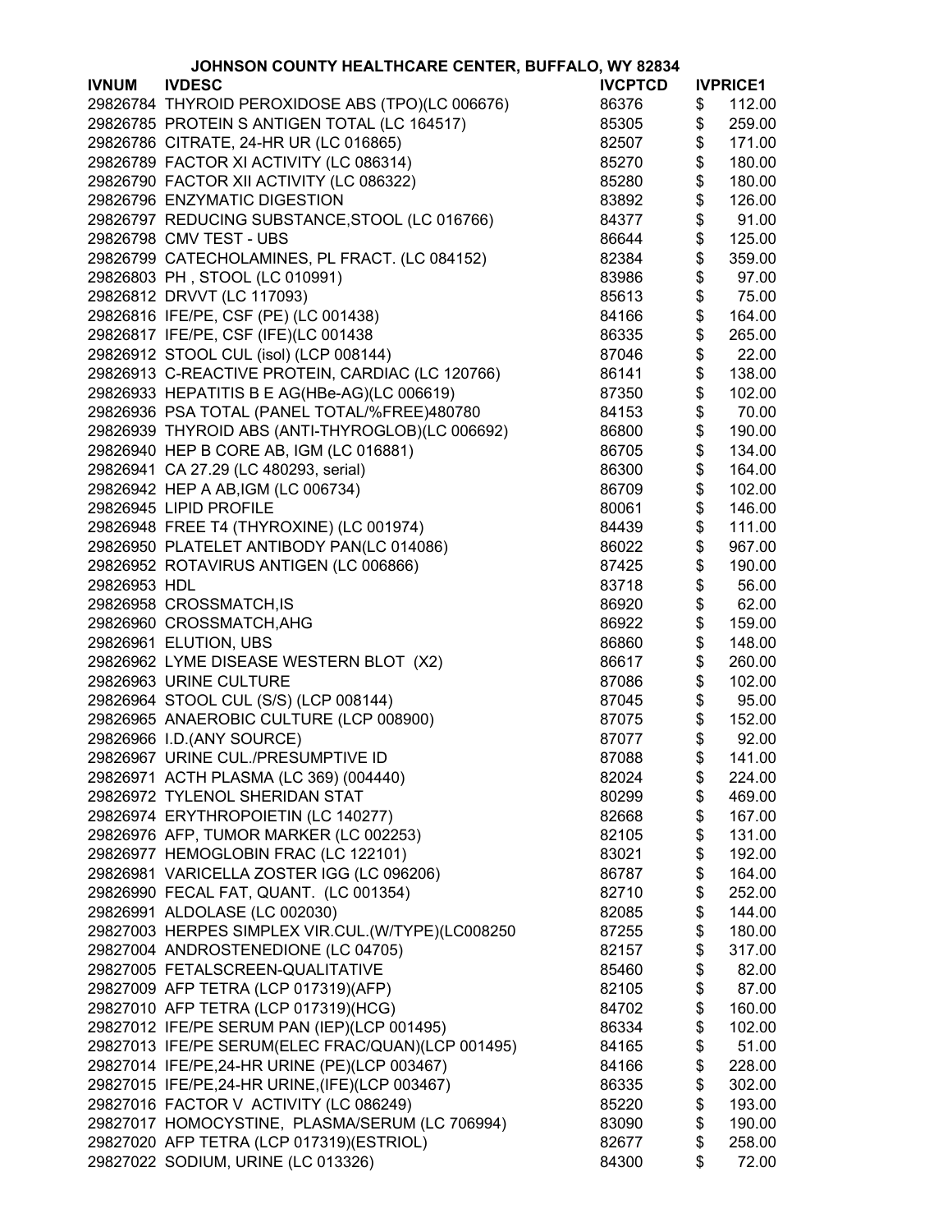# JOHNSON COUNTY HEALTHCARE CENTER, BUFFALO, WY 82834

| IVNUM | IVDESC | IVCPTCD | IVPRICE1 |
|---|---|---|---|
| 29826784 | THYROID PEROXIDOSE ABS (TPO)(LC 006676) | 86376 | $ 112.00 |
| 29826785 | PROTEIN S ANTIGEN TOTAL (LC 164517) | 85305 | $ 259.00 |
| 29826786 | CITRATE, 24-HR UR (LC 016865) | 82507 | $ 171.00 |
| 29826789 | FACTOR XI ACTIVITY (LC 086314) | 85270 | $ 180.00 |
| 29826790 | FACTOR XII ACTIVITY (LC 086322) | 85280 | $ 180.00 |
| 29826796 | ENZYMATIC DIGESTION | 83892 | $ 126.00 |
| 29826797 | REDUCING SUBSTANCE,STOOL (LC 016766) | 84377 | $ 91.00 |
| 29826798 | CMV TEST - UBS | 86644 | $ 125.00 |
| 29826799 | CATECHOLAMINES, PL FRACT. (LC 084152) | 82384 | $ 359.00 |
| 29826803 | PH , STOOL (LC 010991) | 83986 | $ 97.00 |
| 29826812 | DRVVT (LC 117093) | 85613 | $ 75.00 |
| 29826816 | IFE/PE, CSF (PE) (LC 001438) | 84166 | $ 164.00 |
| 29826817 | IFE/PE, CSF (IFE)(LC 001438 | 86335 | $ 265.00 |
| 29826912 | STOOL CUL (isol) (LCP 008144) | 87046 | $ 22.00 |
| 29826913 | C-REACTIVE PROTEIN, CARDIAC (LC 120766) | 86141 | $ 138.00 |
| 29826933 | HEPATITIS B E AG(HBe-AG)(LC 006619) | 87350 | $ 102.00 |
| 29826936 | PSA TOTAL (PANEL TOTAL/%FREE)480780 | 84153 | $ 70.00 |
| 29826939 | THYROID ABS (ANTI-THYROGLOB)(LC 006692) | 86800 | $ 190.00 |
| 29826940 | HEP B CORE AB, IGM (LC 016881) | 86705 | $ 134.00 |
| 29826941 | CA 27.29 (LC 480293, serial) | 86300 | $ 164.00 |
| 29826942 | HEP A AB,IGM (LC 006734) | 86709 | $ 102.00 |
| 29826945 | LIPID PROFILE | 80061 | $ 146.00 |
| 29826948 | FREE T4 (THYROXINE) (LC 001974) | 84439 | $ 111.00 |
| 29826950 | PLATELET ANTIBODY PAN(LC 014086) | 86022 | $ 967.00 |
| 29826952 | ROTAVIRUS ANTIGEN (LC 006866) | 87425 | $ 190.00 |
| 29826953 | HDL | 83718 | $ 56.00 |
| 29826958 | CROSSMATCH,IS | 86920 | $ 62.00 |
| 29826960 | CROSSMATCH,AHG | 86922 | $ 159.00 |
| 29826961 | ELUTION, UBS | 86860 | $ 148.00 |
| 29826962 | LYME DISEASE WESTERN BLOT (X2) | 86617 | $ 260.00 |
| 29826963 | URINE CULTURE | 87086 | $ 102.00 |
| 29826964 | STOOL CUL (S/S) (LCP 008144) | 87045 | $ 95.00 |
| 29826965 | ANAEROBIC CULTURE (LCP 008900) | 87075 | $ 152.00 |
| 29826966 | I.D.(ANY SOURCE) | 87077 | $ 92.00 |
| 29826967 | URINE CUL./PRESUMPTIVE ID | 87088 | $ 141.00 |
| 29826971 | ACTH PLASMA (LC 369) (004440) | 82024 | $ 224.00 |
| 29826972 | TYLENOL SHERIDAN STAT | 80299 | $ 469.00 |
| 29826974 | ERYTHROPOIETIN (LC 140277) | 82668 | $ 167.00 |
| 29826976 | AFP, TUMOR MARKER (LC 002253) | 82105 | $ 131.00 |
| 29826977 | HEMOGLOBIN FRAC (LC 122101) | 83021 | $ 192.00 |
| 29826981 | VARICELLA ZOSTER IGG (LC 096206) | 86787 | $ 164.00 |
| 29826990 | FECAL FAT, QUANT. (LC 001354) | 82710 | $ 252.00 |
| 29826991 | ALDOLASE (LC 002030) | 82085 | $ 144.00 |
| 29827003 | HERPES SIMPLEX VIR.CUL.(W/TYPE)(LC008250 | 87255 | $ 180.00 |
| 29827004 | ANDROSTENEDIONE (LC 04705) | 82157 | $ 317.00 |
| 29827005 | FETALSCREEN-QUALITATIVE | 85460 | $ 82.00 |
| 29827009 | AFP TETRA (LCP 017319)(AFP) | 82105 | $ 87.00 |
| 29827010 | AFP TETRA (LCP 017319)(HCG) | 84702 | $ 160.00 |
| 29827012 | IFE/PE SERUM PAN (IEP)(LCP 001495) | 86334 | $ 102.00 |
| 29827013 | IFE/PE SERUM(ELEC FRAC/QUAN)(LCP 001495) | 84165 | $ 51.00 |
| 29827014 | IFE/PE,24-HR URINE (PE)(LCP 003467) | 84166 | $ 228.00 |
| 29827015 | IFE/PE,24-HR URINE,(IFE)(LCP 003467) | 86335 | $ 302.00 |
| 29827016 | FACTOR V ACTIVITY (LC 086249) | 85220 | $ 193.00 |
| 29827017 | HOMOCYSTINE, PLASMA/SERUM (LC 706994) | 83090 | $ 190.00 |
| 29827020 | AFP TETRA (LCP 017319)(ESTRIOL) | 82677 | $ 258.00 |
| 29827022 | SODIUM, URINE (LC 013326) | 84300 | $ 72.00 |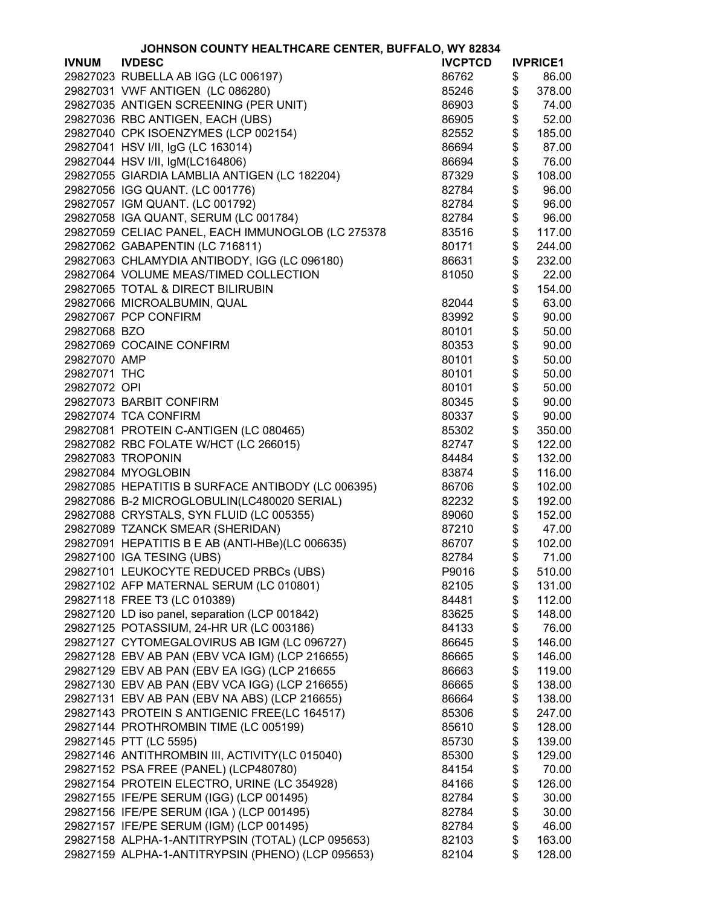JOHNSON COUNTY HEALTHCARE CENTER, BUFFALO, WY 82834

| IVNUM | IVDESC | IVCPTCD | IVPRICE1 |
|---|---|---|---|
| 29827023 | RUBELLA AB IGG (LC 006197) | 86762 | $ 86.00 |
| 29827031 | VWF ANTIGEN (LC 086280) | 85246 | $ 378.00 |
| 29827035 | ANTIGEN SCREENING (PER UNIT) | 86903 | $ 74.00 |
| 29827036 | RBC ANTIGEN, EACH (UBS) | 86905 | $ 52.00 |
| 29827040 | CPK ISOENZYMES (LCP 002154) | 82552 | $ 185.00 |
| 29827041 | HSV I/II, IgG (LC 163014) | 86694 | $ 87.00 |
| 29827044 | HSV I/II, IgM(LC164806) | 86694 | $ 76.00 |
| 29827055 | GIARDIA LAMBLIA ANTIGEN (LC 182204) | 87329 | $ 108.00 |
| 29827056 | IGG QUANT. (LC 001776) | 82784 | $ 96.00 |
| 29827057 | IGM QUANT. (LC 001792) | 82784 | $ 96.00 |
| 29827058 | IGA QUANT, SERUM (LC 001784) | 82784 | $ 96.00 |
| 29827059 | CELIAC PANEL, EACH IMMUNOGLOB (LC 275378 | 83516 | $ 117.00 |
| 29827062 | GABAPENTIN (LC 716811) | 80171 | $ 244.00 |
| 29827063 | CHLAMYDIA ANTIBODY, IGG (LC 096180) | 86631 | $ 232.00 |
| 29827064 | VOLUME MEAS/TIMED COLLECTION | 81050 | $ 22.00 |
| 29827065 | TOTAL & DIRECT BILIRUBIN | | $ 154.00 |
| 29827066 | MICROALBUMIN, QUAL | 82044 | $ 63.00 |
| 29827067 | PCP CONFIRM | 83992 | $ 90.00 |
| 29827068 | BZO | 80101 | $ 50.00 |
| 29827069 | COCAINE CONFIRM | 80353 | $ 90.00 |
| 29827070 | AMP | 80101 | $ 50.00 |
| 29827071 | THC | 80101 | $ 50.00 |
| 29827072 | OPI | 80101 | $ 50.00 |
| 29827073 | BARBIT CONFIRM | 80345 | $ 90.00 |
| 29827074 | TCA CONFIRM | 80337 | $ 90.00 |
| 29827081 | PROTEIN C-ANTIGEN (LC 080465) | 85302 | $ 350.00 |
| 29827082 | RBC FOLATE W/HCT (LC 266015) | 82747 | $ 122.00 |
| 29827083 | TROPONIN | 84484 | $ 132.00 |
| 29827084 | MYOGLOBIN | 83874 | $ 116.00 |
| 29827085 | HEPATITIS B SURFACE ANTIBODY (LC 006395) | 86706 | $ 102.00 |
| 29827086 | B-2 MICROGLOBULIN(LC480020 SERIAL) | 82232 | $ 192.00 |
| 29827088 | CRYSTALS, SYN FLUID (LC 005355) | 89060 | $ 152.00 |
| 29827089 | TZANCK SMEAR (SHERIDAN) | 87210 | $ 47.00 |
| 29827091 | HEPATITIS B E AB (ANTI-HBe)(LC 006635) | 86707 | $ 102.00 |
| 29827100 | IGA TESING (UBS) | 82784 | $ 71.00 |
| 29827101 | LEUKOCYTE REDUCED PRBCs (UBS) | P9016 | $ 510.00 |
| 29827102 | AFP MATERNAL SERUM (LC 010801) | 82105 | $ 131.00 |
| 29827118 | FREE T3 (LC 010389) | 84481 | $ 112.00 |
| 29827120 | LD iso panel, separation (LCP 001842) | 83625 | $ 148.00 |
| 29827125 | POTASSIUM, 24-HR UR (LC 003186) | 84133 | $ 76.00 |
| 29827127 | CYTOMEGALOVIRUS AB IGM (LC 096727) | 86645 | $ 146.00 |
| 29827128 | EBV AB PAN (EBV VCA IGM) (LCP 216655) | 86665 | $ 146.00 |
| 29827129 | EBV AB PAN (EBV EA IGG) (LCP 216655 | 86663 | $ 119.00 |
| 29827130 | EBV AB PAN (EBV VCA IGG) (LCP 216655) | 86665 | $ 138.00 |
| 29827131 | EBV AB PAN (EBV NA ABS) (LCP 216655) | 86664 | $ 138.00 |
| 29827143 | PROTEIN S ANTIGENIC FREE(LC 164517) | 85306 | $ 247.00 |
| 29827144 | PROTHROMBIN TIME (LC 005199) | 85610 | $ 128.00 |
| 29827145 | PTT (LC 5595) | 85730 | $ 139.00 |
| 29827146 | ANTITHROMBIN III, ACTIVITY(LC 015040) | 85300 | $ 129.00 |
| 29827152 | PSA FREE (PANEL) (LCP480780) | 84154 | $ 70.00 |
| 29827154 | PROTEIN ELECTRO, URINE (LC 354928) | 84166 | $ 126.00 |
| 29827155 | IFE/PE SERUM (IGG) (LCP 001495) | 82784 | $ 30.00 |
| 29827156 | IFE/PE SERUM (IGA ) (LCP 001495) | 82784 | $ 30.00 |
| 29827157 | IFE/PE SERUM (IGM) (LCP 001495) | 82784 | $ 46.00 |
| 29827158 | ALPHA-1-ANTITRYPSIN (TOTAL) (LCP 095653) | 82103 | $ 163.00 |
| 29827159 | ALPHA-1-ANTITRYPSIN (PHENO) (LCP 095653) | 82104 | $ 128.00 |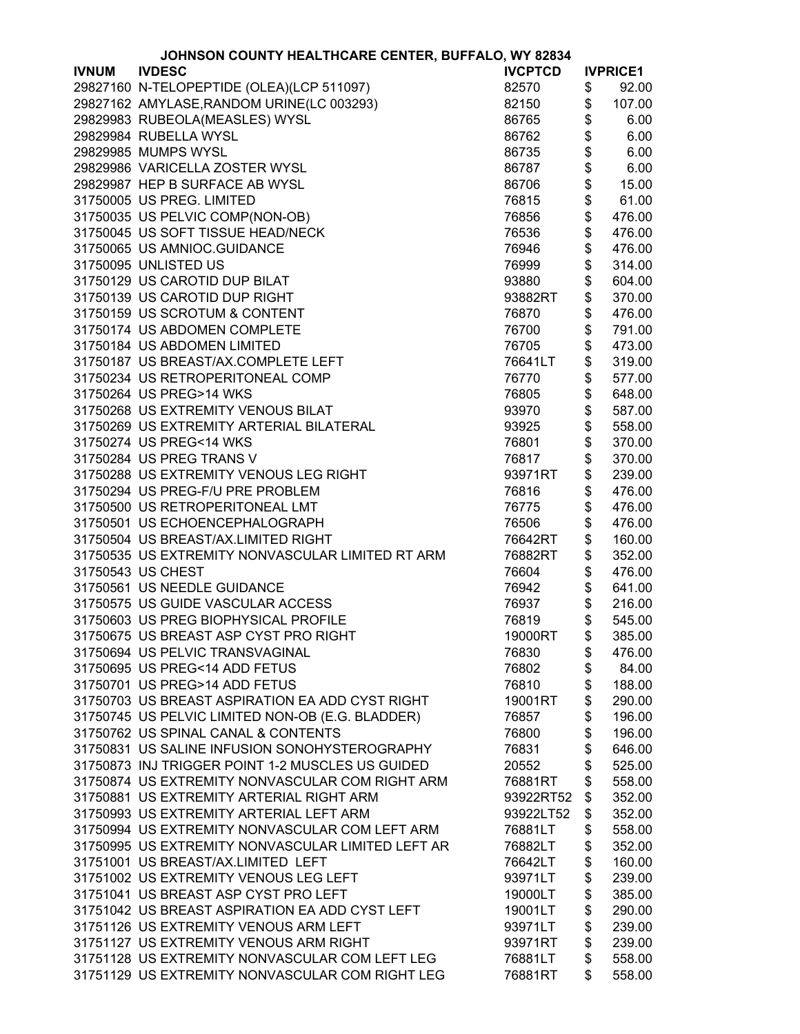JOHNSON COUNTY HEALTHCARE CENTER, BUFFALO, WY 82834

| IVNUM | IVDESC | IVCPTCD | IVPRICE1 |
|---|---|---|---|
| 29827160 | N-TELOPEPTIDE (OLEA)(LCP 511097) | 82570 | $ 92.00 |
| 29827162 | AMYLASE,RANDOM URINE(LC 003293) | 82150 | $ 107.00 |
| 29829983 | RUBEOLA(MEASLES) WYSL | 86765 | $ 6.00 |
| 29829984 | RUBELLA WYSL | 86762 | $ 6.00 |
| 29829985 | MUMPS WYSL | 86735 | $ 6.00 |
| 29829986 | VARICELLA ZOSTER WYSL | 86787 | $ 6.00 |
| 29829987 | HEP B SURFACE AB WYSL | 86706 | $ 15.00 |
| 31750005 | US PREG. LIMITED | 76815 | $ 61.00 |
| 31750035 | US PELVIC COMP(NON-OB) | 76856 | $ 476.00 |
| 31750045 | US SOFT TISSUE HEAD/NECK | 76536 | $ 476.00 |
| 31750065 | US AMNIOC.GUIDANCE | 76946 | $ 476.00 |
| 31750095 | UNLISTED US | 76999 | $ 314.00 |
| 31750129 | US CAROTID DUP BILAT | 93880 | $ 604.00 |
| 31750139 | US CAROTID DUP RIGHT | 93882RT | $ 370.00 |
| 31750159 | US SCROTUM & CONTENT | 76870 | $ 476.00 |
| 31750174 | US ABDOMEN COMPLETE | 76700 | $ 791.00 |
| 31750184 | US ABDOMEN LIMITED | 76705 | $ 473.00 |
| 31750187 | US BREAST/AX.COMPLETE LEFT | 76641LT | $ 319.00 |
| 31750234 | US RETROPERITONEAL COMP | 76770 | $ 577.00 |
| 31750264 | US PREG>14 WKS | 76805 | $ 648.00 |
| 31750268 | US EXTREMITY VENOUS BILAT | 93970 | $ 587.00 |
| 31750269 | US EXTREMITY ARTERIAL BILATERAL | 93925 | $ 558.00 |
| 31750274 | US PREG<14 WKS | 76801 | $ 370.00 |
| 31750284 | US PREG TRANS V | 76817 | $ 370.00 |
| 31750288 | US EXTREMITY VENOUS LEG RIGHT | 93971RT | $ 239.00 |
| 31750294 | US PREG-F/U PRE PROBLEM | 76816 | $ 476.00 |
| 31750500 | US RETROPERITONEAL LMT | 76775 | $ 476.00 |
| 31750501 | US ECHOENCEPHALOGRAPH | 76506 | $ 476.00 |
| 31750504 | US BREAST/AX.LIMITED RIGHT | 76642RT | $ 160.00 |
| 31750535 | US EXTREMITY NONVASCULAR LIMITED RT ARM | 76882RT | $ 352.00 |
| 31750543 | US CHEST | 76604 | $ 476.00 |
| 31750561 | US NEEDLE GUIDANCE | 76942 | $ 641.00 |
| 31750575 | US GUIDE VASCULAR ACCESS | 76937 | $ 216.00 |
| 31750603 | US PREG BIOPHYSICAL PROFILE | 76819 | $ 545.00 |
| 31750675 | US BREAST ASP CYST PRO RIGHT | 19000RT | $ 385.00 |
| 31750694 | US PELVIC TRANSVAGINAL | 76830 | $ 476.00 |
| 31750695 | US PREG<14 ADD FETUS | 76802 | $ 84.00 |
| 31750701 | US PREG>14 ADD FETUS | 76810 | $ 188.00 |
| 31750703 | US BREAST ASPIRATION EA ADD CYST RIGHT | 19001RT | $ 290.00 |
| 31750745 | US PELVIC LIMITED NON-OB (E.G. BLADDER) | 76857 | $ 196.00 |
| 31750762 | US SPINAL CANAL & CONTENTS | 76800 | $ 196.00 |
| 31750831 | US SALINE INFUSION SONOHYSTEROGRAPHY | 76831 | $ 646.00 |
| 31750873 | INJ TRIGGER POINT 1-2 MUSCLES US GUIDED | 20552 | $ 525.00 |
| 31750874 | US EXTREMITY NONVASCULAR COM RIGHT ARM | 76881RT | $ 558.00 |
| 31750881 | US EXTREMITY ARTERIAL RIGHT ARM | 93922RT52 | $ 352.00 |
| 31750993 | US EXTREMITY ARTERIAL LEFT ARM | 93922LT52 | $ 352.00 |
| 31750994 | US EXTREMITY NONVASCULAR COM LEFT ARM | 76881LT | $ 558.00 |
| 31750995 | US EXTREMITY NONVASCULAR LIMITED LEFT AR | 76882LT | $ 352.00 |
| 31751001 | US BREAST/AX.LIMITED LEFT | 76642LT | $ 160.00 |
| 31751002 | US EXTREMITY VENOUS LEG LEFT | 93971LT | $ 239.00 |
| 31751041 | US BREAST ASP CYST PRO LEFT | 19000LT | $ 385.00 |
| 31751042 | US BREAST ASPIRATION EA ADD CYST LEFT | 19001LT | $ 290.00 |
| 31751126 | US EXTREMITY VENOUS ARM LEFT | 93971LT | $ 239.00 |
| 31751127 | US EXTREMITY VENOUS ARM RIGHT | 93971RT | $ 239.00 |
| 31751128 | US EXTREMITY NONVASCULAR COM LEFT LEG | 76881LT | $ 558.00 |
| 31751129 | US EXTREMITY NONVASCULAR COM RIGHT LEG | 76881RT | $ 558.00 |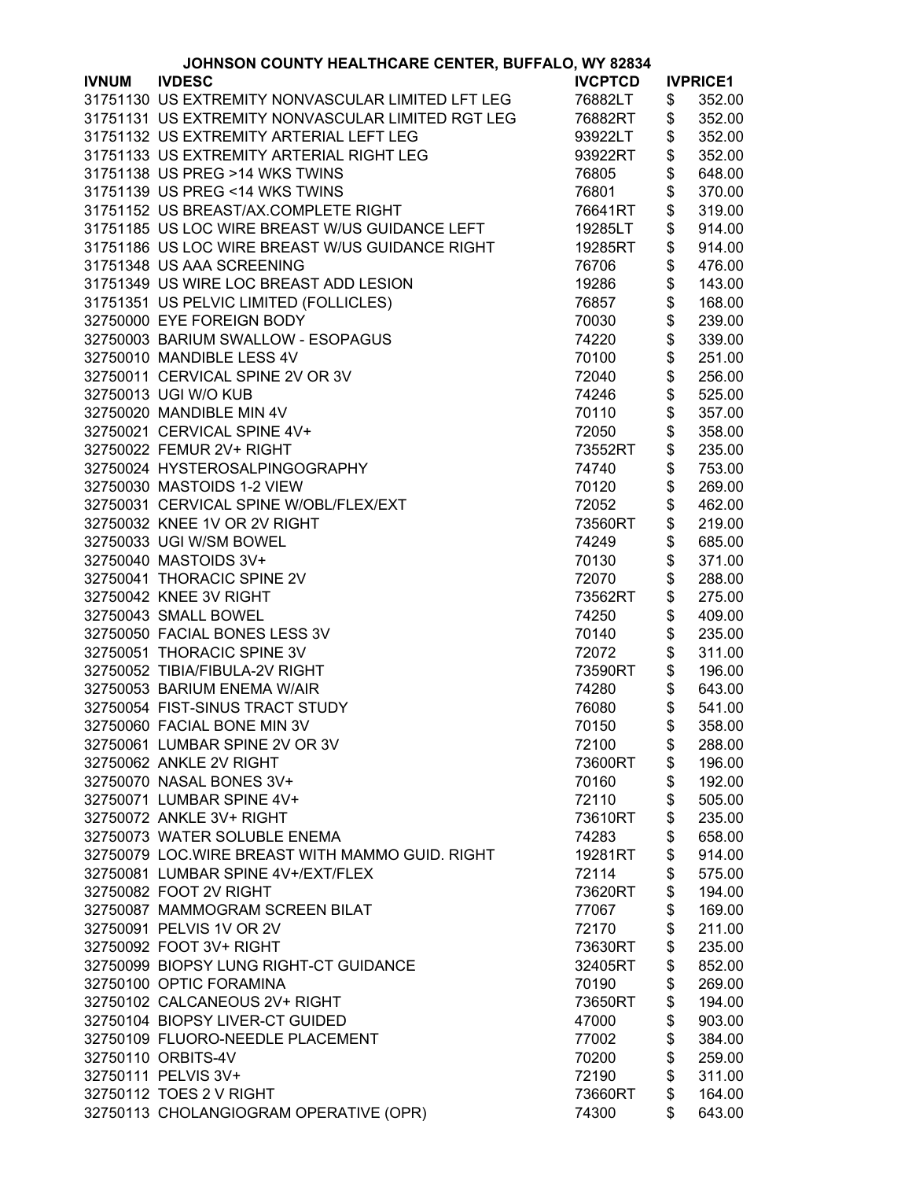JOHNSON COUNTY HEALTHCARE CENTER, BUFFALO, WY 82834

| IVNUM | IVDESC | IVCPTCD | IVPRICE1 |
|---|---|---|---|
| 31751130 | US EXTREMITY NONVASCULAR LIMITED LFT LEG | 76882LT | $ 352.00 |
| 31751131 | US EXTREMITY NONVASCULAR LIMITED RGT LEG | 76882RT | $ 352.00 |
| 31751132 | US EXTREMITY ARTERIAL LEFT LEG | 93922LT | $ 352.00 |
| 31751133 | US EXTREMITY ARTERIAL RIGHT LEG | 93922RT | $ 352.00 |
| 31751138 | US PREG >14 WKS TWINS | 76805 | $ 648.00 |
| 31751139 | US PREG <14 WKS TWINS | 76801 | $ 370.00 |
| 31751152 | US BREAST/AX.COMPLETE RIGHT | 76641RT | $ 319.00 |
| 31751185 | US LOC WIRE BREAST W/US GUIDANCE LEFT | 19285LT | $ 914.00 |
| 31751186 | US LOC WIRE BREAST W/US GUIDANCE RIGHT | 19285RT | $ 914.00 |
| 31751348 | US AAA SCREENING | 76706 | $ 476.00 |
| 31751349 | US WIRE LOC BREAST ADD LESION | 19286 | $ 143.00 |
| 31751351 | US PELVIC LIMITED (FOLLICLES) | 76857 | $ 168.00 |
| 32750000 | EYE FOREIGN BODY | 70030 | $ 239.00 |
| 32750003 | BARIUM SWALLOW - ESOPAGUS | 74220 | $ 339.00 |
| 32750010 | MANDIBLE LESS 4V | 70100 | $ 251.00 |
| 32750011 | CERVICAL SPINE 2V OR 3V | 72040 | $ 256.00 |
| 32750013 | UGI W/O KUB | 74246 | $ 525.00 |
| 32750020 | MANDIBLE MIN 4V | 70110 | $ 357.00 |
| 32750021 | CERVICAL SPINE 4V+ | 72050 | $ 358.00 |
| 32750022 | FEMUR 2V+ RIGHT | 73552RT | $ 235.00 |
| 32750024 | HYSTEROSALPINGOGRAPHY | 74740 | $ 753.00 |
| 32750030 | MASTOIDS 1-2 VIEW | 70120 | $ 269.00 |
| 32750031 | CERVICAL SPINE W/OBL/FLEX/EXT | 72052 | $ 462.00 |
| 32750032 | KNEE 1V OR 2V RIGHT | 73560RT | $ 219.00 |
| 32750033 | UGI W/SM BOWEL | 74249 | $ 685.00 |
| 32750040 | MASTOIDS 3V+ | 70130 | $ 371.00 |
| 32750041 | THORACIC SPINE 2V | 72070 | $ 288.00 |
| 32750042 | KNEE 3V RIGHT | 73562RT | $ 275.00 |
| 32750043 | SMALL BOWEL | 74250 | $ 409.00 |
| 32750050 | FACIAL BONES LESS 3V | 70140 | $ 235.00 |
| 32750051 | THORACIC SPINE 3V | 72072 | $ 311.00 |
| 32750052 | TIBIA/FIBULA-2V RIGHT | 73590RT | $ 196.00 |
| 32750053 | BARIUM ENEMA W/AIR | 74280 | $ 643.00 |
| 32750054 | FIST-SINUS TRACT STUDY | 76080 | $ 541.00 |
| 32750060 | FACIAL BONE MIN 3V | 70150 | $ 358.00 |
| 32750061 | LUMBAR SPINE 2V OR 3V | 72100 | $ 288.00 |
| 32750062 | ANKLE 2V RIGHT | 73600RT | $ 196.00 |
| 32750070 | NASAL BONES 3V+ | 70160 | $ 192.00 |
| 32750071 | LUMBAR SPINE 4V+ | 72110 | $ 505.00 |
| 32750072 | ANKLE 3V+ RIGHT | 73610RT | $ 235.00 |
| 32750073 | WATER SOLUBLE ENEMA | 74283 | $ 658.00 |
| 32750079 | LOC.WIRE BREAST WITH MAMMO GUID. RIGHT | 19281RT | $ 914.00 |
| 32750081 | LUMBAR SPINE 4V+/EXT/FLEX | 72114 | $ 575.00 |
| 32750082 | FOOT 2V RIGHT | 73620RT | $ 194.00 |
| 32750087 | MAMMOGRAM SCREEN BILAT | 77067 | $ 169.00 |
| 32750091 | PELVIS 1V OR 2V | 72170 | $ 211.00 |
| 32750092 | FOOT 3V+ RIGHT | 73630RT | $ 235.00 |
| 32750099 | BIOPSY LUNG RIGHT-CT GUIDANCE | 32405RT | $ 852.00 |
| 32750100 | OPTIC FORAMINA | 70190 | $ 269.00 |
| 32750102 | CALCANEOUS 2V+ RIGHT | 73650RT | $ 194.00 |
| 32750104 | BIOPSY LIVER-CT GUIDED | 47000 | $ 903.00 |
| 32750109 | FLUORO-NEEDLE PLACEMENT | 77002 | $ 384.00 |
| 32750110 | ORBITS-4V | 70200 | $ 259.00 |
| 32750111 | PELVIS 3V+ | 72190 | $ 311.00 |
| 32750112 | TOES 2 V RIGHT | 73660RT | $ 164.00 |
| 32750113 | CHOLANGIOGRAM OPERATIVE (OPR) | 74300 | $ 643.00 |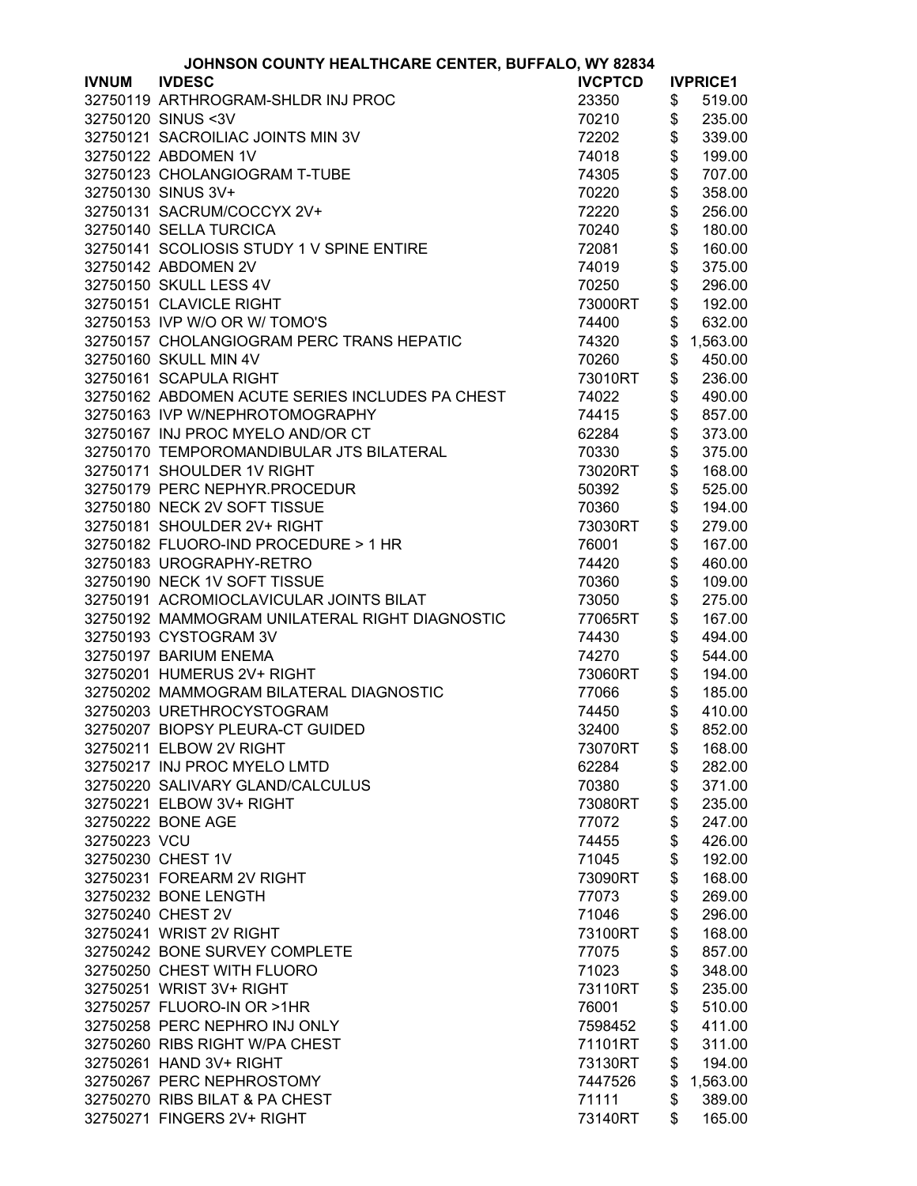# JOHNSON COUNTY HEALTHCARE CENTER, BUFFALO, WY 82834

| IVNUM | IVDESC | IVCPTCD | IVPRICE1 |
|---|---|---|---|
| 32750119 | ARTHROGRAM-SHLDR INJ PROC | 23350 | $ 519.00 |
| 32750120 | SINUS <3V | 70210 | $ 235.00 |
| 32750121 | SACROILIAC JOINTS MIN 3V | 72202 | $ 339.00 |
| 32750122 | ABDOMEN 1V | 74018 | $ 199.00 |
| 32750123 | CHOLANGIOGRAM T-TUBE | 74305 | $ 707.00 |
| 32750130 | SINUS 3V+ | 70220 | $ 358.00 |
| 32750131 | SACRUM/COCCYX 2V+ | 72220 | $ 256.00 |
| 32750140 | SELLA TURCICA | 70240 | $ 180.00 |
| 32750141 | SCOLIOSIS STUDY 1 V SPINE ENTIRE | 72081 | $ 160.00 |
| 32750142 | ABDOMEN 2V | 74019 | $ 375.00 |
| 32750150 | SKULL LESS 4V | 70250 | $ 296.00 |
| 32750151 | CLAVICLE RIGHT | 73000RT | $ 192.00 |
| 32750153 | IVP W/O OR W/ TOMO'S | 74400 | $ 632.00 |
| 32750157 | CHOLANGIOGRAM PERC TRANS HEPATIC | 74320 | $ 1,563.00 |
| 32750160 | SKULL MIN 4V | 70260 | $ 450.00 |
| 32750161 | SCAPULA RIGHT | 73010RT | $ 236.00 |
| 32750162 | ABDOMEN ACUTE SERIES INCLUDES PA CHEST | 74022 | $ 490.00 |
| 32750163 | IVP W/NEPHROTOMOGRAPHY | 74415 | $ 857.00 |
| 32750167 | INJ PROC MYELO AND/OR CT | 62284 | $ 373.00 |
| 32750170 | TEMPOROMANDIBULAR JTS BILATERAL | 70330 | $ 375.00 |
| 32750171 | SHOULDER 1V RIGHT | 73020RT | $ 168.00 |
| 32750179 | PERC NEPHYR.PROCEDUR | 50392 | $ 525.00 |
| 32750180 | NECK 2V SOFT TISSUE | 70360 | $ 194.00 |
| 32750181 | SHOULDER 2V+ RIGHT | 73030RT | $ 279.00 |
| 32750182 | FLUORO-IND PROCEDURE > 1 HR | 76001 | $ 167.00 |
| 32750183 | UROGRAPHY-RETRO | 74420 | $ 460.00 |
| 32750190 | NECK 1V SOFT TISSUE | 70360 | $ 109.00 |
| 32750191 | ACROMIOCLAVICULAR JOINTS BILAT | 73050 | $ 275.00 |
| 32750192 | MAMMOGRAM UNILATERAL RIGHT DIAGNOSTIC | 77065RT | $ 167.00 |
| 32750193 | CYSTOGRAM 3V | 74430 | $ 494.00 |
| 32750197 | BARIUM ENEMA | 74270 | $ 544.00 |
| 32750201 | HUMERUS 2V+ RIGHT | 73060RT | $ 194.00 |
| 32750202 | MAMMOGRAM BILATERAL DIAGNOSTIC | 77066 | $ 185.00 |
| 32750203 | URETHROCYSTOGRAM | 74450 | $ 410.00 |
| 32750207 | BIOPSY PLEURA-CT GUIDED | 32400 | $ 852.00 |
| 32750211 | ELBOW 2V RIGHT | 73070RT | $ 168.00 |
| 32750217 | INJ PROC MYELO LMTD | 62284 | $ 282.00 |
| 32750220 | SALIVARY GLAND/CALCULUS | 70380 | $ 371.00 |
| 32750221 | ELBOW 3V+ RIGHT | 73080RT | $ 235.00 |
| 32750222 | BONE AGE | 77072 | $ 247.00 |
| 32750223 | VCU | 74455 | $ 426.00 |
| 32750230 | CHEST 1V | 71045 | $ 192.00 |
| 32750231 | FOREARM 2V RIGHT | 73090RT | $ 168.00 |
| 32750232 | BONE LENGTH | 77073 | $ 269.00 |
| 32750240 | CHEST 2V | 71046 | $ 296.00 |
| 32750241 | WRIST 2V RIGHT | 73100RT | $ 168.00 |
| 32750242 | BONE SURVEY COMPLETE | 77075 | $ 857.00 |
| 32750250 | CHEST WITH FLUORO | 71023 | $ 348.00 |
| 32750251 | WRIST 3V+ RIGHT | 73110RT | $ 235.00 |
| 32750257 | FLUORO-IN OR >1HR | 76001 | $ 510.00 |
| 32750258 | PERC NEPHRO INJ ONLY | 7598452 | $ 411.00 |
| 32750260 | RIBS RIGHT W/PA CHEST | 71101RT | $ 311.00 |
| 32750261 | HAND 3V+ RIGHT | 73130RT | $ 194.00 |
| 32750267 | PERC NEPHROSTOMY | 7447526 | $ 1,563.00 |
| 32750270 | RIBS BILAT & PA CHEST | 71111 | $ 389.00 |
| 32750271 | FINGERS 2V+ RIGHT | 73140RT | $ 165.00 |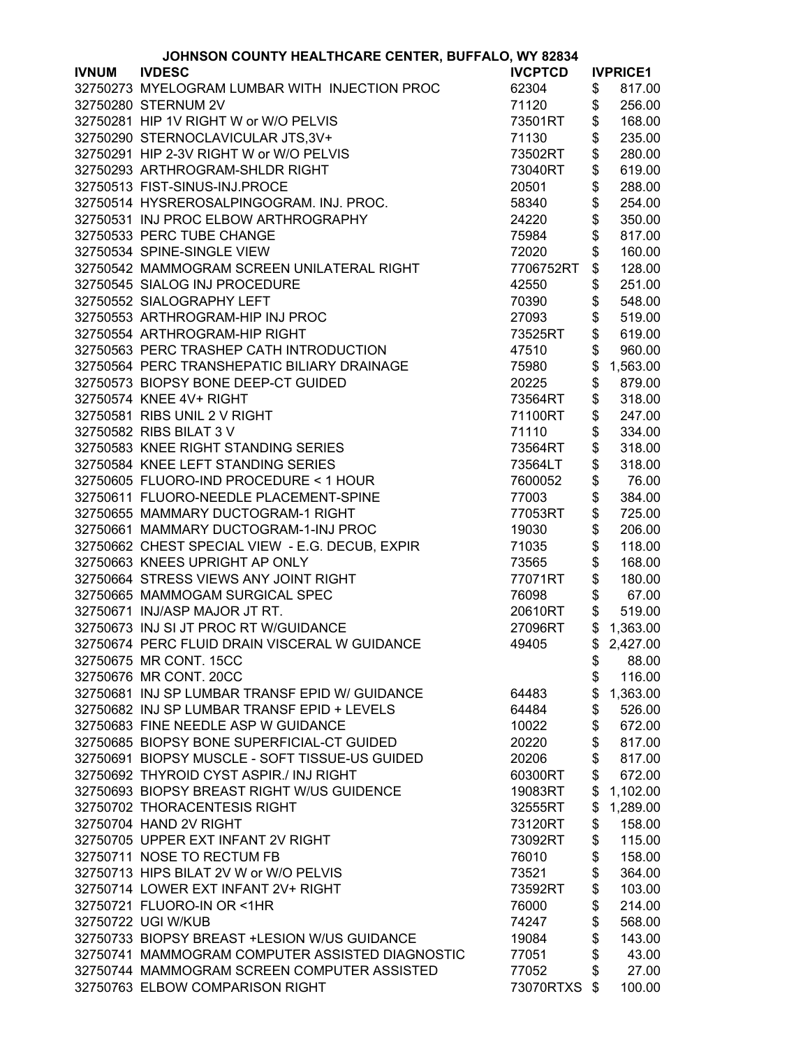**JOHNSON COUNTY HEALTHCARE CENTER, BUFFALO, WY 82834**

| IVNUM | IVDESC | IVCPTCD | IVPRICE1 |
|---|---|---|---|
| 32750273 | MYELOGRAM LUMBAR WITH INJECTION PROC | 62304 | $ 817.00 |
| 32750280 | STERNUM 2V | 71120 | $ 256.00 |
| 32750281 | HIP 1V RIGHT W or W/O PELVIS | 73501RT | $ 168.00 |
| 32750290 | STERNOCLAVICULAR JTS,3V+ | 71130 | $ 235.00 |
| 32750291 | HIP 2-3V RIGHT W or W/O PELVIS | 73502RT | $ 280.00 |
| 32750293 | ARTHROGRAM-SHLDR RIGHT | 73040RT | $ 619.00 |
| 32750513 | FIST-SINUS-INJ.PROCE | 20501 | $ 288.00 |
| 32750514 | HYSREROSALPINGOGRAM. INJ. PROC. | 58340 | $ 254.00 |
| 32750531 | INJ PROC ELBOW ARTHROGRAPHY | 24220 | $ 350.00 |
| 32750533 | PERC TUBE CHANGE | 75984 | $ 817.00 |
| 32750534 | SPINE-SINGLE VIEW | 72020 | $ 160.00 |
| 32750542 | MAMMOGRAM SCREEN UNILATERAL RIGHT | 7706752RT | $ 128.00 |
| 32750545 | SIALOG INJ PROCEDURE | 42550 | $ 251.00 |
| 32750552 | SIALOGRAPHY LEFT | 70390 | $ 548.00 |
| 32750553 | ARTHROGRAM-HIP INJ PROC | 27093 | $ 519.00 |
| 32750554 | ARTHROGRAM-HIP RIGHT | 73525RT | $ 619.00 |
| 32750563 | PERC TRASHEP CATH INTRODUCTION | 47510 | $ 960.00 |
| 32750564 | PERC TRANSHEPATIC BILIARY DRAINAGE | 75980 | $ 1,563.00 |
| 32750573 | BIOPSY BONE DEEP-CT GUIDED | 20225 | $ 879.00 |
| 32750574 | KNEE 4V+ RIGHT | 73564RT | $ 318.00 |
| 32750581 | RIBS UNIL 2 V RIGHT | 71100RT | $ 247.00 |
| 32750582 | RIBS BILAT 3 V | 71110 | $ 334.00 |
| 32750583 | KNEE RIGHT STANDING SERIES | 73564RT | $ 318.00 |
| 32750584 | KNEE LEFT STANDING SERIES | 73564LT | $ 318.00 |
| 32750605 | FLUORO-IND PROCEDURE < 1 HOUR | 7600052 | $ 76.00 |
| 32750611 | FLUORO-NEEDLE PLACEMENT-SPINE | 77003 | $ 384.00 |
| 32750655 | MAMMARY DUCTOGRAM-1 RIGHT | 77053RT | $ 725.00 |
| 32750661 | MAMMARY DUCTOGRAM-1-INJ PROC | 19030 | $ 206.00 |
| 32750662 | CHEST SPECIAL VIEW - E.G. DECUB, EXPIR | 71035 | $ 118.00 |
| 32750663 | KNEES UPRIGHT AP ONLY | 73565 | $ 168.00 |
| 32750664 | STRESS VIEWS ANY JOINT RIGHT | 77071RT | $ 180.00 |
| 32750665 | MAMMOGAM SURGICAL SPEC | 76098 | $ 67.00 |
| 32750671 | INJ/ASP MAJOR JT RT. | 20610RT | $ 519.00 |
| 32750673 | INJ SI JT PROC RT W/GUIDANCE | 27096RT | $ 1,363.00 |
| 32750674 | PERC FLUID DRAIN VISCERAL W GUIDANCE | 49405 | $ 2,427.00 |
| 32750675 | MR CONT. 15CC | | $ 88.00 |
| 32750676 | MR CONT. 20CC | | $ 116.00 |
| 32750681 | INJ SP LUMBAR TRANSF EPID W/ GUIDANCE | 64483 | $ 1,363.00 |
| 32750682 | INJ SP LUMBAR TRANSF EPID + LEVELS | 64484 | $ 526.00 |
| 32750683 | FINE NEEDLE ASP W GUIDANCE | 10022 | $ 672.00 |
| 32750685 | BIOPSY BONE SUPERFICIAL-CT GUIDED | 20220 | $ 817.00 |
| 32750691 | BIOPSY MUSCLE - SOFT TISSUE-US GUIDED | 20206 | $ 817.00 |
| 32750692 | THYROID CYST ASPIR./ INJ RIGHT | 60300RT | $ 672.00 |
| 32750693 | BIOPSY BREAST RIGHT W/US GUIDENCE | 19083RT | $ 1,102.00 |
| 32750702 | THORACENTESIS RIGHT | 32555RT | $ 1,289.00 |
| 32750704 | HAND 2V RIGHT | 73120RT | $ 158.00 |
| 32750705 | UPPER EXT INFANT 2V RIGHT | 73092RT | $ 115.00 |
| 32750711 | NOSE TO RECTUM FB | 76010 | $ 158.00 |
| 32750713 | HIPS BILAT 2V W or W/O PELVIS | 73521 | $ 364.00 |
| 32750714 | LOWER EXT INFANT 2V+ RIGHT | 73592RT | $ 103.00 |
| 32750721 | FLUORO-IN OR <1HR | 76000 | $ 214.00 |
| 32750722 | UGI W/KUB | 74247 | $ 568.00 |
| 32750733 | BIOPSY BREAST +LESION W/US GUIDANCE | 19084 | $ 143.00 |
| 32750741 | MAMMOGRAM COMPUTER ASSISTED DIAGNOSTIC | 77051 | $ 43.00 |
| 32750744 | MAMMOGRAM SCREEN COMPUTER ASSISTED | 77052 | $ 27.00 |
| 32750763 | ELBOW COMPARISON RIGHT | 73070RTXS | $ 100.00 |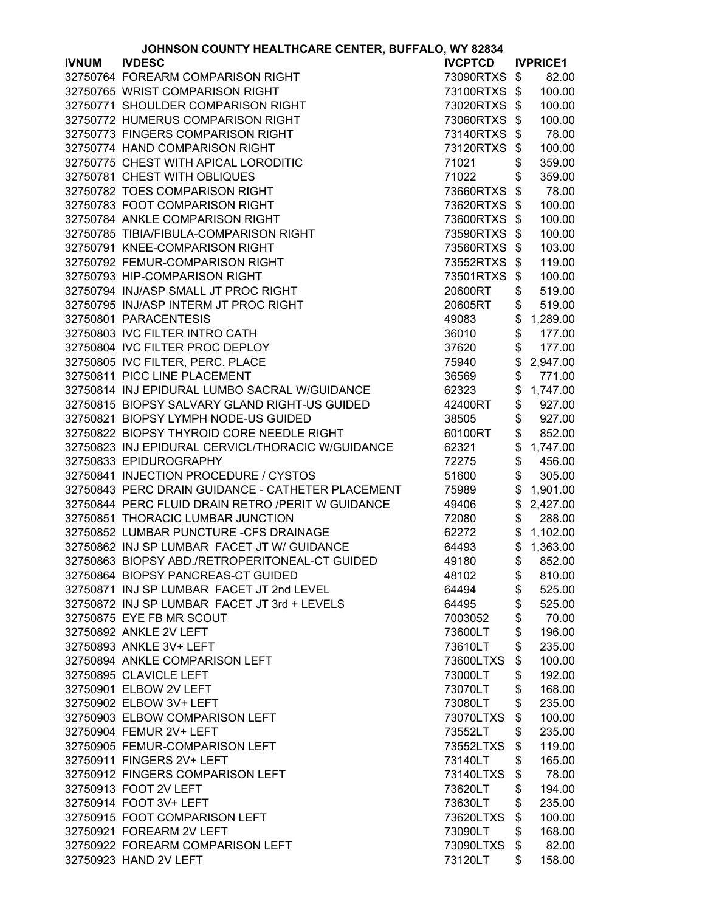JOHNSON COUNTY HEALTHCARE CENTER, BUFFALO, WY 82834

| IVNUM | IVDESC | IVCPTCD | IVPRICE1 |
|---|---|---|---|
| 32750764 | FOREARM COMPARISON RIGHT | 73090RTXS | $ 82.00 |
| 32750765 | WRIST COMPARISON RIGHT | 73100RTXS | $ 100.00 |
| 32750771 | SHOULDER COMPARISON RIGHT | 73020RTXS | $ 100.00 |
| 32750772 | HUMERUS COMPARISON RIGHT | 73060RTXS | $ 100.00 |
| 32750773 | FINGERS COMPARISON RIGHT | 73140RTXS | $ 78.00 |
| 32750774 | HAND COMPARISON RIGHT | 73120RTXS | $ 100.00 |
| 32750775 | CHEST WITH APICAL LORODITIC | 71021 | $ 359.00 |
| 32750781 | CHEST WITH OBLIQUES | 71022 | $ 359.00 |
| 32750782 | TOES COMPARISON RIGHT | 73660RTXS | $ 78.00 |
| 32750783 | FOOT COMPARISON RIGHT | 73620RTXS | $ 100.00 |
| 32750784 | ANKLE COMPARISON RIGHT | 73600RTXS | $ 100.00 |
| 32750785 | TIBIA/FIBULA-COMPARISON RIGHT | 73590RTXS | $ 100.00 |
| 32750791 | KNEE-COMPARISON RIGHT | 73560RTXS | $ 103.00 |
| 32750792 | FEMUR-COMPARISON RIGHT | 73552RTXS | $ 119.00 |
| 32750793 | HIP-COMPARISON RIGHT | 73501RTXS | $ 100.00 |
| 32750794 | INJ/ASP SMALL JT PROC RIGHT | 20600RT | $ 519.00 |
| 32750795 | INJ/ASP INTERM JT PROC RIGHT | 20605RT | $ 519.00 |
| 32750801 | PARACENTESIS | 49083 | $ 1,289.00 |
| 32750803 | IVC FILTER INTRO CATH | 36010 | $ 177.00 |
| 32750804 | IVC FILTER PROC DEPLOY | 37620 | $ 177.00 |
| 32750805 | IVC FILTER, PERC. PLACE | 75940 | $ 2,947.00 |
| 32750811 | PICC LINE PLACEMENT | 36569 | $ 771.00 |
| 32750814 | INJ EPIDURAL LUMBO SACRAL W/GUIDANCE | 62323 | $ 1,747.00 |
| 32750815 | BIOPSY SALVARY GLAND RIGHT-US GUIDED | 42400RT | $ 927.00 |
| 32750821 | BIOPSY LYMPH NODE-US GUIDED | 38505 | $ 927.00 |
| 32750822 | BIOPSY THYROID CORE NEEDLE RIGHT | 60100RT | $ 852.00 |
| 32750823 | INJ EPIDURAL CERVICL/THORACIC W/GUIDANCE | 62321 | $ 1,747.00 |
| 32750833 | EPIDUROGRAPHY | 72275 | $ 456.00 |
| 32750841 | INJECTION PROCEDURE / CYSTOS | 51600 | $ 305.00 |
| 32750843 | PERC DRAIN GUIDANCE - CATHETER PLACEMENT | 75989 | $ 1,901.00 |
| 32750844 | PERC FLUID DRAIN RETRO /PERIT W GUIDANCE | 49406 | $ 2,427.00 |
| 32750851 | THORACIC LUMBAR JUNCTION | 72080 | $ 288.00 |
| 32750852 | LUMBAR PUNCTURE -CFS DRAINAGE | 62272 | $ 1,102.00 |
| 32750862 | INJ SP LUMBAR FACET JT W/ GUIDANCE | 64493 | $ 1,363.00 |
| 32750863 | BIOPSY ABD./RETROPERITONEAL-CT GUIDED | 49180 | $ 852.00 |
| 32750864 | BIOPSY PANCREAS-CT GUIDED | 48102 | $ 810.00 |
| 32750871 | INJ SP LUMBAR FACET JT 2nd LEVEL | 64494 | $ 525.00 |
| 32750872 | INJ SP LUMBAR FACET JT 3rd + LEVELS | 64495 | $ 525.00 |
| 32750875 | EYE FB MR SCOUT | 7003052 | $ 70.00 |
| 32750892 | ANKLE 2V LEFT | 73600LT | $ 196.00 |
| 32750893 | ANKLE 3V+ LEFT | 73610LT | $ 235.00 |
| 32750894 | ANKLE COMPARISON LEFT | 73600LTXS | $ 100.00 |
| 32750895 | CLAVICLE LEFT | 73000LT | $ 192.00 |
| 32750901 | ELBOW 2V LEFT | 73070LT | $ 168.00 |
| 32750902 | ELBOW 3V+ LEFT | 73080LT | $ 235.00 |
| 32750903 | ELBOW COMPARISON LEFT | 73070LTXS | $ 100.00 |
| 32750904 | FEMUR 2V+ LEFT | 73552LT | $ 235.00 |
| 32750905 | FEMUR-COMPARISON LEFT | 73552LTXS | $ 119.00 |
| 32750911 | FINGERS 2V+ LEFT | 73140LT | $ 165.00 |
| 32750912 | FINGERS COMPARISON LEFT | 73140LTXS | $ 78.00 |
| 32750913 | FOOT 2V LEFT | 73620LT | $ 194.00 |
| 32750914 | FOOT 3V+ LEFT | 73630LT | $ 235.00 |
| 32750915 | FOOT COMPARISON LEFT | 73620LTXS | $ 100.00 |
| 32750921 | FOREARM 2V LEFT | 73090LT | $ 168.00 |
| 32750922 | FOREARM COMPARISON LEFT | 73090LTXS | $ 82.00 |
| 32750923 | HAND 2V LEFT | 73120LT | $ 158.00 |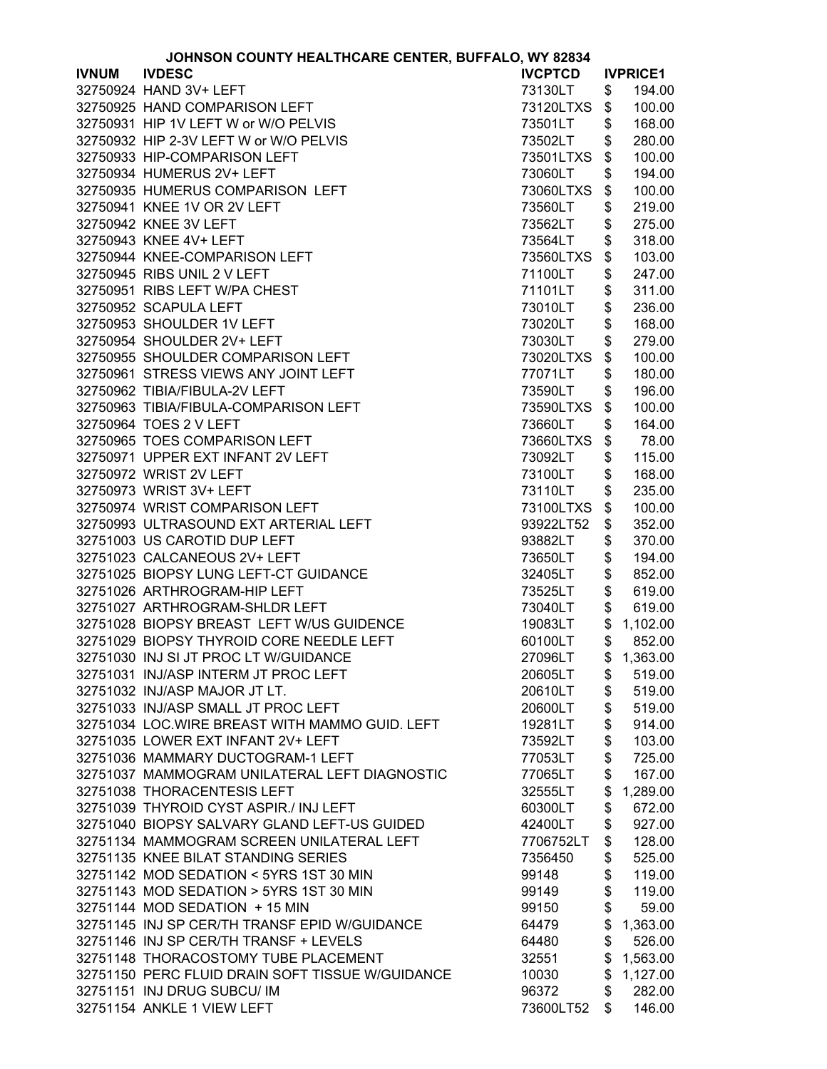**JOHNSON COUNTY HEALTHCARE CENTER, BUFFALO, WY 82834**

| IVNUM | IVDESC | IVCPTCD | IVPRICE1 |
|---|---|---|---|
| 32750924 | HAND 3V+ LEFT | 73130LT | $ 194.00 |
| 32750925 | HAND COMPARISON LEFT | 73120LTXS | $ 100.00 |
| 32750931 | HIP 1V LEFT W or W/O PELVIS | 73501LT | $ 168.00 |
| 32750932 | HIP 2-3V LEFT W or W/O PELVIS | 73502LT | $ 280.00 |
| 32750933 | HIP-COMPARISON LEFT | 73501LTXS | $ 100.00 |
| 32750934 | HUMERUS 2V+ LEFT | 73060LT | $ 194.00 |
| 32750935 | HUMERUS COMPARISON LEFT | 73060LTXS | $ 100.00 |
| 32750941 | KNEE 1V OR 2V LEFT | 73560LT | $ 219.00 |
| 32750942 | KNEE 3V LEFT | 73562LT | $ 275.00 |
| 32750943 | KNEE 4V+ LEFT | 73564LT | $ 318.00 |
| 32750944 | KNEE-COMPARISON LEFT | 73560LTXS | $ 103.00 |
| 32750945 | RIBS UNIL 2 V LEFT | 71100LT | $ 247.00 |
| 32750951 | RIBS LEFT W/PA CHEST | 71101LT | $ 311.00 |
| 32750952 | SCAPULA LEFT | 73010LT | $ 236.00 |
| 32750953 | SHOULDER 1V LEFT | 73020LT | $ 168.00 |
| 32750954 | SHOULDER 2V+ LEFT | 73030LT | $ 279.00 |
| 32750955 | SHOULDER COMPARISON LEFT | 73020LTXS | $ 100.00 |
| 32750961 | STRESS VIEWS ANY JOINT LEFT | 77071LT | $ 180.00 |
| 32750962 | TIBIA/FIBULA-2V LEFT | 73590LT | $ 196.00 |
| 32750963 | TIBIA/FIBULA-COMPARISON LEFT | 73590LTXS | $ 100.00 |
| 32750964 | TOES 2 V LEFT | 73660LT | $ 164.00 |
| 32750965 | TOES COMPARISON LEFT | 73660LTXS | $ 78.00 |
| 32750971 | UPPER EXT INFANT 2V LEFT | 73092LT | $ 115.00 |
| 32750972 | WRIST 2V LEFT | 73100LT | $ 168.00 |
| 32750973 | WRIST 3V+ LEFT | 73110LT | $ 235.00 |
| 32750974 | WRIST COMPARISON LEFT | 73100LTXS | $ 100.00 |
| 32750993 | ULTRASOUND EXT ARTERIAL LEFT | 93922LT52 | $ 352.00 |
| 32751003 | US CAROTID DUP LEFT | 93882LT | $ 370.00 |
| 32751023 | CALCANEOUS 2V+ LEFT | 73650LT | $ 194.00 |
| 32751025 | BIOPSY LUNG LEFT-CT GUIDANCE | 32405LT | $ 852.00 |
| 32751026 | ARTHROGRAM-HIP LEFT | 73525LT | $ 619.00 |
| 32751027 | ARTHROGRAM-SHLDR LEFT | 73040LT | $ 619.00 |
| 32751028 | BIOPSY BREAST LEFT W/US GUIDENCE | 19083LT | $ 1,102.00 |
| 32751029 | BIOPSY THYROID CORE NEEDLE LEFT | 60100LT | $ 852.00 |
| 32751030 | INJ SI JT PROC LT W/GUIDANCE | 27096LT | $ 1,363.00 |
| 32751031 | INJ/ASP INTERM JT PROC LEFT | 20605LT | $ 519.00 |
| 32751032 | INJ/ASP MAJOR JT LT. | 20610LT | $ 519.00 |
| 32751033 | INJ/ASP SMALL JT PROC LEFT | 20600LT | $ 519.00 |
| 32751034 | LOC.WIRE BREAST WITH MAMMO GUID. LEFT | 19281LT | $ 914.00 |
| 32751035 | LOWER EXT INFANT 2V+ LEFT | 73592LT | $ 103.00 |
| 32751036 | MAMMARY DUCTOGRAM-1 LEFT | 77053LT | $ 725.00 |
| 32751037 | MAMMOGRAM UNILATERAL LEFT DIAGNOSTIC | 77065LT | $ 167.00 |
| 32751038 | THORACENTESIS LEFT | 32555LT | $ 1,289.00 |
| 32751039 | THYROID CYST ASPIR./ INJ LEFT | 60300LT | $ 672.00 |
| 32751040 | BIOPSY SALVARY GLAND LEFT-US GUIDED | 42400LT | $ 927.00 |
| 32751134 | MAMMOGRAM SCREEN UNILATERAL LEFT | 7706752LT | $ 128.00 |
| 32751135 | KNEE BILAT STANDING SERIES | 7356450 | $ 525.00 |
| 32751142 | MOD SEDATION < 5YRS 1ST 30 MIN | 99148 | $ 119.00 |
| 32751143 | MOD SEDATION > 5YRS 1ST 30 MIN | 99149 | $ 119.00 |
| 32751144 | MOD SEDATION + 15 MIN | 99150 | $ 59.00 |
| 32751145 | INJ SP CER/TH TRANSF EPID W/GUIDANCE | 64479 | $ 1,363.00 |
| 32751146 | INJ SP CER/TH TRANSF + LEVELS | 64480 | $ 526.00 |
| 32751148 | THORACOSTOMY TUBE PLACEMENT | 32551 | $ 1,563.00 |
| 32751150 | PERC FLUID DRAIN SOFT TISSUE W/GUIDANCE | 10030 | $ 1,127.00 |
| 32751151 | INJ DRUG SUBCU/ IM | 96372 | $ 282.00 |
| 32751154 | ANKLE 1 VIEW LEFT | 73600LT52 | $ 146.00 |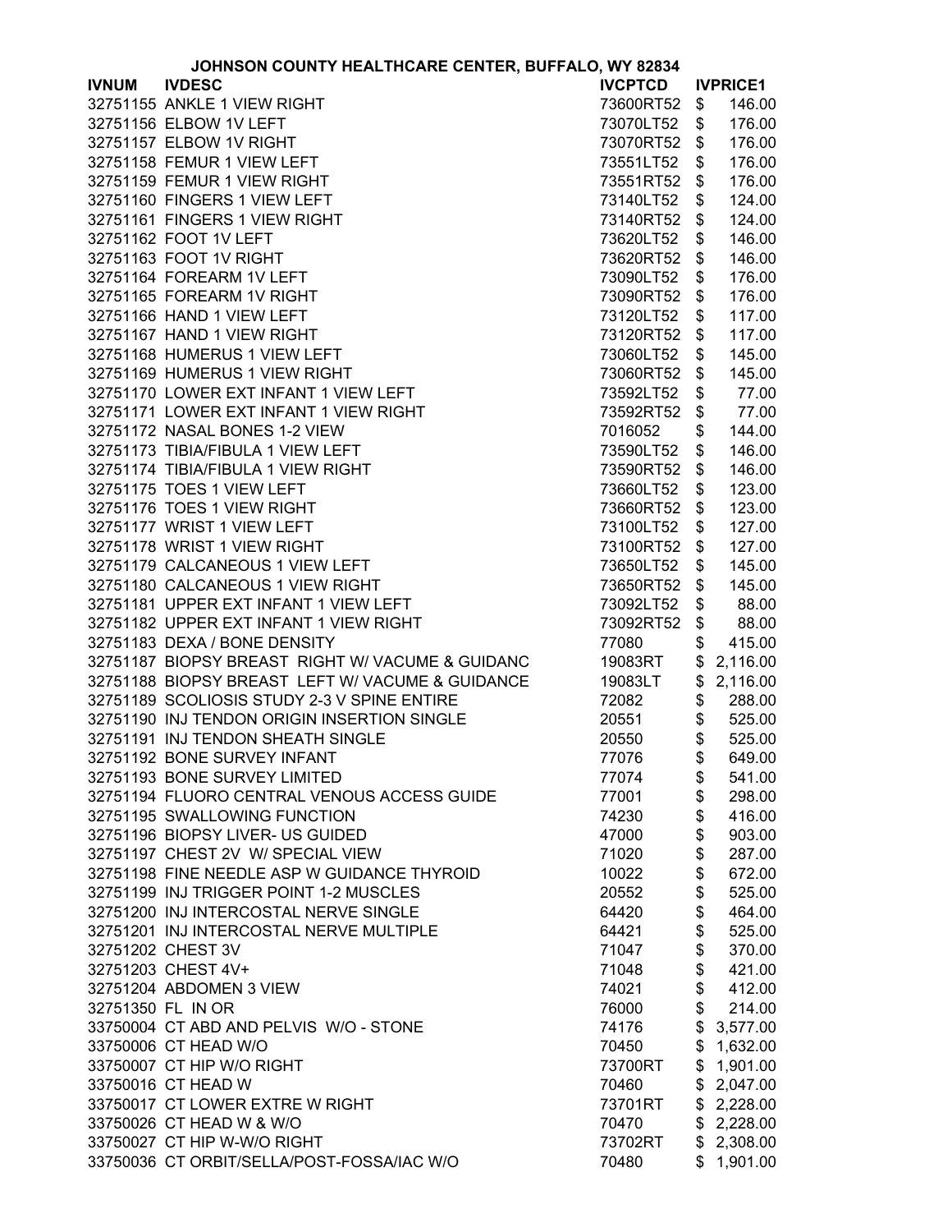# JOHNSON COUNTY HEALTHCARE CENTER, BUFFALO, WY 82834

| IVNUM | IVDESC | IVCPTCD | IVPRICE1 |
|---|---|---|---|
| 32751155 | ANKLE 1 VIEW RIGHT | 73600RT52 | $ 146.00 |
| 32751156 | ELBOW 1V LEFT | 73070LT52 | $ 176.00 |
| 32751157 | ELBOW 1V RIGHT | 73070RT52 | $ 176.00 |
| 32751158 | FEMUR 1 VIEW LEFT | 73551LT52 | $ 176.00 |
| 32751159 | FEMUR 1 VIEW RIGHT | 73551RT52 | $ 176.00 |
| 32751160 | FINGERS 1 VIEW LEFT | 73140LT52 | $ 124.00 |
| 32751161 | FINGERS 1 VIEW RIGHT | 73140RT52 | $ 124.00 |
| 32751162 | FOOT 1V LEFT | 73620LT52 | $ 146.00 |
| 32751163 | FOOT 1V RIGHT | 73620RT52 | $ 146.00 |
| 32751164 | FOREARM 1V LEFT | 73090LT52 | $ 176.00 |
| 32751165 | FOREARM 1V RIGHT | 73090RT52 | $ 176.00 |
| 32751166 | HAND 1 VIEW LEFT | 73120LT52 | $ 117.00 |
| 32751167 | HAND 1 VIEW RIGHT | 73120RT52 | $ 117.00 |
| 32751168 | HUMERUS 1 VIEW LEFT | 73060LT52 | $ 145.00 |
| 32751169 | HUMERUS 1 VIEW RIGHT | 73060RT52 | $ 145.00 |
| 32751170 | LOWER EXT INFANT 1 VIEW LEFT | 73592LT52 | $ 77.00 |
| 32751171 | LOWER EXT INFANT 1 VIEW RIGHT | 73592RT52 | $ 77.00 |
| 32751172 | NASAL BONES 1-2 VIEW | 7016052 | $ 144.00 |
| 32751173 | TIBIA/FIBULA 1 VIEW LEFT | 73590LT52 | $ 146.00 |
| 32751174 | TIBIA/FIBULA 1 VIEW RIGHT | 73590RT52 | $ 146.00 |
| 32751175 | TOES 1 VIEW LEFT | 73660LT52 | $ 123.00 |
| 32751176 | TOES 1 VIEW RIGHT | 73660RT52 | $ 123.00 |
| 32751177 | WRIST 1 VIEW LEFT | 73100LT52 | $ 127.00 |
| 32751178 | WRIST 1 VIEW RIGHT | 73100RT52 | $ 127.00 |
| 32751179 | CALCANEOUS 1 VIEW LEFT | 73650LT52 | $ 145.00 |
| 32751180 | CALCANEOUS 1 VIEW RIGHT | 73650RT52 | $ 145.00 |
| 32751181 | UPPER EXT INFANT 1 VIEW LEFT | 73092LT52 | $ 88.00 |
| 32751182 | UPPER EXT INFANT 1 VIEW RIGHT | 73092RT52 | $ 88.00 |
| 32751183 | DEXA / BONE DENSITY | 77080 | $ 415.00 |
| 32751187 | BIOPSY BREAST RIGHT W/ VACUME & GUIDANC | 19083RT | $ 2,116.00 |
| 32751188 | BIOPSY BREAST LEFT W/ VACUME & GUIDANCE | 19083LT | $ 2,116.00 |
| 32751189 | SCOLIOSIS STUDY 2-3 V SPINE ENTIRE | 72082 | $ 288.00 |
| 32751190 | INJ TENDON ORIGIN INSERTION SINGLE | 20551 | $ 525.00 |
| 32751191 | INJ TENDON SHEATH SINGLE | 20550 | $ 525.00 |
| 32751192 | BONE SURVEY INFANT | 77076 | $ 649.00 |
| 32751193 | BONE SURVEY LIMITED | 77074 | $ 541.00 |
| 32751194 | FLUORO CENTRAL VENOUS ACCESS GUIDE | 77001 | $ 298.00 |
| 32751195 | SWALLOWING FUNCTION | 74230 | $ 416.00 |
| 32751196 | BIOPSY LIVER- US GUIDED | 47000 | $ 903.00 |
| 32751197 | CHEST 2V W/ SPECIAL VIEW | 71020 | $ 287.00 |
| 32751198 | FINE NEEDLE ASP W GUIDANCE THYROID | 10022 | $ 672.00 |
| 32751199 | INJ TRIGGER POINT 1-2 MUSCLES | 20552 | $ 525.00 |
| 32751200 | INJ INTERCOSTAL NERVE SINGLE | 64420 | $ 464.00 |
| 32751201 | INJ INTERCOSTAL NERVE MULTIPLE | 64421 | $ 525.00 |
| 32751202 | CHEST 3V | 71047 | $ 370.00 |
| 32751203 | CHEST 4V+ | 71048 | $ 421.00 |
| 32751204 | ABDOMEN 3 VIEW | 74021 | $ 412.00 |
| 32751350 | FL IN OR | 76000 | $ 214.00 |
| 33750004 | CT ABD AND PELVIS W/O - STONE | 74176 | $ 3,577.00 |
| 33750006 | CT HEAD W/O | 70450 | $ 1,632.00 |
| 33750007 | CT HIP W/O RIGHT | 73700RT | $ 1,901.00 |
| 33750016 | CT HEAD W | 70460 | $ 2,047.00 |
| 33750017 | CT LOWER EXTRE W RIGHT | 73701RT | $ 2,228.00 |
| 33750026 | CT HEAD W & W/O | 70470 | $ 2,228.00 |
| 33750027 | CT HIP W-W/O RIGHT | 73702RT | $ 2,308.00 |
| 33750036 | CT ORBIT/SELLA/POST-FOSSA/IAC W/O | 70480 | $ 1,901.00 |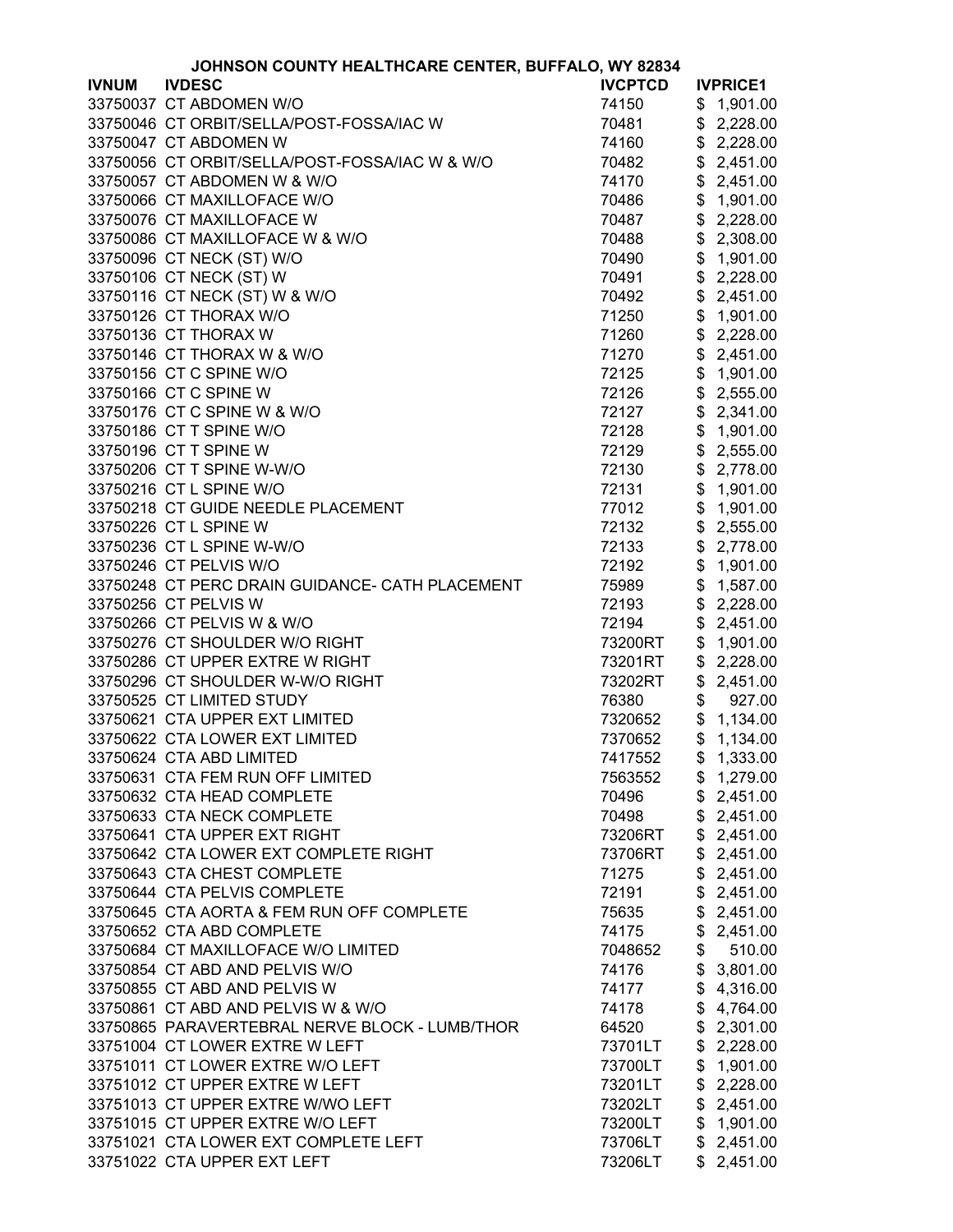# JOHNSON COUNTY HEALTHCARE CENTER, BUFFALO, WY 82834

| IVNUM | IVDESC | IVCPTCD | IVPRICE1 |
|---|---|---|---|
| 33750037 | CT ABDOMEN W/O | 74150 | $ 1,901.00 |
| 33750046 | CT ORBIT/SELLA/POST-FOSSA/IAC W | 70481 | $ 2,228.00 |
| 33750047 | CT ABDOMEN W | 74160 | $ 2,228.00 |
| 33750056 | CT ORBIT/SELLA/POST-FOSSA/IAC W & W/O | 70482 | $ 2,451.00 |
| 33750057 | CT ABDOMEN W & W/O | 74170 | $ 2,451.00 |
| 33750066 | CT MAXILLOFACE W/O | 70486 | $ 1,901.00 |
| 33750076 | CT MAXILLOFACE W | 70487 | $ 2,228.00 |
| 33750086 | CT MAXILLOFACE W & W/O | 70488 | $ 2,308.00 |
| 33750096 | CT NECK (ST) W/O | 70490 | $ 1,901.00 |
| 33750106 | CT NECK (ST) W | 70491 | $ 2,228.00 |
| 33750116 | CT NECK (ST) W & W/O | 70492 | $ 2,451.00 |
| 33750126 | CT THORAX W/O | 71250 | $ 1,901.00 |
| 33750136 | CT THORAX W | 71260 | $ 2,228.00 |
| 33750146 | CT THORAX W & W/O | 71270 | $ 2,451.00 |
| 33750156 | CT C SPINE W/O | 72125 | $ 1,901.00 |
| 33750166 | CT C SPINE W | 72126 | $ 2,555.00 |
| 33750176 | CT C SPINE W & W/O | 72127 | $ 2,341.00 |
| 33750186 | CT T SPINE W/O | 72128 | $ 1,901.00 |
| 33750196 | CT T SPINE W | 72129 | $ 2,555.00 |
| 33750206 | CT T SPINE W-W/O | 72130 | $ 2,778.00 |
| 33750216 | CT L SPINE W/O | 72131 | $ 1,901.00 |
| 33750218 | CT GUIDE NEEDLE PLACEMENT | 77012 | $ 1,901.00 |
| 33750226 | CT L SPINE W | 72132 | $ 2,555.00 |
| 33750236 | CT L SPINE W-W/O | 72133 | $ 2,778.00 |
| 33750246 | CT PELVIS W/O | 72192 | $ 1,901.00 |
| 33750248 | CT PERC DRAIN GUIDANCE- CATH PLACEMENT | 75989 | $ 1,587.00 |
| 33750256 | CT PELVIS W | 72193 | $ 2,228.00 |
| 33750266 | CT PELVIS W & W/O | 72194 | $ 2,451.00 |
| 33750276 | CT SHOULDER W/O RIGHT | 73200RT | $ 1,901.00 |
| 33750286 | CT UPPER EXTRE W RIGHT | 73201RT | $ 2,228.00 |
| 33750296 | CT SHOULDER W-W/O RIGHT | 73202RT | $ 2,451.00 |
| 33750525 | CT LIMITED STUDY | 76380 | $ 927.00 |
| 33750621 | CTA UPPER EXT LIMITED | 7320652 | $ 1,134.00 |
| 33750622 | CTA LOWER EXT LIMITED | 7370652 | $ 1,134.00 |
| 33750624 | CTA ABD LIMITED | 7417552 | $ 1,333.00 |
| 33750631 | CTA FEM RUN OFF LIMITED | 7563552 | $ 1,279.00 |
| 33750632 | CTA HEAD COMPLETE | 70496 | $ 2,451.00 |
| 33750633 | CTA NECK COMPLETE | 70498 | $ 2,451.00 |
| 33750641 | CTA UPPER EXT RIGHT | 73206RT | $ 2,451.00 |
| 33750642 | CTA LOWER EXT COMPLETE RIGHT | 73706RT | $ 2,451.00 |
| 33750643 | CTA CHEST COMPLETE | 71275 | $ 2,451.00 |
| 33750644 | CTA PELVIS COMPLETE | 72191 | $ 2,451.00 |
| 33750645 | CTA AORTA & FEM RUN OFF COMPLETE | 75635 | $ 2,451.00 |
| 33750652 | CTA ABD COMPLETE | 74175 | $ 2,451.00 |
| 33750684 | CT MAXILLOFACE W/O LIMITED | 7048652 | $ 510.00 |
| 33750854 | CT ABD AND PELVIS W/O | 74176 | $ 3,801.00 |
| 33750855 | CT ABD AND PELVIS W | 74177 | $ 4,316.00 |
| 33750861 | CT ABD AND PELVIS W & W/O | 74178 | $ 4,764.00 |
| 33750865 | PARAVERTEBRAL NERVE BLOCK - LUMB/THOR | 64520 | $ 2,301.00 |
| 33751004 | CT LOWER EXTRE W LEFT | 73701LT | $ 2,228.00 |
| 33751011 | CT LOWER EXTRE W/O LEFT | 73700LT | $ 1,901.00 |
| 33751012 | CT UPPER EXTRE W LEFT | 73201LT | $ 2,228.00 |
| 33751013 | CT UPPER EXTRE W/WO LEFT | 73202LT | $ 2,451.00 |
| 33751015 | CT UPPER EXTRE W/O LEFT | 73200LT | $ 1,901.00 |
| 33751021 | CTA LOWER EXT COMPLETE LEFT | 73706LT | $ 2,451.00 |
| 33751022 | CTA UPPER EXT LEFT | 73206LT | $ 2,451.00 |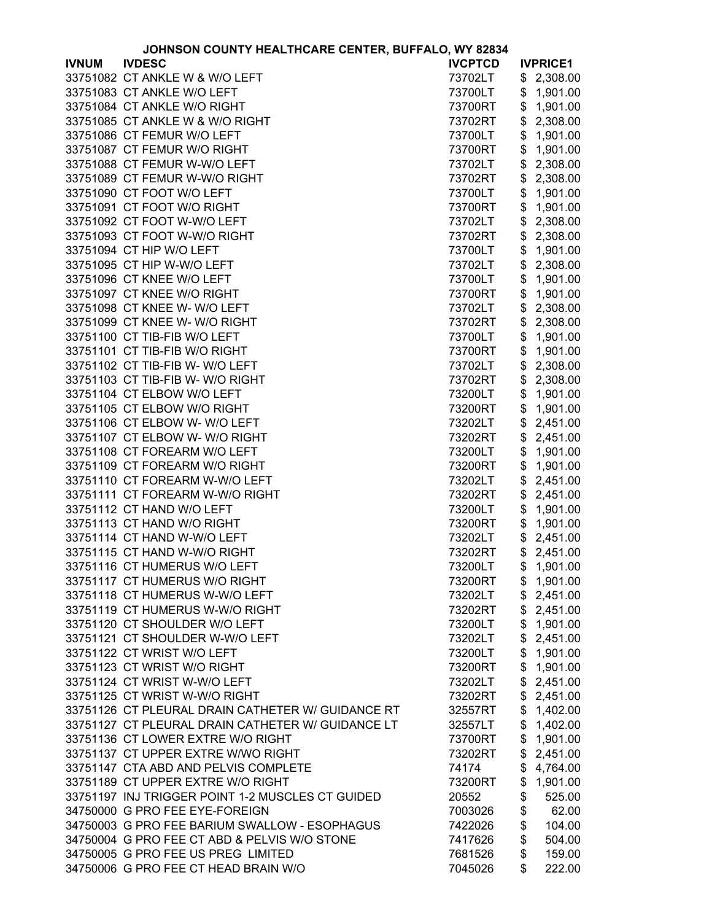JOHNSON COUNTY HEALTHCARE CENTER, BUFFALO, WY 82834

| IVNUM | IVDESC | IVCPTCD | IVPRICE1 |
|---|---|---|---|
| 33751082 | CT ANKLE W & W/O LEFT | 73702LT | $ 2,308.00 |
| 33751083 | CT ANKLE W/O LEFT | 73700LT | $ 1,901.00 |
| 33751084 | CT ANKLE W/O RIGHT | 73700RT | $ 1,901.00 |
| 33751085 | CT ANKLE W & W/O RIGHT | 73702RT | $ 2,308.00 |
| 33751086 | CT FEMUR W/O LEFT | 73700LT | $ 1,901.00 |
| 33751087 | CT FEMUR W/O RIGHT | 73700RT | $ 1,901.00 |
| 33751088 | CT FEMUR W-W/O LEFT | 73702LT | $ 2,308.00 |
| 33751089 | CT FEMUR W-W/O RIGHT | 73702RT | $ 2,308.00 |
| 33751090 | CT FOOT W/O LEFT | 73700LT | $ 1,901.00 |
| 33751091 | CT FOOT W/O RIGHT | 73700RT | $ 1,901.00 |
| 33751092 | CT FOOT W-W/O LEFT | 73702LT | $ 2,308.00 |
| 33751093 | CT FOOT W-W/O RIGHT | 73702RT | $ 2,308.00 |
| 33751094 | CT HIP W/O LEFT | 73700LT | $ 1,901.00 |
| 33751095 | CT HIP W-W/O LEFT | 73702LT | $ 2,308.00 |
| 33751096 | CT KNEE W/O LEFT | 73700LT | $ 1,901.00 |
| 33751097 | CT KNEE W/O RIGHT | 73700RT | $ 1,901.00 |
| 33751098 | CT KNEE W- W/O LEFT | 73702LT | $ 2,308.00 |
| 33751099 | CT KNEE W- W/O RIGHT | 73702RT | $ 2,308.00 |
| 33751100 | CT TIB-FIB W/O LEFT | 73700LT | $ 1,901.00 |
| 33751101 | CT TIB-FIB W/O RIGHT | 73700RT | $ 1,901.00 |
| 33751102 | CT TIB-FIB W- W/O LEFT | 73702LT | $ 2,308.00 |
| 33751103 | CT TIB-FIB W- W/O RIGHT | 73702RT | $ 2,308.00 |
| 33751104 | CT ELBOW W/O LEFT | 73200LT | $ 1,901.00 |
| 33751105 | CT ELBOW W/O RIGHT | 73200RT | $ 1,901.00 |
| 33751106 | CT ELBOW W- W/O LEFT | 73202LT | $ 2,451.00 |
| 33751107 | CT ELBOW W- W/O RIGHT | 73202RT | $ 2,451.00 |
| 33751108 | CT FOREARM W/O LEFT | 73200LT | $ 1,901.00 |
| 33751109 | CT FOREARM W/O RIGHT | 73200RT | $ 1,901.00 |
| 33751110 | CT FOREARM W-W/O LEFT | 73202LT | $ 2,451.00 |
| 33751111 | CT FOREARM W-W/O RIGHT | 73202RT | $ 2,451.00 |
| 33751112 | CT HAND W/O LEFT | 73200LT | $ 1,901.00 |
| 33751113 | CT HAND W/O RIGHT | 73200RT | $ 1,901.00 |
| 33751114 | CT HAND W-W/O LEFT | 73202LT | $ 2,451.00 |
| 33751115 | CT HAND W-W/O RIGHT | 73202RT | $ 2,451.00 |
| 33751116 | CT HUMERUS W/O LEFT | 73200LT | $ 1,901.00 |
| 33751117 | CT HUMERUS W/O RIGHT | 73200RT | $ 1,901.00 |
| 33751118 | CT HUMERUS W-W/O LEFT | 73202LT | $ 2,451.00 |
| 33751119 | CT HUMERUS W-W/O RIGHT | 73202RT | $ 2,451.00 |
| 33751120 | CT SHOULDER W/O LEFT | 73200LT | $ 1,901.00 |
| 33751121 | CT SHOULDER W-W/O LEFT | 73202LT | $ 2,451.00 |
| 33751122 | CT WRIST W/O LEFT | 73200LT | $ 1,901.00 |
| 33751123 | CT WRIST W/O RIGHT | 73200RT | $ 1,901.00 |
| 33751124 | CT WRIST W-W/O LEFT | 73202LT | $ 2,451.00 |
| 33751125 | CT WRIST W-W/O RIGHT | 73202RT | $ 2,451.00 |
| 33751126 | CT PLEURAL DRAIN CATHETER W/ GUIDANCE RT | 32557RT | $ 1,402.00 |
| 33751127 | CT PLEURAL DRAIN CATHETER W/ GUIDANCE LT | 32557LT | $ 1,402.00 |
| 33751136 | CT LOWER EXTRE W/O RIGHT | 73700RT | $ 1,901.00 |
| 33751137 | CT UPPER EXTRE W/WO RIGHT | 73202RT | $ 2,451.00 |
| 33751147 | CTA ABD AND PELVIS COMPLETE | 74174 | $ 4,764.00 |
| 33751189 | CT UPPER EXTRE W/O RIGHT | 73200RT | $ 1,901.00 |
| 33751197 | INJ TRIGGER POINT 1-2 MUSCLES CT GUIDED | 20552 | $ 525.00 |
| 34750000 | G PRO FEE EYE-FOREIGN | 7003026 | $ 62.00 |
| 34750003 | G PRO FEE BARIUM SWALLOW - ESOPHAGUS | 7422026 | $ 104.00 |
| 34750004 | G PRO FEE CT ABD & PELVIS W/O STONE | 7417626 | $ 504.00 |
| 34750005 | G PRO FEE US PREG LIMITED | 7681526 | $ 159.00 |
| 34750006 | G PRO FEE CT HEAD BRAIN W/O | 7045026 | $ 222.00 |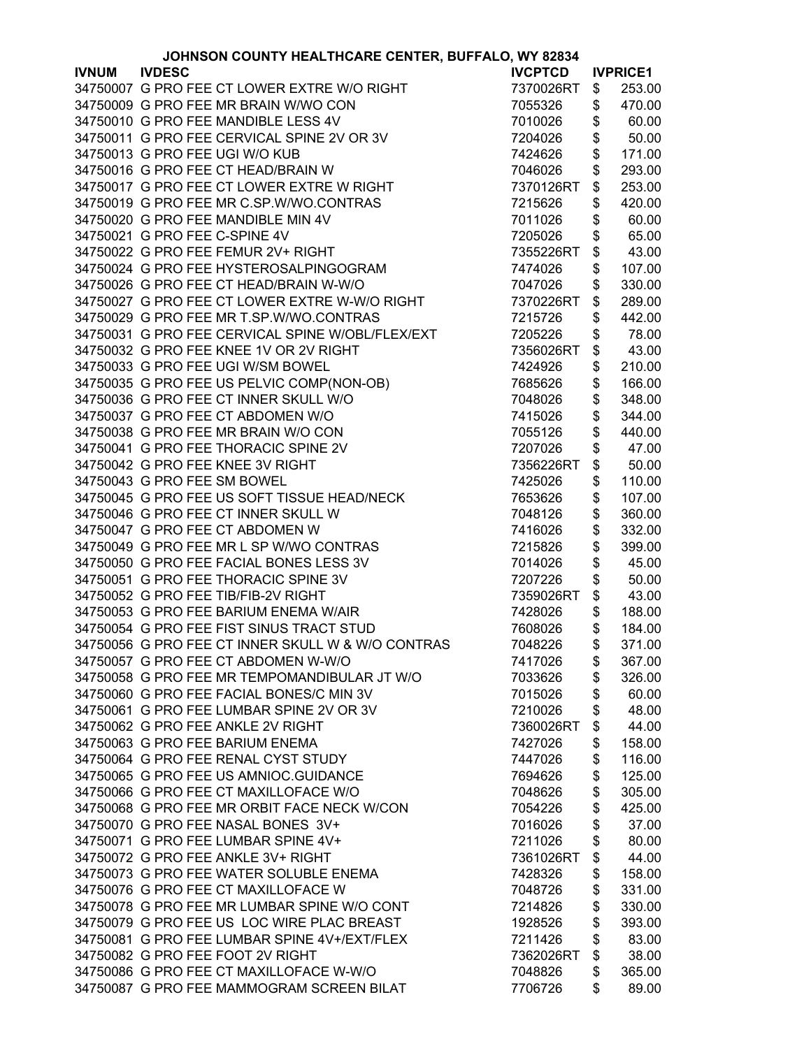# JOHNSON COUNTY HEALTHCARE CENTER, BUFFALO, WY 82834

| IVNUM | IVDESC | IVCPTCD | IVPRICE1 |
|---|---|---|---|
| 34750007 | G PRO FEE CT LOWER EXTRE W/O RIGHT | 7370026RT | $ 253.00 |
| 34750009 | G PRO FEE MR BRAIN W/WO CON | 7055326 | $ 470.00 |
| 34750010 | G PRO FEE MANDIBLE LESS 4V | 7010026 | $ 60.00 |
| 34750011 | G PRO FEE CERVICAL SPINE 2V OR 3V | 7204026 | $ 50.00 |
| 34750013 | G PRO FEE UGI W/O KUB | 7424626 | $ 171.00 |
| 34750016 | G PRO FEE CT HEAD/BRAIN W | 7046026 | $ 293.00 |
| 34750017 | G PRO FEE CT LOWER EXTRE W RIGHT | 7370126RT | $ 253.00 |
| 34750019 | G PRO FEE MR C.SP.W/WO.CONTRAS | 7215626 | $ 420.00 |
| 34750020 | G PRO FEE MANDIBLE MIN 4V | 7011026 | $ 60.00 |
| 34750021 | G PRO FEE C-SPINE 4V | 7205026 | $ 65.00 |
| 34750022 | G PRO FEE FEMUR 2V+ RIGHT | 7355226RT | $ 43.00 |
| 34750024 | G PRO FEE HYSTEROSALPINGOGRAM | 7474026 | $ 107.00 |
| 34750026 | G PRO FEE CT HEAD/BRAIN W-W/O | 7047026 | $ 330.00 |
| 34750027 | G PRO FEE CT LOWER EXTRE W-W/O RIGHT | 7370226RT | $ 289.00 |
| 34750029 | G PRO FEE MR T.SP.W/WO.CONTRAS | 7215726 | $ 442.00 |
| 34750031 | G PRO FEE CERVICAL SPINE W/OBL/FLEX/EXT | 7205226 | $ 78.00 |
| 34750032 | G PRO FEE KNEE 1V OR 2V RIGHT | 7356026RT | $ 43.00 |
| 34750033 | G PRO FEE UGI W/SM BOWEL | 7424926 | $ 210.00 |
| 34750035 | G PRO FEE US PELVIC COMP(NON-OB) | 7685626 | $ 166.00 |
| 34750036 | G PRO FEE CT INNER SKULL W/O | 7048026 | $ 348.00 |
| 34750037 | G PRO FEE CT ABDOMEN W/O | 7415026 | $ 344.00 |
| 34750038 | G PRO FEE MR BRAIN W/O CON | 7055126 | $ 440.00 |
| 34750041 | G PRO FEE THORACIC SPINE 2V | 7207026 | $ 47.00 |
| 34750042 | G PRO FEE KNEE 3V RIGHT | 7356226RT | $ 50.00 |
| 34750043 | G PRO FEE SM BOWEL | 7425026 | $ 110.00 |
| 34750045 | G PRO FEE US SOFT TISSUE HEAD/NECK | 7653626 | $ 107.00 |
| 34750046 | G PRO FEE CT INNER SKULL W | 7048126 | $ 360.00 |
| 34750047 | G PRO FEE CT ABDOMEN W | 7416026 | $ 332.00 |
| 34750049 | G PRO FEE MR L SP W/WO CONTRAS | 7215826 | $ 399.00 |
| 34750050 | G PRO FEE FACIAL BONES LESS 3V | 7014026 | $ 45.00 |
| 34750051 | G PRO FEE THORACIC SPINE 3V | 7207226 | $ 50.00 |
| 34750052 | G PRO FEE TIB/FIB-2V RIGHT | 7359026RT | $ 43.00 |
| 34750053 | G PRO FEE BARIUM ENEMA W/AIR | 7428026 | $ 188.00 |
| 34750054 | G PRO FEE FIST SINUS TRACT STUD | 7608026 | $ 184.00 |
| 34750056 | G PRO FEE CT INNER SKULL W & W/O CONTRAS | 7048226 | $ 371.00 |
| 34750057 | G PRO FEE CT ABDOMEN W-W/O | 7417026 | $ 367.00 |
| 34750058 | G PRO FEE MR TEMPOMANDIBULAR JT W/O | 7033626 | $ 326.00 |
| 34750060 | G PRO FEE FACIAL BONES/C MIN 3V | 7015026 | $ 60.00 |
| 34750061 | G PRO FEE LUMBAR SPINE 2V OR 3V | 7210026 | $ 48.00 |
| 34750062 | G PRO FEE ANKLE 2V RIGHT | 7360026RT | $ 44.00 |
| 34750063 | G PRO FEE BARIUM ENEMA | 7427026 | $ 158.00 |
| 34750064 | G PRO FEE RENAL CYST STUDY | 7447026 | $ 116.00 |
| 34750065 | G PRO FEE US AMNIOC.GUIDANCE | 7694626 | $ 125.00 |
| 34750066 | G PRO FEE CT MAXILLOFACE W/O | 7048626 | $ 305.00 |
| 34750068 | G PRO FEE MR ORBIT FACE NECK W/CON | 7054226 | $ 425.00 |
| 34750070 | G PRO FEE NASAL BONES 3V+ | 7016026 | $ 37.00 |
| 34750071 | G PRO FEE LUMBAR SPINE 4V+ | 7211026 | $ 80.00 |
| 34750072 | G PRO FEE ANKLE 3V+ RIGHT | 7361026RT | $ 44.00 |
| 34750073 | G PRO FEE WATER SOLUBLE ENEMA | 7428326 | $ 158.00 |
| 34750076 | G PRO FEE CT MAXILLOFACE W | 7048726 | $ 331.00 |
| 34750078 | G PRO FEE MR LUMBAR SPINE W/O CONT | 7214826 | $ 330.00 |
| 34750079 | G PRO FEE US LOC WIRE PLAC BREAST | 1928526 | $ 393.00 |
| 34750081 | G PRO FEE LUMBAR SPINE 4V+/EXT/FLEX | 7211426 | $ 83.00 |
| 34750082 | G PRO FEE FOOT 2V RIGHT | 7362026RT | $ 38.00 |
| 34750086 | G PRO FEE CT MAXILLOFACE W-W/O | 7048826 | $ 365.00 |
| 34750087 | G PRO FEE MAMMOGRAM SCREEN BILAT | 7706726 | $ 89.00 |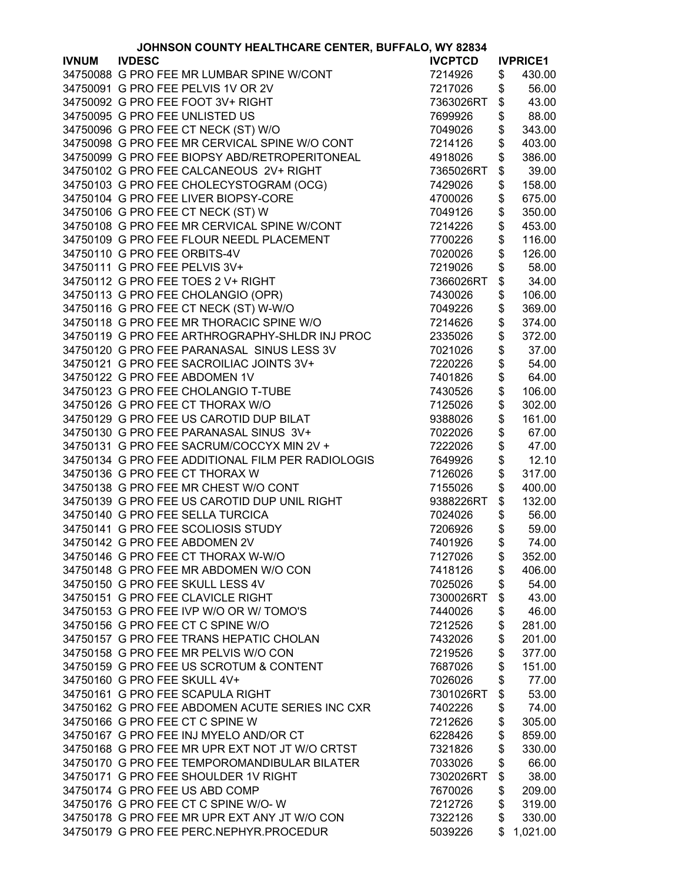# JOHNSON COUNTY HEALTHCARE CENTER, BUFFALO, WY 82834

| IVNUM | IVDESC | IVCPTCD | IVPRICE1 |
|---|---|---|---|
| 34750088 | G PRO FEE MR LUMBAR SPINE W/CONT | 7214926 | $ 430.00 |
| 34750091 | G PRO FEE PELVIS 1V OR 2V | 7217026 | $ 56.00 |
| 34750092 | G PRO FEE FOOT 3V+ RIGHT | 7363026RT | $ 43.00 |
| 34750095 | G PRO FEE UNLISTED US | 7699926 | $ 88.00 |
| 34750096 | G PRO FEE CT NECK (ST) W/O | 7049026 | $ 343.00 |
| 34750098 | G PRO FEE MR CERVICAL SPINE W/O CONT | 7214126 | $ 403.00 |
| 34750099 | G PRO FEE BIOPSY ABD/RETROPERITONEAL | 4918026 | $ 386.00 |
| 34750102 | G PRO FEE CALCANEOUS 2V+ RIGHT | 7365026RT | $ 39.00 |
| 34750103 | G PRO FEE CHOLECYSTOGRAM (OCG) | 7429026 | $ 158.00 |
| 34750104 | G PRO FEE LIVER BIOPSY-CORE | 4700026 | $ 675.00 |
| 34750106 | G PRO FEE CT NECK (ST) W | 7049126 | $ 350.00 |
| 34750108 | G PRO FEE MR CERVICAL SPINE W/CONT | 7214226 | $ 453.00 |
| 34750109 | G PRO FEE FLOUR NEEDL PLACEMENT | 7700226 | $ 116.00 |
| 34750110 | G PRO FEE ORBITS-4V | 7020026 | $ 126.00 |
| 34750111 | G PRO FEE PELVIS 3V+ | 7219026 | $ 58.00 |
| 34750112 | G PRO FEE TOES 2 V+ RIGHT | 7366026RT | $ 34.00 |
| 34750113 | G PRO FEE CHOLANGIO (OPR) | 7430026 | $ 106.00 |
| 34750116 | G PRO FEE CT NECK (ST) W-W/O | 7049226 | $ 369.00 |
| 34750118 | G PRO FEE MR THORACIC SPINE W/O | 7214626 | $ 374.00 |
| 34750119 | G PRO FEE ARTHROGRAPHY-SHLDR INJ PROC | 2335026 | $ 372.00 |
| 34750120 | G PRO FEE PARANASAL SINUS LESS 3V | 7021026 | $ 37.00 |
| 34750121 | G PRO FEE SACROILIAC JOINTS 3V+ | 7220226 | $ 54.00 |
| 34750122 | G PRO FEE ABDOMEN 1V | 7401826 | $ 64.00 |
| 34750123 | G PRO FEE CHOLANGIO T-TUBE | 7430526 | $ 106.00 |
| 34750126 | G PRO FEE CT THORAX W/O | 7125026 | $ 302.00 |
| 34750129 | G PRO FEE US CAROTID DUP BILAT | 9388026 | $ 161.00 |
| 34750130 | G PRO FEE PARANASAL SINUS 3V+ | 7022026 | $ 67.00 |
| 34750131 | G PRO FEE SACRUM/COCCYX MIN 2V + | 7222026 | $ 47.00 |
| 34750134 | G PRO FEE ADDITIONAL FILM PER RADIOLOGIS | 7649926 | $ 12.10 |
| 34750136 | G PRO FEE CT THORAX W | 7126026 | $ 317.00 |
| 34750138 | G PRO FEE MR CHEST W/O CONT | 7155026 | $ 400.00 |
| 34750139 | G PRO FEE US CAROTID DUP UNIL RIGHT | 9388226RT | $ 132.00 |
| 34750140 | G PRO FEE SELLA TURCICA | 7024026 | $ 56.00 |
| 34750141 | G PRO FEE SCOLIOSIS STUDY | 7206926 | $ 59.00 |
| 34750142 | G PRO FEE ABDOMEN 2V | 7401926 | $ 74.00 |
| 34750146 | G PRO FEE CT THORAX W-W/O | 7127026 | $ 352.00 |
| 34750148 | G PRO FEE MR ABDOMEN W/O CON | 7418126 | $ 406.00 |
| 34750150 | G PRO FEE SKULL LESS 4V | 7025026 | $ 54.00 |
| 34750151 | G PRO FEE CLAVICLE RIGHT | 7300026RT | $ 43.00 |
| 34750153 | G PRO FEE IVP W/O OR W/ TOMO'S | 7440026 | $ 46.00 |
| 34750156 | G PRO FEE CT C SPINE W/O | 7212526 | $ 281.00 |
| 34750157 | G PRO FEE TRANS HEPATIC CHOLAN | 7432026 | $ 201.00 |
| 34750158 | G PRO FEE MR PELVIS W/O CON | 7219526 | $ 377.00 |
| 34750159 | G PRO FEE US SCROTUM & CONTENT | 7687026 | $ 151.00 |
| 34750160 | G PRO FEE SKULL 4V+ | 7026026 | $ 77.00 |
| 34750161 | G PRO FEE SCAPULA RIGHT | 7301026RT | $ 53.00 |
| 34750162 | G PRO FEE ABDOMEN ACUTE SERIES INC CXR | 7402226 | $ 74.00 |
| 34750166 | G PRO FEE CT C SPINE W | 7212626 | $ 305.00 |
| 34750167 | G PRO FEE INJ MYELO AND/OR CT | 6228426 | $ 859.00 |
| 34750168 | G PRO FEE MR UPR EXT NOT JT W/O CRTST | 7321826 | $ 330.00 |
| 34750170 | G PRO FEE TEMPOROMANDIBULAR BILATER | 7033026 | $ 66.00 |
| 34750171 | G PRO FEE SHOULDER 1V RIGHT | 7302026RT | $ 38.00 |
| 34750174 | G PRO FEE US ABD COMP | 7670026 | $ 209.00 |
| 34750176 | G PRO FEE CT C SPINE W/O- W | 7212726 | $ 319.00 |
| 34750178 | G PRO FEE MR UPR EXT ANY JT W/O CON | 7322126 | $ 330.00 |
| 34750179 | G PRO FEE PERC.NEPHYR.PROCEDUR | 5039226 | $ 1,021.00 |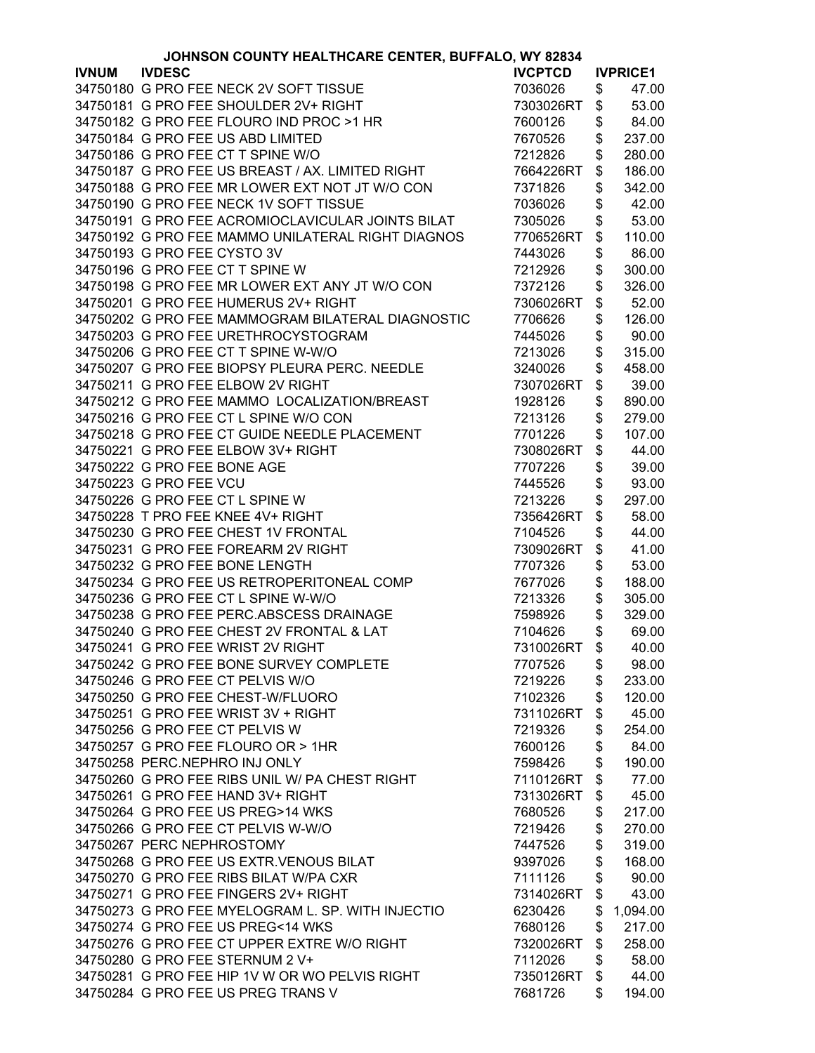JOHNSON COUNTY HEALTHCARE CENTER, BUFFALO, WY 82834

| IVNUM | IVDESC | IVCPTCD | IVPRICE1 |
|---|---|---|---|
| 34750180 | G PRO FEE NECK 2V SOFT TISSUE | 7036026 | $ 47.00 |
| 34750181 | G PRO FEE SHOULDER 2V+ RIGHT | 7303026RT | $ 53.00 |
| 34750182 | G PRO FEE FLOURO IND PROC >1 HR | 7600126 | $ 84.00 |
| 34750184 | G PRO FEE US ABD LIMITED | 7670526 | $ 237.00 |
| 34750186 | G PRO FEE CT T SPINE W/O | 7212826 | $ 280.00 |
| 34750187 | G PRO FEE US BREAST / AX. LIMITED RIGHT | 7664226RT | $ 186.00 |
| 34750188 | G PRO FEE MR LOWER EXT NOT JT W/O CON | 7371826 | $ 342.00 |
| 34750190 | G PRO FEE NECK 1V SOFT TISSUE | 7036026 | $ 42.00 |
| 34750191 | G PRO FEE ACROMIOCLAVICULAR JOINTS BILAT | 7305026 | $ 53.00 |
| 34750192 | G PRO FEE MAMMO UNILATERAL RIGHT DIAGNOS | 7706526RT | $ 110.00 |
| 34750193 | G PRO FEE CYSTO 3V | 7443026 | $ 86.00 |
| 34750196 | G PRO FEE CT T SPINE W | 7212926 | $ 300.00 |
| 34750198 | G PRO FEE MR LOWER EXT ANY JT W/O CON | 7372126 | $ 326.00 |
| 34750201 | G PRO FEE HUMERUS 2V+ RIGHT | 7306026RT | $ 52.00 |
| 34750202 | G PRO FEE MAMMOGRAM BILATERAL DIAGNOSTIC | 7706626 | $ 126.00 |
| 34750203 | G PRO FEE URETHROCYSTOGRAM | 7445026 | $ 90.00 |
| 34750206 | G PRO FEE CT T SPINE W-W/O | 7213026 | $ 315.00 |
| 34750207 | G PRO FEE BIOPSY PLEURA PERC. NEEDLE | 3240026 | $ 458.00 |
| 34750211 | G PRO FEE ELBOW 2V RIGHT | 7307026RT | $ 39.00 |
| 34750212 | G PRO FEE MAMMO LOCALIZATION/BREAST | 1928126 | $ 890.00 |
| 34750216 | G PRO FEE CT L SPINE W/O CON | 7213126 | $ 279.00 |
| 34750218 | G PRO FEE CT GUIDE NEEDLE PLACEMENT | 7701226 | $ 107.00 |
| 34750221 | G PRO FEE ELBOW 3V+ RIGHT | 7308026RT | $ 44.00 |
| 34750222 | G PRO FEE BONE AGE | 7707226 | $ 39.00 |
| 34750223 | G PRO FEE VCU | 7445526 | $ 93.00 |
| 34750226 | G PRO FEE CT L SPINE W | 7213226 | $ 297.00 |
| 34750228 | T PRO FEE KNEE 4V+ RIGHT | 7356426RT | $ 58.00 |
| 34750230 | G PRO FEE CHEST 1V FRONTAL | 7104526 | $ 44.00 |
| 34750231 | G PRO FEE FOREARM 2V RIGHT | 7309026RT | $ 41.00 |
| 34750232 | G PRO FEE BONE LENGTH | 7707326 | $ 53.00 |
| 34750234 | G PRO FEE US RETROPERITONEAL COMP | 7677026 | $ 188.00 |
| 34750236 | G PRO FEE CT L SPINE W-W/O | 7213326 | $ 305.00 |
| 34750238 | G PRO FEE PERC.ABSCESS DRAINAGE | 7598926 | $ 329.00 |
| 34750240 | G PRO FEE CHEST 2V FRONTAL & LAT | 7104626 | $ 69.00 |
| 34750241 | G PRO FEE WRIST 2V RIGHT | 7310026RT | $ 40.00 |
| 34750242 | G PRO FEE BONE SURVEY COMPLETE | 7707526 | $ 98.00 |
| 34750246 | G PRO FEE CT PELVIS W/O | 7219226 | $ 233.00 |
| 34750250 | G PRO FEE CHEST-W/FLUORO | 7102326 | $ 120.00 |
| 34750251 | G PRO FEE WRIST 3V + RIGHT | 7311026RT | $ 45.00 |
| 34750256 | G PRO FEE CT PELVIS W | 7219326 | $ 254.00 |
| 34750257 | G PRO FEE FLOURO OR > 1HR | 7600126 | $ 84.00 |
| 34750258 | PERC.NEPHRO INJ ONLY | 7598426 | $ 190.00 |
| 34750260 | G PRO FEE RIBS UNIL W/ PA CHEST RIGHT | 7110126RT | $ 77.00 |
| 34750261 | G PRO FEE HAND 3V+ RIGHT | 7313026RT | $ 45.00 |
| 34750264 | G PRO FEE US PREG>14 WKS | 7680526 | $ 217.00 |
| 34750266 | G PRO FEE CT PELVIS W-W/O | 7219426 | $ 270.00 |
| 34750267 | PERC NEPHROSTOMY | 7447526 | $ 319.00 |
| 34750268 | G PRO FEE US EXTR.VENOUS BILAT | 9397026 | $ 168.00 |
| 34750270 | G PRO FEE RIBS BILAT W/PA CXR | 7111126 | $ 90.00 |
| 34750271 | G PRO FEE FINGERS 2V+ RIGHT | 7314026RT | $ 43.00 |
| 34750273 | G PRO FEE MYELOGRAM L. SP. WITH INJECTIO | 6230426 | $ 1,094.00 |
| 34750274 | G PRO FEE US PREG<14 WKS | 7680126 | $ 217.00 |
| 34750276 | G PRO FEE CT UPPER EXTRE W/O RIGHT | 7320026RT | $ 258.00 |
| 34750280 | G PRO FEE STERNUM 2 V+ | 7112026 | $ 58.00 |
| 34750281 | G PRO FEE HIP 1V W OR WO PELVIS RIGHT | 7350126RT | $ 44.00 |
| 34750284 | G PRO FEE US PREG TRANS V | 7681726 | $ 194.00 |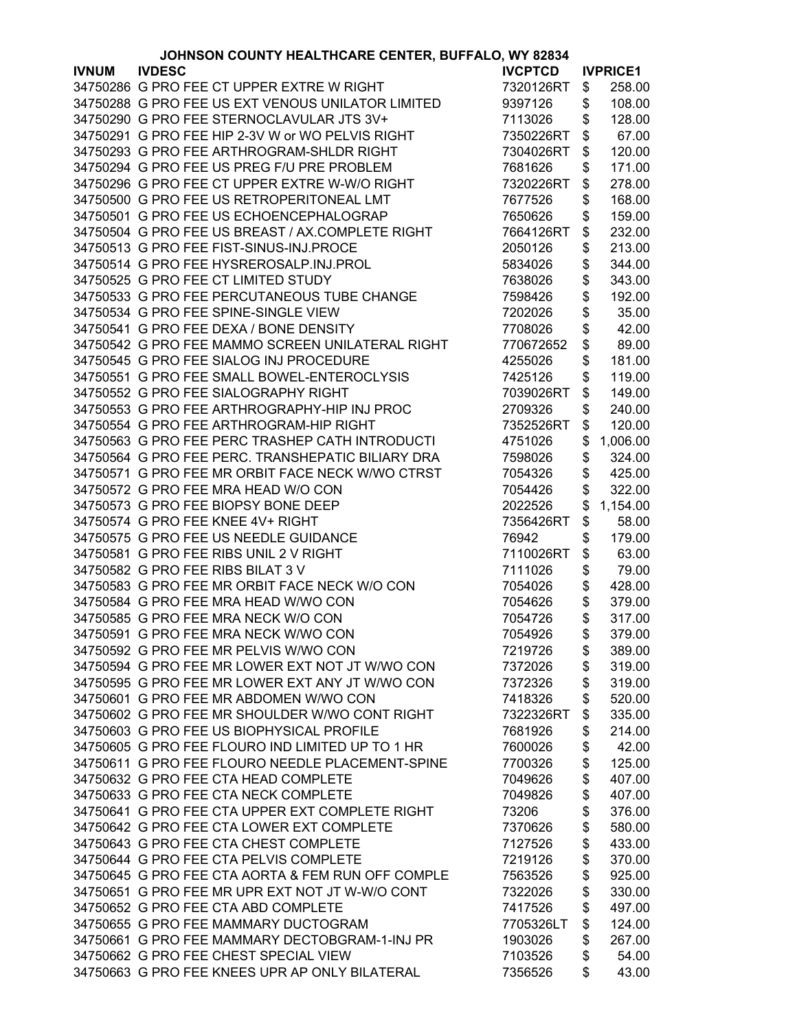**JOHNSON COUNTY HEALTHCARE CENTER, BUFFALO, WY 82834**

| IVNUM | IVDESC | IVCPTCD | IVPRICE1 |
|---|---|---|---|
| 34750286 | G PRO FEE CT UPPER EXTRE W RIGHT | 7320126RT | $ 258.00 |
| 34750288 | G PRO FEE US EXT VENOUS UNILATOR LIMITED | 9397126 | $ 108.00 |
| 34750290 | G PRO FEE STERNOCLAVULAR JTS 3V+ | 7113026 | $ 128.00 |
| 34750291 | G PRO FEE HIP 2-3V W or WO PELVIS RIGHT | 7350226RT | $ 67.00 |
| 34750293 | G PRO FEE ARTHROGRAM-SHLDR RIGHT | 7304026RT | $ 120.00 |
| 34750294 | G PRO FEE US PREG F/U PRE PROBLEM | 7681626 | $ 171.00 |
| 34750296 | G PRO FEE CT UPPER EXTRE W-W/O RIGHT | 7320226RT | $ 278.00 |
| 34750500 | G PRO FEE US RETROPERITONEAL LMT | 7677526 | $ 168.00 |
| 34750501 | G PRO FEE US ECHOENCEPHALOGRAP | 7650626 | $ 159.00 |
| 34750504 | G PRO FEE US BREAST / AX.COMPLETE RIGHT | 7664126RT | $ 232.00 |
| 34750513 | G PRO FEE FIST-SINUS-INJ.PROCE | 2050126 | $ 213.00 |
| 34750514 | G PRO FEE HYSREROSALP.INJ.PROL | 5834026 | $ 344.00 |
| 34750525 | G PRO FEE CT LIMITED STUDY | 7638026 | $ 343.00 |
| 34750533 | G PRO FEE PERCUTANEOUS TUBE CHANGE | 7598426 | $ 192.00 |
| 34750534 | G PRO FEE SPINE-SINGLE VIEW | 7202026 | $ 35.00 |
| 34750541 | G PRO FEE DEXA / BONE DENSITY | 7708026 | $ 42.00 |
| 34750542 | G PRO FEE MAMMO SCREEN UNILATERAL RIGHT | 770672652 | $ 89.00 |
| 34750545 | G PRO FEE SIALOG INJ PROCEDURE | 4255026 | $ 181.00 |
| 34750551 | G PRO FEE SMALL BOWEL-ENTEROCLYSIS | 7425126 | $ 119.00 |
| 34750552 | G PRO FEE SIALOGRAPHY RIGHT | 7039026RT | $ 149.00 |
| 34750553 | G PRO FEE ARTHROGRAPHY-HIP INJ PROC | 2709326 | $ 240.00 |
| 34750554 | G PRO FEE ARTHROGRAM-HIP RIGHT | 7352526RT | $ 120.00 |
| 34750563 | G PRO FEE PERC TRASHEP CATH INTRODUCTI | 4751026 | $ 1,006.00 |
| 34750564 | G PRO FEE PERC. TRANSHEPATIC BILIARY DRA | 7598026 | $ 324.00 |
| 34750571 | G PRO FEE MR ORBIT FACE NECK W/WO CTRST | 7054326 | $ 425.00 |
| 34750572 | G PRO FEE MRA HEAD W/O CON | 7054426 | $ 322.00 |
| 34750573 | G PRO FEE BIOPSY BONE DEEP | 2022526 | $ 1,154.00 |
| 34750574 | G PRO FEE KNEE 4V+ RIGHT | 7356426RT | $ 58.00 |
| 34750575 | G PRO FEE US NEEDLE GUIDANCE | 76942 | $ 179.00 |
| 34750581 | G PRO FEE RIBS UNIL 2 V RIGHT | 7110026RT | $ 63.00 |
| 34750582 | G PRO FEE RIBS BILAT 3 V | 7111026 | $ 79.00 |
| 34750583 | G PRO FEE MR ORBIT FACE NECK W/O CON | 7054026 | $ 428.00 |
| 34750584 | G PRO FEE MRA HEAD W/WO CON | 7054626 | $ 379.00 |
| 34750585 | G PRO FEE MRA NECK W/O CON | 7054726 | $ 317.00 |
| 34750591 | G PRO FEE MRA NECK W/WO CON | 7054926 | $ 379.00 |
| 34750592 | G PRO FEE MR PELVIS W/WO CON | 7219726 | $ 389.00 |
| 34750594 | G PRO FEE MR LOWER EXT NOT JT W/WO CON | 7372026 | $ 319.00 |
| 34750595 | G PRO FEE MR LOWER EXT ANY JT W/WO CON | 7372326 | $ 319.00 |
| 34750601 | G PRO FEE MR ABDOMEN W/WO CON | 7418326 | $ 520.00 |
| 34750602 | G PRO FEE MR SHOULDER W/WO CONT RIGHT | 7322326RT | $ 335.00 |
| 34750603 | G PRO FEE US BIOPHYSICAL PROFILE | 7681926 | $ 214.00 |
| 34750605 | G PRO FEE FLOURO IND LIMITED UP TO 1 HR | 7600026 | $ 42.00 |
| 34750611 | G PRO FEE FLOURO NEEDLE PLACEMENT-SPINE | 7700326 | $ 125.00 |
| 34750632 | G PRO FEE CTA HEAD COMPLETE | 7049626 | $ 407.00 |
| 34750633 | G PRO FEE CTA NECK COMPLETE | 7049826 | $ 407.00 |
| 34750641 | G PRO FEE CTA UPPER EXT COMPLETE RIGHT | 73206 | $ 376.00 |
| 34750642 | G PRO FEE CTA LOWER EXT COMPLETE | 7370626 | $ 580.00 |
| 34750643 | G PRO FEE CTA CHEST COMPLETE | 7127526 | $ 433.00 |
| 34750644 | G PRO FEE CTA PELVIS COMPLETE | 7219126 | $ 370.00 |
| 34750645 | G PRO FEE CTA AORTA & FEM RUN OFF COMPLE | 7563526 | $ 925.00 |
| 34750651 | G PRO FEE MR UPR EXT NOT JT W-W/O CONT | 7322026 | $ 330.00 |
| 34750652 | G PRO FEE CTA ABD COMPLETE | 7417526 | $ 497.00 |
| 34750655 | G PRO FEE MAMMARY DUCTOGRAM | 7705326LT | $ 124.00 |
| 34750661 | G PRO FEE MAMMARY DECTOBGRAM-1-INJ PR | 1903026 | $ 267.00 |
| 34750662 | G PRO FEE CHEST SPECIAL VIEW | 7103526 | $ 54.00 |
| 34750663 | G PRO FEE KNEES UPR AP ONLY BILATERAL | 7356526 | $ 43.00 |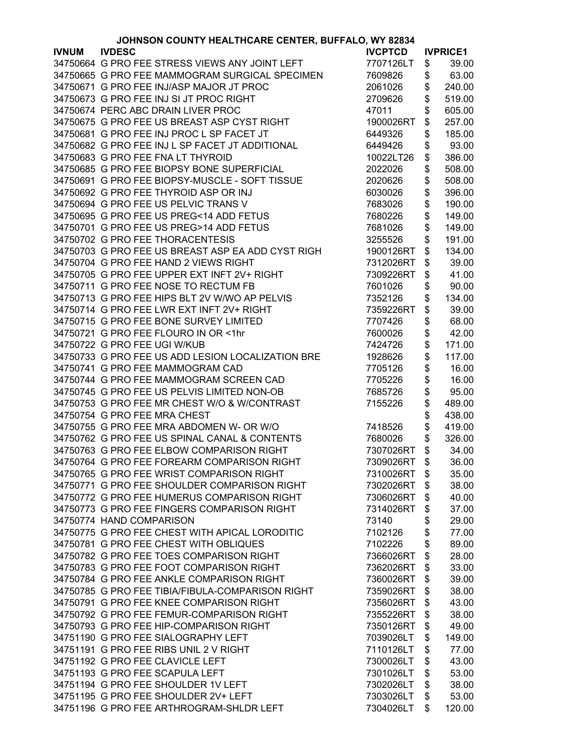# JOHNSON COUNTY HEALTHCARE CENTER, BUFFALO, WY 82834

| IVNUM | IVDESC | IVCPTCD | IVPRICE1 |
|---|---|---|---|
| 34750664 | G PRO FEE STRESS VIEWS ANY JOINT LEFT | 7707126LT | $ 39.00 |
| 34750665 | G PRO FEE MAMMOGRAM SURGICAL SPECIMEN | 7609826 | $ 63.00 |
| 34750671 | G PRO FEE INJ/ASP MAJOR JT PROC | 2061026 | $ 240.00 |
| 34750673 | G PRO FEE INJ SI JT PROC RIGHT | 2709626 | $ 519.00 |
| 34750674 | PERC ABC DRAIN LIVER PROC | 47011 | $ 605.00 |
| 34750675 | G PRO FEE US BREAST ASP CYST RIGHT | 1900026RT | $ 257.00 |
| 34750681 | G PRO FEE INJ PROC L SP FACET JT | 6449326 | $ 185.00 |
| 34750682 | G PRO FEE INJ L SP FACET JT ADDITIONAL | 6449426 | $ 93.00 |
| 34750683 | G PRO FEE FNA LT THYROID | 10022LT26 | $ 386.00 |
| 34750685 | G PRO FEE BIOPSY BONE SUPERFICIAL | 2022026 | $ 508.00 |
| 34750691 | G PRO FEE BIOPSY-MUSCLE - SOFT TISSUE | 2020626 | $ 508.00 |
| 34750692 | G PRO FEE THYROID ASP OR INJ | 6030026 | $ 396.00 |
| 34750694 | G PRO FEE US PELVIC TRANS V | 7683026 | $ 190.00 |
| 34750695 | G PRO FEE US PREG<14 ADD FETUS | 7680226 | $ 149.00 |
| 34750701 | G PRO FEE US PREG>14 ADD FETUS | 7681026 | $ 149.00 |
| 34750702 | G PRO FEE THORACENTESIS | 3255526 | $ 191.00 |
| 34750703 | G PRO FEE US BREAST ASP EA ADD CYST RIGH | 1900126RT | $ 134.00 |
| 34750704 | G PRO FEE HAND 2 VIEWS RIGHT | 7312026RT | $ 39.00 |
| 34750705 | G PRO FEE UPPER EXT INFT 2V+ RIGHT | 7309226RT | $ 41.00 |
| 34750711 | G PRO FEE NOSE TO RECTUM FB | 7601026 | $ 90.00 |
| 34750713 | G PRO FEE HIPS BLT 2V W/WO AP PELVIS | 7352126 | $ 134.00 |
| 34750714 | G PRO FEE LWR EXT INFT 2V+ RIGHT | 7359226RT | $ 39.00 |
| 34750715 | G PRO FEE BONE SURVEY LIMITED | 7707426 | $ 68.00 |
| 34750721 | G PRO FEE FLOURO IN OR <1hr | 7600026 | $ 42.00 |
| 34750722 | G PRO FEE UGI W/KUB | 7424726 | $ 171.00 |
| 34750733 | G PRO FEE US ADD LESION LOCALIZATION BRE | 1928626 | $ 117.00 |
| 34750741 | G PRO FEE MAMMOGRAM CAD | 7705126 | $ 16.00 |
| 34750744 | G PRO FEE MAMMOGRAM SCREEN CAD | 7705226 | $ 16.00 |
| 34750745 | G PRO FEE US PELVIS LIMITED NON-OB | 7685726 | $ 95.00 |
| 34750753 | G PRO FEE MR CHEST W/O & W/CONTRAST | 7155226 | $ 489.00 |
| 34750754 | G PRO FEE MRA CHEST | | $ 438.00 |
| 34750755 | G PRO FEE MRA ABDOMEN W- OR W/O | 7418526 | $ 419.00 |
| 34750762 | G PRO FEE US SPINAL CANAL & CONTENTS | 7680026 | $ 326.00 |
| 34750763 | G PRO FEE ELBOW COMPARISON RIGHT | 7307026RT | $ 34.00 |
| 34750764 | G PRO FEE FOREARM COMPARISON RIGHT | 7309026RT | $ 36.00 |
| 34750765 | G PRO FEE WRIST COMPARISON RIGHT | 7310026RT | $ 35.00 |
| 34750771 | G PRO FEE SHOULDER COMPARISON RIGHT | 7302026RT | $ 38.00 |
| 34750772 | G PRO FEE HUMERUS COMPARISON RIGHT | 7306026RT | $ 40.00 |
| 34750773 | G PRO FEE FINGERS COMPARISON RIGHT | 7314026RT | $ 37.00 |
| 34750774 | HAND COMPARISON | 73140 | $ 29.00 |
| 34750775 | G PRO FEE CHEST WITH APICAL LORODITIC | 7102126 | $ 77.00 |
| 34750781 | G PRO FEE CHEST WITH OBLIQUES | 7102226 | $ 89.00 |
| 34750782 | G PRO FEE TOES COMPARISON RIGHT | 7366026RT | $ 28.00 |
| 34750783 | G PRO FEE FOOT COMPARISON RIGHT | 7362026RT | $ 33.00 |
| 34750784 | G PRO FEE ANKLE COMPARISON RIGHT | 7360026RT | $ 39.00 |
| 34750785 | G PRO FEE TIBIA/FIBULA-COMPARISON RIGHT | 7359026RT | $ 38.00 |
| 34750791 | G PRO FEE KNEE COMPARISON RIGHT | 7356026RT | $ 43.00 |
| 34750792 | G PRO FEE FEMUR-COMPARISON RIGHT | 7355226RT | $ 38.00 |
| 34750793 | G PRO FEE HIP-COMPARISON RIGHT | 7350126RT | $ 49.00 |
| 34751190 | G PRO FEE SIALOGRAPHY LEFT | 7039026LT | $ 149.00 |
| 34751191 | G PRO FEE RIBS UNIL 2 V RIGHT | 7110126LT | $ 77.00 |
| 34751192 | G PRO FEE CLAVICLE LEFT | 7300026LT | $ 43.00 |
| 34751193 | G PRO FEE SCAPULA LEFT | 7301026LT | $ 53.00 |
| 34751194 | G PRO FEE SHOULDER 1V LEFT | 7302026LT | $ 38.00 |
| 34751195 | G PRO FEE SHOULDER 2V+ LEFT | 7303026LT | $ 53.00 |
| 34751196 | G PRO FEE ARTHROGRAM-SHLDR LEFT | 7304026LT | $ 120.00 |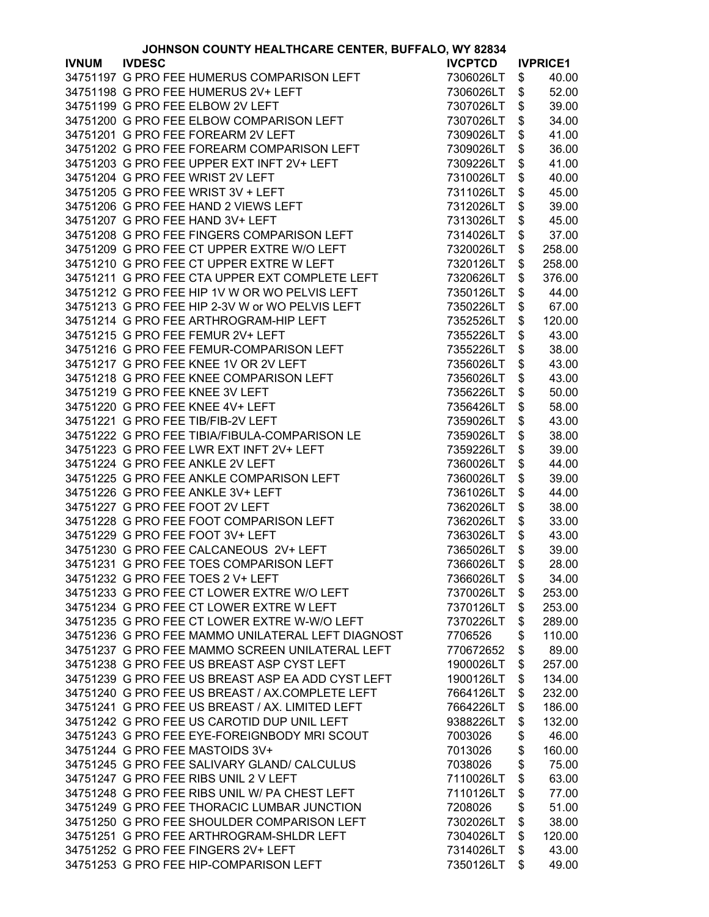JOHNSON COUNTY HEALTHCARE CENTER, BUFFALO, WY 82834

| IVNUM | IVDESC | IVCPTCD | IVPRICE1 |
|---|---|---|---|
| 34751197 | G PRO FEE HUMERUS COMPARISON LEFT | 7306026LT | $ 40.00 |
| 34751198 | G PRO FEE HUMERUS 2V+ LEFT | 7306026LT | $ 52.00 |
| 34751199 | G PRO FEE ELBOW 2V LEFT | 7307026LT | $ 39.00 |
| 34751200 | G PRO FEE ELBOW COMPARISON LEFT | 7307026LT | $ 34.00 |
| 34751201 | G PRO FEE FOREARM 2V LEFT | 7309026LT | $ 41.00 |
| 34751202 | G PRO FEE FOREARM COMPARISON LEFT | 7309026LT | $ 36.00 |
| 34751203 | G PRO FEE UPPER EXT INFT 2V+ LEFT | 7309226LT | $ 41.00 |
| 34751204 | G PRO FEE WRIST 2V LEFT | 7310026LT | $ 40.00 |
| 34751205 | G PRO FEE WRIST 3V + LEFT | 7311026LT | $ 45.00 |
| 34751206 | G PRO FEE HAND 2 VIEWS LEFT | 7312026LT | $ 39.00 |
| 34751207 | G PRO FEE HAND 3V+ LEFT | 7313026LT | $ 45.00 |
| 34751208 | G PRO FEE FINGERS COMPARISON LEFT | 7314026LT | $ 37.00 |
| 34751209 | G PRO FEE CT UPPER EXTRE W/O LEFT | 7320026LT | $ 258.00 |
| 34751210 | G PRO FEE CT UPPER EXTRE W LEFT | 7320126LT | $ 258.00 |
| 34751211 | G PRO FEE CTA UPPER EXT COMPLETE LEFT | 7320626LT | $ 376.00 |
| 34751212 | G PRO FEE HIP 1V W OR WO PELVIS LEFT | 7350126LT | $ 44.00 |
| 34751213 | G PRO FEE HIP 2-3V W or WO PELVIS LEFT | 7350226LT | $ 67.00 |
| 34751214 | G PRO FEE ARTHROGRAM-HIP LEFT | 7352526LT | $ 120.00 |
| 34751215 | G PRO FEE FEMUR 2V+ LEFT | 7355226LT | $ 43.00 |
| 34751216 | G PRO FEE FEMUR-COMPARISON LEFT | 7355226LT | $ 38.00 |
| 34751217 | G PRO FEE KNEE 1V OR 2V LEFT | 7356026LT | $ 43.00 |
| 34751218 | G PRO FEE KNEE COMPARISON LEFT | 7356026LT | $ 43.00 |
| 34751219 | G PRO FEE KNEE 3V LEFT | 7356226LT | $ 50.00 |
| 34751220 | G PRO FEE KNEE 4V+ LEFT | 7356426LT | $ 58.00 |
| 34751221 | G PRO FEE TIB/FIB-2V LEFT | 7359026LT | $ 43.00 |
| 34751222 | G PRO FEE TIBIA/FIBULA-COMPARISON LE | 7359026LT | $ 38.00 |
| 34751223 | G PRO FEE LWR EXT INFT 2V+ LEFT | 7359226LT | $ 39.00 |
| 34751224 | G PRO FEE ANKLE 2V LEFT | 7360026LT | $ 44.00 |
| 34751225 | G PRO FEE ANKLE COMPARISON LEFT | 7360026LT | $ 39.00 |
| 34751226 | G PRO FEE ANKLE 3V+ LEFT | 7361026LT | $ 44.00 |
| 34751227 | G PRO FEE FOOT 2V LEFT | 7362026LT | $ 38.00 |
| 34751228 | G PRO FEE FOOT COMPARISON LEFT | 7362026LT | $ 33.00 |
| 34751229 | G PRO FEE FOOT 3V+ LEFT | 7363026LT | $ 43.00 |
| 34751230 | G PRO FEE CALCANEOUS 2V+ LEFT | 7365026LT | $ 39.00 |
| 34751231 | G PRO FEE TOES COMPARISON LEFT | 7366026LT | $ 28.00 |
| 34751232 | G PRO FEE TOES 2 V+ LEFT | 7366026LT | $ 34.00 |
| 34751233 | G PRO FEE CT LOWER EXTRE W/O LEFT | 7370026LT | $ 253.00 |
| 34751234 | G PRO FEE CT LOWER EXTRE W LEFT | 7370126LT | $ 253.00 |
| 34751235 | G PRO FEE CT LOWER EXTRE W-W/O LEFT | 7370226LT | $ 289.00 |
| 34751236 | G PRO FEE MAMMO UNILATERAL LEFT DIAGNOST | 7706526 | $ 110.00 |
| 34751237 | G PRO FEE MAMMO SCREEN UNILATERAL LEFT | 770672652 | $ 89.00 |
| 34751238 | G PRO FEE US BREAST ASP CYST LEFT | 1900026LT | $ 257.00 |
| 34751239 | G PRO FEE US BREAST ASP EA ADD CYST LEFT | 1900126LT | $ 134.00 |
| 34751240 | G PRO FEE US BREAST / AX.COMPLETE LEFT | 7664126LT | $ 232.00 |
| 34751241 | G PRO FEE US BREAST / AX. LIMITED LEFT | 7664226LT | $ 186.00 |
| 34751242 | G PRO FEE US CAROTID DUP UNIL LEFT | 9388226LT | $ 132.00 |
| 34751243 | G PRO FEE EYE-FOREIGNBODY MRI SCOUT | 7003026 | $ 46.00 |
| 34751244 | G PRO FEE MASTOIDS 3V+ | 7013026 | $ 160.00 |
| 34751245 | G PRO FEE SALIVARY GLAND/ CALCULUS | 7038026 | $ 75.00 |
| 34751247 | G PRO FEE RIBS UNIL 2 V LEFT | 7110026LT | $ 63.00 |
| 34751248 | G PRO FEE RIBS UNIL W/ PA CHEST LEFT | 7110126LT | $ 77.00 |
| 34751249 | G PRO FEE THORACIC LUMBAR JUNCTION | 7208026 | $ 51.00 |
| 34751250 | G PRO FEE SHOULDER COMPARISON LEFT | 7302026LT | $ 38.00 |
| 34751251 | G PRO FEE ARTHROGRAM-SHLDR LEFT | 7304026LT | $ 120.00 |
| 34751252 | G PRO FEE FINGERS 2V+ LEFT | 7314026LT | $ 43.00 |
| 34751253 | G PRO FEE HIP-COMPARISON LEFT | 7350126LT | $ 49.00 |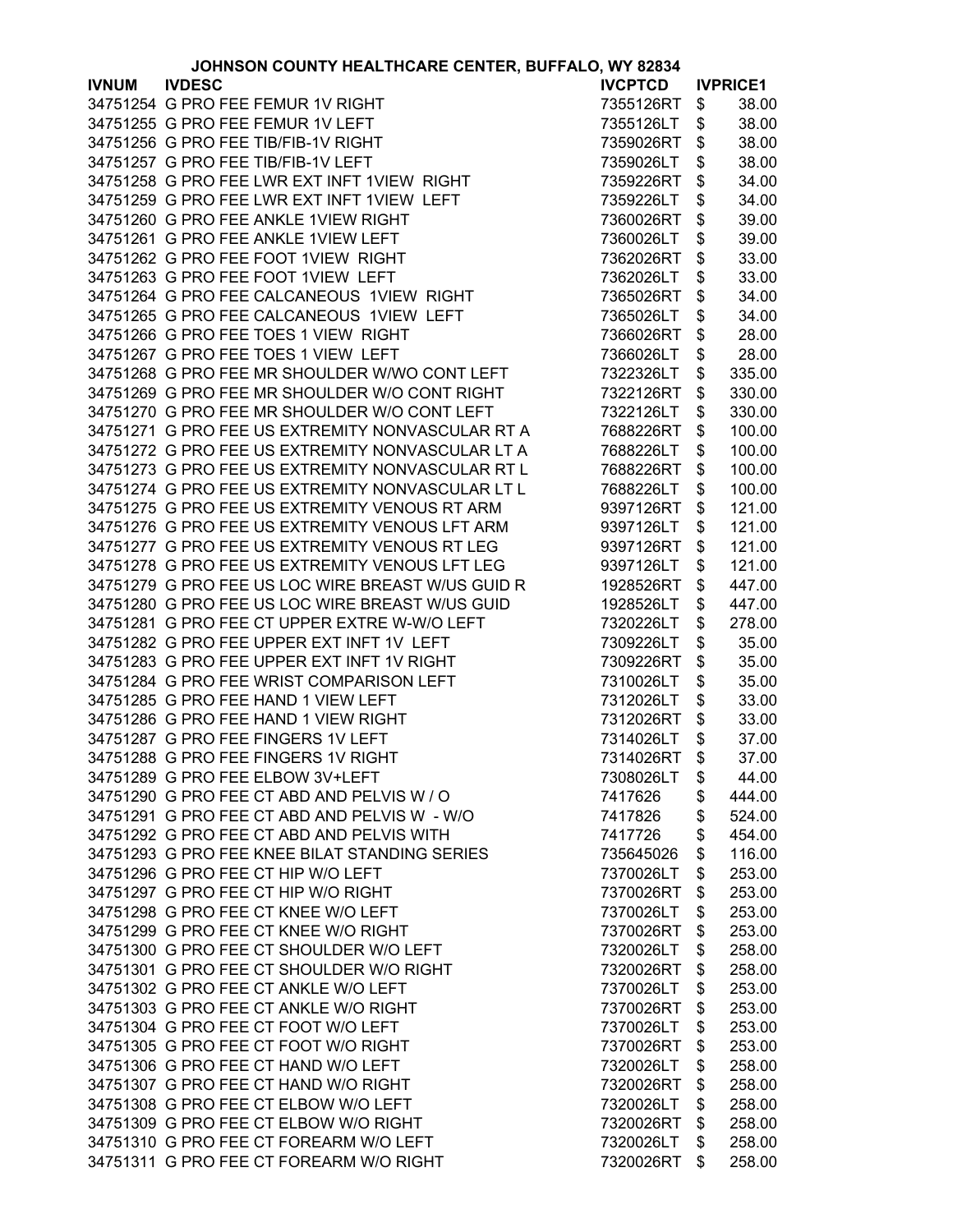JOHNSON COUNTY HEALTHCARE CENTER, BUFFALO, WY 82834

| IVNUM | IVDESC | IVCPTCD | IVPRICE1 |
|---|---|---|---|
| 34751254 | G PRO FEE FEMUR 1V RIGHT | 7355126RT | $ 38.00 |
| 34751255 | G PRO FEE FEMUR 1V LEFT | 7355126LT | $ 38.00 |
| 34751256 | G PRO FEE TIB/FIB-1V RIGHT | 7359026RT | $ 38.00 |
| 34751257 | G PRO FEE TIB/FIB-1V LEFT | 7359026LT | $ 38.00 |
| 34751258 | G PRO FEE LWR EXT INFT 1VIEW RIGHT | 7359226RT | $ 34.00 |
| 34751259 | G PRO FEE LWR EXT INFT 1VIEW LEFT | 7359226LT | $ 34.00 |
| 34751260 | G PRO FEE ANKLE 1VIEW RIGHT | 7360026RT | $ 39.00 |
| 34751261 | G PRO FEE ANKLE 1VIEW LEFT | 7360026LT | $ 39.00 |
| 34751262 | G PRO FEE FOOT 1VIEW RIGHT | 7362026RT | $ 33.00 |
| 34751263 | G PRO FEE FOOT 1VIEW LEFT | 7362026LT | $ 33.00 |
| 34751264 | G PRO FEE CALCANEOUS 1VIEW RIGHT | 7365026RT | $ 34.00 |
| 34751265 | G PRO FEE CALCANEOUS 1VIEW LEFT | 7365026LT | $ 34.00 |
| 34751266 | G PRO FEE TOES 1 VIEW RIGHT | 7366026RT | $ 28.00 |
| 34751267 | G PRO FEE TOES 1 VIEW LEFT | 7366026LT | $ 28.00 |
| 34751268 | G PRO FEE MR SHOULDER W/WO CONT LEFT | 7322326LT | $ 335.00 |
| 34751269 | G PRO FEE MR SHOULDER W/O CONT RIGHT | 7322126RT | $ 330.00 |
| 34751270 | G PRO FEE MR SHOULDER W/O CONT LEFT | 7322126LT | $ 330.00 |
| 34751271 | G PRO FEE US EXTREMITY NONVASCULAR RT A | 7688226RT | $ 100.00 |
| 34751272 | G PRO FEE US EXTREMITY NONVASCULAR LT A | 7688226LT | $ 100.00 |
| 34751273 | G PRO FEE US EXTREMITY NONVASCULAR RT L | 7688226RT | $ 100.00 |
| 34751274 | G PRO FEE US EXTREMITY NONVASCULAR LT L | 7688226LT | $ 100.00 |
| 34751275 | G PRO FEE US EXTREMITY VENOUS RT ARM | 9397126RT | $ 121.00 |
| 34751276 | G PRO FEE US EXTREMITY VENOUS LFT ARM | 9397126LT | $ 121.00 |
| 34751277 | G PRO FEE US EXTREMITY VENOUS RT LEG | 9397126RT | $ 121.00 |
| 34751278 | G PRO FEE US EXTREMITY VENOUS LFT LEG | 9397126LT | $ 121.00 |
| 34751279 | G PRO FEE US LOC WIRE BREAST W/US GUID R | 1928526RT | $ 447.00 |
| 34751280 | G PRO FEE US LOC WIRE BREAST W/US GUID | 1928526LT | $ 447.00 |
| 34751281 | G PRO FEE CT UPPER EXTRE W-W/O LEFT | 7320226LT | $ 278.00 |
| 34751282 | G PRO FEE UPPER EXT INFT 1V LEFT | 7309226LT | $ 35.00 |
| 34751283 | G PRO FEE UPPER EXT INFT 1V RIGHT | 7309226RT | $ 35.00 |
| 34751284 | G PRO FEE WRIST COMPARISON LEFT | 7310026LT | $ 35.00 |
| 34751285 | G PRO FEE HAND 1 VIEW LEFT | 7312026LT | $ 33.00 |
| 34751286 | G PRO FEE HAND 1 VIEW RIGHT | 7312026RT | $ 33.00 |
| 34751287 | G PRO FEE FINGERS 1V LEFT | 7314026LT | $ 37.00 |
| 34751288 | G PRO FEE FINGERS 1V RIGHT | 7314026RT | $ 37.00 |
| 34751289 | G PRO FEE ELBOW 3V+LEFT | 7308026LT | $ 44.00 |
| 34751290 | G PRO FEE CT ABD AND PELVIS W / O | 7417626 | $ 444.00 |
| 34751291 | G PRO FEE CT ABD AND PELVIS W - W/O | 7417826 | $ 524.00 |
| 34751292 | G PRO FEE CT ABD AND PELVIS WITH | 7417726 | $ 454.00 |
| 34751293 | G PRO FEE KNEE BILAT STANDING SERIES | 735645026 | $ 116.00 |
| 34751296 | G PRO FEE CT HIP W/O LEFT | 7370026LT | $ 253.00 |
| 34751297 | G PRO FEE CT HIP W/O RIGHT | 7370026RT | $ 253.00 |
| 34751298 | G PRO FEE CT KNEE W/O LEFT | 7370026LT | $ 253.00 |
| 34751299 | G PRO FEE CT KNEE W/O RIGHT | 7370026RT | $ 253.00 |
| 34751300 | G PRO FEE CT SHOULDER W/O LEFT | 7320026LT | $ 258.00 |
| 34751301 | G PRO FEE CT SHOULDER W/O RIGHT | 7320026RT | $ 258.00 |
| 34751302 | G PRO FEE CT ANKLE W/O LEFT | 7370026LT | $ 253.00 |
| 34751303 | G PRO FEE CT ANKLE W/O RIGHT | 7370026RT | $ 253.00 |
| 34751304 | G PRO FEE CT FOOT W/O LEFT | 7370026LT | $ 253.00 |
| 34751305 | G PRO FEE CT FOOT W/O RIGHT | 7370026RT | $ 253.00 |
| 34751306 | G PRO FEE CT HAND W/O LEFT | 7320026LT | $ 258.00 |
| 34751307 | G PRO FEE CT HAND W/O RIGHT | 7320026RT | $ 258.00 |
| 34751308 | G PRO FEE CT ELBOW W/O LEFT | 7320026LT | $ 258.00 |
| 34751309 | G PRO FEE CT ELBOW W/O RIGHT | 7320026RT | $ 258.00 |
| 34751310 | G PRO FEE CT FOREARM W/O LEFT | 7320026LT | $ 258.00 |
| 34751311 | G PRO FEE CT FOREARM W/O RIGHT | 7320026RT | $ 258.00 |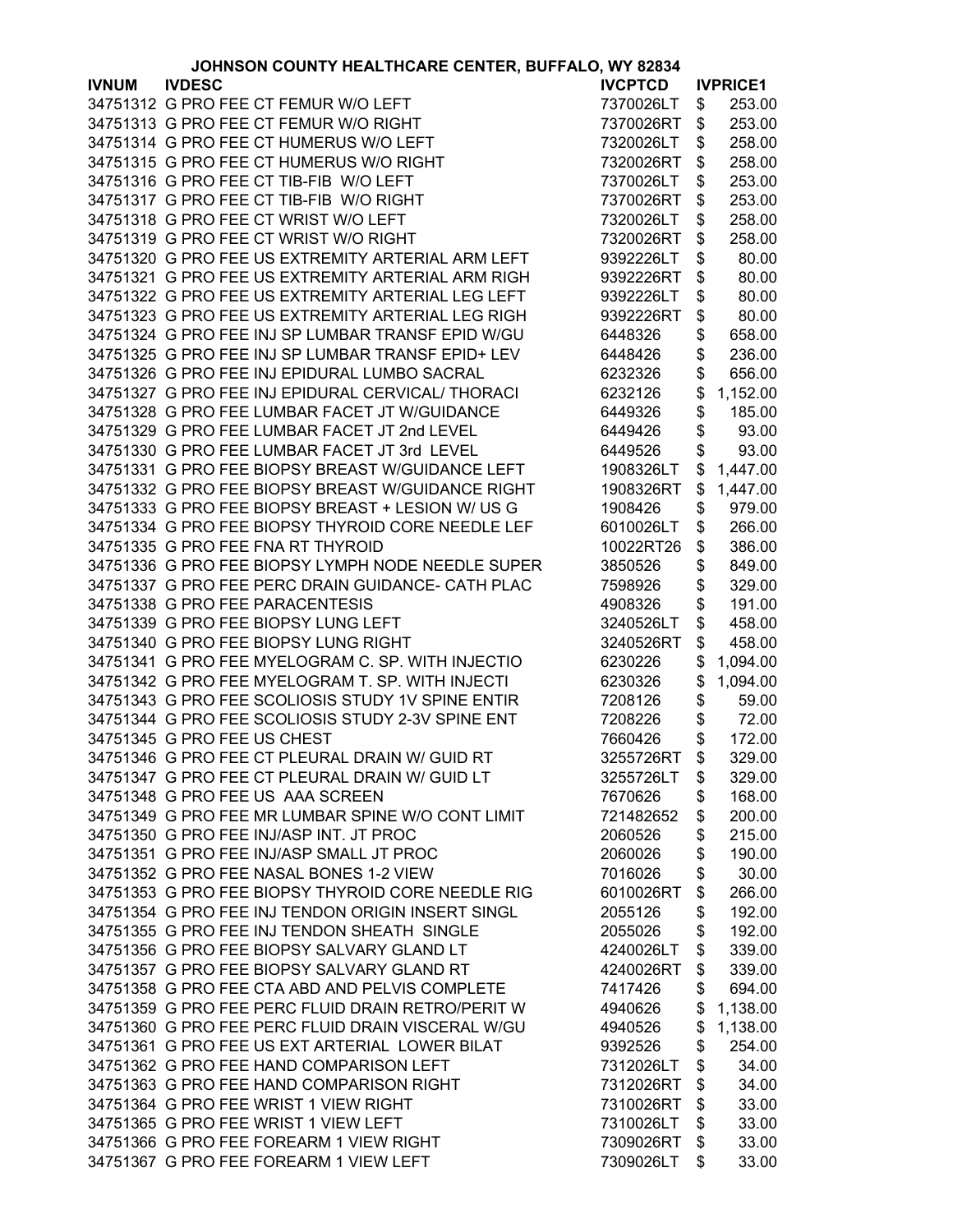**JOHNSON COUNTY HEALTHCARE CENTER, BUFFALO, WY 82834**

| IVNUM | IVDESC | IVCPTCD | IVPRICE1 |
|---|---|---|---|
| 34751312 | G PRO FEE CT FEMUR W/O LEFT | 7370026LT | $ 253.00 |
| 34751313 | G PRO FEE CT FEMUR W/O RIGHT | 7370026RT | $ 253.00 |
| 34751314 | G PRO FEE CT HUMERUS W/O LEFT | 7320026LT | $ 258.00 |
| 34751315 | G PRO FEE CT HUMERUS W/O RIGHT | 7320026RT | $ 258.00 |
| 34751316 | G PRO FEE CT TIB-FIB W/O LEFT | 7370026LT | $ 253.00 |
| 34751317 | G PRO FEE CT TIB-FIB W/O RIGHT | 7370026RT | $ 253.00 |
| 34751318 | G PRO FEE CT WRIST W/O LEFT | 7320026LT | $ 258.00 |
| 34751319 | G PRO FEE CT WRIST W/O RIGHT | 7320026RT | $ 258.00 |
| 34751320 | G PRO FEE US EXTREMITY ARTERIAL ARM LEFT | 9392226LT | $ 80.00 |
| 34751321 | G PRO FEE US EXTREMITY ARTERIAL ARM RIGH | 9392226RT | $ 80.00 |
| 34751322 | G PRO FEE US EXTREMITY ARTERIAL LEG LEFT | 9392226LT | $ 80.00 |
| 34751323 | G PRO FEE US EXTREMITY ARTERIAL LEG RIGH | 9392226RT | $ 80.00 |
| 34751324 | G PRO FEE INJ SP LUMBAR TRANSF EPID W/GU | 6448326 | $ 658.00 |
| 34751325 | G PRO FEE INJ SP LUMBAR TRANSF EPID+ LEV | 6448426 | $ 236.00 |
| 34751326 | G PRO FEE INJ EPIDURAL LUMBO SACRAL | 6232326 | $ 656.00 |
| 34751327 | G PRO FEE INJ EPIDURAL CERVICAL/ THORACI | 6232126 | $ 1,152.00 |
| 34751328 | G PRO FEE LUMBAR FACET JT W/GUIDANCE | 6449326 | $ 185.00 |
| 34751329 | G PRO FEE LUMBAR FACET JT 2nd LEVEL | 6449426 | $ 93.00 |
| 34751330 | G PRO FEE LUMBAR FACET JT 3rd LEVEL | 6449526 | $ 93.00 |
| 34751331 | G PRO FEE BIOPSY BREAST W/GUIDANCE LEFT | 1908326LT | $ 1,447.00 |
| 34751332 | G PRO FEE BIOPSY BREAST W/GUIDANCE RIGHT | 1908326RT | $ 1,447.00 |
| 34751333 | G PRO FEE BIOPSY BREAST + LESION W/ US G | 1908426 | $ 979.00 |
| 34751334 | G PRO FEE BIOPSY THYROID CORE NEEDLE LEF | 6010026LT | $ 266.00 |
| 34751335 | G PRO FEE FNA RT THYROID | 10022RT26 | $ 386.00 |
| 34751336 | G PRO FEE BIOPSY LYMPH NODE NEEDLE SUPER | 3850526 | $ 849.00 |
| 34751337 | G PRO FEE PERC DRAIN GUIDANCE- CATH PLAC | 7598926 | $ 329.00 |
| 34751338 | G PRO FEE PARACENTESIS | 4908326 | $ 191.00 |
| 34751339 | G PRO FEE BIOPSY LUNG LEFT | 3240526LT | $ 458.00 |
| 34751340 | G PRO FEE BIOPSY LUNG RIGHT | 3240526RT | $ 458.00 |
| 34751341 | G PRO FEE MYELOGRAM C. SP. WITH INJECTIO | 6230226 | $ 1,094.00 |
| 34751342 | G PRO FEE MYELOGRAM T. SP. WITH INJECTI | 6230326 | $ 1,094.00 |
| 34751343 | G PRO FEE SCOLIOSIS STUDY 1V SPINE ENTIR | 7208126 | $ 59.00 |
| 34751344 | G PRO FEE SCOLIOSIS STUDY 2-3V SPINE ENT | 7208226 | $ 72.00 |
| 34751345 | G PRO FEE US CHEST | 7660426 | $ 172.00 |
| 34751346 | G PRO FEE CT PLEURAL DRAIN W/ GUID RT | 3255726RT | $ 329.00 |
| 34751347 | G PRO FEE CT PLEURAL DRAIN W/ GUID LT | 3255726LT | $ 329.00 |
| 34751348 | G PRO FEE US AAA SCREEN | 7670626 | $ 168.00 |
| 34751349 | G PRO FEE MR LUMBAR SPINE W/O CONT LIMIT | 721482652 | $ 200.00 |
| 34751350 | G PRO FEE INJ/ASP INT. JT PROC | 2060526 | $ 215.00 |
| 34751351 | G PRO FEE INJ/ASP SMALL JT PROC | 2060026 | $ 190.00 |
| 34751352 | G PRO FEE NASAL BONES 1-2 VIEW | 7016026 | $ 30.00 |
| 34751353 | G PRO FEE BIOPSY THYROID CORE NEEDLE RIG | 6010026RT | $ 266.00 |
| 34751354 | G PRO FEE INJ TENDON ORIGIN INSERT SINGL | 2055126 | $ 192.00 |
| 34751355 | G PRO FEE INJ TENDON SHEATH SINGLE | 2055026 | $ 192.00 |
| 34751356 | G PRO FEE BIOPSY SALVARY GLAND LT | 4240026LT | $ 339.00 |
| 34751357 | G PRO FEE BIOPSY SALVARY GLAND RT | 4240026RT | $ 339.00 |
| 34751358 | G PRO FEE CTA ABD AND PELVIS COMPLETE | 7417426 | $ 694.00 |
| 34751359 | G PRO FEE PERC FLUID DRAIN RETRO/PERIT W | 4940626 | $ 1,138.00 |
| 34751360 | G PRO FEE PERC FLUID DRAIN VISCERAL W/GU | 4940526 | $ 1,138.00 |
| 34751361 | G PRO FEE US EXT ARTERIAL LOWER BILAT | 9392526 | $ 254.00 |
| 34751362 | G PRO FEE HAND COMPARISON LEFT | 7312026LT | $ 34.00 |
| 34751363 | G PRO FEE HAND COMPARISON RIGHT | 7312026RT | $ 34.00 |
| 34751364 | G PRO FEE WRIST 1 VIEW RIGHT | 7310026RT | $ 33.00 |
| 34751365 | G PRO FEE WRIST 1 VIEW LEFT | 7310026LT | $ 33.00 |
| 34751366 | G PRO FEE FOREARM 1 VIEW RIGHT | 7309026RT | $ 33.00 |
| 34751367 | G PRO FEE FOREARM 1 VIEW LEFT | 7309026LT | $ 33.00 |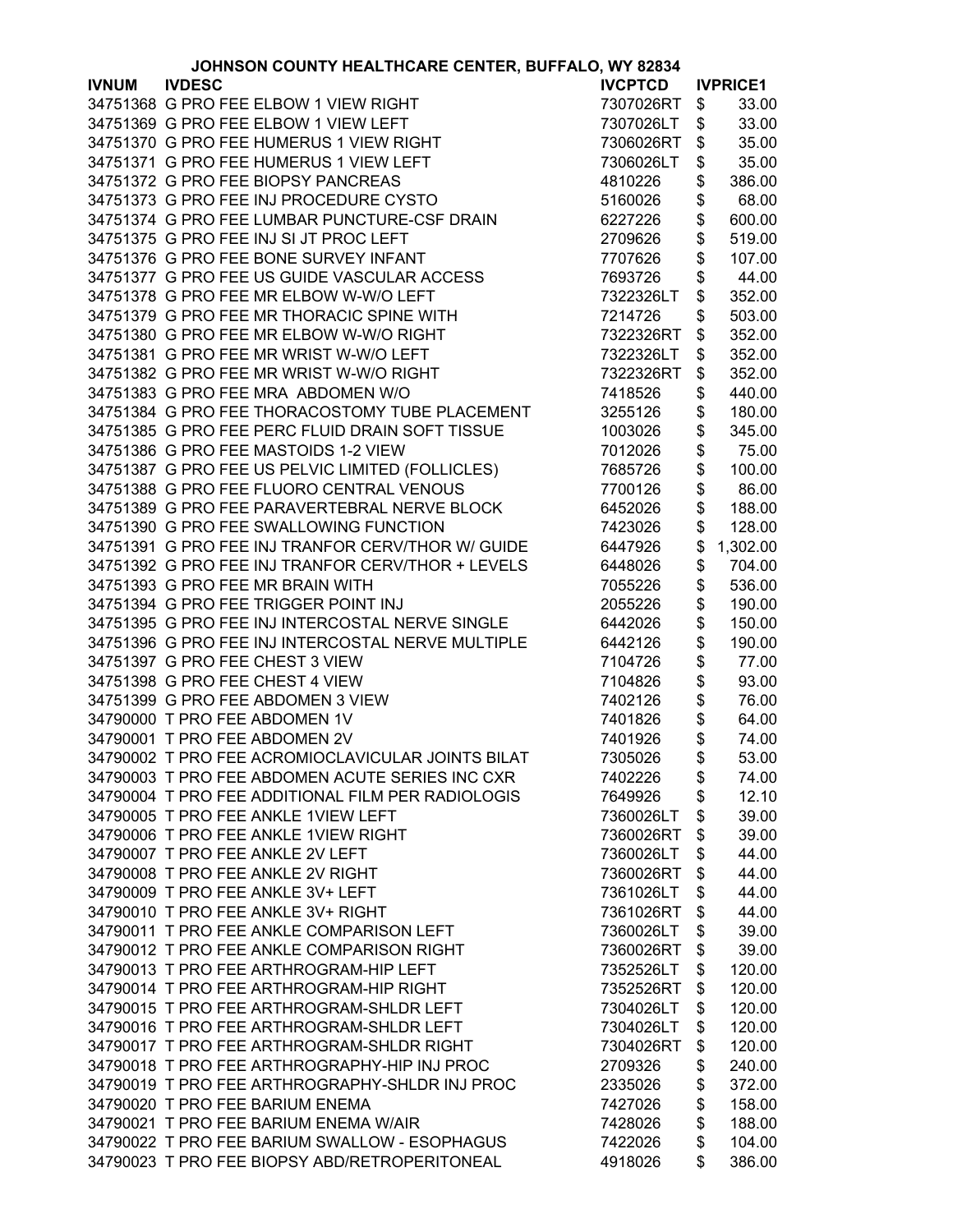# JOHNSON COUNTY HEALTHCARE CENTER, BUFFALO, WY 82834

| IVNUM | IVDESC | IVCPTCD | IVPRICE1 |
|---|---|---|---|
| 34751368 | G PRO FEE ELBOW 1 VIEW RIGHT | 7307026RT | $ 33.00 |
| 34751369 | G PRO FEE ELBOW 1 VIEW LEFT | 7307026LT | $ 33.00 |
| 34751370 | G PRO FEE HUMERUS 1 VIEW RIGHT | 7306026RT | $ 35.00 |
| 34751371 | G PRO FEE HUMERUS 1 VIEW LEFT | 7306026LT | $ 35.00 |
| 34751372 | G PRO FEE BIOPSY PANCREAS | 4810226 | $ 386.00 |
| 34751373 | G PRO FEE INJ PROCEDURE CYSTO | 5160026 | $ 68.00 |
| 34751374 | G PRO FEE LUMBAR PUNCTURE-CSF DRAIN | 6227226 | $ 600.00 |
| 34751375 | G PRO FEE INJ SI JT PROC LEFT | 2709626 | $ 519.00 |
| 34751376 | G PRO FEE BONE SURVEY INFANT | 7707626 | $ 107.00 |
| 34751377 | G PRO FEE US GUIDE VASCULAR ACCESS | 7693726 | $ 44.00 |
| 34751378 | G PRO FEE MR ELBOW W-W/O LEFT | 7322326LT | $ 352.00 |
| 34751379 | G PRO FEE MR THORACIC SPINE WITH | 7214726 | $ 503.00 |
| 34751380 | G PRO FEE MR ELBOW W-W/O RIGHT | 7322326RT | $ 352.00 |
| 34751381 | G PRO FEE MR WRIST W-W/O LEFT | 7322326LT | $ 352.00 |
| 34751382 | G PRO FEE MR WRIST W-W/O RIGHT | 7322326RT | $ 352.00 |
| 34751383 | G PRO FEE MRA ABDOMEN W/O | 7418526 | $ 440.00 |
| 34751384 | G PRO FEE THORACOSTOMY TUBE PLACEMENT | 3255126 | $ 180.00 |
| 34751385 | G PRO FEE PERC FLUID DRAIN SOFT TISSUE | 1003026 | $ 345.00 |
| 34751386 | G PRO FEE MASTOIDS 1-2 VIEW | 7012026 | $ 75.00 |
| 34751387 | G PRO FEE US PELVIC LIMITED (FOLLICLES) | 7685726 | $ 100.00 |
| 34751388 | G PRO FEE FLUORO CENTRAL VENOUS | 7700126 | $ 86.00 |
| 34751389 | G PRO FEE PARAVERTEBRAL NERVE BLOCK | 6452026 | $ 188.00 |
| 34751390 | G PRO FEE SWALLOWING FUNCTION | 7423026 | $ 128.00 |
| 34751391 | G PRO FEE INJ TRANFOR CERV/THOR W/ GUIDE | 6447926 | $ 1,302.00 |
| 34751392 | G PRO FEE INJ TRANFOR CERV/THOR + LEVELS | 6448026 | $ 704.00 |
| 34751393 | G PRO FEE MR BRAIN WITH | 7055226 | $ 536.00 |
| 34751394 | G PRO FEE TRIGGER POINT INJ | 2055226 | $ 190.00 |
| 34751395 | G PRO FEE INJ INTERCOSTAL NERVE SINGLE | 6442026 | $ 150.00 |
| 34751396 | G PRO FEE INJ INTERCOSTAL NERVE MULTIPLE | 6442126 | $ 190.00 |
| 34751397 | G PRO FEE CHEST 3 VIEW | 7104726 | $ 77.00 |
| 34751398 | G PRO FEE CHEST 4 VIEW | 7104826 | $ 93.00 |
| 34751399 | G PRO FEE ABDOMEN 3 VIEW | 7402126 | $ 76.00 |
| 34790000 | T PRO FEE ABDOMEN 1V | 7401826 | $ 64.00 |
| 34790001 | T PRO FEE ABDOMEN 2V | 7401926 | $ 74.00 |
| 34790002 | T PRO FEE ACROMIOCLAVICULAR JOINTS BILAT | 7305026 | $ 53.00 |
| 34790003 | T PRO FEE ABDOMEN ACUTE SERIES INC CXR | 7402226 | $ 74.00 |
| 34790004 | T PRO FEE ADDITIONAL FILM PER RADIOLOGIS | 7649926 | $ 12.10 |
| 34790005 | T PRO FEE ANKLE 1VIEW LEFT | 7360026LT | $ 39.00 |
| 34790006 | T PRO FEE ANKLE 1VIEW RIGHT | 7360026RT | $ 39.00 |
| 34790007 | T PRO FEE ANKLE 2V LEFT | 7360026LT | $ 44.00 |
| 34790008 | T PRO FEE ANKLE 2V RIGHT | 7360026RT | $ 44.00 |
| 34790009 | T PRO FEE ANKLE 3V+ LEFT | 7361026LT | $ 44.00 |
| 34790010 | T PRO FEE ANKLE 3V+ RIGHT | 7361026RT | $ 44.00 |
| 34790011 | T PRO FEE ANKLE COMPARISON LEFT | 7360026LT | $ 39.00 |
| 34790012 | T PRO FEE ANKLE COMPARISON RIGHT | 7360026RT | $ 39.00 |
| 34790013 | T PRO FEE ARTHROGRAM-HIP LEFT | 7352526LT | $ 120.00 |
| 34790014 | T PRO FEE ARTHROGRAM-HIP RIGHT | 7352526RT | $ 120.00 |
| 34790015 | T PRO FEE ARTHROGRAM-SHLDR LEFT | 7304026LT | $ 120.00 |
| 34790016 | T PRO FEE ARTHROGRAM-SHLDR LEFT | 7304026LT | $ 120.00 |
| 34790017 | T PRO FEE ARTHROGRAM-SHLDR RIGHT | 7304026RT | $ 120.00 |
| 34790018 | T PRO FEE ARTHROGRAPHY-HIP INJ PROC | 2709326 | $ 240.00 |
| 34790019 | T PRO FEE ARTHROGRAPHY-SHLDR INJ PROC | 2335026 | $ 372.00 |
| 34790020 | T PRO FEE BARIUM ENEMA | 7427026 | $ 158.00 |
| 34790021 | T PRO FEE BARIUM ENEMA W/AIR | 7428026 | $ 188.00 |
| 34790022 | T PRO FEE BARIUM SWALLOW - ESOPHAGUS | 7422026 | $ 104.00 |
| 34790023 | T PRO FEE BIOPSY ABD/RETROPERITONEAL | 4918026 | $ 386.00 |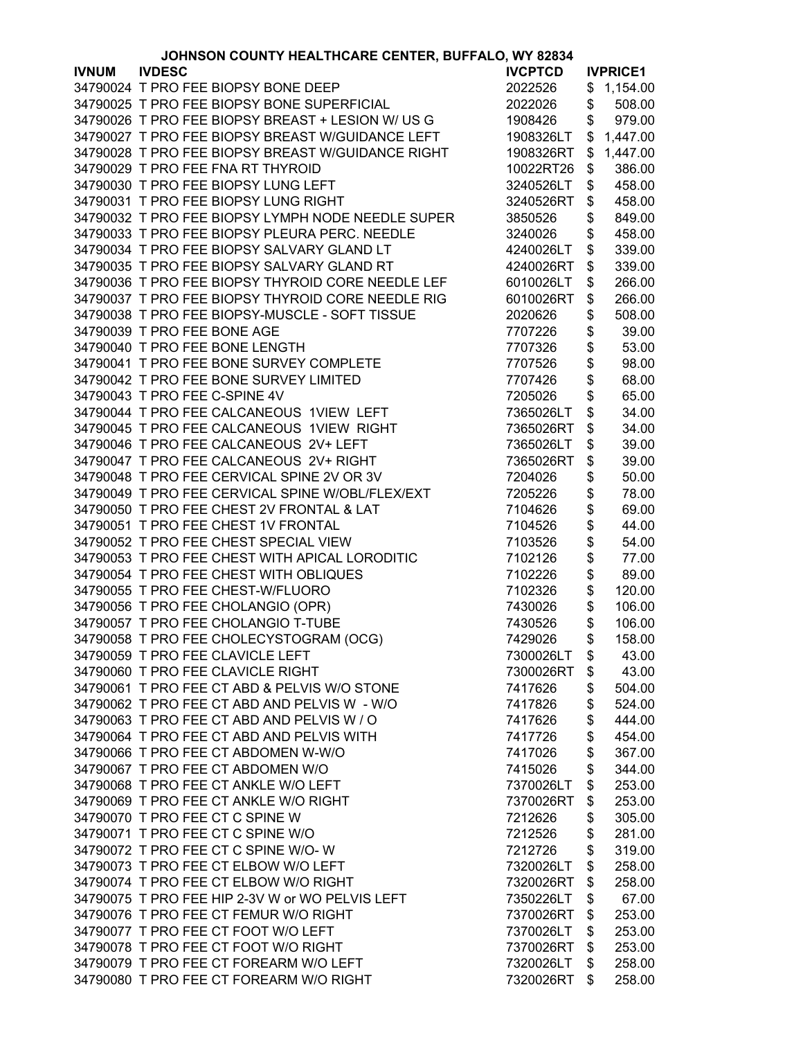JOHNSON COUNTY HEALTHCARE CENTER, BUFFALO, WY 82834

| IVNUM | IVDESC | IVCPTCD | IVPRICE1 |
|---|---|---|---|
| 34790024 | T PRO FEE BIOPSY BONE DEEP | 2022526 | $ 1,154.00 |
| 34790025 | T PRO FEE BIOPSY BONE SUPERFICIAL | 2022026 | $ 508.00 |
| 34790026 | T PRO FEE BIOPSY BREAST + LESION W/ US G | 1908426 | $ 979.00 |
| 34790027 | T PRO FEE BIOPSY BREAST W/GUIDANCE LEFT | 1908326LT | $ 1,447.00 |
| 34790028 | T PRO FEE BIOPSY BREAST W/GUIDANCE RIGHT | 1908326RT | $ 1,447.00 |
| 34790029 | T PRO FEE FNA RT THYROID | 10022RT26 | $ 386.00 |
| 34790030 | T PRO FEE BIOPSY LUNG LEFT | 3240526LT | $ 458.00 |
| 34790031 | T PRO FEE BIOPSY LUNG RIGHT | 3240526RT | $ 458.00 |
| 34790032 | T PRO FEE BIOPSY LYMPH NODE NEEDLE SUPER | 3850526 | $ 849.00 |
| 34790033 | T PRO FEE BIOPSY PLEURA PERC. NEEDLE | 3240026 | $ 458.00 |
| 34790034 | T PRO FEE BIOPSY SALVARY GLAND LT | 4240026LT | $ 339.00 |
| 34790035 | T PRO FEE BIOPSY SALVARY GLAND RT | 4240026RT | $ 339.00 |
| 34790036 | T PRO FEE BIOPSY THYROID CORE NEEDLE LEF | 6010026LT | $ 266.00 |
| 34790037 | T PRO FEE BIOPSY THYROID CORE NEEDLE RIG | 6010026RT | $ 266.00 |
| 34790038 | T PRO FEE BIOPSY-MUSCLE - SOFT TISSUE | 2020626 | $ 508.00 |
| 34790039 | T PRO FEE BONE AGE | 7707226 | $ 39.00 |
| 34790040 | T PRO FEE BONE LENGTH | 7707326 | $ 53.00 |
| 34790041 | T PRO FEE BONE SURVEY COMPLETE | 7707526 | $ 98.00 |
| 34790042 | T PRO FEE BONE SURVEY LIMITED | 7707426 | $ 68.00 |
| 34790043 | T PRO FEE C-SPINE 4V | 7205026 | $ 65.00 |
| 34790044 | T PRO FEE CALCANEOUS 1VIEW LEFT | 7365026LT | $ 34.00 |
| 34790045 | T PRO FEE CALCANEOUS 1VIEW RIGHT | 7365026RT | $ 34.00 |
| 34790046 | T PRO FEE CALCANEOUS 2V+ LEFT | 7365026LT | $ 39.00 |
| 34790047 | T PRO FEE CALCANEOUS 2V+ RIGHT | 7365026RT | $ 39.00 |
| 34790048 | T PRO FEE CERVICAL SPINE 2V OR 3V | 7204026 | $ 50.00 |
| 34790049 | T PRO FEE CERVICAL SPINE W/OBL/FLEX/EXT | 7205226 | $ 78.00 |
| 34790050 | T PRO FEE CHEST 2V FRONTAL & LAT | 7104626 | $ 69.00 |
| 34790051 | T PRO FEE CHEST 1V FRONTAL | 7104526 | $ 44.00 |
| 34790052 | T PRO FEE CHEST SPECIAL VIEW | 7103526 | $ 54.00 |
| 34790053 | T PRO FEE CHEST WITH APICAL LORODITIC | 7102126 | $ 77.00 |
| 34790054 | T PRO FEE CHEST WITH OBLIQUES | 7102226 | $ 89.00 |
| 34790055 | T PRO FEE CHEST-W/FLUORO | 7102326 | $ 120.00 |
| 34790056 | T PRO FEE CHOLANGIO (OPR) | 7430026 | $ 106.00 |
| 34790057 | T PRO FEE CHOLANGIO T-TUBE | 7430526 | $ 106.00 |
| 34790058 | T PRO FEE CHOLECYSTOGRAM (OCG) | 7429026 | $ 158.00 |
| 34790059 | T PRO FEE CLAVICLE LEFT | 7300026LT | $ 43.00 |
| 34790060 | T PRO FEE CLAVICLE RIGHT | 7300026RT | $ 43.00 |
| 34790061 | T PRO FEE CT ABD & PELVIS W/O STONE | 7417626 | $ 504.00 |
| 34790062 | T PRO FEE CT ABD AND PELVIS W - W/O | 7417826 | $ 524.00 |
| 34790063 | T PRO FEE CT ABD AND PELVIS W / O | 7417626 | $ 444.00 |
| 34790064 | T PRO FEE CT ABD AND PELVIS WITH | 7417726 | $ 454.00 |
| 34790066 | T PRO FEE CT ABDOMEN W-W/O | 7417026 | $ 367.00 |
| 34790067 | T PRO FEE CT ABDOMEN W/O | 7415026 | $ 344.00 |
| 34790068 | T PRO FEE CT ANKLE W/O LEFT | 7370026LT | $ 253.00 |
| 34790069 | T PRO FEE CT ANKLE W/O RIGHT | 7370026RT | $ 253.00 |
| 34790070 | T PRO FEE CT C SPINE W | 7212626 | $ 305.00 |
| 34790071 | T PRO FEE CT C SPINE W/O | 7212526 | $ 281.00 |
| 34790072 | T PRO FEE CT C SPINE W/O- W | 7212726 | $ 319.00 |
| 34790073 | T PRO FEE CT ELBOW W/O LEFT | 7320026LT | $ 258.00 |
| 34790074 | T PRO FEE CT ELBOW W/O RIGHT | 7320026RT | $ 258.00 |
| 34790075 | T PRO FEE HIP 2-3V W or WO PELVIS LEFT | 7350226LT | $ 67.00 |
| 34790076 | T PRO FEE CT FEMUR W/O RIGHT | 7370026RT | $ 253.00 |
| 34790077 | T PRO FEE CT FOOT W/O LEFT | 7370026LT | $ 253.00 |
| 34790078 | T PRO FEE CT FOOT W/O RIGHT | 7370026RT | $ 253.00 |
| 34790079 | T PRO FEE CT FOREARM W/O LEFT | 7320026LT | $ 258.00 |
| 34790080 | T PRO FEE CT FOREARM W/O RIGHT | 7320026RT | $ 258.00 |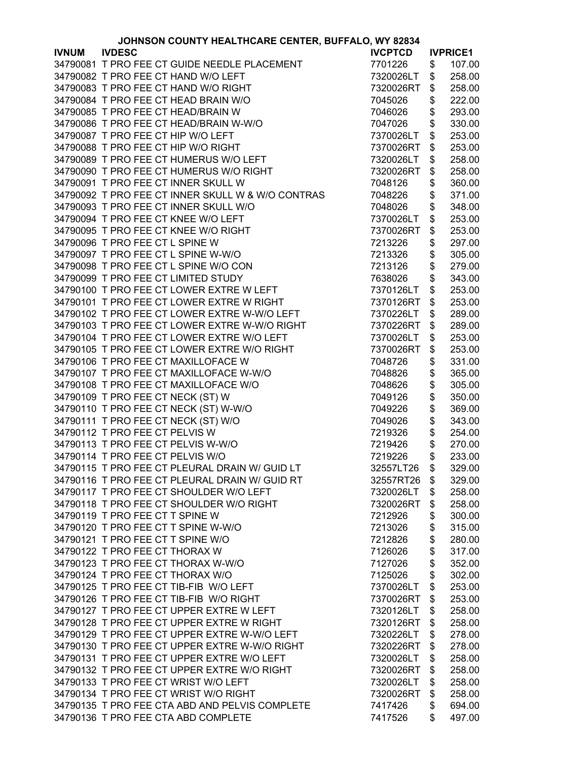**JOHNSON COUNTY HEALTHCARE CENTER, BUFFALO, WY 82834**

| IVNUM | IVDESC | IVCPTCD | IVPRICE1 |
|---|---|---|---|
| 34790081 | T PRO FEE CT GUIDE NEEDLE PLACEMENT | 7701226 | $ 107.00 |
| 34790082 | T PRO FEE CT HAND W/O LEFT | 7320026LT | $ 258.00 |
| 34790083 | T PRO FEE CT HAND W/O RIGHT | 7320026RT | $ 258.00 |
| 34790084 | T PRO FEE CT HEAD BRAIN W/O | 7045026 | $ 222.00 |
| 34790085 | T PRO FEE CT HEAD/BRAIN W | 7046026 | $ 293.00 |
| 34790086 | T PRO FEE CT HEAD/BRAIN W-W/O | 7047026 | $ 330.00 |
| 34790087 | T PRO FEE CT HIP W/O LEFT | 7370026LT | $ 253.00 |
| 34790088 | T PRO FEE CT HIP W/O RIGHT | 7370026RT | $ 253.00 |
| 34790089 | T PRO FEE CT HUMERUS W/O LEFT | 7320026LT | $ 258.00 |
| 34790090 | T PRO FEE CT HUMERUS W/O RIGHT | 7320026RT | $ 258.00 |
| 34790091 | T PRO FEE CT INNER SKULL W | 7048126 | $ 360.00 |
| 34790092 | T PRO FEE CT INNER SKULL W & W/O CONTRAS | 7048226 | $ 371.00 |
| 34790093 | T PRO FEE CT INNER SKULL W/O | 7048026 | $ 348.00 |
| 34790094 | T PRO FEE CT KNEE W/O LEFT | 7370026LT | $ 253.00 |
| 34790095 | T PRO FEE CT KNEE W/O RIGHT | 7370026RT | $ 253.00 |
| 34790096 | T PRO FEE CT L SPINE W | 7213226 | $ 297.00 |
| 34790097 | T PRO FEE CT L SPINE W-W/O | 7213326 | $ 305.00 |
| 34790098 | T PRO FEE CT L SPINE W/O CON | 7213126 | $ 279.00 |
| 34790099 | T PRO FEE CT LIMITED STUDY | 7638026 | $ 343.00 |
| 34790100 | T PRO FEE CT LOWER EXTRE W LEFT | 7370126LT | $ 253.00 |
| 34790101 | T PRO FEE CT LOWER EXTRE W RIGHT | 7370126RT | $ 253.00 |
| 34790102 | T PRO FEE CT LOWER EXTRE W-W/O LEFT | 7370226LT | $ 289.00 |
| 34790103 | T PRO FEE CT LOWER EXTRE W-W/O RIGHT | 7370226RT | $ 289.00 |
| 34790104 | T PRO FEE CT LOWER EXTRE W/O LEFT | 7370026LT | $ 253.00 |
| 34790105 | T PRO FEE CT LOWER EXTRE W/O RIGHT | 7370026RT | $ 253.00 |
| 34790106 | T PRO FEE CT MAXILLOFACE W | 7048726 | $ 331.00 |
| 34790107 | T PRO FEE CT MAXILLOFACE W-W/O | 7048826 | $ 365.00 |
| 34790108 | T PRO FEE CT MAXILLOFACE W/O | 7048626 | $ 305.00 |
| 34790109 | T PRO FEE CT NECK (ST) W | 7049126 | $ 350.00 |
| 34790110 | T PRO FEE CT NECK (ST) W-W/O | 7049226 | $ 369.00 |
| 34790111 | T PRO FEE CT NECK (ST) W/O | 7049026 | $ 343.00 |
| 34790112 | T PRO FEE CT PELVIS W | 7219326 | $ 254.00 |
| 34790113 | T PRO FEE CT PELVIS W-W/O | 7219426 | $ 270.00 |
| 34790114 | T PRO FEE CT PELVIS W/O | 7219226 | $ 233.00 |
| 34790115 | T PRO FEE CT PLEURAL DRAIN W/ GUID LT | 32557LT26 | $ 329.00 |
| 34790116 | T PRO FEE CT PLEURAL DRAIN W/ GUID RT | 32557RT26 | $ 329.00 |
| 34790117 | T PRO FEE CT SHOULDER W/O LEFT | 7320026LT | $ 258.00 |
| 34790118 | T PRO FEE CT SHOULDER W/O RIGHT | 7320026RT | $ 258.00 |
| 34790119 | T PRO FEE CT T SPINE W | 7212926 | $ 300.00 |
| 34790120 | T PRO FEE CT T SPINE W-W/O | 7213026 | $ 315.00 |
| 34790121 | T PRO FEE CT T SPINE W/O | 7212826 | $ 280.00 |
| 34790122 | T PRO FEE CT THORAX W | 7126026 | $ 317.00 |
| 34790123 | T PRO FEE CT THORAX W-W/O | 7127026 | $ 352.00 |
| 34790124 | T PRO FEE CT THORAX W/O | 7125026 | $ 302.00 |
| 34790125 | T PRO FEE CT TIB-FIB W/O LEFT | 7370026LT | $ 253.00 |
| 34790126 | T PRO FEE CT TIB-FIB W/O RIGHT | 7370026RT | $ 253.00 |
| 34790127 | T PRO FEE CT UPPER EXTRE W LEFT | 7320126LT | $ 258.00 |
| 34790128 | T PRO FEE CT UPPER EXTRE W RIGHT | 7320126RT | $ 258.00 |
| 34790129 | T PRO FEE CT UPPER EXTRE W-W/O LEFT | 7320226LT | $ 278.00 |
| 34790130 | T PRO FEE CT UPPER EXTRE W-W/O RIGHT | 7320226RT | $ 278.00 |
| 34790131 | T PRO FEE CT UPPER EXTRE W/O LEFT | 7320026LT | $ 258.00 |
| 34790132 | T PRO FEE CT UPPER EXTRE W/O RIGHT | 7320026RT | $ 258.00 |
| 34790133 | T PRO FEE CT WRIST W/O LEFT | 7320026LT | $ 258.00 |
| 34790134 | T PRO FEE CT WRIST W/O RIGHT | 7320026RT | $ 258.00 |
| 34790135 | T PRO FEE CTA ABD AND PELVIS COMPLETE | 7417426 | $ 694.00 |
| 34790136 | T PRO FEE CTA ABD COMPLETE | 7417526 | $ 497.00 |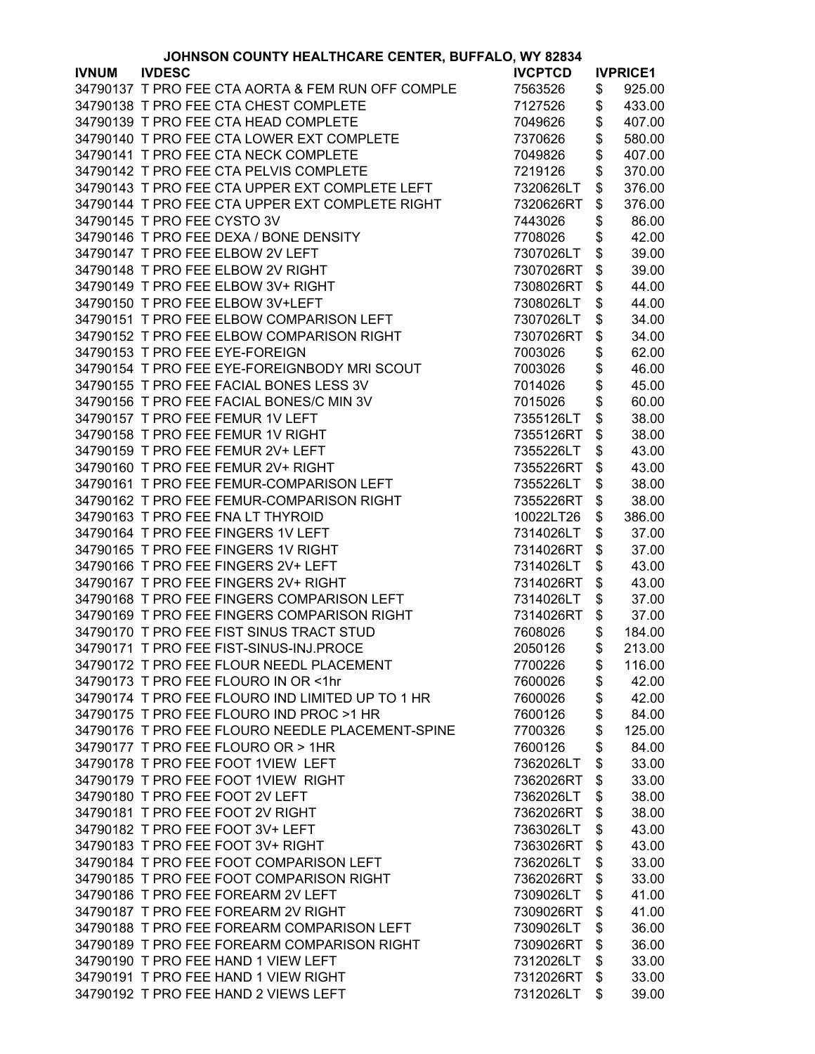**JOHNSON COUNTY HEALTHCARE CENTER, BUFFALO, WY 82834**

| IVNUM | IVDESC | IVCPTCD | IVPRICE1 |
|---|---|---|---|
| 34790137 | T PRO FEE CTA AORTA & FEM RUN OFF COMPLE | 7563526 | $ 925.00 |
| 34790138 | T PRO FEE CTA CHEST COMPLETE | 7127526 | $ 433.00 |
| 34790139 | T PRO FEE CTA HEAD COMPLETE | 7049626 | $ 407.00 |
| 34790140 | T PRO FEE CTA LOWER EXT COMPLETE | 7370626 | $ 580.00 |
| 34790141 | T PRO FEE CTA NECK COMPLETE | 7049826 | $ 407.00 |
| 34790142 | T PRO FEE CTA PELVIS COMPLETE | 7219126 | $ 370.00 |
| 34790143 | T PRO FEE CTA UPPER EXT COMPLETE LEFT | 7320626LT | $ 376.00 |
| 34790144 | T PRO FEE CTA UPPER EXT COMPLETE RIGHT | 7320626RT | $ 376.00 |
| 34790145 | T PRO FEE CYSTO 3V | 7443026 | $ 86.00 |
| 34790146 | T PRO FEE DEXA / BONE DENSITY | 7708026 | $ 42.00 |
| 34790147 | T PRO FEE ELBOW 2V LEFT | 7307026LT | $ 39.00 |
| 34790148 | T PRO FEE ELBOW 2V RIGHT | 7307026RT | $ 39.00 |
| 34790149 | T PRO FEE ELBOW 3V+ RIGHT | 7308026RT | $ 44.00 |
| 34790150 | T PRO FEE ELBOW 3V+LEFT | 7308026LT | $ 44.00 |
| 34790151 | T PRO FEE ELBOW COMPARISON LEFT | 7307026LT | $ 34.00 |
| 34790152 | T PRO FEE ELBOW COMPARISON RIGHT | 7307026RT | $ 34.00 |
| 34790153 | T PRO FEE EYE-FOREIGN | 7003026 | $ 62.00 |
| 34790154 | T PRO FEE EYE-FOREIGNBODY MRI SCOUT | 7003026 | $ 46.00 |
| 34790155 | T PRO FEE FACIAL BONES LESS 3V | 7014026 | $ 45.00 |
| 34790156 | T PRO FEE FACIAL BONES/C MIN 3V | 7015026 | $ 60.00 |
| 34790157 | T PRO FEE FEMUR 1V LEFT | 7355126LT | $ 38.00 |
| 34790158 | T PRO FEE FEMUR 1V RIGHT | 7355126RT | $ 38.00 |
| 34790159 | T PRO FEE FEMUR 2V+ LEFT | 7355226LT | $ 43.00 |
| 34790160 | T PRO FEE FEMUR 2V+ RIGHT | 7355226RT | $ 43.00 |
| 34790161 | T PRO FEE FEMUR-COMPARISON LEFT | 7355226LT | $ 38.00 |
| 34790162 | T PRO FEE FEMUR-COMPARISON RIGHT | 7355226RT | $ 38.00 |
| 34790163 | T PRO FEE FNA LT THYROID | 10022LT26 | $ 386.00 |
| 34790164 | T PRO FEE FINGERS 1V LEFT | 7314026LT | $ 37.00 |
| 34790165 | T PRO FEE FINGERS 1V RIGHT | 7314026RT | $ 37.00 |
| 34790166 | T PRO FEE FINGERS 2V+ LEFT | 7314026LT | $ 43.00 |
| 34790167 | T PRO FEE FINGERS 2V+ RIGHT | 7314026RT | $ 43.00 |
| 34790168 | T PRO FEE FINGERS COMPARISON LEFT | 7314026LT | $ 37.00 |
| 34790169 | T PRO FEE FINGERS COMPARISON RIGHT | 7314026RT | $ 37.00 |
| 34790170 | T PRO FEE FIST SINUS TRACT STUD | 7608026 | $ 184.00 |
| 34790171 | T PRO FEE FIST-SINUS-INJ.PROCE | 2050126 | $ 213.00 |
| 34790172 | T PRO FEE FLOUR NEEDL PLACEMENT | 7700226 | $ 116.00 |
| 34790173 | T PRO FEE FLOURO IN OR <1hr | 7600026 | $ 42.00 |
| 34790174 | T PRO FEE FLOURO IND LIMITED UP TO 1 HR | 7600026 | $ 42.00 |
| 34790175 | T PRO FEE FLOURO IND PROC >1 HR | 7600126 | $ 84.00 |
| 34790176 | T PRO FEE FLOURO NEEDLE PLACEMENT-SPINE | 7700326 | $ 125.00 |
| 34790177 | T PRO FEE FLOURO OR > 1HR | 7600126 | $ 84.00 |
| 34790178 | T PRO FEE FOOT 1VIEW LEFT | 7362026LT | $ 33.00 |
| 34790179 | T PRO FEE FOOT 1VIEW RIGHT | 7362026RT | $ 33.00 |
| 34790180 | T PRO FEE FOOT 2V LEFT | 7362026LT | $ 38.00 |
| 34790181 | T PRO FEE FOOT 2V RIGHT | 7362026RT | $ 38.00 |
| 34790182 | T PRO FEE FOOT 3V+ LEFT | 7363026LT | $ 43.00 |
| 34790183 | T PRO FEE FOOT 3V+ RIGHT | 7363026RT | $ 43.00 |
| 34790184 | T PRO FEE FOOT COMPARISON LEFT | 7362026LT | $ 33.00 |
| 34790185 | T PRO FEE FOOT COMPARISON RIGHT | 7362026RT | $ 33.00 |
| 34790186 | T PRO FEE FOREARM 2V LEFT | 7309026LT | $ 41.00 |
| 34790187 | T PRO FEE FOREARM 2V RIGHT | 7309026RT | $ 41.00 |
| 34790188 | T PRO FEE FOREARM COMPARISON LEFT | 7309026LT | $ 36.00 |
| 34790189 | T PRO FEE FOREARM COMPARISON RIGHT | 7309026RT | $ 36.00 |
| 34790190 | T PRO FEE HAND 1 VIEW LEFT | 7312026LT | $ 33.00 |
| 34790191 | T PRO FEE HAND 1 VIEW RIGHT | 7312026RT | $ 33.00 |
| 34790192 | T PRO FEE HAND 2 VIEWS LEFT | 7312026LT | $ 39.00 |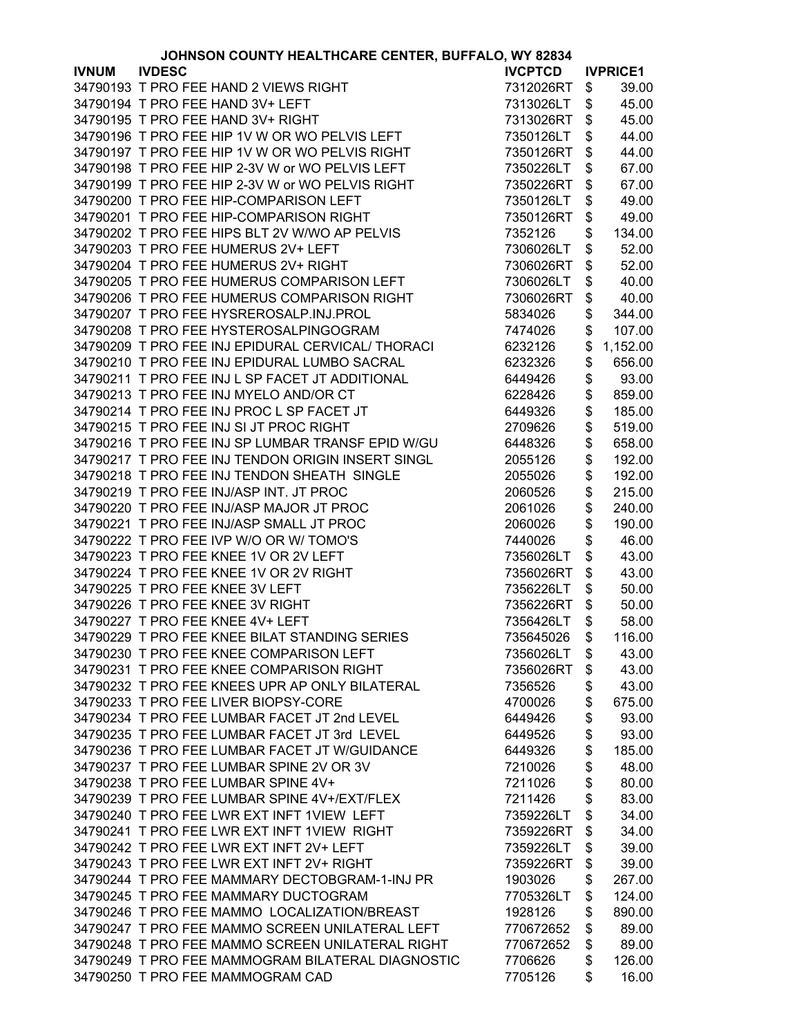**JOHNSON COUNTY HEALTHCARE CENTER, BUFFALO, WY 82834**

| IVNUM | IVDESC | IVCPTCD | IVPRICE1 |
|---|---|---|---|
| 34790193 | T PRO FEE HAND 2 VIEWS RIGHT | 7312026RT | $ 39.00 |
| 34790194 | T PRO FEE HAND 3V+ LEFT | 7313026LT | $ 45.00 |
| 34790195 | T PRO FEE HAND 3V+ RIGHT | 7313026RT | $ 45.00 |
| 34790196 | T PRO FEE HIP 1V W OR WO PELVIS LEFT | 7350126LT | $ 44.00 |
| 34790197 | T PRO FEE HIP 1V W OR WO PELVIS RIGHT | 7350126RT | $ 44.00 |
| 34790198 | T PRO FEE HIP 2-3V W or WO PELVIS LEFT | 7350226LT | $ 67.00 |
| 34790199 | T PRO FEE HIP 2-3V W or WO PELVIS RIGHT | 7350226RT | $ 67.00 |
| 34790200 | T PRO FEE HIP-COMPARISON LEFT | 7350126LT | $ 49.00 |
| 34790201 | T PRO FEE HIP-COMPARISON RIGHT | 7350126RT | $ 49.00 |
| 34790202 | T PRO FEE HIPS BLT 2V W/WO AP PELVIS | 7352126 | $ 134.00 |
| 34790203 | T PRO FEE HUMERUS 2V+ LEFT | 7306026LT | $ 52.00 |
| 34790204 | T PRO FEE HUMERUS 2V+ RIGHT | 7306026RT | $ 52.00 |
| 34790205 | T PRO FEE HUMERUS COMPARISON LEFT | 7306026LT | $ 40.00 |
| 34790206 | T PRO FEE HUMERUS COMPARISON RIGHT | 7306026RT | $ 40.00 |
| 34790207 | T PRO FEE HYSREROSALP.INJ.PROL | 5834026 | $ 344.00 |
| 34790208 | T PRO FEE HYSTEROSALPINGOGRAM | 7474026 | $ 107.00 |
| 34790209 | T PRO FEE INJ EPIDURAL CERVICAL/ THORACI | 6232126 | $ 1,152.00 |
| 34790210 | T PRO FEE INJ EPIDURAL LUMBO SACRAL | 6232326 | $ 656.00 |
| 34790211 | T PRO FEE INJ L SP FACET JT ADDITIONAL | 6449426 | $ 93.00 |
| 34790213 | T PRO FEE INJ MYELO AND/OR CT | 6228426 | $ 859.00 |
| 34790214 | T PRO FEE INJ PROC L SP FACET JT | 6449326 | $ 185.00 |
| 34790215 | T PRO FEE INJ SI JT PROC RIGHT | 2709626 | $ 519.00 |
| 34790216 | T PRO FEE INJ SP LUMBAR TRANSF EPID W/GU | 6448326 | $ 658.00 |
| 34790217 | T PRO FEE INJ TENDON ORIGIN INSERT SINGL | 2055126 | $ 192.00 |
| 34790218 | T PRO FEE INJ TENDON SHEATH SINGLE | 2055026 | $ 192.00 |
| 34790219 | T PRO FEE INJ/ASP INT. JT PROC | 2060526 | $ 215.00 |
| 34790220 | T PRO FEE INJ/ASP MAJOR JT PROC | 2061026 | $ 240.00 |
| 34790221 | T PRO FEE INJ/ASP SMALL JT PROC | 2060026 | $ 190.00 |
| 34790222 | T PRO FEE IVP W/O OR W/ TOMO'S | 7440026 | $ 46.00 |
| 34790223 | T PRO FEE KNEE 1V OR 2V LEFT | 7356026LT | $ 43.00 |
| 34790224 | T PRO FEE KNEE 1V OR 2V RIGHT | 7356026RT | $ 43.00 |
| 34790225 | T PRO FEE KNEE 3V LEFT | 7356226LT | $ 50.00 |
| 34790226 | T PRO FEE KNEE 3V RIGHT | 7356226RT | $ 50.00 |
| 34790227 | T PRO FEE KNEE 4V+ LEFT | 7356426LT | $ 58.00 |
| 34790229 | T PRO FEE KNEE BILAT STANDING SERIES | 735645026 | $ 116.00 |
| 34790230 | T PRO FEE KNEE COMPARISON LEFT | 7356026LT | $ 43.00 |
| 34790231 | T PRO FEE KNEE COMPARISON RIGHT | 7356026RT | $ 43.00 |
| 34790232 | T PRO FEE KNEES UPR AP ONLY BILATERAL | 7356526 | $ 43.00 |
| 34790233 | T PRO FEE LIVER BIOPSY-CORE | 4700026 | $ 675.00 |
| 34790234 | T PRO FEE LUMBAR FACET JT 2nd LEVEL | 6449426 | $ 93.00 |
| 34790235 | T PRO FEE LUMBAR FACET JT 3rd LEVEL | 6449526 | $ 93.00 |
| 34790236 | T PRO FEE LUMBAR FACET JT W/GUIDANCE | 6449326 | $ 185.00 |
| 34790237 | T PRO FEE LUMBAR SPINE 2V OR 3V | 7210026 | $ 48.00 |
| 34790238 | T PRO FEE LUMBAR SPINE 4V+ | 7211026 | $ 80.00 |
| 34790239 | T PRO FEE LUMBAR SPINE 4V+/EXT/FLEX | 7211426 | $ 83.00 |
| 34790240 | T PRO FEE LWR EXT INFT 1VIEW LEFT | 7359226LT | $ 34.00 |
| 34790241 | T PRO FEE LWR EXT INFT 1VIEW RIGHT | 7359226RT | $ 34.00 |
| 34790242 | T PRO FEE LWR EXT INFT 2V+ LEFT | 7359226LT | $ 39.00 |
| 34790243 | T PRO FEE LWR EXT INFT 2V+ RIGHT | 7359226RT | $ 39.00 |
| 34790244 | T PRO FEE MAMMARY DECTOBGRAM-1-INJ PR | 1903026 | $ 267.00 |
| 34790245 | T PRO FEE MAMMARY DUCTOGRAM | 7705326LT | $ 124.00 |
| 34790246 | T PRO FEE MAMMO LOCALIZATION/BREAST | 1928126 | $ 890.00 |
| 34790247 | T PRO FEE MAMMO SCREEN UNILATERAL LEFT | 770672652 | $ 89.00 |
| 34790248 | T PRO FEE MAMMO SCREEN UNILATERAL RIGHT | 770672652 | $ 89.00 |
| 34790249 | T PRO FEE MAMMOGRAM BILATERAL DIAGNOSTIC | 7706626 | $ 126.00 |
| 34790250 | T PRO FEE MAMMOGRAM CAD | 7705126 | $ 16.00 |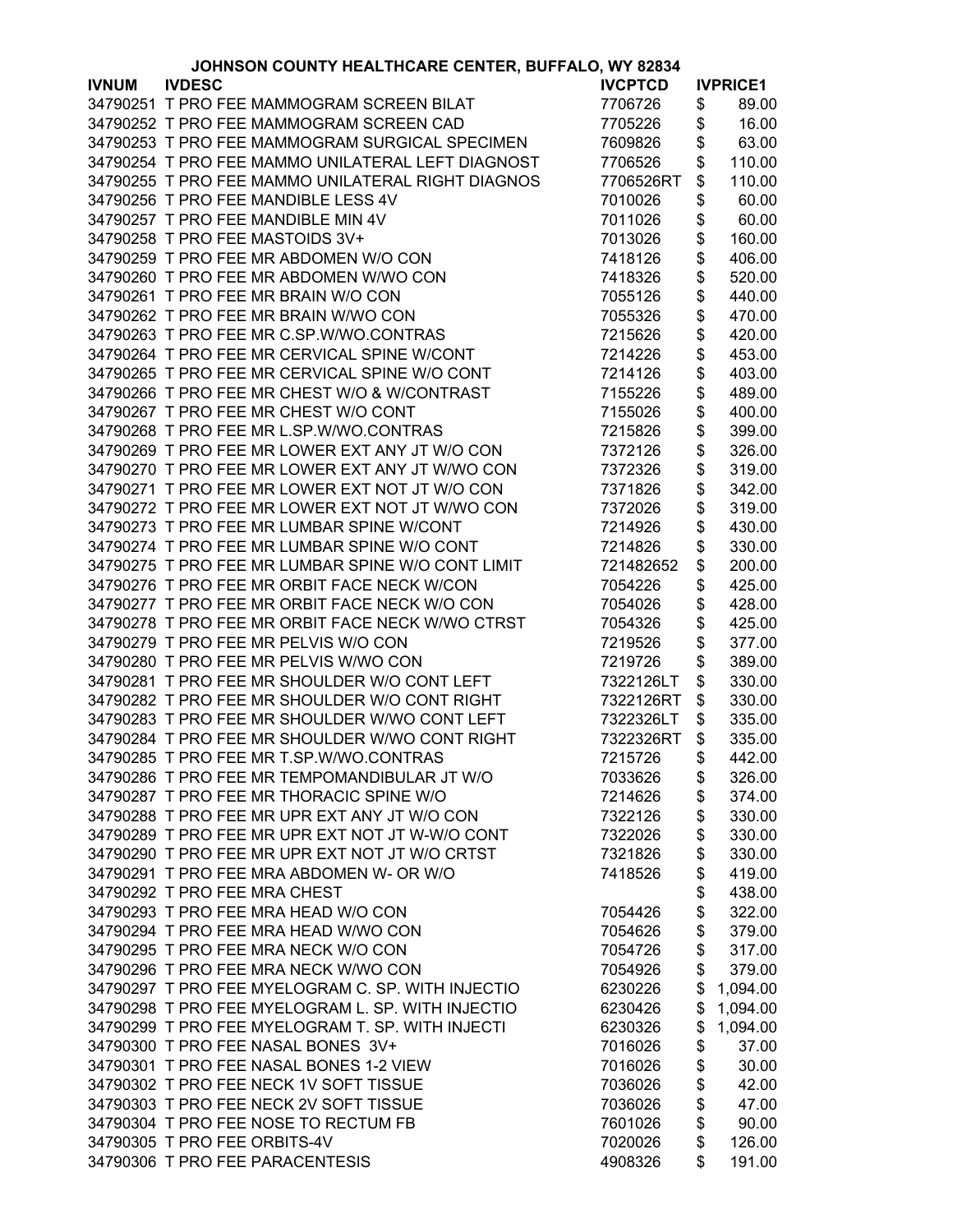**JOHNSON COUNTY HEALTHCARE CENTER, BUFFALO, WY 82834**

| IVNUM | IVDESC | IVCPTCD | IVPRICE1 |
|---|---|---|---|
| 34790251 | T PRO FEE MAMMOGRAM SCREEN BILAT | 7706726 | $ 89.00 |
| 34790252 | T PRO FEE MAMMOGRAM SCREEN CAD | 7705226 | $ 16.00 |
| 34790253 | T PRO FEE MAMMOGRAM SURGICAL SPECIMEN | 7609826 | $ 63.00 |
| 34790254 | T PRO FEE MAMMO UNILATERAL LEFT DIAGNOST | 7706526 | $ 110.00 |
| 34790255 | T PRO FEE MAMMO UNILATERAL RIGHT DIAGNOS | 7706526RT | $ 110.00 |
| 34790256 | T PRO FEE MANDIBLE LESS 4V | 7010026 | $ 60.00 |
| 34790257 | T PRO FEE MANDIBLE MIN 4V | 7011026 | $ 60.00 |
| 34790258 | T PRO FEE MASTOIDS 3V+ | 7013026 | $ 160.00 |
| 34790259 | T PRO FEE MR ABDOMEN W/O CON | 7418126 | $ 406.00 |
| 34790260 | T PRO FEE MR ABDOMEN W/WO CON | 7418326 | $ 520.00 |
| 34790261 | T PRO FEE MR BRAIN W/O CON | 7055126 | $ 440.00 |
| 34790262 | T PRO FEE MR BRAIN W/WO CON | 7055326 | $ 470.00 |
| 34790263 | T PRO FEE MR C.SP.W/WO.CONTRAS | 7215626 | $ 420.00 |
| 34790264 | T PRO FEE MR CERVICAL SPINE W/CONT | 7214226 | $ 453.00 |
| 34790265 | T PRO FEE MR CERVICAL SPINE W/O CONT | 7214126 | $ 403.00 |
| 34790266 | T PRO FEE MR CHEST W/O & W/CONTRAST | 7155226 | $ 489.00 |
| 34790267 | T PRO FEE MR CHEST W/O CONT | 7155026 | $ 400.00 |
| 34790268 | T PRO FEE MR L.SP.W/WO.CONTRAS | 7215826 | $ 399.00 |
| 34790269 | T PRO FEE MR LOWER EXT ANY JT W/O CON | 7372126 | $ 326.00 |
| 34790270 | T PRO FEE MR LOWER EXT ANY JT W/WO CON | 7372326 | $ 319.00 |
| 34790271 | T PRO FEE MR LOWER EXT NOT JT W/O CON | 7371826 | $ 342.00 |
| 34790272 | T PRO FEE MR LOWER EXT NOT JT W/WO CON | 7372026 | $ 319.00 |
| 34790273 | T PRO FEE MR LUMBAR SPINE W/CONT | 7214926 | $ 430.00 |
| 34790274 | T PRO FEE MR LUMBAR SPINE W/O CONT | 7214826 | $ 330.00 |
| 34790275 | T PRO FEE MR LUMBAR SPINE W/O CONT LIMIT | 721482652 | $ 200.00 |
| 34790276 | T PRO FEE MR ORBIT FACE NECK W/CON | 7054226 | $ 425.00 |
| 34790277 | T PRO FEE MR ORBIT FACE NECK W/O CON | 7054026 | $ 428.00 |
| 34790278 | T PRO FEE MR ORBIT FACE NECK W/WO CTRST | 7054326 | $ 425.00 |
| 34790279 | T PRO FEE MR PELVIS W/O CON | 7219526 | $ 377.00 |
| 34790280 | T PRO FEE MR PELVIS W/WO CON | 7219726 | $ 389.00 |
| 34790281 | T PRO FEE MR SHOULDER W/O CONT LEFT | 7322126LT | $ 330.00 |
| 34790282 | T PRO FEE MR SHOULDER W/O CONT RIGHT | 7322126RT | $ 330.00 |
| 34790283 | T PRO FEE MR SHOULDER W/WO CONT LEFT | 7322326LT | $ 335.00 |
| 34790284 | T PRO FEE MR SHOULDER W/WO CONT RIGHT | 7322326RT | $ 335.00 |
| 34790285 | T PRO FEE MR T.SP.W/WO.CONTRAS | 7215726 | $ 442.00 |
| 34790286 | T PRO FEE MR TEMPOMANDIBULAR JT W/O | 7033626 | $ 326.00 |
| 34790287 | T PRO FEE MR THORACIC SPINE W/O | 7214626 | $ 374.00 |
| 34790288 | T PRO FEE MR UPR EXT ANY JT W/O CON | 7322126 | $ 330.00 |
| 34790289 | T PRO FEE MR UPR EXT NOT JT W-W/O CONT | 7322026 | $ 330.00 |
| 34790290 | T PRO FEE MR UPR EXT NOT JT W/O CRTST | 7321826 | $ 330.00 |
| 34790291 | T PRO FEE MRA ABDOMEN W- OR W/O | 7418526 | $ 419.00 |
| 34790292 | T PRO FEE MRA CHEST | | $ 438.00 |
| 34790293 | T PRO FEE MRA HEAD W/O CON | 7054426 | $ 322.00 |
| 34790294 | T PRO FEE MRA HEAD W/WO CON | 7054626 | $ 379.00 |
| 34790295 | T PRO FEE MRA NECK W/O CON | 7054726 | $ 317.00 |
| 34790296 | T PRO FEE MRA NECK W/WO CON | 7054926 | $ 379.00 |
| 34790297 | T PRO FEE MYELOGRAM C. SP. WITH INJECTIO | 6230226 | $ 1,094.00 |
| 34790298 | T PRO FEE MYELOGRAM L. SP. WITH INJECTIO | 6230426 | $ 1,094.00 |
| 34790299 | T PRO FEE MYELOGRAM T. SP. WITH INJECTI | 6230326 | $ 1,094.00 |
| 34790300 | T PRO FEE NASAL BONES 3V+ | 7016026 | $ 37.00 |
| 34790301 | T PRO FEE NASAL BONES 1-2 VIEW | 7016026 | $ 30.00 |
| 34790302 | T PRO FEE NECK 1V SOFT TISSUE | 7036026 | $ 42.00 |
| 34790303 | T PRO FEE NECK 2V SOFT TISSUE | 7036026 | $ 47.00 |
| 34790304 | T PRO FEE NOSE TO RECTUM FB | 7601026 | $ 90.00 |
| 34790305 | T PRO FEE ORBITS-4V | 7020026 | $ 126.00 |
| 34790306 | T PRO FEE PARACENTESIS | 4908326 | $ 191.00 |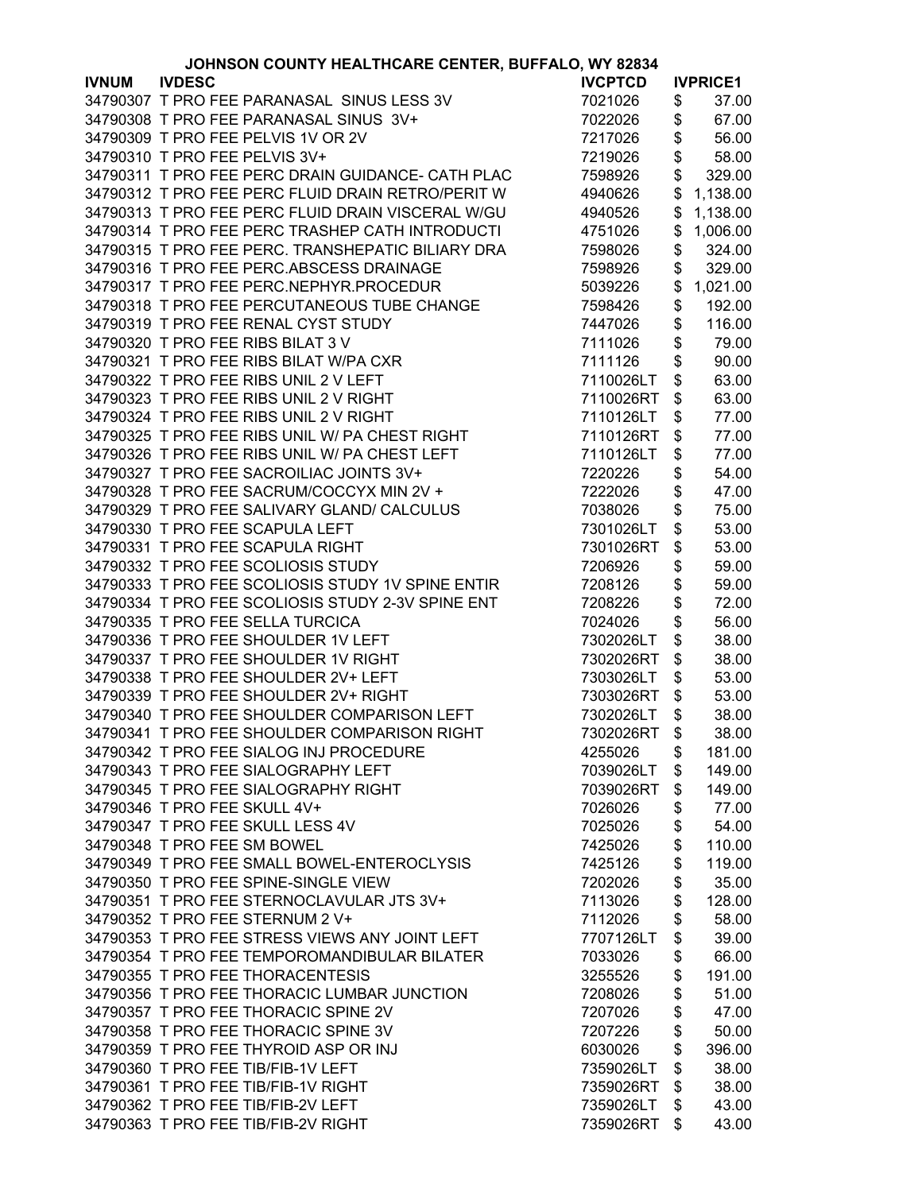JOHNSON COUNTY HEALTHCARE CENTER, BUFFALO, WY 82834

| IVNUM | IVDESC | IVCPTCD | IVPRICE1 |
|---|---|---|---|
| 34790307 | T PRO FEE PARANASAL SINUS LESS 3V | 7021026 | $ 37.00 |
| 34790308 | T PRO FEE PARANASAL SINUS 3V+ | 7022026 | $ 67.00 |
| 34790309 | T PRO FEE PELVIS 1V OR 2V | 7217026 | $ 56.00 |
| 34790310 | T PRO FEE PELVIS 3V+ | 7219026 | $ 58.00 |
| 34790311 | T PRO FEE PERC DRAIN GUIDANCE- CATH PLAC | 7598926 | $ 329.00 |
| 34790312 | T PRO FEE PERC FLUID DRAIN RETRO/PERIT W | 4940626 | $ 1,138.00 |
| 34790313 | T PRO FEE PERC FLUID DRAIN VISCERAL W/GU | 4940526 | $ 1,138.00 |
| 34790314 | T PRO FEE PERC TRASHEP CATH INTRODUCTI | 4751026 | $ 1,006.00 |
| 34790315 | T PRO FEE PERC. TRANSHEPATIC BILIARY DRA | 7598026 | $ 324.00 |
| 34790316 | T PRO FEE PERC.ABSCESS DRAINAGE | 7598926 | $ 329.00 |
| 34790317 | T PRO FEE PERC.NEPHYR.PROCEDUR | 5039226 | $ 1,021.00 |
| 34790318 | T PRO FEE PERCUTANEOUS TUBE CHANGE | 7598426 | $ 192.00 |
| 34790319 | T PRO FEE RENAL CYST STUDY | 7447026 | $ 116.00 |
| 34790320 | T PRO FEE RIBS BILAT 3 V | 7111026 | $ 79.00 |
| 34790321 | T PRO FEE RIBS BILAT W/PA CXR | 7111126 | $ 90.00 |
| 34790322 | T PRO FEE RIBS UNIL 2 V LEFT | 7110026LT | $ 63.00 |
| 34790323 | T PRO FEE RIBS UNIL 2 V RIGHT | 7110026RT | $ 63.00 |
| 34790324 | T PRO FEE RIBS UNIL 2 V RIGHT | 7110126LT | $ 77.00 |
| 34790325 | T PRO FEE RIBS UNIL W/ PA CHEST RIGHT | 7110126RT | $ 77.00 |
| 34790326 | T PRO FEE RIBS UNIL W/ PA CHEST LEFT | 7110126LT | $ 77.00 |
| 34790327 | T PRO FEE SACROILIAC JOINTS 3V+ | 7220226 | $ 54.00 |
| 34790328 | T PRO FEE SACRUM/COCCYX MIN 2V + | 7222026 | $ 47.00 |
| 34790329 | T PRO FEE SALIVARY GLAND/ CALCULUS | 7038026 | $ 75.00 |
| 34790330 | T PRO FEE SCAPULA LEFT | 7301026LT | $ 53.00 |
| 34790331 | T PRO FEE SCAPULA RIGHT | 7301026RT | $ 53.00 |
| 34790332 | T PRO FEE SCOLIOSIS STUDY | 7206926 | $ 59.00 |
| 34790333 | T PRO FEE SCOLIOSIS STUDY 1V SPINE ENTIR | 7208126 | $ 59.00 |
| 34790334 | T PRO FEE SCOLIOSIS STUDY 2-3V SPINE ENT | 7208226 | $ 72.00 |
| 34790335 | T PRO FEE SELLA TURCICA | 7024026 | $ 56.00 |
| 34790336 | T PRO FEE SHOULDER 1V LEFT | 7302026LT | $ 38.00 |
| 34790337 | T PRO FEE SHOULDER 1V RIGHT | 7302026RT | $ 38.00 |
| 34790338 | T PRO FEE SHOULDER 2V+ LEFT | 7303026LT | $ 53.00 |
| 34790339 | T PRO FEE SHOULDER 2V+ RIGHT | 7303026RT | $ 53.00 |
| 34790340 | T PRO FEE SHOULDER COMPARISON LEFT | 7302026LT | $ 38.00 |
| 34790341 | T PRO FEE SHOULDER COMPARISON RIGHT | 7302026RT | $ 38.00 |
| 34790342 | T PRO FEE SIALOG INJ PROCEDURE | 4255026 | $ 181.00 |
| 34790343 | T PRO FEE SIALOGRAPHY LEFT | 7039026LT | $ 149.00 |
| 34790345 | T PRO FEE SIALOGRAPHY RIGHT | 7039026RT | $ 149.00 |
| 34790346 | T PRO FEE SKULL 4V+ | 7026026 | $ 77.00 |
| 34790347 | T PRO FEE SKULL LESS 4V | 7025026 | $ 54.00 |
| 34790348 | T PRO FEE SM BOWEL | 7425026 | $ 110.00 |
| 34790349 | T PRO FEE SMALL BOWEL-ENTEROCLYSIS | 7425126 | $ 119.00 |
| 34790350 | T PRO FEE SPINE-SINGLE VIEW | 7202026 | $ 35.00 |
| 34790351 | T PRO FEE STERNOCLAVULAR JTS 3V+ | 7113026 | $ 128.00 |
| 34790352 | T PRO FEE STERNUM 2 V+ | 7112026 | $ 58.00 |
| 34790353 | T PRO FEE STRESS VIEWS ANY JOINT LEFT | 7707126LT | $ 39.00 |
| 34790354 | T PRO FEE TEMPOROMANDIBULAR BILATER | 7033026 | $ 66.00 |
| 34790355 | T PRO FEE THORACENTESIS | 3255526 | $ 191.00 |
| 34790356 | T PRO FEE THORACIC LUMBAR JUNCTION | 7208026 | $ 51.00 |
| 34790357 | T PRO FEE THORACIC SPINE 2V | 7207026 | $ 47.00 |
| 34790358 | T PRO FEE THORACIC SPINE 3V | 7207226 | $ 50.00 |
| 34790359 | T PRO FEE THYROID ASP OR INJ | 6030026 | $ 396.00 |
| 34790360 | T PRO FEE TIB/FIB-1V LEFT | 7359026LT | $ 38.00 |
| 34790361 | T PRO FEE TIB/FIB-1V RIGHT | 7359026RT | $ 38.00 |
| 34790362 | T PRO FEE TIB/FIB-2V LEFT | 7359026LT | $ 43.00 |
| 34790363 | T PRO FEE TIB/FIB-2V RIGHT | 7359026RT | $ 43.00 |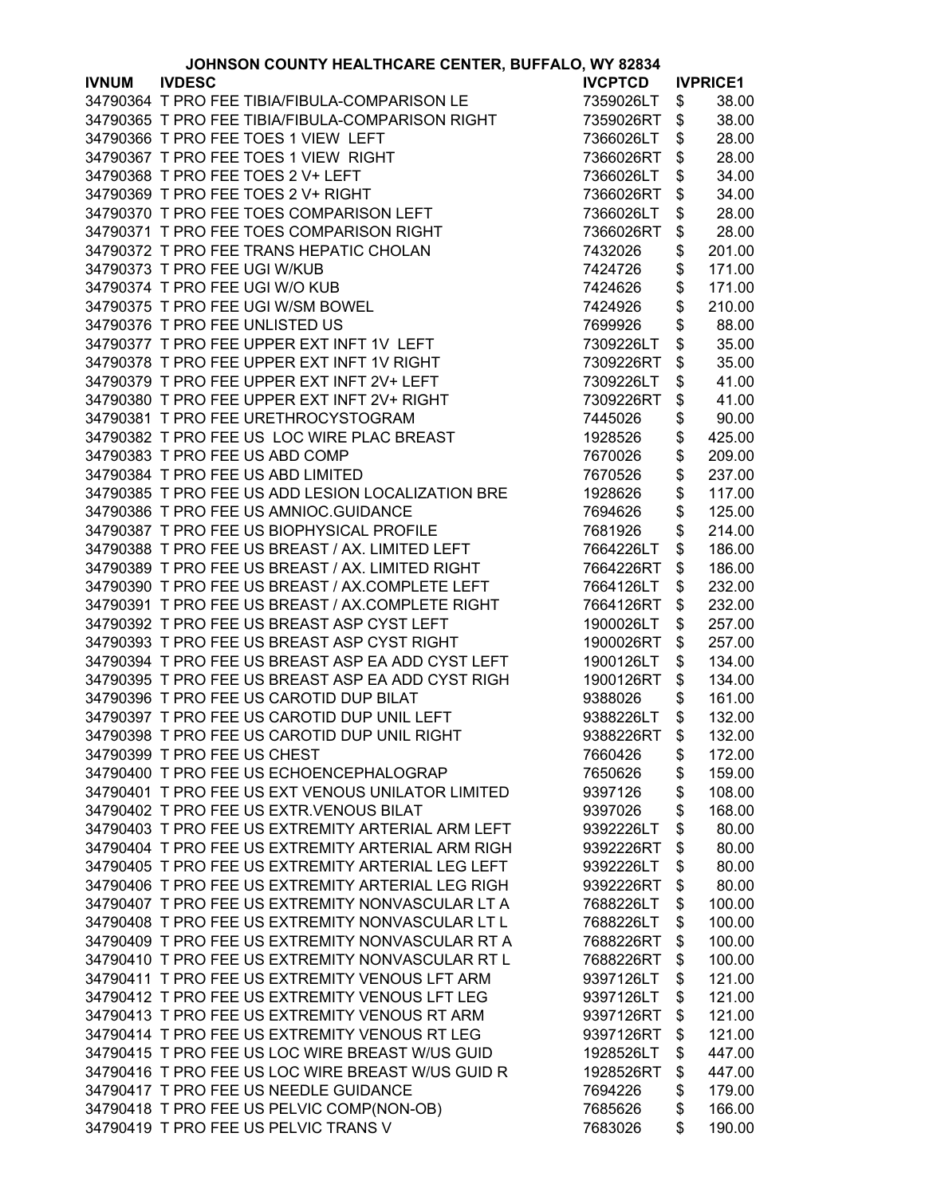**JOHNSON COUNTY HEALTHCARE CENTER, BUFFALO, WY 82834**

| IVNUM | IVDESC | IVCPTCD | IVPRICE1 |
|---|---|---|---|
| 34790364 | T PRO FEE TIBIA/FIBULA-COMPARISON LE | 7359026LT | $ 38.00 |
| 34790365 | T PRO FEE TIBIA/FIBULA-COMPARISON RIGHT | 7359026RT | $ 38.00 |
| 34790366 | T PRO FEE TOES 1 VIEW LEFT | 7366026LT | $ 28.00 |
| 34790367 | T PRO FEE TOES 1 VIEW RIGHT | 7366026RT | $ 28.00 |
| 34790368 | T PRO FEE TOES 2 V+ LEFT | 7366026LT | $ 34.00 |
| 34790369 | T PRO FEE TOES 2 V+ RIGHT | 7366026RT | $ 34.00 |
| 34790370 | T PRO FEE TOES COMPARISON LEFT | 7366026LT | $ 28.00 |
| 34790371 | T PRO FEE TOES COMPARISON RIGHT | 7366026RT | $ 28.00 |
| 34790372 | T PRO FEE TRANS HEPATIC CHOLAN | 7432026 | $ 201.00 |
| 34790373 | T PRO FEE UGI W/KUB | 7424726 | $ 171.00 |
| 34790374 | T PRO FEE UGI W/O KUB | 7424626 | $ 171.00 |
| 34790375 | T PRO FEE UGI W/SM BOWEL | 7424926 | $ 210.00 |
| 34790376 | T PRO FEE UNLISTED US | 7699926 | $ 88.00 |
| 34790377 | T PRO FEE UPPER EXT INFT 1V LEFT | 7309226LT | $ 35.00 |
| 34790378 | T PRO FEE UPPER EXT INFT 1V RIGHT | 7309226RT | $ 35.00 |
| 34790379 | T PRO FEE UPPER EXT INFT 2V+ LEFT | 7309226LT | $ 41.00 |
| 34790380 | T PRO FEE UPPER EXT INFT 2V+ RIGHT | 7309226RT | $ 41.00 |
| 34790381 | T PRO FEE URETHROCYSTOGRAM | 7445026 | $ 90.00 |
| 34790382 | T PRO FEE US LOC WIRE PLAC BREAST | 1928526 | $ 425.00 |
| 34790383 | T PRO FEE US ABD COMP | 7670026 | $ 209.00 |
| 34790384 | T PRO FEE US ABD LIMITED | 7670526 | $ 237.00 |
| 34790385 | T PRO FEE US ADD LESION LOCALIZATION BRE | 1928626 | $ 117.00 |
| 34790386 | T PRO FEE US AMNIOC.GUIDANCE | 7694626 | $ 125.00 |
| 34790387 | T PRO FEE US BIOPHYSICAL PROFILE | 7681926 | $ 214.00 |
| 34790388 | T PRO FEE US BREAST / AX. LIMITED LEFT | 7664226LT | $ 186.00 |
| 34790389 | T PRO FEE US BREAST / AX. LIMITED RIGHT | 7664226RT | $ 186.00 |
| 34790390 | T PRO FEE US BREAST / AX.COMPLETE LEFT | 7664126LT | $ 232.00 |
| 34790391 | T PRO FEE US BREAST / AX.COMPLETE RIGHT | 7664126RT | $ 232.00 |
| 34790392 | T PRO FEE US BREAST ASP CYST LEFT | 1900026LT | $ 257.00 |
| 34790393 | T PRO FEE US BREAST ASP CYST RIGHT | 1900026RT | $ 257.00 |
| 34790394 | T PRO FEE US BREAST ASP EA ADD CYST LEFT | 1900126LT | $ 134.00 |
| 34790395 | T PRO FEE US BREAST ASP EA ADD CYST RIGH | 1900126RT | $ 134.00 |
| 34790396 | T PRO FEE US CAROTID DUP BILAT | 9388026 | $ 161.00 |
| 34790397 | T PRO FEE US CAROTID DUP UNIL LEFT | 9388226LT | $ 132.00 |
| 34790398 | T PRO FEE US CAROTID DUP UNIL RIGHT | 9388226RT | $ 132.00 |
| 34790399 | T PRO FEE US CHEST | 7660426 | $ 172.00 |
| 34790400 | T PRO FEE US ECHOENCEPHALOGRAP | 7650626 | $ 159.00 |
| 34790401 | T PRO FEE US EXT VENOUS UNILATOR LIMITED | 9397126 | $ 108.00 |
| 34790402 | T PRO FEE US EXTR.VENOUS BILAT | 9397026 | $ 168.00 |
| 34790403 | T PRO FEE US EXTREMITY ARTERIAL ARM LEFT | 9392226LT | $ 80.00 |
| 34790404 | T PRO FEE US EXTREMITY ARTERIAL ARM RIGH | 9392226RT | $ 80.00 |
| 34790405 | T PRO FEE US EXTREMITY ARTERIAL LEG LEFT | 9392226LT | $ 80.00 |
| 34790406 | T PRO FEE US EXTREMITY ARTERIAL LEG RIGH | 9392226RT | $ 80.00 |
| 34790407 | T PRO FEE US EXTREMITY NONVASCULAR LT A | 7688226LT | $ 100.00 |
| 34790408 | T PRO FEE US EXTREMITY NONVASCULAR LT L | 7688226LT | $ 100.00 |
| 34790409 | T PRO FEE US EXTREMITY NONVASCULAR RT A | 7688226RT | $ 100.00 |
| 34790410 | T PRO FEE US EXTREMITY NONVASCULAR RT L | 7688226RT | $ 100.00 |
| 34790411 | T PRO FEE US EXTREMITY VENOUS LFT ARM | 9397126LT | $ 121.00 |
| 34790412 | T PRO FEE US EXTREMITY VENOUS LFT LEG | 9397126LT | $ 121.00 |
| 34790413 | T PRO FEE US EXTREMITY VENOUS RT ARM | 9397126RT | $ 121.00 |
| 34790414 | T PRO FEE US EXTREMITY VENOUS RT LEG | 9397126RT | $ 121.00 |
| 34790415 | T PRO FEE US LOC WIRE BREAST W/US GUID | 1928526LT | $ 447.00 |
| 34790416 | T PRO FEE US LOC WIRE BREAST W/US GUID R | 1928526RT | $ 447.00 |
| 34790417 | T PRO FEE US NEEDLE GUIDANCE | 7694226 | $ 179.00 |
| 34790418 | T PRO FEE US PELVIC COMP(NON-OB) | 7685626 | $ 166.00 |
| 34790419 | T PRO FEE US PELVIC TRANS V | 7683026 | $ 190.00 |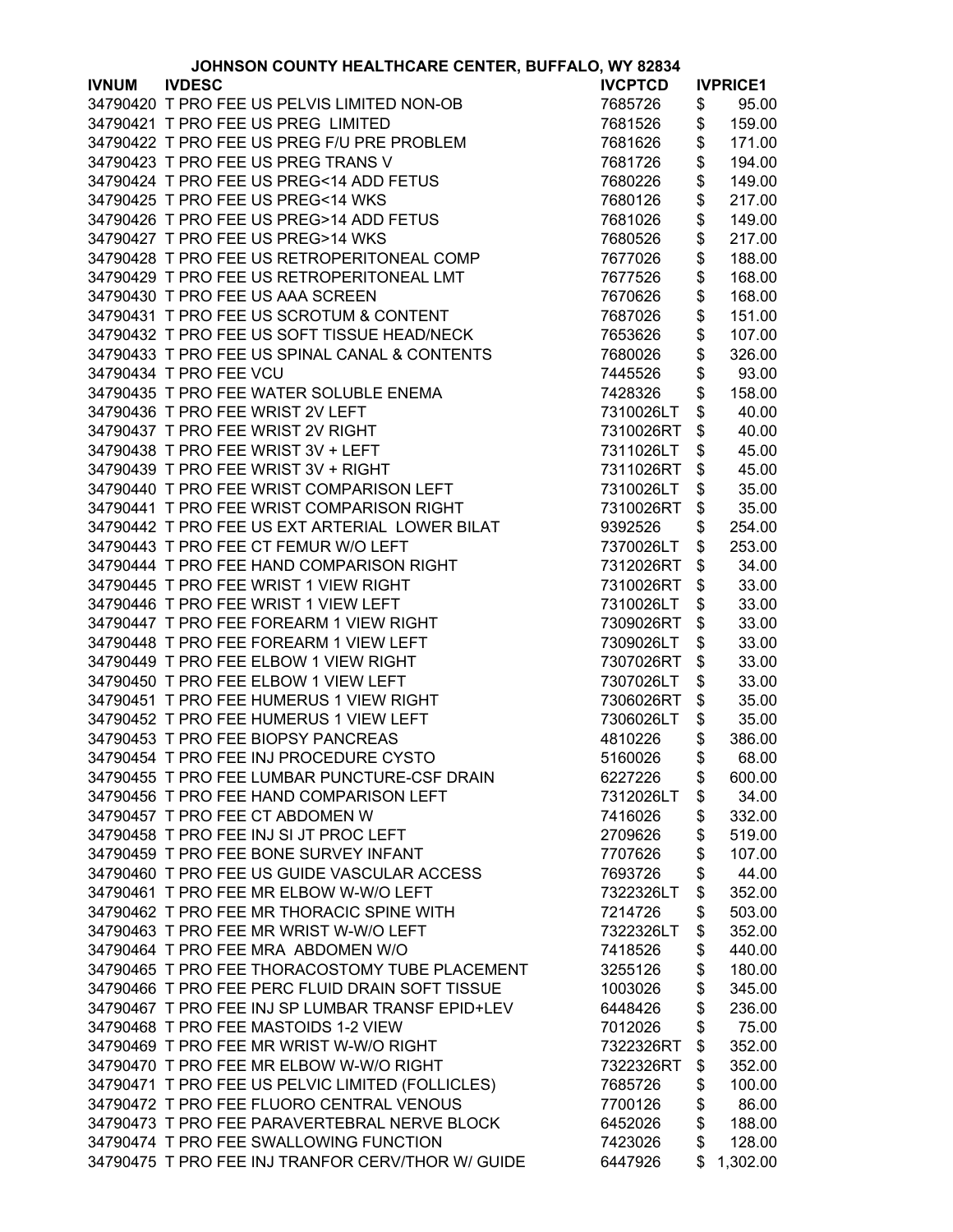# JOHNSON COUNTY HEALTHCARE CENTER, BUFFALO, WY 82834

| IVNUM | IVDESC | IVCPTCD | IVPRICE1 |
|---|---|---|---|
| 34790420 | T PRO FEE US PELVIS LIMITED NON-OB | 7685726 | $ 95.00 |
| 34790421 | T PRO FEE US PREG LIMITED | 7681526 | $ 159.00 |
| 34790422 | T PRO FEE US PREG F/U PRE PROBLEM | 7681626 | $ 171.00 |
| 34790423 | T PRO FEE US PREG TRANS V | 7681726 | $ 194.00 |
| 34790424 | T PRO FEE US PREG<14 ADD FETUS | 7680226 | $ 149.00 |
| 34790425 | T PRO FEE US PREG<14 WKS | 7680126 | $ 217.00 |
| 34790426 | T PRO FEE US PREG>14 ADD FETUS | 7681026 | $ 149.00 |
| 34790427 | T PRO FEE US PREG>14 WKS | 7680526 | $ 217.00 |
| 34790428 | T PRO FEE US RETROPERITONEAL COMP | 7677026 | $ 188.00 |
| 34790429 | T PRO FEE US RETROPERITONEAL LMT | 7677526 | $ 168.00 |
| 34790430 | T PRO FEE US AAA SCREEN | 7670626 | $ 168.00 |
| 34790431 | T PRO FEE US SCROTUM & CONTENT | 7687026 | $ 151.00 |
| 34790432 | T PRO FEE US SOFT TISSUE HEAD/NECK | 7653626 | $ 107.00 |
| 34790433 | T PRO FEE US SPINAL CANAL & CONTENTS | 7680026 | $ 326.00 |
| 34790434 | T PRO FEE VCU | 7445526 | $ 93.00 |
| 34790435 | T PRO FEE WATER SOLUBLE ENEMA | 7428326 | $ 158.00 |
| 34790436 | T PRO FEE WRIST 2V LEFT | 7310026LT | $ 40.00 |
| 34790437 | T PRO FEE WRIST 2V RIGHT | 7310026RT | $ 40.00 |
| 34790438 | T PRO FEE WRIST 3V + LEFT | 7311026LT | $ 45.00 |
| 34790439 | T PRO FEE WRIST 3V + RIGHT | 7311026RT | $ 45.00 |
| 34790440 | T PRO FEE WRIST COMPARISON LEFT | 7310026LT | $ 35.00 |
| 34790441 | T PRO FEE WRIST COMPARISON RIGHT | 7310026RT | $ 35.00 |
| 34790442 | T PRO FEE US EXT ARTERIAL LOWER BILAT | 9392526 | $ 254.00 |
| 34790443 | T PRO FEE CT FEMUR W/O LEFT | 7370026LT | $ 253.00 |
| 34790444 | T PRO FEE HAND COMPARISON RIGHT | 7312026RT | $ 34.00 |
| 34790445 | T PRO FEE WRIST 1 VIEW RIGHT | 7310026RT | $ 33.00 |
| 34790446 | T PRO FEE WRIST 1 VIEW LEFT | 7310026LT | $ 33.00 |
| 34790447 | T PRO FEE FOREARM 1 VIEW RIGHT | 7309026RT | $ 33.00 |
| 34790448 | T PRO FEE FOREARM 1 VIEW LEFT | 7309026LT | $ 33.00 |
| 34790449 | T PRO FEE ELBOW 1 VIEW RIGHT | 7307026RT | $ 33.00 |
| 34790450 | T PRO FEE ELBOW 1 VIEW LEFT | 7307026LT | $ 33.00 |
| 34790451 | T PRO FEE HUMERUS 1 VIEW RIGHT | 7306026RT | $ 35.00 |
| 34790452 | T PRO FEE HUMERUS 1 VIEW LEFT | 7306026LT | $ 35.00 |
| 34790453 | T PRO FEE BIOPSY PANCREAS | 4810226 | $ 386.00 |
| 34790454 | T PRO FEE INJ PROCEDURE CYSTO | 5160026 | $ 68.00 |
| 34790455 | T PRO FEE LUMBAR PUNCTURE-CSF DRAIN | 6227226 | $ 600.00 |
| 34790456 | T PRO FEE HAND COMPARISON LEFT | 7312026LT | $ 34.00 |
| 34790457 | T PRO FEE CT ABDOMEN W | 7416026 | $ 332.00 |
| 34790458 | T PRO FEE INJ SI JT PROC LEFT | 2709626 | $ 519.00 |
| 34790459 | T PRO FEE BONE SURVEY INFANT | 7707626 | $ 107.00 |
| 34790460 | T PRO FEE US GUIDE VASCULAR ACCESS | 7693726 | $ 44.00 |
| 34790461 | T PRO FEE MR ELBOW W-W/O LEFT | 7322326LT | $ 352.00 |
| 34790462 | T PRO FEE MR THORACIC SPINE WITH | 7214726 | $ 503.00 |
| 34790463 | T PRO FEE MR WRIST W-W/O LEFT | 7322326LT | $ 352.00 |
| 34790464 | T PRO FEE MRA ABDOMEN W/O | 7418526 | $ 440.00 |
| 34790465 | T PRO FEE THORACOSTOMY TUBE PLACEMENT | 3255126 | $ 180.00 |
| 34790466 | T PRO FEE PERC FLUID DRAIN SOFT TISSUE | 1003026 | $ 345.00 |
| 34790467 | T PRO FEE INJ SP LUMBAR TRANSF EPID+LEV | 6448426 | $ 236.00 |
| 34790468 | T PRO FEE MASTOIDS 1-2 VIEW | 7012026 | $ 75.00 |
| 34790469 | T PRO FEE MR WRIST W-W/O RIGHT | 7322326RT | $ 352.00 |
| 34790470 | T PRO FEE MR ELBOW W-W/O RIGHT | 7322326RT | $ 352.00 |
| 34790471 | T PRO FEE US PELVIC LIMITED (FOLLICLES) | 7685726 | $ 100.00 |
| 34790472 | T PRO FEE FLUORO CENTRAL VENOUS | 7700126 | $ 86.00 |
| 34790473 | T PRO FEE PARAVERTEBRAL NERVE BLOCK | 6452026 | $ 188.00 |
| 34790474 | T PRO FEE SWALLOWING FUNCTION | 7423026 | $ 128.00 |
| 34790475 | T PRO FEE INJ TRANFOR CERV/THOR W/ GUIDE | 6447926 | $ 1,302.00 |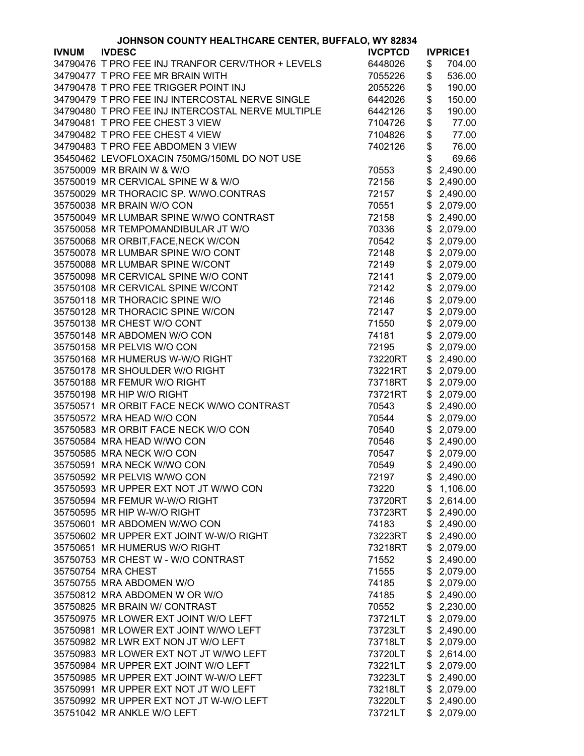**JOHNSON COUNTY HEALTHCARE CENTER, BUFFALO, WY 82834**

| IVNUM | IVDESC | IVCPTCD | IVPRICE1 |
|---|---|---|---|
| 34790476 | T PRO FEE INJ TRANFOR CERV/THOR + LEVELS | 6448026 | $ 704.00 |
| 34790477 | T PRO FEE MR BRAIN WITH | 7055226 | $ 536.00 |
| 34790478 | T PRO FEE TRIGGER POINT INJ | 2055226 | $ 190.00 |
| 34790479 | T PRO FEE INJ INTERCOSTAL NERVE SINGLE | 6442026 | $ 150.00 |
| 34790480 | T PRO FEE INJ INTERCOSTAL NERVE MULTIPLE | 6442126 | $ 190.00 |
| 34790481 | T PRO FEE CHEST 3 VIEW | 7104726 | $ 77.00 |
| 34790482 | T PRO FEE CHEST 4 VIEW | 7104826 | $ 77.00 |
| 34790483 | T PRO FEE ABDOMEN 3 VIEW | 7402126 | $ 76.00 |
| 35450462 | LEVOFLOXACIN 750MG/150ML DO NOT USE | | $ 69.66 |
| 35750009 | MR BRAIN W & W/O | 70553 | $ 2,490.00 |
| 35750019 | MR CERVICAL SPINE W & W/O | 72156 | $ 2,490.00 |
| 35750029 | MR THORACIC SP. W/WO.CONTRAS | 72157 | $ 2,490.00 |
| 35750038 | MR BRAIN W/O CON | 70551 | $ 2,079.00 |
| 35750049 | MR LUMBAR SPINE W/WO CONTRAST | 72158 | $ 2,490.00 |
| 35750058 | MR TEMPOMANDIBULAR JT W/O | 70336 | $ 2,079.00 |
| 35750068 | MR ORBIT,FACE,NECK W/CON | 70542 | $ 2,079.00 |
| 35750078 | MR LUMBAR SPINE W/O CONT | 72148 | $ 2,079.00 |
| 35750088 | MR LUMBAR SPINE W/CONT | 72149 | $ 2,079.00 |
| 35750098 | MR CERVICAL SPINE W/O CONT | 72141 | $ 2,079.00 |
| 35750108 | MR CERVICAL SPINE W/CONT | 72142 | $ 2,079.00 |
| 35750118 | MR THORACIC SPINE W/O | 72146 | $ 2,079.00 |
| 35750128 | MR THORACIC SPINE W/CON | 72147 | $ 2,079.00 |
| 35750138 | MR CHEST W/O CONT | 71550 | $ 2,079.00 |
| 35750148 | MR ABDOMEN W/O CON | 74181 | $ 2,079.00 |
| 35750158 | MR PELVIS W/O CON | 72195 | $ 2,079.00 |
| 35750168 | MR HUMERUS W-W/O RIGHT | 73220RT | $ 2,490.00 |
| 35750178 | MR SHOULDER W/O RIGHT | 73221RT | $ 2,079.00 |
| 35750188 | MR FEMUR W/O RIGHT | 73718RT | $ 2,079.00 |
| 35750198 | MR HIP W/O RIGHT | 73721RT | $ 2,079.00 |
| 35750571 | MR ORBIT FACE NECK W/WO CONTRAST | 70543 | $ 2,490.00 |
| 35750572 | MRA HEAD W/O CON | 70544 | $ 2,079.00 |
| 35750583 | MR ORBIT FACE NECK W/O CON | 70540 | $ 2,079.00 |
| 35750584 | MRA HEAD W/WO CON | 70546 | $ 2,490.00 |
| 35750585 | MRA NECK W/O CON | 70547 | $ 2,079.00 |
| 35750591 | MRA NECK W/WO CON | 70549 | $ 2,490.00 |
| 35750592 | MR PELVIS W/WO CON | 72197 | $ 2,490.00 |
| 35750593 | MR UPPER EXT NOT JT W/WO CON | 73220 | $ 1,106.00 |
| 35750594 | MR FEMUR W-W/O RIGHT | 73720RT | $ 2,614.00 |
| 35750595 | MR HIP W-W/O RIGHT | 73723RT | $ 2,490.00 |
| 35750601 | MR ABDOMEN W/WO CON | 74183 | $ 2,490.00 |
| 35750602 | MR UPPER EXT JOINT W-W/O RIGHT | 73223RT | $ 2,490.00 |
| 35750651 | MR HUMERUS W/O RIGHT | 73218RT | $ 2,079.00 |
| 35750753 | MR CHEST W - W/O CONTRAST | 71552 | $ 2,490.00 |
| 35750754 | MRA CHEST | 71555 | $ 2,079.00 |
| 35750755 | MRA ABDOMEN W/O | 74185 | $ 2,079.00 |
| 35750812 | MRA ABDOMEN W OR W/O | 74185 | $ 2,490.00 |
| 35750825 | MR BRAIN W/ CONTRAST | 70552 | $ 2,230.00 |
| 35750975 | MR LOWER EXT JOINT W/O LEFT | 73721LT | $ 2,079.00 |
| 35750981 | MR LOWER EXT JOINT W/WO LEFT | 73723LT | $ 2,490.00 |
| 35750982 | MR LWR EXT NON JT W/O LEFT | 73718LT | $ 2,079.00 |
| 35750983 | MR LOWER EXT NOT JT W/WO LEFT | 73720LT | $ 2,614.00 |
| 35750984 | MR UPPER EXT JOINT W/O LEFT | 73221LT | $ 2,079.00 |
| 35750985 | MR UPPER EXT JOINT W-W/O LEFT | 73223LT | $ 2,490.00 |
| 35750991 | MR UPPER EXT NOT JT W/O LEFT | 73218LT | $ 2,079.00 |
| 35750992 | MR UPPER EXT NOT JT W-W/O LEFT | 73220LT | $ 2,490.00 |
| 35751042 | MR ANKLE W/O LEFT | 73721LT | $ 2,079.00 |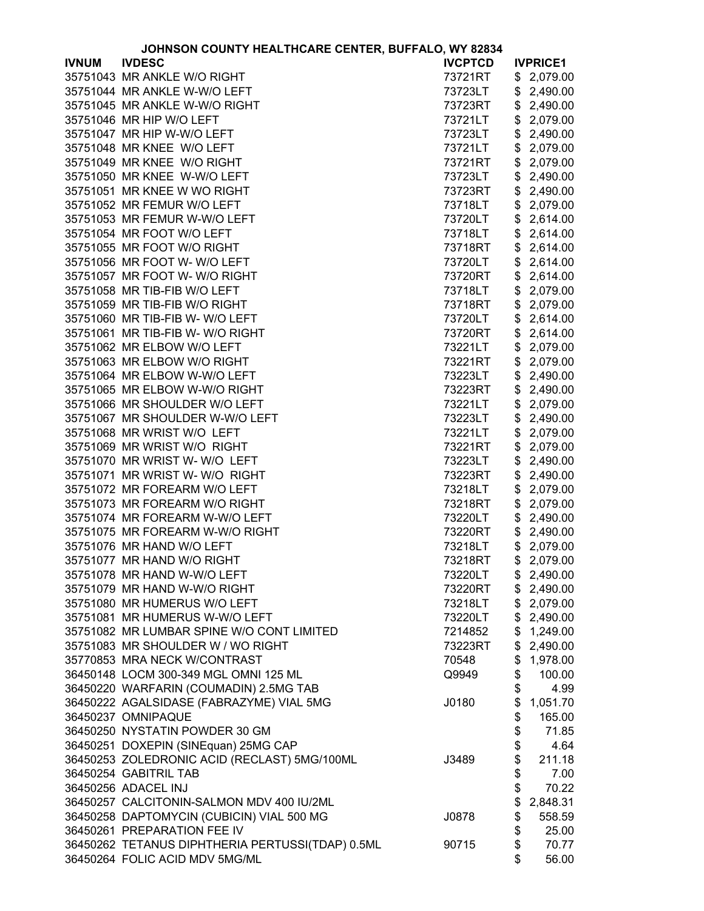# JOHNSON COUNTY HEALTHCARE CENTER, BUFFALO, WY 82834

| IVNUM | IVDESC | IVCPTCD | IVPRICE1 |
|---|---|---|---|
| 35751043 | MR ANKLE W/O RIGHT | 73721RT | $ 2,079.00 |
| 35751044 | MR ANKLE W-W/O LEFT | 73723LT | $ 2,490.00 |
| 35751045 | MR ANKLE W-W/O RIGHT | 73723RT | $ 2,490.00 |
| 35751046 | MR HIP W/O LEFT | 73721LT | $ 2,079.00 |
| 35751047 | MR HIP W-W/O LEFT | 73723LT | $ 2,490.00 |
| 35751048 | MR KNEE W/O LEFT | 73721LT | $ 2,079.00 |
| 35751049 | MR KNEE W/O RIGHT | 73721RT | $ 2,079.00 |
| 35751050 | MR KNEE W-W/O LEFT | 73723LT | $ 2,490.00 |
| 35751051 | MR KNEE W WO RIGHT | 73723RT | $ 2,490.00 |
| 35751052 | MR FEMUR W/O LEFT | 73718LT | $ 2,079.00 |
| 35751053 | MR FEMUR W-W/O LEFT | 73720LT | $ 2,614.00 |
| 35751054 | MR FOOT W/O LEFT | 73718LT | $ 2,614.00 |
| 35751055 | MR FOOT W/O RIGHT | 73718RT | $ 2,614.00 |
| 35751056 | MR FOOT W- W/O LEFT | 73720LT | $ 2,614.00 |
| 35751057 | MR FOOT W- W/O RIGHT | 73720RT | $ 2,614.00 |
| 35751058 | MR TIB-FIB W/O LEFT | 73718LT | $ 2,079.00 |
| 35751059 | MR TIB-FIB W/O RIGHT | 73718RT | $ 2,079.00 |
| 35751060 | MR TIB-FIB W- W/O LEFT | 73720LT | $ 2,614.00 |
| 35751061 | MR TIB-FIB W- W/O RIGHT | 73720RT | $ 2,614.00 |
| 35751062 | MR ELBOW W/O LEFT | 73221LT | $ 2,079.00 |
| 35751063 | MR ELBOW W/O RIGHT | 73221RT | $ 2,079.00 |
| 35751064 | MR ELBOW W-W/O LEFT | 73223LT | $ 2,490.00 |
| 35751065 | MR ELBOW W-W/O RIGHT | 73223RT | $ 2,490.00 |
| 35751066 | MR SHOULDER W/O LEFT | 73221LT | $ 2,079.00 |
| 35751067 | MR SHOULDER W-W/O LEFT | 73223LT | $ 2,490.00 |
| 35751068 | MR WRIST W/O LEFT | 73221LT | $ 2,079.00 |
| 35751069 | MR WRIST W/O RIGHT | 73221RT | $ 2,079.00 |
| 35751070 | MR WRIST W- W/O LEFT | 73223LT | $ 2,490.00 |
| 35751071 | MR WRIST W- W/O RIGHT | 73223RT | $ 2,490.00 |
| 35751072 | MR FOREARM W/O LEFT | 73218LT | $ 2,079.00 |
| 35751073 | MR FOREARM W/O RIGHT | 73218RT | $ 2,079.00 |
| 35751074 | MR FOREARM W-W/O LEFT | 73220LT | $ 2,490.00 |
| 35751075 | MR FOREARM W-W/O RIGHT | 73220RT | $ 2,490.00 |
| 35751076 | MR HAND W/O LEFT | 73218LT | $ 2,079.00 |
| 35751077 | MR HAND W/O RIGHT | 73218RT | $ 2,079.00 |
| 35751078 | MR HAND W-W/O LEFT | 73220LT | $ 2,490.00 |
| 35751079 | MR HAND W-W/O RIGHT | 73220RT | $ 2,490.00 |
| 35751080 | MR HUMERUS W/O LEFT | 73218LT | $ 2,079.00 |
| 35751081 | MR HUMERUS W-W/O LEFT | 73220LT | $ 2,490.00 |
| 35751082 | MR LUMBAR SPINE W/O CONT LIMITED | 7214852 | $ 1,249.00 |
| 35751083 | MR SHOULDER W / WO RIGHT | 73223RT | $ 2,490.00 |
| 35770853 | MRA NECK W/CONTRAST | 70548 | $ 1,978.00 |
| 36450148 | LOCM 300-349 MGL OMNI 125 ML | Q9949 | $ 100.00 |
| 36450220 | WARFARIN (COUMADIN) 2.5MG TAB | | $ 4.99 |
| 36450222 | AGALSIDASE (FABRAZYME) VIAL 5MG | J0180 | $ 1,051.70 |
| 36450237 | OMNIPAQUE | | $ 165.00 |
| 36450250 | NYSTATIN POWDER 30 GM | | $ 71.85 |
| 36450251 | DOXEPIN (SINEquan) 25MG CAP | | $ 4.64 |
| 36450253 | ZOLEDRONIC ACID (RECLAST) 5MG/100ML | J3489 | $ 211.18 |
| 36450254 | GABITRIL TAB | | $ 7.00 |
| 36450256 | ADACEL INJ | | $ 70.22 |
| 36450257 | CALCITONIN-SALMON MDV 400 IU/2ML | | $ 2,848.31 |
| 36450258 | DAPTOMYCIN (CUBICIN) VIAL 500 MG | J0878 | $ 558.59 |
| 36450261 | PREPARATION FEE IV | | $ 25.00 |
| 36450262 | TETANUS DIPHTHERIA PERTUSSI(TDAP) 0.5ML | 90715 | $ 70.77 |
| 36450264 | FOLIC ACID MDV 5MG/ML | | $ 56.00 |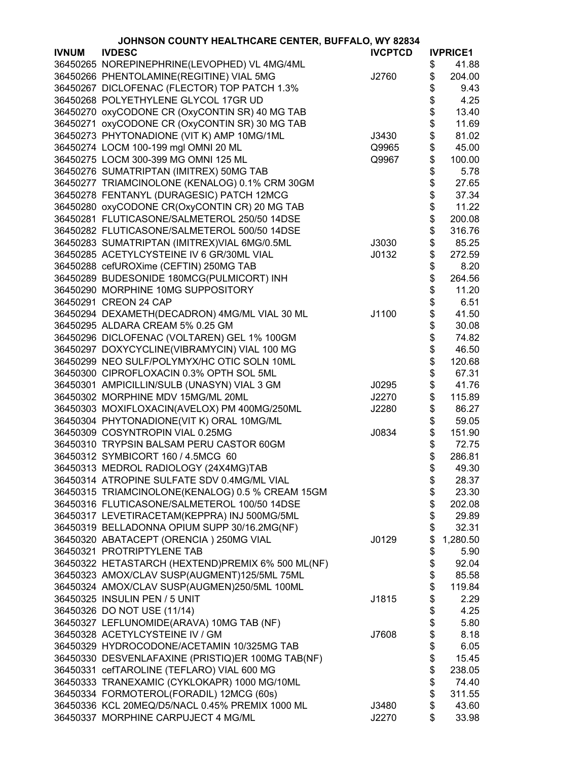JOHNSON COUNTY HEALTHCARE CENTER, BUFFALO, WY 82834

| IVNUM | IVDESC | IVCPTCD | IVPRICE1 |
|---|---|---|---|
| 36450265 | NOREPINEPHRINE(LEVOPHED) VL 4MG/4ML | | $ 41.88 |
| 36450266 | PHENTOLAMINE(REGITINE) VIAL 5MG | J2760 | $ 204.00 |
| 36450267 | DICLOFENAC (FLECTOR) TOP PATCH 1.3% | | $ 9.43 |
| 36450268 | POLYETHYLENE GLYCOL 17GR UD | | $ 4.25 |
| 36450270 | oxyCODONE CR (OxyCONTIN SR) 40 MG TAB | | $ 13.40 |
| 36450271 | oxyCODONE CR (OxyCONTIN SR) 30 MG TAB | | $ 11.69 |
| 36450273 | PHYTONADIONE (VIT K) AMP 10MG/1ML | J3430 | $ 81.02 |
| 36450274 | LOCM 100-199 mgI OMNI 20 ML | Q9965 | $ 45.00 |
| 36450275 | LOCM 300-399 MG OMNI 125 ML | Q9967 | $ 100.00 |
| 36450276 | SUMATRIPTAN (IMITREX) 50MG TAB | | $ 5.78 |
| 36450277 | TRIAMCINOLONE (KENALOG) 0.1% CRM 30GM | | $ 27.65 |
| 36450278 | FENTANYL (DURAGESIC) PATCH 12MCG | | $ 37.34 |
| 36450280 | oxyCODONE CR(OxyCONTIN CR) 20 MG TAB | | $ 11.22 |
| 36450281 | FLUTICASONE/SALMETEROL 250/50 14DSE | | $ 200.08 |
| 36450282 | FLUTICASONE/SALMETEROL 500/50 14DSE | | $ 316.76 |
| 36450283 | SUMATRIPTAN (IMITREX)VIAL 6MG/0.5ML | J3030 | $ 85.25 |
| 36450285 | ACETYLCYSTEINE IV 6 GR/30ML VIAL | J0132 | $ 272.59 |
| 36450288 | cefUROXime (CEFTIN) 250MG TAB | | $ 8.20 |
| 36450289 | BUDESONIDE 180MCG(PULMICORT) INH | | $ 264.56 |
| 36450290 | MORPHINE 10MG SUPPOSITORY | | $ 11.20 |
| 36450291 | CREON 24 CAP | | $ 6.51 |
| 36450294 | DEXAMETH(DECADRON) 4MG/ML VIAL 30 ML | J1100 | $ 41.50 |
| 36450295 | ALDARA CREAM 5% 0.25 GM | | $ 30.08 |
| 36450296 | DICLOFENAC (VOLTAREN) GEL 1% 100GM | | $ 74.82 |
| 36450297 | DOXYCYCLINE(VIBRAMYCIN) VIAL 100 MG | | $ 46.50 |
| 36450299 | NEO SULF/POLYMYX/HC OTIC SOLN 10ML | | $ 120.68 |
| 36450300 | CIPROFLOXACIN 0.3% OPTH SOL 5ML | | $ 67.31 |
| 36450301 | AMPICILLIN/SULB (UNASYN) VIAL 3 GM | J0295 | $ 41.76 |
| 36450302 | MORPHINE MDV 15MG/ML 20ML | J2270 | $ 115.89 |
| 36450303 | MOXIFLOXACIN(AVELOX) PM 400MG/250ML | J2280 | $ 86.27 |
| 36450304 | PHYTONADIONE(VIT K) ORAL 10MG/ML | | $ 59.05 |
| 36450309 | COSYNTROPIN VIAL 0.25MG | J0834 | $ 151.90 |
| 36450310 | TRYPSIN BALSAM PERU CASTOR 60GM | | $ 72.75 |
| 36450312 | SYMBICORT 160 / 4.5MCG 60 | | $ 286.81 |
| 36450313 | MEDROL RADIOLOGY (24X4MG)TAB | | $ 49.30 |
| 36450314 | ATROPINE SULFATE SDV 0.4MG/ML VIAL | | $ 28.37 |
| 36450315 | TRIAMCINOLONE(KENALOG) 0.5 % CREAM 15GM | | $ 23.30 |
| 36450316 | FLUTICASONE/SALMETEROL 100/50 14DSE | | $ 202.08 |
| 36450317 | LEVETIRACETAM(KEPPRA) INJ 500MG/5ML | | $ 29.89 |
| 36450319 | BELLADONNA OPIUM SUPP 30/16.2MG(NF) | | $ 32.31 |
| 36450320 | ABATACEPT (ORENCIA ) 250MG VIAL | J0129 | $ 1,280.50 |
| 36450321 | PROTRIPTYLENE TAB | | $ 5.90 |
| 36450322 | HETASTARCH (HEXTEND)PREMIX 6% 500 ML(NF) | | $ 92.04 |
| 36450323 | AMOX/CLAV SUSP(AUGMENT)125/5ML 75ML | | $ 85.58 |
| 36450324 | AMOX/CLAV SUSP(AUGMEN)250/5ML 100ML | | $ 119.84 |
| 36450325 | INSULIN PEN / 5 UNIT | J1815 | $ 2.29 |
| 36450326 | DO NOT USE (11/14) | | $ 4.25 |
| 36450327 | LEFLUNOMIDE(ARAVA) 10MG TAB (NF) | | $ 5.80 |
| 36450328 | ACETYLCYSTEINE IV / GM | J7608 | $ 8.18 |
| 36450329 | HYDROCODONE/ACETAMIN 10/325MG TAB | | $ 6.05 |
| 36450330 | DESVENLAFAXINE (PRISTIQ)ER 100MG TAB(NF) | | $ 15.45 |
| 36450331 | cefTAROLINE (TEFLARO) VIAL 600 MG | | $ 238.05 |
| 36450333 | TRANEXAMIC (CYKLOKAPR) 1000 MG/10ML | | $ 74.40 |
| 36450334 | FORMOTEROL(FORADIL) 12MCG (60s) | | $ 311.55 |
| 36450336 | KCL 20MEQ/D5/NACL 0.45% PREMIX 1000 ML | J3480 | $ 43.60 |
| 36450337 | MORPHINE CARPUJECT 4 MG/ML | J2270 | $ 33.98 |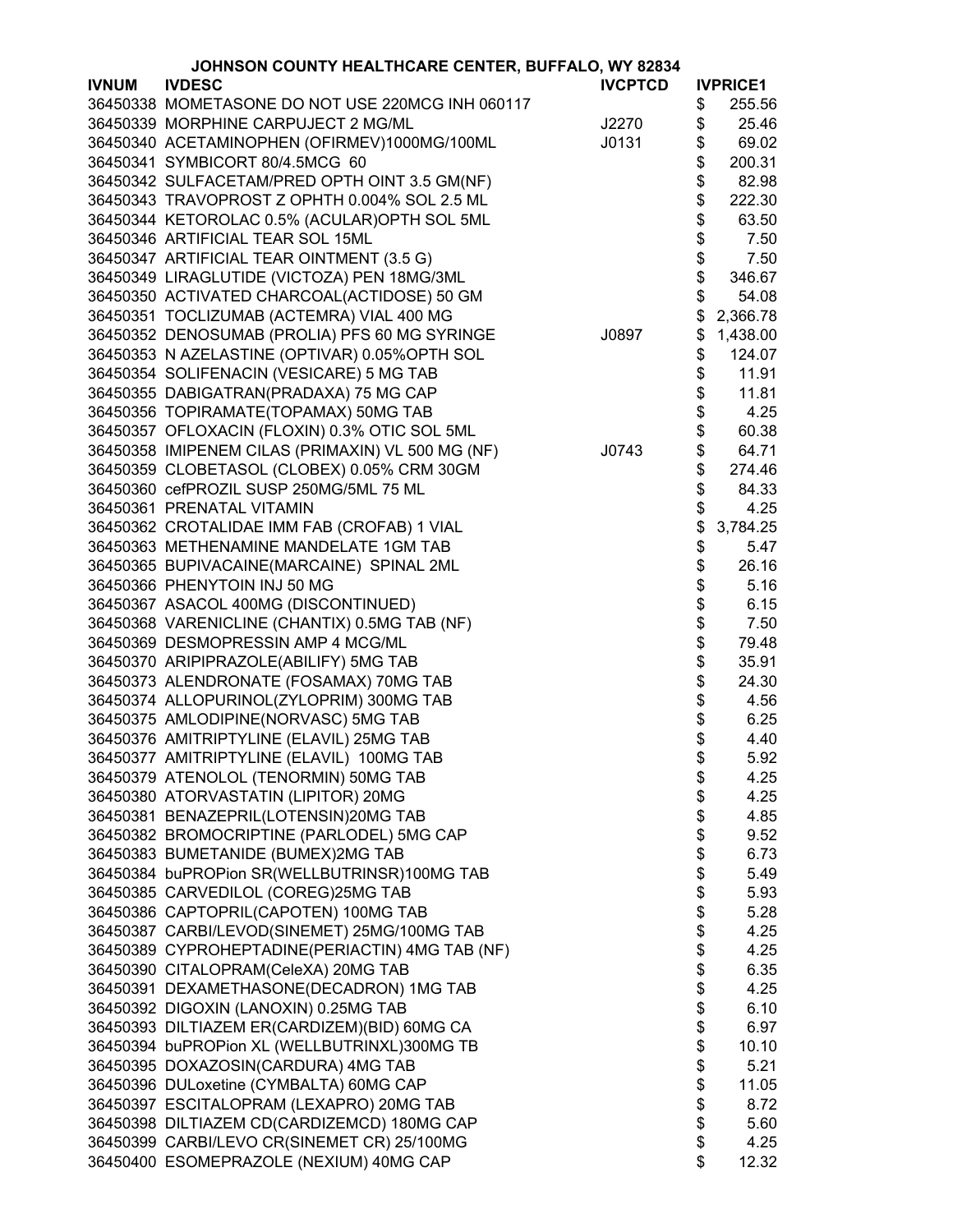# JOHNSON COUNTY HEALTHCARE CENTER, BUFFALO, WY 82834

| IVNUM | IVDESC | IVCPTCD | IVPRICE1 |
|---|---|---|---|
| 36450338 | MOMETASONE DO NOT USE 220MCG INH 060117 | | $ 255.56 |
| 36450339 | MORPHINE CARPUJECT 2 MG/ML | J2270 | $ 25.46 |
| 36450340 | ACETAMINOPHEN (OFIRMEV)1000MG/100ML | J0131 | $ 69.02 |
| 36450341 | SYMBICORT 80/4.5MCG 60 | | $ 200.31 |
| 36450342 | SULFACETAM/PRED OPTH OINT 3.5 GM(NF) | | $ 82.98 |
| 36450343 | TRAVOPROST Z OPHTH 0.004% SOL 2.5 ML | | $ 222.30 |
| 36450344 | KETOROLAC 0.5% (ACULAR)OPTH SOL 5ML | | $ 63.50 |
| 36450346 | ARTIFICIAL TEAR SOL 15ML | | $ 7.50 |
| 36450347 | ARTIFICIAL TEAR OINTMENT (3.5 G) | | $ 7.50 |
| 36450349 | LIRAGLUTIDE (VICTOZA) PEN 18MG/3ML | | $ 346.67 |
| 36450350 | ACTIVATED CHARCOAL(ACTIDOSE) 50 GM | | $ 54.08 |
| 36450351 | TOCLIZUMAB (ACTEMRA) VIAL 400 MG | | $ 2,366.78 |
| 36450352 | DENOSUMAB (PROLIA) PFS 60 MG SYRINGE | J0897 | $ 1,438.00 |
| 36450353 | N AZELASTINE (OPTIVAR) 0.05%OPTH SOL | | $ 124.07 |
| 36450354 | SOLIFENACIN (VESICARE) 5 MG TAB | | $ 11.91 |
| 36450355 | DABIGATRAN(PRADAXA) 75 MG CAP | | $ 11.81 |
| 36450356 | TOPIRAMATE(TOPAMAX) 50MG TAB | | $ 4.25 |
| 36450357 | OFLOXACIN (FLOXIN) 0.3% OTIC SOL 5ML | | $ 60.38 |
| 36450358 | IMIPENEM CILAS (PRIMAXIN) VL 500 MG (NF) | J0743 | $ 64.71 |
| 36450359 | CLOBETASOL (CLOBEX) 0.05% CRM 30GM | | $ 274.46 |
| 36450360 | cefPROZIL SUSP 250MG/5ML 75 ML | | $ 84.33 |
| 36450361 | PRENATAL VITAMIN | | $ 4.25 |
| 36450362 | CROTALIDAE IMM FAB (CROFAB) 1 VIAL | | $ 3,784.25 |
| 36450363 | METHENAMINE MANDELATE 1GM TAB | | $ 5.47 |
| 36450365 | BUPIVACAINE(MARCAINE) SPINAL 2ML | | $ 26.16 |
| 36450366 | PHENYTOIN INJ 50 MG | | $ 5.16 |
| 36450367 | ASACOL 400MG (DISCONTINUED) | | $ 6.15 |
| 36450368 | VARENICLINE (CHANTIX) 0.5MG TAB (NF) | | $ 7.50 |
| 36450369 | DESMOPRESSIN AMP 4 MCG/ML | | $ 79.48 |
| 36450370 | ARIPIPRAZOLE(ABILIFY) 5MG TAB | | $ 35.91 |
| 36450373 | ALENDRONATE (FOSAMAX) 70MG TAB | | $ 24.30 |
| 36450374 | ALLOPURINOL(ZYLOPRIM) 300MG TAB | | $ 4.56 |
| 36450375 | AMLODIPINE(NORVASC) 5MG TAB | | $ 6.25 |
| 36450376 | AMITRIPTYLINE (ELAVIL) 25MG TAB | | $ 4.40 |
| 36450377 | AMITRIPTYLINE (ELAVIL) 100MG TAB | | $ 5.92 |
| 36450379 | ATENOLOL (TENORMIN) 50MG TAB | | $ 4.25 |
| 36450380 | ATORVASTATIN (LIPITOR) 20MG | | $ 4.25 |
| 36450381 | BENAZEPRIL(LOTENSIN)20MG TAB | | $ 4.85 |
| 36450382 | BROMOCRIPTINE (PARLODEL) 5MG CAP | | $ 9.52 |
| 36450383 | BUMETANIDE (BUMEX)2MG TAB | | $ 6.73 |
| 36450384 | buPROPion SR(WELLBUTRINSR)100MG TAB | | $ 5.49 |
| 36450385 | CARVEDILOL (COREG)25MG TAB | | $ 5.93 |
| 36450386 | CAPTOPRIL(CAPOTEN) 100MG TAB | | $ 5.28 |
| 36450387 | CARBI/LEVOD(SINEMET) 25MG/100MG TAB | | $ 4.25 |
| 36450389 | CYPROHEPTADINE(PERIACTIN) 4MG TAB (NF) | | $ 4.25 |
| 36450390 | CITALOPRAM(CeleXA) 20MG TAB | | $ 6.35 |
| 36450391 | DEXAMETHASONE(DECADRON) 1MG TAB | | $ 4.25 |
| 36450392 | DIGOXIN (LANOXIN) 0.25MG TAB | | $ 6.10 |
| 36450393 | DILTIAZEM ER(CARDIZEM)(BID) 60MG CA | | $ 6.97 |
| 36450394 | buPROPion XL (WELLBUTRINXL)300MG TB | | $ 10.10 |
| 36450395 | DOXAZOSIN(CARDURA) 4MG TAB | | $ 5.21 |
| 36450396 | DULoxetine (CYMBALTA) 60MG CAP | | $ 11.05 |
| 36450397 | ESCITALOPRAM (LEXAPRO) 20MG TAB | | $ 8.72 |
| 36450398 | DILTIAZEM CD(CARDIZEMCD) 180MG CAP | | $ 5.60 |
| 36450399 | CARBI/LEVO CR(SINEMET CR) 25/100MG | | $ 4.25 |
| 36450400 | ESOMEPRAZOLE (NEXIUM) 40MG CAP | | $ 12.32 |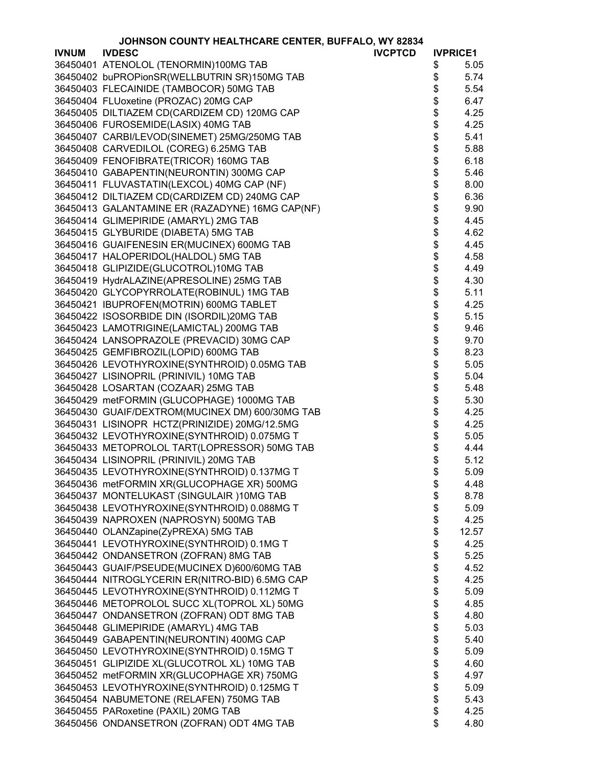JOHNSON COUNTY HEALTHCARE CENTER, BUFFALO, WY 82834

| IVNUM | IVDESC | IVCPTCD | IVPRICE1 |
|---|---|---|---|
| 36450401 | ATENOLOL (TENORMIN)100MG TAB | | $ 5.05 |
| 36450402 | buPROPionSR(WELLBUTRIN SR)150MG TAB | | $ 5.74 |
| 36450403 | FLECAINIDE (TAMBOCOR) 50MG TAB | | $ 5.54 |
| 36450404 | FLUoxetine (PROZAC) 20MG CAP | | $ 6.47 |
| 36450405 | DILTIAZEM CD(CARDIZEM CD) 120MG CAP | | $ 4.25 |
| 36450406 | FUROSEMIDE(LASIX) 40MG TAB | | $ 4.25 |
| 36450407 | CARBI/LEVOD(SINEMET) 25MG/250MG TAB | | $ 5.41 |
| 36450408 | CARVEDILOL (COREG) 6.25MG TAB | | $ 5.88 |
| 36450409 | FENOFIBRATE(TRICOR) 160MG TAB | | $ 6.18 |
| 36450410 | GABAPENTIN(NEURONTIN) 300MG CAP | | $ 5.46 |
| 36450411 | FLUVASTATIN(LEXCOL) 40MG CAP (NF) | | $ 8.00 |
| 36450412 | DILTIAZEM CD(CARDIZEM CD) 240MG CAP | | $ 6.36 |
| 36450413 | GALANTAMINE ER (RAZADYNE) 16MG CAP(NF) | | $ 9.90 |
| 36450414 | GLIMEPIRIDE (AMARYL) 2MG TAB | | $ 4.45 |
| 36450415 | GLYBURIDE (DIABETA) 5MG TAB | | $ 4.62 |
| 36450416 | GUAIFENESIN ER(MUCINEX) 600MG TAB | | $ 4.45 |
| 36450417 | HALOPERIDOL(HALDOL) 5MG TAB | | $ 4.58 |
| 36450418 | GLIPIZIDE(GLUCOTROL)10MG TAB | | $ 4.49 |
| 36450419 | HydrALAZINE(APRESOLINE) 25MG TAB | | $ 4.30 |
| 36450420 | GLYCOPYRROLATE(ROBINUL) 1MG TAB | | $ 5.11 |
| 36450421 | IBUPROFEN(MOTRIN) 600MG TABLET | | $ 4.25 |
| 36450422 | ISOSORBIDE DIN (ISORDIL)20MG TAB | | $ 5.15 |
| 36450423 | LAMOTRIGINE(LAMICTAL) 200MG TAB | | $ 9.46 |
| 36450424 | LANSOPRAZOLE (PREVACID) 30MG CAP | | $ 9.70 |
| 36450425 | GEMFIBROZIL(LOPID) 600MG TAB | | $ 8.23 |
| 36450426 | LEVOTHYROXINE(SYNTHROID) 0.05MG TAB | | $ 5.05 |
| 36450427 | LISINOPRIL (PRINIVIL) 10MG TAB | | $ 5.04 |
| 36450428 | LOSARTAN (COZAAR) 25MG TAB | | $ 5.48 |
| 36450429 | metFORMIN (GLUCOPHAGE) 1000MG TAB | | $ 5.30 |
| 36450430 | GUAIF/DEXTROM(MUCINEX DM) 600/30MG TAB | | $ 4.25 |
| 36450431 | LISINOPR HCTZ(PRINIZIDE) 20MG/12.5MG | | $ 4.25 |
| 36450432 | LEVOTHYROXINE(SYNTHROID) 0.075MG T | | $ 5.05 |
| 36450433 | METOPROLOL TART(LOPRESSOR) 50MG TAB | | $ 4.44 |
| 36450434 | LISINOPRIL (PRINIVIL) 20MG TAB | | $ 5.12 |
| 36450435 | LEVOTHYROXINE(SYNTHROID) 0.137MG T | | $ 5.09 |
| 36450436 | metFORMIN XR(GLUCOPHAGE XR) 500MG | | $ 4.48 |
| 36450437 | MONTELUKAST (SINGULAIR )10MG TAB | | $ 8.78 |
| 36450438 | LEVOTHYROXINE(SYNTHROID) 0.088MG T | | $ 5.09 |
| 36450439 | NAPROXEN (NAPROSYN) 500MG TAB | | $ 4.25 |
| 36450440 | OLANZapine(ZyPREXA) 5MG TAB | | $ 12.57 |
| 36450441 | LEVOTHYROXINE(SYNTHROID) 0.1MG T | | $ 4.25 |
| 36450442 | ONDANSETRON (ZOFRAN) 8MG TAB | | $ 5.25 |
| 36450443 | GUAIF/PSEUDE(MUCINEX D)600/60MG TAB | | $ 4.52 |
| 36450444 | NITROGLYCERIN ER(NITRO-BID) 6.5MG CAP | | $ 4.25 |
| 36450445 | LEVOTHYROXINE(SYNTHROID) 0.112MG T | | $ 5.09 |
| 36450446 | METOPROLOL SUCC XL(TOPROL XL) 50MG | | $ 4.85 |
| 36450447 | ONDANSETRON (ZOFRAN) ODT 8MG TAB | | $ 4.80 |
| 36450448 | GLIMEPIRIDE (AMARYL) 4MG TAB | | $ 5.03 |
| 36450449 | GABAPENTIN(NEURONTIN) 400MG CAP | | $ 5.40 |
| 36450450 | LEVOTHYROXINE(SYNTHROID) 0.15MG T | | $ 5.09 |
| 36450451 | GLIPIZIDE XL(GLUCOTROL XL) 10MG TAB | | $ 4.60 |
| 36450452 | metFORMIN XR(GLUCOPHAGE XR) 750MG | | $ 4.97 |
| 36450453 | LEVOTHYROXINE(SYNTHROID) 0.125MG T | | $ 5.09 |
| 36450454 | NABUMETONE (RELAFEN) 750MG TAB | | $ 5.43 |
| 36450455 | PARoxetine (PAXIL) 20MG TAB | | $ 4.25 |
| 36450456 | ONDANSETRON (ZOFRAN) ODT 4MG TAB | | $ 4.80 |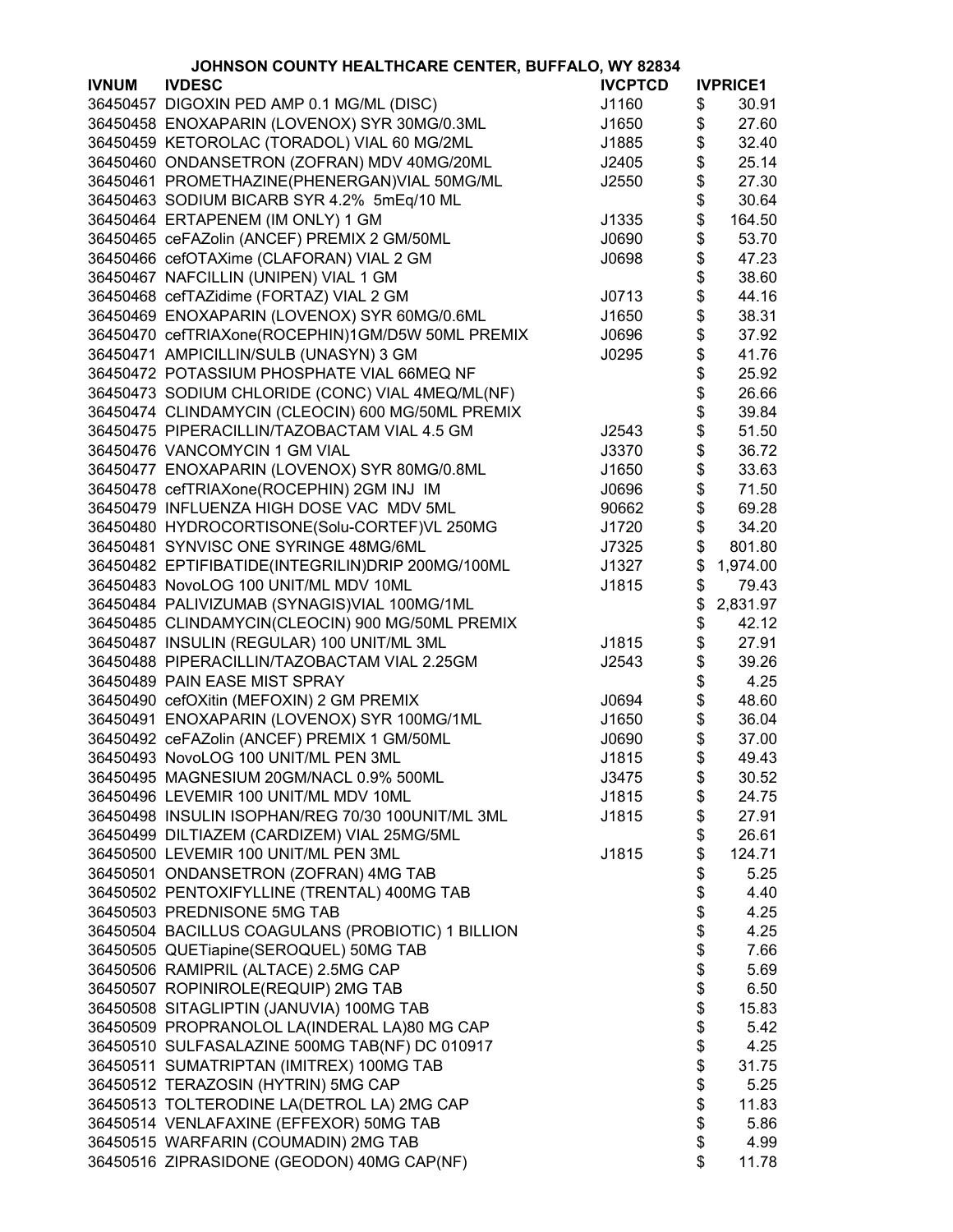JOHNSON COUNTY HEALTHCARE CENTER, BUFFALO, WY 82834

| IVNUM | IVDESC | IVCPTCD | IVPRICE1 |
|---|---|---|---|
| 36450457 | DIGOXIN PED AMP 0.1 MG/ML (DISC) | J1160 | $ 30.91 |
| 36450458 | ENOXAPARIN (LOVENOX) SYR 30MG/0.3ML | J1650 | $ 27.60 |
| 36450459 | KETOROLAC (TORADOL) VIAL 60 MG/2ML | J1885 | $ 32.40 |
| 36450460 | ONDANSETRON (ZOFRAN) MDV 40MG/20ML | J2405 | $ 25.14 |
| 36450461 | PROMETHAZINE(PHENERGAN)VIAL 50MG/ML | J2550 | $ 27.30 |
| 36450463 | SODIUM BICARB SYR 4.2% 5mEq/10 ML | | $ 30.64 |
| 36450464 | ERTAPENEM (IM ONLY) 1 GM | J1335 | $ 164.50 |
| 36450465 | ceFAZolin (ANCEF) PREMIX 2 GM/50ML | J0690 | $ 53.70 |
| 36450466 | cefOTAXime (CLAFORAN) VIAL 2 GM | J0698 | $ 47.23 |
| 36450467 | NAFCILLIN (UNIPEN) VIAL 1 GM | | $ 38.60 |
| 36450468 | cefTAZidime (FORTAZ) VIAL 2 GM | J0713 | $ 44.16 |
| 36450469 | ENOXAPARIN (LOVENOX) SYR 60MG/0.6ML | J1650 | $ 38.31 |
| 36450470 | cefTRIAXone(ROCEPHIN)1GM/D5W 50ML PREMIX | J0696 | $ 37.92 |
| 36450471 | AMPICILLIN/SULB (UNASYN) 3 GM | J0295 | $ 41.76 |
| 36450472 | POTASSIUM PHOSPHATE VIAL 66MEQ NF | | $ 25.92 |
| 36450473 | SODIUM CHLORIDE (CONC) VIAL 4MEQ/ML(NF) | | $ 26.66 |
| 36450474 | CLINDAMYCIN (CLEOCIN) 600 MG/50ML PREMIX | | $ 39.84 |
| 36450475 | PIPERACILLIN/TAZOBACTAM VIAL 4.5 GM | J2543 | $ 51.50 |
| 36450476 | VANCOMYCIN 1 GM VIAL | J3370 | $ 36.72 |
| 36450477 | ENOXAPARIN (LOVENOX) SYR 80MG/0.8ML | J1650 | $ 33.63 |
| 36450478 | cefTRIAXone(ROCEPHIN) 2GM INJ IM | J0696 | $ 71.50 |
| 36450479 | INFLUENZA HIGH DOSE VAC MDV 5ML | 90662 | $ 69.28 |
| 36450480 | HYDROCORTISONE(Solu-CORTEF)VL 250MG | J1720 | $ 34.20 |
| 36450481 | SYNVISC ONE SYRINGE 48MG/6ML | J7325 | $ 801.80 |
| 36450482 | EPTIFIBATIDE(INTEGRILIN)DRIP 200MG/100ML | J1327 | $ 1,974.00 |
| 36450483 | NovoLOG 100 UNIT/ML MDV 10ML | J1815 | $ 79.43 |
| 36450484 | PALIVIZUMAB (SYNAGIS)VIAL 100MG/1ML | | $ 2,831.97 |
| 36450485 | CLINDAMYCIN(CLEOCIN) 900 MG/50ML PREMIX | | $ 42.12 |
| 36450487 | INSULIN (REGULAR) 100 UNIT/ML 3ML | J1815 | $ 27.91 |
| 36450488 | PIPERACILLIN/TAZOBACTAM VIAL 2.25GM | J2543 | $ 39.26 |
| 36450489 | PAIN EASE MIST SPRAY | | $ 4.25 |
| 36450490 | cefOXitin (MEFOXIN) 2 GM PREMIX | J0694 | $ 48.60 |
| 36450491 | ENOXAPARIN (LOVENOX) SYR 100MG/1ML | J1650 | $ 36.04 |
| 36450492 | ceFAZolin (ANCEF) PREMIX 1 GM/50ML | J0690 | $ 37.00 |
| 36450493 | NovoLOG 100 UNIT/ML PEN 3ML | J1815 | $ 49.43 |
| 36450495 | MAGNESIUM 20GM/NACL 0.9% 500ML | J3475 | $ 30.52 |
| 36450496 | LEVEMIR 100 UNIT/ML MDV 10ML | J1815 | $ 24.75 |
| 36450498 | INSULIN ISOPHAN/REG 70/30 100UNIT/ML 3ML | J1815 | $ 27.91 |
| 36450499 | DILTIAZEM (CARDIZEM) VIAL 25MG/5ML | | $ 26.61 |
| 36450500 | LEVEMIR 100 UNIT/ML PEN 3ML | J1815 | $ 124.71 |
| 36450501 | ONDANSETRON (ZOFRAN) 4MG TAB | | $ 5.25 |
| 36450502 | PENTOXIFYLLINE (TRENTAL) 400MG TAB | | $ 4.40 |
| 36450503 | PREDNISONE 5MG TAB | | $ 4.25 |
| 36450504 | BACILLUS COAGULANS (PROBIOTIC) 1 BILLION | | $ 4.25 |
| 36450505 | QUETiapine(SEROQUEL) 50MG TAB | | $ 7.66 |
| 36450506 | RAMIPRIL (ALTACE) 2.5MG CAP | | $ 5.69 |
| 36450507 | ROPINIROLE(REQUIP) 2MG TAB | | $ 6.50 |
| 36450508 | SITAGLIPTIN (JANUVIA) 100MG TAB | | $ 15.83 |
| 36450509 | PROPRANOLOL LA(INDERAL LA)80 MG CAP | | $ 5.42 |
| 36450510 | SULFASALAZINE 500MG TAB(NF) DC 010917 | | $ 4.25 |
| 36450511 | SUMATRIPTAN (IMITREX) 100MG TAB | | $ 31.75 |
| 36450512 | TERAZOSIN (HYTRIN) 5MG CAP | | $ 5.25 |
| 36450513 | TOLTERODINE LA(DETROL LA) 2MG CAP | | $ 11.83 |
| 36450514 | VENLAFAXINE (EFFEXOR) 50MG TAB | | $ 5.86 |
| 36450515 | WARFARIN (COUMADIN) 2MG TAB | | $ 4.99 |
| 36450516 | ZIPRASIDONE (GEODON) 40MG CAP(NF) | | $ 11.78 |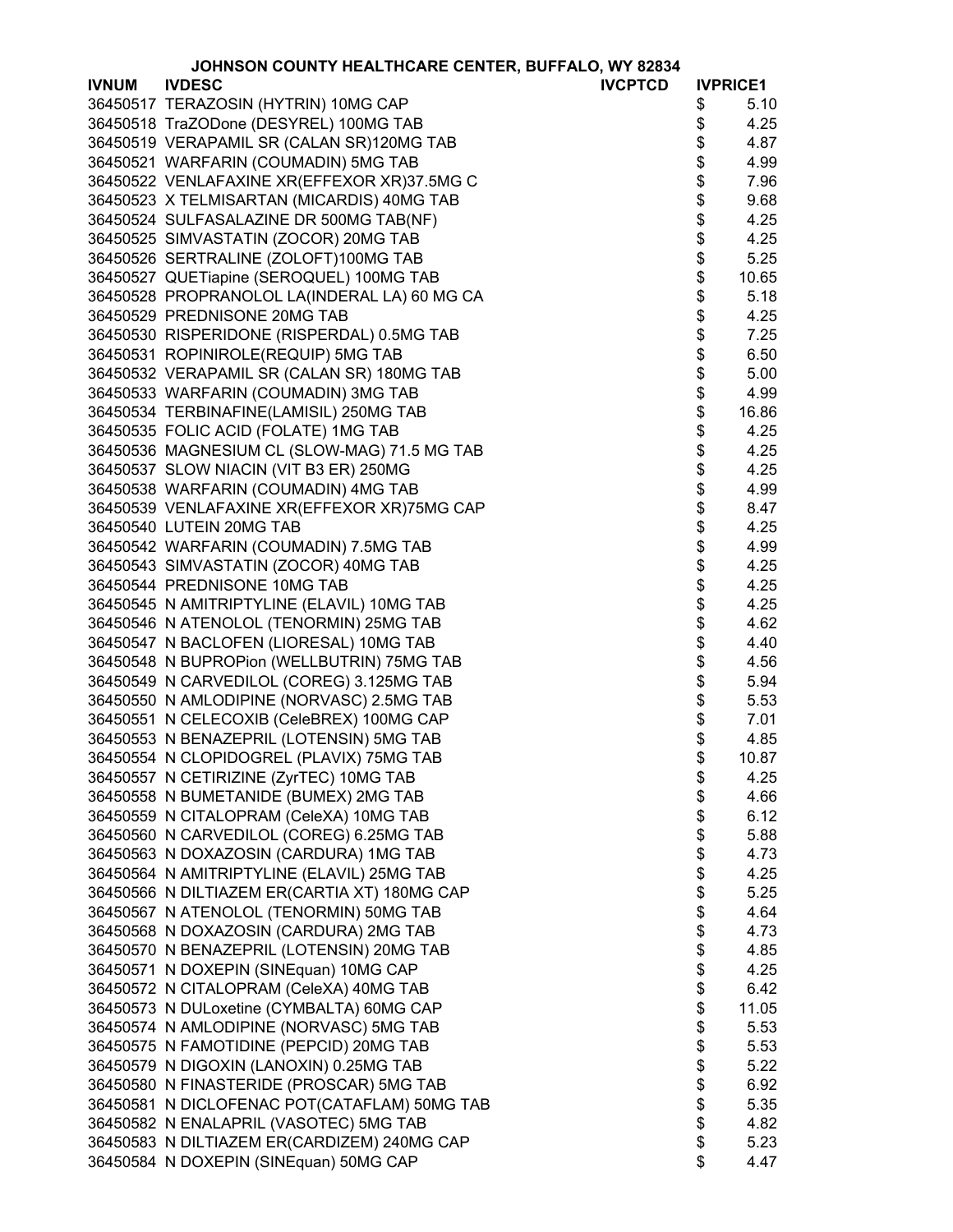JOHNSON COUNTY HEALTHCARE CENTER, BUFFALO, WY 82834

| IVNUM | IVDESC | IVCPTCD | IVPRICE1 |
|---|---|---|---|
| 36450517 | TERAZOSIN (HYTRIN) 10MG CAP | | $ 5.10 |
| 36450518 | TraZODone (DESYREL) 100MG TAB | | $ 4.25 |
| 36450519 | VERAPAMIL SR (CALAN SR)120MG TAB | | $ 4.87 |
| 36450521 | WARFARIN (COUMADIN) 5MG TAB | | $ 4.99 |
| 36450522 | VENLAFAXINE XR(EFFEXOR XR)37.5MG C | | $ 7.96 |
| 36450523 | X TELMISARTAN (MICARDIS) 40MG TAB | | $ 9.68 |
| 36450524 | SULFASALAZINE DR 500MG TAB(NF) | | $ 4.25 |
| 36450525 | SIMVASTATIN (ZOCOR) 20MG TAB | | $ 4.25 |
| 36450526 | SERTRALINE (ZOLOFT)100MG TAB | | $ 5.25 |
| 36450527 | QUETiapine (SEROQUEL) 100MG TAB | | $ 10.65 |
| 36450528 | PROPRANOLOL LA(INDERAL LA) 60 MG CA | | $ 5.18 |
| 36450529 | PREDNISONE 20MG TAB | | $ 4.25 |
| 36450530 | RISPERIDONE (RISPERDAL) 0.5MG TAB | | $ 7.25 |
| 36450531 | ROPINIROLE(REQUIP) 5MG TAB | | $ 6.50 |
| 36450532 | VERAPAMIL SR (CALAN SR) 180MG TAB | | $ 5.00 |
| 36450533 | WARFARIN (COUMADIN) 3MG TAB | | $ 4.99 |
| 36450534 | TERBINAFINE(LAMISIL) 250MG TAB | | $ 16.86 |
| 36450535 | FOLIC ACID (FOLATE) 1MG TAB | | $ 4.25 |
| 36450536 | MAGNESIUM CL (SLOW-MAG) 71.5 MG TAB | | $ 4.25 |
| 36450537 | SLOW NIACIN (VIT B3 ER) 250MG | | $ 4.25 |
| 36450538 | WARFARIN (COUMADIN) 4MG TAB | | $ 4.99 |
| 36450539 | VENLAFAXINE XR(EFFEXOR XR)75MG CAP | | $ 8.47 |
| 36450540 | LUTEIN 20MG TAB | | $ 4.25 |
| 36450542 | WARFARIN (COUMADIN) 7.5MG TAB | | $ 4.99 |
| 36450543 | SIMVASTATIN (ZOCOR) 40MG TAB | | $ 4.25 |
| 36450544 | PREDNISONE 10MG TAB | | $ 4.25 |
| 36450545 | N AMITRIPTYLINE (ELAVIL) 10MG TAB | | $ 4.25 |
| 36450546 | N ATENOLOL (TENORMIN) 25MG TAB | | $ 4.62 |
| 36450547 | N BACLOFEN (LIORESAL) 10MG TAB | | $ 4.40 |
| 36450548 | N BUPROPion (WELLBUTRIN) 75MG TAB | | $ 4.56 |
| 36450549 | N CARVEDILOL (COREG) 3.125MG TAB | | $ 5.94 |
| 36450550 | N AMLODIPINE (NORVASC) 2.5MG TAB | | $ 5.53 |
| 36450551 | N CELECOXIB (CeleBREX) 100MG CAP | | $ 7.01 |
| 36450553 | N BENAZEPRIL (LOTENSIN) 5MG TAB | | $ 4.85 |
| 36450554 | N CLOPIDOGREL (PLAVIX) 75MG TAB | | $ 10.87 |
| 36450557 | N CETIRIZINE (ZyrTEC) 10MG TAB | | $ 4.25 |
| 36450558 | N BUMETANIDE (BUMEX) 2MG TAB | | $ 4.66 |
| 36450559 | N CITALOPRAM (CeleXA) 10MG TAB | | $ 6.12 |
| 36450560 | N CARVEDILOL (COREG) 6.25MG TAB | | $ 5.88 |
| 36450563 | N DOXAZOSIN (CARDURA) 1MG TAB | | $ 4.73 |
| 36450564 | N AMITRIPTYLINE (ELAVIL) 25MG TAB | | $ 4.25 |
| 36450566 | N DILTIAZEM ER(CARTIA XT) 180MG CAP | | $ 5.25 |
| 36450567 | N ATENOLOL (TENORMIN) 50MG TAB | | $ 4.64 |
| 36450568 | N DOXAZOSIN (CARDURA) 2MG TAB | | $ 4.73 |
| 36450570 | N BENAZEPRIL (LOTENSIN) 20MG TAB | | $ 4.85 |
| 36450571 | N DOXEPIN (SINEquan) 10MG CAP | | $ 4.25 |
| 36450572 | N CITALOPRAM (CeleXA) 40MG TAB | | $ 6.42 |
| 36450573 | N DULoxetine (CYMBALTA) 60MG CAP | | $ 11.05 |
| 36450574 | N AMLODIPINE (NORVASC) 5MG TAB | | $ 5.53 |
| 36450575 | N FAMOTIDINE (PEPCID) 20MG TAB | | $ 5.53 |
| 36450579 | N DIGOXIN (LANOXIN) 0.25MG TAB | | $ 5.22 |
| 36450580 | N FINASTERIDE (PROSCAR) 5MG TAB | | $ 6.92 |
| 36450581 | N DICLOFENAC POT(CATAFLAM) 50MG TAB | | $ 5.35 |
| 36450582 | N ENALAPRIL (VASOTEC) 5MG TAB | | $ 4.82 |
| 36450583 | N DILTIAZEM ER(CARDIZEM) 240MG CAP | | $ 5.23 |
| 36450584 | N DOXEPIN (SINEquan) 50MG CAP | | $ 4.47 |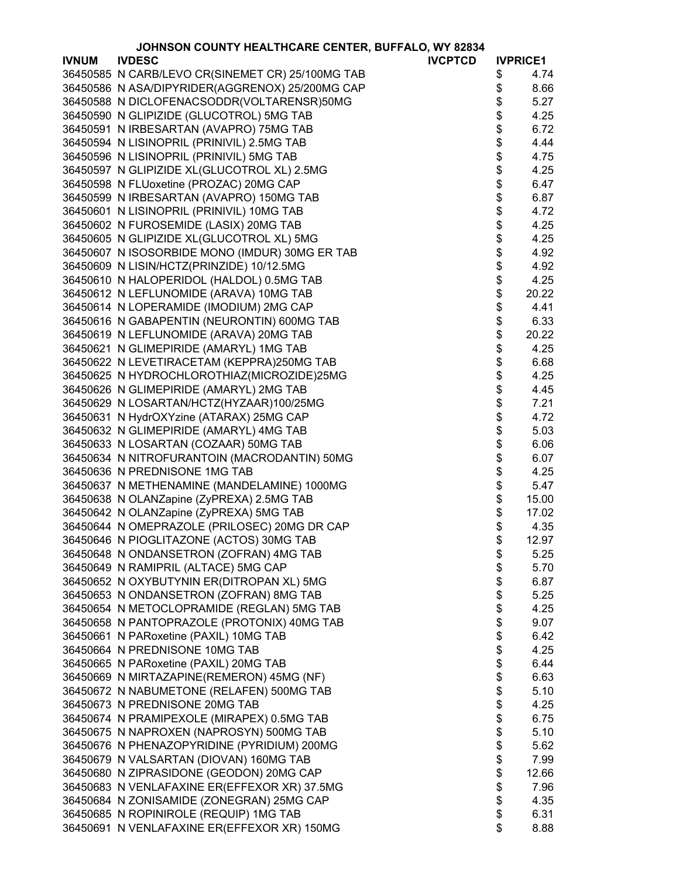**JOHNSON COUNTY HEALTHCARE CENTER, BUFFALO, WY 82834**

| IVNUM | IVDESC | IVCPTCD | IVPRICE1 |
|---|---|---|---|
| 36450585 | N CARB/LEVO CR(SINEMET CR) 25/100MG TAB | | $ 4.74 |
| 36450586 | N ASA/DIPYRIDER(AGGRENOX) 25/200MG CAP | | $ 8.66 |
| 36450588 | N DICLOFENACSODDR(VOLTARENSR)50MG | | $ 5.27 |
| 36450590 | N GLIPIZIDE (GLUCOTROL) 5MG TAB | | $ 4.25 |
| 36450591 | N IRBESARTAN (AVAPRO) 75MG TAB | | $ 6.72 |
| 36450594 | N LISINOPRIL (PRINIVIL) 2.5MG TAB | | $ 4.44 |
| 36450596 | N LISINOPRIL (PRINIVIL) 5MG TAB | | $ 4.75 |
| 36450597 | N GLIPIZIDE XL(GLUCOTROL XL) 2.5MG | | $ 4.25 |
| 36450598 | N FLUoxetine (PROZAC) 20MG CAP | | $ 6.47 |
| 36450599 | N IRBESARTAN (AVAPRO) 150MG TAB | | $ 6.87 |
| 36450601 | N LISINOPRIL (PRINIVIL) 10MG TAB | | $ 4.72 |
| 36450602 | N FUROSEMIDE (LASIX) 20MG TAB | | $ 4.25 |
| 36450605 | N GLIPIZIDE XL(GLUCOTROL XL) 5MG | | $ 4.25 |
| 36450607 | N ISOSORBIDE MONO (IMDUR) 30MG ER TAB | | $ 4.92 |
| 36450609 | N LISIN/HCTZ(PRINZIDE) 10/12.5MG | | $ 4.92 |
| 36450610 | N HALOPERIDOL (HALDOL) 0.5MG TAB | | $ 4.25 |
| 36450612 | N LEFLUNOMIDE (ARAVA) 10MG TAB | | $ 20.22 |
| 36450614 | N LOPERAMIDE (IMODIUM) 2MG CAP | | $ 4.41 |
| 36450616 | N GABAPENTIN (NEURONTIN) 600MG TAB | | $ 6.33 |
| 36450619 | N LEFLUNOMIDE (ARAVA) 20MG TAB | | $ 20.22 |
| 36450621 | N GLIMEPIRIDE (AMARYL) 1MG TAB | | $ 4.25 |
| 36450622 | N LEVETIRACETAM (KEPPRA)250MG TAB | | $ 6.68 |
| 36450625 | N HYDROCHLOROTHIAZ(MICROZIDE)25MG | | $ 4.25 |
| 36450626 | N GLIMEPIRIDE (AMARYL) 2MG TAB | | $ 4.45 |
| 36450629 | N LOSARTAN/HCTZ(HYZAAR)100/25MG | | $ 7.21 |
| 36450631 | N HydrOXYzine (ATARAX) 25MG CAP | | $ 4.72 |
| 36450632 | N GLIMEPIRIDE (AMARYL) 4MG TAB | | $ 5.03 |
| 36450633 | N LOSARTAN (COZAAR) 50MG TAB | | $ 6.06 |
| 36450634 | N NITROFURANTOIN (MACRODANTIN) 50MG | | $ 6.07 |
| 36450636 | N PREDNISONE 1MG TAB | | $ 4.25 |
| 36450637 | N METHENAMINE (MANDELAMINE) 1000MG | | $ 5.47 |
| 36450638 | N OLANZapine (ZyPREXA) 2.5MG TAB | | $ 15.00 |
| 36450642 | N OLANZapine (ZyPREXA) 5MG TAB | | $ 17.02 |
| 36450644 | N OMEPRAZOLE (PRILOSEC) 20MG DR CAP | | $ 4.35 |
| 36450646 | N PIOGLITAZONE (ACTOS) 30MG TAB | | $ 12.97 |
| 36450648 | N ONDANSETRON (ZOFRAN) 4MG TAB | | $ 5.25 |
| 36450649 | N RAMIPRIL (ALTACE) 5MG CAP | | $ 5.70 |
| 36450652 | N OXYBUTYNIN ER(DITROPAN XL) 5MG | | $ 6.87 |
| 36450653 | N ONDANSETRON (ZOFRAN) 8MG TAB | | $ 5.25 |
| 36450654 | N METOCLOPRAMIDE (REGLAN) 5MG TAB | | $ 4.25 |
| 36450658 | N PANTOPRAZOLE (PROTONIX) 40MG TAB | | $ 9.07 |
| 36450661 | N PARoxetine (PAXIL) 10MG TAB | | $ 6.42 |
| 36450664 | N PREDNISONE 10MG TAB | | $ 4.25 |
| 36450665 | N PARoxetine (PAXIL) 20MG TAB | | $ 6.44 |
| 36450669 | N MIRTAZAPINE(REMERON) 45MG (NF) | | $ 6.63 |
| 36450672 | N NABUMETONE (RELAFEN) 500MG TAB | | $ 5.10 |
| 36450673 | N PREDNISONE 20MG TAB | | $ 4.25 |
| 36450674 | N PRAMIPEXOLE (MIRAPEX) 0.5MG TAB | | $ 6.75 |
| 36450675 | N NAPROXEN (NAPROSYN) 500MG TAB | | $ 5.10 |
| 36450676 | N PHENAZOPYRIDINE (PYRIDIUM) 200MG | | $ 5.62 |
| 36450679 | N VALSARTAN (DIOVAN) 160MG TAB | | $ 7.99 |
| 36450680 | N ZIPRASIDONE (GEODON) 20MG CAP | | $ 12.66 |
| 36450683 | N VENLAFAXINE ER(EFFEXOR XR) 37.5MG | | $ 7.96 |
| 36450684 | N ZONISAMIDE (ZONEGRAN) 25MG CAP | | $ 4.35 |
| 36450685 | N ROPINIROLE (REQUIP) 1MG TAB | | $ 6.31 |
| 36450691 | N VENLAFAXINE ER(EFFEXOR XR) 150MG | | $ 8.88 |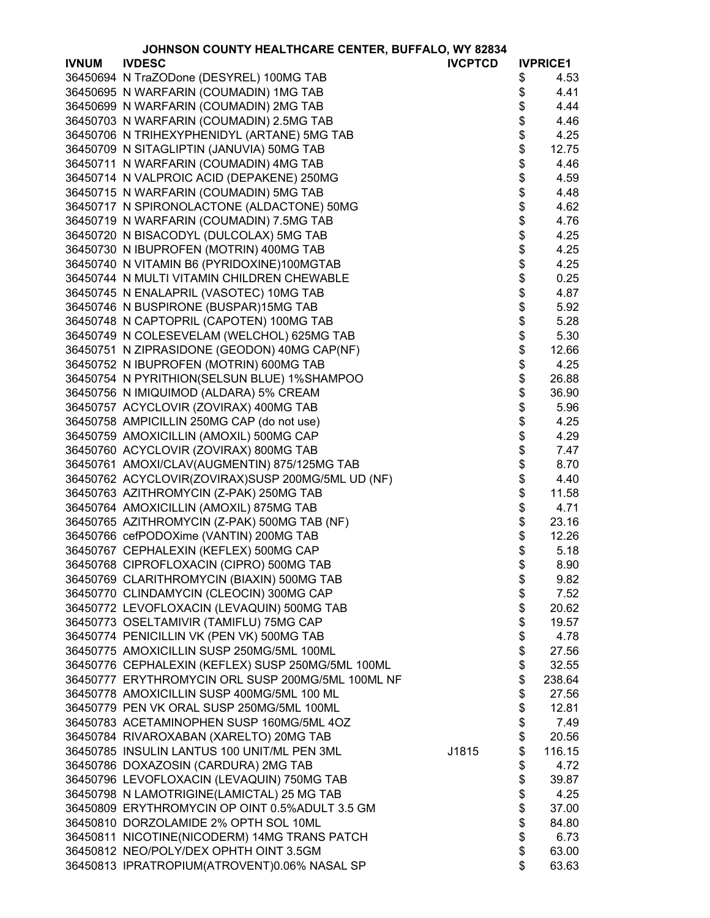JOHNSON COUNTY HEALTHCARE CENTER, BUFFALO, WY 82834

| IVNUM | IVDESC | IVCPTCD | IVPRICE1 |
|---|---|---|---|
| 36450694 | N TraZODone (DESYREL) 100MG TAB | | $ 4.53 |
| 36450695 | N WARFARIN (COUMADIN) 1MG TAB | | $ 4.41 |
| 36450699 | N WARFARIN (COUMADIN) 2MG TAB | | $ 4.44 |
| 36450703 | N WARFARIN (COUMADIN) 2.5MG TAB | | $ 4.46 |
| 36450706 | N TRIHEXYPHENIDYL (ARTANE) 5MG TAB | | $ 4.25 |
| 36450709 | N SITAGLIPTIN (JANUVIA) 50MG TAB | | $ 12.75 |
| 36450711 | N WARFARIN (COUMADIN) 4MG TAB | | $ 4.46 |
| 36450714 | N VALPROIC ACID (DEPAKENE) 250MG | | $ 4.59 |
| 36450715 | N WARFARIN (COUMADIN) 5MG TAB | | $ 4.48 |
| 36450717 | N SPIRONOLACTONE (ALDACTONE) 50MG | | $ 4.62 |
| 36450719 | N WARFARIN (COUMADIN) 7.5MG TAB | | $ 4.76 |
| 36450720 | N BISACODYL (DULCOLAX) 5MG TAB | | $ 4.25 |
| 36450730 | N IBUPROFEN (MOTRIN) 400MG TAB | | $ 4.25 |
| 36450740 | N VITAMIN B6 (PYRIDOXINE)100MGTAB | | $ 4.25 |
| 36450744 | N MULTI VITAMIN CHILDREN CHEWABLE | | $ 0.25 |
| 36450745 | N ENALAPRIL (VASOTEC) 10MG TAB | | $ 4.87 |
| 36450746 | N BUSPIRONE (BUSPAR)15MG TAB | | $ 5.92 |
| 36450748 | N CAPTOPRIL (CAPOTEN) 100MG TAB | | $ 5.28 |
| 36450749 | N COLESEVELAM (WELCHOL) 625MG TAB | | $ 5.30 |
| 36450751 | N ZIPRASIDONE (GEODON) 40MG CAP(NF) | | $ 12.66 |
| 36450752 | N IBUPROFEN (MOTRIN) 600MG TAB | | $ 4.25 |
| 36450754 | N PYRITHION(SELSUN BLUE) 1%SHAMPOO | | $ 26.88 |
| 36450756 | N IMIQUIMOD (ALDARA) 5% CREAM | | $ 36.90 |
| 36450757 | ACYCLOVIR (ZOVIRAX) 400MG TAB | | $ 5.96 |
| 36450758 | AMPICILLIN 250MG CAP (do not use) | | $ 4.25 |
| 36450759 | AMOXICILLIN (AMOXIL) 500MG CAP | | $ 4.29 |
| 36450760 | ACYCLOVIR (ZOVIRAX) 800MG TAB | | $ 7.47 |
| 36450761 | AMOXI/CLAV(AUGMENTIN) 875/125MG TAB | | $ 8.70 |
| 36450762 | ACYCLOVIR(ZOVIRAX)SUSP 200MG/5ML UD (NF) | | $ 4.40 |
| 36450763 | AZITHROMYCIN (Z-PAK) 250MG TAB | | $ 11.58 |
| 36450764 | AMOXICILLIN (AMOXIL) 875MG TAB | | $ 4.71 |
| 36450765 | AZITHROMYCIN (Z-PAK) 500MG TAB (NF) | | $ 23.16 |
| 36450766 | cefPODOXime (VANTIN) 200MG TAB | | $ 12.26 |
| 36450767 | CEPHALEXIN (KEFLEX) 500MG CAP | | $ 5.18 |
| 36450768 | CIPROFLOXACIN (CIPRO) 500MG TAB | | $ 8.90 |
| 36450769 | CLARITHROMYCIN (BIAXIN) 500MG TAB | | $ 9.82 |
| 36450770 | CLINDAMYCIN (CLEOCIN) 300MG CAP | | $ 7.52 |
| 36450772 | LEVOFLOXACIN (LEVAQUIN) 500MG TAB | | $ 20.62 |
| 36450773 | OSELTAMIVIR (TAMIFLU) 75MG CAP | | $ 19.57 |
| 36450774 | PENICILLIN VK (PEN VK) 500MG TAB | | $ 4.78 |
| 36450775 | AMOXICILLIN SUSP 250MG/5ML 100ML | | $ 27.56 |
| 36450776 | CEPHALEXIN (KEFLEX) SUSP 250MG/5ML 100ML | | $ 32.55 |
| 36450777 | ERYTHROMYCIN ORL SUSP 200MG/5ML 100ML NF | | $ 238.64 |
| 36450778 | AMOXICILLIN SUSP 400MG/5ML 100 ML | | $ 27.56 |
| 36450779 | PEN VK ORAL SUSP 250MG/5ML 100ML | | $ 12.81 |
| 36450783 | ACETAMINOPHEN SUSP 160MG/5ML 4OZ | | $ 7.49 |
| 36450784 | RIVAROXABAN (XARELTO) 20MG TAB | | $ 20.56 |
| 36450785 | INSULIN LANTUS 100 UNIT/ML PEN 3ML | J1815 | $ 116.15 |
| 36450786 | DOXAZOSIN (CARDURA) 2MG TAB | | $ 4.72 |
| 36450796 | LEVOFLOXACIN (LEVAQUIN) 750MG TAB | | $ 39.87 |
| 36450798 | N LAMOTRIGINE(LAMICTAL) 25 MG TAB | | $ 4.25 |
| 36450809 | ERYTHROMYCIN OP OINT 0.5%ADULT 3.5 GM | | $ 37.00 |
| 36450810 | DORZOLAMIDE 2% OPTH SOL 10ML | | $ 84.80 |
| 36450811 | NICOTINE(NICODERM) 14MG TRANS PATCH | | $ 6.73 |
| 36450812 | NEO/POLY/DEX OPHTH OINT 3.5GM | | $ 63.00 |
| 36450813 | IPRATROPIUM(ATROVENT)0.06% NASAL SP | | $ 63.63 |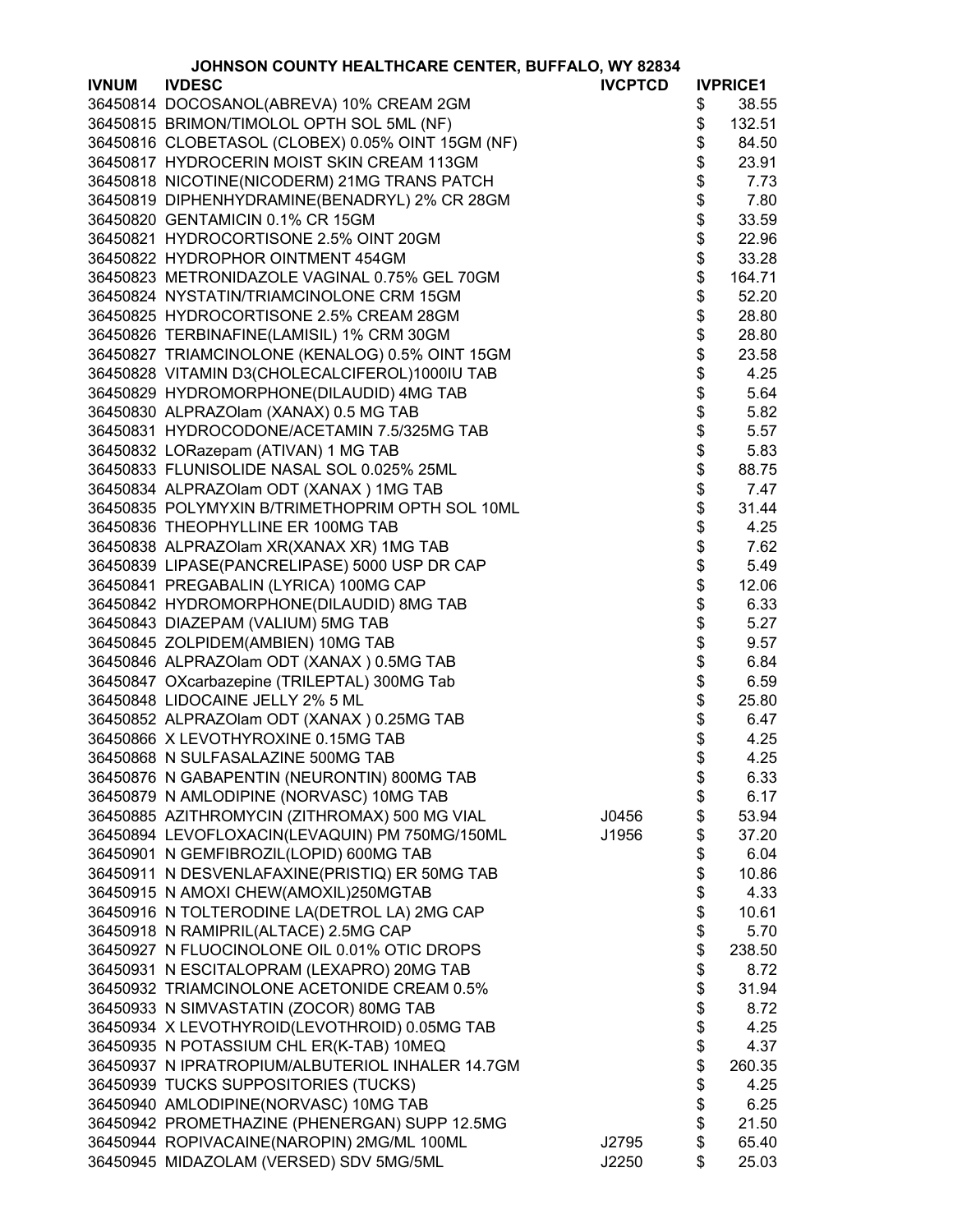# JOHNSON COUNTY HEALTHCARE CENTER, BUFFALO, WY 82834

| IVNUM | IVDESC | IVCPTCD | IVPRICE1 |
|---|---|---|---|
| 36450814 | DOCOSANOL(ABREVA) 10% CREAM 2GM | | $ 38.55 |
| 36450815 | BRIMON/TIMOLOL OPTH SOL 5ML (NF) | | $ 132.51 |
| 36450816 | CLOBETASOL (CLOBEX) 0.05% OINT 15GM (NF) | | $ 84.50 |
| 36450817 | HYDROCERIN MOIST SKIN CREAM 113GM | | $ 23.91 |
| 36450818 | NICOTINE(NICODERM) 21MG TRANS PATCH | | $ 7.73 |
| 36450819 | DIPHENHYDRAMINE(BENADRYL) 2% CR 28GM | | $ 7.80 |
| 36450820 | GENTAMICIN 0.1% CR 15GM | | $ 33.59 |
| 36450821 | HYDROCORTISONE 2.5% OINT 20GM | | $ 22.96 |
| 36450822 | HYDROPHOR OINTMENT 454GM | | $ 33.28 |
| 36450823 | METRONIDAZOLE VAGINAL 0.75% GEL 70GM | | $ 164.71 |
| 36450824 | NYSTATIN/TRIAMCINOLONE CRM 15GM | | $ 52.20 |
| 36450825 | HYDROCORTISONE 2.5% CREAM 28GM | | $ 28.80 |
| 36450826 | TERBINAFINE(LAMISIL) 1% CRM 30GM | | $ 28.80 |
| 36450827 | TRIAMCINOLONE (KENALOG) 0.5% OINT 15GM | | $ 23.58 |
| 36450828 | VITAMIN D3(CHOLECALCIFEROL)1000IU TAB | | $ 4.25 |
| 36450829 | HYDROMORPHONE(DILAUDID) 4MG TAB | | $ 5.64 |
| 36450830 | ALPRAZOlam (XANAX) 0.5 MG TAB | | $ 5.82 |
| 36450831 | HYDROCODONE/ACETAMIN 7.5/325MG TAB | | $ 5.57 |
| 36450832 | LORazepam (ATIVAN) 1 MG TAB | | $ 5.83 |
| 36450833 | FLUNISOLIDE NASAL SOL 0.025% 25ML | | $ 88.75 |
| 36450834 | ALPRAZOlam ODT (XANAX ) 1MG TAB | | $ 7.47 |
| 36450835 | POLYMYXIN B/TRIMETHOPRIM OPTH SOL 10ML | | $ 31.44 |
| 36450836 | THEOPHYLLINE ER 100MG TAB | | $ 4.25 |
| 36450838 | ALPRAZOlam XR(XANAX XR) 1MG TAB | | $ 7.62 |
| 36450839 | LIPASE(PANCRELIPASE) 5000 USP DR CAP | | $ 5.49 |
| 36450841 | PREGABALIN (LYRICA) 100MG CAP | | $ 12.06 |
| 36450842 | HYDROMORPHONE(DILAUDID) 8MG TAB | | $ 6.33 |
| 36450843 | DIAZEPAM (VALIUM) 5MG TAB | | $ 5.27 |
| 36450845 | ZOLPIDEM(AMBIEN) 10MG TAB | | $ 9.57 |
| 36450846 | ALPRAZOlam ODT (XANAX ) 0.5MG TAB | | $ 6.84 |
| 36450847 | OXcarbazepine (TRILEPTAL) 300MG Tab | | $ 6.59 |
| 36450848 | LIDOCAINE JELLY 2% 5 ML | | $ 25.80 |
| 36450852 | ALPRAZOlam ODT (XANAX ) 0.25MG TAB | | $ 6.47 |
| 36450866 | X LEVOTHYROXINE 0.15MG TAB | | $ 4.25 |
| 36450868 | N SULFASALAZINE 500MG TAB | | $ 4.25 |
| 36450876 | N GABAPENTIN (NEURONTIN) 800MG TAB | | $ 6.33 |
| 36450879 | N AMLODIPINE (NORVASC) 10MG TAB | | $ 6.17 |
| 36450885 | AZITHROMYCIN (ZITHROMAX) 500 MG VIAL | J0456 | $ 53.94 |
| 36450894 | LEVOFLOXACIN(LEVAQUIN) PM 750MG/150ML | J1956 | $ 37.20 |
| 36450901 | N GEMFIBROZIL(LOPID) 600MG TAB | | $ 6.04 |
| 36450911 | N DESVENLAFAXINE(PRISTIQ) ER 50MG TAB | | $ 10.86 |
| 36450915 | N AMOXI CHEW(AMOXIL)250MGTAB | | $ 4.33 |
| 36450916 | N TOLTERODINE LA(DETROL LA) 2MG CAP | | $ 10.61 |
| 36450918 | N RAMIPRIL(ALTACE) 2.5MG CAP | | $ 5.70 |
| 36450927 | N FLUOCINOLONE OIL 0.01% OTIC DROPS | | $ 238.50 |
| 36450931 | N ESCITALOPRAM (LEXAPRO) 20MG TAB | | $ 8.72 |
| 36450932 | TRIAMCINOLONE ACETONIDE CREAM 0.5% | | $ 31.94 |
| 36450933 | N SIMVASTATIN (ZOCOR) 80MG TAB | | $ 8.72 |
| 36450934 | X LEVOTHYROID(LEVOTHROID) 0.05MG TAB | | $ 4.25 |
| 36450935 | N POTASSIUM CHL ER(K-TAB) 10MEQ | | $ 4.37 |
| 36450937 | N IPRATROPIUM/ALBUTERIOL INHALER 14.7GM | | $ 260.35 |
| 36450939 | TUCKS SUPPOSITORIES (TUCKS) | | $ 4.25 |
| 36450940 | AMLODIPINE(NORVASC) 10MG TAB | | $ 6.25 |
| 36450942 | PROMETHAZINE (PHENERGAN) SUPP 12.5MG | | $ 21.50 |
| 36450944 | ROPIVACAINE(NAROPIN) 2MG/ML 100ML | J2795 | $ 65.40 |
| 36450945 | MIDAZOLAM (VERSED) SDV 5MG/5ML | J2250 | $ 25.03 |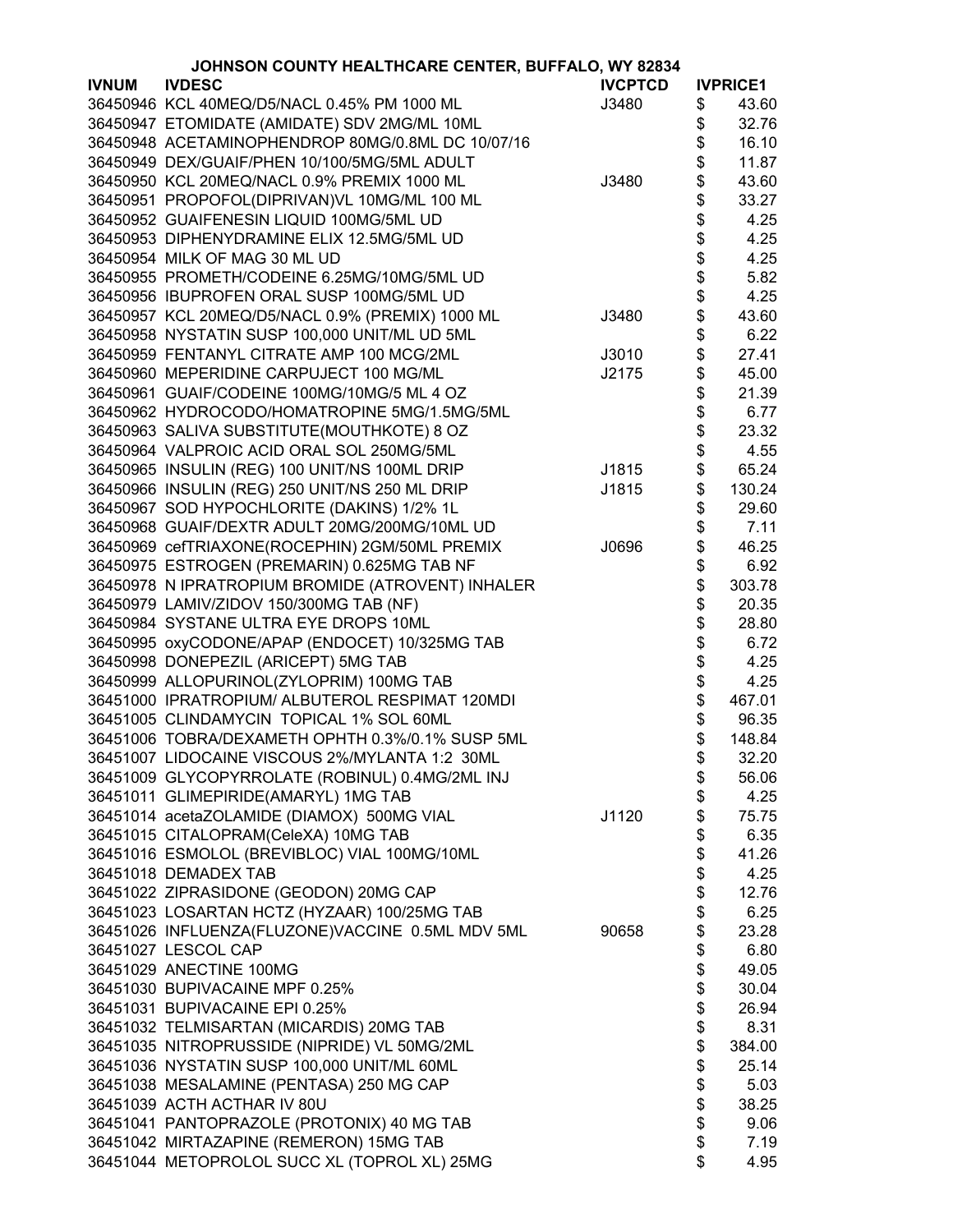**JOHNSON COUNTY HEALTHCARE CENTER, BUFFALO, WY 82834**

| IVNUM | IVDESC | IVCPTCD | IVPRICE1 |
|---|---|---|---|
| 36450946 | KCL 40MEQ/D5/NACL 0.45% PM 1000 ML | J3480 | $ 43.60 |
| 36450947 | ETOMIDATE (AMIDATE) SDV 2MG/ML 10ML | | $ 32.76 |
| 36450948 | ACETAMINOPHENDROP 80MG/0.8ML DC 10/07/16 | | $ 16.10 |
| 36450949 | DEX/GUAIF/PHEN 10/100/5MG/5ML ADULT | | $ 11.87 |
| 36450950 | KCL 20MEQ/NACL 0.9% PREMIX 1000 ML | J3480 | $ 43.60 |
| 36450951 | PROPOFOL(DIPRIVAN)VL 10MG/ML 100 ML | | $ 33.27 |
| 36450952 | GUAIFENESIN LIQUID 100MG/5ML UD | | $ 4.25 |
| 36450953 | DIPHENYDRAMINE ELIX 12.5MG/5ML UD | | $ 4.25 |
| 36450954 | MILK OF MAG 30 ML UD | | $ 4.25 |
| 36450955 | PROMETH/CODEINE 6.25MG/10MG/5ML UD | | $ 5.82 |
| 36450956 | IBUPROFEN ORAL SUSP 100MG/5ML UD | | $ 4.25 |
| 36450957 | KCL 20MEQ/D5/NACL 0.9% (PREMIX) 1000 ML | J3480 | $ 43.60 |
| 36450958 | NYSTATIN SUSP 100,000 UNIT/ML UD 5ML | | $ 6.22 |
| 36450959 | FENTANYL CITRATE AMP 100 MCG/2ML | J3010 | $ 27.41 |
| 36450960 | MEPERIDINE CARPUJECT 100 MG/ML | J2175 | $ 45.00 |
| 36450961 | GUAIF/CODEINE 100MG/10MG/5 ML 4 OZ | | $ 21.39 |
| 36450962 | HYDROCODO/HOMATROPINE 5MG/1.5MG/5ML | | $ 6.77 |
| 36450963 | SALIVA SUBSTITUTE(MOUTHKOTE) 8 OZ | | $ 23.32 |
| 36450964 | VALPROIC ACID ORAL SOL 250MG/5ML | | $ 4.55 |
| 36450965 | INSULIN (REG) 100 UNIT/NS 100ML DRIP | J1815 | $ 65.24 |
| 36450966 | INSULIN (REG) 250 UNIT/NS 250 ML DRIP | J1815 | $ 130.24 |
| 36450967 | SOD HYPOCHLORITE (DAKINS) 1/2% 1L | | $ 29.60 |
| 36450968 | GUAIF/DEXTR ADULT 20MG/200MG/10ML UD | | $ 7.11 |
| 36450969 | cefTRIAXONE(ROCEPHIN) 2GM/50ML PREMIX | J0696 | $ 46.25 |
| 36450975 | ESTROGEN (PREMARIN) 0.625MG TAB NF | | $ 6.92 |
| 36450978 | N IPRATROPIUM BROMIDE (ATROVENT) INHALER | | $ 303.78 |
| 36450979 | LAMIV/ZIDOV 150/300MG TAB (NF) | | $ 20.35 |
| 36450984 | SYSTANE ULTRA EYE DROPS 10ML | | $ 28.80 |
| 36450995 | oxyCODONE/APAP (ENDOCET) 10/325MG TAB | | $ 6.72 |
| 36450998 | DONEPEZIL (ARICEPT) 5MG TAB | | $ 4.25 |
| 36450999 | ALLOPURINOL(ZYLOPRIM) 100MG TAB | | $ 4.25 |
| 36451000 | IPRATROPIUM/ ALBUTEROL RESPIMAT 120MDI | | $ 467.01 |
| 36451005 | CLINDAMYCIN TOPICAL 1% SOL 60ML | | $ 96.35 |
| 36451006 | TOBRA/DEXAMETH OPHTH 0.3%/0.1% SUSP 5ML | | $ 148.84 |
| 36451007 | LIDOCAINE VISCOUS 2%/MYLANTA 1:2 30ML | | $ 32.20 |
| 36451009 | GLYCOPYRROLATE (ROBINUL) 0.4MG/2ML INJ | | $ 56.06 |
| 36451011 | GLIMEPIRIDE(AMARYL) 1MG TAB | | $ 4.25 |
| 36451014 | acetaZOLAMIDE (DIAMOX) 500MG VIAL | J1120 | $ 75.75 |
| 36451015 | CITALOPRAM(CeleXA) 10MG TAB | | $ 6.35 |
| 36451016 | ESMOLOL (BREVIBLOC) VIAL 100MG/10ML | | $ 41.26 |
| 36451018 | DEMADEX TAB | | $ 4.25 |
| 36451022 | ZIPRASIDONE (GEODON) 20MG CAP | | $ 12.76 |
| 36451023 | LOSARTAN HCTZ (HYZAAR) 100/25MG TAB | | $ 6.25 |
| 36451026 | INFLUENZA(FLUZONE)VACCINE 0.5ML MDV 5ML | 90658 | $ 23.28 |
| 36451027 | LESCOL CAP | | $ 6.80 |
| 36451029 | ANECTINE 100MG | | $ 49.05 |
| 36451030 | BUPIVACAINE MPF 0.25% | | $ 30.04 |
| 36451031 | BUPIVACAINE EPI 0.25% | | $ 26.94 |
| 36451032 | TELMISARTAN (MICARDIS) 20MG TAB | | $ 8.31 |
| 36451035 | NITROPRUSSIDE (NIPRIDE) VL 50MG/2ML | | $ 384.00 |
| 36451036 | NYSTATIN SUSP 100,000 UNIT/ML 60ML | | $ 25.14 |
| 36451038 | MESALAMINE (PENTASA) 250 MG CAP | | $ 5.03 |
| 36451039 | ACTH ACTHAR IV 80U | | $ 38.25 |
| 36451041 | PANTOPRAZOLE (PROTONIX) 40 MG TAB | | $ 9.06 |
| 36451042 | MIRTAZAPINE (REMERON) 15MG TAB | | $ 7.19 |
| 36451044 | METOPROLOL SUCC XL (TOPROL XL) 25MG | | $ 4.95 |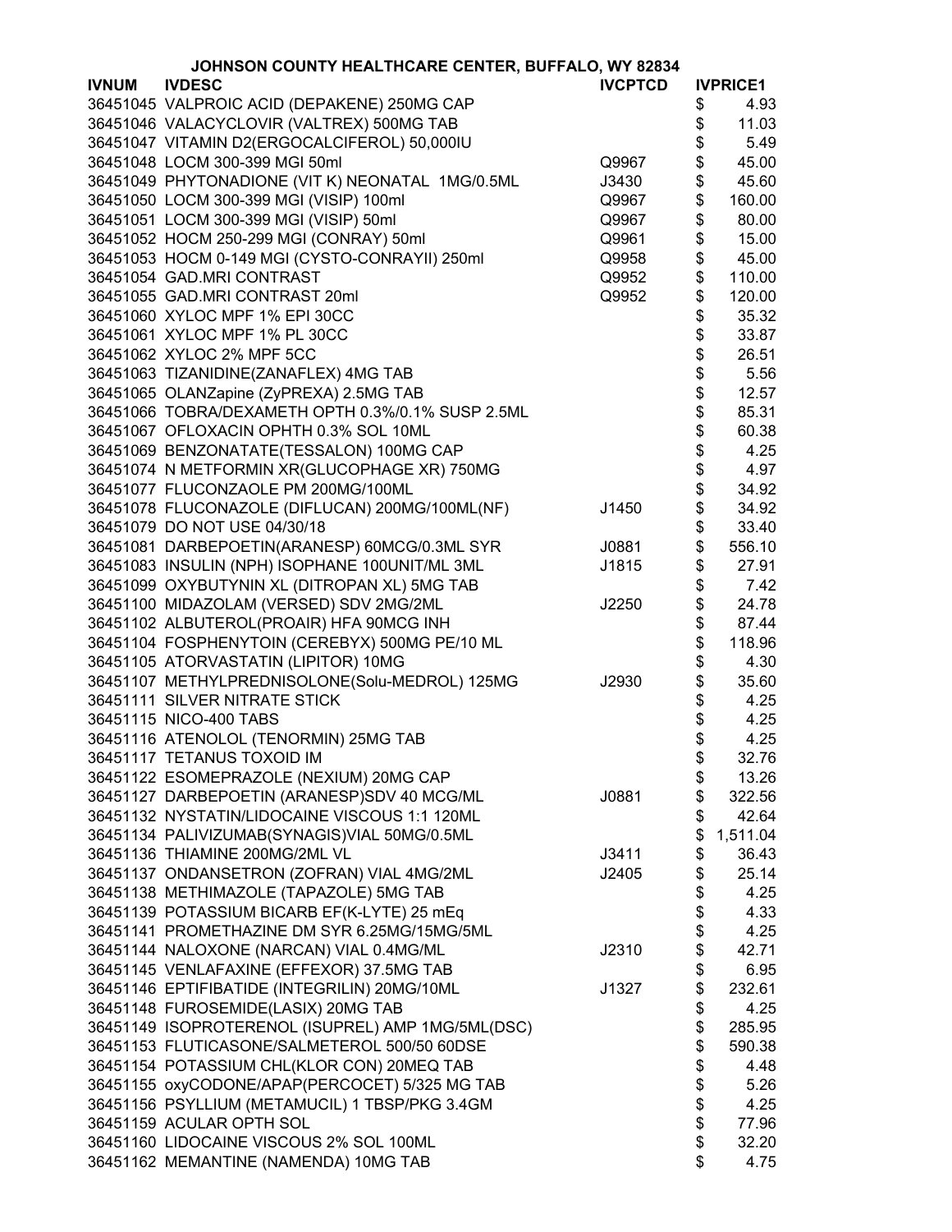**JOHNSON COUNTY HEALTHCARE CENTER, BUFFALO, WY 82834**

| IVNUM | IVDESC | IVCPTCD | IVPRICE1 |
|---|---|---|---|
| 36451045 | VALPROIC ACID (DEPAKENE) 250MG CAP | | $ 4.93 |
| 36451046 | VALACYCLOVIR (VALTREX) 500MG TAB | | $ 11.03 |
| 36451047 | VITAMIN D2(ERGOCALCIFEROL) 50,000IU | | $ 5.49 |
| 36451048 | LOCM 300-399 MGI 50ml | Q9967 | $ 45.00 |
| 36451049 | PHYTONADIONE (VIT K) NEONATAL 1MG/0.5ML | J3430 | $ 45.60 |
| 36451050 | LOCM 300-399 MGI (VISIP) 100ml | Q9967 | $ 160.00 |
| 36451051 | LOCM 300-399 MGI (VISIP) 50ml | Q9967 | $ 80.00 |
| 36451052 | HOCM 250-299 MGI (CONRAY) 50ml | Q9961 | $ 15.00 |
| 36451053 | HOCM 0-149 MGI (CYSTO-CONRAYII) 250ml | Q9958 | $ 45.00 |
| 36451054 | GAD.MRI CONTRAST | Q9952 | $ 110.00 |
| 36451055 | GAD.MRI CONTRAST 20ml | Q9952 | $ 120.00 |
| 36451060 | XYLOC MPF 1% EPI 30CC | | $ 35.32 |
| 36451061 | XYLOC MPF 1% PL 30CC | | $ 33.87 |
| 36451062 | XYLOC 2% MPF 5CC | | $ 26.51 |
| 36451063 | TIZANIDINE(ZANAFLEX) 4MG TAB | | $ 5.56 |
| 36451065 | OLANZapine (ZyPREXA) 2.5MG TAB | | $ 12.57 |
| 36451066 | TOBRA/DEXAMETH OPTH 0.3%/0.1% SUSP 2.5ML | | $ 85.31 |
| 36451067 | OFLOXACIN OPHTH 0.3% SOL 10ML | | $ 60.38 |
| 36451069 | BENZONATATE(TESSALON) 100MG CAP | | $ 4.25 |
| 36451074 | N METFORMIN XR(GLUCOPHAGE XR) 750MG | | $ 4.97 |
| 36451077 | FLUCONZAOLE PM 200MG/100ML | | $ 34.92 |
| 36451078 | FLUCONAZOLE (DIFLUCAN) 200MG/100ML(NF) | J1450 | $ 34.92 |
| 36451079 | DO NOT USE 04/30/18 | | $ 33.40 |
| 36451081 | DARBEPOETIN(ARANESP) 60MCG/0.3ML SYR | J0881 | $ 556.10 |
| 36451083 | INSULIN (NPH) ISOPHANE 100UNIT/ML 3ML | J1815 | $ 27.91 |
| 36451099 | OXYBUTYNIN XL (DITROPAN XL) 5MG TAB | | $ 7.42 |
| 36451100 | MIDAZOLAM (VERSED) SDV 2MG/2ML | J2250 | $ 24.78 |
| 36451102 | ALBUTEROL(PROAIR) HFA 90MCG INH | | $ 87.44 |
| 36451104 | FOSPHENYTOIN (CEREBYX) 500MG PE/10 ML | | $ 118.96 |
| 36451105 | ATORVASTATIN (LIPITOR) 10MG | | $ 4.30 |
| 36451107 | METHYLPREDNISOLONE(Solu-MEDROL) 125MG | J2930 | $ 35.60 |
| 36451111 | SILVER NITRATE STICK | | $ 4.25 |
| 36451115 | NICO-400 TABS | | $ 4.25 |
| 36451116 | ATENOLOL (TENORMIN) 25MG TAB | | $ 4.25 |
| 36451117 | TETANUS TOXOID IM | | $ 32.76 |
| 36451122 | ESOMEPRAZOLE (NEXIUM) 20MG CAP | | $ 13.26 |
| 36451127 | DARBEPOETIN (ARANESP)SDV 40 MCG/ML | J0881 | $ 322.56 |
| 36451132 | NYSTATIN/LIDOCAINE VISCOUS 1:1 120ML | | $ 42.64 |
| 36451134 | PALIVIZUMAB(SYNAGIS)VIAL 50MG/0.5ML | | $ 1,511.04 |
| 36451136 | THIAMINE 200MG/2ML VL | J3411 | $ 36.43 |
| 36451137 | ONDANSETRON (ZOFRAN) VIAL 4MG/2ML | J2405 | $ 25.14 |
| 36451138 | METHIMAZOLE (TAPAZOLE) 5MG TAB | | $ 4.25 |
| 36451139 | POTASSIUM BICARB EF(K-LYTE) 25 mEq | | $ 4.33 |
| 36451141 | PROMETHAZINE DM SYR 6.25MG/15MG/5ML | | $ 4.25 |
| 36451144 | NALOXONE (NARCAN) VIAL 0.4MG/ML | J2310 | $ 42.71 |
| 36451145 | VENLAFAXINE (EFFEXOR) 37.5MG TAB | | $ 6.95 |
| 36451146 | EPTIFIBATIDE (INTEGRILIN) 20MG/10ML | J1327 | $ 232.61 |
| 36451148 | FUROSEMIDE(LASIX) 20MG TAB | | $ 4.25 |
| 36451149 | ISOPROTERENOL (ISUPREL) AMP 1MG/5ML(DSC) | | $ 285.95 |
| 36451153 | FLUTICASONE/SALMETEROL 500/50 60DSE | | $ 590.38 |
| 36451154 | POTASSIUM CHL(KLOR CON) 20MEQ TAB | | $ 4.48 |
| 36451155 | oxyCODONE/APAP(PERCOCET) 5/325 MG TAB | | $ 5.26 |
| 36451156 | PSYLLIUM (METAMUCIL) 1 TBSP/PKG 3.4GM | | $ 4.25 |
| 36451159 | ACULAR OPTH SOL | | $ 77.96 |
| 36451160 | LIDOCAINE VISCOUS 2% SOL 100ML | | $ 32.20 |
| 36451162 | MEMANTINE (NAMENDA) 10MG TAB | | $ 4.75 |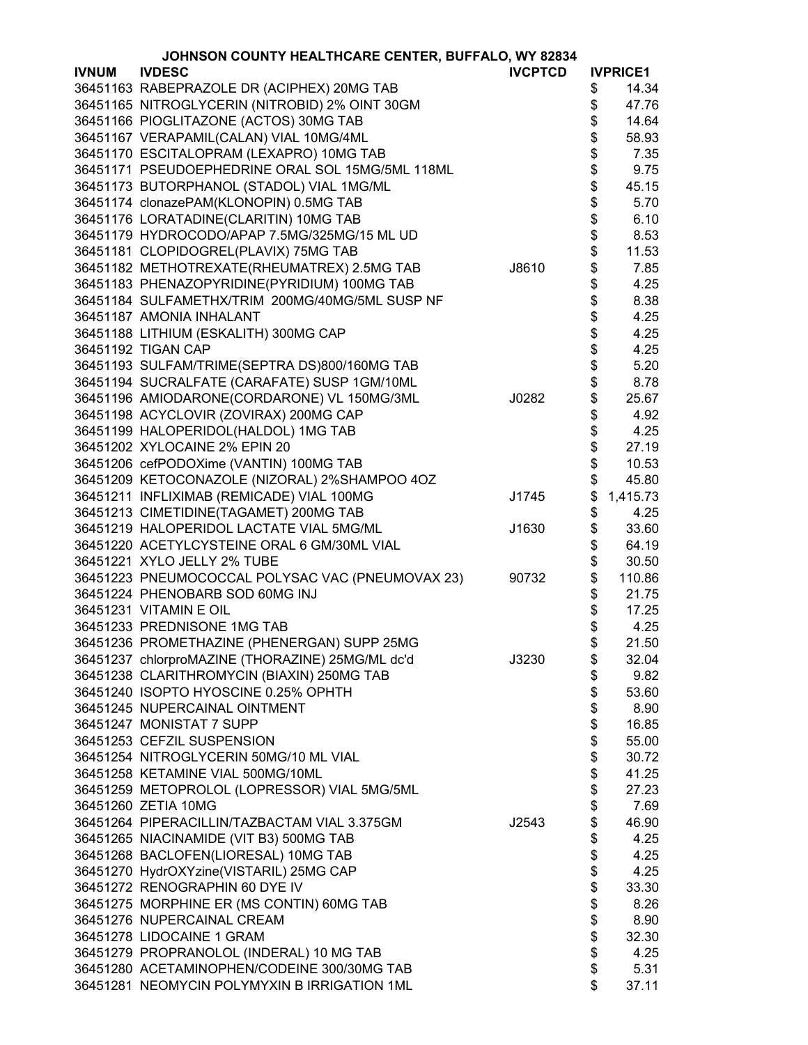JOHNSON COUNTY HEALTHCARE CENTER, BUFFALO, WY 82834

| IVNUM | IVDESC | IVCPTCD | IVPRICE1 |
|---|---|---|---|
| 36451163 | RABEPRAZOLE DR (ACIPHEX) 20MG TAB | | $ 14.34 |
| 36451165 | NITROGLYCERIN (NITROBID) 2% OINT 30GM | | $ 47.76 |
| 36451166 | PIOGLITAZONE (ACTOS) 30MG TAB | | $ 14.64 |
| 36451167 | VERAPAMIL(CALAN) VIAL 10MG/4ML | | $ 58.93 |
| 36451170 | ESCITALOPRAM (LEXAPRO) 10MG TAB | | $ 7.35 |
| 36451171 | PSEUDOEPHEDRINE ORAL SOL 15MG/5ML 118ML | | $ 9.75 |
| 36451173 | BUTORPHANOL (STADOL) VIAL 1MG/ML | | $ 45.15 |
| 36451174 | clonazePAM(KLONOPIN) 0.5MG TAB | | $ 5.70 |
| 36451176 | LORATADINE(CLARITIN) 10MG TAB | | $ 6.10 |
| 36451179 | HYDROCODO/APAP 7.5MG/325MG/15 ML UD | | $ 8.53 |
| 36451181 | CLOPIDOGREL(PLAVIX) 75MG TAB | | $ 11.53 |
| 36451182 | METHOTREXATE(RHEUMATREX) 2.5MG TAB | J8610 | $ 7.85 |
| 36451183 | PHENAZOPYRIDINE(PYRIDIUM) 100MG TAB | | $ 4.25 |
| 36451184 | SULFAMETHX/TRIM 200MG/40MG/5ML SUSP NF | | $ 8.38 |
| 36451187 | AMONIA INHALANT | | $ 4.25 |
| 36451188 | LITHIUM (ESKALITH) 300MG CAP | | $ 4.25 |
| 36451192 | TIGAN CAP | | $ 4.25 |
| 36451193 | SULFAM/TRIME(SEPTRA DS)800/160MG TAB | | $ 5.20 |
| 36451194 | SUCRALFATE (CARAFATE) SUSP 1GM/10ML | | $ 8.78 |
| 36451196 | AMIODARONE(CORDARONE) VL 150MG/3ML | J0282 | $ 25.67 |
| 36451198 | ACYCLOVIR (ZOVIRAX) 200MG CAP | | $ 4.92 |
| 36451199 | HALOPERIDOL(HALDOL) 1MG TAB | | $ 4.25 |
| 36451202 | XYLOCAINE 2% EPIN 20 | | $ 27.19 |
| 36451206 | cefPODOXime (VANTIN) 100MG TAB | | $ 10.53 |
| 36451209 | KETOCONAZOLE (NIZORAL) 2%SHAMPOO 4OZ | | $ 45.80 |
| 36451211 | INFLIXIMAB (REMICADE) VIAL 100MG | J1745 | $ 1,415.73 |
| 36451213 | CIMETIDINE(TAGAMET) 200MG TAB | | $ 4.25 |
| 36451219 | HALOPERIDOL LACTATE VIAL 5MG/ML | J1630 | $ 33.60 |
| 36451220 | ACETYLCYSTEINE ORAL 6 GM/30ML VIAL | | $ 64.19 |
| 36451221 | XYLO JELLY 2% TUBE | | $ 30.50 |
| 36451223 | PNEUMOCOCCAL POLYSAC VAC (PNEUMOVAX 23) | 90732 | $ 110.86 |
| 36451224 | PHENOBARB SOD 60MG INJ | | $ 21.75 |
| 36451231 | VITAMIN E OIL | | $ 17.25 |
| 36451233 | PREDNISONE 1MG TAB | | $ 4.25 |
| 36451236 | PROMETHAZINE (PHENERGAN) SUPP 25MG | | $ 21.50 |
| 36451237 | chlorproMAZINE (THORAZINE) 25MG/ML dc'd | J3230 | $ 32.04 |
| 36451238 | CLARITHROMYCIN (BIAXIN) 250MG TAB | | $ 9.82 |
| 36451240 | ISOPTO HYOSCINE 0.25% OPHTH | | $ 53.60 |
| 36451245 | NUPERCAINAL OINTMENT | | $ 8.90 |
| 36451247 | MONISTAT 7 SUPP | | $ 16.85 |
| 36451253 | CEFZIL SUSPENSION | | $ 55.00 |
| 36451254 | NITROGLYCERIN 50MG/10 ML VIAL | | $ 30.72 |
| 36451258 | KETAMINE VIAL 500MG/10ML | | $ 41.25 |
| 36451259 | METOPROLOL (LOPRESSOR) VIAL 5MG/5ML | | $ 27.23 |
| 36451260 | ZETIA 10MG | | $ 7.69 |
| 36451264 | PIPERACILLIN/TAZBACTAM VIAL 3.375GM | J2543 | $ 46.90 |
| 36451265 | NIACINAMIDE (VIT B3) 500MG TAB | | $ 4.25 |
| 36451268 | BACLOFEN(LIORESAL) 10MG TAB | | $ 4.25 |
| 36451270 | HydrOXYzine(VISTARIL) 25MG CAP | | $ 4.25 |
| 36451272 | RENOGRAPHIN 60 DYE IV | | $ 33.30 |
| 36451275 | MORPHINE ER (MS CONTIN) 60MG TAB | | $ 8.26 |
| 36451276 | NUPERCAINAL CREAM | | $ 8.90 |
| 36451278 | LIDOCAINE 1 GRAM | | $ 32.30 |
| 36451279 | PROPRANOLOL (INDERAL) 10 MG TAB | | $ 4.25 |
| 36451280 | ACETAMINOPHEN/CODEINE 300/30MG TAB | | $ 5.31 |
| 36451281 | NEOMYCIN POLYMYXIN B IRRIGATION 1ML | | $ 37.11 |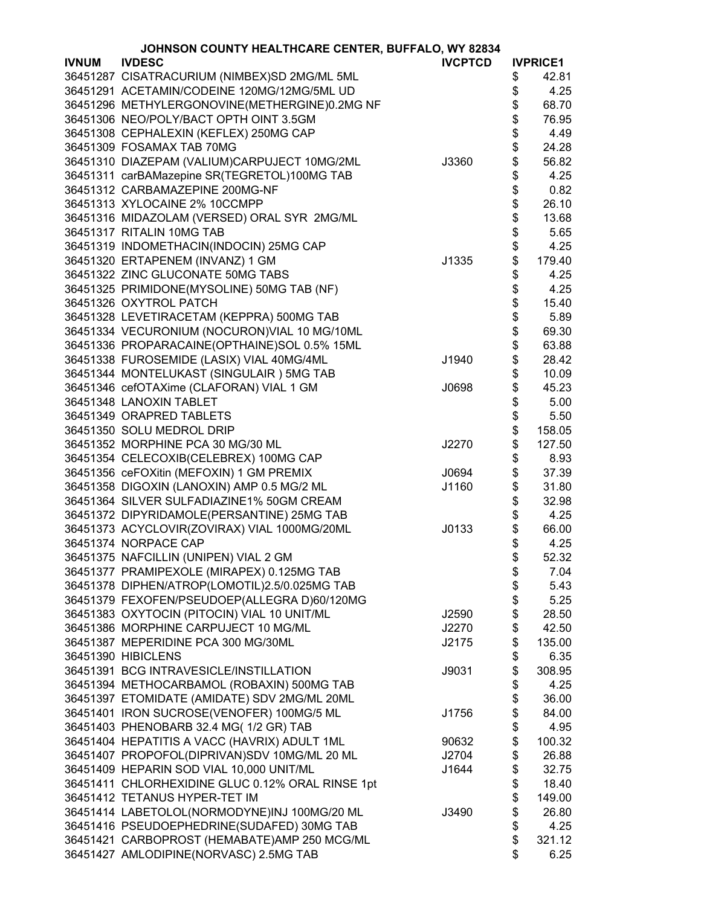**JOHNSON COUNTY HEALTHCARE CENTER, BUFFALO, WY 82834**

| IVNUM | IVDESC | IVCPTCD | IVPRICE1 |
|---|---|---|---|
| 36451287 | CISATRACURIUM (NIMBEX)SD 2MG/ML 5ML | | $ 42.81 |
| 36451291 | ACETAMIN/CODEINE 120MG/12MG/5ML UD | | $ 4.25 |
| 36451296 | METHYLERGONOVINE(METHERGINE)0.2MG NF | | $ 68.70 |
| 36451306 | NEO/POLY/BACT OPTH OINT 3.5GM | | $ 76.95 |
| 36451308 | CEPHALEXIN (KEFLEX) 250MG CAP | | $ 4.49 |
| 36451309 | FOSAMAX TAB 70MG | | $ 24.28 |
| 36451310 | DIAZEPAM (VALIUM)CARPUJECT 10MG/2ML | J3360 | $ 56.82 |
| 36451311 | carBAMazepine SR(TEGRETOL)100MG TAB | | $ 4.25 |
| 36451312 | CARBAMAZEPINE 200MG-NF | | $ 0.82 |
| 36451313 | XYLOCAINE 2% 10CCMPP | | $ 26.10 |
| 36451316 | MIDAZOLAM (VERSED) ORAL SYR 2MG/ML | | $ 13.68 |
| 36451317 | RITALIN 10MG TAB | | $ 5.65 |
| 36451319 | INDOMETHACIN(INDOCIN) 25MG CAP | | $ 4.25 |
| 36451320 | ERTAPENEM (INVANZ) 1 GM | J1335 | $ 179.40 |
| 36451322 | ZINC GLUCONATE 50MG TABS | | $ 4.25 |
| 36451325 | PRIMIDONE(MYSOLINE) 50MG TAB (NF) | | $ 4.25 |
| 36451326 | OXYTROL PATCH | | $ 15.40 |
| 36451328 | LEVETIRACETAM (KEPPRA) 500MG TAB | | $ 5.89 |
| 36451334 | VECURONIUM (NOCURON)VIAL 10 MG/10ML | | $ 69.30 |
| 36451336 | PROPARACAINE(OPTHAINE)SOL 0.5% 15ML | | $ 63.88 |
| 36451338 | FUROSEMIDE (LASIX) VIAL 40MG/4ML | J1940 | $ 28.42 |
| 36451344 | MONTELUKAST (SINGULAIR ) 5MG TAB | | $ 10.09 |
| 36451346 | cefOTAXime (CLAFORAN) VIAL 1 GM | J0698 | $ 45.23 |
| 36451348 | LANOXIN TABLET | | $ 5.00 |
| 36451349 | ORAPRED TABLETS | | $ 5.50 |
| 36451350 | SOLU MEDROL DRIP | | $ 158.05 |
| 36451352 | MORPHINE PCA 30 MG/30 ML | J2270 | $ 127.50 |
| 36451354 | CELECOXIB(CELEBREX) 100MG CAP | | $ 8.93 |
| 36451356 | ceFOXitin (MEFOXIN) 1 GM PREMIX | J0694 | $ 37.39 |
| 36451358 | DIGOXIN (LANOXIN) AMP 0.5 MG/2 ML | J1160 | $ 31.80 |
| 36451364 | SILVER SULFADIAZINE1% 50GM CREAM | | $ 32.98 |
| 36451372 | DIPYRIDAMOLE(PERSANTINE) 25MG TAB | | $ 4.25 |
| 36451373 | ACYCLOVIR(ZOVIRAX) VIAL 1000MG/20ML | J0133 | $ 66.00 |
| 36451374 | NORPACE CAP | | $ 4.25 |
| 36451375 | NAFCILLIN (UNIPEN) VIAL 2 GM | | $ 52.32 |
| 36451377 | PRAMIPEXOLE (MIRAPEX) 0.125MG TAB | | $ 7.04 |
| 36451378 | DIPHEN/ATROP(LOMOTIL)2.5/0.025MG TAB | | $ 5.43 |
| 36451379 | FEXOFEN/PSEUDOEP(ALLEGRA D)60/120MG | | $ 5.25 |
| 36451383 | OXYTOCIN (PITOCIN) VIAL 10 UNIT/ML | J2590 | $ 28.50 |
| 36451386 | MORPHINE CARPUJECT 10 MG/ML | J2270 | $ 42.50 |
| 36451387 | MEPERIDINE PCA 300 MG/30ML | J2175 | $ 135.00 |
| 36451390 | HIBICLENS | | $ 6.35 |
| 36451391 | BCG INTRAVESICLE/INSTILLATION | J9031 | $ 308.95 |
| 36451394 | METHOCARBAMOL (ROBAXIN) 500MG TAB | | $ 4.25 |
| 36451397 | ETOMIDATE (AMIDATE) SDV 2MG/ML 20ML | | $ 36.00 |
| 36451401 | IRON SUCROSE(VENOFER) 100MG/5 ML | J1756 | $ 84.00 |
| 36451403 | PHENOBARB 32.4 MG( 1/2 GR) TAB | | $ 4.95 |
| 36451404 | HEPATITIS A VACC (HAVRIX) ADULT 1ML | 90632 | $ 100.32 |
| 36451407 | PROPOFOL(DIPRIVAN)SDV 10MG/ML 20 ML | J2704 | $ 26.88 |
| 36451409 | HEPARIN SOD VIAL 10,000 UNIT/ML | J1644 | $ 32.75 |
| 36451411 | CHLORHEXIDINE GLUC 0.12% ORAL RINSE 1pt | | $ 18.40 |
| 36451412 | TETANUS HYPER-TET IM | | $ 149.00 |
| 36451414 | LABETOLOL(NORMODYNE)INJ 100MG/20 ML | J3490 | $ 26.80 |
| 36451416 | PSEUDOEPHEDRINE(SUDAFED) 30MG TAB | | $ 4.25 |
| 36451421 | CARBOPROST (HEMABATE)AMP 250 MCG/ML | | $ 321.12 |
| 36451427 | AMLODIPINE(NORVASC) 2.5MG TAB | | $ 6.25 |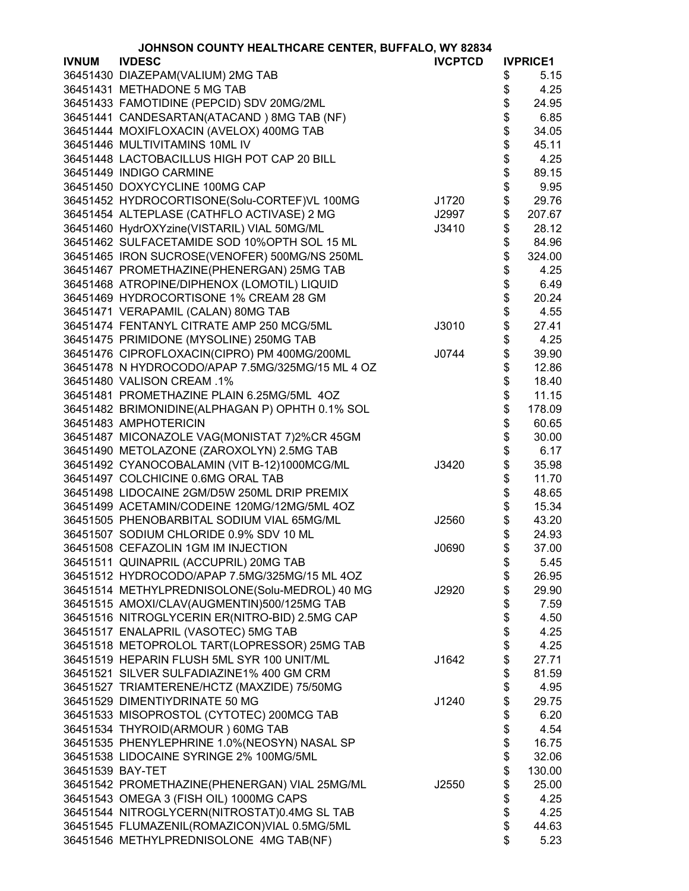**JOHNSON COUNTY HEALTHCARE CENTER, BUFFALO, WY 82834**

| IVNUM | IVDESC | IVCPTCD | IVPRICE1 |
|---|---|---|---|
| 36451430 | DIAZEPAM(VALIUM) 2MG TAB | | $ 5.15 |
| 36451431 | METHADONE 5 MG TAB | | $ 4.25 |
| 36451433 | FAMOTIDINE (PEPCID) SDV 20MG/2ML | | $ 24.95 |
| 36451441 | CANDESARTAN(ATACAND ) 8MG TAB (NF) | | $ 6.85 |
| 36451444 | MOXIFLOXACIN (AVELOX) 400MG TAB | | $ 34.05 |
| 36451446 | MULTIVITAMINS 10ML IV | | $ 45.11 |
| 36451448 | LACTOBACILLUS HIGH POT CAP 20 BILL | | $ 4.25 |
| 36451449 | INDIGO CARMINE | | $ 89.15 |
| 36451450 | DOXYCYCLINE 100MG CAP | | $ 9.95 |
| 36451452 | HYDROCORTISONE(Solu-CORTEF)VL 100MG | J1720 | $ 29.76 |
| 36451454 | ALTEPLASE (CATHFLO ACTIVASE) 2 MG | J2997 | $ 207.67 |
| 36451460 | HydrOXYzine(VISTARIL) VIAL 50MG/ML | J3410 | $ 28.12 |
| 36451462 | SULFACETAMIDE SOD 10%OPTH SOL 15 ML | | $ 84.96 |
| 36451465 | IRON SUCROSE(VENOFER) 500MG/NS 250ML | | $ 324.00 |
| 36451467 | PROMETHAZINE(PHENERGAN) 25MG TAB | | $ 4.25 |
| 36451468 | ATROPINE/DIPHENOX (LOMOTIL) LIQUID | | $ 6.49 |
| 36451469 | HYDROCORTISONE 1% CREAM 28 GM | | $ 20.24 |
| 36451471 | VERAPAMIL (CALAN) 80MG TAB | | $ 4.55 |
| 36451474 | FENTANYL CITRATE AMP 250 MCG/5ML | J3010 | $ 27.41 |
| 36451475 | PRIMIDONE (MYSOLINE) 250MG TAB | | $ 4.25 |
| 36451476 | CIPROFLOXACIN(CIPRO) PM 400MG/200ML | J0744 | $ 39.90 |
| 36451478 | N HYDROCODO/APAP 7.5MG/325MG/15 ML 4 OZ | | $ 12.86 |
| 36451480 | VALISON CREAM .1% | | $ 18.40 |
| 36451481 | PROMETHAZINE PLAIN 6.25MG/5ML 4OZ | | $ 11.15 |
| 36451482 | BRIMONIDINE(ALPHAGAN P) OPHTH 0.1% SOL | | $ 178.09 |
| 36451483 | AMPHOTERICIN | | $ 60.65 |
| 36451487 | MICONAZOLE VAG(MONISTAT 7)2%CR 45GM | | $ 30.00 |
| 36451490 | METOLAZONE (ZAROXOLYN) 2.5MG TAB | | $ 6.17 |
| 36451492 | CYANOCOBALAMIN (VIT B-12)1000MCG/ML | J3420 | $ 35.98 |
| 36451497 | COLCHICINE 0.6MG ORAL TAB | | $ 11.70 |
| 36451498 | LIDOCAINE 2GM/D5W 250ML DRIP PREMIX | | $ 48.65 |
| 36451499 | ACETAMIN/CODEINE 120MG/12MG/5ML 4OZ | | $ 15.34 |
| 36451505 | PHENOBARBITAL SODIUM VIAL 65MG/ML | J2560 | $ 43.20 |
| 36451507 | SODIUM CHLORIDE 0.9% SDV 10 ML | | $ 24.93 |
| 36451508 | CEFAZOLIN 1GM IM INJECTION | J0690 | $ 37.00 |
| 36451511 | QUINAPRIL (ACCUPRIL) 20MG TAB | | $ 5.45 |
| 36451512 | HYDROCODO/APAP 7.5MG/325MG/15 ML 4OZ | | $ 26.95 |
| 36451514 | METHYLPREDNISOLONE(Solu-MEDROL) 40 MG | J2920 | $ 29.90 |
| 36451515 | AMOXI/CLAV(AUGMENTIN)500/125MG TAB | | $ 7.59 |
| 36451516 | NITROGLYCERIN ER(NITRO-BID) 2.5MG CAP | | $ 4.50 |
| 36451517 | ENALAPRIL (VASOTEC) 5MG TAB | | $ 4.25 |
| 36451518 | METOPROLOL TART(LOPRESSOR) 25MG TAB | | $ 4.25 |
| 36451519 | HEPARIN FLUSH 5ML SYR 100 UNIT/ML | J1642 | $ 27.71 |
| 36451521 | SILVER SULFADIAZINE1% 400 GM CRM | | $ 81.59 |
| 36451527 | TRIAMTERENE/HCTZ (MAXZIDE) 75/50MG | | $ 4.95 |
| 36451529 | DIMENTIYDRINATE 50 MG | J1240 | $ 29.75 |
| 36451533 | MISOPROSTOL (CYTOTEC) 200MCG TAB | | $ 6.20 |
| 36451534 | THYROID(ARMOUR ) 60MG TAB | | $ 4.54 |
| 36451535 | PHENYLEPHRINE 1.0%(NEOSYN) NASAL SP | | $ 16.75 |
| 36451538 | LIDOCAINE SYRINGE 2% 100MG/5ML | | $ 32.06 |
| 36451539 | BAY-TET | | $ 130.00 |
| 36451542 | PROMETHAZINE(PHENERGAN) VIAL 25MG/ML | J2550 | $ 25.00 |
| 36451543 | OMEGA 3 (FISH OIL) 1000MG CAPS | | $ 4.25 |
| 36451544 | NITROGLYCERN(NITROSTAT)0.4MG SL TAB | | $ 4.25 |
| 36451545 | FLUMAZENIL(ROMAZICON)VIAL 0.5MG/5ML | | $ 44.63 |
| 36451546 | METHYLPREDNISOLONE 4MG TAB(NF) | | $ 5.23 |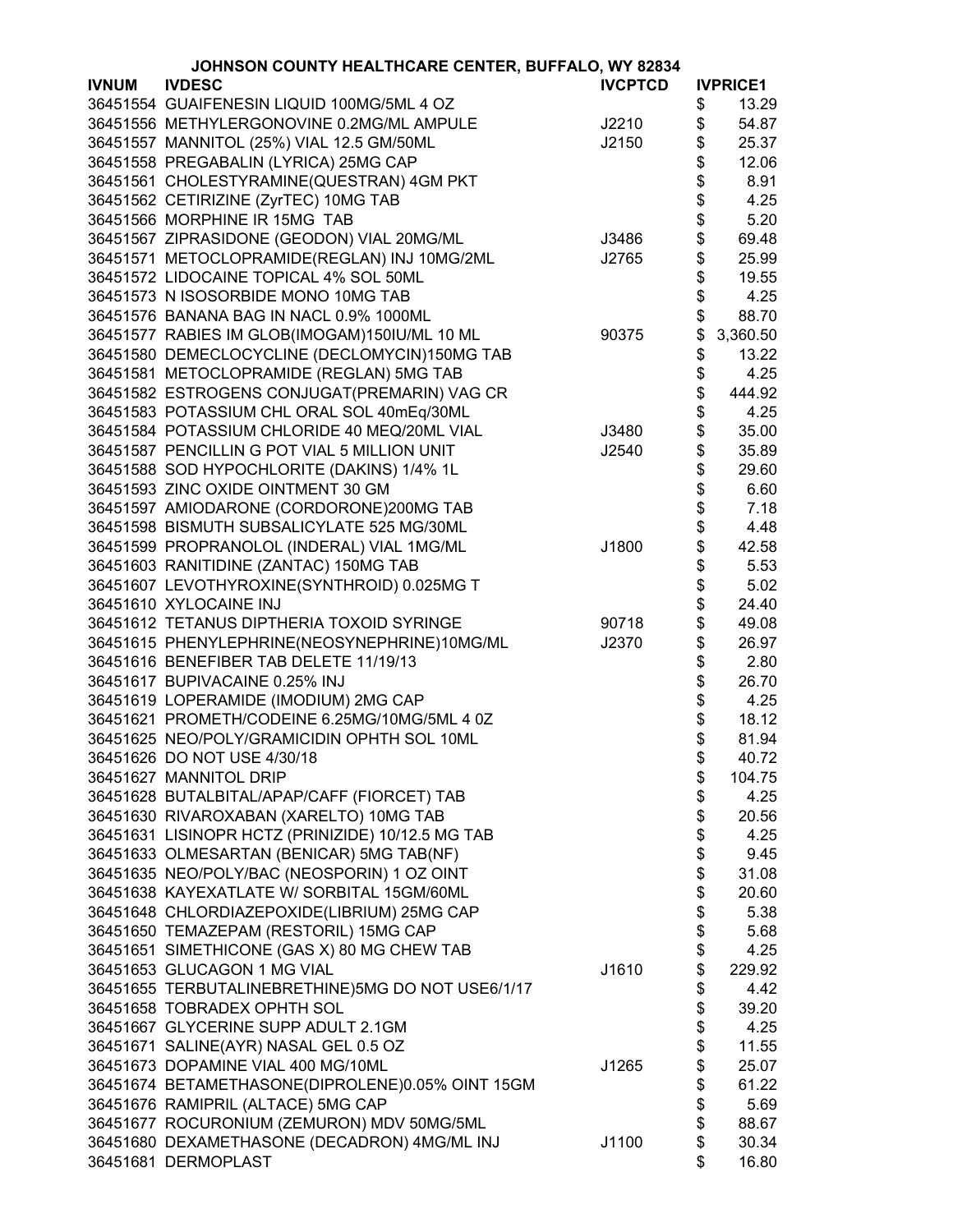# JOHNSON COUNTY HEALTHCARE CENTER, BUFFALO, WY 82834

| IVNUM | IVDESC | IVCPTCD | IVPRICE1 |
|---|---|---|---|
| 36451554 | GUAIFENESIN LIQUID 100MG/5ML 4 OZ | | $ 13.29 |
| 36451556 | METHYLERGONOVINE 0.2MG/ML AMPULE | J2210 | $ 54.87 |
| 36451557 | MANNITOL (25%) VIAL 12.5 GM/50ML | J2150 | $ 25.37 |
| 36451558 | PREGABALIN (LYRICA) 25MG CAP | | $ 12.06 |
| 36451561 | CHOLESTYRAMINE(QUESTRAN) 4GM PKT | | $ 8.91 |
| 36451562 | CETIRIZINE (ZyrTEC) 10MG TAB | | $ 4.25 |
| 36451566 | MORPHINE IR 15MG TAB | | $ 5.20 |
| 36451567 | ZIPRASIDONE (GEODON) VIAL 20MG/ML | J3486 | $ 69.48 |
| 36451571 | METOCLOPRAMIDE(REGLAN) INJ 10MG/2ML | J2765 | $ 25.99 |
| 36451572 | LIDOCAINE TOPICAL 4% SOL 50ML | | $ 19.55 |
| 36451573 | N ISOSORBIDE MONO 10MG TAB | | $ 4.25 |
| 36451576 | BANANA BAG IN NACL 0.9% 1000ML | | $ 88.70 |
| 36451577 | RABIES IM GLOB(IMOGAM)150IU/ML 10 ML | 90375 | $ 3,360.50 |
| 36451580 | DEMECLOCYCLINE (DECLOMYCIN)150MG TAB | | $ 13.22 |
| 36451581 | METOCLOPRAMIDE (REGLAN) 5MG TAB | | $ 4.25 |
| 36451582 | ESTROGENS CONJUGAT(PREMARIN) VAG CR | | $ 444.92 |
| 36451583 | POTASSIUM CHL ORAL SOL 40mEq/30ML | | $ 4.25 |
| 36451584 | POTASSIUM CHLORIDE 40 MEQ/20ML VIAL | J3480 | $ 35.00 |
| 36451587 | PENCILLIN G POT VIAL 5 MILLION UNIT | J2540 | $ 35.89 |
| 36451588 | SOD HYPOCHLORITE (DAKINS) 1/4% 1L | | $ 29.60 |
| 36451593 | ZINC OXIDE OINTMENT 30 GM | | $ 6.60 |
| 36451597 | AMIODARONE (CORDORONE)200MG TAB | | $ 7.18 |
| 36451598 | BISMUTH SUBSALICYLATE 525 MG/30ML | | $ 4.48 |
| 36451599 | PROPRANOLOL (INDERAL) VIAL 1MG/ML | J1800 | $ 42.58 |
| 36451603 | RANITIDINE (ZANTAC) 150MG TAB | | $ 5.53 |
| 36451607 | LEVOTHYROXINE(SYNTHROID) 0.025MG T | | $ 5.02 |
| 36451610 | XYLOCAINE INJ | | $ 24.40 |
| 36451612 | TETANUS DIPTHERIA TOXOID SYRINGE | 90718 | $ 49.08 |
| 36451615 | PHENYLEPHRINE(NEOSYNEPHRINE)10MG/ML | J2370 | $ 26.97 |
| 36451616 | BENEFIBER TAB DELETE 11/19/13 | | $ 2.80 |
| 36451617 | BUPIVACAINE 0.25% INJ | | $ 26.70 |
| 36451619 | LOPERAMIDE (IMODIUM) 2MG CAP | | $ 4.25 |
| 36451621 | PROMETH/CODEINE 6.25MG/10MG/5ML 4 0Z | | $ 18.12 |
| 36451625 | NEO/POLY/GRAMICIDIN OPHTH SOL 10ML | | $ 81.94 |
| 36451626 | DO NOT USE 4/30/18 | | $ 40.72 |
| 36451627 | MANNITOL DRIP | | $ 104.75 |
| 36451628 | BUTALBITAL/APAP/CAFF (FIORCET) TAB | | $ 4.25 |
| 36451630 | RIVAROXABAN (XARELTO) 10MG TAB | | $ 20.56 |
| 36451631 | LISINOPR HCTZ (PRINIZIDE) 10/12.5 MG TAB | | $ 4.25 |
| 36451633 | OLMESARTAN (BENICAR) 5MG TAB(NF) | | $ 9.45 |
| 36451635 | NEO/POLY/BAC (NEOSPORIN) 1 OZ OINT | | $ 31.08 |
| 36451638 | KAYEXATLATE W/ SORBITAL 15GM/60ML | | $ 20.60 |
| 36451648 | CHLORDIAZEPOXIDE(LIBRIUM) 25MG CAP | | $ 5.38 |
| 36451650 | TEMAZEPAM (RESTORIL) 15MG CAP | | $ 5.68 |
| 36451651 | SIMETHICONE (GAS X) 80 MG CHEW TAB | | $ 4.25 |
| 36451653 | GLUCAGON 1 MG VIAL | J1610 | $ 229.92 |
| 36451655 | TERBUTALINEBRETHINE)5MG DO NOT USE6/1/17 | | $ 4.42 |
| 36451658 | TOBRADEX OPHTH SOL | | $ 39.20 |
| 36451667 | GLYCERINE SUPP ADULT 2.1GM | | $ 4.25 |
| 36451671 | SALINE(AYR) NASAL GEL 0.5 OZ | | $ 11.55 |
| 36451673 | DOPAMINE VIAL 400 MG/10ML | J1265 | $ 25.07 |
| 36451674 | BETAMETHASONE(DIPROLENE)0.05% OINT 15GM | | $ 61.22 |
| 36451676 | RAMIPRIL (ALTACE) 5MG CAP | | $ 5.69 |
| 36451677 | ROCURONIUM (ZEMURON) MDV 50MG/5ML | | $ 88.67 |
| 36451680 | DEXAMETHASONE (DECADRON) 4MG/ML INJ | J1100 | $ 30.34 |
| 36451681 | DERMOPLAST | | $ 16.80 |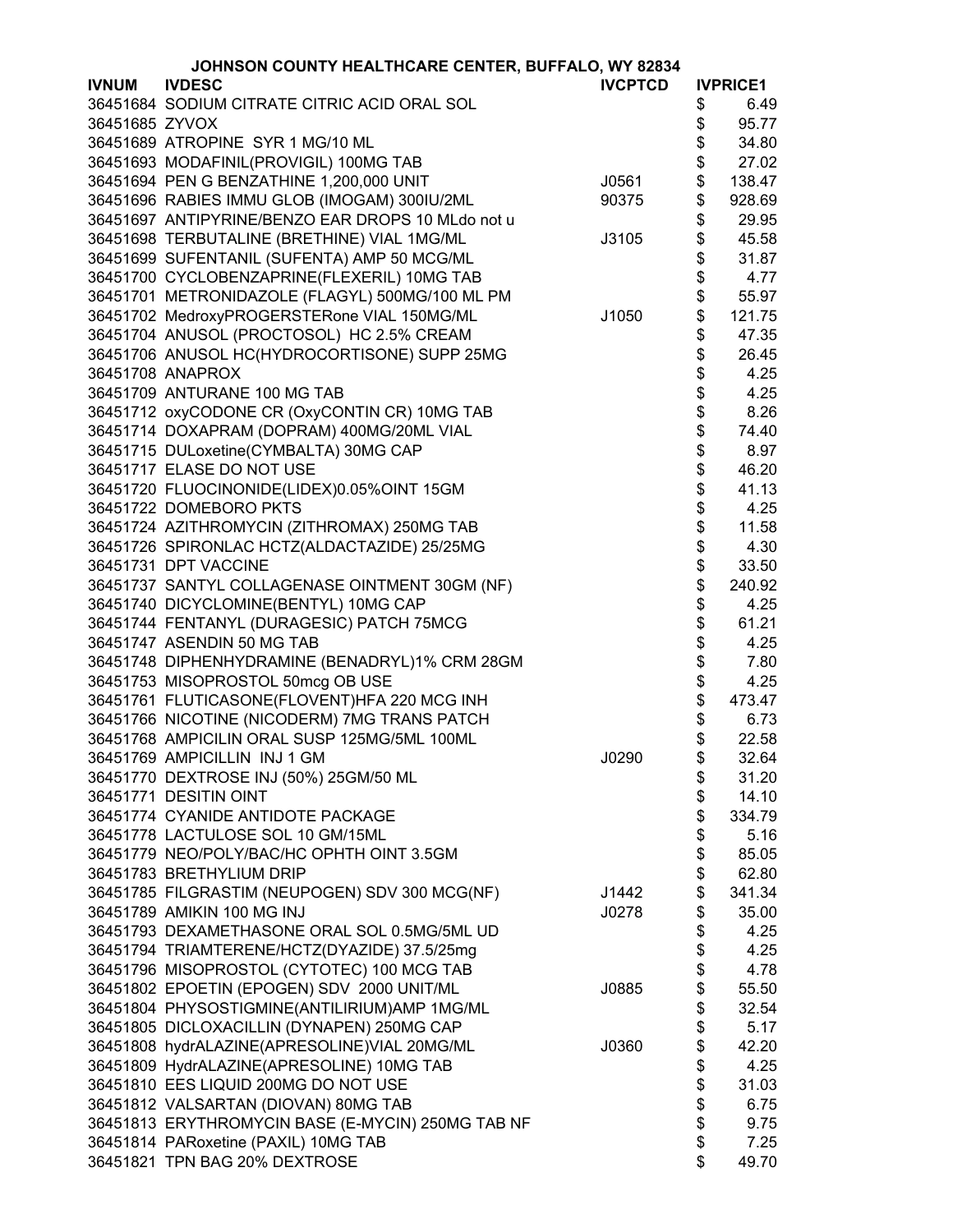**JOHNSON COUNTY HEALTHCARE CENTER, BUFFALO, WY 82834**

| IVNUM | IVDESC | IVCPTCD | IVPRICE1 |
|---|---|---|---|
| 36451684 | SODIUM CITRATE CITRIC ACID ORAL SOL | | $ 6.49 |
| 36451685 | ZYVOX | | $ 95.77 |
| 36451689 | ATROPINE SYR 1 MG/10 ML | | $ 34.80 |
| 36451693 | MODAFINIL(PROVIGIL) 100MG TAB | | $ 27.02 |
| 36451694 | PEN G BENZATHINE 1,200,000 UNIT | J0561 | $ 138.47 |
| 36451696 | RABIES IMMU GLOB (IMOGAM) 300IU/2ML | 90375 | $ 928.69 |
| 36451697 | ANTIPYRINE/BENZO EAR DROPS 10 MLdo not u | | $ 29.95 |
| 36451698 | TERBUTALINE (BRETHINE) VIAL 1MG/ML | J3105 | $ 45.58 |
| 36451699 | SUFENTANIL (SUFENTA) AMP 50 MCG/ML | | $ 31.87 |
| 36451700 | CYCLOBENZAPRINE(FLEXERIL) 10MG TAB | | $ 4.77 |
| 36451701 | METRONIDAZOLE (FLAGYL) 500MG/100 ML PM | | $ 55.97 |
| 36451702 | MedroxyPROGERSTERone VIAL 150MG/ML | J1050 | $ 121.75 |
| 36451704 | ANUSOL (PROCTOSOL) HC 2.5% CREAM | | $ 47.35 |
| 36451706 | ANUSOL HC(HYDROCORTISONE) SUPP 25MG | | $ 26.45 |
| 36451708 | ANAPROX | | $ 4.25 |
| 36451709 | ANTURANE 100 MG TAB | | $ 4.25 |
| 36451712 | oxyCODONE CR (OxyCONTIN CR) 10MG TAB | | $ 8.26 |
| 36451714 | DOXAPRAM (DOPRAM) 400MG/20ML VIAL | | $ 74.40 |
| 36451715 | DULoxetine(CYMBALTA) 30MG CAP | | $ 8.97 |
| 36451717 | ELASE DO NOT USE | | $ 46.20 |
| 36451720 | FLUOCINONIDE(LIDEX)0.05%OINT 15GM | | $ 41.13 |
| 36451722 | DOMEBORO PKTS | | $ 4.25 |
| 36451724 | AZITHROMYCIN (ZITHROMAX) 250MG TAB | | $ 11.58 |
| 36451726 | SPIRONLAC HCTZ(ALDACTAZIDE) 25/25MG | | $ 4.30 |
| 36451731 | DPT VACCINE | | $ 33.50 |
| 36451737 | SANTYL COLLAGENASE OINTMENT 30GM (NF) | | $ 240.92 |
| 36451740 | DICYCLOMINE(BENTYL) 10MG CAP | | $ 4.25 |
| 36451744 | FENTANYL (DURAGESIC) PATCH 75MCG | | $ 61.21 |
| 36451747 | ASENDIN 50 MG TAB | | $ 4.25 |
| 36451748 | DIPHENHYDRAMINE (BENADRYL)1% CRM 28GM | | $ 7.80 |
| 36451753 | MISOPROSTOL 50mcg OB USE | | $ 4.25 |
| 36451761 | FLUTICASONE(FLOVENT)HFA 220 MCG INH | | $ 473.47 |
| 36451766 | NICOTINE (NICODERM) 7MG TRANS PATCH | | $ 6.73 |
| 36451768 | AMPICILIN ORAL SUSP 125MG/5ML 100ML | | $ 22.58 |
| 36451769 | AMPICILLIN INJ 1 GM | J0290 | $ 32.64 |
| 36451770 | DEXTROSE INJ (50%) 25GM/50 ML | | $ 31.20 |
| 36451771 | DESITIN OINT | | $ 14.10 |
| 36451774 | CYANIDE ANTIDOTE PACKAGE | | $ 334.79 |
| 36451778 | LACTULOSE SOL 10 GM/15ML | | $ 5.16 |
| 36451779 | NEO/POLY/BAC/HC OPHTH OINT 3.5GM | | $ 85.05 |
| 36451783 | BRETHYLIUM DRIP | | $ 62.80 |
| 36451785 | FILGRASTIM (NEUPOGEN) SDV 300 MCG(NF) | J1442 | $ 341.34 |
| 36451789 | AMIKIN 100 MG INJ | J0278 | $ 35.00 |
| 36451793 | DEXAMETHASONE ORAL SOL 0.5MG/5ML UD | | $ 4.25 |
| 36451794 | TRIAMTERENE/HCTZ(DYAZIDE) 37.5/25mg | | $ 4.25 |
| 36451796 | MISOPROSTOL (CYTOTEC) 100 MCG TAB | | $ 4.78 |
| 36451802 | EPOETIN (EPOGEN) SDV 2000 UNIT/ML | J0885 | $ 55.50 |
| 36451804 | PHYSOSTIGMINE(ANTILIRIUM)AMP 1MG/ML | | $ 32.54 |
| 36451805 | DICLOXACILLIN (DYNAPEN) 250MG CAP | | $ 5.17 |
| 36451808 | hydrALAZINE(APRESOLINE)VIAL 20MG/ML | J0360 | $ 42.20 |
| 36451809 | HydrALAZINE(APRESOLINE) 10MG TAB | | $ 4.25 |
| 36451810 | EES LIQUID 200MG DO NOT USE | | $ 31.03 |
| 36451812 | VALSARTAN (DIOVAN) 80MG TAB | | $ 6.75 |
| 36451813 | ERYTHROMYCIN BASE (E-MYCIN) 250MG TAB NF | | $ 9.75 |
| 36451814 | PARoxetine (PAXIL) 10MG TAB | | $ 7.25 |
| 36451821 | TPN BAG 20% DEXTROSE | | $ 49.70 |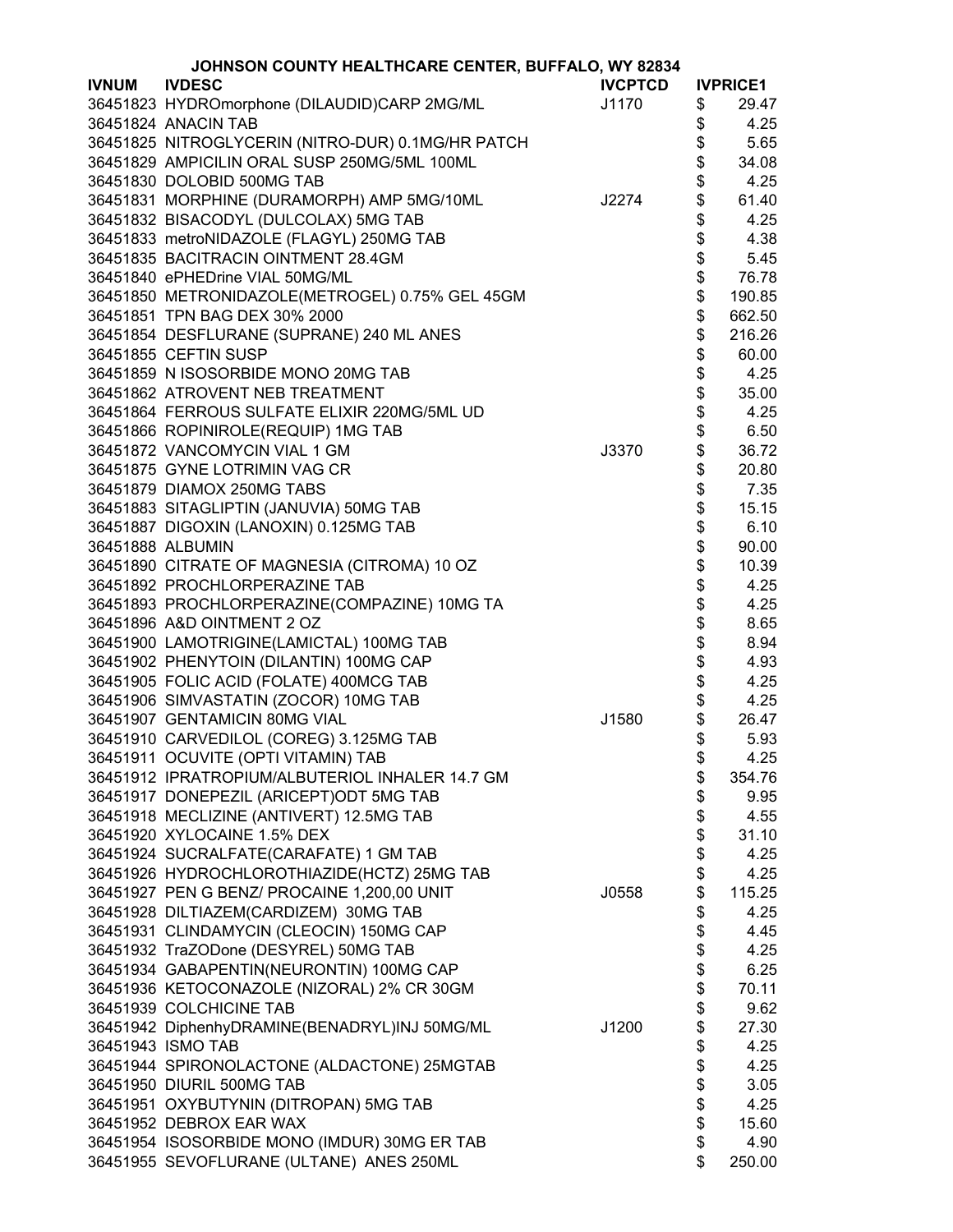# JOHNSON COUNTY HEALTHCARE CENTER, BUFFALO, WY 82834

| IVNUM | IVDESC | IVCPTCD | IVPRICE1 |
|---|---|---|---|
| 36451823 | HYDROmorphone (DILAUDID)CARP 2MG/ML | J1170 | $ 29.47 |
| 36451824 | ANACIN TAB | | $ 4.25 |
| 36451825 | NITROGLYCERIN (NITRO-DUR) 0.1MG/HR PATCH | | $ 5.65 |
| 36451829 | AMPICILIN ORAL SUSP 250MG/5ML 100ML | | $ 34.08 |
| 36451830 | DOLOBID 500MG TAB | | $ 4.25 |
| 36451831 | MORPHINE (DURAMORPH) AMP 5MG/10ML | J2274 | $ 61.40 |
| 36451832 | BISACODYL (DULCOLAX) 5MG TAB | | $ 4.25 |
| 36451833 | metroNIDAZOLE (FLAGYL) 250MG TAB | | $ 4.38 |
| 36451835 | BACITRACIN OINTMENT 28.4GM | | $ 5.45 |
| 36451840 | ePHEDrine VIAL 50MG/ML | | $ 76.78 |
| 36451850 | METRONIDAZOLE(METROGEL) 0.75% GEL 45GM | | $ 190.85 |
| 36451851 | TPN BAG DEX 30% 2000 | | $ 662.50 |
| 36451854 | DESFLURANE (SUPRANE) 240 ML ANES | | $ 216.26 |
| 36451855 | CEFTIN SUSP | | $ 60.00 |
| 36451859 | N ISOSORBIDE MONO 20MG TAB | | $ 4.25 |
| 36451862 | ATROVENT NEB TREATMENT | | $ 35.00 |
| 36451864 | FERROUS SULFATE ELIXIR 220MG/5ML UD | | $ 4.25 |
| 36451866 | ROPINIROLE(REQUIP) 1MG TAB | | $ 6.50 |
| 36451872 | VANCOMYCIN VIAL 1 GM | J3370 | $ 36.72 |
| 36451875 | GYNE LOTRIMIN VAG CR | | $ 20.80 |
| 36451879 | DIAMOX 250MG TABS | | $ 7.35 |
| 36451883 | SITAGLIPTIN (JANUVIA) 50MG TAB | | $ 15.15 |
| 36451887 | DIGOXIN (LANOXIN) 0.125MG TAB | | $ 6.10 |
| 36451888 | ALBUMIN | | $ 90.00 |
| 36451890 | CITRATE OF MAGNESIA (CITROMA) 10 OZ | | $ 10.39 |
| 36451892 | PROCHLORPERAZINE TAB | | $ 4.25 |
| 36451893 | PROCHLORPERAZINE(COMPAZINE) 10MG TA | | $ 4.25 |
| 36451896 | A&D OINTMENT 2 OZ | | $ 8.65 |
| 36451900 | LAMOTRIGINE(LAMICTAL) 100MG TAB | | $ 8.94 |
| 36451902 | PHENYTOIN (DILANTIN) 100MG CAP | | $ 4.93 |
| 36451905 | FOLIC ACID (FOLATE) 400MCG TAB | | $ 4.25 |
| 36451906 | SIMVASTATIN (ZOCOR) 10MG TAB | | $ 4.25 |
| 36451907 | GENTAMICIN 80MG VIAL | J1580 | $ 26.47 |
| 36451910 | CARVEDILOL (COREG) 3.125MG TAB | | $ 5.93 |
| 36451911 | OCUVITE (OPTI VITAMIN) TAB | | $ 4.25 |
| 36451912 | IPRATROPIUM/ALBUTERIOL INHALER 14.7 GM | | $ 354.76 |
| 36451917 | DONEPEZIL (ARICEPT)ODT 5MG TAB | | $ 9.95 |
| 36451918 | MECLIZINE (ANTIVERT) 12.5MG TAB | | $ 4.55 |
| 36451920 | XYLOCAINE 1.5% DEX | | $ 31.10 |
| 36451924 | SUCRALFATE(CARAFATE) 1 GM TAB | | $ 4.25 |
| 36451926 | HYDROCHLOROTHIAZIDE(HCTZ) 25MG TAB | | $ 4.25 |
| 36451927 | PEN G BENZ/ PROCAINE 1,200,00 UNIT | J0558 | $ 115.25 |
| 36451928 | DILTIAZEM(CARDIZEM) 30MG TAB | | $ 4.25 |
| 36451931 | CLINDAMYCIN (CLEOCIN) 150MG CAP | | $ 4.45 |
| 36451932 | TraZODone (DESYREL) 50MG TAB | | $ 4.25 |
| 36451934 | GABAPENTIN(NEURONTIN) 100MG CAP | | $ 6.25 |
| 36451936 | KETOCONAZOLE (NIZORAL) 2% CR 30GM | | $ 70.11 |
| 36451939 | COLCHICINE TAB | | $ 9.62 |
| 36451942 | DiphenhyDRAMINE(BENADRYL)INJ 50MG/ML | J1200 | $ 27.30 |
| 36451943 | ISMO TAB | | $ 4.25 |
| 36451944 | SPIRONOLACTONE (ALDACTONE) 25MGTAB | | $ 4.25 |
| 36451950 | DIURIL 500MG TAB | | $ 3.05 |
| 36451951 | OXYBUTYNIN (DITROPAN) 5MG TAB | | $ 4.25 |
| 36451952 | DEBROX EAR WAX | | $ 15.60 |
| 36451954 | ISOSORBIDE MONO (IMDUR) 30MG ER TAB | | $ 4.90 |
| 36451955 | SEVOFLURANE (ULTANE) ANES 250ML | | $ 250.00 |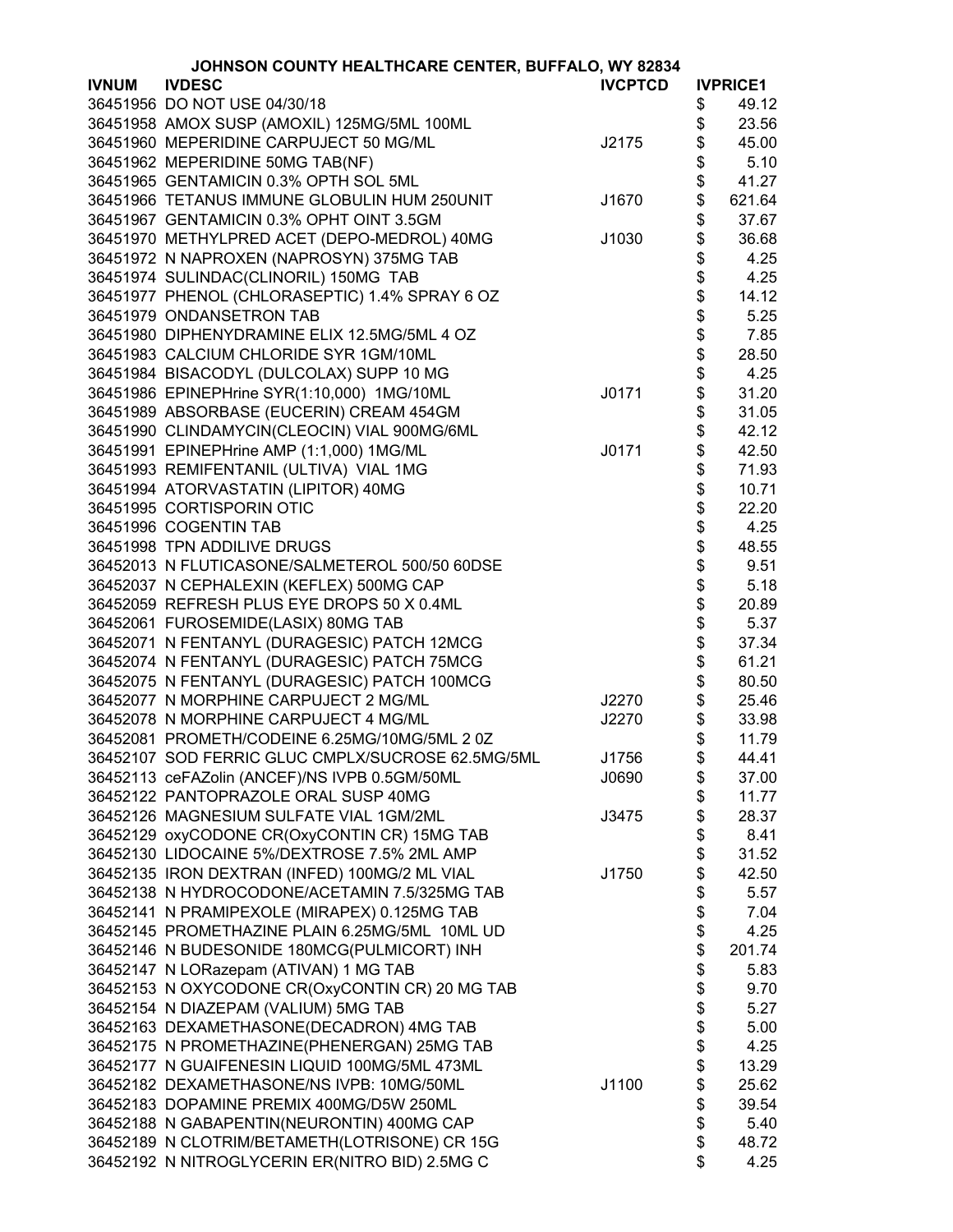# JOHNSON COUNTY HEALTHCARE CENTER, BUFFALO, WY 82834

| IVNUM | IVDESC | IVCPTCD | IVPRICE1 |
|---|---|---|---|
| 36451956 | DO NOT USE 04/30/18 | | $ 49.12 |
| 36451958 | AMOX SUSP (AMOXIL) 125MG/5ML 100ML | | $ 23.56 |
| 36451960 | MEPERIDINE CARPUJECT 50 MG/ML | J2175 | $ 45.00 |
| 36451962 | MEPERIDINE 50MG TAB(NF) | | $ 5.10 |
| 36451965 | GENTAMICIN 0.3% OPTH SOL 5ML | | $ 41.27 |
| 36451966 | TETANUS IMMUNE GLOBULIN HUM 250UNIT | J1670 | $ 621.64 |
| 36451967 | GENTAMICIN 0.3% OPHT OINT 3.5GM | | $ 37.67 |
| 36451970 | METHYLPRED ACET (DEPO-MEDROL) 40MG | J1030 | $ 36.68 |
| 36451972 | N NAPROXEN (NAPROSYN) 375MG TAB | | $ 4.25 |
| 36451974 | SULINDAC(CLINORIL) 150MG TAB | | $ 4.25 |
| 36451977 | PHENOL (CHLORASEPTIC) 1.4% SPRAY 6 OZ | | $ 14.12 |
| 36451979 | ONDANSETRON TAB | | $ 5.25 |
| 36451980 | DIPHENYDRAMINE ELIX 12.5MG/5ML 4 OZ | | $ 7.85 |
| 36451983 | CALCIUM CHLORIDE SYR 1GM/10ML | | $ 28.50 |
| 36451984 | BISACODYL (DULCOLAX) SUPP 10 MG | | $ 4.25 |
| 36451986 | EPINEPHrine SYR(1:10,000) 1MG/10ML | J0171 | $ 31.20 |
| 36451989 | ABSORBASE (EUCERIN) CREAM 454GM | | $ 31.05 |
| 36451990 | CLINDAMYCIN(CLEOCIN) VIAL 900MG/6ML | | $ 42.12 |
| 36451991 | EPINEPHrine AMP (1:1,000) 1MG/ML | J0171 | $ 42.50 |
| 36451993 | REMIFENTANIL (ULTIVA) VIAL 1MG | | $ 71.93 |
| 36451994 | ATORVASTATIN (LIPITOR) 40MG | | $ 10.71 |
| 36451995 | CORTISPORIN OTIC | | $ 22.20 |
| 36451996 | COGENTIN TAB | | $ 4.25 |
| 36451998 | TPN ADDILIVE DRUGS | | $ 48.55 |
| 36452013 | N FLUTICASONE/SALMETEROL 500/50 60DSE | | $ 9.51 |
| 36452037 | N CEPHALEXIN (KEFLEX) 500MG CAP | | $ 5.18 |
| 36452059 | REFRESH PLUS EYE DROPS 50 X 0.4ML | | $ 20.89 |
| 36452061 | FUROSEMIDE(LASIX) 80MG TAB | | $ 5.37 |
| 36452071 | N FENTANYL (DURAGESIC) PATCH 12MCG | | $ 37.34 |
| 36452074 | N FENTANYL (DURAGESIC) PATCH 75MCG | | $ 61.21 |
| 36452075 | N FENTANYL (DURAGESIC) PATCH 100MCG | | $ 80.50 |
| 36452077 | N MORPHINE CARPUJECT 2 MG/ML | J2270 | $ 25.46 |
| 36452078 | N MORPHINE CARPUJECT 4 MG/ML | J2270 | $ 33.98 |
| 36452081 | PROMETH/CODEINE 6.25MG/10MG/5ML 2 0Z | | $ 11.79 |
| 36452107 | SOD FERRIC GLUC CMPLX/SUCROSE 62.5MG/5ML | J1756 | $ 44.41 |
| 36452113 | ceFAZolin (ANCEF)/NS IVPB 0.5GM/50ML | J0690 | $ 37.00 |
| 36452122 | PANTOPRAZOLE ORAL SUSP 40MG | | $ 11.77 |
| 36452126 | MAGNESIUM SULFATE VIAL 1GM/2ML | J3475 | $ 28.37 |
| 36452129 | oxyCODONE CR(OxyCONTIN CR) 15MG TAB | | $ 8.41 |
| 36452130 | LIDOCAINE 5%/DEXTROSE 7.5% 2ML AMP | | $ 31.52 |
| 36452135 | IRON DEXTRAN (INFED) 100MG/2 ML VIAL | J1750 | $ 42.50 |
| 36452138 | N HYDROCODONE/ACETAMIN 7.5/325MG TAB | | $ 5.57 |
| 36452141 | N PRAMIPEXOLE (MIRAPEX) 0.125MG TAB | | $ 7.04 |
| 36452145 | PROMETHAZINE PLAIN 6.25MG/5ML 10ML UD | | $ 4.25 |
| 36452146 | N BUDESONIDE 180MCG(PULMICORT) INH | | $ 201.74 |
| 36452147 | N LORazepam (ATIVAN) 1 MG TAB | | $ 5.83 |
| 36452153 | N OXYCODONE CR(OxyCONTIN CR) 20 MG TAB | | $ 9.70 |
| 36452154 | N DIAZEPAM (VALIUM) 5MG TAB | | $ 5.27 |
| 36452163 | DEXAMETHASONE(DECADRON) 4MG TAB | | $ 5.00 |
| 36452175 | N PROMETHAZINE(PHENERGAN) 25MG TAB | | $ 4.25 |
| 36452177 | N GUAIFENESIN LIQUID 100MG/5ML 473ML | | $ 13.29 |
| 36452182 | DEXAMETHASONE/NS IVPB: 10MG/50ML | J1100 | $ 25.62 |
| 36452183 | DOPAMINE PREMIX 400MG/D5W 250ML | | $ 39.54 |
| 36452188 | N GABAPENTIN(NEURONTIN) 400MG CAP | | $ 5.40 |
| 36452189 | N CLOTRIM/BETAMETH(LOTRISONE) CR 15G | | $ 48.72 |
| 36452192 | N NITROGLYCERIN ER(NITRO BID) 2.5MG C | | $ 4.25 |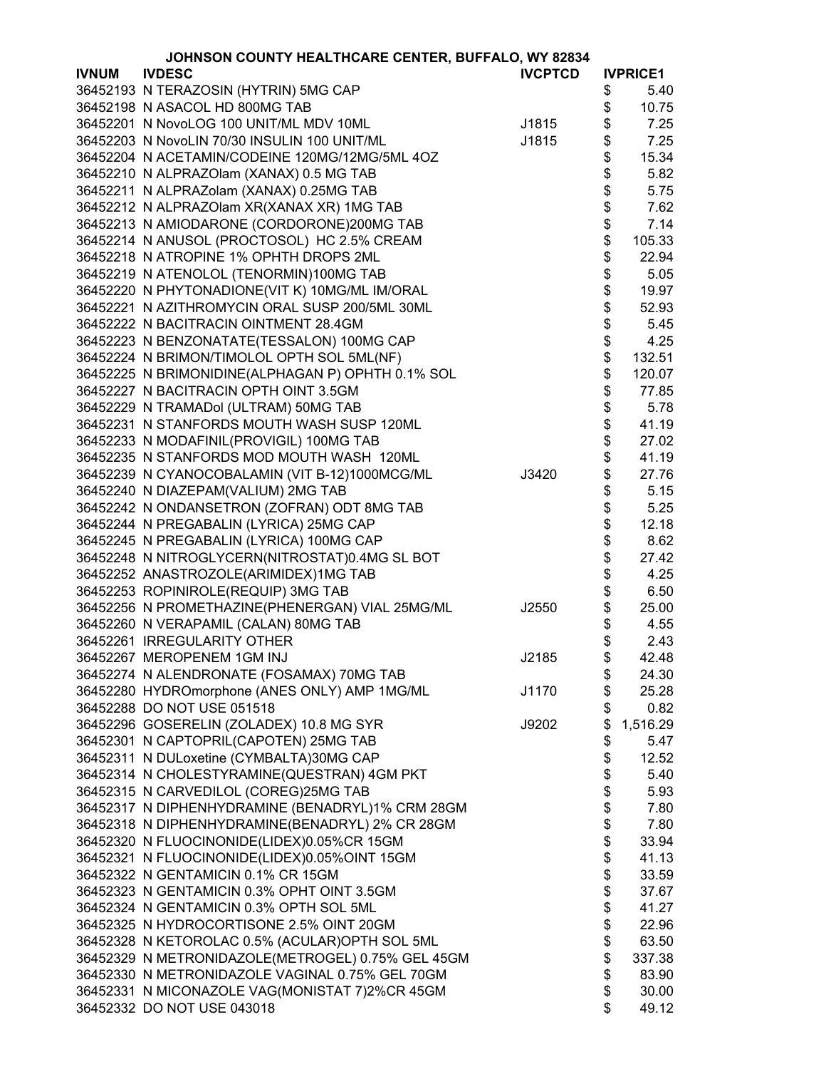**JOHNSON COUNTY HEALTHCARE CENTER, BUFFALO, WY 82834**

| IVNUM | IVDESC | IVCPTCD | IVPRICE1 |
|---|---|---|---|
| 36452193 | N TERAZOSIN (HYTRIN) 5MG CAP | | $ 5.40 |
| 36452198 | N ASACOL HD 800MG TAB | | $ 10.75 |
| 36452201 | N NovoLOG 100 UNIT/ML MDV 10ML | J1815 | $ 7.25 |
| 36452203 | N NovoLIN 70/30 INSULIN 100 UNIT/ML | J1815 | $ 7.25 |
| 36452204 | N ACETAMIN/CODEINE 120MG/12MG/5ML 4OZ | | $ 15.34 |
| 36452210 | N ALPRAZOlam (XANAX) 0.5 MG TAB | | $ 5.82 |
| 36452211 | N ALPRAZOlam (XANAX) 0.25MG TAB | | $ 5.75 |
| 36452212 | N ALPRAZOlam XR(XANAX XR) 1MG TAB | | $ 7.62 |
| 36452213 | N AMIODARONE (CORDORONE)200MG TAB | | $ 7.14 |
| 36452214 | N ANUSOL (PROCTOSOL) HC 2.5% CREAM | | $ 105.33 |
| 36452218 | N ATROPINE 1% OPHTH DROPS 2ML | | $ 22.94 |
| 36452219 | N ATENOLOL (TENORMIN)100MG TAB | | $ 5.05 |
| 36452220 | N PHYTONADIONE(VIT K) 10MG/ML IM/ORAL | | $ 19.97 |
| 36452221 | N AZITHROMYCIN ORAL SUSP 200/5ML 30ML | | $ 52.93 |
| 36452222 | N BACITRACIN OINTMENT 28.4GM | | $ 5.45 |
| 36452223 | N BENZONATATE(TESSALON) 100MG CAP | | $ 4.25 |
| 36452224 | N BRIMON/TIMOLOL OPTH SOL 5ML(NF) | | $ 132.51 |
| 36452225 | N BRIMONIDINE(ALPHAGAN P) OPHTH 0.1% SOL | | $ 120.07 |
| 36452227 | N BACITRACIN OPTH OINT 3.5GM | | $ 77.85 |
| 36452229 | N TRAMADol (ULTRAM) 50MG TAB | | $ 5.78 |
| 36452231 | N STANFORDS MOUTH WASH SUSP 120ML | | $ 41.19 |
| 36452233 | N MODAFINIL(PROVIGIL) 100MG TAB | | $ 27.02 |
| 36452235 | N STANFORDS MOD MOUTH WASH 120ML | | $ 41.19 |
| 36452239 | N CYANOCOBALAMIN (VIT B-12)1000MCG/ML | J3420 | $ 27.76 |
| 36452240 | N DIAZEPAM(VALIUM) 2MG TAB | | $ 5.15 |
| 36452242 | N ONDANSETRON (ZOFRAN) ODT 8MG TAB | | $ 5.25 |
| 36452244 | N PREGABALIN (LYRICA) 25MG CAP | | $ 12.18 |
| 36452245 | N PREGABALIN (LYRICA) 100MG CAP | | $ 8.62 |
| 36452248 | N NITROGLYCERN(NITROSTAT)0.4MG SL BOT | | $ 27.42 |
| 36452252 | ANASTROZOLE(ARIMIDEX)1MG TAB | | $ 4.25 |
| 36452253 | ROPINIROLE(REQUIP) 3MG TAB | | $ 6.50 |
| 36452256 | N PROMETHAZINE(PHENERGAN) VIAL 25MG/ML | J2550 | $ 25.00 |
| 36452260 | N VERAPAMIL (CALAN) 80MG TAB | | $ 4.55 |
| 36452261 | IRREGULARITY OTHER | | $ 2.43 |
| 36452267 | MEROPENEM 1GM INJ | J2185 | $ 42.48 |
| 36452274 | N ALENDRONATE (FOSAMAX) 70MG TAB | | $ 24.30 |
| 36452280 | HYDROmorphone (ANES ONLY) AMP 1MG/ML | J1170 | $ 25.28 |
| 36452288 | DO NOT USE 051518 | | $ 0.82 |
| 36452296 | GOSERELIN (ZOLADEX) 10.8 MG SYR | J9202 | $ 1,516.29 |
| 36452301 | N CAPTOPRIL(CAPOTEN) 25MG TAB | | $ 5.47 |
| 36452311 | N DULoxetine (CYMBALTA)30MG CAP | | $ 12.52 |
| 36452314 | N CHOLESTYRAMINE(QUESTRAN) 4GM PKT | | $ 5.40 |
| 36452315 | N CARVEDILOL (COREG)25MG TAB | | $ 5.93 |
| 36452317 | N DIPHENHYDRAMINE (BENADRYL)1% CRM 28GM | | $ 7.80 |
| 36452318 | N DIPHENHYDRAMINE(BENADRYL) 2% CR 28GM | | $ 7.80 |
| 36452320 | N FLUOCINONIDE(LIDEX)0.05%CR 15GM | | $ 33.94 |
| 36452321 | N FLUOCINONIDE(LIDEX)0.05%OINT 15GM | | $ 41.13 |
| 36452322 | N GENTAMICIN 0.1% CR 15GM | | $ 33.59 |
| 36452323 | N GENTAMICIN 0.3% OPHT OINT 3.5GM | | $ 37.67 |
| 36452324 | N GENTAMICIN 0.3% OPTH SOL 5ML | | $ 41.27 |
| 36452325 | N HYDROCORTISONE 2.5% OINT 20GM | | $ 22.96 |
| 36452328 | N KETOROLAC 0.5% (ACULAR)OPTH SOL 5ML | | $ 63.50 |
| 36452329 | N METRONIDAZOLE(METROGEL) 0.75% GEL 45GM | | $ 337.38 |
| 36452330 | N METRONIDAZOLE VAGINAL 0.75% GEL 70GM | | $ 83.90 |
| 36452331 | N MICONAZOLE VAG(MONISTAT 7)2%CR 45GM | | $ 30.00 |
| 36452332 | DO NOT USE 043018 | | $ 49.12 |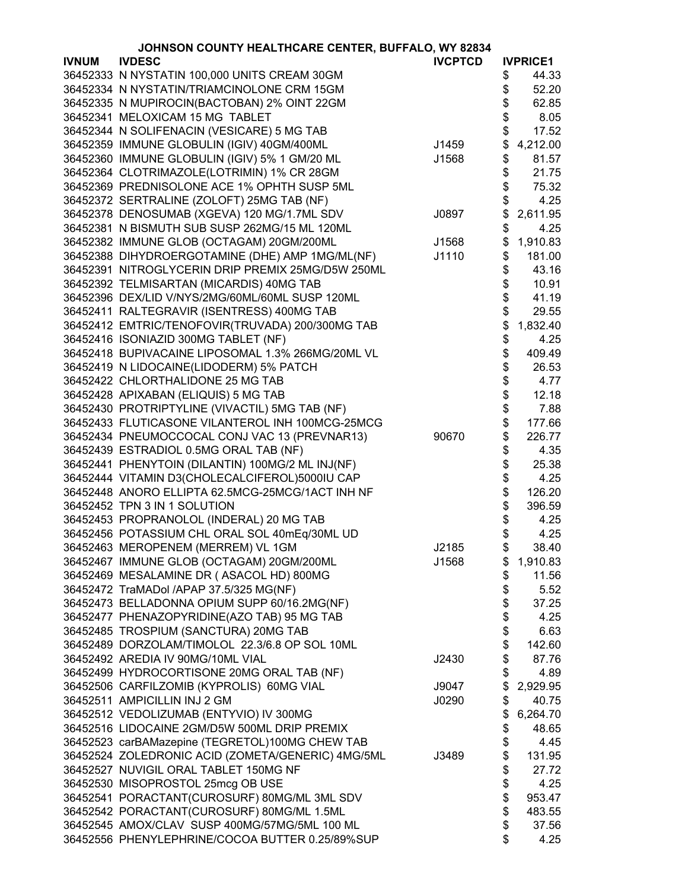# JOHNSON COUNTY HEALTHCARE CENTER, BUFFALO, WY 82834

| IVNUM | IVDESC | IVCPTCD | IVPRICE1 |
|---|---|---|---|
| 36452333 | N NYSTATIN 100,000 UNITS CREAM 30GM | | $ 44.33 |
| 36452334 | N NYSTATIN/TRIAMCINOLONE CRM 15GM | | $ 52.20 |
| 36452335 | N MUPIROCIN(BACTOBAN) 2% OINT 22GM | | $ 62.85 |
| 36452341 | MELOXICAM 15 MG TABLET | | $ 8.05 |
| 36452344 | N SOLIFENACIN (VESICARE) 5 MG TAB | | $ 17.52 |
| 36452359 | IMMUNE GLOBULIN (IGIV) 40GM/400ML | J1459 | $ 4,212.00 |
| 36452360 | IMMUNE GLOBULIN (IGIV) 5% 1 GM/20 ML | J1568 | $ 81.57 |
| 36452364 | CLOTRIMAZOLE(LOTRIMIN) 1% CR 28GM | | $ 21.75 |
| 36452369 | PREDNISOLONE ACE 1% OPHTH SUSP 5ML | | $ 75.32 |
| 36452372 | SERTRALINE (ZOLOFT) 25MG TAB (NF) | | $ 4.25 |
| 36452378 | DENOSUMAB (XGEVA) 120 MG/1.7ML SDV | J0897 | $ 2,611.95 |
| 36452381 | N BISMUTH SUB SUSP 262MG/15 ML 120ML | | $ 4.25 |
| 36452382 | IMMUNE GLOB (OCTAGAM) 20GM/200ML | J1568 | $ 1,910.83 |
| 36452388 | DIHYDROERGOTAMINE (DHE) AMP 1MG/ML(NF) | J1110 | $ 181.00 |
| 36452391 | NITROGLYCERIN DRIP PREMIX 25MG/D5W 250ML | | $ 43.16 |
| 36452392 | TELMISARTAN (MICARDIS) 40MG TAB | | $ 10.91 |
| 36452396 | DEX/LID V/NYS/2MG/60ML/60ML SUSP 120ML | | $ 41.19 |
| 36452411 | RALTEGRAVIR (ISENTRESS) 400MG TAB | | $ 29.55 |
| 36452412 | EMTRIC/TENOFOVIR(TRUVADA) 200/300MG TAB | | $ 1,832.40 |
| 36452416 | ISONIAZID 300MG TABLET (NF) | | $ 4.25 |
| 36452418 | BUPIVACAINE LIPOSOMAL 1.3% 266MG/20ML VL | | $ 409.49 |
| 36452419 | N LIDOCAINE(LIDODERM) 5% PATCH | | $ 26.53 |
| 36452422 | CHLORTHALIDONE 25 MG TAB | | $ 4.77 |
| 36452428 | APIXABAN (ELIQUIS) 5 MG TAB | | $ 12.18 |
| 36452430 | PROTRIPTYLINE (VIVACTIL) 5MG TAB (NF) | | $ 7.88 |
| 36452433 | FLUTICASONE VILANTEROL INH 100MCG-25MCG | | $ 177.66 |
| 36452434 | PNEUMOCCOCAL CONJ VAC 13 (PREVNAR13) | 90670 | $ 226.77 |
| 36452439 | ESTRADIOL 0.5MG ORAL TAB (NF) | | $ 4.35 |
| 36452441 | PHENYTOIN (DILANTIN) 100MG/2 ML INJ(NF) | | $ 25.38 |
| 36452444 | VITAMIN D3(CHOLECALCIFEROL)5000IU CAP | | $ 4.25 |
| 36452448 | ANORO ELLIPTA 62.5MCG-25MCG/1ACT INH NF | | $ 126.20 |
| 36452452 | TPN 3 IN 1 SOLUTION | | $ 396.59 |
| 36452453 | PROPRANOLOL (INDERAL) 20 MG TAB | | $ 4.25 |
| 36452456 | POTASSIUM CHL ORAL SOL 40mEq/30ML UD | | $ 4.25 |
| 36452463 | MEROPENEM (MERREM) VL 1GM | J2185 | $ 38.40 |
| 36452467 | IMMUNE GLOB (OCTAGAM) 20GM/200ML | J1568 | $ 1,910.83 |
| 36452469 | MESALAMINE DR ( ASACOL HD) 800MG | | $ 11.56 |
| 36452472 | TraMADol /APAP 37.5/325 MG(NF) | | $ 5.52 |
| 36452473 | BELLADONNA OPIUM SUPP 60/16.2MG(NF) | | $ 37.25 |
| 36452477 | PHENAZOPYRIDINE(AZO TAB) 95 MG TAB | | $ 4.25 |
| 36452485 | TROSPIUM (SANCTURA) 20MG TAB | | $ 6.63 |
| 36452489 | DORZOLAM/TIMOLOL 22.3/6.8 OP SOL 10ML | | $ 142.60 |
| 36452492 | AREDIA IV 90MG/10ML VIAL | J2430 | $ 87.76 |
| 36452499 | HYDROCORTISONE 20MG ORAL TAB (NF) | | $ 4.89 |
| 36452506 | CARFILZOMIB (KYPROLIS) 60MG VIAL | J9047 | $ 2,929.95 |
| 36452511 | AMPICILLIN INJ 2 GM | J0290 | $ 40.75 |
| 36452512 | VEDOLIZUMAB (ENTYVIO) IV 300MG | | $ 6,264.70 |
| 36452516 | LIDOCAINE 2GM/D5W 500ML DRIP PREMIX | | $ 48.65 |
| 36452523 | carBAMazepine (TEGRETOL)100MG CHEW TAB | | $ 4.45 |
| 36452524 | ZOLEDRONIC ACID (ZOMETA/GENERIC) 4MG/5ML | J3489 | $ 131.95 |
| 36452527 | NUVIGIL ORAL TABLET 150MG NF | | $ 27.72 |
| 36452530 | MISOPROSTOL 25mcg OB USE | | $ 4.25 |
| 36452541 | PORACTANT(CUROSURF) 80MG/ML 3ML SDV | | $ 953.47 |
| 36452542 | PORACTANT(CUROSURF) 80MG/ML 1.5ML | | $ 483.55 |
| 36452545 | AMOX/CLAV SUSP 400MG/57MG/5ML 100 ML | | $ 37.56 |
| 36452556 | PHENYLEPHRINE/COCOA BUTTER 0.25/89%SUP | | $ 4.25 |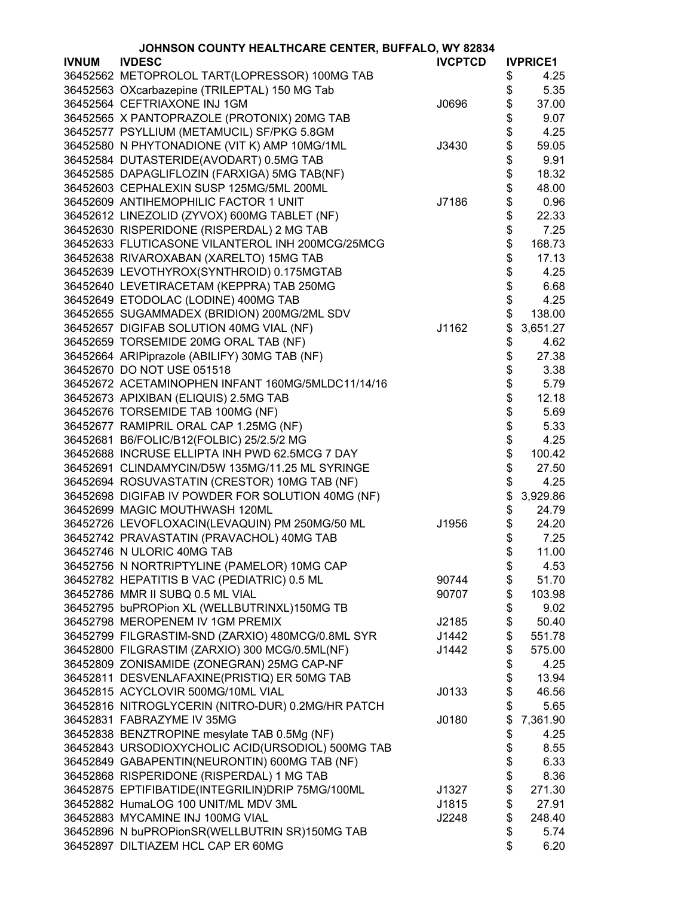JOHNSON COUNTY HEALTHCARE CENTER, BUFFALO, WY 82834

| IVNUM | IVDESC | IVCPTCD | IVPRICE1 |
|---|---|---|---|
| 36452562 | METOPROLOL TART(LOPRESSOR) 100MG TAB | | $ 4.25 |
| 36452563 | OXcarbazepine (TRILEPTAL) 150 MG Tab | | $ 5.35 |
| 36452564 | CEFTRIAXONE INJ 1GM | J0696 | $ 37.00 |
| 36452565 | X PANTOPRAZOLE (PROTONIX) 20MG TAB | | $ 9.07 |
| 36452577 | PSYLLIUM (METAMUCIL) SF/PKG 5.8GM | | $ 4.25 |
| 36452580 | N PHYTONADIONE (VIT K) AMP 10MG/1ML | J3430 | $ 59.05 |
| 36452584 | DUTASTERIDE(AVODART) 0.5MG TAB | | $ 9.91 |
| 36452585 | DAPAGLIFLOZIN (FARXIGA) 5MG TAB(NF) | | $ 18.32 |
| 36452603 | CEPHALEXIN SUSP 125MG/5ML 200ML | | $ 48.00 |
| 36452609 | ANTIHEMOPHILIC FACTOR 1 UNIT | J7186 | $ 0.96 |
| 36452612 | LINEZOLID (ZYVOX) 600MG TABLET (NF) | | $ 22.33 |
| 36452630 | RISPERIDONE (RISPERDAL) 2 MG TAB | | $ 7.25 |
| 36452633 | FLUTICASONE VILANTEROL INH 200MCG/25MCG | | $ 168.73 |
| 36452638 | RIVAROXABAN (XARELTO) 15MG TAB | | $ 17.13 |
| 36452639 | LEVOTHYROX(SYNTHROID) 0.175MGTAB | | $ 4.25 |
| 36452640 | LEVETIRACETAM (KEPPRA) TAB 250MG | | $ 6.68 |
| 36452649 | ETODOLAC (LODINE) 400MG TAB | | $ 4.25 |
| 36452655 | SUGAMMADEX (BRIDION) 200MG/2ML SDV | | $ 138.00 |
| 36452657 | DIGIFAB SOLUTION 40MG VIAL (NF) | J1162 | $ 3,651.27 |
| 36452659 | TORSEMIDE 20MG ORAL TAB (NF) | | $ 4.62 |
| 36452664 | ARIPiprazole (ABILIFY) 30MG TAB (NF) | | $ 27.38 |
| 36452670 | DO NOT USE 051518 | | $ 3.38 |
| 36452672 | ACETAMINOPHEN INFANT 160MG/5MLDC11/14/16 | | $ 5.79 |
| 36452673 | APIXIBAN (ELIQUIS) 2.5MG TAB | | $ 12.18 |
| 36452676 | TORSEMIDE TAB 100MG (NF) | | $ 5.69 |
| 36452677 | RAMIPRIL ORAL CAP 1.25MG (NF) | | $ 5.33 |
| 36452681 | B6/FOLIC/B12(FOLBIC) 25/2.5/2 MG | | $ 4.25 |
| 36452688 | INCRUSE ELLIPTA INH PWD 62.5MCG 7 DAY | | $ 100.42 |
| 36452691 | CLINDAMYCIN/D5W 135MG/11.25 ML SYRINGE | | $ 27.50 |
| 36452694 | ROSUVASTATIN (CRESTOR) 10MG TAB (NF) | | $ 4.25 |
| 36452698 | DIGIFAB IV POWDER FOR SOLUTION 40MG (NF) | | $ 3,929.86 |
| 36452699 | MAGIC MOUTHWASH 120ML | | $ 24.79 |
| 36452726 | LEVOFLOXACIN(LEVAQUIN) PM 250MG/50 ML | J1956 | $ 24.20 |
| 36452742 | PRAVASTATIN (PRAVACHOL) 40MG TAB | | $ 7.25 |
| 36452746 | N ULORIC 40MG TAB | | $ 11.00 |
| 36452756 | N NORTRIPTYLINE (PAMELOR) 10MG CAP | | $ 4.53 |
| 36452782 | HEPATITIS B VAC (PEDIATRIC) 0.5 ML | 90744 | $ 51.70 |
| 36452786 | MMR II SUBQ 0.5 ML VIAL | 90707 | $ 103.98 |
| 36452795 | buPROPion XL (WELLBUTRINXL)150MG TB | | $ 9.02 |
| 36452798 | MEROPENEM IV 1GM PREMIX | J2185 | $ 50.40 |
| 36452799 | FILGRASTIM-SND (ZARXIO) 480MCG/0.8ML SYR | J1442 | $ 551.78 |
| 36452800 | FILGRASTIM (ZARXIO) 300 MCG/0.5ML(NF) | J1442 | $ 575.00 |
| 36452809 | ZONISAMIDE (ZONEGRAN) 25MG CAP-NF | | $ 4.25 |
| 36452811 | DESVENLAFAXINE(PRISTIQ) ER 50MG TAB | | $ 13.94 |
| 36452815 | ACYCLOVIR 500MG/10ML VIAL | J0133 | $ 46.56 |
| 36452816 | NITROGLYCERIN (NITRO-DUR) 0.2MG/HR PATCH | | $ 5.65 |
| 36452831 | FABRAZYME IV 35MG | J0180 | $ 7,361.90 |
| 36452838 | BENZTROPINE mesylate TAB 0.5Mg (NF) | | $ 4.25 |
| 36452843 | URSODIOXYCHOLIC ACID(URSODIOL) 500MG TAB | | $ 8.55 |
| 36452849 | GABAPENTIN(NEURONTIN) 600MG TAB (NF) | | $ 6.33 |
| 36452868 | RISPERIDONE (RISPERDAL) 1 MG TAB | | $ 8.36 |
| 36452875 | EPTIFIBATIDE(INTEGRILIN)DRIP 75MG/100ML | J1327 | $ 271.30 |
| 36452882 | HumaLOG 100 UNIT/ML MDV 3ML | J1815 | $ 27.91 |
| 36452883 | MYCAMINE INJ 100MG VIAL | J2248 | $ 248.40 |
| 36452896 | N buPROPionSR(WELLBUTRIN SR)150MG TAB | | $ 5.74 |
| 36452897 | DILTIAZEM HCL CAP ER 60MG | | $ 6.20 |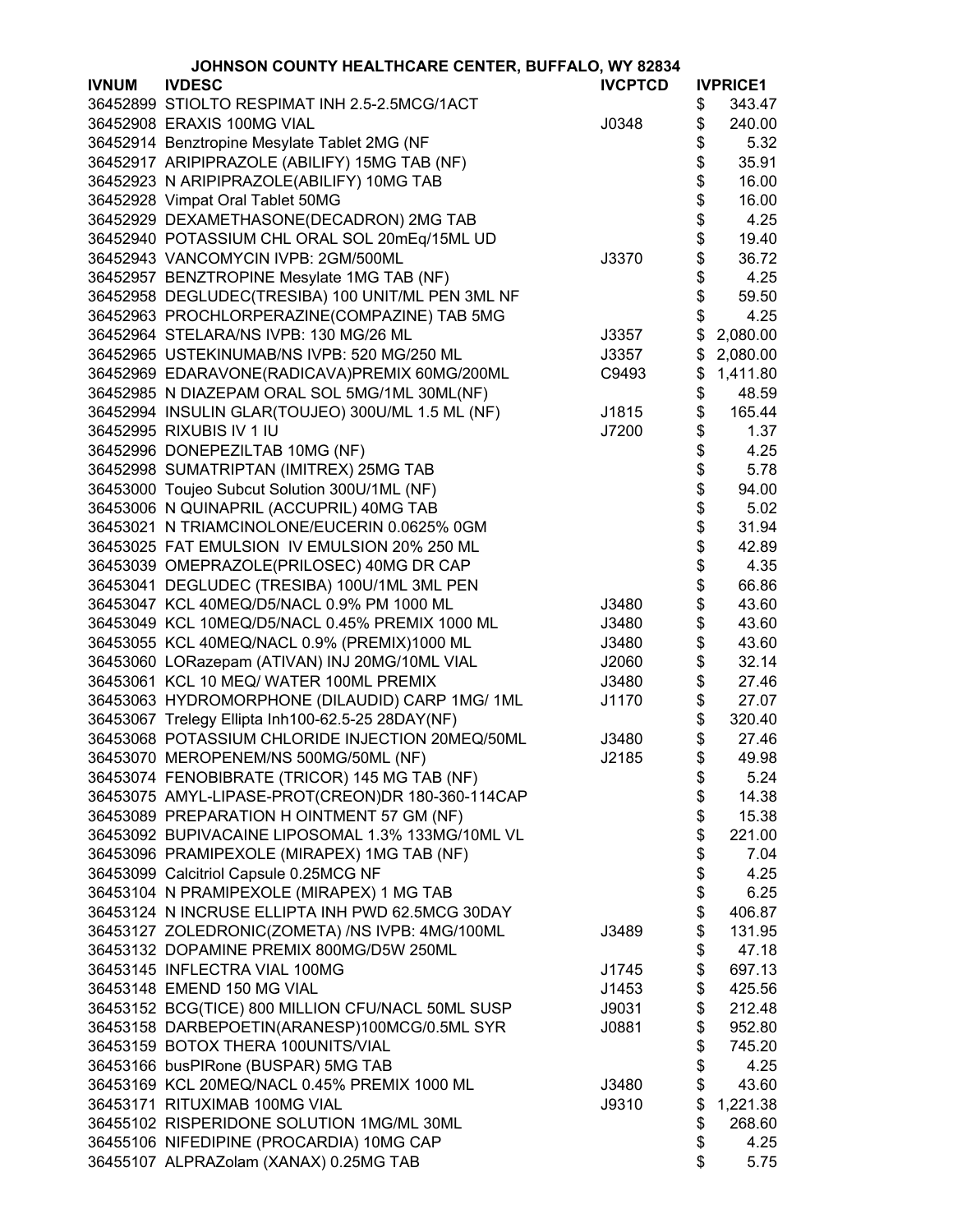JOHNSON COUNTY HEALTHCARE CENTER, BUFFALO, WY 82834

| IVNUM | IVDESC | IVCPTCD | IVPRICE1 |
|---|---|---|---|
| 36452899 | STIOLTO RESPIMAT INH 2.5-2.5MCG/1ACT | | $ 343.47 |
| 36452908 | ERAXIS 100MG VIAL | J0348 | $ 240.00 |
| 36452914 | Benztropine Mesylate Tablet 2MG (NF | | $ 5.32 |
| 36452917 | ARIPIPRAZOLE (ABILIFY) 15MG TAB (NF) | | $ 35.91 |
| 36452923 | N ARIPIPRAZOLE(ABILIFY) 10MG TAB | | $ 16.00 |
| 36452928 | Vimpat Oral Tablet 50MG | | $ 16.00 |
| 36452929 | DEXAMETHASONE(DECADRON) 2MG TAB | | $ 4.25 |
| 36452940 | POTASSIUM CHL ORAL SOL 20mEq/15ML UD | | $ 19.40 |
| 36452943 | VANCOMYCIN IVPB: 2GM/500ML | J3370 | $ 36.72 |
| 36452957 | BENZTROPINE Mesylate 1MG TAB (NF) | | $ 4.25 |
| 36452958 | DEGLUDEC(TRESIBA) 100 UNIT/ML PEN 3ML NF | | $ 59.50 |
| 36452963 | PROCHLORPERAZINE(COMPAZINE) TAB 5MG | | $ 4.25 |
| 36452964 | STELARA/NS IVPB: 130 MG/26 ML | J3357 | $ 2,080.00 |
| 36452965 | USTEKINUMAB/NS IVPB: 520 MG/250 ML | J3357 | $ 2,080.00 |
| 36452969 | EDARAVONE(RADICAVA)PREMIX 60MG/200ML | C9493 | $ 1,411.80 |
| 36452985 | N DIAZEPAM ORAL SOL 5MG/1ML 30ML(NF) | | $ 48.59 |
| 36452994 | INSULIN GLAR(TOUJEO) 300U/ML 1.5 ML (NF) | J1815 | $ 165.44 |
| 36452995 | RIXUBIS IV 1 IU | J7200 | $ 1.37 |
| 36452996 | DONEPEZILTAB 10MG (NF) | | $ 4.25 |
| 36452998 | SUMATRIPTAN (IMITREX) 25MG TAB | | $ 5.78 |
| 36453000 | Toujeo Subcut Solution 300U/1ML (NF) | | $ 94.00 |
| 36453006 | N QUINAPRIL (ACCUPRIL) 40MG TAB | | $ 5.02 |
| 36453021 | N TRIAMCINOLONE/EUCERIN 0.0625% 0GM | | $ 31.94 |
| 36453025 | FAT EMULSION IV EMULSION 20% 250 ML | | $ 42.89 |
| 36453039 | OMEPRAZOLE(PRILOSEC) 40MG DR CAP | | $ 4.35 |
| 36453041 | DEGLUDEC (TRESIBA) 100U/1ML 3ML PEN | | $ 66.86 |
| 36453047 | KCL 40MEQ/D5/NACL 0.9% PM 1000 ML | J3480 | $ 43.60 |
| 36453049 | KCL 10MEQ/D5/NACL 0.45% PREMIX 1000 ML | J3480 | $ 43.60 |
| 36453055 | KCL 40MEQ/NACL 0.9% (PREMIX)1000 ML | J3480 | $ 43.60 |
| 36453060 | LORazepam (ATIVAN) INJ 20MG/10ML VIAL | J2060 | $ 32.14 |
| 36453061 | KCL 10 MEQ/ WATER 100ML PREMIX | J3480 | $ 27.46 |
| 36453063 | HYDROMORPHONE (DILAUDID) CARP 1MG/ 1ML | J1170 | $ 27.07 |
| 36453067 | Trelegy Ellipta Inh100-62.5-25 28DAY(NF) | | $ 320.40 |
| 36453068 | POTASSIUM CHLORIDE INJECTION 20MEQ/50ML | J3480 | $ 27.46 |
| 36453070 | MEROPENEM/NS 500MG/50ML (NF) | J2185 | $ 49.98 |
| 36453074 | FENOBIBRATE (TRICOR) 145 MG TAB (NF) | | $ 5.24 |
| 36453075 | AMYL-LIPASE-PROT(CREON)DR 180-360-114CAP | | $ 14.38 |
| 36453089 | PREPARATION H OINTMENT 57 GM (NF) | | $ 15.38 |
| 36453092 | BUPIVACAINE LIPOSOMAL 1.3% 133MG/10ML VL | | $ 221.00 |
| 36453096 | PRAMIPEXOLE (MIRAPEX) 1MG TAB (NF) | | $ 7.04 |
| 36453099 | Calcitriol Capsule 0.25MCG NF | | $ 4.25 |
| 36453104 | N PRAMIPEXOLE (MIRAPEX) 1 MG TAB | | $ 6.25 |
| 36453124 | N INCRUSE ELLIPTA INH PWD 62.5MCG 30DAY | | $ 406.87 |
| 36453127 | ZOLEDRONIC(ZOMETA) /NS IVPB: 4MG/100ML | J3489 | $ 131.95 |
| 36453132 | DOPAMINE PREMIX 800MG/D5W 250ML | | $ 47.18 |
| 36453145 | INFLECTRA VIAL 100MG | J1745 | $ 697.13 |
| 36453148 | EMEND 150 MG VIAL | J1453 | $ 425.56 |
| 36453152 | BCG(TICE) 800 MILLION CFU/NACL 50ML SUSP | J9031 | $ 212.48 |
| 36453158 | DARBEPOETIN(ARANESP)100MCG/0.5ML SYR | J0881 | $ 952.80 |
| 36453159 | BOTOX THERA 100UNITS/VIAL | | $ 745.20 |
| 36453166 | busPIRone (BUSPAR) 5MG TAB | | $ 4.25 |
| 36453169 | KCL 20MEQ/NACL 0.45% PREMIX 1000 ML | J3480 | $ 43.60 |
| 36453171 | RITUXIMAB 100MG VIAL | J9310 | $ 1,221.38 |
| 36455102 | RISPERIDONE SOLUTION 1MG/ML 30ML | | $ 268.60 |
| 36455106 | NIFEDIPINE (PROCARDIA) 10MG CAP | | $ 4.25 |
| 36455107 | ALPRAZolam (XANAX) 0.25MG TAB | | $ 5.75 |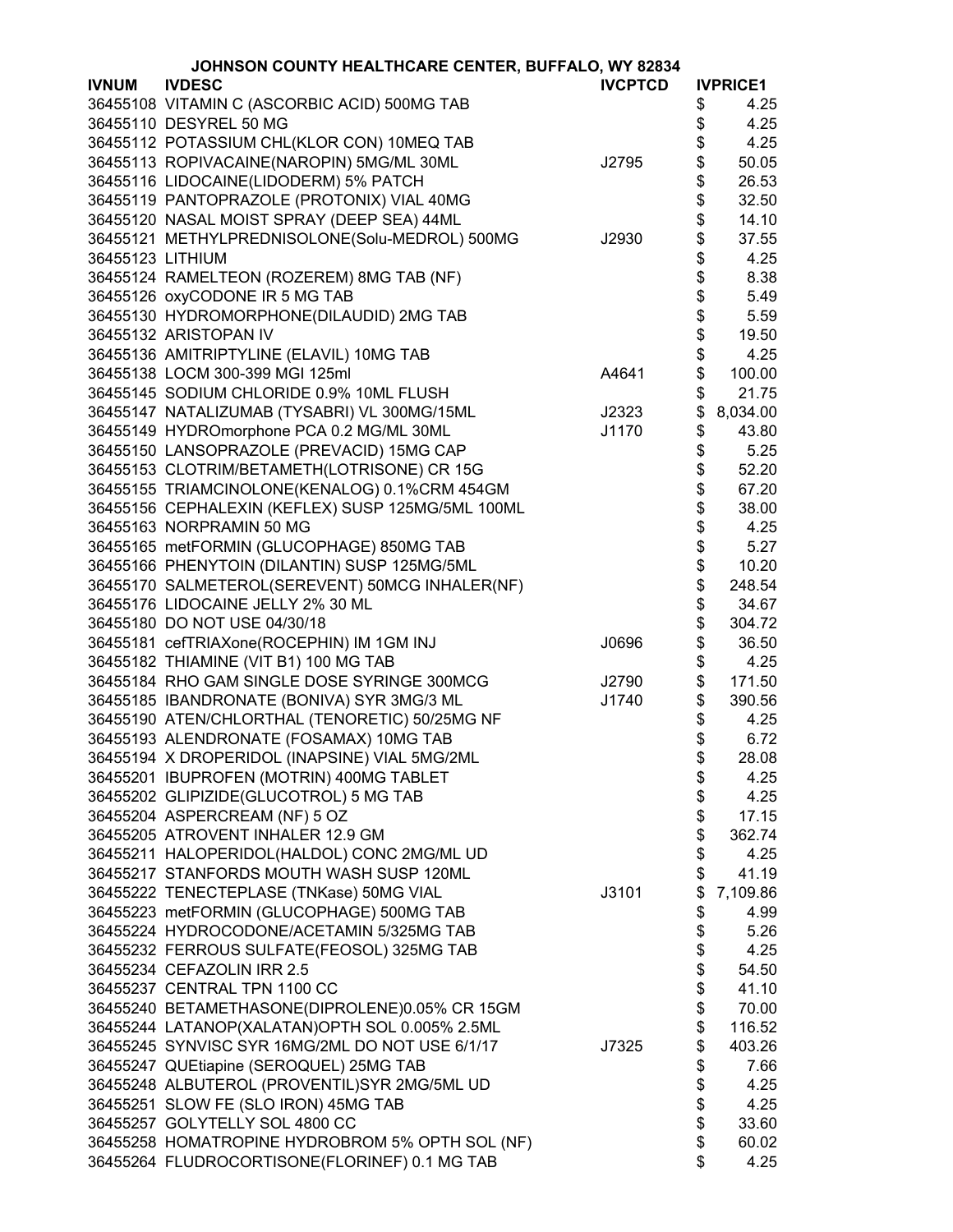# JOHNSON COUNTY HEALTHCARE CENTER, BUFFALO, WY 82834

| IVNUM | IVDESC | IVCPTCD | IVPRICE1 |
|---|---|---|---|
| 36455108 | VITAMIN C (ASCORBIC ACID) 500MG TAB | | $ 4.25 |
| 36455110 | DESYREL 50 MG | | $ 4.25 |
| 36455112 | POTASSIUM CHL(KLOR CON) 10MEQ TAB | | $ 4.25 |
| 36455113 | ROPIVACAINE(NAROPIN) 5MG/ML 30ML | J2795 | $ 50.05 |
| 36455116 | LIDOCAINE(LIDODERM) 5% PATCH | | $ 26.53 |
| 36455119 | PANTOPRAZOLE (PROTONIX) VIAL 40MG | | $ 32.50 |
| 36455120 | NASAL MOIST SPRAY (DEEP SEA) 44ML | | $ 14.10 |
| 36455121 | METHYLPREDNISOLONE(Solu-MEDROL) 500MG | J2930 | $ 37.55 |
| 36455123 | LITHIUM | | $ 4.25 |
| 36455124 | RAMELTEON (ROZEREM) 8MG TAB (NF) | | $ 8.38 |
| 36455126 | oxyCODONE IR 5 MG TAB | | $ 5.49 |
| 36455130 | HYDROMORPHONE(DILAUDID) 2MG TAB | | $ 5.59 |
| 36455132 | ARISTOPAN IV | | $ 19.50 |
| 36455136 | AMITRIPTYLINE (ELAVIL) 10MG TAB | | $ 4.25 |
| 36455138 | LOCM 300-399 MGI 125ml | A4641 | $ 100.00 |
| 36455145 | SODIUM CHLORIDE 0.9% 10ML FLUSH | | $ 21.75 |
| 36455147 | NATALIZUMAB (TYSABRI) VL 300MG/15ML | J2323 | $ 8,034.00 |
| 36455149 | HYDROmorphone PCA 0.2 MG/ML 30ML | J1170 | $ 43.80 |
| 36455150 | LANSOPRAZOLE (PREVACID) 15MG CAP | | $ 5.25 |
| 36455153 | CLOTRIM/BETAMETH(LOTRISONE) CR 15G | | $ 52.20 |
| 36455155 | TRIAMCINOLONE(KENALOG) 0.1%CRM 454GM | | $ 67.20 |
| 36455156 | CEPHALEXIN (KEFLEX) SUSP 125MG/5ML 100ML | | $ 38.00 |
| 36455163 | NORPRAMIN 50 MG | | $ 4.25 |
| 36455165 | metFORMIN (GLUCOPHAGE) 850MG TAB | | $ 5.27 |
| 36455166 | PHENYTOIN (DILANTIN) SUSP 125MG/5ML | | $ 10.20 |
| 36455170 | SALMETEROL(SEREVENT) 50MCG INHALER(NF) | | $ 248.54 |
| 36455176 | LIDOCAINE JELLY 2% 30 ML | | $ 34.67 |
| 36455180 | DO NOT USE 04/30/18 | | $ 304.72 |
| 36455181 | cefTRIAXone(ROCEPHIN) IM 1GM INJ | J0696 | $ 36.50 |
| 36455182 | THIAMINE (VIT B1) 100 MG TAB | | $ 4.25 |
| 36455184 | RHO GAM SINGLE DOSE SYRINGE 300MCG | J2790 | $ 171.50 |
| 36455185 | IBANDRONATE (BONIVA) SYR 3MG/3 ML | J1740 | $ 390.56 |
| 36455190 | ATEN/CHLORTHAL (TENORETIC) 50/25MG NF | | $ 4.25 |
| 36455193 | ALENDRONATE (FOSAMAX) 10MG TAB | | $ 6.72 |
| 36455194 | X DROPERIDOL (INAPSINE) VIAL 5MG/2ML | | $ 28.08 |
| 36455201 | IBUPROFEN (MOTRIN) 400MG TABLET | | $ 4.25 |
| 36455202 | GLIPIZIDE(GLUCOTROL) 5 MG TAB | | $ 4.25 |
| 36455204 | ASPERCREAM (NF) 5 OZ | | $ 17.15 |
| 36455205 | ATROVENT INHALER 12.9 GM | | $ 362.74 |
| 36455211 | HALOPERIDOL(HALDOL) CONC 2MG/ML UD | | $ 4.25 |
| 36455217 | STANFORDS MOUTH WASH SUSP 120ML | | $ 41.19 |
| 36455222 | TENECTEPLASE (TNKase) 50MG VIAL | J3101 | $ 7,109.86 |
| 36455223 | metFORMIN (GLUCOPHAGE) 500MG TAB | | $ 4.99 |
| 36455224 | HYDROCODONE/ACETAMIN 5/325MG TAB | | $ 5.26 |
| 36455232 | FERROUS SULFATE(FEOSOL) 325MG TAB | | $ 4.25 |
| 36455234 | CEFAZOLIN IRR 2.5 | | $ 54.50 |
| 36455237 | CENTRAL TPN 1100 CC | | $ 41.10 |
| 36455240 | BETAMETHASONE(DIPROLENE)0.05% CR 15GM | | $ 70.00 |
| 36455244 | LATANOP(XALATAN)OPTH SOL 0.005% 2.5ML | | $ 116.52 |
| 36455245 | SYNVISC SYR 16MG/2ML DO NOT USE 6/1/17 | J7325 | $ 403.26 |
| 36455247 | QUEtiapine (SEROQUEL) 25MG TAB | | $ 7.66 |
| 36455248 | ALBUTEROL (PROVENTIL)SYR 2MG/5ML UD | | $ 4.25 |
| 36455251 | SLOW FE (SLO IRON) 45MG TAB | | $ 4.25 |
| 36455257 | GOLYTELLY SOL 4800 CC | | $ 33.60 |
| 36455258 | HOMATROPINE HYDROBROM 5% OPTH SOL (NF) | | $ 60.02 |
| 36455264 | FLUDROCORTISONE(FLORINEF) 0.1 MG TAB | | $ 4.25 |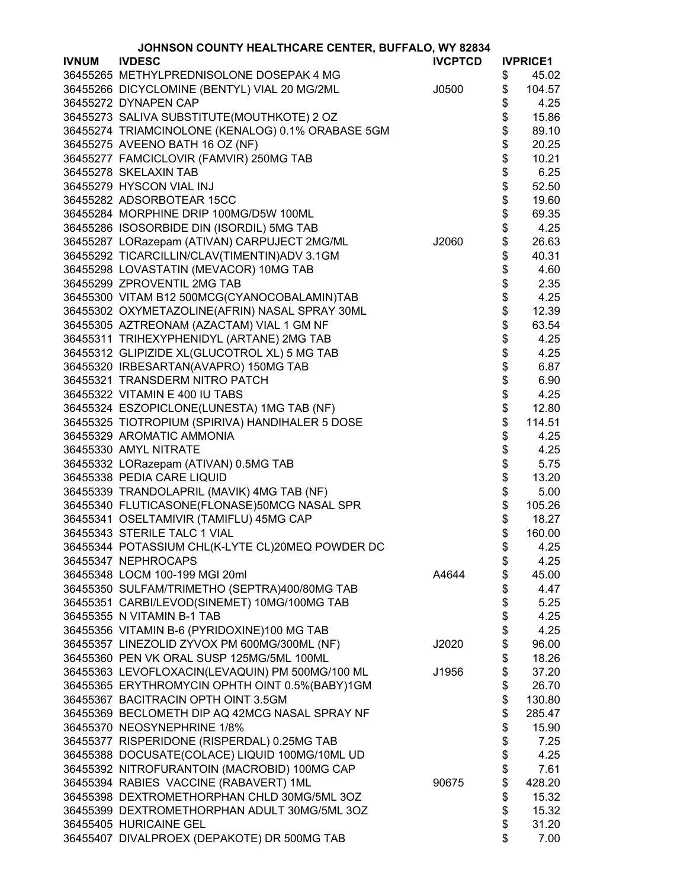# JOHNSON COUNTY HEALTHCARE CENTER, BUFFALO, WY 82834

| IVNUM | IVDESC | IVCPTCD | IVPRICE1 |
|---|---|---|---|
| 36455265 | METHYLPREDNISOLONE DOSEPAK 4 MG | | $ 45.02 |
| 36455266 | DICYCLOMINE (BENTYL) VIAL 20 MG/2ML | J0500 | $ 104.57 |
| 36455272 | DYNAPEN CAP | | $ 4.25 |
| 36455273 | SALIVA SUBSTITUTE(MOUTHKOTE) 2 OZ | | $ 15.86 |
| 36455274 | TRIAMCINOLONE (KENALOG) 0.1% ORABASE 5GM | | $ 89.10 |
| 36455275 | AVEENO BATH 16 OZ (NF) | | $ 20.25 |
| 36455277 | FAMCICLOVIR (FAMVIR) 250MG TAB | | $ 10.21 |
| 36455278 | SKELAXIN TAB | | $ 6.25 |
| 36455279 | HYSCON VIAL INJ | | $ 52.50 |
| 36455282 | ADSORBOTEAR 15CC | | $ 19.60 |
| 36455284 | MORPHINE DRIP 100MG/D5W 100ML | | $ 69.35 |
| 36455286 | ISOSORBIDE DIN (ISORDIL) 5MG TAB | | $ 4.25 |
| 36455287 | LORazepam (ATIVAN) CARPUJECT 2MG/ML | J2060 | $ 26.63 |
| 36455292 | TICARCILLIN/CLAV(TIMENTIN)ADV 3.1GM | | $ 40.31 |
| 36455298 | LOVASTATIN (MEVACOR) 10MG TAB | | $ 4.60 |
| 36455299 | ZPROVENTIL 2MG TAB | | $ 2.35 |
| 36455300 | VITAM B12 500MCG(CYANOCOBALAMIN)TAB | | $ 4.25 |
| 36455302 | OXYMETAZOLINE(AFRIN) NASAL SPRAY 30ML | | $ 12.39 |
| 36455305 | AZTREONAM (AZACTAM) VIAL 1 GM NF | | $ 63.54 |
| 36455311 | TRIHEXYPHENIDYL (ARTANE) 2MG TAB | | $ 4.25 |
| 36455312 | GLIPIZIDE XL(GLUCOTROL XL) 5 MG TAB | | $ 4.25 |
| 36455320 | IRBESARTAN(AVAPRO) 150MG TAB | | $ 6.87 |
| 36455321 | TRANSDERM NITRO PATCH | | $ 6.90 |
| 36455322 | VITAMIN E 400 IU TABS | | $ 4.25 |
| 36455324 | ESZOPICLONE(LUNESTA) 1MG TAB (NF) | | $ 12.80 |
| 36455325 | TIOTROPIUM (SPIRIVA) HANDIHALER 5 DOSE | | $ 114.51 |
| 36455329 | AROMATIC AMMONIA | | $ 4.25 |
| 36455330 | AMYL NITRATE | | $ 4.25 |
| 36455332 | LORazepam (ATIVAN) 0.5MG TAB | | $ 5.75 |
| 36455338 | PEDIA CARE LIQUID | | $ 13.20 |
| 36455339 | TRANDOLAPRIL (MAVIK) 4MG TAB (NF) | | $ 5.00 |
| 36455340 | FLUTICASONE(FLONASE)50MCG NASAL SPR | | $ 105.26 |
| 36455341 | OSELTAMIVIR (TAMIFLU) 45MG CAP | | $ 18.27 |
| 36455343 | STERILE TALC 1 VIAL | | $ 160.00 |
| 36455344 | POTASSIUM CHL(K-LYTE CL)20MEQ POWDER DC | | $ 4.25 |
| 36455347 | NEPHROCAPS | | $ 4.25 |
| 36455348 | LOCM 100-199 MGI 20ml | A4644 | $ 45.00 |
| 36455350 | SULFAM/TRIMETHO (SEPTRA)400/80MG TAB | | $ 4.47 |
| 36455351 | CARBI/LEVOD(SINEMET) 10MG/100MG TAB | | $ 5.25 |
| 36455355 | N VITAMIN B-1 TAB | | $ 4.25 |
| 36455356 | VITAMIN B-6 (PYRIDOXINE)100 MG TAB | | $ 4.25 |
| 36455357 | LINEZOLID ZYVOX PM 600MG/300ML (NF) | J2020 | $ 96.00 |
| 36455360 | PEN VK ORAL SUSP 125MG/5ML 100ML | | $ 18.26 |
| 36455363 | LEVOFLOXACIN(LEVAQUIN) PM 500MG/100 ML | J1956 | $ 37.20 |
| 36455365 | ERYTHROMYCIN OPHTH OINT 0.5%(BABY)1GM | | $ 26.70 |
| 36455367 | BACITRACIN OPTH OINT 3.5GM | | $ 130.80 |
| 36455369 | BECLOMETH DIP AQ 42MCG NASAL SPRAY NF | | $ 285.47 |
| 36455370 | NEOSYNEPHRINE 1/8% | | $ 15.90 |
| 36455377 | RISPERIDONE (RISPERDAL) 0.25MG TAB | | $ 7.25 |
| 36455388 | DOCUSATE(COLACE) LIQUID 100MG/10ML UD | | $ 4.25 |
| 36455392 | NITROFURANTOIN (MACROBID) 100MG CAP | | $ 7.61 |
| 36455394 | RABIES VACCINE (RABAVERT) 1ML | 90675 | $ 428.20 |
| 36455398 | DEXTROMETHORPHAN CHLD 30MG/5ML 3OZ | | $ 15.32 |
| 36455399 | DEXTROMETHORPHAN ADULT 30MG/5ML 3OZ | | $ 15.32 |
| 36455405 | HURICAINE GEL | | $ 31.20 |
| 36455407 | DIVALPROEX (DEPAKOTE) DR 500MG TAB | | $ 7.00 |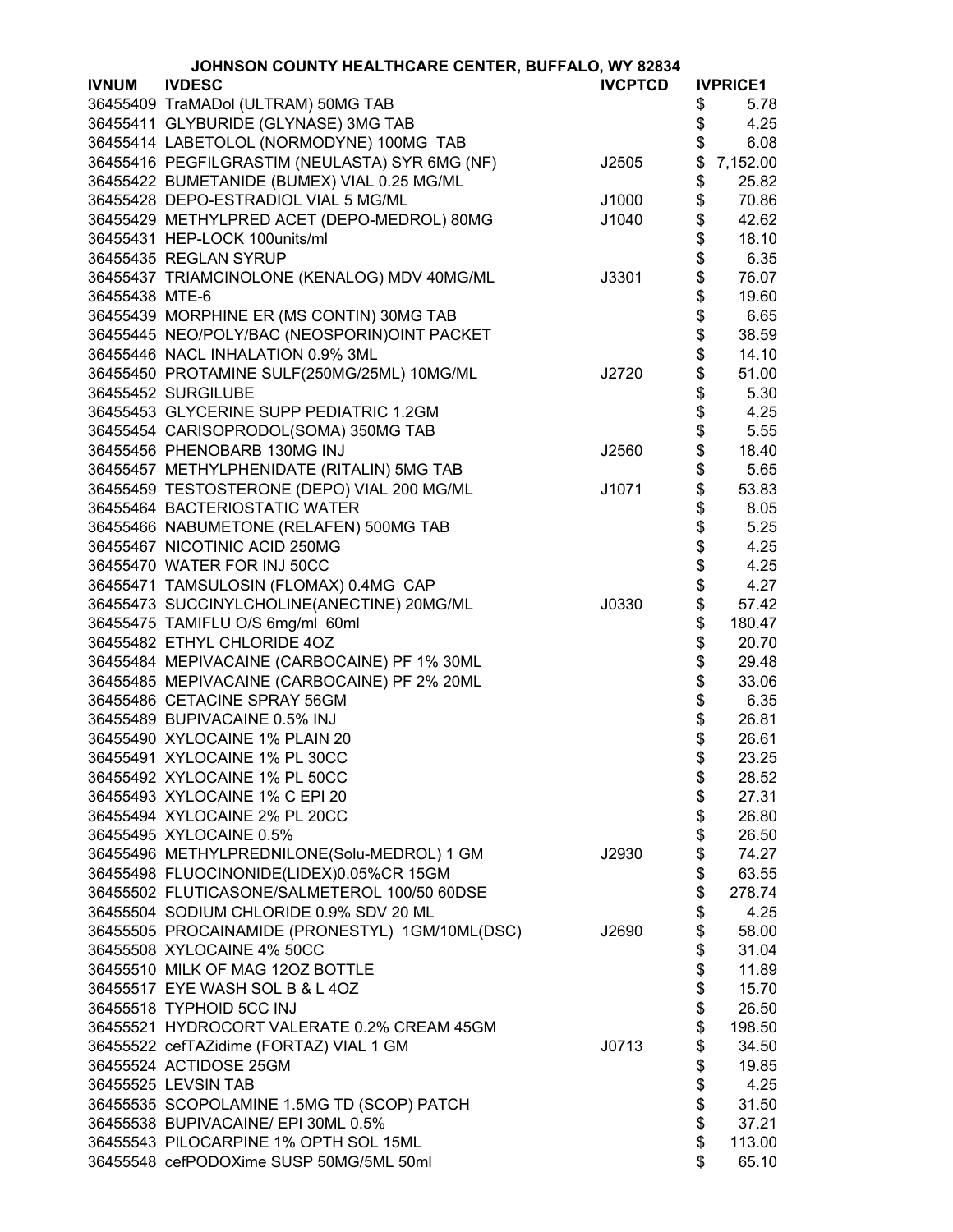JOHNSON COUNTY HEALTHCARE CENTER, BUFFALO, WY 82834

| IVNUM | IVDESC | IVCPTCD | IVPRICE1 |
|---|---|---|---|
| 36455409 | TraMADol (ULTRAM) 50MG TAB | | $ 5.78 |
| 36455411 | GLYBURIDE (GLYNASE) 3MG TAB | | $ 4.25 |
| 36455414 | LABETOLOL (NORMODYNE) 100MG TAB | | $ 6.08 |
| 36455416 | PEGFILGRASTIM (NEULASTA) SYR 6MG (NF) | J2505 | $ 7,152.00 |
| 36455422 | BUMETANIDE (BUMEX) VIAL 0.25 MG/ML | | $ 25.82 |
| 36455428 | DEPO-ESTRADIOL VIAL 5 MG/ML | J1000 | $ 70.86 |
| 36455429 | METHYLPRED ACET (DEPO-MEDROL) 80MG | J1040 | $ 42.62 |
| 36455431 | HEP-LOCK 100units/ml | | $ 18.10 |
| 36455435 | REGLAN SYRUP | | $ 6.35 |
| 36455437 | TRIAMCINOLONE (KENALOG) MDV 40MG/ML | J3301 | $ 76.07 |
| 36455438 | MTE-6 | | $ 19.60 |
| 36455439 | MORPHINE ER (MS CONTIN) 30MG TAB | | $ 6.65 |
| 36455445 | NEO/POLY/BAC (NEOSPORIN)OINT PACKET | | $ 38.59 |
| 36455446 | NACL INHALATION 0.9% 3ML | | $ 14.10 |
| 36455450 | PROTAMINE SULF(250MG/25ML) 10MG/ML | J2720 | $ 51.00 |
| 36455452 | SURGILUBE | | $ 5.30 |
| 36455453 | GLYCERINE SUPP PEDIATRIC 1.2GM | | $ 4.25 |
| 36455454 | CARISOPRODOL(SOMA) 350MG TAB | | $ 5.55 |
| 36455456 | PHENOBARB 130MG INJ | J2560 | $ 18.40 |
| 36455457 | METHYLPHENIDATE (RITALIN) 5MG TAB | | $ 5.65 |
| 36455459 | TESTOSTERONE (DEPO) VIAL 200 MG/ML | J1071 | $ 53.83 |
| 36455464 | BACTERIOSTATIC WATER | | $ 8.05 |
| 36455466 | NABUMETONE (RELAFEN) 500MG TAB | | $ 5.25 |
| 36455467 | NICOTINIC ACID 250MG | | $ 4.25 |
| 36455470 | WATER FOR INJ 50CC | | $ 4.25 |
| 36455471 | TAMSULOSIN (FLOMAX) 0.4MG CAP | | $ 4.27 |
| 36455473 | SUCCINYLCHOLINE(ANECTINE) 20MG/ML | J0330 | $ 57.42 |
| 36455475 | TAMIFLU O/S 6mg/ml 60ml | | $ 180.47 |
| 36455482 | ETHYL CHLORIDE 4OZ | | $ 20.70 |
| 36455484 | MEPIVACAINE (CARBOCAINE) PF 1% 30ML | | $ 29.48 |
| 36455485 | MEPIVACAINE (CARBOCAINE) PF 2% 20ML | | $ 33.06 |
| 36455486 | CETACINE SPRAY 56GM | | $ 6.35 |
| 36455489 | BUPIVACAINE 0.5% INJ | | $ 26.81 |
| 36455490 | XYLOCAINE 1% PLAIN 20 | | $ 26.61 |
| 36455491 | XYLOCAINE 1% PL 30CC | | $ 23.25 |
| 36455492 | XYLOCAINE 1% PL 50CC | | $ 28.52 |
| 36455493 | XYLOCAINE 1% C EPI 20 | | $ 27.31 |
| 36455494 | XYLOCAINE 2% PL 20CC | | $ 26.80 |
| 36455495 | XYLOCAINE 0.5% | | $ 26.50 |
| 36455496 | METHYLPREDNILONE(Solu-MEDROL) 1 GM | J2930 | $ 74.27 |
| 36455498 | FLUOCINONIDE(LIDEX)0.05%CR 15GM | | $ 63.55 |
| 36455502 | FLUTICASONE/SALMETEROL 100/50 60DSE | | $ 278.74 |
| 36455504 | SODIUM CHLORIDE 0.9% SDV 20 ML | | $ 4.25 |
| 36455505 | PROCAINAMIDE (PRONESTYL) 1GM/10ML(DSC) | J2690 | $ 58.00 |
| 36455508 | XYLOCAINE 4% 50CC | | $ 31.04 |
| 36455510 | MILK OF MAG 12OZ BOTTLE | | $ 11.89 |
| 36455517 | EYE WASH SOL B & L 4OZ | | $ 15.70 |
| 36455518 | TYPHOID 5CC INJ | | $ 26.50 |
| 36455521 | HYDROCORT VALERATE 0.2% CREAM 45GM | | $ 198.50 |
| 36455522 | cefTAZidime (FORTAZ) VIAL 1 GM | J0713 | $ 34.50 |
| 36455524 | ACTIDOSE 25GM | | $ 19.85 |
| 36455525 | LEVSIN TAB | | $ 4.25 |
| 36455535 | SCOPOLAMINE 1.5MG TD (SCOP) PATCH | | $ 31.50 |
| 36455538 | BUPIVACAINE/ EPI 30ML 0.5% | | $ 37.21 |
| 36455543 | PILOCARPINE 1% OPTH SOL 15ML | | $ 113.00 |
| 36455548 | cefPODOXime SUSP 50MG/5ML 50ml | | $ 65.10 |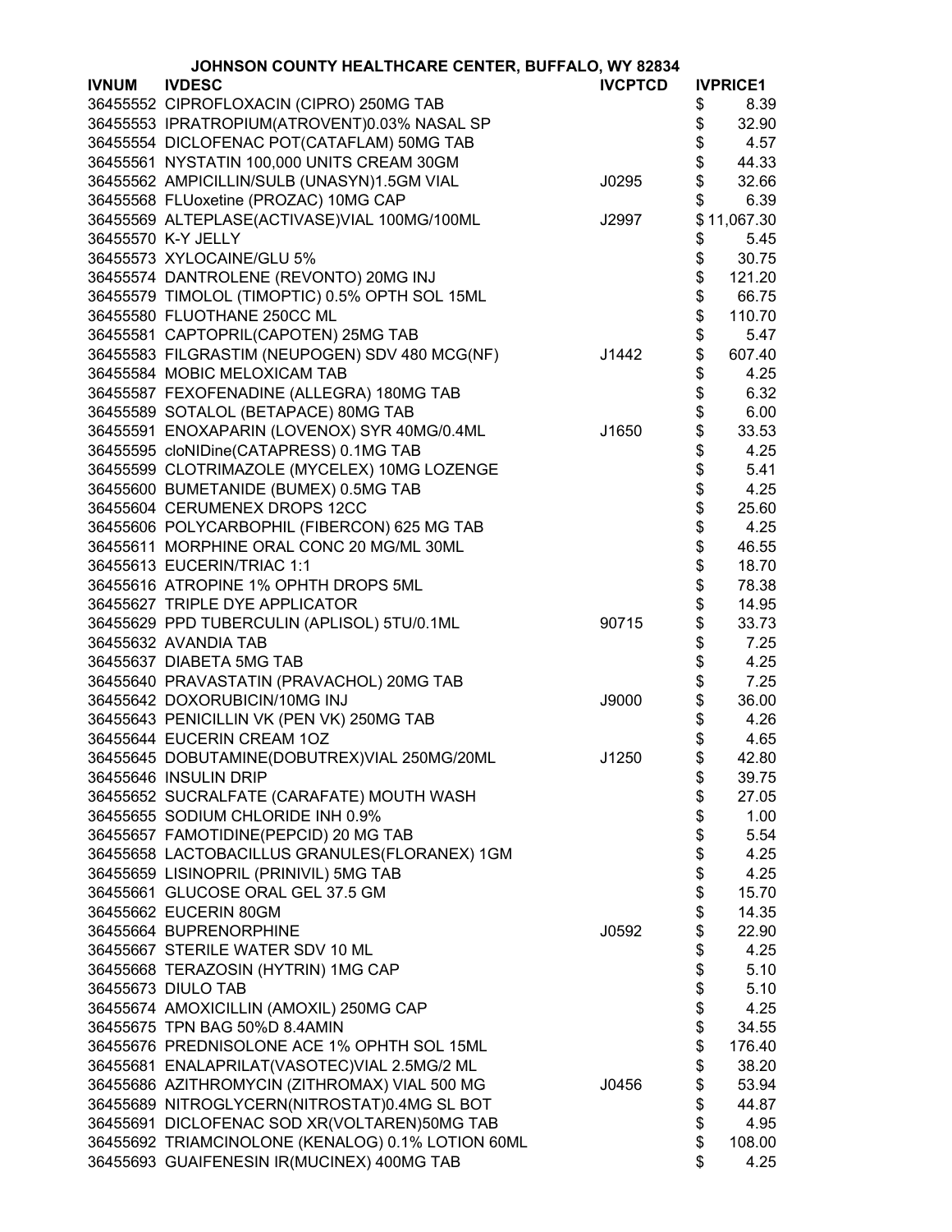# JOHNSON COUNTY HEALTHCARE CENTER, BUFFALO, WY 82834

| IVNUM | IVDESC | IVCPTCD | IVPRICE1 |
|---|---|---|---|
| 36455552 | CIPROFLOXACIN (CIPRO) 250MG TAB | | $ 8.39 |
| 36455553 | IPRATROPIUM(ATROVENT)0.03% NASAL SP | | $ 32.90 |
| 36455554 | DICLOFENAC POT(CATAFLAM) 50MG TAB | | $ 4.57 |
| 36455561 | NYSTATIN 100,000 UNITS CREAM 30GM | | $ 44.33 |
| 36455562 | AMPICILLIN/SULB (UNASYN)1.5GM VIAL | J0295 | $ 32.66 |
| 36455568 | FLUoxetine (PROZAC) 10MG CAP | | $ 6.39 |
| 36455569 | ALTEPLASE(ACTIVASE)VIAL 100MG/100ML | J2997 | $ 11,067.30 |
| 36455570 | K-Y JELLY | | $ 5.45 |
| 36455573 | XYLOCAINE/GLU 5% | | $ 30.75 |
| 36455574 | DANTROLENE (REVONTO) 20MG INJ | | $ 121.20 |
| 36455579 | TIMOLOL (TIMOPTIC) 0.5% OPTH SOL 15ML | | $ 66.75 |
| 36455580 | FLUOTHANE 250CC ML | | $ 110.70 |
| 36455581 | CAPTOPRIL(CAPOTEN) 25MG TAB | | $ 5.47 |
| 36455583 | FILGRASTIM (NEUPOGEN) SDV 480 MCG(NF) | J1442 | $ 607.40 |
| 36455584 | MOBIC MELOXICAM TAB | | $ 4.25 |
| 36455587 | FEXOFENADINE (ALLEGRA) 180MG TAB | | $ 6.32 |
| 36455589 | SOTALOL (BETAPACE) 80MG TAB | | $ 6.00 |
| 36455591 | ENOXAPARIN (LOVENOX) SYR 40MG/0.4ML | J1650 | $ 33.53 |
| 36455595 | cloNIDine(CATAPRESS) 0.1MG TAB | | $ 4.25 |
| 36455599 | CLOTRIMAZOLE (MYCELEX) 10MG LOZENGE | | $ 5.41 |
| 36455600 | BUMETANIDE (BUMEX) 0.5MG TAB | | $ 4.25 |
| 36455604 | CERUMENEX DROPS 12CC | | $ 25.60 |
| 36455606 | POLYCARBOPHIL (FIBERCON) 625 MG TAB | | $ 4.25 |
| 36455611 | MORPHINE ORAL CONC 20 MG/ML 30ML | | $ 46.55 |
| 36455613 | EUCERIN/TRIAC 1:1 | | $ 18.70 |
| 36455616 | ATROPINE 1% OPHTH DROPS 5ML | | $ 78.38 |
| 36455627 | TRIPLE DYE APPLICATOR | | $ 14.95 |
| 36455629 | PPD TUBERCULIN (APLISOL) 5TU/0.1ML | 90715 | $ 33.73 |
| 36455632 | AVANDIA TAB | | $ 7.25 |
| 36455637 | DIABETA 5MG TAB | | $ 4.25 |
| 36455640 | PRAVASTATIN (PRAVACHOL) 20MG TAB | | $ 7.25 |
| 36455642 | DOXORUBICIN/10MG INJ | J9000 | $ 36.00 |
| 36455643 | PENICILLIN VK (PEN VK) 250MG TAB | | $ 4.26 |
| 36455644 | EUCERIN CREAM 1OZ | | $ 4.65 |
| 36455645 | DOBUTAMINE(DOBUTREX)VIAL 250MG/20ML | J1250 | $ 42.80 |
| 36455646 | INSULIN DRIP | | $ 39.75 |
| 36455652 | SUCRALFATE (CARAFATE) MOUTH WASH | | $ 27.05 |
| 36455655 | SODIUM CHLORIDE INH 0.9% | | $ 1.00 |
| 36455657 | FAMOTIDINE(PEPCID) 20 MG TAB | | $ 5.54 |
| 36455658 | LACTOBACILLUS GRANULES(FLORANEX) 1GM | | $ 4.25 |
| 36455659 | LISINOPRIL (PRINIVIL) 5MG TAB | | $ 4.25 |
| 36455661 | GLUCOSE ORAL GEL 37.5 GM | | $ 15.70 |
| 36455662 | EUCERIN 80GM | | $ 14.35 |
| 36455664 | BUPRENORPHINE | J0592 | $ 22.90 |
| 36455667 | STERILE WATER SDV 10 ML | | $ 4.25 |
| 36455668 | TERAZOSIN (HYTRIN) 1MG CAP | | $ 5.10 |
| 36455673 | DIULO TAB | | $ 5.10 |
| 36455674 | AMOXICILLIN (AMOXIL) 250MG CAP | | $ 4.25 |
| 36455675 | TPN BAG 50%D 8.4AMIN | | $ 34.55 |
| 36455676 | PREDNISOLONE ACE 1% OPHTH SOL 15ML | | $ 176.40 |
| 36455681 | ENALAPRILAT(VASOTEC)VIAL 2.5MG/2 ML | | $ 38.20 |
| 36455686 | AZITHROMYCIN (ZITHROMAX) VIAL 500 MG | J0456 | $ 53.94 |
| 36455689 | NITROGLYCERN(NITROSTAT)0.4MG SL BOT | | $ 44.87 |
| 36455691 | DICLOFENAC SOD XR(VOLTAREN)50MG TAB | | $ 4.95 |
| 36455692 | TRIAMCINOLONE (KENALOG) 0.1% LOTION 60ML | | $ 108.00 |
| 36455693 | GUAIFENESIN IR(MUCINEX) 400MG TAB | | $ 4.25 |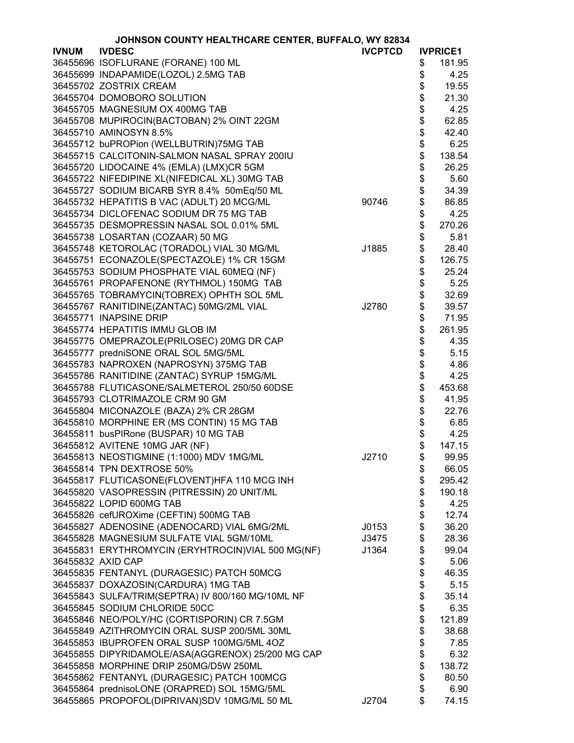# JOHNSON COUNTY HEALTHCARE CENTER, BUFFALO, WY 82834

| IVNUM | IVDESC | IVCPTCD | IVPRICE1 |
|---|---|---|---|
| 36455696 | ISOFLURANE (FORANE) 100 ML | | $ 181.95 |
| 36455699 | INDAPAMIDE(LOZOL) 2.5MG TAB | | $ 4.25 |
| 36455702 | ZOSTRIX CREAM | | $ 19.55 |
| 36455704 | DOMOBORO SOLUTION | | $ 21.30 |
| 36455705 | MAGNESIUM OX 400MG TAB | | $ 4.25 |
| 36455708 | MUPIROCIN(BACTOBAN) 2% OINT 22GM | | $ 62.85 |
| 36455710 | AMINOSYN 8.5% | | $ 42.40 |
| 36455712 | buPROPion (WELLBUTRIN)75MG TAB | | $ 6.25 |
| 36455715 | CALCITONIN-SALMON NASAL SPRAY 200IU | | $ 138.54 |
| 36455720 | LIDOCAINE 4% (EMLA) (LMX)CR 5GM | | $ 26.25 |
| 36455722 | NIFEDIPINE XL(NIFEDICAL XL) 30MG TAB | | $ 5.60 |
| 36455727 | SODIUM BICARB SYR 8.4% 50mEq/50 ML | | $ 34.39 |
| 36455732 | HEPATITIS B VAC (ADULT) 20 MCG/ML | 90746 | $ 86.85 |
| 36455734 | DICLOFENAC SODIUM DR 75 MG TAB | | $ 4.25 |
| 36455735 | DESMOPRESSIN NASAL SOL 0.01% 5ML | | $ 270.26 |
| 36455738 | LOSARTAN (COZAAR) 50 MG | | $ 5.81 |
| 36455748 | KETOROLAC (TORADOL) VIAL 30 MG/ML | J1885 | $ 28.40 |
| 36455751 | ECONAZOLE(SPECTAZOLE) 1% CR 15GM | | $ 126.75 |
| 36455753 | SODIUM PHOSPHATE VIAL 60MEQ (NF) | | $ 25.24 |
| 36455761 | PROPAFENONE (RYTHMOL) 150MG TAB | | $ 5.25 |
| 36455765 | TOBRAMYCIN(TOBREX) OPHTH SOL 5ML | | $ 32.69 |
| 36455767 | RANITIDINE(ZANTAC) 50MG/2ML VIAL | J2780 | $ 39.57 |
| 36455771 | INAPSINE DRIP | | $ 71.95 |
| 36455774 | HEPATITIS IMMU GLOB IM | | $ 261.95 |
| 36455775 | OMEPRAZOLE(PRILOSEC) 20MG DR CAP | | $ 4.35 |
| 36455777 | predniSONE ORAL SOL 5MG/5ML | | $ 5.15 |
| 36455783 | NAPROXEN (NAPROSYN) 375MG TAB | | $ 4.86 |
| 36455786 | RANITIDINE (ZANTAC) SYRUP 15MG/ML | | $ 4.25 |
| 36455788 | FLUTICASONE/SALMETEROL 250/50 60DSE | | $ 453.68 |
| 36455793 | CLOTRIMAZOLE CRM 90 GM | | $ 41.95 |
| 36455804 | MICONAZOLE (BAZA) 2% CR 28GM | | $ 22.76 |
| 36455810 | MORPHINE ER (MS CONTIN) 15 MG TAB | | $ 6.85 |
| 36455811 | busPIRone (BUSPAR) 10 MG TAB | | $ 4.25 |
| 36455812 | AVITENE 10MG JAR (NF) | | $ 147.15 |
| 36455813 | NEOSTIGMINE (1:1000) MDV 1MG/ML | J2710 | $ 99.95 |
| 36455814 | TPN DEXTROSE 50% | | $ 66.05 |
| 36455817 | FLUTICASONE(FLOVENT)HFA 110 MCG INH | | $ 295.42 |
| 36455820 | VASOPRESSIN (PITRESSIN) 20 UNIT/ML | | $ 190.18 |
| 36455822 | LOPID 600MG TAB | | $ 4.25 |
| 36455826 | cefUROXime (CEFTIN) 500MG TAB | | $ 12.74 |
| 36455827 | ADENOSINE (ADENOCARD) VIAL 6MG/2ML | J0153 | $ 36.20 |
| 36455828 | MAGNESIUM SULFATE VIAL 5GM/10ML | J3475 | $ 28.36 |
| 36455831 | ERYTHROMYCIN (ERYHTROCIN)VIAL 500 MG(NF) | J1364 | $ 99.04 |
| 36455832 | AXID CAP | | $ 5.06 |
| 36455835 | FENTANYL (DURAGESIC) PATCH 50MCG | | $ 46.35 |
| 36455837 | DOXAZOSIN(CARDURA) 1MG TAB | | $ 5.15 |
| 36455843 | SULFA/TRIM(SEPTRA) IV 800/160 MG/10ML NF | | $ 35.14 |
| 36455845 | SODIUM CHLORIDE 50CC | | $ 6.35 |
| 36455846 | NEO/POLY/HC (CORTISPORIN) CR 7.5GM | | $ 121.89 |
| 36455849 | AZITHROMYCIN ORAL SUSP 200/5ML 30ML | | $ 38.68 |
| 36455853 | IBUPROFEN ORAL SUSP 100MG/5ML 4OZ | | $ 7.85 |
| 36455855 | DIPYRIDAMOLE/ASA(AGGRENOX) 25/200 MG CAP | | $ 6.32 |
| 36455858 | MORPHINE DRIP 250MG/D5W 250ML | | $ 138.72 |
| 36455862 | FENTANYL (DURAGESIC) PATCH 100MCG | | $ 80.50 |
| 36455864 | prednisoLONE (ORAPRED) SOL 15MG/5ML | | $ 6.90 |
| 36455865 | PROPOFOL(DIPRIVAN)SDV 10MG/ML 50 ML | J2704 | $ 74.15 |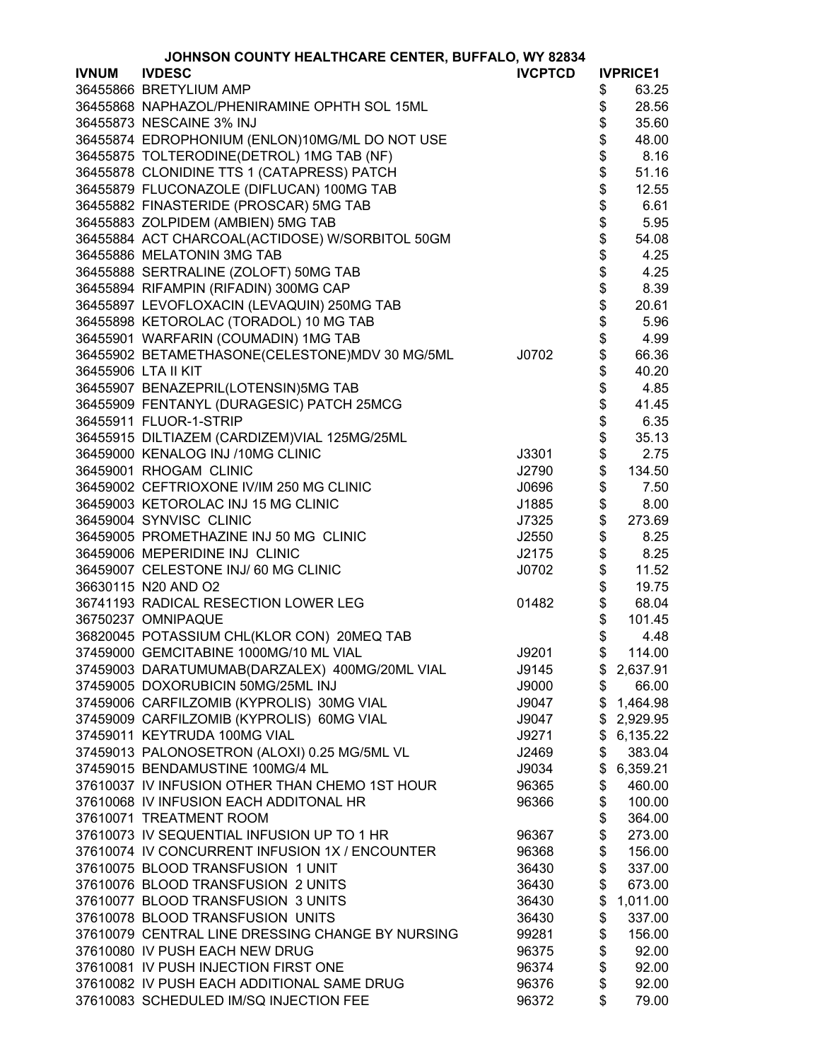# JOHNSON COUNTY HEALTHCARE CENTER, BUFFALO, WY 82834

| IVNUM | IVDESC | IVCPTCD | IVPRICE1 |
|---|---|---|---|
| 36455866 | BRETYLIUM AMP | | $ 63.25 |
| 36455868 | NAPHAZOL/PHENIRAMINE OPHTH SOL 15ML | | $ 28.56 |
| 36455873 | NESCAINE 3% INJ | | $ 35.60 |
| 36455874 | EDROPHONIUM (ENLON)10MG/ML DO NOT USE | | $ 48.00 |
| 36455875 | TOLTERODINE(DETROL) 1MG TAB (NF) | | $ 8.16 |
| 36455878 | CLONIDINE TTS 1 (CATAPRESS) PATCH | | $ 51.16 |
| 36455879 | FLUCONAZOLE (DIFLUCAN) 100MG TAB | | $ 12.55 |
| 36455882 | FINASTERIDE (PROSCAR) 5MG TAB | | $ 6.61 |
| 36455883 | ZOLPIDEM (AMBIEN) 5MG TAB | | $ 5.95 |
| 36455884 | ACT CHARCOAL(ACTIDOSE) W/SORBITOL 50GM | | $ 54.08 |
| 36455886 | MELATONIN 3MG TAB | | $ 4.25 |
| 36455888 | SERTRALINE (ZOLOFT) 50MG TAB | | $ 4.25 |
| 36455894 | RIFAMPIN (RIFADIN) 300MG CAP | | $ 8.39 |
| 36455897 | LEVOFLOXACIN (LEVAQUIN) 250MG TAB | | $ 20.61 |
| 36455898 | KETOROLAC (TORADOL) 10 MG TAB | | $ 5.96 |
| 36455901 | WARFARIN (COUMADIN) 1MG TAB | | $ 4.99 |
| 36455902 | BETAMETHASONE(CELESTONE)MDV 30 MG/5ML | J0702 | $ 66.36 |
| 36455906 | LTA II KIT | | $ 40.20 |
| 36455907 | BENAZEPRIL(LOTENSIN)5MG TAB | | $ 4.85 |
| 36455909 | FENTANYL (DURAGESIC) PATCH 25MCG | | $ 41.45 |
| 36455911 | FLUOR-1-STRIP | | $ 6.35 |
| 36455915 | DILTIAZEM (CARDIZEM)VIAL 125MG/25ML | | $ 35.13 |
| 36459000 | KENALOG INJ /10MG CLINIC | J3301 | $ 2.75 |
| 36459001 | RHOGAM CLINIC | J2790 | $ 134.50 |
| 36459002 | CEFTRIOXONE IV/IM 250 MG CLINIC | J0696 | $ 7.50 |
| 36459003 | KETOROLAC INJ 15 MG CLINIC | J1885 | $ 8.00 |
| 36459004 | SYNVISC CLINIC | J7325 | $ 273.69 |
| 36459005 | PROMETHAZINE INJ 50 MG CLINIC | J2550 | $ 8.25 |
| 36459006 | MEPERIDINE INJ CLINIC | J2175 | $ 8.25 |
| 36459007 | CELESTONE INJ/ 60 MG CLINIC | J0702 | $ 11.52 |
| 36630115 | N20 AND O2 | | $ 19.75 |
| 36741193 | RADICAL RESECTION LOWER LEG | 01482 | $ 68.04 |
| 36750237 | OMNIPAQUE | | $ 101.45 |
| 36820045 | POTASSIUM CHL(KLOR CON) 20MEQ TAB | | $ 4.48 |
| 37459000 | GEMCITABINE 1000MG/10 ML VIAL | J9201 | $ 114.00 |
| 37459003 | DARATUMUMAB(DARZALEX) 400MG/20ML VIAL | J9145 | $ 2,637.91 |
| 37459005 | DOXORUBICIN 50MG/25ML INJ | J9000 | $ 66.00 |
| 37459006 | CARFILZOMIB (KYPROLIS) 30MG VIAL | J9047 | $ 1,464.98 |
| 37459009 | CARFILZOMIB (KYPROLIS) 60MG VIAL | J9047 | $ 2,929.95 |
| 37459011 | KEYTRUDA 100MG VIAL | J9271 | $ 6,135.22 |
| 37459013 | PALONOSETRON (ALOXI) 0.25 MG/5ML VL | J2469 | $ 383.04 |
| 37459015 | BENDAMUSTINE 100MG/4 ML | J9034 | $ 6,359.21 |
| 37610037 | IV INFUSION OTHER THAN CHEMO 1ST HOUR | 96365 | $ 460.00 |
| 37610068 | IV INFUSION EACH ADDITONAL HR | 96366 | $ 100.00 |
| 37610071 | TREATMENT ROOM | | $ 364.00 |
| 37610073 | IV SEQUENTIAL INFUSION UP TO 1 HR | 96367 | $ 273.00 |
| 37610074 | IV CONCURRENT INFUSION 1X / ENCOUNTER | 96368 | $ 156.00 |
| 37610075 | BLOOD TRANSFUSION 1 UNIT | 36430 | $ 337.00 |
| 37610076 | BLOOD TRANSFUSION 2 UNITS | 36430 | $ 673.00 |
| 37610077 | BLOOD TRANSFUSION 3 UNITS | 36430 | $ 1,011.00 |
| 37610078 | BLOOD TRANSFUSION UNITS | 36430 | $ 337.00 |
| 37610079 | CENTRAL LINE DRESSING CHANGE BY NURSING | 99281 | $ 156.00 |
| 37610080 | IV PUSH EACH NEW DRUG | 96375 | $ 92.00 |
| 37610081 | IV PUSH INJECTION FIRST ONE | 96374 | $ 92.00 |
| 37610082 | IV PUSH EACH ADDITIONAL SAME DRUG | 96376 | $ 92.00 |
| 37610083 | SCHEDULED IM/SQ INJECTION FEE | 96372 | $ 79.00 |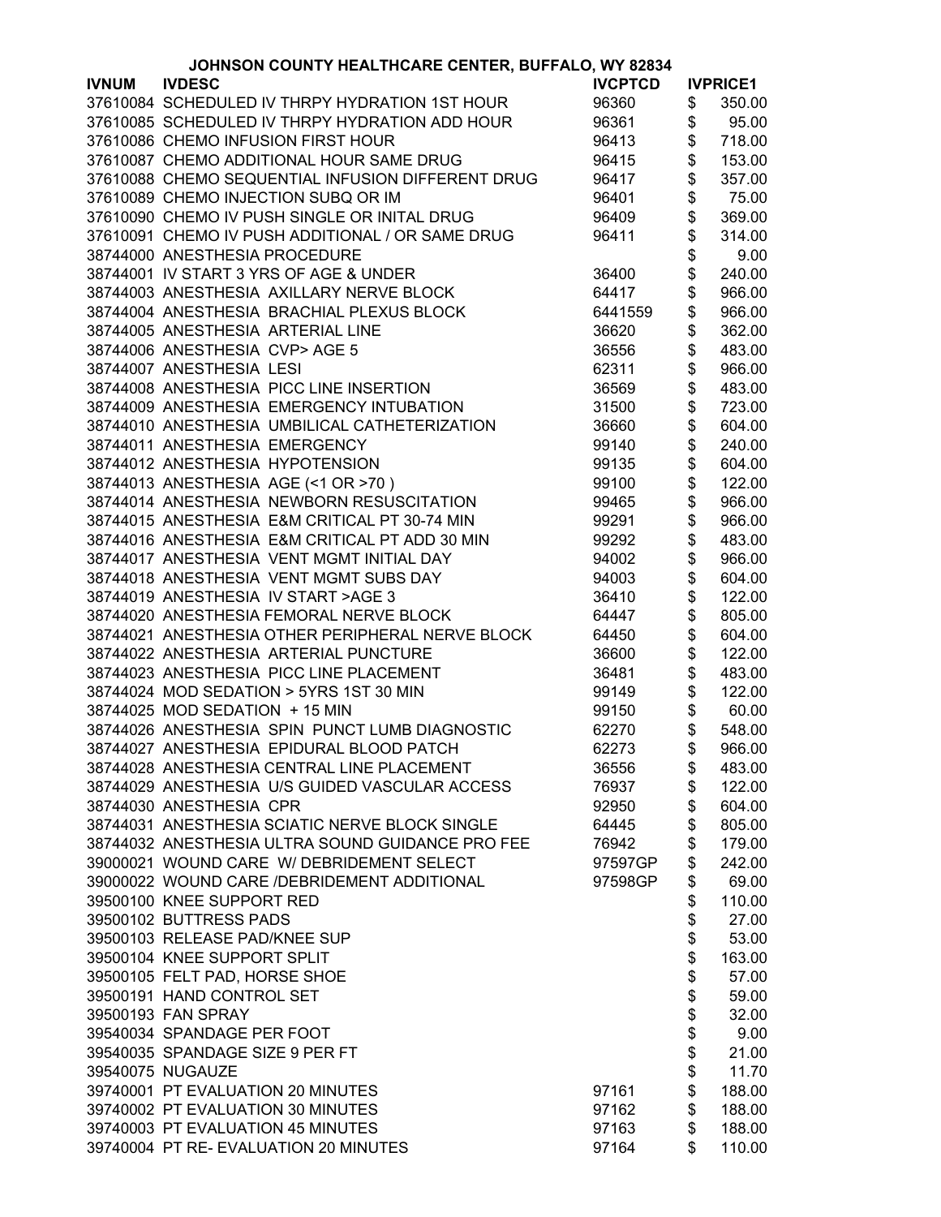JOHNSON COUNTY HEALTHCARE CENTER, BUFFALO, WY 82834

| IVNUM | IVDESC | IVCPTCD | IVPRICE1 |
|---|---|---|---|
| 37610084 | SCHEDULED IV THRPY HYDRATION 1ST HOUR | 96360 | $ 350.00 |
| 37610085 | SCHEDULED IV THRPY HYDRATION ADD HOUR | 96361 | $ 95.00 |
| 37610086 | CHEMO INFUSION FIRST HOUR | 96413 | $ 718.00 |
| 37610087 | CHEMO ADDITIONAL HOUR SAME DRUG | 96415 | $ 153.00 |
| 37610088 | CHEMO SEQUENTIAL INFUSION DIFFERENT DRUG | 96417 | $ 357.00 |
| 37610089 | CHEMO INJECTION SUBQ OR IM | 96401 | $ 75.00 |
| 37610090 | CHEMO IV PUSH SINGLE OR INITAL DRUG | 96409 | $ 369.00 |
| 37610091 | CHEMO IV PUSH ADDITIONAL / OR SAME DRUG | 96411 | $ 314.00 |
| 38744000 | ANESTHESIA PROCEDURE | | $ 9.00 |
| 38744001 | IV START 3 YRS OF AGE & UNDER | 36400 | $ 240.00 |
| 38744003 | ANESTHESIA AXILLARY NERVE BLOCK | 64417 | $ 966.00 |
| 38744004 | ANESTHESIA BRACHIAL PLEXUS BLOCK | 6441559 | $ 966.00 |
| 38744005 | ANESTHESIA ARTERIAL LINE | 36620 | $ 362.00 |
| 38744006 | ANESTHESIA CVP> AGE 5 | 36556 | $ 483.00 |
| 38744007 | ANESTHESIA LESI | 62311 | $ 966.00 |
| 38744008 | ANESTHESIA PICC LINE INSERTION | 36569 | $ 483.00 |
| 38744009 | ANESTHESIA EMERGENCY INTUBATION | 31500 | $ 723.00 |
| 38744010 | ANESTHESIA UMBILICAL CATHETERIZATION | 36660 | $ 604.00 |
| 38744011 | ANESTHESIA EMERGENCY | 99140 | $ 240.00 |
| 38744012 | ANESTHESIA HYPOTENSION | 99135 | $ 604.00 |
| 38744013 | ANESTHESIA AGE (<1 OR >70 ) | 99100 | $ 122.00 |
| 38744014 | ANESTHESIA NEWBORN RESUSCITATION | 99465 | $ 966.00 |
| 38744015 | ANESTHESIA E&M CRITICAL PT 30-74 MIN | 99291 | $ 966.00 |
| 38744016 | ANESTHESIA E&M CRITICAL PT ADD 30 MIN | 99292 | $ 483.00 |
| 38744017 | ANESTHESIA VENT MGMT INITIAL DAY | 94002 | $ 966.00 |
| 38744018 | ANESTHESIA VENT MGMT SUBS DAY | 94003 | $ 604.00 |
| 38744019 | ANESTHESIA IV START >AGE 3 | 36410 | $ 122.00 |
| 38744020 | ANESTHESIA FEMORAL NERVE BLOCK | 64447 | $ 805.00 |
| 38744021 | ANESTHESIA OTHER PERIPHERAL NERVE BLOCK | 64450 | $ 604.00 |
| 38744022 | ANESTHESIA ARTERIAL PUNCTURE | 36600 | $ 122.00 |
| 38744023 | ANESTHESIA PICC LINE PLACEMENT | 36481 | $ 483.00 |
| 38744024 | MOD SEDATION > 5YRS 1ST 30 MIN | 99149 | $ 122.00 |
| 38744025 | MOD SEDATION + 15 MIN | 99150 | $ 60.00 |
| 38744026 | ANESTHESIA SPIN PUNCT LUMB DIAGNOSTIC | 62270 | $ 548.00 |
| 38744027 | ANESTHESIA EPIDURAL BLOOD PATCH | 62273 | $ 966.00 |
| 38744028 | ANESTHESIA CENTRAL LINE PLACEMENT | 36556 | $ 483.00 |
| 38744029 | ANESTHESIA U/S GUIDED VASCULAR ACCESS | 76937 | $ 122.00 |
| 38744030 | ANESTHESIA CPR | 92950 | $ 604.00 |
| 38744031 | ANESTHESIA SCIATIC NERVE BLOCK SINGLE | 64445 | $ 805.00 |
| 38744032 | ANESTHESIA ULTRA SOUND GUIDANCE PRO FEE | 76942 | $ 179.00 |
| 39000021 | WOUND CARE W/ DEBRIDEMENT SELECT | 97597GP | $ 242.00 |
| 39000022 | WOUND CARE /DEBRIDEMENT ADDITIONAL | 97598GP | $ 69.00 |
| 39500100 | KNEE SUPPORT RED | | $ 110.00 |
| 39500102 | BUTTRESS PADS | | $ 27.00 |
| 39500103 | RELEASE PAD/KNEE SUP | | $ 53.00 |
| 39500104 | KNEE SUPPORT SPLIT | | $ 163.00 |
| 39500105 | FELT PAD, HORSE SHOE | | $ 57.00 |
| 39500191 | HAND CONTROL SET | | $ 59.00 |
| 39500193 | FAN SPRAY | | $ 32.00 |
| 39540034 | SPANDAGE PER FOOT | | $ 9.00 |
| 39540035 | SPANDAGE SIZE 9 PER FT | | $ 21.00 |
| 39540075 | NUGAUZE | | $ 11.70 |
| 39740001 | PT EVALUATION 20 MINUTES | 97161 | $ 188.00 |
| 39740002 | PT EVALUATION 30 MINUTES | 97162 | $ 188.00 |
| 39740003 | PT EVALUATION 45 MINUTES | 97163 | $ 188.00 |
| 39740004 | PT RE- EVALUATION 20 MINUTES | 97164 | $ 110.00 |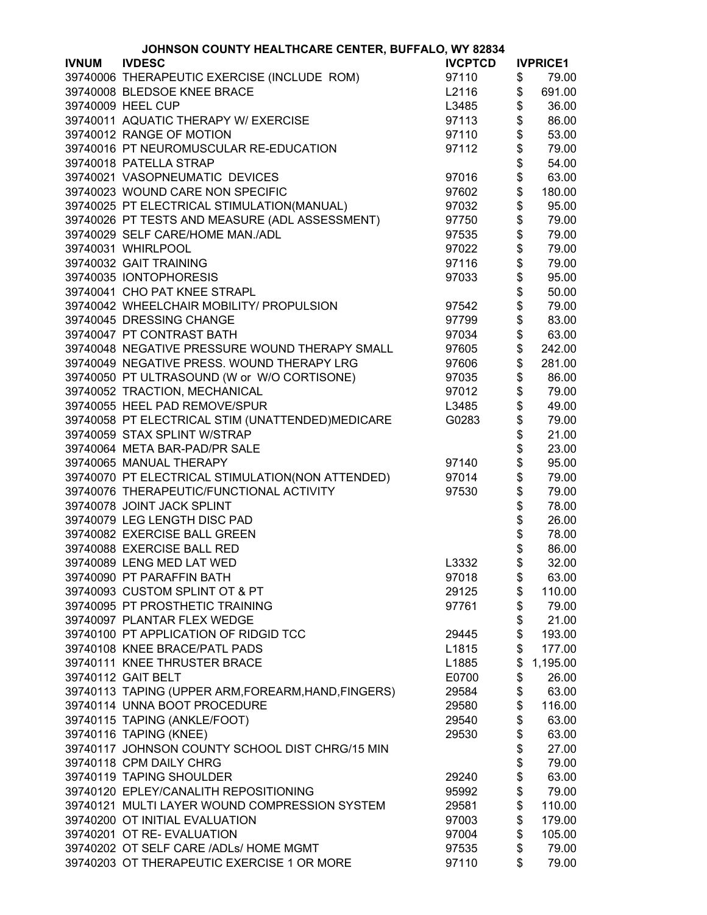JOHNSON COUNTY HEALTHCARE CENTER, BUFFALO, WY 82834

| IVNUM | IVDESC | IVCPTCD | IVPRICE1 |
|---|---|---|---|
| 39740006 | THERAPEUTIC EXERCISE (INCLUDE ROM) | 97110 | $ 79.00 |
| 39740008 | BLEDSOE KNEE BRACE | L2116 | $ 691.00 |
| 39740009 | HEEL CUP | L3485 | $ 36.00 |
| 39740011 | AQUATIC THERAPY W/ EXERCISE | 97113 | $ 86.00 |
| 39740012 | RANGE OF MOTION | 97110 | $ 53.00 |
| 39740016 | PT NEUROMUSCULAR RE-EDUCATION | 97112 | $ 79.00 |
| 39740018 | PATELLA STRAP | | $ 54.00 |
| 39740021 | VASOPNEUMATIC DEVICES | 97016 | $ 63.00 |
| 39740023 | WOUND CARE NON SPECIFIC | 97602 | $ 180.00 |
| 39740025 | PT ELECTRICAL STIMULATION(MANUAL) | 97032 | $ 95.00 |
| 39740026 | PT TESTS AND MEASURE (ADL ASSESSMENT) | 97750 | $ 79.00 |
| 39740029 | SELF CARE/HOME MAN./ADL | 97535 | $ 79.00 |
| 39740031 | WHIRLPOOL | 97022 | $ 79.00 |
| 39740032 | GAIT TRAINING | 97116 | $ 79.00 |
| 39740035 | IONTOPHORESIS | 97033 | $ 95.00 |
| 39740041 | CHO PAT KNEE STRAPL | | $ 50.00 |
| 39740042 | WHEELCHAIR MOBILITY/ PROPULSION | 97542 | $ 79.00 |
| 39740045 | DRESSING CHANGE | 97799 | $ 83.00 |
| 39740047 | PT CONTRAST BATH | 97034 | $ 63.00 |
| 39740048 | NEGATIVE PRESSURE WOUND THERAPY SMALL | 97605 | $ 242.00 |
| 39740049 | NEGATIVE PRESS. WOUND THERAPY LRG | 97606 | $ 281.00 |
| 39740050 | PT ULTRASOUND (W or W/O CORTISONE) | 97035 | $ 86.00 |
| 39740052 | TRACTION, MECHANICAL | 97012 | $ 79.00 |
| 39740055 | HEEL PAD REMOVE/SPUR | L3485 | $ 49.00 |
| 39740058 | PT ELECTRICAL STIM (UNATTENDED)MEDICARE | G0283 | $ 79.00 |
| 39740059 | STAX SPLINT W/STRAP | | $ 21.00 |
| 39740064 | META BAR-PAD/PR SALE | | $ 23.00 |
| 39740065 | MANUAL THERAPY | 97140 | $ 95.00 |
| 39740070 | PT ELECTRICAL STIMULATION(NON ATTENDED) | 97014 | $ 79.00 |
| 39740076 | THERAPEUTIC/FUNCTIONAL ACTIVITY | 97530 | $ 79.00 |
| 39740078 | JOINT JACK SPLINT | | $ 78.00 |
| 39740079 | LEG LENGTH DISC PAD | | $ 26.00 |
| 39740082 | EXERCISE BALL GREEN | | $ 78.00 |
| 39740088 | EXERCISE BALL RED | | $ 86.00 |
| 39740089 | LENG MED LAT WED | L3332 | $ 32.00 |
| 39740090 | PT PARAFFIN BATH | 97018 | $ 63.00 |
| 39740093 | CUSTOM SPLINT OT & PT | 29125 | $ 110.00 |
| 39740095 | PT PROSTHETIC TRAINING | 97761 | $ 79.00 |
| 39740097 | PLANTAR FLEX WEDGE | | $ 21.00 |
| 39740100 | PT APPLICATION OF RIDGID TCC | 29445 | $ 193.00 |
| 39740108 | KNEE BRACE/PATL PADS | L1815 | $ 177.00 |
| 39740111 | KNEE THRUSTER BRACE | L1885 | $ 1,195.00 |
| 39740112 | GAIT BELT | E0700 | $ 26.00 |
| 39740113 | TAPING (UPPER ARM,FOREARM,HAND,FINGERS) | 29584 | $ 63.00 |
| 39740114 | UNNA BOOT PROCEDURE | 29580 | $ 116.00 |
| 39740115 | TAPING (ANKLE/FOOT) | 29540 | $ 63.00 |
| 39740116 | TAPING (KNEE) | 29530 | $ 63.00 |
| 39740117 | JOHNSON COUNTY SCHOOL DIST CHRG/15 MIN | | $ 27.00 |
| 39740118 | CPM DAILY CHRG | | $ 79.00 |
| 39740119 | TAPING SHOULDER | 29240 | $ 63.00 |
| 39740120 | EPLEY/CANALITH REPOSITIONING | 95992 | $ 79.00 |
| 39740121 | MULTI LAYER WOUND COMPRESSION SYSTEM | 29581 | $ 110.00 |
| 39740200 | OT INITIAL EVALUATION | 97003 | $ 179.00 |
| 39740201 | OT RE- EVALUATION | 97004 | $ 105.00 |
| 39740202 | OT SELF CARE /ADLs/ HOME MGMT | 97535 | $ 79.00 |
| 39740203 | OT THERAPEUTIC EXERCISE 1 OR MORE | 97110 | $ 79.00 |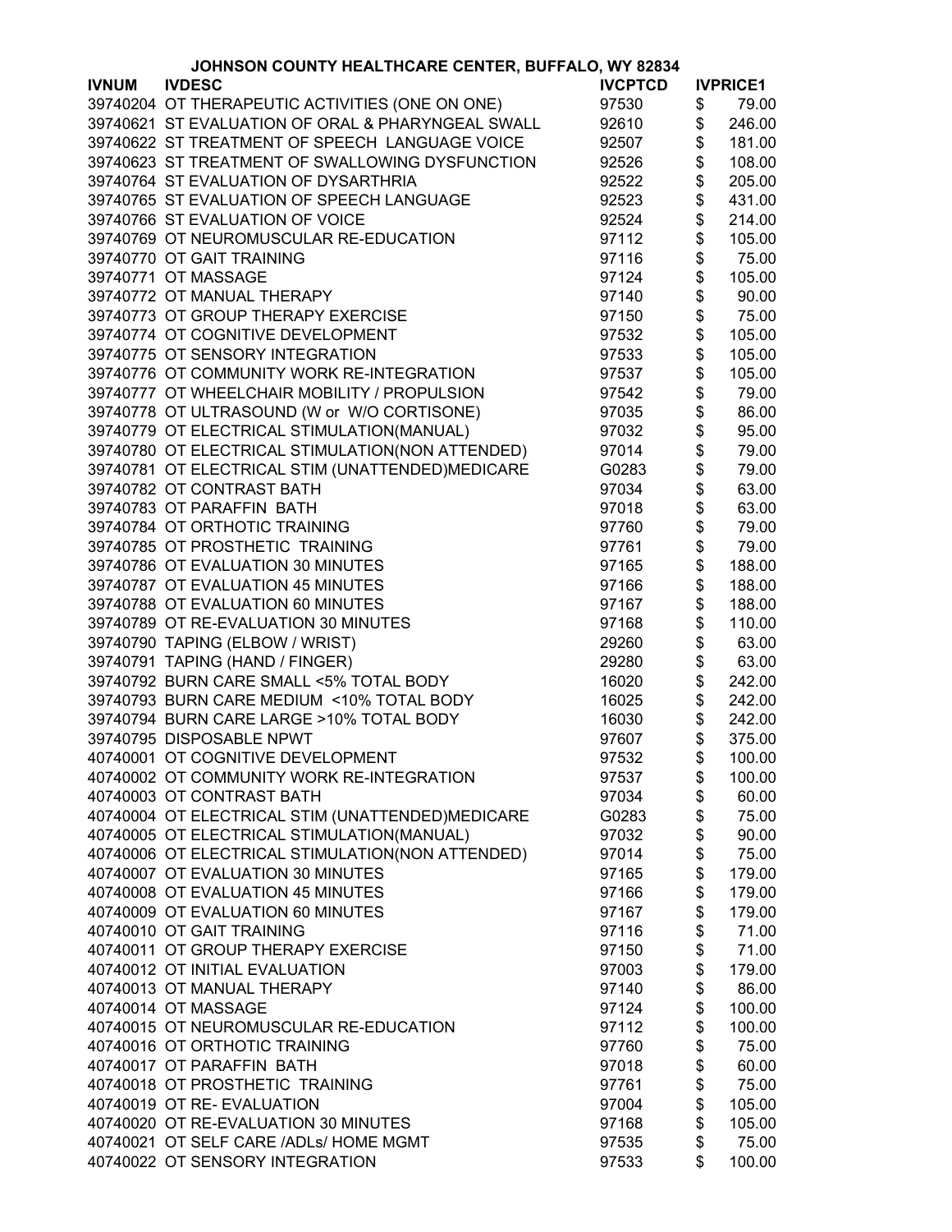**JOHNSON COUNTY HEALTHCARE CENTER, BUFFALO, WY 82834**

| IVNUM | IVDESC | IVCPTCD | IVPRICE1 |
|---|---|---|---|
| 39740204 | OT THERAPEUTIC ACTIVITIES (ONE ON ONE) | 97530 | $ 79.00 |
| 39740621 | ST EVALUATION OF ORAL & PHARYNGEAL SWALL | 92610 | $ 246.00 |
| 39740622 | ST TREATMENT OF SPEECH LANGUAGE VOICE | 92507 | $ 181.00 |
| 39740623 | ST TREATMENT OF SWALLOWING DYSFUNCTION | 92526 | $ 108.00 |
| 39740764 | ST EVALUATION OF DYSARTHRIA | 92522 | $ 205.00 |
| 39740765 | ST EVALUATION OF SPEECH LANGUAGE | 92523 | $ 431.00 |
| 39740766 | ST EVALUATION OF VOICE | 92524 | $ 214.00 |
| 39740769 | OT NEUROMUSCULAR RE-EDUCATION | 97112 | $ 105.00 |
| 39740770 | OT GAIT TRAINING | 97116 | $ 75.00 |
| 39740771 | OT MASSAGE | 97124 | $ 105.00 |
| 39740772 | OT MANUAL THERAPY | 97140 | $ 90.00 |
| 39740773 | OT GROUP THERAPY EXERCISE | 97150 | $ 75.00 |
| 39740774 | OT COGNITIVE DEVELOPMENT | 97532 | $ 105.00 |
| 39740775 | OT SENSORY INTEGRATION | 97533 | $ 105.00 |
| 39740776 | OT COMMUNITY WORK RE-INTEGRATION | 97537 | $ 105.00 |
| 39740777 | OT WHEELCHAIR MOBILITY / PROPULSION | 97542 | $ 79.00 |
| 39740778 | OT ULTRASOUND (W or W/O CORTISONE) | 97035 | $ 86.00 |
| 39740779 | OT ELECTRICAL STIMULATION(MANUAL) | 97032 | $ 95.00 |
| 39740780 | OT ELECTRICAL STIMULATION(NON ATTENDED) | 97014 | $ 79.00 |
| 39740781 | OT ELECTRICAL STIM (UNATTENDED)MEDICARE | G0283 | $ 79.00 |
| 39740782 | OT CONTRAST BATH | 97034 | $ 63.00 |
| 39740783 | OT PARAFFIN BATH | 97018 | $ 63.00 |
| 39740784 | OT ORTHOTIC TRAINING | 97760 | $ 79.00 |
| 39740785 | OT PROSTHETIC TRAINING | 97761 | $ 79.00 |
| 39740786 | OT EVALUATION 30 MINUTES | 97165 | $ 188.00 |
| 39740787 | OT EVALUATION 45 MINUTES | 97166 | $ 188.00 |
| 39740788 | OT EVALUATION 60 MINUTES | 97167 | $ 188.00 |
| 39740789 | OT RE-EVALUATION 30 MINUTES | 97168 | $ 110.00 |
| 39740790 | TAPING (ELBOW / WRIST) | 29260 | $ 63.00 |
| 39740791 | TAPING (HAND / FINGER) | 29280 | $ 63.00 |
| 39740792 | BURN CARE SMALL <5% TOTAL BODY | 16020 | $ 242.00 |
| 39740793 | BURN CARE MEDIUM <10% TOTAL BODY | 16025 | $ 242.00 |
| 39740794 | BURN CARE LARGE >10% TOTAL BODY | 16030 | $ 242.00 |
| 39740795 | DISPOSABLE NPWT | 97607 | $ 375.00 |
| 40740001 | OT COGNITIVE DEVELOPMENT | 97532 | $ 100.00 |
| 40740002 | OT COMMUNITY WORK RE-INTEGRATION | 97537 | $ 100.00 |
| 40740003 | OT CONTRAST BATH | 97034 | $ 60.00 |
| 40740004 | OT ELECTRICAL STIM (UNATTENDED)MEDICARE | G0283 | $ 75.00 |
| 40740005 | OT ELECTRICAL STIMULATION(MANUAL) | 97032 | $ 90.00 |
| 40740006 | OT ELECTRICAL STIMULATION(NON ATTENDED) | 97014 | $ 75.00 |
| 40740007 | OT EVALUATION 30 MINUTES | 97165 | $ 179.00 |
| 40740008 | OT EVALUATION 45 MINUTES | 97166 | $ 179.00 |
| 40740009 | OT EVALUATION 60 MINUTES | 97167 | $ 179.00 |
| 40740010 | OT GAIT TRAINING | 97116 | $ 71.00 |
| 40740011 | OT GROUP THERAPY EXERCISE | 97150 | $ 71.00 |
| 40740012 | OT INITIAL EVALUATION | 97003 | $ 179.00 |
| 40740013 | OT MANUAL THERAPY | 97140 | $ 86.00 |
| 40740014 | OT MASSAGE | 97124 | $ 100.00 |
| 40740015 | OT NEUROMUSCULAR RE-EDUCATION | 97112 | $ 100.00 |
| 40740016 | OT ORTHOTIC TRAINING | 97760 | $ 75.00 |
| 40740017 | OT PARAFFIN BATH | 97018 | $ 60.00 |
| 40740018 | OT PROSTHETIC TRAINING | 97761 | $ 75.00 |
| 40740019 | OT RE- EVALUATION | 97004 | $ 105.00 |
| 40740020 | OT RE-EVALUATION 30 MINUTES | 97168 | $ 105.00 |
| 40740021 | OT SELF CARE /ADLs/ HOME MGMT | 97535 | $ 75.00 |
| 40740022 | OT SENSORY INTEGRATION | 97533 | $ 100.00 |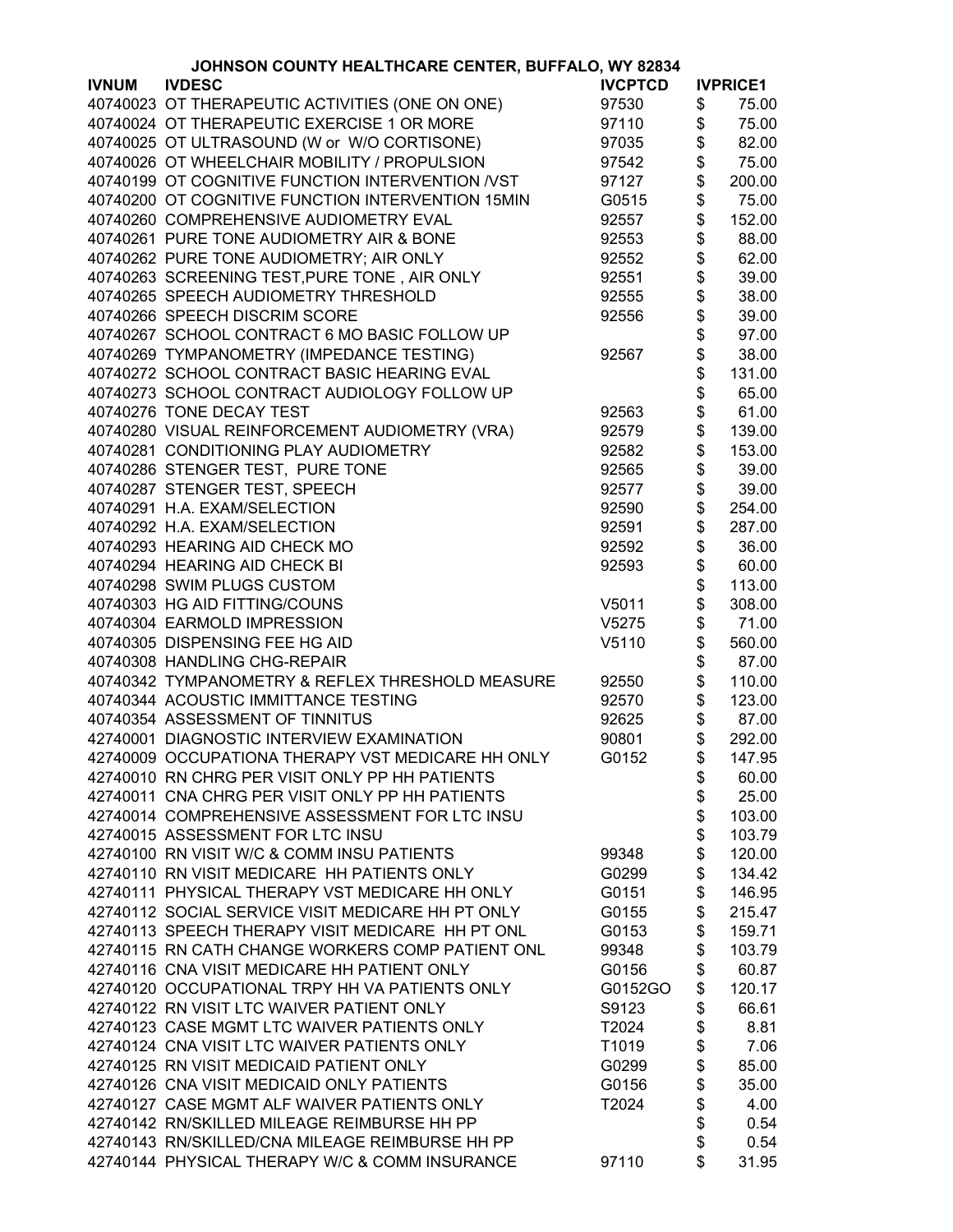**JOHNSON COUNTY HEALTHCARE CENTER, BUFFALO, WY 82834**

| IVNUM | IVDESC | IVCPTCD | IVPRICE1 |
|---|---|---|---|
| 40740023 | OT THERAPEUTIC ACTIVITIES (ONE ON ONE) | 97530 | $ 75.00 |
| 40740024 | OT THERAPEUTIC EXERCISE 1 OR MORE | 97110 | $ 75.00 |
| 40740025 | OT ULTRASOUND (W or W/O CORTISONE) | 97035 | $ 82.00 |
| 40740026 | OT WHEELCHAIR MOBILITY / PROPULSION | 97542 | $ 75.00 |
| 40740199 | OT COGNITIVE FUNCTION INTERVENTION /VST | 97127 | $ 200.00 |
| 40740200 | OT COGNITIVE FUNCTION INTERVENTION 15MIN | G0515 | $ 75.00 |
| 40740260 | COMPREHENSIVE AUDIOMETRY EVAL | 92557 | $ 152.00 |
| 40740261 | PURE TONE AUDIOMETRY AIR & BONE | 92553 | $ 88.00 |
| 40740262 | PURE TONE AUDIOMETRY; AIR ONLY | 92552 | $ 62.00 |
| 40740263 | SCREENING TEST,PURE TONE , AIR ONLY | 92551 | $ 39.00 |
| 40740265 | SPEECH AUDIOMETRY THRESHOLD | 92555 | $ 38.00 |
| 40740266 | SPEECH DISCRIM SCORE | 92556 | $ 39.00 |
| 40740267 | SCHOOL CONTRACT 6 MO BASIC FOLLOW UP | | $ 97.00 |
| 40740269 | TYMPANOMETRY (IMPEDANCE TESTING) | 92567 | $ 38.00 |
| 40740272 | SCHOOL CONTRACT BASIC HEARING EVAL | | $ 131.00 |
| 40740273 | SCHOOL CONTRACT AUDIOLOGY FOLLOW UP | | $ 65.00 |
| 40740276 | TONE DECAY TEST | 92563 | $ 61.00 |
| 40740280 | VISUAL REINFORCEMENT AUDIOMETRY (VRA) | 92579 | $ 139.00 |
| 40740281 | CONDITIONING PLAY AUDIOMETRY | 92582 | $ 153.00 |
| 40740286 | STENGER TEST, PURE TONE | 92565 | $ 39.00 |
| 40740287 | STENGER TEST, SPEECH | 92577 | $ 39.00 |
| 40740291 | H.A. EXAM/SELECTION | 92590 | $ 254.00 |
| 40740292 | H.A. EXAM/SELECTION | 92591 | $ 287.00 |
| 40740293 | HEARING AID CHECK MO | 92592 | $ 36.00 |
| 40740294 | HEARING AID CHECK BI | 92593 | $ 60.00 |
| 40740298 | SWIM PLUGS CUSTOM | | $ 113.00 |
| 40740303 | HG AID FITTING/COUNS | V5011 | $ 308.00 |
| 40740304 | EARMOLD IMPRESSION | V5275 | $ 71.00 |
| 40740305 | DISPENSING FEE HG AID | V5110 | $ 560.00 |
| 40740308 | HANDLING CHG-REPAIR | | $ 87.00 |
| 40740342 | TYMPANOMETRY & REFLEX THRESHOLD MEASURE | 92550 | $ 110.00 |
| 40740344 | ACOUSTIC IMMITTANCE TESTING | 92570 | $ 123.00 |
| 40740354 | ASSESSMENT OF TINNITUS | 92625 | $ 87.00 |
| 42740001 | DIAGNOSTIC INTERVIEW EXAMINATION | 90801 | $ 292.00 |
| 42740009 | OCCUPATIONA THERAPY VST MEDICARE HH ONLY | G0152 | $ 147.95 |
| 42740010 | RN CHRG PER VISIT ONLY PP HH PATIENTS | | $ 60.00 |
| 42740011 | CNA CHRG PER VISIT ONLY PP HH PATIENTS | | $ 25.00 |
| 42740014 | COMPREHENSIVE ASSESSMENT FOR LTC INSU | | $ 103.00 |
| 42740015 | ASSESSMENT FOR LTC INSU | | $ 103.79 |
| 42740100 | RN VISIT W/C & COMM INSU PATIENTS | 99348 | $ 120.00 |
| 42740110 | RN VISIT MEDICARE HH PATIENTS ONLY | G0299 | $ 134.42 |
| 42740111 | PHYSICAL THERAPY VST MEDICARE HH ONLY | G0151 | $ 146.95 |
| 42740112 | SOCIAL SERVICE VISIT MEDICARE HH PT ONLY | G0155 | $ 215.47 |
| 42740113 | SPEECH THERAPY VISIT MEDICARE HH PT ONL | G0153 | $ 159.71 |
| 42740115 | RN CATH CHANGE WORKERS COMP PATIENT ONL | 99348 | $ 103.79 |
| 42740116 | CNA VISIT MEDICARE HH PATIENT ONLY | G0156 | $ 60.87 |
| 42740120 | OCCUPATIONAL TRPY HH VA PATIENTS ONLY | G0152GO | $ 120.17 |
| 42740122 | RN VISIT LTC WAIVER PATIENT ONLY | S9123 | $ 66.61 |
| 42740123 | CASE MGMT LTC WAIVER PATIENTS ONLY | T2024 | $ 8.81 |
| 42740124 | CNA VISIT LTC WAIVER PATIENTS ONLY | T1019 | $ 7.06 |
| 42740125 | RN VISIT MEDICAID PATIENT ONLY | G0299 | $ 85.00 |
| 42740126 | CNA VISIT MEDICAID ONLY PATIENTS | G0156 | $ 35.00 |
| 42740127 | CASE MGMT ALF WAIVER PATIENTS ONLY | T2024 | $ 4.00 |
| 42740142 | RN/SKILLED MILEAGE REIMBURSE HH PP | | $ 0.54 |
| 42740143 | RN/SKILLED/CNA MILEAGE REIMBURSE HH PP | | $ 0.54 |
| 42740144 | PHYSICAL THERAPY W/C & COMM INSURANCE | 97110 | $ 31.95 |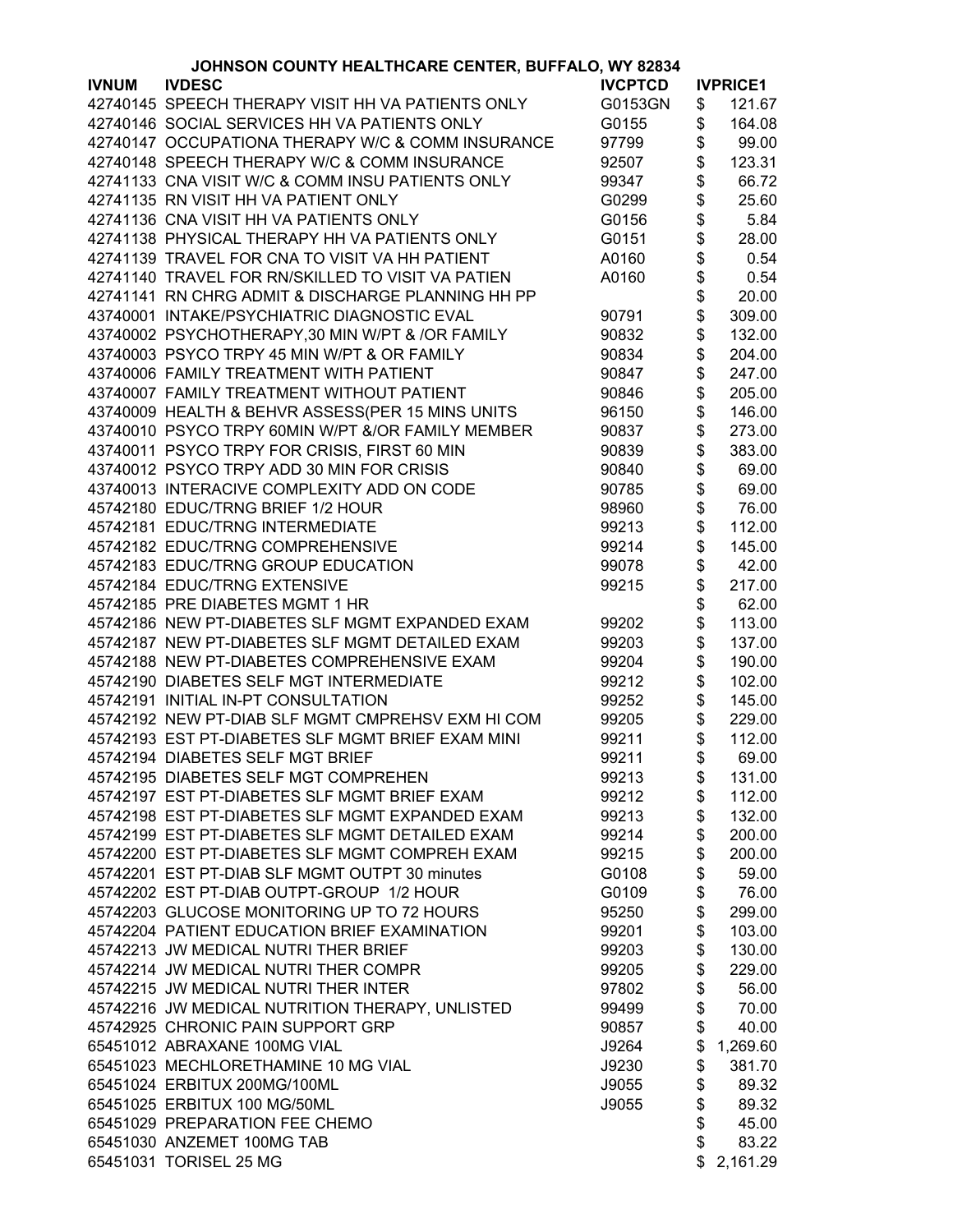**JOHNSON COUNTY HEALTHCARE CENTER, BUFFALO, WY 82834**

| IVNUM | IVDESC | IVCPTCD | IVPRICE1 |
|---|---|---|---|
| 42740145 | SPEECH THERAPY VISIT HH VA PATIENTS ONLY | G0153GN | $ 121.67 |
| 42740146 | SOCIAL SERVICES HH VA PATIENTS ONLY | G0155 | $ 164.08 |
| 42740147 | OCCUPATIONA THERAPY W/C & COMM INSURANCE | 97799 | $ 99.00 |
| 42740148 | SPEECH THERAPY W/C & COMM INSURANCE | 92507 | $ 123.31 |
| 42741133 | CNA VISIT W/C & COMM INSU PATIENTS ONLY | 99347 | $ 66.72 |
| 42741135 | RN VISIT HH VA PATIENT ONLY | G0299 | $ 25.60 |
| 42741136 | CNA VISIT HH VA PATIENTS ONLY | G0156 | $ 5.84 |
| 42741138 | PHYSICAL THERAPY HH VA PATIENTS ONLY | G0151 | $ 28.00 |
| 42741139 | TRAVEL FOR CNA TO VISIT VA HH PATIENT | A0160 | $ 0.54 |
| 42741140 | TRAVEL FOR RN/SKILLED TO VISIT VA PATIEN | A0160 | $ 0.54 |
| 42741141 | RN CHRG ADMIT & DISCHARGE PLANNING HH PP | | $ 20.00 |
| 43740001 | INTAKE/PSYCHIATRIC DIAGNOSTIC EVAL | 90791 | $ 309.00 |
| 43740002 | PSYCHOTHERAPY,30 MIN W/PT & /OR FAMILY | 90832 | $ 132.00 |
| 43740003 | PSYCO TRPY 45 MIN W/PT & OR FAMILY | 90834 | $ 204.00 |
| 43740006 | FAMILY TREATMENT WITH PATIENT | 90847 | $ 247.00 |
| 43740007 | FAMILY TREATMENT WITHOUT PATIENT | 90846 | $ 205.00 |
| 43740009 | HEALTH & BEHVR ASSESS(PER 15 MINS UNITS | 96150 | $ 146.00 |
| 43740010 | PSYCO TRPY 60MIN W/PT &/OR FAMILY MEMBER | 90837 | $ 273.00 |
| 43740011 | PSYCO TRPY FOR CRISIS, FIRST 60 MIN | 90839 | $ 383.00 |
| 43740012 | PSYCO TRPY ADD 30 MIN FOR CRISIS | 90840 | $ 69.00 |
| 43740013 | INTERACIVE COMPLEXITY ADD ON CODE | 90785 | $ 69.00 |
| 45742180 | EDUC/TRNG BRIEF 1/2 HOUR | 98960 | $ 76.00 |
| 45742181 | EDUC/TRNG INTERMEDIATE | 99213 | $ 112.00 |
| 45742182 | EDUC/TRNG COMPREHENSIVE | 99214 | $ 145.00 |
| 45742183 | EDUC/TRNG GROUP EDUCATION | 99078 | $ 42.00 |
| 45742184 | EDUC/TRNG EXTENSIVE | 99215 | $ 217.00 |
| 45742185 | PRE DIABETES MGMT 1 HR | | $ 62.00 |
| 45742186 | NEW PT-DIABETES SLF MGMT EXPANDED EXAM | 99202 | $ 113.00 |
| 45742187 | NEW PT-DIABETES SLF MGMT DETAILED EXAM | 99203 | $ 137.00 |
| 45742188 | NEW PT-DIABETES COMPREHENSIVE EXAM | 99204 | $ 190.00 |
| 45742190 | DIABETES SELF MGT INTERMEDIATE | 99212 | $ 102.00 |
| 45742191 | INITIAL IN-PT CONSULTATION | 99252 | $ 145.00 |
| 45742192 | NEW PT-DIAB SLF MGMT CMPREHSV EXM HI COM | 99205 | $ 229.00 |
| 45742193 | EST PT-DIABETES SLF MGMT BRIEF EXAM MINI | 99211 | $ 112.00 |
| 45742194 | DIABETES SELF MGT BRIEF | 99211 | $ 69.00 |
| 45742195 | DIABETES SELF MGT COMPREHEN | 99213 | $ 131.00 |
| 45742197 | EST PT-DIABETES SLF MGMT BRIEF EXAM | 99212 | $ 112.00 |
| 45742198 | EST PT-DIABETES SLF MGMT EXPANDED EXAM | 99213 | $ 132.00 |
| 45742199 | EST PT-DIABETES SLF MGMT DETAILED EXAM | 99214 | $ 200.00 |
| 45742200 | EST PT-DIABETES SLF MGMT COMPREH EXAM | 99215 | $ 200.00 |
| 45742201 | EST PT-DIAB SLF MGMT OUTPT 30 minutes | G0108 | $ 59.00 |
| 45742202 | EST PT-DIAB OUTPT-GROUP 1/2 HOUR | G0109 | $ 76.00 |
| 45742203 | GLUCOSE MONITORING UP TO 72 HOURS | 95250 | $ 299.00 |
| 45742204 | PATIENT EDUCATION BRIEF EXAMINATION | 99201 | $ 103.00 |
| 45742213 | JW MEDICAL NUTRI THER BRIEF | 99203 | $ 130.00 |
| 45742214 | JW MEDICAL NUTRI THER COMPR | 99205 | $ 229.00 |
| 45742215 | JW MEDICAL NUTRI THER INTER | 97802 | $ 56.00 |
| 45742216 | JW MEDICAL NUTRITION THERAPY, UNLISTED | 99499 | $ 70.00 |
| 45742925 | CHRONIC PAIN SUPPORT GRP | 90857 | $ 40.00 |
| 65451012 | ABRAXANE 100MG VIAL | J9264 | $ 1,269.60 |
| 65451023 | MECHLORETHAMINE 10 MG VIAL | J9230 | $ 381.70 |
| 65451024 | ERBITUX 200MG/100ML | J9055 | $ 89.32 |
| 65451025 | ERBITUX 100 MG/50ML | J9055 | $ 89.32 |
| 65451029 | PREPARATION FEE CHEMO | | $ 45.00 |
| 65451030 | ANZEMET 100MG TAB | | $ 83.22 |
| 65451031 | TORISEL 25 MG | | $ 2,161.29 |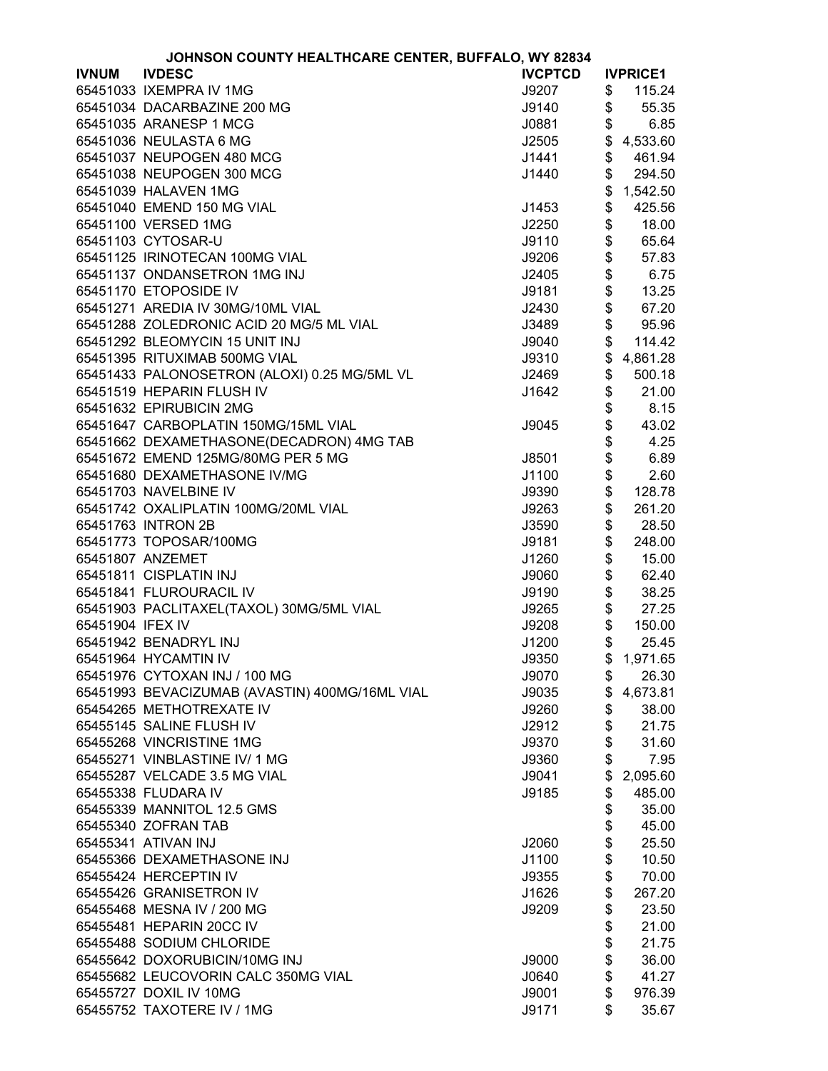# JOHNSON COUNTY HEALTHCARE CENTER, BUFFALO, WY 82834

| IVNUM | IVDESC | IVCPTCD | IVPRICE1 |
|---|---|---|---|
| 65451033 | IXEMPRA IV 1MG | J9207 | $ 115.24 |
| 65451034 | DACARBAZINE 200 MG | J9140 | $ 55.35 |
| 65451035 | ARANESP 1 MCG | J0881 | $ 6.85 |
| 65451036 | NEULASTA 6 MG | J2505 | $ 4,533.60 |
| 65451037 | NEUPOGEN 480 MCG | J1441 | $ 461.94 |
| 65451038 | NEUPOGEN 300 MCG | J1440 | $ 294.50 |
| 65451039 | HALAVEN 1MG | | $ 1,542.50 |
| 65451040 | EMEND 150 MG VIAL | J1453 | $ 425.56 |
| 65451100 | VERSED 1MG | J2250 | $ 18.00 |
| 65451103 | CYTOSAR-U | J9110 | $ 65.64 |
| 65451125 | IRINOTECAN 100MG VIAL | J9206 | $ 57.83 |
| 65451137 | ONDANSETRON 1MG INJ | J2405 | $ 6.75 |
| 65451170 | ETOPOSIDE IV | J9181 | $ 13.25 |
| 65451271 | AREDIA IV 30MG/10ML VIAL | J2430 | $ 67.20 |
| 65451288 | ZOLEDRONIC ACID 20 MG/5 ML VIAL | J3489 | $ 95.96 |
| 65451292 | BLEOMYCIN 15 UNIT INJ | J9040 | $ 114.42 |
| 65451395 | RITUXIMAB 500MG VIAL | J9310 | $ 4,861.28 |
| 65451433 | PALONOSETRON (ALOXI) 0.25 MG/5ML VL | J2469 | $ 500.18 |
| 65451519 | HEPARIN FLUSH IV | J1642 | $ 21.00 |
| 65451632 | EPIRUBICIN 2MG | | $ 8.15 |
| 65451647 | CARBOPLATIN 150MG/15ML VIAL | J9045 | $ 43.02 |
| 65451662 | DEXAMETHASONE(DECADRON) 4MG TAB | | $ 4.25 |
| 65451672 | EMEND 125MG/80MG PER 5 MG | J8501 | $ 6.89 |
| 65451680 | DEXAMETHASONE IV/MG | J1100 | $ 2.60 |
| 65451703 | NAVELBINE IV | J9390 | $ 128.78 |
| 65451742 | OXALIPLATIN 100MG/20ML VIAL | J9263 | $ 261.20 |
| 65451763 | INTRON 2B | J3590 | $ 28.50 |
| 65451773 | TOPOSAR/100MG | J9181 | $ 248.00 |
| 65451807 | ANZEMET | J1260 | $ 15.00 |
| 65451811 | CISPLATIN INJ | J9060 | $ 62.40 |
| 65451841 | FLUROURACIL IV | J9190 | $ 38.25 |
| 65451903 | PACLITAXEL(TAXOL) 30MG/5ML VIAL | J9265 | $ 27.25 |
| 65451904 | IFEX IV | J9208 | $ 150.00 |
| 65451942 | BENADRYL INJ | J1200 | $ 25.45 |
| 65451964 | HYCAMTIN IV | J9350 | $ 1,971.65 |
| 65451976 | CYTOXAN INJ / 100 MG | J9070 | $ 26.30 |
| 65451993 | BEVACIZUMAB (AVASTIN) 400MG/16ML VIAL | J9035 | $ 4,673.81 |
| 65454265 | METHOTREXATE IV | J9260 | $ 38.00 |
| 65455145 | SALINE FLUSH IV | J2912 | $ 21.75 |
| 65455268 | VINCRISTINE 1MG | J9370 | $ 31.60 |
| 65455271 | VINBLASTINE IV/ 1 MG | J9360 | $ 7.95 |
| 65455287 | VELCADE 3.5 MG VIAL | J9041 | $ 2,095.60 |
| 65455338 | FLUDARA IV | J9185 | $ 485.00 |
| 65455339 | MANNITOL 12.5 GMS | | $ 35.00 |
| 65455340 | ZOFRAN TAB | | $ 45.00 |
| 65455341 | ATIVAN INJ | J2060 | $ 25.50 |
| 65455366 | DEXAMETHASONE INJ | J1100 | $ 10.50 |
| 65455424 | HERCEPTIN IV | J9355 | $ 70.00 |
| 65455426 | GRANISETRON IV | J1626 | $ 267.20 |
| 65455468 | MESNA IV / 200 MG | J9209 | $ 23.50 |
| 65455481 | HEPARIN 20CC IV | | $ 21.00 |
| 65455488 | SODIUM CHLORIDE | | $ 21.75 |
| 65455642 | DOXORUBICIN/10MG INJ | J9000 | $ 36.00 |
| 65455682 | LEUCOVORIN CALC 350MG VIAL | J0640 | $ 41.27 |
| 65455727 | DOXIL IV 10MG | J9001 | $ 976.39 |
| 65455752 | TAXOTERE IV / 1MG | J9171 | $ 35.67 |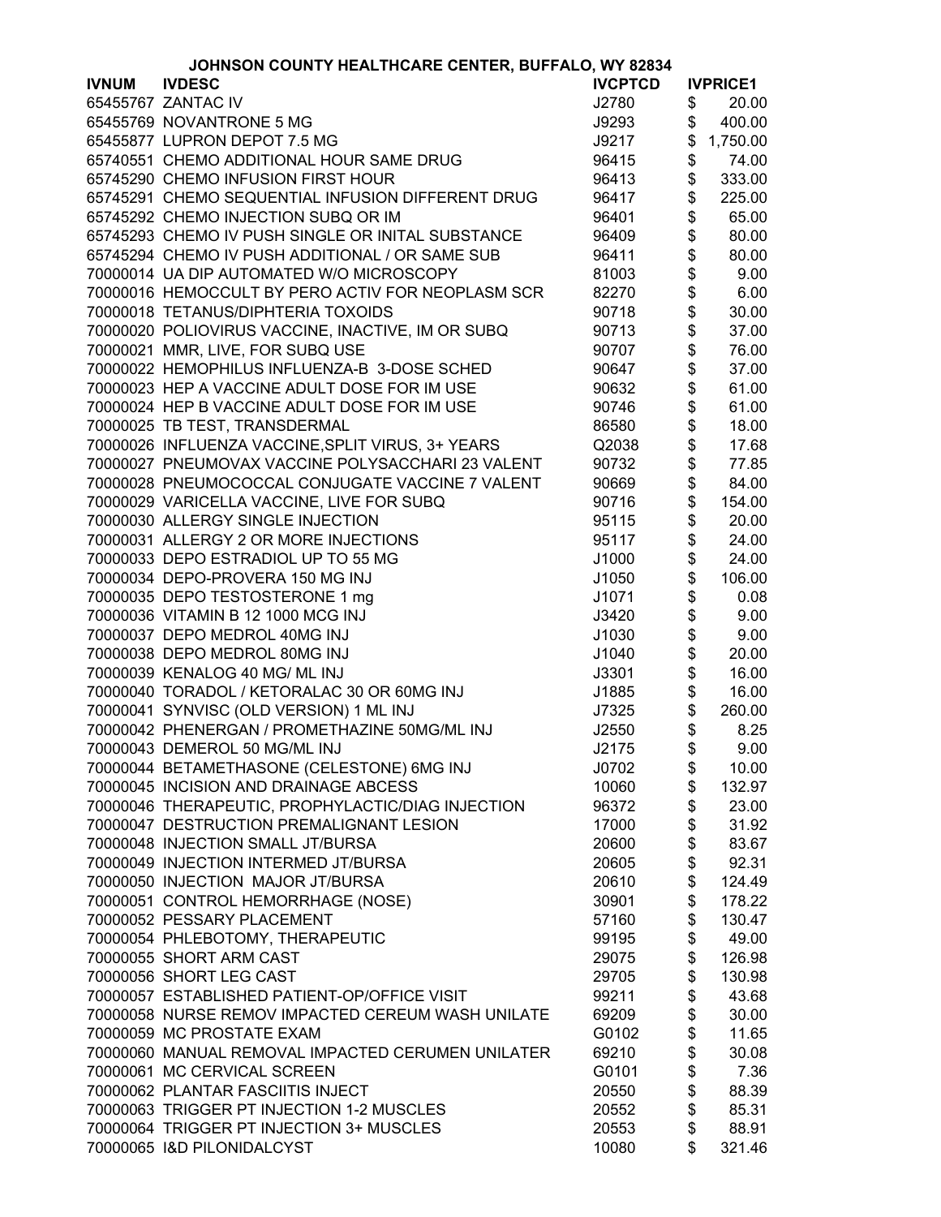JOHNSON COUNTY HEALTHCARE CENTER, BUFFALO, WY 82834

| IVNUM | IVDESC | IVCPTCD | IVPRICE1 |
|---|---|---|---|
| 65455767 | ZANTAC IV | J2780 | $ 20.00 |
| 65455769 | NOVANTRONE 5 MG | J9293 | $ 400.00 |
| 65455877 | LUPRON DEPOT 7.5 MG | J9217 | $ 1,750.00 |
| 65740551 | CHEMO ADDITIONAL HOUR SAME DRUG | 96415 | $ 74.00 |
| 65745290 | CHEMO INFUSION FIRST HOUR | 96413 | $ 333.00 |
| 65745291 | CHEMO SEQUENTIAL INFUSION DIFFERENT DRUG | 96417 | $ 225.00 |
| 65745292 | CHEMO INJECTION SUBQ OR IM | 96401 | $ 65.00 |
| 65745293 | CHEMO IV PUSH SINGLE OR INITAL SUBSTANCE | 96409 | $ 80.00 |
| 65745294 | CHEMO IV PUSH ADDITIONAL / OR SAME SUB | 96411 | $ 80.00 |
| 70000014 | UA DIP AUTOMATED W/O MICROSCOPY | 81003 | $ 9.00 |
| 70000016 | HEMOCCULT BY PERO ACTIV FOR NEOPLASM SCR | 82270 | $ 6.00 |
| 70000018 | TETANUS/DIPHTERIA TOXOIDS | 90718 | $ 30.00 |
| 70000020 | POLIOVIRUS VACCINE, INACTIVE, IM OR SUBQ | 90713 | $ 37.00 |
| 70000021 | MMR, LIVE, FOR SUBQ USE | 90707 | $ 76.00 |
| 70000022 | HEMOPHILUS INFLUENZA-B 3-DOSE SCHED | 90647 | $ 37.00 |
| 70000023 | HEP A VACCINE ADULT DOSE FOR IM USE | 90632 | $ 61.00 |
| 70000024 | HEP B VACCINE ADULT DOSE FOR IM USE | 90746 | $ 61.00 |
| 70000025 | TB TEST, TRANSDERMAL | 86580 | $ 18.00 |
| 70000026 | INFLUENZA VACCINE,SPLIT VIRUS, 3+ YEARS | Q2038 | $ 17.68 |
| 70000027 | PNEUMOVAX VACCINE POLYSACCHARI 23 VALENT | 90732 | $ 77.85 |
| 70000028 | PNEUMOCOCCAL CONJUGATE VACCINE 7 VALENT | 90669 | $ 84.00 |
| 70000029 | VARICELLA VACCINE, LIVE FOR SUBQ | 90716 | $ 154.00 |
| 70000030 | ALLERGY SINGLE INJECTION | 95115 | $ 20.00 |
| 70000031 | ALLERGY 2 OR MORE INJECTIONS | 95117 | $ 24.00 |
| 70000033 | DEPO ESTRADIOL UP TO 55 MG | J1000 | $ 24.00 |
| 70000034 | DEPO-PROVERA 150 MG INJ | J1050 | $ 106.00 |
| 70000035 | DEPO TESTOSTERONE 1 mg | J1071 | $ 0.08 |
| 70000036 | VITAMIN B 12 1000 MCG INJ | J3420 | $ 9.00 |
| 70000037 | DEPO MEDROL 40MG INJ | J1030 | $ 9.00 |
| 70000038 | DEPO MEDROL 80MG INJ | J1040 | $ 20.00 |
| 70000039 | KENALOG 40 MG/ ML INJ | J3301 | $ 16.00 |
| 70000040 | TORADOL / KETORALAC 30 OR 60MG INJ | J1885 | $ 16.00 |
| 70000041 | SYNVISC (OLD VERSION) 1 ML INJ | J7325 | $ 260.00 |
| 70000042 | PHENERGAN / PROMETHAZINE 50MG/ML INJ | J2550 | $ 8.25 |
| 70000043 | DEMEROL 50 MG/ML INJ | J2175 | $ 9.00 |
| 70000044 | BETAMETHASONE (CELESTONE) 6MG INJ | J0702 | $ 10.00 |
| 70000045 | INCISION AND DRAINAGE ABCESS | 10060 | $ 132.97 |
| 70000046 | THERAPEUTIC, PROPHYLACTIC/DIAG INJECTION | 96372 | $ 23.00 |
| 70000047 | DESTRUCTION PREMALIGNANT LESION | 17000 | $ 31.92 |
| 70000048 | INJECTION SMALL JT/BURSA | 20600 | $ 83.67 |
| 70000049 | INJECTION INTERMED JT/BURSA | 20605 | $ 92.31 |
| 70000050 | INJECTION MAJOR JT/BURSA | 20610 | $ 124.49 |
| 70000051 | CONTROL HEMORRHAGE (NOSE) | 30901 | $ 178.22 |
| 70000052 | PESSARY PLACEMENT | 57160 | $ 130.47 |
| 70000054 | PHLEBOTOMY, THERAPEUTIC | 99195 | $ 49.00 |
| 70000055 | SHORT ARM CAST | 29075 | $ 126.98 |
| 70000056 | SHORT LEG CAST | 29705 | $ 130.98 |
| 70000057 | ESTABLISHED PATIENT-OP/OFFICE VISIT | 99211 | $ 43.68 |
| 70000058 | NURSE REMOV IMPACTED CEREUM WASH UNILATE | 69209 | $ 30.00 |
| 70000059 | MC PROSTATE EXAM | G0102 | $ 11.65 |
| 70000060 | MANUAL REMOVAL IMPACTED CERUMEN UNILATER | 69210 | $ 30.08 |
| 70000061 | MC CERVICAL SCREEN | G0101 | $ 7.36 |
| 70000062 | PLANTAR FASCIITIS INJECT | 20550 | $ 88.39 |
| 70000063 | TRIGGER PT INJECTION 1-2 MUSCLES | 20552 | $ 85.31 |
| 70000064 | TRIGGER PT INJECTION 3+ MUSCLES | 20553 | $ 88.91 |
| 70000065 | I&D PILONIDALCYST | 10080 | $ 321.46 |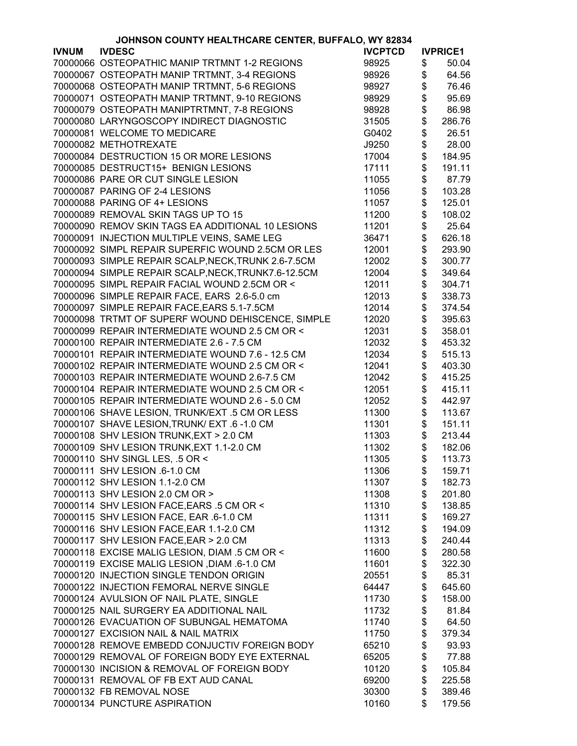# JOHNSON COUNTY HEALTHCARE CENTER, BUFFALO, WY 82834

| IVNUM | IVDESC | IVCPTCD | IVPRICE1 |
|---|---|---|---|
| 70000066 | OSTEOPATHIC MANIP TRTMNT 1-2 REGIONS | 98925 | $ 50.04 |
| 70000067 | OSTEOPATH MANIP TRTMNT, 3-4 REGIONS | 98926 | $ 64.56 |
| 70000068 | OSTEOPATH MANIP TRTMNT, 5-6 REGIONS | 98927 | $ 76.46 |
| 70000071 | OSTEOPATH MANIP TRTMNT, 9-10 REGIONS | 98929 | $ 95.69 |
| 70000079 | OSTEOPATH MANIPTRTMNT, 7-8 REGIONS | 98928 | $ 86.98 |
| 70000080 | LARYNGOSCOPY INDIRECT DIAGNOSTIC | 31505 | $ 286.76 |
| 70000081 | WELCOME TO MEDICARE | G0402 | $ 26.51 |
| 70000082 | METHOTREXATE | J9250 | $ 28.00 |
| 70000084 | DESTRUCTION 15 OR MORE LESIONS | 17004 | $ 184.95 |
| 70000085 | DESTRUCT15+ BENIGN LESIONS | 17111 | $ 191.11 |
| 70000086 | PARE OR CUT SINGLE LESION | 11055 | $ 87.79 |
| 70000087 | PARING OF 2-4 LESIONS | 11056 | $ 103.28 |
| 70000088 | PARING OF 4+ LESIONS | 11057 | $ 125.01 |
| 70000089 | REMOVAL SKIN TAGS UP TO 15 | 11200 | $ 108.02 |
| 70000090 | REMOV SKIN TAGS EA ADDITIONAL 10 LESIONS | 11201 | $ 25.64 |
| 70000091 | INJECTION MULTIPLE VEINS, SAME LEG | 36471 | $ 626.18 |
| 70000092 | SIMPL REPAIR SUPERFIC WOUND 2.5CM OR LES | 12001 | $ 293.90 |
| 70000093 | SIMPLE REPAIR SCALP,NECK,TRUNK 2.6-7.5CM | 12002 | $ 300.77 |
| 70000094 | SIMPLE REPAIR SCALP,NECK,TRUNK7.6-12.5CM | 12004 | $ 349.64 |
| 70000095 | SIMPL REPAIR FACIAL WOUND 2.5CM OR < | 12011 | $ 304.71 |
| 70000096 | SIMPLE REPAIR FACE, EARS 2.6-5.0 cm | 12013 | $ 338.73 |
| 70000097 | SIMPLE REPAIR FACE,EARS 5.1-7.5CM | 12014 | $ 374.54 |
| 70000098 | TRTMT OF SUPERF WOUND DEHISCENCE, SIMPLE | 12020 | $ 395.63 |
| 70000099 | REPAIR INTERMEDIATE WOUND 2.5 CM OR < | 12031 | $ 358.01 |
| 70000100 | REPAIR INTERMEDIATE 2.6 - 7.5 CM | 12032 | $ 453.32 |
| 70000101 | REPAIR INTERMEDIATE WOUND 7.6 - 12.5 CM | 12034 | $ 515.13 |
| 70000102 | REPAIR INTERMEDIATE WOUND 2.5 CM OR < | 12041 | $ 403.30 |
| 70000103 | REPAIR INTERMEDIATE WOUND 2.6-7.5 CM | 12042 | $ 415.25 |
| 70000104 | REPAIR INTERMEDIATE WOUND 2.5 CM OR < | 12051 | $ 415.11 |
| 70000105 | REPAIR INTERMEDIATE WOUND 2.6 - 5.0 CM | 12052 | $ 442.97 |
| 70000106 | SHAVE LESION, TRUNK/EXT .5 CM OR LESS | 11300 | $ 113.67 |
| 70000107 | SHAVE LESION,TRUNK/ EXT .6 -1.0 CM | 11301 | $ 151.11 |
| 70000108 | SHV LESION TRUNK,EXT > 2.0 CM | 11303 | $ 213.44 |
| 70000109 | SHV LESION TRUNK,EXT 1.1-2.0 CM | 11302 | $ 182.06 |
| 70000110 | SHV SINGL LES, .5 OR < | 11305 | $ 113.73 |
| 70000111 | SHV LESION .6-1.0 CM | 11306 | $ 159.71 |
| 70000112 | SHV LESION 1.1-2.0 CM | 11307 | $ 182.73 |
| 70000113 | SHV LESION 2.0 CM OR > | 11308 | $ 201.80 |
| 70000114 | SHV LESION FACE,EARS .5 CM OR < | 11310 | $ 138.85 |
| 70000115 | SHV LESION FACE, EAR .6-1.0 CM | 11311 | $ 169.27 |
| 70000116 | SHV LESION FACE,EAR 1.1-2.0 CM | 11312 | $ 194.09 |
| 70000117 | SHV LESION FACE,EAR > 2.0 CM | 11313 | $ 240.44 |
| 70000118 | EXCISE MALIG LESION, DIAM .5 CM OR < | 11600 | $ 280.58 |
| 70000119 | EXCISE MALIG LESION ,DIAM .6-1.0 CM | 11601 | $ 322.30 |
| 70000120 | INJECTION SINGLE TENDON ORIGIN | 20551 | $ 85.31 |
| 70000122 | INJECTION FEMORAL NERVE SINGLE | 64447 | $ 645.60 |
| 70000124 | AVULSION OF NAIL PLATE, SINGLE | 11730 | $ 158.00 |
| 70000125 | NAIL SURGERY EA ADDITIONAL NAIL | 11732 | $ 81.84 |
| 70000126 | EVACUATION OF SUBUNGAL HEMATOMA | 11740 | $ 64.50 |
| 70000127 | EXCISION NAIL & NAIL MATRIX | 11750 | $ 379.34 |
| 70000128 | REMOVE EMBEDD CONJUCTIV FOREIGN BODY | 65210 | $ 93.93 |
| 70000129 | REMOVAL OF FOREIGN BODY EYE EXTERNAL | 65205 | $ 77.88 |
| 70000130 | INCISION & REMOVAL OF FOREIGN BODY | 10120 | $ 105.84 |
| 70000131 | REMOVAL OF FB EXT AUD CANAL | 69200 | $ 225.58 |
| 70000132 | FB REMOVAL NOSE | 30300 | $ 389.46 |
| 70000134 | PUNCTURE ASPIRATION | 10160 | $ 179.56 |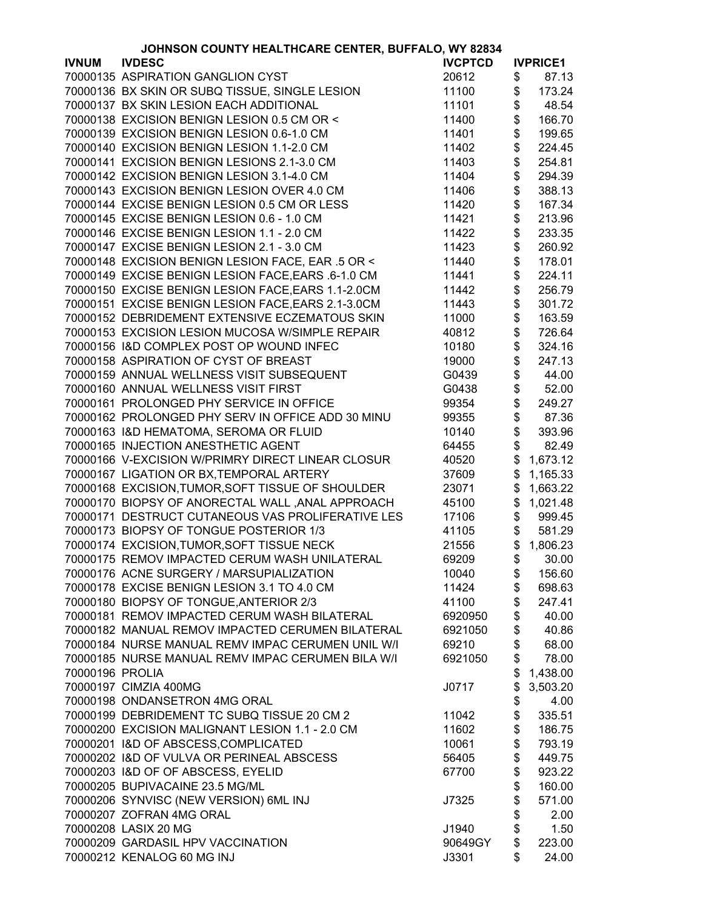# JOHNSON COUNTY HEALTHCARE CENTER, BUFFALO, WY 82834

| IVNUM | IVDESC | IVCPTCD | IVPRICE1 |
|---|---|---|---|
| 70000135 | ASPIRATION GANGLION CYST | 20612 | $ 87.13 |
| 70000136 | BX SKIN OR SUBQ TISSUE, SINGLE LESION | 11100 | $ 173.24 |
| 70000137 | BX SKIN LESION EACH ADDITIONAL | 11101 | $ 48.54 |
| 70000138 | EXCISION BENIGN LESION 0.5 CM OR < | 11400 | $ 166.70 |
| 70000139 | EXCISION BENIGN LESION 0.6-1.0 CM | 11401 | $ 199.65 |
| 70000140 | EXCISION BENIGN LESION 1.1-2.0 CM | 11402 | $ 224.45 |
| 70000141 | EXCISION BENIGN LESIONS 2.1-3.0 CM | 11403 | $ 254.81 |
| 70000142 | EXCISION BENIGN LESION 3.1-4.0 CM | 11404 | $ 294.39 |
| 70000143 | EXCISION BENIGN LESION OVER 4.0 CM | 11406 | $ 388.13 |
| 70000144 | EXCISE BENIGN LESION 0.5 CM OR LESS | 11420 | $ 167.34 |
| 70000145 | EXCISE BENIGN LESION 0.6 - 1.0 CM | 11421 | $ 213.96 |
| 70000146 | EXCISE BENIGN LESION 1.1 - 2.0 CM | 11422 | $ 233.35 |
| 70000147 | EXCISE BENIGN LESION 2.1 - 3.0 CM | 11423 | $ 260.92 |
| 70000148 | EXCISION BENIGN LESION FACE, EAR .5 OR < | 11440 | $ 178.01 |
| 70000149 | EXCISE BENIGN LESION FACE,EARS .6-1.0 CM | 11441 | $ 224.11 |
| 70000150 | EXCISE BENIGN LESION FACE,EARS 1.1-2.0CM | 11442 | $ 256.79 |
| 70000151 | EXCISE BENIGN LESION FACE,EARS 2.1-3.0CM | 11443 | $ 301.72 |
| 70000152 | DEBRIDEMENT EXTENSIVE ECZEMATOUS SKIN | 11000 | $ 163.59 |
| 70000153 | EXCISION LESION MUCOSA W/SIMPLE REPAIR | 40812 | $ 726.64 |
| 70000156 | I&D COMPLEX POST OP WOUND INFEC | 10180 | $ 324.16 |
| 70000158 | ASPIRATION OF CYST OF BREAST | 19000 | $ 247.13 |
| 70000159 | ANNUAL WELLNESS VISIT SUBSEQUENT | G0439 | $ 44.00 |
| 70000160 | ANNUAL WELLNESS VISIT FIRST | G0438 | $ 52.00 |
| 70000161 | PROLONGED PHY SERVICE IN OFFICE | 99354 | $ 249.27 |
| 70000162 | PROLONGED PHY SERV IN OFFICE ADD 30 MINU | 99355 | $ 87.36 |
| 70000163 | I&D HEMATOMA, SEROMA OR FLUID | 10140 | $ 393.96 |
| 70000165 | INJECTION ANESTHETIC AGENT | 64455 | $ 82.49 |
| 70000166 | V-EXCISION W/PRIMRY DIRECT LINEAR CLOSUR | 40520 | $ 1,673.12 |
| 70000167 | LIGATION OR BX,TEMPORAL ARTERY | 37609 | $ 1,165.33 |
| 70000168 | EXCISION,TUMOR,SOFT TISSUE OF SHOULDER | 23071 | $ 1,663.22 |
| 70000170 | BIOPSY OF ANORECTAL WALL ,ANAL APPROACH | 45100 | $ 1,021.48 |
| 70000171 | DESTRUCT CUTANEOUS VAS PROLIFERATIVE LES | 17106 | $ 999.45 |
| 70000173 | BIOPSY OF TONGUE POSTERIOR 1/3 | 41105 | $ 581.29 |
| 70000174 | EXCISION,TUMOR,SOFT TISSUE NECK | 21556 | $ 1,806.23 |
| 70000175 | REMOV IMPACTED CERUM WASH UNILATERAL | 69209 | $ 30.00 |
| 70000176 | ACNE SURGERY / MARSUPIALIZATION | 10040 | $ 156.60 |
| 70000178 | EXCISE BENIGN LESION 3.1 TO 4.0 CM | 11424 | $ 698.63 |
| 70000180 | BIOPSY OF TONGUE,ANTERIOR 2/3 | 41100 | $ 247.41 |
| 70000181 | REMOV IMPACTED CERUM WASH BILATERAL | 6920950 | $ 40.00 |
| 70000182 | MANUAL REMOV IMPACTED CERUMEN BILATERAL | 6921050 | $ 40.86 |
| 70000184 | NURSE MANUAL REMV IMPAC CERUMEN UNIL W/I | 69210 | $ 68.00 |
| 70000185 | NURSE MANUAL REMV IMPAC CERUMEN BILA W/I | 6921050 | $ 78.00 |
| 70000196 | PROLIA | | $ 1,438.00 |
| 70000197 | CIMZIA 400MG | J0717 | $ 3,503.20 |
| 70000198 | ONDANSETRON 4MG ORAL | | $ 4.00 |
| 70000199 | DEBRIDEMENT TC SUBQ TISSUE 20 CM 2 | 11042 | $ 335.51 |
| 70000200 | EXCISION MALIGNANT LESION 1.1 - 2.0 CM | 11602 | $ 186.75 |
| 70000201 | I&D OF ABSCESS,COMPLICATED | 10061 | $ 793.19 |
| 70000202 | I&D OF VULVA OR PERINEAL ABSCESS | 56405 | $ 449.75 |
| 70000203 | I&D OF OF ABSCESS, EYELID | 67700 | $ 923.22 |
| 70000205 | BUPIVACAINE 23.5 MG/ML | | $ 160.00 |
| 70000206 | SYNVISC (NEW VERSION) 6ML INJ | J7325 | $ 571.00 |
| 70000207 | ZOFRAN 4MG ORAL | | $ 2.00 |
| 70000208 | LASIX 20 MG | J1940 | $ 1.50 |
| 70000209 | GARDASIL HPV VACCINATION | 90649GY | $ 223.00 |
| 70000212 | KENALOG 60 MG INJ | J3301 | $ 24.00 |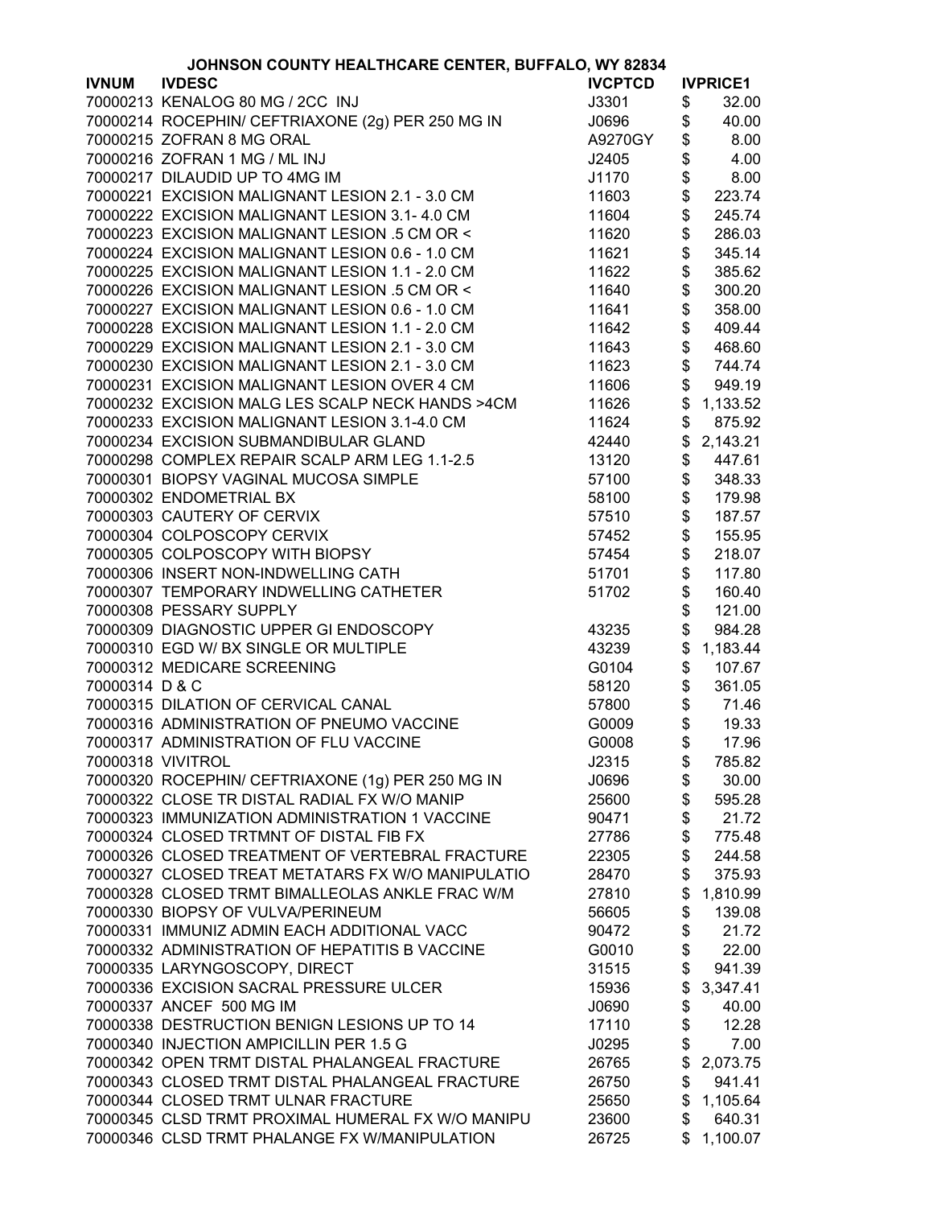**JOHNSON COUNTY HEALTHCARE CENTER, BUFFALO, WY 82834**

| IVNUM | IVDESC | IVCPTCD | IVPRICE1 |
|---|---|---|---|
| 70000213 | KENALOG 80 MG / 2CC INJ | J3301 | $ 32.00 |
| 70000214 | ROCEPHIN/ CEFTRIAXONE (2g) PER 250 MG IN | J0696 | $ 40.00 |
| 70000215 | ZOFRAN 8 MG ORAL | A9270GY | $ 8.00 |
| 70000216 | ZOFRAN 1 MG / ML INJ | J2405 | $ 4.00 |
| 70000217 | DILAUDID UP TO 4MG IM | J1170 | $ 8.00 |
| 70000221 | EXCISION MALIGNANT LESION 2.1 - 3.0 CM | 11603 | $ 223.74 |
| 70000222 | EXCISION MALIGNANT LESION 3.1- 4.0 CM | 11604 | $ 245.74 |
| 70000223 | EXCISION MALIGNANT LESION .5 CM OR < | 11620 | $ 286.03 |
| 70000224 | EXCISION MALIGNANT LESION 0.6 - 1.0 CM | 11621 | $ 345.14 |
| 70000225 | EXCISION MALIGNANT LESION 1.1 - 2.0 CM | 11622 | $ 385.62 |
| 70000226 | EXCISION MALIGNANT LESION .5 CM OR < | 11640 | $ 300.20 |
| 70000227 | EXCISION MALIGNANT LESION 0.6 - 1.0 CM | 11641 | $ 358.00 |
| 70000228 | EXCISION MALIGNANT LESION 1.1 - 2.0 CM | 11642 | $ 409.44 |
| 70000229 | EXCISION MALIGNANT LESION 2.1 - 3.0 CM | 11643 | $ 468.60 |
| 70000230 | EXCISION MALIGNANT LESION 2.1 - 3.0 CM | 11623 | $ 744.74 |
| 70000231 | EXCISION MALIGNANT LESION OVER 4 CM | 11606 | $ 949.19 |
| 70000232 | EXCISION MALG LES SCALP NECK HANDS >4CM | 11626 | $ 1,133.52 |
| 70000233 | EXCISION MALIGNANT LESION 3.1-4.0 CM | 11624 | $ 875.92 |
| 70000234 | EXCISION SUBMANDIBULAR GLAND | 42440 | $ 2,143.21 |
| 70000298 | COMPLEX REPAIR SCALP ARM LEG 1.1-2.5 | 13120 | $ 447.61 |
| 70000301 | BIOPSY VAGINAL MUCOSA SIMPLE | 57100 | $ 348.33 |
| 70000302 | ENDOMETRIAL BX | 58100 | $ 179.98 |
| 70000303 | CAUTERY OF CERVIX | 57510 | $ 187.57 |
| 70000304 | COLPOSCOPY CERVIX | 57452 | $ 155.95 |
| 70000305 | COLPOSCOPY WITH BIOPSY | 57454 | $ 218.07 |
| 70000306 | INSERT NON-INDWELLING CATH | 51701 | $ 117.80 |
| 70000307 | TEMPORARY INDWELLING CATHETER | 51702 | $ 160.40 |
| 70000308 | PESSARY SUPPLY | | $ 121.00 |
| 70000309 | DIAGNOSTIC UPPER GI ENDOSCOPY | 43235 | $ 984.28 |
| 70000310 | EGD W/ BX SINGLE OR MULTIPLE | 43239 | $ 1,183.44 |
| 70000312 | MEDICARE SCREENING | G0104 | $ 107.67 |
| 70000314 | D & C | 58120 | $ 361.05 |
| 70000315 | DILATION OF CERVICAL CANAL | 57800 | $ 71.46 |
| 70000316 | ADMINISTRATION OF PNEUMO VACCINE | G0009 | $ 19.33 |
| 70000317 | ADMINISTRATION OF FLU VACCINE | G0008 | $ 17.96 |
| 70000318 | VIVITROL | J2315 | $ 785.82 |
| 70000320 | ROCEPHIN/ CEFTRIAXONE (1g) PER 250 MG IN | J0696 | $ 30.00 |
| 70000322 | CLOSE TR DISTAL RADIAL FX W/O MANIP | 25600 | $ 595.28 |
| 70000323 | IMMUNIZATION ADMINISTRATION 1 VACCINE | 90471 | $ 21.72 |
| 70000324 | CLOSED TRTMNT OF DISTAL FIB FX | 27786 | $ 775.48 |
| 70000326 | CLOSED TREATMENT OF VERTEBRAL FRACTURE | 22305 | $ 244.58 |
| 70000327 | CLOSED TREAT METATARS FX W/O MANIPULATIO | 28470 | $ 375.93 |
| 70000328 | CLOSED TRMT BIMALLEOLAS ANKLE FRAC W/M | 27810 | $ 1,810.99 |
| 70000330 | BIOPSY OF VULVA/PERINEUM | 56605 | $ 139.08 |
| 70000331 | IMMUNIZ ADMIN EACH ADDITIONAL VACC | 90472 | $ 21.72 |
| 70000332 | ADMINISTRATION OF HEPATITIS B VACCINE | G0010 | $ 22.00 |
| 70000335 | LARYNGOSCOPY, DIRECT | 31515 | $ 941.39 |
| 70000336 | EXCISION SACRAL PRESSURE ULCER | 15936 | $ 3,347.41 |
| 70000337 | ANCEF 500 MG IM | J0690 | $ 40.00 |
| 70000338 | DESTRUCTION BENIGN LESIONS UP TO 14 | 17110 | $ 12.28 |
| 70000340 | INJECTION AMPICILLIN PER 1.5 G | J0295 | $ 7.00 |
| 70000342 | OPEN TRMT DISTAL PHALANGEAL FRACTURE | 26765 | $ 2,073.75 |
| 70000343 | CLOSED TRMT DISTAL PHALANGEAL FRACTURE | 26750 | $ 941.41 |
| 70000344 | CLOSED TRMT ULNAR FRACTURE | 25650 | $ 1,105.64 |
| 70000345 | CLSD TRMT PROXIMAL HUMERAL FX W/O MANIPU | 23600 | $ 640.31 |
| 70000346 | CLSD TRMT PHALANGE FX W/MANIPULATION | 26725 | $ 1,100.07 |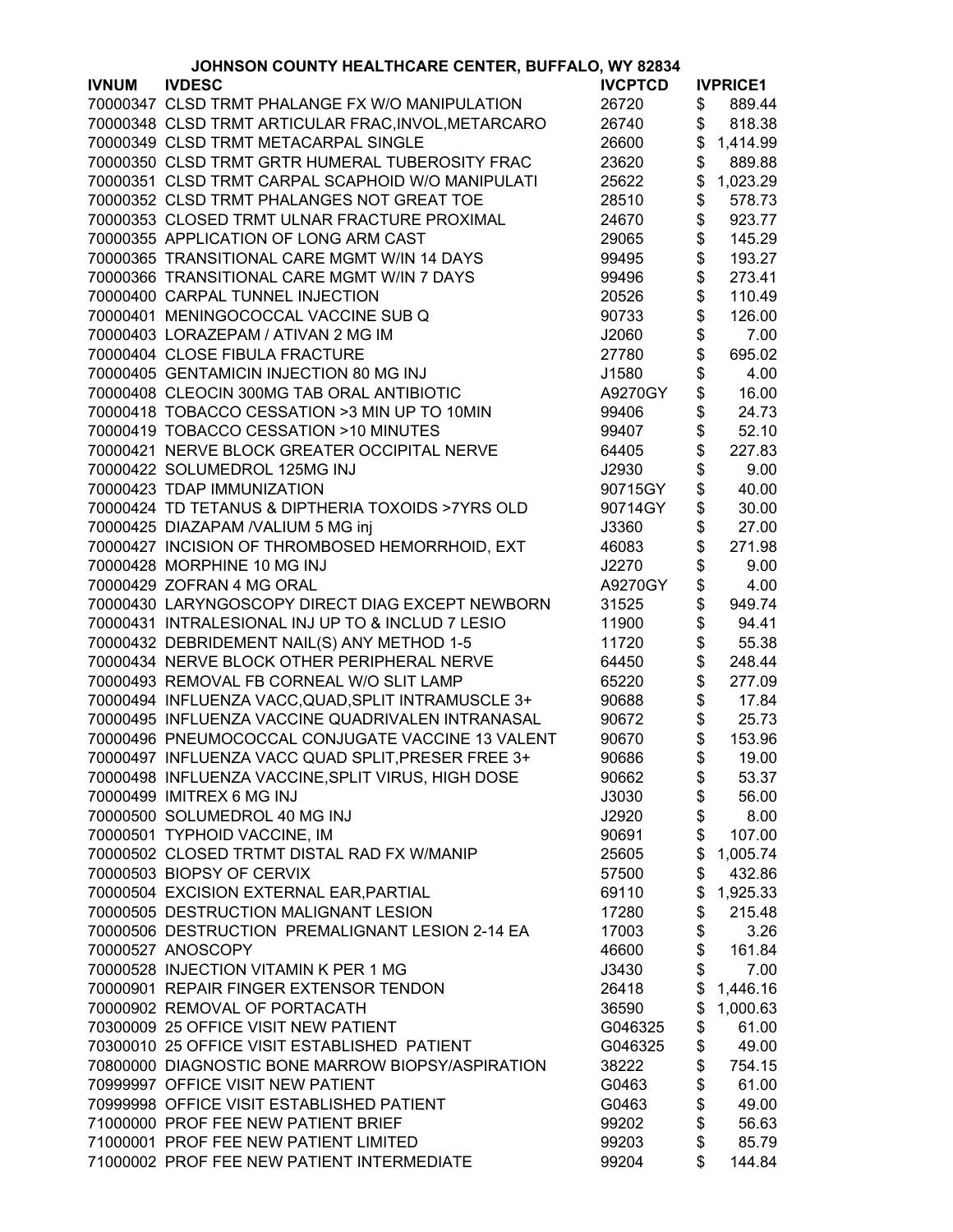JOHNSON COUNTY HEALTHCARE CENTER, BUFFALO, WY 82834

| IVNUM | IVDESC | IVCPTCD | IVPRICE1 |
|---|---|---|---|
| 70000347 | CLSD TRMT PHALANGE FX W/O MANIPULATION | 26720 | $ 889.44 |
| 70000348 | CLSD TRMT ARTICULAR FRAC,INVOL,METARCARO | 26740 | $ 818.38 |
| 70000349 | CLSD TRMT METACARPAL SINGLE | 26600 | $ 1,414.99 |
| 70000350 | CLSD TRMT GRTR HUMERAL TUBEROSITY FRAC | 23620 | $ 889.88 |
| 70000351 | CLSD TRMT CARPAL SCAPHOID W/O MANIPULATI | 25622 | $ 1,023.29 |
| 70000352 | CLSD TRMT PHALANGES NOT GREAT TOE | 28510 | $ 578.73 |
| 70000353 | CLOSED TRMT ULNAR FRACTURE PROXIMAL | 24670 | $ 923.77 |
| 70000355 | APPLICATION OF LONG ARM CAST | 29065 | $ 145.29 |
| 70000365 | TRANSITIONAL CARE MGMT W/IN 14 DAYS | 99495 | $ 193.27 |
| 70000366 | TRANSITIONAL CARE MGMT W/IN 7 DAYS | 99496 | $ 273.41 |
| 70000400 | CARPAL TUNNEL INJECTION | 20526 | $ 110.49 |
| 70000401 | MENINGOCOCCAL VACCINE SUB Q | 90733 | $ 126.00 |
| 70000403 | LORAZEPAM / ATIVAN 2 MG IM | J2060 | $ 7.00 |
| 70000404 | CLOSE FIBULA FRACTURE | 27780 | $ 695.02 |
| 70000405 | GENTAMICIN INJECTION 80 MG INJ | J1580 | $ 4.00 |
| 70000408 | CLEOCIN 300MG TAB ORAL ANTIBIOTIC | A9270GY | $ 16.00 |
| 70000418 | TOBACCO CESSATION >3 MIN UP TO 10MIN | 99406 | $ 24.73 |
| 70000419 | TOBACCO CESSATION >10 MINUTES | 99407 | $ 52.10 |
| 70000421 | NERVE BLOCK GREATER OCCIPITAL NERVE | 64405 | $ 227.83 |
| 70000422 | SOLUMEDROL 125MG INJ | J2930 | $ 9.00 |
| 70000423 | TDAP IMMUNIZATION | 90715GY | $ 40.00 |
| 70000424 | TD TETANUS & DIPTHERIA TOXOIDS >7YRS OLD | 90714GY | $ 30.00 |
| 70000425 | DIAZAPAM /VALIUM 5 MG inj | J3360 | $ 27.00 |
| 70000427 | INCISION OF THROMBOSED HEMORRHOID, EXT | 46083 | $ 271.98 |
| 70000428 | MORPHINE 10 MG INJ | J2270 | $ 9.00 |
| 70000429 | ZOFRAN 4 MG ORAL | A9270GY | $ 4.00 |
| 70000430 | LARYNGOSCOPY DIRECT DIAG EXCEPT NEWBORN | 31525 | $ 949.74 |
| 70000431 | INTRALESIONAL INJ UP TO & INCLUD 7 LESIO | 11900 | $ 94.41 |
| 70000432 | DEBRIDEMENT NAIL(S) ANY METHOD 1-5 | 11720 | $ 55.38 |
| 70000434 | NERVE BLOCK OTHER PERIPHERAL NERVE | 64450 | $ 248.44 |
| 70000493 | REMOVAL FB CORNEAL W/O SLIT LAMP | 65220 | $ 277.09 |
| 70000494 | INFLUENZA VACC,QUAD,SPLIT INTRAMUSCLE 3+ | 90688 | $ 17.84 |
| 70000495 | INFLUENZA VACCINE QUADRIVALEN INTRANASAL | 90672 | $ 25.73 |
| 70000496 | PNEUMOCOCCAL CONJUGATE VACCINE 13 VALENT | 90670 | $ 153.96 |
| 70000497 | INFLUENZA VACC QUAD SPLIT,PRESER FREE 3+ | 90686 | $ 19.00 |
| 70000498 | INFLUENZA VACCINE,SPLIT VIRUS, HIGH DOSE | 90662 | $ 53.37 |
| 70000499 | IMITREX 6 MG INJ | J3030 | $ 56.00 |
| 70000500 | SOLUMEDROL 40 MG INJ | J2920 | $ 8.00 |
| 70000501 | TYPHOID VACCINE, IM | 90691 | $ 107.00 |
| 70000502 | CLOSED TRTMT DISTAL RAD FX W/MANIP | 25605 | $ 1,005.74 |
| 70000503 | BIOPSY OF CERVIX | 57500 | $ 432.86 |
| 70000504 | EXCISION EXTERNAL EAR,PARTIAL | 69110 | $ 1,925.33 |
| 70000505 | DESTRUCTION MALIGNANT LESION | 17280 | $ 215.48 |
| 70000506 | DESTRUCTION PREMALIGNANT LESION 2-14 EA | 17003 | $ 3.26 |
| 70000527 | ANOSCOPY | 46600 | $ 161.84 |
| 70000528 | INJECTION VITAMIN K PER 1 MG | J3430 | $ 7.00 |
| 70000901 | REPAIR FINGER EXTENSOR TENDON | 26418 | $ 1,446.16 |
| 70000902 | REMOVAL OF PORTACATH | 36590 | $ 1,000.63 |
| 70300009 | 25 OFFICE VISIT NEW PATIENT | G046325 | $ 61.00 |
| 70300010 | 25 OFFICE VISIT ESTABLISHED PATIENT | G046325 | $ 49.00 |
| 70800000 | DIAGNOSTIC BONE MARROW BIOPSY/ASPIRATION | 38222 | $ 754.15 |
| 70999997 | OFFICE VISIT NEW PATIENT | G0463 | $ 61.00 |
| 70999998 | OFFICE VISIT ESTABLISHED PATIENT | G0463 | $ 49.00 |
| 71000000 | PROF FEE NEW PATIENT BRIEF | 99202 | $ 56.63 |
| 71000001 | PROF FEE NEW PATIENT LIMITED | 99203 | $ 85.79 |
| 71000002 | PROF FEE NEW PATIENT INTERMEDIATE | 99204 | $ 144.84 |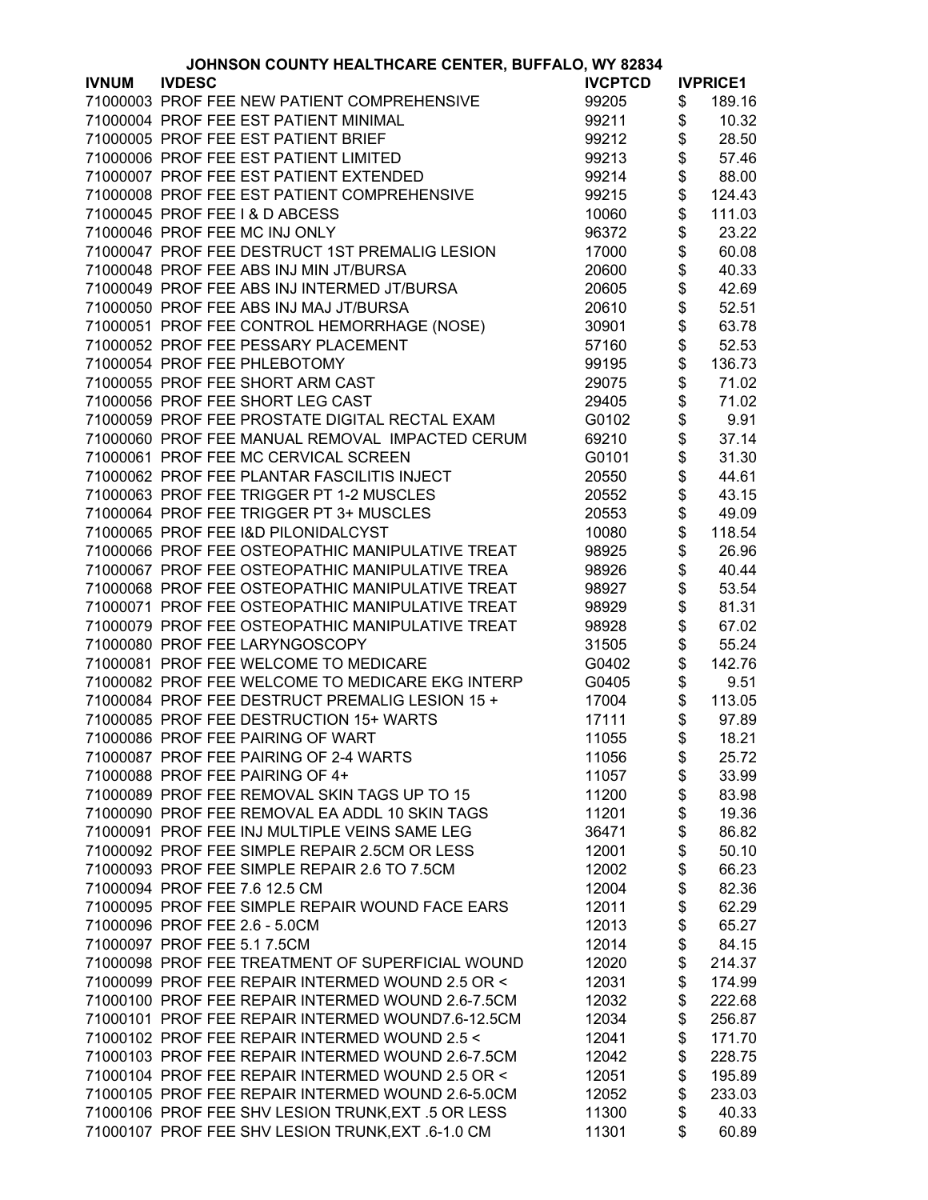JOHNSON COUNTY HEALTHCARE CENTER, BUFFALO, WY 82834

| IVNUM | IVDESC | IVCPTCD | IVPRICE1 |
|---|---|---|---|
| 71000003 | PROF FEE NEW PATIENT COMPREHENSIVE | 99205 | $ 189.16 |
| 71000004 | PROF FEE EST PATIENT MINIMAL | 99211 | $ 10.32 |
| 71000005 | PROF FEE EST PATIENT BRIEF | 99212 | $ 28.50 |
| 71000006 | PROF FEE EST PATIENT LIMITED | 99213 | $ 57.46 |
| 71000007 | PROF FEE EST PATIENT EXTENDED | 99214 | $ 88.00 |
| 71000008 | PROF FEE EST PATIENT COMPREHENSIVE | 99215 | $ 124.43 |
| 71000045 | PROF FEE I & D ABCESS | 10060 | $ 111.03 |
| 71000046 | PROF FEE MC INJ ONLY | 96372 | $ 23.22 |
| 71000047 | PROF FEE DESTRUCT 1ST PREMALIG LESION | 17000 | $ 60.08 |
| 71000048 | PROF FEE ABS INJ MIN JT/BURSA | 20600 | $ 40.33 |
| 71000049 | PROF FEE ABS INJ INTERMED JT/BURSA | 20605 | $ 42.69 |
| 71000050 | PROF FEE ABS INJ MAJ JT/BURSA | 20610 | $ 52.51 |
| 71000051 | PROF FEE CONTROL HEMORRHAGE (NOSE) | 30901 | $ 63.78 |
| 71000052 | PROF FEE PESSARY PLACEMENT | 57160 | $ 52.53 |
| 71000054 | PROF FEE PHLEBOTOMY | 99195 | $ 136.73 |
| 71000055 | PROF FEE SHORT ARM CAST | 29075 | $ 71.02 |
| 71000056 | PROF FEE SHORT LEG CAST | 29405 | $ 71.02 |
| 71000059 | PROF FEE PROSTATE DIGITAL RECTAL EXAM | G0102 | $ 9.91 |
| 71000060 | PROF FEE MANUAL REMOVAL IMPACTED CERUM | 69210 | $ 37.14 |
| 71000061 | PROF FEE MC CERVICAL SCREEN | G0101 | $ 31.30 |
| 71000062 | PROF FEE PLANTAR FASCILITIS INJECT | 20550 | $ 44.61 |
| 71000063 | PROF FEE TRIGGER PT 1-2 MUSCLES | 20552 | $ 43.15 |
| 71000064 | PROF FEE TRIGGER PT 3+ MUSCLES | 20553 | $ 49.09 |
| 71000065 | PROF FEE I&D PILONIDALCYST | 10080 | $ 118.54 |
| 71000066 | PROF FEE OSTEOPATHIC MANIPULATIVE TREAT | 98925 | $ 26.96 |
| 71000067 | PROF FEE OSTEOPATHIC MANIPULATIVE TREA | 98926 | $ 40.44 |
| 71000068 | PROF FEE OSTEOPATHIC MANIPULATIVE TREAT | 98927 | $ 53.54 |
| 71000071 | PROF FEE OSTEOPATHIC MANIPULATIVE TREAT | 98929 | $ 81.31 |
| 71000079 | PROF FEE OSTEOPATHIC MANIPULATIVE TREAT | 98928 | $ 67.02 |
| 71000080 | PROF FEE LARYNGOSCOPY | 31505 | $ 55.24 |
| 71000081 | PROF FEE WELCOME TO MEDICARE | G0402 | $ 142.76 |
| 71000082 | PROF FEE WELCOME TO MEDICARE EKG INTERP | G0405 | $ 9.51 |
| 71000084 | PROF FEE DESTRUCT PREMALIG LESION 15 + | 17004 | $ 113.05 |
| 71000085 | PROF FEE DESTRUCTION 15+ WARTS | 17111 | $ 97.89 |
| 71000086 | PROF FEE PAIRING OF WART | 11055 | $ 18.21 |
| 71000087 | PROF FEE PAIRING OF 2-4 WARTS | 11056 | $ 25.72 |
| 71000088 | PROF FEE PAIRING OF 4+ | 11057 | $ 33.99 |
| 71000089 | PROF FEE REMOVAL SKIN TAGS UP TO 15 | 11200 | $ 83.98 |
| 71000090 | PROF FEE REMOVAL EA ADDL 10 SKIN TAGS | 11201 | $ 19.36 |
| 71000091 | PROF FEE INJ MULTIPLE VEINS SAME LEG | 36471 | $ 86.82 |
| 71000092 | PROF FEE SIMPLE REPAIR 2.5CM OR LESS | 12001 | $ 50.10 |
| 71000093 | PROF FEE SIMPLE REPAIR 2.6 TO 7.5CM | 12002 | $ 66.23 |
| 71000094 | PROF FEE 7.6 12.5 CM | 12004 | $ 82.36 |
| 71000095 | PROF FEE SIMPLE REPAIR WOUND FACE EARS | 12011 | $ 62.29 |
| 71000096 | PROF FEE 2.6 - 5.0CM | 12013 | $ 65.27 |
| 71000097 | PROF FEE 5.1 7.5CM | 12014 | $ 84.15 |
| 71000098 | PROF FEE TREATMENT OF SUPERFICIAL WOUND | 12020 | $ 214.37 |
| 71000099 | PROF FEE REPAIR INTERMED WOUND 2.5 OR < | 12031 | $ 174.99 |
| 71000100 | PROF FEE REPAIR INTERMED WOUND 2.6-7.5CM | 12032 | $ 222.68 |
| 71000101 | PROF FEE REPAIR INTERMED WOUND7.6-12.5CM | 12034 | $ 256.87 |
| 71000102 | PROF FEE REPAIR INTERMED WOUND 2.5 < | 12041 | $ 171.70 |
| 71000103 | PROF FEE REPAIR INTERMED WOUND 2.6-7.5CM | 12042 | $ 228.75 |
| 71000104 | PROF FEE REPAIR INTERMED WOUND 2.5 OR < | 12051 | $ 195.89 |
| 71000105 | PROF FEE REPAIR INTERMED WOUND 2.6-5.0CM | 12052 | $ 233.03 |
| 71000106 | PROF FEE SHV LESION TRUNK,EXT .5 OR LESS | 11300 | $ 40.33 |
| 71000107 | PROF FEE SHV LESION TRUNK,EXT .6-1.0 CM | 11301 | $ 60.89 |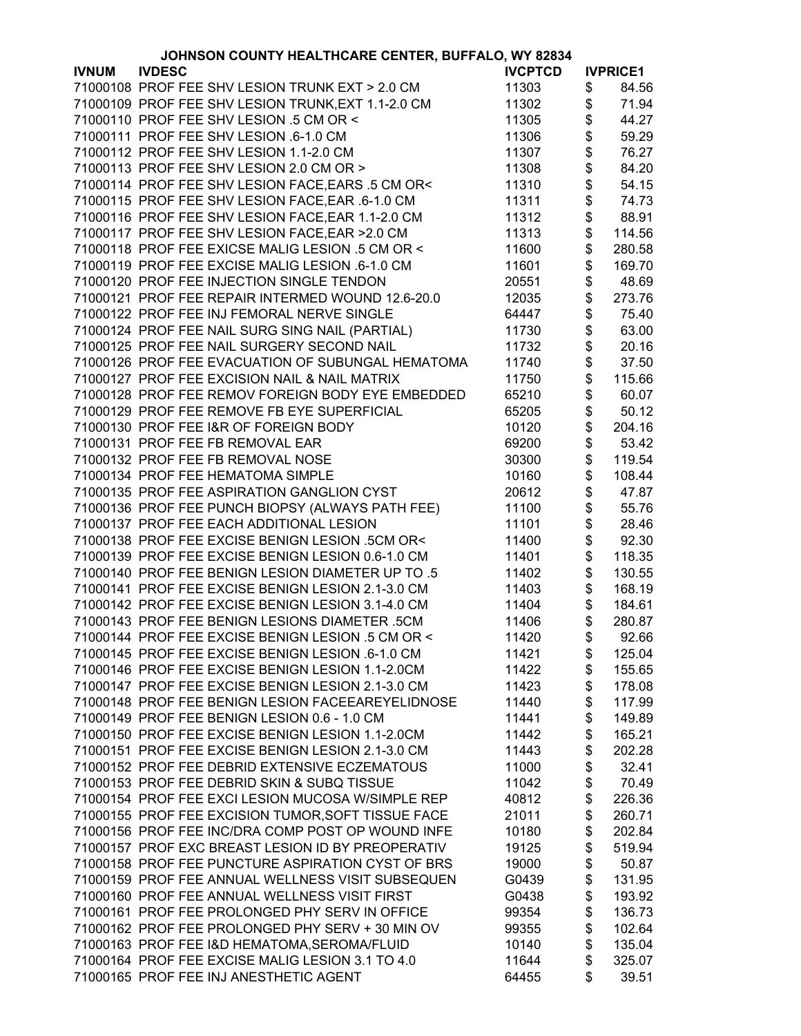JOHNSON COUNTY HEALTHCARE CENTER, BUFFALO, WY 82834

| IVNUM | IVDESC | IVCPTCD | IVPRICE1 |
|---|---|---|---|
| 71000108 | PROF FEE SHV LESION TRUNK EXT > 2.0 CM | 11303 | $ 84.56 |
| 71000109 | PROF FEE SHV LESION TRUNK,EXT 1.1-2.0 CM | 11302 | $ 71.94 |
| 71000110 | PROF FEE SHV LESION .5 CM OR < | 11305 | $ 44.27 |
| 71000111 | PROF FEE SHV LESION .6-1.0 CM | 11306 | $ 59.29 |
| 71000112 | PROF FEE SHV LESION 1.1-2.0 CM | 11307 | $ 76.27 |
| 71000113 | PROF FEE SHV LESION 2.0 CM OR > | 11308 | $ 84.20 |
| 71000114 | PROF FEE SHV LESION FACE,EARS .5 CM OR< | 11310 | $ 54.15 |
| 71000115 | PROF FEE SHV LESION FACE,EAR .6-1.0 CM | 11311 | $ 74.73 |
| 71000116 | PROF FEE SHV LESION FACE,EAR 1.1-2.0 CM | 11312 | $ 88.91 |
| 71000117 | PROF FEE SHV LESION FACE,EAR >2.0 CM | 11313 | $ 114.56 |
| 71000118 | PROF FEE EXICSE MALIG LESION .5 CM OR < | 11600 | $ 280.58 |
| 71000119 | PROF FEE EXCISE MALIG LESION .6-1.0 CM | 11601 | $ 169.70 |
| 71000120 | PROF FEE INJECTION SINGLE TENDON | 20551 | $ 48.69 |
| 71000121 | PROF FEE REPAIR INTERMED WOUND 12.6-20.0 | 12035 | $ 273.76 |
| 71000122 | PROF FEE INJ FEMORAL NERVE SINGLE | 64447 | $ 75.40 |
| 71000124 | PROF FEE NAIL SURG SING NAIL (PARTIAL) | 11730 | $ 63.00 |
| 71000125 | PROF FEE NAIL SURGERY SECOND NAIL | 11732 | $ 20.16 |
| 71000126 | PROF FEE EVACUATION OF SUBUNGAL HEMATOMA | 11740 | $ 37.50 |
| 71000127 | PROF FEE EXCISION NAIL & NAIL MATRIX | 11750 | $ 115.66 |
| 71000128 | PROF FEE REMOV FOREIGN BODY EYE EMBEDDED | 65210 | $ 60.07 |
| 71000129 | PROF FEE REMOVE FB EYE SUPERFICIAL | 65205 | $ 50.12 |
| 71000130 | PROF FEE I&R OF FOREIGN BODY | 10120 | $ 204.16 |
| 71000131 | PROF FEE FB REMOVAL EAR | 69200 | $ 53.42 |
| 71000132 | PROF FEE FB REMOVAL NOSE | 30300 | $ 119.54 |
| 71000134 | PROF FEE HEMATOMA SIMPLE | 10160 | $ 108.44 |
| 71000135 | PROF FEE ASPIRATION GANGLION CYST | 20612 | $ 47.87 |
| 71000136 | PROF FEE PUNCH BIOPSY (ALWAYS PATH FEE) | 11100 | $ 55.76 |
| 71000137 | PROF FEE EACH ADDITIONAL LESION | 11101 | $ 28.46 |
| 71000138 | PROF FEE EXCISE BENIGN LESION .5CM OR< | 11400 | $ 92.30 |
| 71000139 | PROF FEE EXCISE BENIGN LESION 0.6-1.0 CM | 11401 | $ 118.35 |
| 71000140 | PROF FEE BENIGN LESION DIAMETER UP TO .5 | 11402 | $ 130.55 |
| 71000141 | PROF FEE EXCISE BENIGN LESION 2.1-3.0 CM | 11403 | $ 168.19 |
| 71000142 | PROF FEE EXCISE BENIGN LESION 3.1-4.0 CM | 11404 | $ 184.61 |
| 71000143 | PROF FEE BENIGN LESIONS DIAMETER .5CM | 11406 | $ 280.87 |
| 71000144 | PROF FEE EXCISE BENIGN LESION .5 CM OR < | 11420 | $ 92.66 |
| 71000145 | PROF FEE EXCISE BENIGN LESION .6-1.0 CM | 11421 | $ 125.04 |
| 71000146 | PROF FEE EXCISE BENIGN LESION 1.1-2.0CM | 11422 | $ 155.65 |
| 71000147 | PROF FEE EXCISE BENIGN LESION 2.1-3.0 CM | 11423 | $ 178.08 |
| 71000148 | PROF FEE BENIGN LESION FACEEAREYELIDNOSE | 11440 | $ 117.99 |
| 71000149 | PROF FEE BENIGN LESION 0.6 - 1.0 CM | 11441 | $ 149.89 |
| 71000150 | PROF FEE EXCISE BENIGN LESION 1.1-2.0CM | 11442 | $ 165.21 |
| 71000151 | PROF FEE EXCISE BENIGN LESION 2.1-3.0 CM | 11443 | $ 202.28 |
| 71000152 | PROF FEE DEBRID EXTENSIVE ECZEMATOUS | 11000 | $ 32.41 |
| 71000153 | PROF FEE DEBRID SKIN & SUBQ TISSUE | 11042 | $ 70.49 |
| 71000154 | PROF FEE EXCI LESION MUCOSA W/SIMPLE REP | 40812 | $ 226.36 |
| 71000155 | PROF FEE EXCISION TUMOR,SOFT TISSUE FACE | 21011 | $ 260.71 |
| 71000156 | PROF FEE INC/DRA COMP POST OP WOUND INFE | 10180 | $ 202.84 |
| 71000157 | PROF EXC BREAST LESION ID BY PREOPERATIV | 19125 | $ 519.94 |
| 71000158 | PROF FEE PUNCTURE ASPIRATION CYST OF BRS | 19000 | $ 50.87 |
| 71000159 | PROF FEE ANNUAL WELLNESS VISIT SUBSEQUEN | G0439 | $ 131.95 |
| 71000160 | PROF FEE ANNUAL WELLNESS VISIT FIRST | G0438 | $ 193.92 |
| 71000161 | PROF FEE PROLONGED PHY SERV IN OFFICE | 99354 | $ 136.73 |
| 71000162 | PROF FEE PROLONGED PHY SERV + 30 MIN OV | 99355 | $ 102.64 |
| 71000163 | PROF FEE I&D HEMATOMA,SEROMA/FLUID | 10140 | $ 135.04 |
| 71000164 | PROF FEE EXCISE MALIG LESION 3.1 TO 4.0 | 11644 | $ 325.07 |
| 71000165 | PROF FEE INJ ANESTHETIC AGENT | 64455 | $ 39.51 |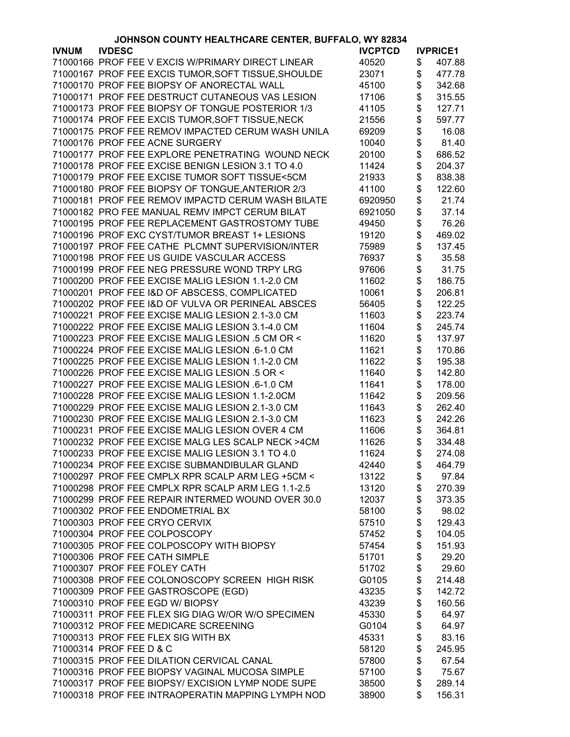# JOHNSON COUNTY HEALTHCARE CENTER, BUFFALO, WY 82834

| IVNUM | IVDESC | IVCPTCD | IVPRICE1 |
|---|---|---|---|
| 71000166 | PROF FEE V EXCIS W/PRIMARY DIRECT LINEAR | 40520 | $ 407.88 |
| 71000167 | PROF FEE EXCIS TUMOR,SOFT TISSUE,SHOULDE | 23071 | $ 477.78 |
| 71000170 | PROF FEE BIOPSY OF ANORECTAL WALL | 45100 | $ 342.68 |
| 71000171 | PROF FEE DESTRUCT CUTANEOUS VAS LESION | 17106 | $ 315.55 |
| 71000173 | PROF FEE BIOPSY OF TONGUE POSTERIOR 1/3 | 41105 | $ 127.71 |
| 71000174 | PROF FEE EXCIS TUMOR,SOFT TISSUE,NECK | 21556 | $ 597.77 |
| 71000175 | PROF FEE REMOV IMPACTED CERUM WASH UNILA | 69209 | $ 16.08 |
| 71000176 | PROF FEE ACNE SURGERY | 10040 | $ 81.40 |
| 71000177 | PROF FEE EXPLORE PENETRATING WOUND NECK | 20100 | $ 686.52 |
| 71000178 | PROF FEE EXCISE BENIGN LESION 3.1 TO 4.0 | 11424 | $ 204.37 |
| 71000179 | PROF FEE EXCISE TUMOR SOFT TISSUE<5CM | 21933 | $ 838.38 |
| 71000180 | PROF FEE BIOPSY OF TONGUE,ANTERIOR 2/3 | 41100 | $ 122.60 |
| 71000181 | PROF FEE REMOV IMPACTD CERUM WASH BILATE | 6920950 | $ 21.74 |
| 71000182 | PRO FEE MANUAL REMV IMPCT CERUM BILAT | 6921050 | $ 37.14 |
| 71000195 | PROF FEE REPLACEMENT GASTROSTOMY TUBE | 49450 | $ 76.26 |
| 71000196 | PROF EXC CYST/TUMOR BREAST 1+ LESIONS | 19120 | $ 469.02 |
| 71000197 | PROF FEE CATHE PLCMNT SUPERVISION/INTER | 75989 | $ 137.45 |
| 71000198 | PROF FEE US GUIDE VASCULAR ACCESS | 76937 | $ 35.58 |
| 71000199 | PROF FEE NEG PRESSURE WOND TRPY LRG | 97606 | $ 31.75 |
| 71000200 | PROF FEE EXCISE MALIG LESION 1.1-2.0 CM | 11602 | $ 186.75 |
| 71000201 | PROF FEE I&D OF ABSCESS, COMPLICATED | 10061 | $ 206.81 |
| 71000202 | PROF FEE I&D OF VULVA OR PERINEAL ABSCES | 56405 | $ 122.25 |
| 71000221 | PROF FEE EXCISE MALIG LESION 2.1-3.0 CM | 11603 | $ 223.74 |
| 71000222 | PROF FEE EXCISE MALIG LESION 3.1-4.0 CM | 11604 | $ 245.74 |
| 71000223 | PROF FEE EXCISE MALIG LESION .5 CM OR < | 11620 | $ 137.97 |
| 71000224 | PROF FEE EXCISE MALIG LESION .6-1.0 CM | 11621 | $ 170.86 |
| 71000225 | PROF FEE EXCISE MALIG LESION 1.1-2.0 CM | 11622 | $ 195.38 |
| 71000226 | PROF FEE EXCISE MALIG LESION .5 OR < | 11640 | $ 142.80 |
| 71000227 | PROF FEE EXCISE MALIG LESION .6-1.0 CM | 11641 | $ 178.00 |
| 71000228 | PROF FEE EXCISE MALIG LESION 1.1-2.0CM | 11642 | $ 209.56 |
| 71000229 | PROF FEE EXCISE MALIG LESION 2.1-3.0 CM | 11643 | $ 262.40 |
| 71000230 | PROF FEE EXCISE MALIG LESION 2.1-3.0 CM | 11623 | $ 242.26 |
| 71000231 | PROF FEE EXCISE MALIG LESION OVER 4 CM | 11606 | $ 364.81 |
| 71000232 | PROF FEE EXCISE MALG LES SCALP NECK >4CM | 11626 | $ 334.48 |
| 71000233 | PROF FEE EXCISE MALIG LESION 3.1 TO 4.0 | 11624 | $ 274.08 |
| 71000234 | PROF FEE EXCISE SUBMANDIBULAR GLAND | 42440 | $ 464.79 |
| 71000297 | PROF FEE CMPLX RPR SCALP ARM LEG +5CM < | 13122 | $ 97.84 |
| 71000298 | PROF FEE CMPLX RPR SCALP ARM LEG 1.1-2.5 | 13120 | $ 270.39 |
| 71000299 | PROF FEE REPAIR INTERMED WOUND OVER 30.0 | 12037 | $ 373.35 |
| 71000302 | PROF FEE ENDOMETRIAL BX | 58100 | $ 98.02 |
| 71000303 | PROF FEE CRYO CERVIX | 57510 | $ 129.43 |
| 71000304 | PROF FEE COLPOSCOPY | 57452 | $ 104.05 |
| 71000305 | PROF FEE COLPOSCOPY WITH BIOPSY | 57454 | $ 151.93 |
| 71000306 | PROF FEE CATH SIMPLE | 51701 | $ 29.20 |
| 71000307 | PROF FEE FOLEY CATH | 51702 | $ 29.60 |
| 71000308 | PROF FEE COLONOSCOPY SCREEN HIGH RISK | G0105 | $ 214.48 |
| 71000309 | PROF FEE GASTROSCOPE (EGD) | 43235 | $ 142.72 |
| 71000310 | PROF FEE EGD W/ BIOPSY | 43239 | $ 160.56 |
| 71000311 | PROF FEE FLEX SIG DIAG W/OR W/O SPECIMEN | 45330 | $ 64.97 |
| 71000312 | PROF FEE MEDICARE SCREENING | G0104 | $ 64.97 |
| 71000313 | PROF FEE FLEX SIG WITH BX | 45331 | $ 83.16 |
| 71000314 | PROF FEE D & C | 58120 | $ 245.95 |
| 71000315 | PROF FEE DILATION CERVICAL CANAL | 57800 | $ 67.54 |
| 71000316 | PROF FEE BIOPSY VAGINAL MUCOSA SIMPLE | 57100 | $ 75.67 |
| 71000317 | PROF FEE BIOPSY/ EXCISION LYMP NODE SUPE | 38500 | $ 289.14 |
| 71000318 | PROF FEE INTRAOPERATIN MAPPING LYMPH NOD | 38900 | $ 156.31 |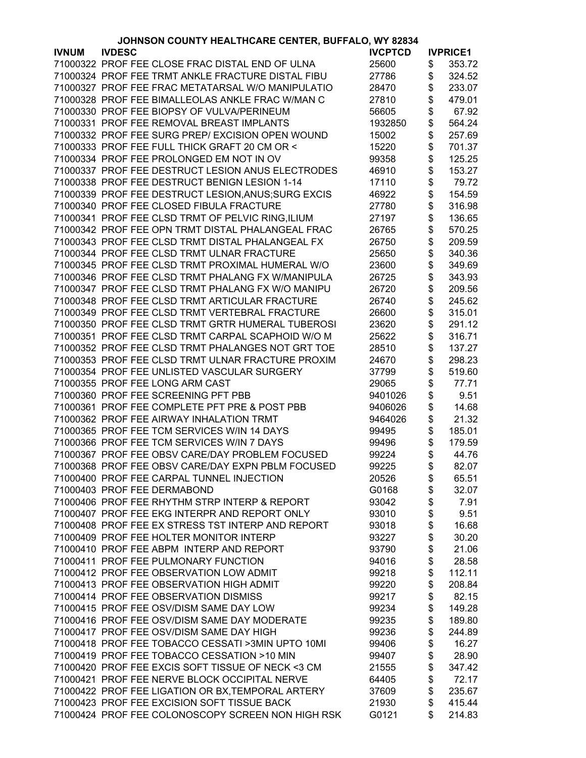JOHNSON COUNTY HEALTHCARE CENTER, BUFFALO, WY 82834

| IVNUM | IVDESC | IVCPTCD | IVPRICE1 |
|---|---|---|---|
| 71000322 | PROF FEE CLOSE FRAC DISTAL END OF ULNA | 25600 | $ 353.72 |
| 71000324 | PROF FEE TRMT ANKLE FRACTURE DISTAL FIBU | 27786 | $ 324.52 |
| 71000327 | PROF FEE FRAC METATARSAL W/O MANIPULATIO | 28470 | $ 233.07 |
| 71000328 | PROF FEE BIMALLEOLAS ANKLE FRAC W/MAN C | 27810 | $ 479.01 |
| 71000330 | PROF FEE BIOPSY OF VULVA/PERINEUM | 56605 | $ 67.92 |
| 71000331 | PROF FEE REMOVAL BREAST IMPLANTS | 1932850 | $ 564.24 |
| 71000332 | PROF FEE SURG PREP/ EXCISION OPEN WOUND | 15002 | $ 257.69 |
| 71000333 | PROF FEE FULL THICK GRAFT 20 CM OR < | 15220 | $ 701.37 |
| 71000334 | PROF FEE PROLONGED EM NOT IN OV | 99358 | $ 125.25 |
| 71000337 | PROF FEE DESTRUCT LESION ANUS ELECTRODES | 46910 | $ 153.27 |
| 71000338 | PROF FEE DESTRUCT BENIGN LESION 1-14 | 17110 | $ 79.72 |
| 71000339 | PROF FEE DESTRUCT LESION,ANUS;SURG EXCIS | 46922 | $ 154.59 |
| 71000340 | PROF FEE CLOSED FIBULA FRACTURE | 27780 | $ 316.98 |
| 71000341 | PROF FEE CLSD TRMT OF PELVIC RING,ILIUM | 27197 | $ 136.65 |
| 71000342 | PROF FEE OPN TRMT DISTAL PHALANGEAL FRAC | 26765 | $ 570.25 |
| 71000343 | PROF FEE CLSD TRMT DISTAL PHALANGEAL FX | 26750 | $ 209.59 |
| 71000344 | PROF FEE CLSD TRMT ULNAR FRACTURE | 25650 | $ 340.36 |
| 71000345 | PROF FEE CLSD TRMT PROXIMAL HUMERAL W/O | 23600 | $ 349.69 |
| 71000346 | PROF FEE CLSD TRMT PHALANG FX W/MANIPULA | 26725 | $ 343.93 |
| 71000347 | PROF FEE CLSD TRMT PHALANG FX W/O MANIPU | 26720 | $ 209.56 |
| 71000348 | PROF FEE CLSD TRMT ARTICULAR FRACTURE | 26740 | $ 245.62 |
| 71000349 | PROF FEE CLSD TRMT VERTEBRAL FRACTURE | 26600 | $ 315.01 |
| 71000350 | PROF FEE CLSD TRMT GRTR HUMERAL TUBEROSI | 23620 | $ 291.12 |
| 71000351 | PROF FEE CLSD TRMT CARPAL SCAPHOID W/O M | 25622 | $ 316.71 |
| 71000352 | PROF FEE CLSD TRMT PHALANGES NOT GRT TOE | 28510 | $ 137.27 |
| 71000353 | PROF FEE CLSD TRMT ULNAR FRACTURE PROXIM | 24670 | $ 298.23 |
| 71000354 | PROF FEE UNLISTED VASCULAR SURGERY | 37799 | $ 519.60 |
| 71000355 | PROF FEE LONG ARM CAST | 29065 | $ 77.71 |
| 71000360 | PROF FEE SCREENING PFT PBB | 9401026 | $ 9.51 |
| 71000361 | PROF FEE COMPLETE PFT PRE & POST PBB | 9406026 | $ 14.68 |
| 71000362 | PROF FEE AIRWAY INHALATION TRMT | 9464026 | $ 21.32 |
| 71000365 | PROF FEE TCM SERVICES W/IN 14 DAYS | 99495 | $ 185.01 |
| 71000366 | PROF FEE TCM SERVICES W/IN 7 DAYS | 99496 | $ 179.59 |
| 71000367 | PROF FEE OBSV CARE/DAY PROBLEM FOCUSED | 99224 | $ 44.76 |
| 71000368 | PROF FEE OBSV CARE/DAY EXPN PBLM FOCUSED | 99225 | $ 82.07 |
| 71000400 | PROF FEE CARPAL TUNNEL INJECTION | 20526 | $ 65.51 |
| 71000403 | PROF FEE DERMABOND | G0168 | $ 32.07 |
| 71000406 | PROF FEE RHYTHM STRP INTERP & REPORT | 93042 | $ 7.91 |
| 71000407 | PROF FEE EKG INTERPR AND REPORT ONLY | 93010 | $ 9.51 |
| 71000408 | PROF FEE EX STRESS TST INTERP AND REPORT | 93018 | $ 16.68 |
| 71000409 | PROF FEE HOLTER MONITOR INTERP | 93227 | $ 30.20 |
| 71000410 | PROF FEE ABPM INTERP AND REPORT | 93790 | $ 21.06 |
| 71000411 | PROF FEE PULMONARY FUNCTION | 94016 | $ 28.58 |
| 71000412 | PROF FEE OBSERVATION LOW ADMIT | 99218 | $ 112.11 |
| 71000413 | PROF FEE OBSERVATION HIGH ADMIT | 99220 | $ 208.84 |
| 71000414 | PROF FEE OBSERVATION DISMISS | 99217 | $ 82.15 |
| 71000415 | PROF FEE OSV/DISM SAME DAY LOW | 99234 | $ 149.28 |
| 71000416 | PROF FEE OSV/DISM SAME DAY MODERATE | 99235 | $ 189.80 |
| 71000417 | PROF FEE OSV/DISM SAME DAY HIGH | 99236 | $ 244.89 |
| 71000418 | PROF FEE TOBACCO CESSATI >3MIN UPTO 10MI | 99406 | $ 16.27 |
| 71000419 | PROF FEE TOBACCO CESSATION >10 MIN | 99407 | $ 28.90 |
| 71000420 | PROF FEE EXCIS SOFT TISSUE OF NECK <3 CM | 21555 | $ 347.42 |
| 71000421 | PROF FEE NERVE BLOCK OCCIPITAL NERVE | 64405 | $ 72.17 |
| 71000422 | PROF FEE LIGATION OR BX,TEMPORAL ARTERY | 37609 | $ 235.67 |
| 71000423 | PROF FEE EXCISION SOFT TISSUE BACK | 21930 | $ 415.44 |
| 71000424 | PROF FEE COLONOSCOPY SCREEN NON HIGH RSK | G0121 | $ 214.83 |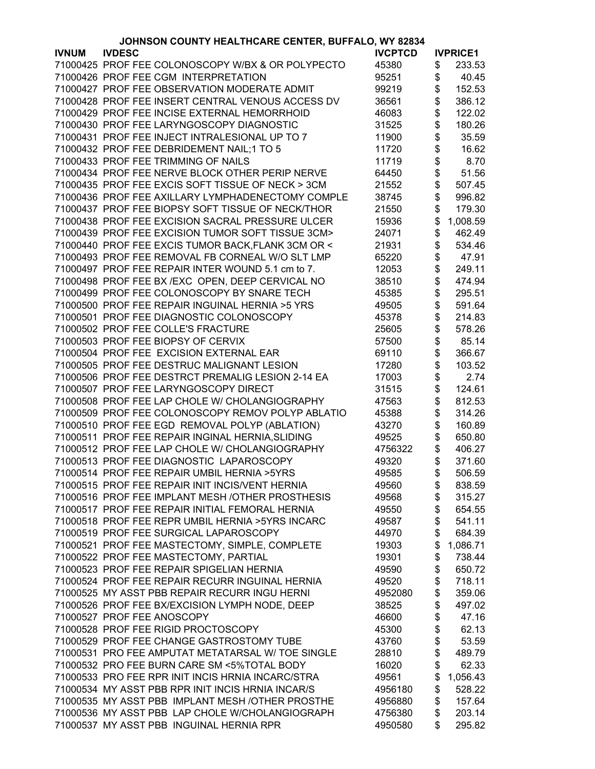# JOHNSON COUNTY HEALTHCARE CENTER, BUFFALO, WY 82834

| IVNUM | IVDESC | IVCPTCD | IVPRICE1 |
|---|---|---|---|
| 71000425 | PROF FEE COLONOSCOPY W/BX & OR POLYPECTO | 45380 | $ 233.53 |
| 71000426 | PROF FEE CGM INTERPRETATION | 95251 | $ 40.45 |
| 71000427 | PROF FEE OBSERVATION MODERATE ADMIT | 99219 | $ 152.53 |
| 71000428 | PROF FEE INSERT CENTRAL VENOUS ACCESS DV | 36561 | $ 386.12 |
| 71000429 | PROF FEE INCISE EXTERNAL HEMORRHOID | 46083 | $ 122.02 |
| 71000430 | PROF FEE LARYNGOSCOPY DIAGNOSTIC | 31525 | $ 180.26 |
| 71000431 | PROF FEE INJECT INTRALESIONAL UP TO 7 | 11900 | $ 35.59 |
| 71000432 | PROF FEE DEBRIDEMENT NAIL;1 TO 5 | 11720 | $ 16.62 |
| 71000433 | PROF FEE TRIMMING OF NAILS | 11719 | $ 8.70 |
| 71000434 | PROF FEE NERVE BLOCK OTHER PERIP NERVE | 64450 | $ 51.56 |
| 71000435 | PROF FEE EXCIS SOFT TISSUE OF NECK > 3CM | 21552 | $ 507.45 |
| 71000436 | PROF FEE AXILLARY LYMPHADENECTOMY COMPLE | 38745 | $ 996.82 |
| 71000437 | PROF FEE BIOPSY SOFT TISSUE OF NECK/THOR | 21550 | $ 179.30 |
| 71000438 | PROF FEE EXCISION SACRAL PRESSURE ULCER | 15936 | $ 1,008.59 |
| 71000439 | PROF FEE EXCISION TUMOR SOFT TISSUE 3CM> | 24071 | $ 462.49 |
| 71000440 | PROF FEE EXCIS TUMOR BACK,FLANK 3CM OR < | 21931 | $ 534.46 |
| 71000493 | PROF FEE REMOVAL FB CORNEAL W/O SLT LMP | 65220 | $ 47.91 |
| 71000497 | PROF FEE REPAIR INTER WOUND 5.1 cm to 7. | 12053 | $ 249.11 |
| 71000498 | PROF FEE BX /EXC OPEN, DEEP CERVICAL NO | 38510 | $ 474.94 |
| 71000499 | PROF FEE COLONOSCOPY BY SNARE TECH | 45385 | $ 295.51 |
| 71000500 | PROF FEE REPAIR INGUINAL HERNIA >5 YRS | 49505 | $ 591.64 |
| 71000501 | PROF FEE DIAGNOSTIC COLONOSCOPY | 45378 | $ 214.83 |
| 71000502 | PROF FEE COLLE'S FRACTURE | 25605 | $ 578.26 |
| 71000503 | PROF FEE BIOPSY OF CERVIX | 57500 | $ 85.14 |
| 71000504 | PROF FEE EXCISION EXTERNAL EAR | 69110 | $ 366.67 |
| 71000505 | PROF FEE DESTRUC MALIGNANT LESION | 17280 | $ 103.52 |
| 71000506 | PROF FEE DESTRCT PREMALIG LESION 2-14 EA | 17003 | $ 2.74 |
| 71000507 | PROF FEE LARYNGOSCOPY DIRECT | 31515 | $ 124.61 |
| 71000508 | PROF FEE LAP CHOLE W/ CHOLANGIOGRAPHY | 47563 | $ 812.53 |
| 71000509 | PROF FEE COLONOSCOPY REMOV POLYP ABLATIO | 45388 | $ 314.26 |
| 71000510 | PROF FEE EGD REMOVAL POLYP (ABLATION) | 43270 | $ 160.89 |
| 71000511 | PROF FEE REPAIR INGINAL HERNIA,SLIDING | 49525 | $ 650.80 |
| 71000512 | PROF FEE LAP CHOLE W/ CHOLANGIOGRAPHY | 4756322 | $ 406.27 |
| 71000513 | PROF FEE DIAGNOSTIC LAPAROSCOPY | 49320 | $ 371.60 |
| 71000514 | PROF FEE REPAIR UMBIL HERNIA >5YRS | 49585 | $ 506.59 |
| 71000515 | PROF FEE REPAIR INIT INCIS/VENT HERNIA | 49560 | $ 838.59 |
| 71000516 | PROF FEE IMPLANT MESH /OTHER PROSTHESIS | 49568 | $ 315.27 |
| 71000517 | PROF FEE REPAIR INITIAL FEMORAL HERNIA | 49550 | $ 654.55 |
| 71000518 | PROF FEE REPR UMBIL HERNIA >5YRS INCARC | 49587 | $ 541.11 |
| 71000519 | PROF FEE SURGICAL LAPAROSCOPY | 44970 | $ 684.39 |
| 71000521 | PROF FEE MASTECTOMY, SIMPLE, COMPLETE | 19303 | $ 1,086.71 |
| 71000522 | PROF FEE MASTECTOMY, PARTIAL | 19301 | $ 738.44 |
| 71000523 | PROF FEE REPAIR SPIGELIAN HERNIA | 49590 | $ 650.72 |
| 71000524 | PROF FEE REPAIR RECURR INGUINAL HERNIA | 49520 | $ 718.11 |
| 71000525 | MY ASST PBB REPAIR RECURR INGU HERNI | 4952080 | $ 359.06 |
| 71000526 | PROF FEE BX/EXCISION LYMPH NODE, DEEP | 38525 | $ 497.02 |
| 71000527 | PROF FEE ANOSCOPY | 46600 | $ 47.16 |
| 71000528 | PROF FEE RIGID PROCTOSCOPY | 45300 | $ 62.13 |
| 71000529 | PROF FEE CHANGE GASTROSTOMY TUBE | 43760 | $ 53.59 |
| 71000531 | PRO FEE AMPUTAT METATARSAL W/ TOE SINGLE | 28810 | $ 489.79 |
| 71000532 | PRO FEE BURN CARE SM <5%TOTAL BODY | 16020 | $ 62.33 |
| 71000533 | PRO FEE RPR INIT INCIS HRNIA INCARC/STRA | 49561 | $ 1,056.43 |
| 71000534 | MY ASST PBB RPR INIT INCIS HRNIA INCAR/S | 4956180 | $ 528.22 |
| 71000535 | MY ASST PBB IMPLANT MESH /OTHER PROSTHE | 4956880 | $ 157.64 |
| 71000536 | MY ASST PBB LAP CHOLE W/CHOLANGIOGRAPH | 4756380 | $ 203.14 |
| 71000537 | MY ASST PBB INGUINAL HERNIA RPR | 4950580 | $ 295.82 |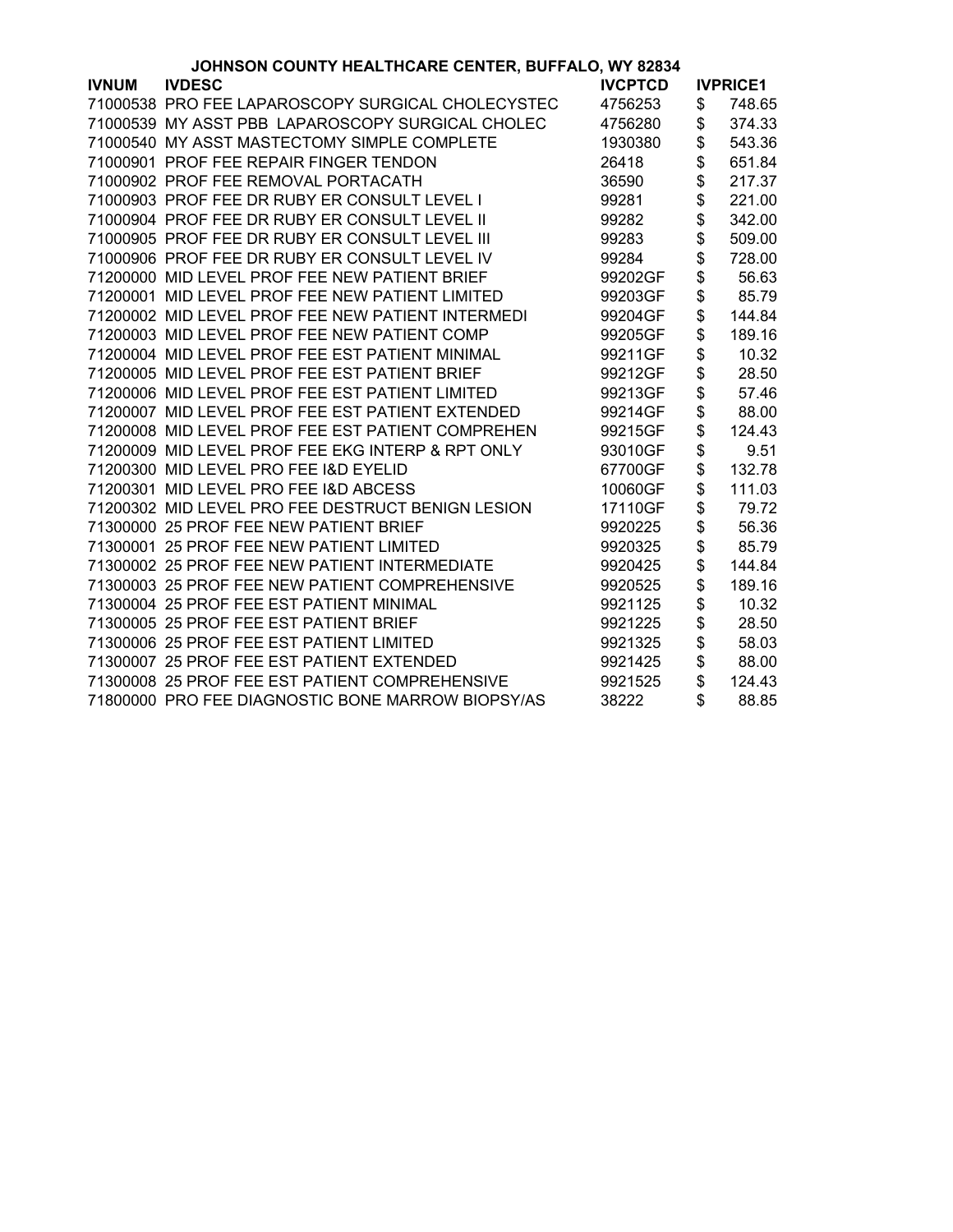**JOHNSON COUNTY HEALTHCARE CENTER, BUFFALO, WY 82834**

| IVNUM | IVDESC | IVCPTCD | IVPRICE1 |
|---|---|---|---|
| 71000538 | PRO FEE LAPAROSCOPY SURGICAL CHOLECYSTEC | 4756253 | $ 748.65 |
| 71000539 | MY ASST PBB LAPAROSCOPY SURGICAL CHOLEC | 4756280 | $ 374.33 |
| 71000540 | MY ASST MASTECTOMY SIMPLE COMPLETE | 1930380 | $ 543.36 |
| 71000901 | PROF FEE REPAIR FINGER TENDON | 26418 | $ 651.84 |
| 71000902 | PROF FEE REMOVAL PORTACATH | 36590 | $ 217.37 |
| 71000903 | PROF FEE DR RUBY ER CONSULT LEVEL I | 99281 | $ 221.00 |
| 71000904 | PROF FEE DR RUBY ER CONSULT LEVEL II | 99282 | $ 342.00 |
| 71000905 | PROF FEE DR RUBY ER CONSULT LEVEL III | 99283 | $ 509.00 |
| 71000906 | PROF FEE DR RUBY ER CONSULT LEVEL IV | 99284 | $ 728.00 |
| 71200000 | MID LEVEL PROF FEE NEW PATIENT BRIEF | 99202GF | $ 56.63 |
| 71200001 | MID LEVEL PROF FEE NEW PATIENT LIMITED | 99203GF | $ 85.79 |
| 71200002 | MID LEVEL PROF FEE NEW PATIENT INTERMEDI | 99204GF | $ 144.84 |
| 71200003 | MID LEVEL PROF FEE NEW PATIENT COMP | 99205GF | $ 189.16 |
| 71200004 | MID LEVEL PROF FEE EST PATIENT MINIMAL | 99211GF | $ 10.32 |
| 71200005 | MID LEVEL PROF FEE EST PATIENT BRIEF | 99212GF | $ 28.50 |
| 71200006 | MID LEVEL PROF FEE EST PATIENT LIMITED | 99213GF | $ 57.46 |
| 71200007 | MID LEVEL PROF FEE EST PATIENT EXTENDED | 99214GF | $ 88.00 |
| 71200008 | MID LEVEL PROF FEE EST PATIENT COMPREHEN | 99215GF | $ 124.43 |
| 71200009 | MID LEVEL PROF FEE EKG INTERP & RPT ONLY | 93010GF | $ 9.51 |
| 71200300 | MID LEVEL PRO FEE I&D EYELID | 67700GF | $ 132.78 |
| 71200301 | MID LEVEL PRO FEE I&D ABCESS | 10060GF | $ 111.03 |
| 71200302 | MID LEVEL PRO FEE DESTRUCT BENIGN LESION | 17110GF | $ 79.72 |
| 71300000 | 25 PROF FEE NEW PATIENT BRIEF | 9920225 | $ 56.36 |
| 71300001 | 25 PROF FEE NEW PATIENT LIMITED | 9920325 | $ 85.79 |
| 71300002 | 25 PROF FEE NEW PATIENT INTERMEDIATE | 9920425 | $ 144.84 |
| 71300003 | 25 PROF FEE NEW PATIENT COMPREHENSIVE | 9920525 | $ 189.16 |
| 71300004 | 25 PROF FEE EST PATIENT MINIMAL | 9921125 | $ 10.32 |
| 71300005 | 25 PROF FEE EST PATIENT BRIEF | 9921225 | $ 28.50 |
| 71300006 | 25 PROF FEE EST PATIENT LIMITED | 9921325 | $ 58.03 |
| 71300007 | 25 PROF FEE EST PATIENT EXTENDED | 9921425 | $ 88.00 |
| 71300008 | 25 PROF FEE EST PATIENT COMPREHENSIVE | 9921525 | $ 124.43 |
| 71800000 | PRO FEE DIAGNOSTIC BONE MARROW BIOPSY/AS | 38222 | $ 88.85 |